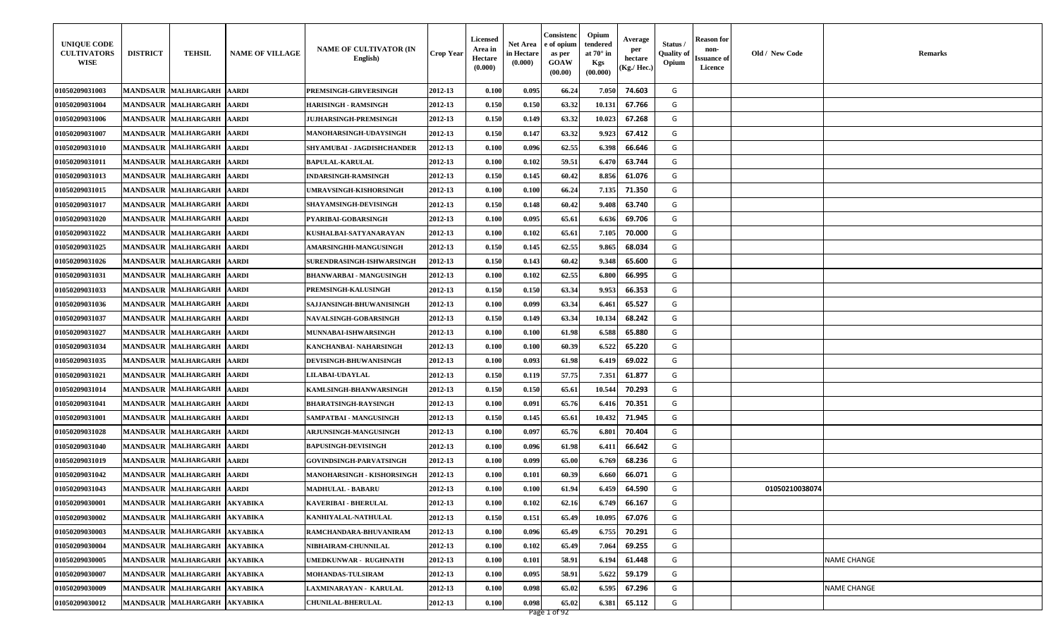| UNIQUE CODE CULTIVATORS WISE | DISTRICT | TEHSIL | NAME OF VILLAGE | NAME OF CULTIVATOR (IN English) | Crop Year | Licensed Area in Hectare (0.000) | Net Area in Hectare (0.000) | Consistence of opium as per GOAW (00.00) | Opium tendered at 70° in Kgs (00.000) | Average per hectare (Kg./ Hec.) | Status / Quality of Opium | Reason for non-Issuance of Licence | Old / New Code | Remarks |
|---|---|---|---|---|---|---|---|---|---|---|---|---|---|---|
| 01050209031003 | MANDSAUR | MALHARGARH | AARDI | PREMSINGH-GIRVERSINGH | 2012-13 | 0.100 | 0.095 | 66.24 | 7.050 | 74.603 | G | | | |
| 01050209031004 | MANDSAUR | MALHARGARH | AARDI | HARISINGH - RAMSINGH | 2012-13 | 0.150 | 0.150 | 63.32 | 10.131 | 67.766 | G | | | |
| 01050209031006 | MANDSAUR | MALHARGARH | AARDI | JUJHARSINGH-PREMSINGH | 2012-13 | 0.150 | 0.149 | 63.32 | 10.023 | 67.268 | G | | | |
| 01050209031007 | MANDSAUR | MALHARGARH | AARDI | MANOHARSINGH-UDAYSINGH | 2012-13 | 0.150 | 0.147 | 63.32 | 9.923 | 67.412 | G | | | |
| 01050209031010 | MANDSAUR | MALHARGARH | AARDI | SHYAMUBAI - JAGDISHCHANDER | 2012-13 | 0.100 | 0.096 | 62.55 | 6.398 | 66.646 | G | | | |
| 01050209031011 | MANDSAUR | MALHARGARH | AARDI | BAPULAL-KARULAL | 2012-13 | 0.100 | 0.102 | 59.51 | 6.470 | 63.744 | G | | | |
| 01050209031013 | MANDSAUR | MALHARGARH | AARDI | INDARSINGH-RAMSINGH | 2012-13 | 0.150 | 0.145 | 60.42 | 8.856 | 61.076 | G | | | |
| 01050209031015 | MANDSAUR | MALHARGARH | AARDI | UMRAVSINGH-KISHORSINGH | 2012-13 | 0.100 | 0.100 | 66.24 | 7.135 | 71.350 | G | | | |
| 01050209031017 | MANDSAUR | MALHARGARH | AARDI | SHAYAMSINGH-DEVISINGH | 2012-13 | 0.150 | 0.148 | 60.42 | 9.408 | 63.740 | G | | | |
| 01050209031020 | MANDSAUR | MALHARGARH | AARDI | PYARIBAI-GOBARSINGH | 2012-13 | 0.100 | 0.095 | 65.61 | 6.636 | 69.706 | G | | | |
| 01050209031022 | MANDSAUR | MALHARGARH | AARDI | KUSHALBAI-SATYANARAYAN | 2012-13 | 0.100 | 0.102 | 65.61 | 7.105 | 70.000 | G | | | |
| 01050209031025 | MANDSAUR | MALHARGARH | AARDI | AMARSINGHH-MANGUSINGH | 2012-13 | 0.150 | 0.145 | 62.55 | 9.865 | 68.034 | G | | | |
| 01050209031026 | MANDSAUR | MALHARGARH | AARDI | SURENDRASINGH-ISHWARSINGH | 2012-13 | 0.150 | 0.143 | 60.42 | 9.348 | 65.600 | G | | | |
| 01050209031031 | MANDSAUR | MALHARGARH | AARDI | BHANWARBAI - MANGUSINGH | 2012-13 | 0.100 | 0.102 | 62.55 | 6.800 | 66.995 | G | | | |
| 01050209031033 | MANDSAUR | MALHARGARH | AARDI | PREMSINGH-KALUSINGH | 2012-13 | 0.150 | 0.150 | 63.34 | 9.953 | 66.353 | G | | | |
| 01050209031036 | MANDSAUR | MALHARGARH | AARDI | SAJJANSINGH-BHUWANISINGH | 2012-13 | 0.100 | 0.099 | 63.34 | 6.461 | 65.527 | G | | | |
| 01050209031037 | MANDSAUR | MALHARGARH | AARDI | NAVALSINGH-GOBARSINGH | 2012-13 | 0.150 | 0.149 | 63.34 | 10.134 | 68.242 | G | | | |
| 01050209031027 | MANDSAUR | MALHARGARH | AARDI | MUNNABAI-ISHWARSINGH | 2012-13 | 0.100 | 0.100 | 61.98 | 6.588 | 65.880 | G | | | |
| 01050209031034 | MANDSAUR | MALHARGARH | AARDI | KANCHANBAI- NAHARSINGH | 2012-13 | 0.100 | 0.100 | 60.39 | 6.522 | 65.220 | G | | | |
| 01050209031035 | MANDSAUR | MALHARGARH | AARDI | DEVISINGH-BHUWANISINGH | 2012-13 | 0.100 | 0.093 | 61.98 | 6.419 | 69.022 | G | | | |
| 01050209031021 | MANDSAUR | MALHARGARH | AARDI | LILABAI-UDAYLAL | 2012-13 | 0.150 | 0.119 | 57.75 | 7.351 | 61.877 | G | | | |
| 01050209031014 | MANDSAUR | MALHARGARH | AARDI | KAMLSINGH-BHANWARSINGH | 2012-13 | 0.150 | 0.150 | 65.61 | 10.544 | 70.293 | G | | | |
| 01050209031041 | MANDSAUR | MALHARGARH | AARDI | BHARATSINGH-RAYSINGH | 2012-13 | 0.100 | 0.091 | 65.76 | 6.416 | 70.351 | G | | | |
| 01050209031001 | MANDSAUR | MALHARGARH | AARDI | SAMPATBAI - MANGUSINGH | 2012-13 | 0.150 | 0.145 | 65.61 | 10.432 | 71.945 | G | | | |
| 01050209031028 | MANDSAUR | MALHARGARH | AARDI | ARJUNSINGH-MANGUSINGH | 2012-13 | 0.100 | 0.097 | 65.76 | 6.801 | 70.404 | G | | | |
| 01050209031040 | MANDSAUR | MALHARGARH | AARDI | BAPUSINGH-DEVISINGH | 2012-13 | 0.100 | 0.096 | 61.98 | 6.411 | 66.642 | G | | | |
| 01050209031019 | MANDSAUR | MALHARGARH | AARDI | GOVINDSINGH-PARVATSINGH | 2012-13 | 0.100 | 0.099 | 65.00 | 6.769 | 68.236 | G | | | |
| 01050209031042 | MANDSAUR | MALHARGARH | AARDI | MANOHARSINGH - KISHORSINGH | 2012-13 | 0.100 | 0.101 | 60.39 | 6.660 | 66.071 | G | | | |
| 01050209031043 | MANDSAUR | MALHARGARH | AARDI | MADHULAL - BABARU | 2012-13 | 0.100 | 0.100 | 61.94 | 6.459 | 64.590 | G | | 01050210038074 | |
| 01050209030001 | MANDSAUR | MALHARGARH | AKYABIKA | KAVERIBAI - BHERULAL | 2012-13 | 0.100 | 0.102 | 62.16 | 6.749 | 66.167 | G | | | |
| 01050209030002 | MANDSAUR | MALHARGARH | AKYABIKA | KANHIYALAL-NATHULAL | 2012-13 | 0.150 | 0.151 | 65.49 | 10.095 | 67.076 | G | | | |
| 01050209030003 | MANDSAUR | MALHARGARH | AKYABIKA | RAMCHANDARA-BHUVANIRAM | 2012-13 | 0.100 | 0.096 | 65.49 | 6.755 | 70.291 | G | | | |
| 01050209030004 | MANDSAUR | MALHARGARH | AKYABIKA | NIBHAIRAM-CHUNNILAL | 2012-13 | 0.100 | 0.102 | 65.49 | 7.064 | 69.255 | G | | | |
| 01050209030005 | MANDSAUR | MALHARGARH | AKYABIKA | UMEDKUNWAR - RUGHNATH | 2012-13 | 0.100 | 0.101 | 58.91 | 6.194 | 61.448 | G | | | NAME CHANGE |
| 01050209030007 | MANDSAUR | MALHARGARH | AKYABIKA | MOHANDAS-TULSIRAM | 2012-13 | 0.100 | 0.095 | 58.91 | 5.622 | 59.179 | G | | | |
| 01050209030009 | MANDSAUR | MALHARGARH | AKYABIKA | LAXMINARAYAN - KARULAL | 2012-13 | 0.100 | 0.098 | 65.02 | 6.595 | 67.296 | G | | | NAME CHANGE |
| 01050209030012 | MANDSAUR | MALHARGARH | AKYABIKA | CHUNILAL-BHERULAL | 2012-13 | 0.100 | 0.098 | 65.02 | 6.381 | 65.112 | G | | | |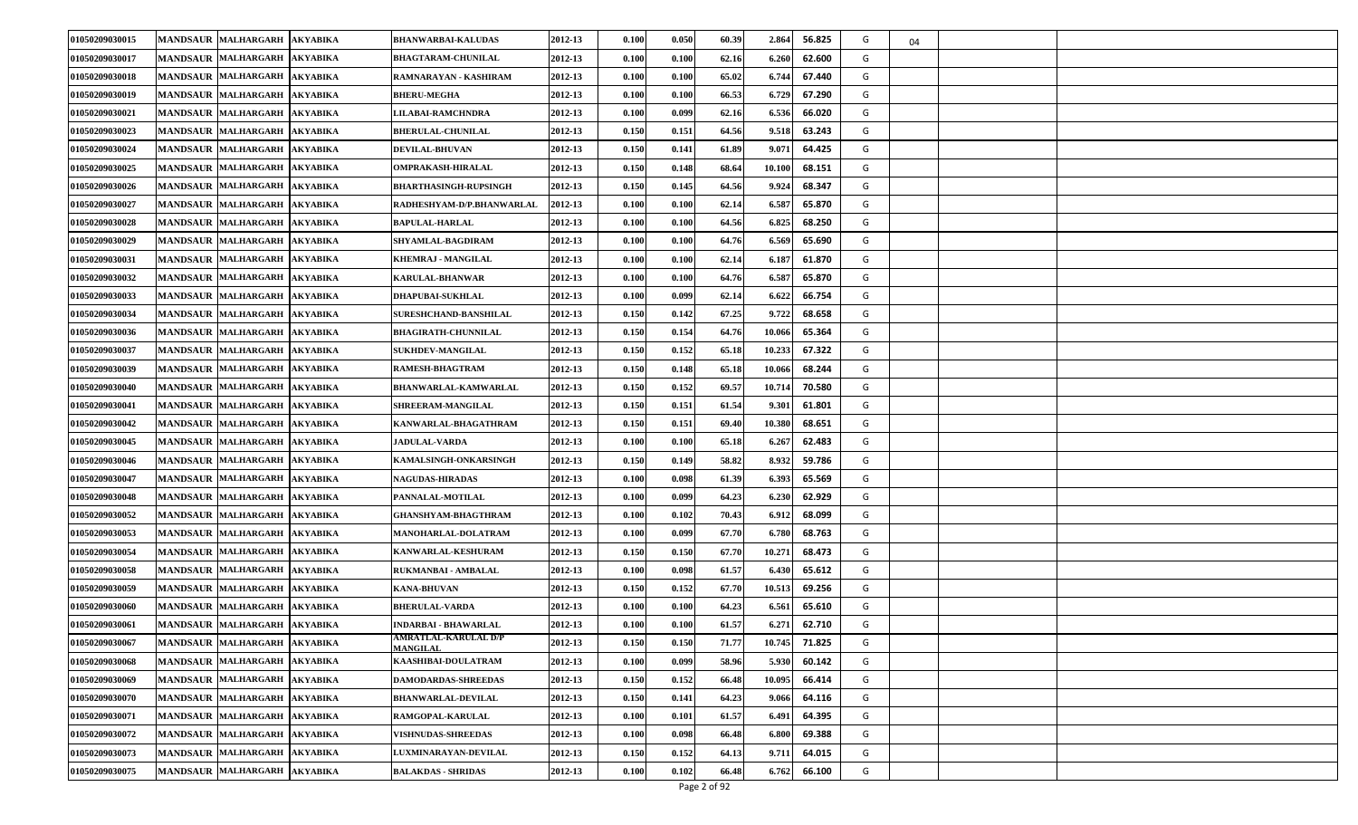| | | | | | | | | | | | | | | |
|---|---|---|---|---|---|---|---|---|---|---|---|---|---|---|
| 01050209030015 | MANDSAUR | MALHARGARH | AKYABIKA | BHANWARBAI-KALUDAS | 2012-13 | 0.100 | 0.050 | 60.39 | 2.864 | 56.825 | G | 04 | | |
| 01050209030017 | MANDSAUR | MALHARGARH | AKYABIKA | BHAGTARAM-CHUNILAL | 2012-13 | 0.100 | 0.100 | 62.16 | 6.260 | 62.600 | G | | | |
| 01050209030018 | MANDSAUR | MALHARGARH | AKYABIKA | RAMNARAYAN - KASHIRAM | 2012-13 | 0.100 | 0.100 | 65.02 | 6.744 | 67.440 | G | | | |
| 01050209030019 | MANDSAUR | MALHARGARH | AKYABIKA | BHERU-MEGHA | 2012-13 | 0.100 | 0.100 | 66.53 | 6.729 | 67.290 | G | | | |
| 01050209030021 | MANDSAUR | MALHARGARH | AKYABIKA | LILABAI-RAMCHNDRA | 2012-13 | 0.100 | 0.099 | 62.16 | 6.536 | 66.020 | G | | | |
| 01050209030023 | MANDSAUR | MALHARGARH | AKYABIKA | BHERULAL-CHUNILAL | 2012-13 | 0.150 | 0.151 | 64.56 | 9.518 | 63.243 | G | | | |
| 01050209030024 | MANDSAUR | MALHARGARH | AKYABIKA | DEVILAL-BHUVAN | 2012-13 | 0.150 | 0.141 | 61.89 | 9.071 | 64.425 | G | | | |
| 01050209030025 | MANDSAUR | MALHARGARH | AKYABIKA | OMPRAKASH-HIRALAL | 2012-13 | 0.150 | 0.148 | 68.64 | 10.100 | 68.151 | G | | | |
| 01050209030026 | MANDSAUR | MALHARGARH | AKYABIKA | BHARTHASINGH-RUPSINGH | 2012-13 | 0.150 | 0.145 | 64.56 | 9.924 | 68.347 | G | | | |
| 01050209030027 | MANDSAUR | MALHARGARH | AKYABIKA | RADHESHYAM-D/P.BHANWARLAL | 2012-13 | 0.100 | 0.100 | 62.14 | 6.587 | 65.870 | G | | | |
| 01050209030028 | MANDSAUR | MALHARGARH | AKYABIKA | BAPULAL-HARLAL | 2012-13 | 0.100 | 0.100 | 64.56 | 6.825 | 68.250 | G | | | |
| 01050209030029 | MANDSAUR | MALHARGARH | AKYABIKA | SHYAMLAL-BAGDIRAM | 2012-13 | 0.100 | 0.100 | 64.76 | 6.569 | 65.690 | G | | | |
| 01050209030031 | MANDSAUR | MALHARGARH | AKYABIKA | KHEMRAJ - MANGILAL | 2012-13 | 0.100 | 0.100 | 62.14 | 6.187 | 61.870 | G | | | |
| 01050209030032 | MANDSAUR | MALHARGARH | AKYABIKA | KARULAL-BHANWAR | 2012-13 | 0.100 | 0.100 | 64.76 | 6.587 | 65.870 | G | | | |
| 01050209030033 | MANDSAUR | MALHARGARH | AKYABIKA | DHAPUBAI-SUKHLAL | 2012-13 | 0.100 | 0.099 | 62.14 | 6.622 | 66.754 | G | | | |
| 01050209030034 | MANDSAUR | MALHARGARH | AKYABIKA | SURESHCHAND-BANSHILAL | 2012-13 | 0.150 | 0.142 | 67.25 | 9.722 | 68.658 | G | | | |
| 01050209030036 | MANDSAUR | MALHARGARH | AKYABIKA | BHAGIRATH-CHUNNILAL | 2012-13 | 0.150 | 0.154 | 64.76 | 10.066 | 65.364 | G | | | |
| 01050209030037 | MANDSAUR | MALHARGARH | AKYABIKA | SUKHDEV-MANGILAL | 2012-13 | 0.150 | 0.152 | 65.18 | 10.233 | 67.322 | G | | | |
| 01050209030039 | MANDSAUR | MALHARGARH | AKYABIKA | RAMESH-BHAGTRAM | 2012-13 | 0.150 | 0.148 | 65.18 | 10.066 | 68.244 | G | | | |
| 01050209030040 | MANDSAUR | MALHARGARH | AKYABIKA | BHANWARLAL-KAMWARLAL | 2012-13 | 0.150 | 0.152 | 69.57 | 10.714 | 70.580 | G | | | |
| 01050209030041 | MANDSAUR | MALHARGARH | AKYABIKA | SHREERAM-MANGILAL | 2012-13 | 0.150 | 0.151 | 61.54 | 9.301 | 61.801 | G | | | |
| 01050209030042 | MANDSAUR | MALHARGARH | AKYABIKA | KANWARLAL-BHAGATHRAM | 2012-13 | 0.150 | 0.151 | 69.40 | 10.380 | 68.651 | G | | | |
| 01050209030045 | MANDSAUR | MALHARGARH | AKYABIKA | JADULAL-VARDA | 2012-13 | 0.100 | 0.100 | 65.18 | 6.267 | 62.483 | G | | | |
| 01050209030046 | MANDSAUR | MALHARGARH | AKYABIKA | KAMALSINGH-ONKARSINGH | 2012-13 | 0.150 | 0.149 | 58.82 | 8.932 | 59.786 | G | | | |
| 01050209030047 | MANDSAUR | MALHARGARH | AKYABIKA | NAGUDAS-HIRADAS | 2012-13 | 0.100 | 0.098 | 61.39 | 6.393 | 65.569 | G | | | |
| 01050209030048 | MANDSAUR | MALHARGARH | AKYABIKA | PANNALAL-MOTILAL | 2012-13 | 0.100 | 0.099 | 64.23 | 6.230 | 62.929 | G | | | |
| 01050209030052 | MANDSAUR | MALHARGARH | AKYABIKA | GHANSHYAM-BHAGTHRAM | 2012-13 | 0.100 | 0.102 | 70.43 | 6.912 | 68.099 | G | | | |
| 01050209030053 | MANDSAUR | MALHARGARH | AKYABIKA | MANOHARLAL-DOLATRAM | 2012-13 | 0.100 | 0.099 | 67.70 | 6.780 | 68.763 | G | | | |
| 01050209030054 | MANDSAUR | MALHARGARH | AKYABIKA | KANWARLAL-KESHURAM | 2012-13 | 0.150 | 0.150 | 67.70 | 10.271 | 68.473 | G | | | |
| 01050209030058 | MANDSAUR | MALHARGARH | AKYABIKA | RUKMANBAI - AMBALAL | 2012-13 | 0.100 | 0.098 | 61.57 | 6.430 | 65.612 | G | | | |
| 01050209030059 | MANDSAUR | MALHARGARH | AKYABIKA | KANA-BHUVAN | 2012-13 | 0.150 | 0.152 | 67.70 | 10.513 | 69.256 | G | | | |
| 01050209030060 | MANDSAUR | MALHARGARH | AKYABIKA | BHERULAL-VARDA | 2012-13 | 0.100 | 0.100 | 64.23 | 6.561 | 65.610 | G | | | |
| 01050209030061 | MANDSAUR | MALHARGARH | AKYABIKA | INDARBAI - BHAWARLAL | 2012-13 | 0.100 | 0.100 | 61.57 | 6.271 | 62.710 | G | | | |
| 01050209030067 | MANDSAUR | MALHARGARH | AKYABIKA | AMRATLAL-KARULAL D/P MANGILAL | 2012-13 | 0.150 | 0.150 | 71.77 | 10.745 | 71.825 | G | | | |
| 01050209030068 | MANDSAUR | MALHARGARH | AKYABIKA | KAASHIBAI-DOULATRAM | 2012-13 | 0.100 | 0.099 | 58.96 | 5.930 | 60.142 | G | | | |
| 01050209030069 | MANDSAUR | MALHARGARH | AKYABIKA | DAMODARDAS-SHREEDAS | 2012-13 | 0.150 | 0.152 | 66.48 | 10.095 | 66.414 | G | | | |
| 01050209030070 | MANDSAUR | MALHARGARH | AKYABIKA | BHANWARLAL-DEVILAL | 2012-13 | 0.150 | 0.141 | 64.23 | 9.066 | 64.116 | G | | | |
| 01050209030071 | MANDSAUR | MALHARGARH | AKYABIKA | RAMGOPAL-KARULAL | 2012-13 | 0.100 | 0.101 | 61.57 | 6.491 | 64.395 | G | | | |
| 01050209030072 | MANDSAUR | MALHARGARH | AKYABIKA | VISHNUDAS-SHREEDAS | 2012-13 | 0.100 | 0.098 | 66.48 | 6.800 | 69.388 | G | | | |
| 01050209030073 | MANDSAUR | MALHARGARH | AKYABIKA | LUXMINARAYAN-DEVILAL | 2012-13 | 0.150 | 0.152 | 64.13 | 9.711 | 64.015 | G | | | |
| 01050209030075 | MANDSAUR | MALHARGARH | AKYABIKA | BALAKDAS - SHRIDAS | 2012-13 | 0.100 | 0.102 | 66.48 | 6.762 | 66.100 | G | | | |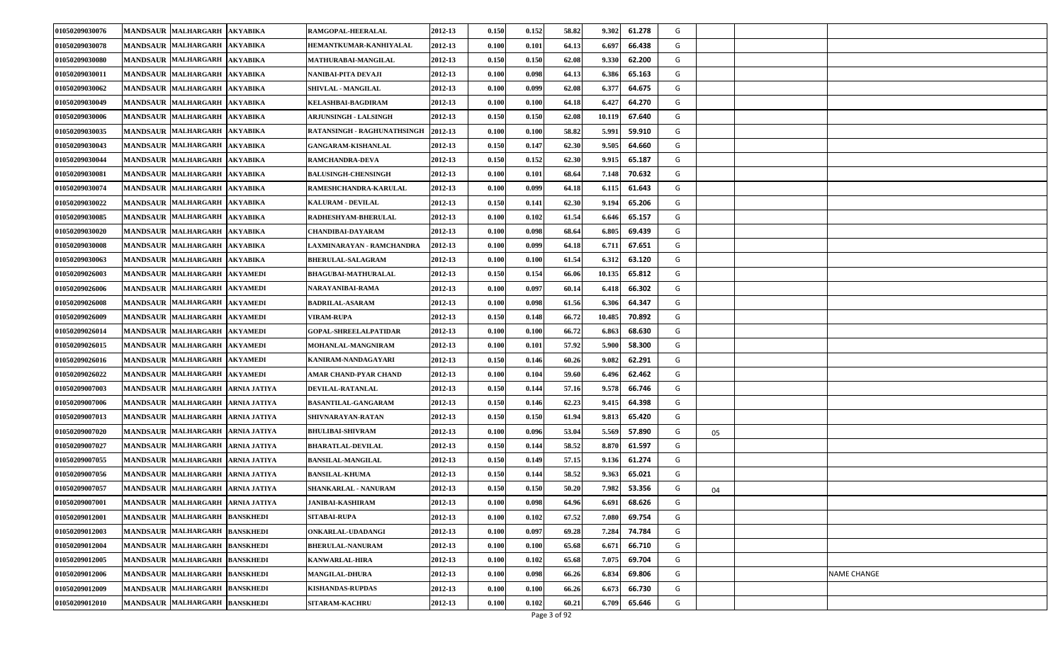|  |  |  |  |  |  |  |  |  |  |  |  |  |  |  |
|---|---|---|---|---|---|---|---|---|---|---|---|---|---|---|
| 01050209030076 | MANDSAUR | MALHARGARH | AKYABIKA | RAMGOPAL-HEERALAL | 2012-13 | 0.150 | 0.152 | 58.82 | 9.302 | 61.278 | G |  |  |  |
| 01050209030078 | MANDSAUR | MALHARGARH | AKYABIKA | HEMANTKUMAR-KANHIYALAL | 2012-13 | 0.100 | 0.101 | 64.13 | 6.697 | 66.438 | G |  |  |  |
| 01050209030080 | MANDSAUR | MALHARGARH | AKYABIKA | MATHURABAI-MANGILAL | 2012-13 | 0.150 | 0.150 | 62.08 | 9.330 | 62.200 | G |  |  |  |
| 01050209030011 | MANDSAUR | MALHARGARH | AKYABIKA | NANIBAI-PITA DEVAJI | 2012-13 | 0.100 | 0.098 | 64.13 | 6.386 | 65.163 | G |  |  |  |
| 01050209030062 | MANDSAUR | MALHARGARH | AKYABIKA | SHIVLAL - MANGILAL | 2012-13 | 0.100 | 0.099 | 62.08 | 6.377 | 64.675 | G |  |  |  |
| 01050209030049 | MANDSAUR | MALHARGARH | AKYABIKA | KELASHBAI-BAGDIRAM | 2012-13 | 0.100 | 0.100 | 64.18 | 6.427 | 64.270 | G |  |  |  |
| 01050209030006 | MANDSAUR | MALHARGARH | AKYABIKA | ARJUNSINGH - LALSINGH | 2012-13 | 0.150 | 0.150 | 62.08 | 10.119 | 67.640 | G |  |  |  |
| 01050209030035 | MANDSAUR | MALHARGARH | AKYABIKA | RATANSINGH - RAGHUNATHSINGH | 2012-13 | 0.100 | 0.100 | 58.82 | 5.991 | 59.910 | G |  |  |  |
| 01050209030043 | MANDSAUR | MALHARGARH | AKYABIKA | GANGARAM-KISHANLAL | 2012-13 | 0.150 | 0.147 | 62.30 | 9.505 | 64.660 | G |  |  |  |
| 01050209030044 | MANDSAUR | MALHARGARH | AKYABIKA | RAMCHANDRA-DEVA | 2012-13 | 0.150 | 0.152 | 62.30 | 9.915 | 65.187 | G |  |  |  |
| 01050209030081 | MANDSAUR | MALHARGARH | AKYABIKA | BALUSINGH-CHENSINGH | 2012-13 | 0.100 | 0.101 | 68.64 | 7.148 | 70.632 | G |  |  |  |
| 01050209030074 | MANDSAUR | MALHARGARH | AKYABIKA | RAMESHCHANDRA-KARULAL | 2012-13 | 0.100 | 0.099 | 64.18 | 6.115 | 61.643 | G |  |  |  |
| 01050209030022 | MANDSAUR | MALHARGARH | AKYABIKA | KALURAM - DEVILAL | 2012-13 | 0.150 | 0.141 | 62.30 | 9.194 | 65.206 | G |  |  |  |
| 01050209030085 | MANDSAUR | MALHARGARH | AKYABIKA | RADHESHYAM-BHERULAL | 2012-13 | 0.100 | 0.102 | 61.54 | 6.646 | 65.157 | G |  |  |  |
| 01050209030020 | MANDSAUR | MALHARGARH | AKYABIKA | CHANDIBAI-DAYARAM | 2012-13 | 0.100 | 0.098 | 68.64 | 6.805 | 69.439 | G |  |  |  |
| 01050209030008 | MANDSAUR | MALHARGARH | AKYABIKA | LAXMINARAYAN - RAMCHANDRA | 2012-13 | 0.100 | 0.099 | 64.18 | 6.711 | 67.651 | G |  |  |  |
| 01050209030063 | MANDSAUR | MALHARGARH | AKYABIKA | BHERULAL-SALAGRAM | 2012-13 | 0.100 | 0.100 | 61.54 | 6.312 | 63.120 | G |  |  |  |
| 01050209026003 | MANDSAUR | MALHARGARH | AKYAMEDI | BHAGUBAI-MATHURALAL | 2012-13 | 0.150 | 0.154 | 66.06 | 10.135 | 65.812 | G |  |  |  |
| 01050209026006 | MANDSAUR | MALHARGARH | AKYAMEDI | NARAYANIBAI-RAMA | 2012-13 | 0.100 | 0.097 | 60.14 | 6.418 | 66.302 | G |  |  |  |
| 01050209026008 | MANDSAUR | MALHARGARH | AKYAMEDI | BADRILAL-ASARAM | 2012-13 | 0.100 | 0.098 | 61.56 | 6.306 | 64.347 | G |  |  |  |
| 01050209026009 | MANDSAUR | MALHARGARH | AKYAMEDI | VIRAM-RUPA | 2012-13 | 0.150 | 0.148 | 66.72 | 10.485 | 70.892 | G |  |  |  |
| 01050209026014 | MANDSAUR | MALHARGARH | AKYAMEDI | GOPAL-SHREELALPATIDAR | 2012-13 | 0.100 | 0.100 | 66.72 | 6.863 | 68.630 | G |  |  |  |
| 01050209026015 | MANDSAUR | MALHARGARH | AKYAMEDI | MOHANLAL-MANGNIRAM | 2012-13 | 0.100 | 0.101 | 57.92 | 5.900 | 58.300 | G |  |  |  |
| 01050209026016 | MANDSAUR | MALHARGARH | AKYAMEDI | KANIRAM-NANDAGAYARI | 2012-13 | 0.150 | 0.146 | 60.26 | 9.082 | 62.291 | G |  |  |  |
| 01050209026022 | MANDSAUR | MALHARGARH | AKYAMEDI | AMAR CHAND-PYAR CHAND | 2012-13 | 0.100 | 0.104 | 59.60 | 6.496 | 62.462 | G |  |  |  |
| 01050209007003 | MANDSAUR | MALHARGARH | ARNIA JATIYA | DEVILAL-RATANLAL | 2012-13 | 0.150 | 0.144 | 57.16 | 9.578 | 66.746 | G |  |  |  |
| 01050209007006 | MANDSAUR | MALHARGARH | ARNIA JATIYA | BASANTILAL-GANGARAM | 2012-13 | 0.150 | 0.146 | 62.23 | 9.415 | 64.398 | G |  |  |  |
| 01050209007013 | MANDSAUR | MALHARGARH | ARNIA JATIYA | SHIVNARAYAN-RATAN | 2012-13 | 0.150 | 0.150 | 61.94 | 9.813 | 65.420 | G |  |  |  |
| 01050209007020 | MANDSAUR | MALHARGARH | ARNIA JATIYA | BHULIBAI-SHIVRAM | 2012-13 | 0.100 | 0.096 | 53.04 | 5.569 | 57.890 | G | 05 |  |  |
| 01050209007027 | MANDSAUR | MALHARGARH | ARNIA JATIYA | BHARATLAL-DEVILAL | 2012-13 | 0.150 | 0.144 | 58.52 | 8.870 | 61.597 | G |  |  |  |
| 01050209007055 | MANDSAUR | MALHARGARH | ARNIA JATIYA | BANSILAL-MANGILAL | 2012-13 | 0.150 | 0.149 | 57.15 | 9.136 | 61.274 | G |  |  |  |
| 01050209007056 | MANDSAUR | MALHARGARH | ARNIA JATIYA | BANSILAL-KHUMA | 2012-13 | 0.150 | 0.144 | 58.52 | 9.363 | 65.021 | G |  |  |  |
| 01050209007057 | MANDSAUR | MALHARGARH | ARNIA JATIYA | SHANKARLAL - NANURAM | 2012-13 | 0.150 | 0.150 | 50.20 | 7.982 | 53.356 | G | 04 |  |  |
| 01050209007001 | MANDSAUR | MALHARGARH | ARNIA JATIYA | JANIBAI-KASHIRAM | 2012-13 | 0.100 | 0.098 | 64.96 | 6.691 | 68.626 | G |  |  |  |
| 01050209012001 | MANDSAUR | MALHARGARH | BANSKHEDI | SITABAI-RUPA | 2012-13 | 0.100 | 0.102 | 67.52 | 7.080 | 69.754 | G |  |  |  |
| 01050209012003 | MANDSAUR | MALHARGARH | BANSKHEDI | ONKARLAL-UDADANGI | 2012-13 | 0.100 | 0.097 | 69.28 | 7.284 | 74.784 | G |  |  |  |
| 01050209012004 | MANDSAUR | MALHARGARH | BANSKHEDI | BHERULAL-NANURAM | 2012-13 | 0.100 | 0.100 | 65.68 | 6.671 | 66.710 | G |  |  |  |
| 01050209012005 | MANDSAUR | MALHARGARH | BANSKHEDI | KANWARLAL-HIRA | 2012-13 | 0.100 | 0.102 | 65.68 | 7.075 | 69.704 | G |  |  |  |
| 01050209012006 | MANDSAUR | MALHARGARH | BANSKHEDI | MANGILAL-DHURA | 2012-13 | 0.100 | 0.098 | 66.26 | 6.834 | 69.806 | G |  |  | NAME CHANGE |
| 01050209012009 | MANDSAUR | MALHARGARH | BANSKHEDI | KISHANDAS-RUPDAS | 2012-13 | 0.100 | 0.100 | 66.26 | 6.673 | 66.730 | G |  |  |  |
| 01050209012010 | MANDSAUR | MALHARGARH | BANSKHEDI | SITARAM-KACHRU | 2012-13 | 0.100 | 0.102 | 60.21 | 6.709 | 65.646 | G |  |  |  |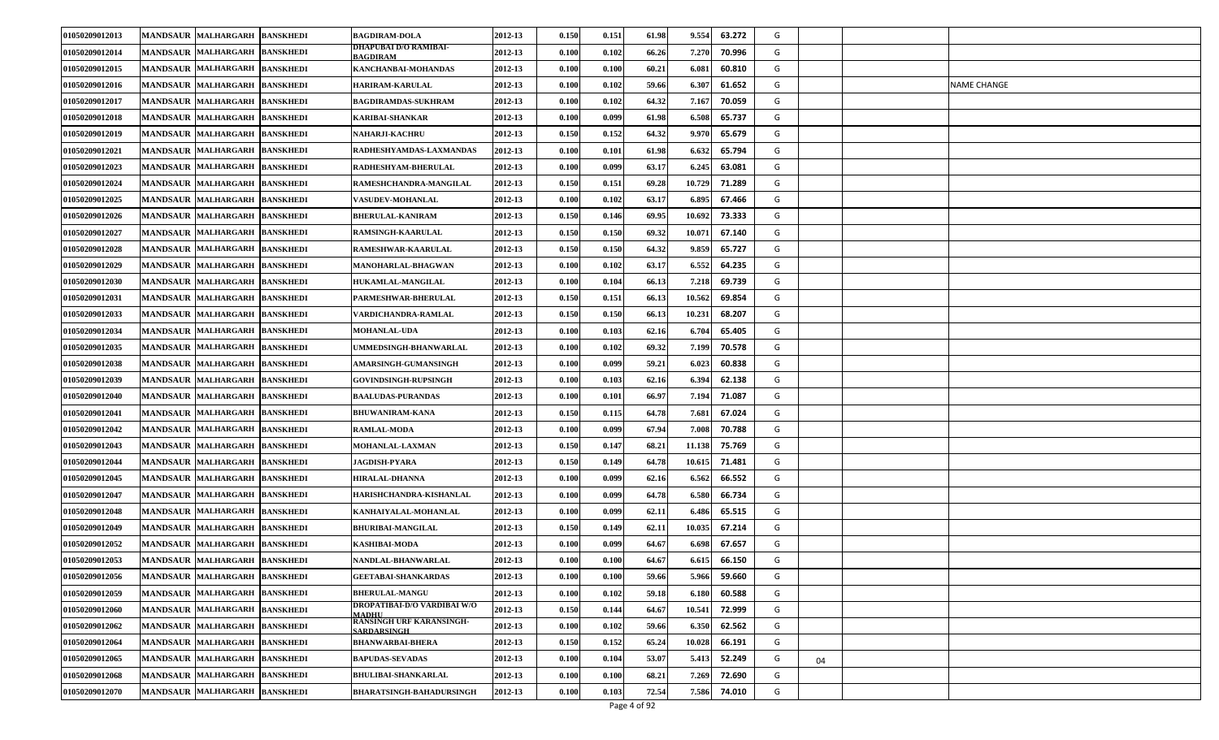| | | | | | | | | | | | | | | |
|---|---|---|---|---|---|---|---|---|---|---|---|---|---|---|
| 01050209012013 | MANDSAUR | MALHARGARH | BANSKHEDI | BAGDIRAM-DOLA | 2012-13 | 0.150 | 0.151 | 61.98 | 9.554 | 63.272 | G | | | |
| 01050209012014 | MANDSAUR | MALHARGARH | BANSKHEDI | DHAPUBAI D/O RAMIBAI-BAGDIRAM | 2012-13 | 0.100 | 0.102 | 66.26 | 7.270 | 70.996 | G | | | |
| 01050209012015 | MANDSAUR | MALHARGARH | BANSKHEDI | KANCHANBAI-MOHANDAS | 2012-13 | 0.100 | 0.100 | 60.21 | 6.081 | 60.810 | G | | | |
| 01050209012016 | MANDSAUR | MALHARGARH | BANSKHEDI | HARIRAM-KARULAL | 2012-13 | 0.100 | 0.102 | 59.66 | 6.307 | 61.652 | G | | | NAME CHANGE |
| 01050209012017 | MANDSAUR | MALHARGARH | BANSKHEDI | BAGDIRAMDAS-SUKHRAM | 2012-13 | 0.100 | 0.102 | 64.32 | 7.167 | 70.059 | G | | | |
| 01050209012018 | MANDSAUR | MALHARGARH | BANSKHEDI | KARIBAI-SHANKAR | 2012-13 | 0.100 | 0.099 | 61.98 | 6.508 | 65.737 | G | | | |
| 01050209012019 | MANDSAUR | MALHARGARH | BANSKHEDI | NAHARJI-KACHRU | 2012-13 | 0.150 | 0.152 | 64.32 | 9.970 | 65.679 | G | | | |
| 01050209012021 | MANDSAUR | MALHARGARH | BANSKHEDI | RADHESHYAMDAS-LAXMANDAS | 2012-13 | 0.100 | 0.101 | 61.98 | 6.632 | 65.794 | G | | | |
| 01050209012023 | MANDSAUR | MALHARGARH | BANSKHEDI | RADHESHYAM-BHERULAL | 2012-13 | 0.100 | 0.099 | 63.17 | 6.245 | 63.081 | G | | | |
| 01050209012024 | MANDSAUR | MALHARGARH | BANSKHEDI | RAMESHCHANDRA-MANGILAL | 2012-13 | 0.150 | 0.151 | 69.28 | 10.729 | 71.289 | G | | | |
| 01050209012025 | MANDSAUR | MALHARGARH | BANSKHEDI | VASUDEV-MOHANLAL | 2012-13 | 0.100 | 0.102 | 63.17 | 6.895 | 67.466 | G | | | |
| 01050209012026 | MANDSAUR | MALHARGARH | BANSKHEDI | BHERULAL-KANIRAM | 2012-13 | 0.150 | 0.146 | 69.95 | 10.692 | 73.333 | G | | | |
| 01050209012027 | MANDSAUR | MALHARGARH | BANSKHEDI | RAMSINGH-KAARULAL | 2012-13 | 0.150 | 0.150 | 69.32 | 10.071 | 67.140 | G | | | |
| 01050209012028 | MANDSAUR | MALHARGARH | BANSKHEDI | RAMESHWAR-KAARULAL | 2012-13 | 0.150 | 0.150 | 64.32 | 9.859 | 65.727 | G | | | |
| 01050209012029 | MANDSAUR | MALHARGARH | BANSKHEDI | MANOHARLAL-BHAGWAN | 2012-13 | 0.100 | 0.102 | 63.17 | 6.552 | 64.235 | G | | | |
| 01050209012030 | MANDSAUR | MALHARGARH | BANSKHEDI | HUKAMLAL-MANGILAL | 2012-13 | 0.100 | 0.104 | 66.13 | 7.218 | 69.739 | G | | | |
| 01050209012031 | MANDSAUR | MALHARGARH | BANSKHEDI | PARMESHWAR-BHERULAL | 2012-13 | 0.150 | 0.151 | 66.13 | 10.562 | 69.854 | G | | | |
| 01050209012033 | MANDSAUR | MALHARGARH | BANSKHEDI | VARDICHANDRA-RAMLAL | 2012-13 | 0.150 | 0.150 | 66.13 | 10.231 | 68.207 | G | | | |
| 01050209012034 | MANDSAUR | MALHARGARH | BANSKHEDI | MOHANLAL-UDA | 2012-13 | 0.100 | 0.103 | 62.16 | 6.704 | 65.405 | G | | | |
| 01050209012035 | MANDSAUR | MALHARGARH | BANSKHEDI | UMMEDSINGH-BHANWARLAL | 2012-13 | 0.100 | 0.102 | 69.32 | 7.199 | 70.578 | G | | | |
| 01050209012038 | MANDSAUR | MALHARGARH | BANSKHEDI | AMARSINGH-GUMANSINGH | 2012-13 | 0.100 | 0.099 | 59.21 | 6.023 | 60.838 | G | | | |
| 01050209012039 | MANDSAUR | MALHARGARH | BANSKHEDI | GOVINDSINGH-RUPSINGH | 2012-13 | 0.100 | 0.103 | 62.16 | 6.394 | 62.138 | G | | | |
| 01050209012040 | MANDSAUR | MALHARGARH | BANSKHEDI | BAALUDAS-PURANDAS | 2012-13 | 0.100 | 0.101 | 66.97 | 7.194 | 71.087 | G | | | |
| 01050209012041 | MANDSAUR | MALHARGARH | BANSKHEDI | BHUWANIRAM-KANA | 2012-13 | 0.150 | 0.115 | 64.78 | 7.681 | 67.024 | G | | | |
| 01050209012042 | MANDSAUR | MALHARGARH | BANSKHEDI | RAMLAL-MODA | 2012-13 | 0.100 | 0.099 | 67.94 | 7.008 | 70.788 | G | | | |
| 01050209012043 | MANDSAUR | MALHARGARH | BANSKHEDI | MOHANLAL-LAXMAN | 2012-13 | 0.150 | 0.147 | 68.21 | 11.138 | 75.769 | G | | | |
| 01050209012044 | MANDSAUR | MALHARGARH | BANSKHEDI | JAGDISH-PYARA | 2012-13 | 0.150 | 0.149 | 64.78 | 10.615 | 71.481 | G | | | |
| 01050209012045 | MANDSAUR | MALHARGARH | BANSKHEDI | HIRALAL-DHANNA | 2012-13 | 0.100 | 0.099 | 62.16 | 6.562 | 66.552 | G | | | |
| 01050209012047 | MANDSAUR | MALHARGARH | BANSKHEDI | HARISHCHANDRA-KISHANLAL | 2012-13 | 0.100 | 0.099 | 64.78 | 6.580 | 66.734 | G | | | |
| 01050209012048 | MANDSAUR | MALHARGARH | BANSKHEDI | KANHAIYALAL-MOHANLAL | 2012-13 | 0.100 | 0.099 | 62.11 | 6.486 | 65.515 | G | | | |
| 01050209012049 | MANDSAUR | MALHARGARH | BANSKHEDI | BHURIBAI-MANGILAL | 2012-13 | 0.150 | 0.149 | 62.11 | 10.035 | 67.214 | G | | | |
| 01050209012052 | MANDSAUR | MALHARGARH | BANSKHEDI | KASHIBAI-MODA | 2012-13 | 0.100 | 0.099 | 64.67 | 6.698 | 67.657 | G | | | |
| 01050209012053 | MANDSAUR | MALHARGARH | BANSKHEDI | NANDLAL-BHANWARLAL | 2012-13 | 0.100 | 0.100 | 64.67 | 6.615 | 66.150 | G | | | |
| 01050209012056 | MANDSAUR | MALHARGARH | BANSKHEDI | GEETABAI-SHANKARDAS | 2012-13 | 0.100 | 0.100 | 59.66 | 5.966 | 59.660 | G | | | |
| 01050209012059 | MANDSAUR | MALHARGARH | BANSKHEDI | BHERULAL-MANGU | 2012-13 | 0.100 | 0.102 | 59.18 | 6.180 | 60.588 | G | | | |
| 01050209012060 | MANDSAUR | MALHARGARH | BANSKHEDI | DROPATIBAI-D/O VARDIBAI W/O MADHU | 2012-13 | 0.150 | 0.144 | 64.67 | 10.541 | 72.999 | G | | | |
| 01050209012062 | MANDSAUR | MALHARGARH | BANSKHEDI | RANSINGH URF KARANSINGH-SARDARSINGH | 2012-13 | 0.100 | 0.102 | 59.66 | 6.350 | 62.562 | G | | | |
| 01050209012064 | MANDSAUR | MALHARGARH | BANSKHEDI | BHANWARBAI-BHERA | 2012-13 | 0.150 | 0.152 | 65.24 | 10.028 | 66.191 | G | | | |
| 01050209012065 | MANDSAUR | MALHARGARH | BANSKHEDI | BAPUDAS-SEVADAS | 2012-13 | 0.100 | 0.104 | 53.07 | 5.413 | 52.249 | G | 04 | | |
| 01050209012068 | MANDSAUR | MALHARGARH | BANSKHEDI | BHULIBAI-SHANKARLAL | 2012-13 | 0.100 | 0.100 | 68.21 | 7.269 | 72.690 | G | | | |
| 01050209012070 | MANDSAUR | MALHARGARH | BANSKHEDI | BHARATSINGH-BAHADURSINGH | 2012-13 | 0.100 | 0.103 | 72.54 | 7.586 | 74.010 | G | | | |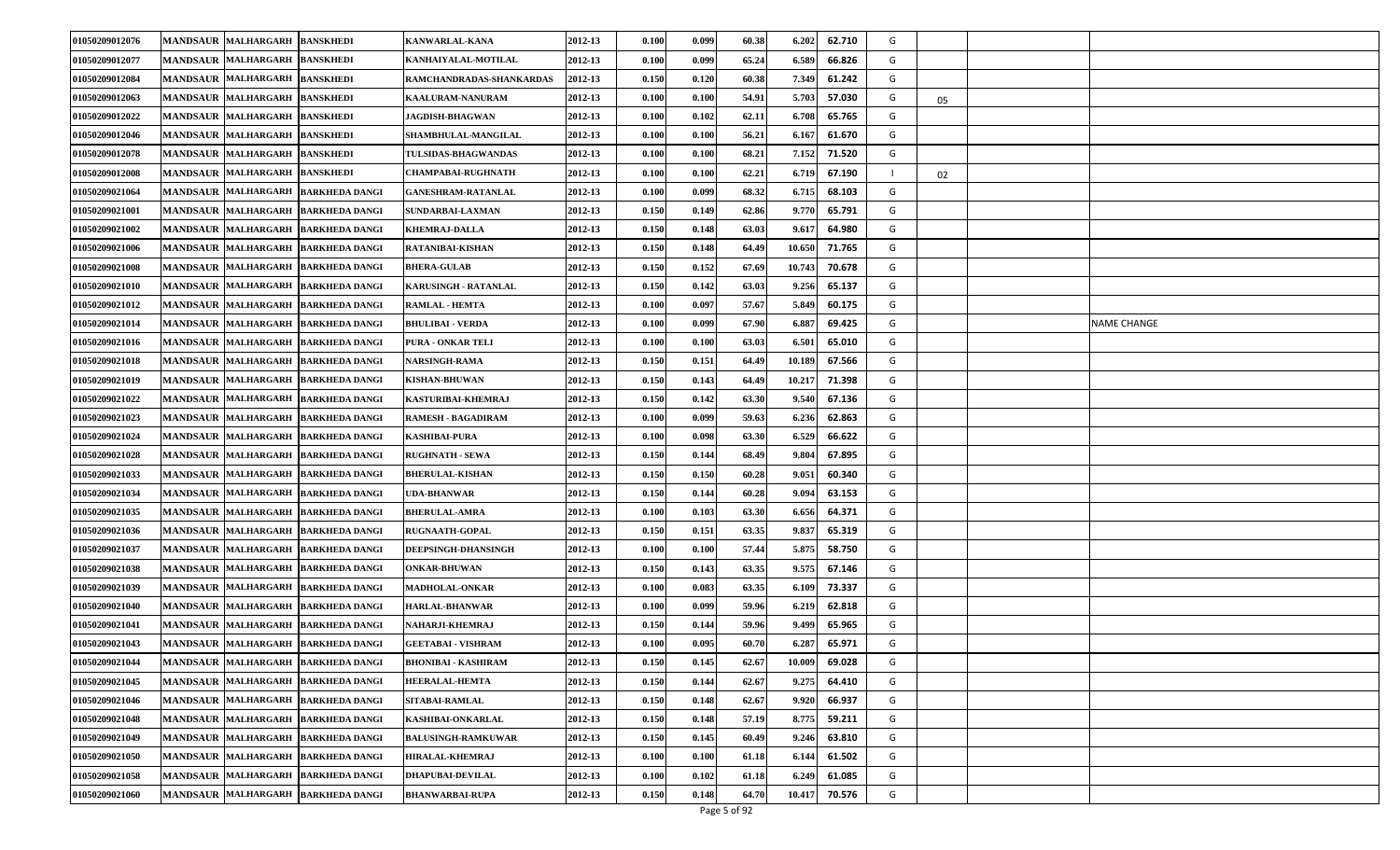| | | | | | | | | | | | | | | |
|---|---|---|---|---|---|---|---|---|---|---|---|---|---|---|
| 01050209012076 | MANDSAUR | MALHARGARH | BANSKHEDI | KANWARLAL-KANA | 2012-13 | 0.100 | 0.099 | 60.38 | 6.202 | 62.710 | G | | | |
| 01050209012077 | MANDSAUR | MALHARGARH | BANSKHEDI | KANHAIYALAL-MOTILAL | 2012-13 | 0.100 | 0.099 | 65.24 | 6.589 | 66.826 | G | | | |
| 01050209012084 | MANDSAUR | MALHARGARH | BANSKHEDI | RAMCHANDRADAS-SHANKARDAS | 2012-13 | 0.150 | 0.120 | 60.38 | 7.349 | 61.242 | G | | | |
| 01050209012063 | MANDSAUR | MALHARGARH | BANSKHEDI | KAALURAM-NANURAM | 2012-13 | 0.100 | 0.100 | 54.91 | 5.703 | 57.030 | G | 05 | | |
| 01050209012022 | MANDSAUR | MALHARGARH | BANSKHEDI | JAGDISH-BHAGWAN | 2012-13 | 0.100 | 0.102 | 62.11 | 6.708 | 65.765 | G | | | |
| 01050209012046 | MANDSAUR | MALHARGARH | BANSKHEDI | SHAMBHULAL-MANGILAL | 2012-13 | 0.100 | 0.100 | 56.21 | 6.167 | 61.670 | G | | | |
| 01050209012078 | MANDSAUR | MALHARGARH | BANSKHEDI | TULSIDAS-BHAGWANDAS | 2012-13 | 0.100 | 0.100 | 68.21 | 7.152 | 71.520 | G | | | |
| 01050209012008 | MANDSAUR | MALHARGARH | BANSKHEDI | CHAMPABAI-RUGHNATH | 2012-13 | 0.100 | 0.100 | 62.21 | 6.719 | 67.190 | I | 02 | | |
| 01050209021064 | MANDSAUR | MALHARGARH | BARKHEDA DANGI | GANESHRAM-RATANLAL | 2012-13 | 0.100 | 0.099 | 68.32 | 6.715 | 68.103 | G | | | |
| 01050209021001 | MANDSAUR | MALHARGARH | BARKHEDA DANGI | SUNDARBAI-LAXMAN | 2012-13 | 0.150 | 0.149 | 62.86 | 9.770 | 65.791 | G | | | |
| 01050209021002 | MANDSAUR | MALHARGARH | BARKHEDA DANGI | KHEMRAJ-DALLA | 2012-13 | 0.150 | 0.148 | 63.03 | 9.617 | 64.980 | G | | | |
| 01050209021006 | MANDSAUR | MALHARGARH | BARKHEDA DANGI | RATANIBAI-KISHAN | 2012-13 | 0.150 | 0.148 | 64.49 | 10.650 | 71.765 | G | | | |
| 01050209021008 | MANDSAUR | MALHARGARH | BARKHEDA DANGI | BHERA-GULAB | 2012-13 | 0.150 | 0.152 | 67.69 | 10.743 | 70.678 | G | | | |
| 01050209021010 | MANDSAUR | MALHARGARH | BARKHEDA DANGI | KARUSINGH - RATANLAL | 2012-13 | 0.150 | 0.142 | 63.03 | 9.256 | 65.137 | G | | | |
| 01050209021012 | MANDSAUR | MALHARGARH | BARKHEDA DANGI | RAMLAL - HEMTA | 2012-13 | 0.100 | 0.097 | 57.67 | 5.849 | 60.175 | G | | | |
| 01050209021014 | MANDSAUR | MALHARGARH | BARKHEDA DANGI | BHULIBAI - VERDA | 2012-13 | 0.100 | 0.099 | 67.90 | 6.887 | 69.425 | G | | | NAME CHANGE |
| 01050209021016 | MANDSAUR | MALHARGARH | BARKHEDA DANGI | PURA - ONKAR TELI | 2012-13 | 0.100 | 0.100 | 63.03 | 6.501 | 65.010 | G | | | |
| 01050209021018 | MANDSAUR | MALHARGARH | BARKHEDA DANGI | NARSINGH-RAMA | 2012-13 | 0.150 | 0.151 | 64.49 | 10.189 | 67.566 | G | | | |
| 01050209021019 | MANDSAUR | MALHARGARH | BARKHEDA DANGI | KISHAN-BHUWAN | 2012-13 | 0.150 | 0.143 | 64.49 | 10.217 | 71.398 | G | | | |
| 01050209021022 | MANDSAUR | MALHARGARH | BARKHEDA DANGI | KASTURIBAI-KHEMRAJ | 2012-13 | 0.150 | 0.142 | 63.30 | 9.540 | 67.136 | G | | | |
| 01050209021023 | MANDSAUR | MALHARGARH | BARKHEDA DANGI | RAMESH - BAGADIRAM | 2012-13 | 0.100 | 0.099 | 59.63 | 6.236 | 62.863 | G | | | |
| 01050209021024 | MANDSAUR | MALHARGARH | BARKHEDA DANGI | KASHIBAI-PURA | 2012-13 | 0.100 | 0.098 | 63.30 | 6.529 | 66.622 | G | | | |
| 01050209021028 | MANDSAUR | MALHARGARH | BARKHEDA DANGI | RUGHNATH - SEWA | 2012-13 | 0.150 | 0.144 | 68.49 | 9.804 | 67.895 | G | | | |
| 01050209021033 | MANDSAUR | MALHARGARH | BARKHEDA DANGI | BHERULAL-KISHAN | 2012-13 | 0.150 | 0.150 | 60.28 | 9.051 | 60.340 | G | | | |
| 01050209021034 | MANDSAUR | MALHARGARH | BARKHEDA DANGI | UDA-BHANWAR | 2012-13 | 0.150 | 0.144 | 60.28 | 9.094 | 63.153 | G | | | |
| 01050209021035 | MANDSAUR | MALHARGARH | BARKHEDA DANGI | BHERULAL-AMRA | 2012-13 | 0.100 | 0.103 | 63.30 | 6.656 | 64.371 | G | | | |
| 01050209021036 | MANDSAUR | MALHARGARH | BARKHEDA DANGI | RUGNAATH-GOPAL | 2012-13 | 0.150 | 0.151 | 63.35 | 9.837 | 65.319 | G | | | |
| 01050209021037 | MANDSAUR | MALHARGARH | BARKHEDA DANGI | DEEPSINGH-DHANSINGH | 2012-13 | 0.100 | 0.100 | 57.44 | 5.875 | 58.750 | G | | | |
| 01050209021038 | MANDSAUR | MALHARGARH | BARKHEDA DANGI | ONKAR-BHUWAN | 2012-13 | 0.150 | 0.143 | 63.35 | 9.575 | 67.146 | G | | | |
| 01050209021039 | MANDSAUR | MALHARGARH | BARKHEDA DANGI | MADHOLAL-ONKAR | 2012-13 | 0.100 | 0.083 | 63.35 | 6.109 | 73.337 | G | | | |
| 01050209021040 | MANDSAUR | MALHARGARH | BARKHEDA DANGI | HARLAL-BHANWAR | 2012-13 | 0.100 | 0.099 | 59.96 | 6.219 | 62.818 | G | | | |
| 01050209021041 | MANDSAUR | MALHARGARH | BARKHEDA DANGI | NAHARJI-KHEMRAJ | 2012-13 | 0.150 | 0.144 | 59.96 | 9.499 | 65.965 | G | | | |
| 01050209021043 | MANDSAUR | MALHARGARH | BARKHEDA DANGI | GEETABAI - VISHRAM | 2012-13 | 0.100 | 0.095 | 60.70 | 6.287 | 65.971 | G | | | |
| 01050209021044 | MANDSAUR | MALHARGARH | BARKHEDA DANGI | BHONIBAI - KASHIRAM | 2012-13 | 0.150 | 0.145 | 62.67 | 10.009 | 69.028 | G | | | |
| 01050209021045 | MANDSAUR | MALHARGARH | BARKHEDA DANGI | HEERALAL-HEMTA | 2012-13 | 0.150 | 0.144 | 62.67 | 9.275 | 64.410 | G | | | |
| 01050209021046 | MANDSAUR | MALHARGARH | BARKHEDA DANGI | SITABAI-RAMLAL | 2012-13 | 0.150 | 0.148 | 62.67 | 9.920 | 66.937 | G | | | |
| 01050209021048 | MANDSAUR | MALHARGARH | BARKHEDA DANGI | KASHIBAI-ONKARLAL | 2012-13 | 0.150 | 0.148 | 57.19 | 8.775 | 59.211 | G | | | |
| 01050209021049 | MANDSAUR | MALHARGARH | BARKHEDA DANGI | BALUSINGH-RAMKUWAR | 2012-13 | 0.150 | 0.145 | 60.49 | 9.246 | 63.810 | G | | | |
| 01050209021050 | MANDSAUR | MALHARGARH | BARKHEDA DANGI | HIRALAL-KHEMRAJ | 2012-13 | 0.100 | 0.100 | 61.18 | 6.144 | 61.502 | G | | | |
| 01050209021058 | MANDSAUR | MALHARGARH | BARKHEDA DANGI | DHAPUBAI-DEVILAL | 2012-13 | 0.100 | 0.102 | 61.18 | 6.249 | 61.085 | G | | | |
| 01050209021060 | MANDSAUR | MALHARGARH | BARKHEDA DANGI | BHANWARBAI-RUPA | 2012-13 | 0.150 | 0.148 | 64.70 | 10.417 | 70.576 | G | | | |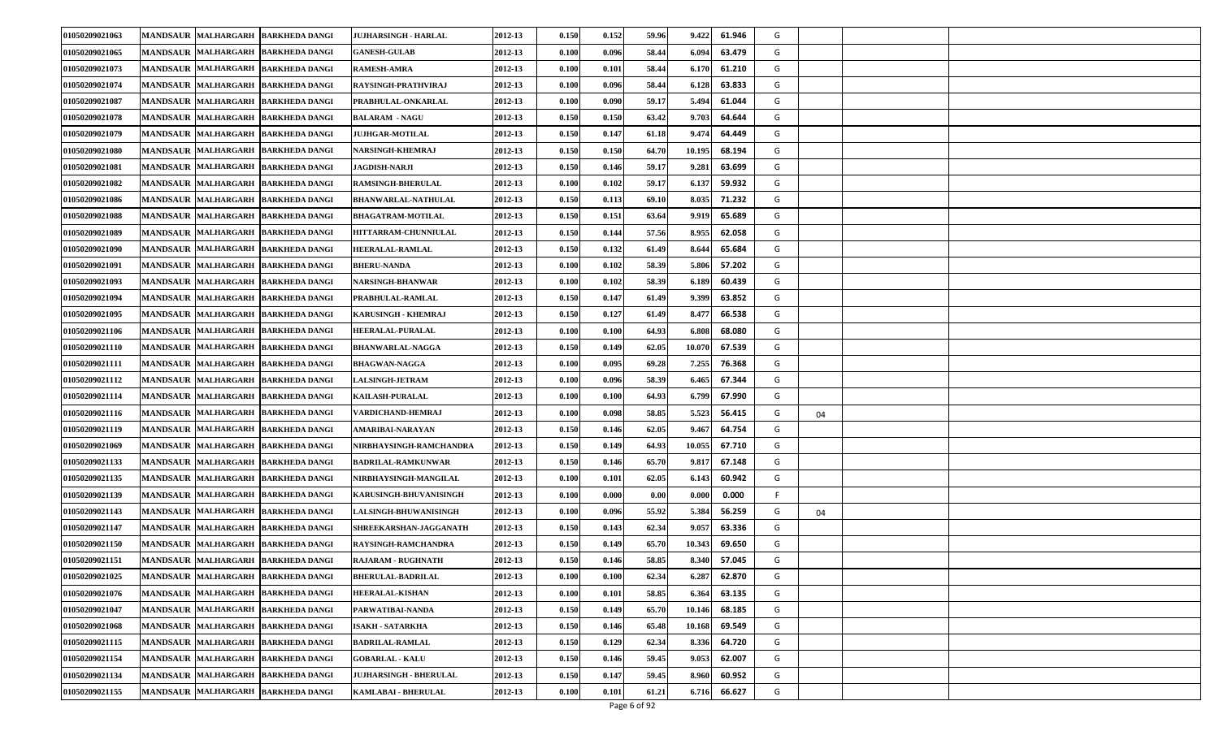| | | | | | | | | | | | | | | |
|---|---|---|---|---|---|---|---|---|---|---|---|---|---|---|
| 01050209021063 | MANDSAUR | MALHARGARH | BARKHEDA DANGI | JUJHARSINGH - HARLAL | 2012-13 | 0.150 | 0.152 | 59.96 | 9.422 | 61.946 | G | | | |
| 01050209021065 | MANDSAUR | MALHARGARH | BARKHEDA DANGI | GANESH-GULAB | 2012-13 | 0.100 | 0.096 | 58.44 | 6.094 | 63.479 | G | | | |
| 01050209021073 | MANDSAUR | MALHARGARH | BARKHEDA DANGI | RAMESH-AMRA | 2012-13 | 0.100 | 0.101 | 58.44 | 6.170 | 61.210 | G | | | |
| 01050209021074 | MANDSAUR | MALHARGARH | BARKHEDA DANGI | RAYSINGH-PRATHVIRAJ | 2012-13 | 0.100 | 0.096 | 58.44 | 6.128 | 63.833 | G | | | |
| 01050209021087 | MANDSAUR | MALHARGARH | BARKHEDA DANGI | PRABHULAL-ONKARLAL | 2012-13 | 0.100 | 0.090 | 59.17 | 5.494 | 61.044 | G | | | |
| 01050209021078 | MANDSAUR | MALHARGARH | BARKHEDA DANGI | BALARAM - NAGU | 2012-13 | 0.150 | 0.150 | 63.42 | 9.703 | 64.644 | G | | | |
| 01050209021079 | MANDSAUR | MALHARGARH | BARKHEDA DANGI | JUJHGAR-MOTILAL | 2012-13 | 0.150 | 0.147 | 61.18 | 9.474 | 64.449 | G | | | |
| 01050209021080 | MANDSAUR | MALHARGARH | BARKHEDA DANGI | NARSINGH-KHEMRAJ | 2012-13 | 0.150 | 0.150 | 64.70 | 10.195 | 68.194 | G | | | |
| 01050209021081 | MANDSAUR | MALHARGARH | BARKHEDA DANGI | JAGDISH-NARJI | 2012-13 | 0.150 | 0.146 | 59.17 | 9.281 | 63.699 | G | | | |
| 01050209021082 | MANDSAUR | MALHARGARH | BARKHEDA DANGI | RAMSINGH-BHERULAL | 2012-13 | 0.100 | 0.102 | 59.17 | 6.137 | 59.932 | G | | | |
| 01050209021086 | MANDSAUR | MALHARGARH | BARKHEDA DANGI | BHANWARLAL-NATHULAL | 2012-13 | 0.150 | 0.113 | 69.10 | 8.035 | 71.232 | G | | | |
| 01050209021088 | MANDSAUR | MALHARGARH | BARKHEDA DANGI | BHAGATRAM-MOTILAL | 2012-13 | 0.150 | 0.151 | 63.64 | 9.919 | 65.689 | G | | | |
| 01050209021089 | MANDSAUR | MALHARGARH | BARKHEDA DANGI | HITTARRAM-CHUNNIULAL | 2012-13 | 0.150 | 0.144 | 57.56 | 8.955 | 62.058 | G | | | |
| 01050209021090 | MANDSAUR | MALHARGARH | BARKHEDA DANGI | HEERALAL-RAMLAL | 2012-13 | 0.150 | 0.132 | 61.49 | 8.644 | 65.684 | G | | | |
| 01050209021091 | MANDSAUR | MALHARGARH | BARKHEDA DANGI | BHERU-NANDA | 2012-13 | 0.100 | 0.102 | 58.39 | 5.806 | 57.202 | G | | | |
| 01050209021093 | MANDSAUR | MALHARGARH | BARKHEDA DANGI | NARSINGH-BHANWAR | 2012-13 | 0.100 | 0.102 | 58.39 | 6.189 | 60.439 | G | | | |
| 01050209021094 | MANDSAUR | MALHARGARH | BARKHEDA DANGI | PRABHULAL-RAMLAL | 2012-13 | 0.150 | 0.147 | 61.49 | 9.399 | 63.852 | G | | | |
| 01050209021095 | MANDSAUR | MALHARGARH | BARKHEDA DANGI | KARUSINGH - KHEMRAJ | 2012-13 | 0.150 | 0.127 | 61.49 | 8.477 | 66.538 | G | | | |
| 01050209021106 | MANDSAUR | MALHARGARH | BARKHEDA DANGI | HEERALAL-PURALAL | 2012-13 | 0.100 | 0.100 | 64.93 | 6.808 | 68.080 | G | | | |
| 01050209021110 | MANDSAUR | MALHARGARH | BARKHEDA DANGI | BHANWARLAL-NAGGA | 2012-13 | 0.150 | 0.149 | 62.05 | 10.070 | 67.539 | G | | | |
| 01050209021111 | MANDSAUR | MALHARGARH | BARKHEDA DANGI | BHAGWAN-NAGGA | 2012-13 | 0.100 | 0.095 | 69.28 | 7.255 | 76.368 | G | | | |
| 01050209021112 | MANDSAUR | MALHARGARH | BARKHEDA DANGI | LALSINGH-JETRAM | 2012-13 | 0.100 | 0.096 | 58.39 | 6.465 | 67.344 | G | | | |
| 01050209021114 | MANDSAUR | MALHARGARH | BARKHEDA DANGI | KAILASH-PURALAL | 2012-13 | 0.100 | 0.100 | 64.93 | 6.799 | 67.990 | G | | | |
| 01050209021116 | MANDSAUR | MALHARGARH | BARKHEDA DANGI | VARDICHAND-HEMRAJ | 2012-13 | 0.100 | 0.098 | 58.85 | 5.523 | 56.415 | G | 04 | | |
| 01050209021119 | MANDSAUR | MALHARGARH | BARKHEDA DANGI | AMARIBAI-NARAYAN | 2012-13 | 0.150 | 0.146 | 62.05 | 9.467 | 64.754 | G | | | |
| 01050209021069 | MANDSAUR | MALHARGARH | BARKHEDA DANGI | NIRBHAYSINGH-RAMCHANDRA | 2012-13 | 0.150 | 0.149 | 64.93 | 10.055 | 67.710 | G | | | |
| 01050209021133 | MANDSAUR | MALHARGARH | BARKHEDA DANGI | BADRILAL-RAMKUNWAR | 2012-13 | 0.150 | 0.146 | 65.70 | 9.817 | 67.148 | G | | | |
| 01050209021135 | MANDSAUR | MALHARGARH | BARKHEDA DANGI | NIRBHAYSINGH-MANGILAL | 2012-13 | 0.100 | 0.101 | 62.05 | 6.143 | 60.942 | G | | | |
| 01050209021139 | MANDSAUR | MALHARGARH | BARKHEDA DANGI | KARUSINGH-BHUVANISINGH | 2012-13 | 0.100 | 0.000 | 0.00 | 0.000 | 0.000 | F | | | |
| 01050209021143 | MANDSAUR | MALHARGARH | BARKHEDA DANGI | LALSINGH-BHUWANISINGH | 2012-13 | 0.100 | 0.096 | 55.92 | 5.384 | 56.259 | G | 04 | | |
| 01050209021147 | MANDSAUR | MALHARGARH | BARKHEDA DANGI | SHREEKARSHAN-JAGGANATH | 2012-13 | 0.150 | 0.143 | 62.34 | 9.057 | 63.336 | G | | | |
| 01050209021150 | MANDSAUR | MALHARGARH | BARKHEDA DANGI | RAYSINGH-RAMCHANDRA | 2012-13 | 0.150 | 0.149 | 65.70 | 10.343 | 69.650 | G | | | |
| 01050209021151 | MANDSAUR | MALHARGARH | BARKHEDA DANGI | RAJARAM - RUGHNATH | 2012-13 | 0.150 | 0.146 | 58.85 | 8.340 | 57.045 | G | | | |
| 01050209021025 | MANDSAUR | MALHARGARH | BARKHEDA DANGI | BHERULAL-BADRILAL | 2012-13 | 0.100 | 0.100 | 62.34 | 6.287 | 62.870 | G | | | |
| 01050209021076 | MANDSAUR | MALHARGARH | BARKHEDA DANGI | HEERALAL-KISHAN | 2012-13 | 0.100 | 0.101 | 58.85 | 6.364 | 63.135 | G | | | |
| 01050209021047 | MANDSAUR | MALHARGARH | BARKHEDA DANGI | PARWATIBAI-NANDA | 2012-13 | 0.150 | 0.149 | 65.70 | 10.146 | 68.185 | G | | | |
| 01050209021068 | MANDSAUR | MALHARGARH | BARKHEDA DANGI | ISAKH - SATARKHA | 2012-13 | 0.150 | 0.146 | 65.48 | 10.168 | 69.549 | G | | | |
| 01050209021115 | MANDSAUR | MALHARGARH | BARKHEDA DANGI | BADRILAL-RAMLAL | 2012-13 | 0.150 | 0.129 | 62.34 | 8.336 | 64.720 | G | | | |
| 01050209021154 | MANDSAUR | MALHARGARH | BARKHEDA DANGI | GOBARLAL - KALU | 2012-13 | 0.150 | 0.146 | 59.45 | 9.053 | 62.007 | G | | | |
| 01050209021134 | MANDSAUR | MALHARGARH | BARKHEDA DANGI | JUJHARSINGH - BHERULAL | 2012-13 | 0.150 | 0.147 | 59.45 | 8.960 | 60.952 | G | | | |
| 01050209021155 | MANDSAUR | MALHARGARH | BARKHEDA DANGI | KAMLABAI - BHERULAL | 2012-13 | 0.100 | 0.101 | 61.21 | 6.716 | 66.627 | G | | | |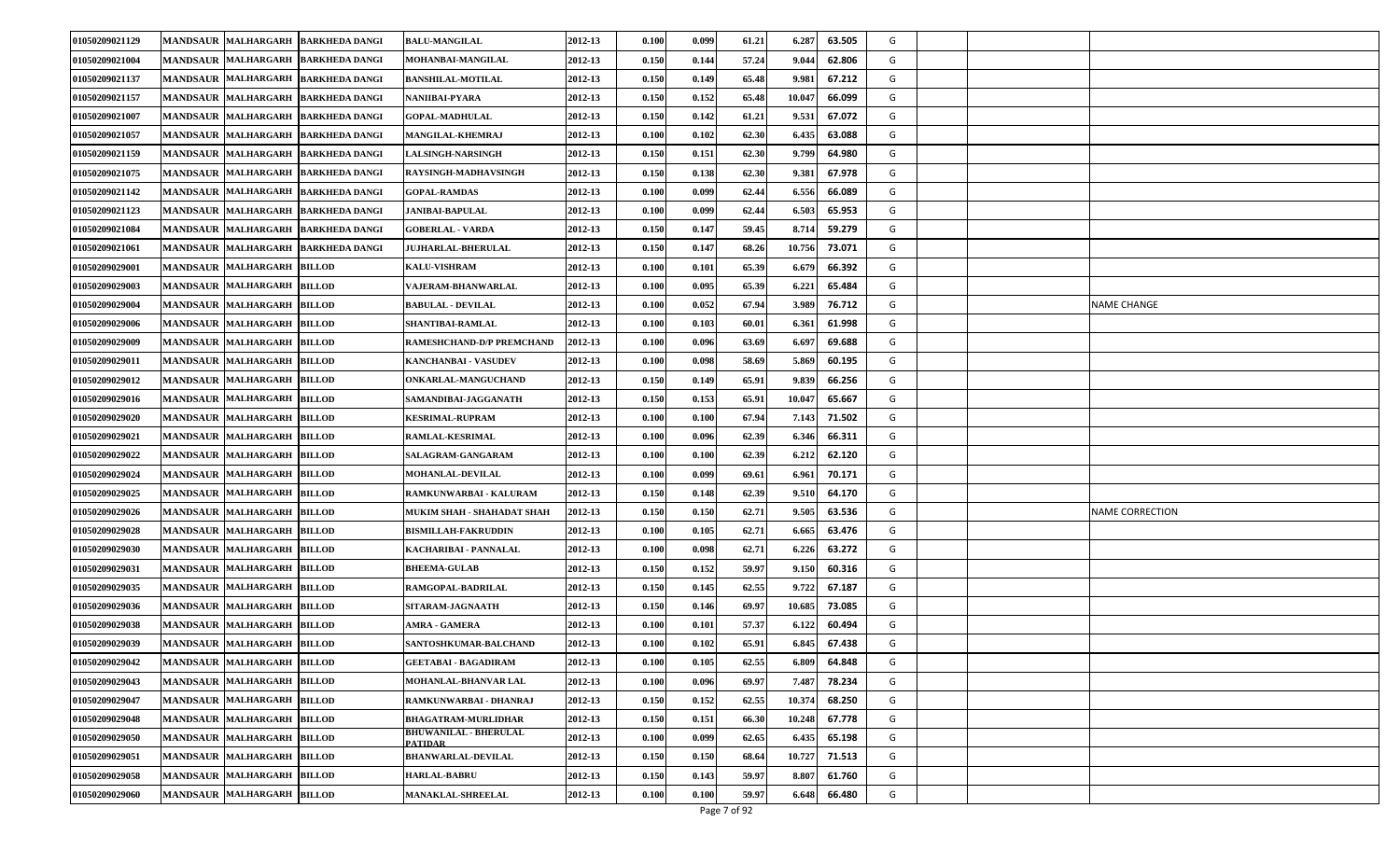| 01050209021129 | MANDSAUR | MALHARGARH | BARKHEDA DANGI | BALU-MANGILAL | 2012-13 | 0.100 | 0.099 | 61.21 | 6.287 | 63.505 | G | | | |
|---|---|---|---|---|---|---|---|---|---|---|---|---|---|---|
| 01050209021004 | MANDSAUR | MALHARGARH | BARKHEDA DANGI | MOHANBAI-MANGILAL | 2012-13 | 0.150 | 0.144 | 57.24 | 9.044 | 62.806 | G | | | |
| 01050209021137 | MANDSAUR | MALHARGARH | BARKHEDA DANGI | BANSHILAL-MOTILAL | 2012-13 | 0.150 | 0.149 | 65.48 | 9.981 | 67.212 | G | | | |
| 01050209021157 | MANDSAUR | MALHARGARH | BARKHEDA DANGI | NANIIBAI-PYARA | 2012-13 | 0.150 | 0.152 | 65.48 | 10.047 | 66.099 | G | | | |
| 01050209021007 | MANDSAUR | MALHARGARH | BARKHEDA DANGI | GOPAL-MADHULAL | 2012-13 | 0.150 | 0.142 | 61.21 | 9.531 | 67.072 | G | | | |
| 01050209021057 | MANDSAUR | MALHARGARH | BARKHEDA DANGI | MANGILAL-KHEMRAJ | 2012-13 | 0.100 | 0.102 | 62.30 | 6.435 | 63.088 | G | | | |
| 01050209021159 | MANDSAUR | MALHARGARH | BARKHEDA DANGI | LALSINGH-NARSINGH | 2012-13 | 0.150 | 0.151 | 62.30 | 9.799 | 64.980 | G | | | |
| 01050209021075 | MANDSAUR | MALHARGARH | BARKHEDA DANGI | RAYSINGH-MADHAVSINGH | 2012-13 | 0.150 | 0.138 | 62.30 | 9.381 | 67.978 | G | | | |
| 01050209021142 | MANDSAUR | MALHARGARH | BARKHEDA DANGI | GOPAL-RAMDAS | 2012-13 | 0.100 | 0.099 | 62.44 | 6.556 | 66.089 | G | | | |
| 01050209021123 | MANDSAUR | MALHARGARH | BARKHEDA DANGI | JANIBAI-BAPULAL | 2012-13 | 0.100 | 0.099 | 62.44 | 6.503 | 65.953 | G | | | |
| 01050209021084 | MANDSAUR | MALHARGARH | BARKHEDA DANGI | GOBERLAL - VARDA | 2012-13 | 0.150 | 0.147 | 59.45 | 8.714 | 59.279 | G | | | |
| 01050209021061 | MANDSAUR | MALHARGARH | BARKHEDA DANGI | JUJHARLAL-BHERULAL | 2012-13 | 0.150 | 0.147 | 68.26 | 10.756 | 73.071 | G | | | |
| 01050209029001 | MANDSAUR | MALHARGARH | BILLOD | KALU-VISHRAM | 2012-13 | 0.100 | 0.101 | 65.39 | 6.679 | 66.392 | G | | | |
| 01050209029003 | MANDSAUR | MALHARGARH | BILLOD | VAJERAM-BHANWARLAL | 2012-13 | 0.100 | 0.095 | 65.39 | 6.221 | 65.484 | G | | | |
| 01050209029004 | MANDSAUR | MALHARGARH | BILLOD | BABULAL - DEVILAL | 2012-13 | 0.100 | 0.052 | 67.94 | 3.989 | 76.712 | G | | | NAME CHANGE |
| 01050209029006 | MANDSAUR | MALHARGARH | BILLOD | SHANTIBAI-RAMLAL | 2012-13 | 0.100 | 0.103 | 60.01 | 6.361 | 61.998 | G | | | |
| 01050209029009 | MANDSAUR | MALHARGARH | BILLOD | RAMESHCHAND-D/P PREMCHAND | 2012-13 | 0.100 | 0.096 | 63.69 | 6.697 | 69.688 | G | | | |
| 01050209029011 | MANDSAUR | MALHARGARH | BILLOD | KANCHANBAI - VASUDEV | 2012-13 | 0.100 | 0.098 | 58.69 | 5.869 | 60.195 | G | | | |
| 01050209029012 | MANDSAUR | MALHARGARH | BILLOD | ONKARLAL-MANGUCHAND | 2012-13 | 0.150 | 0.149 | 65.91 | 9.839 | 66.256 | G | | | |
| 01050209029016 | MANDSAUR | MALHARGARH | BILLOD | SAMANDIBAI-JAGGANATH | 2012-13 | 0.150 | 0.153 | 65.91 | 10.047 | 65.667 | G | | | |
| 01050209029020 | MANDSAUR | MALHARGARH | BILLOD | KESRIMAL-RUPRAM | 2012-13 | 0.100 | 0.100 | 67.94 | 7.143 | 71.502 | G | | | |
| 01050209029021 | MANDSAUR | MALHARGARH | BILLOD | RAMLAL-KESRIMAL | 2012-13 | 0.100 | 0.096 | 62.39 | 6.346 | 66.311 | G | | | |
| 01050209029022 | MANDSAUR | MALHARGARH | BILLOD | SALAGRAM-GANGARAM | 2012-13 | 0.100 | 0.100 | 62.39 | 6.212 | 62.120 | G | | | |
| 01050209029024 | MANDSAUR | MALHARGARH | BILLOD | MOHANLAL-DEVILAL | 2012-13 | 0.100 | 0.099 | 69.61 | 6.961 | 70.171 | G | | | |
| 01050209029025 | MANDSAUR | MALHARGARH | BILLOD | RAMKUNWARBAI - KALURAM | 2012-13 | 0.150 | 0.148 | 62.39 | 9.510 | 64.170 | G | | | |
| 01050209029026 | MANDSAUR | MALHARGARH | BILLOD | MUKIM SHAH - SHAHADAT SHAH | 2012-13 | 0.150 | 0.150 | 62.71 | 9.505 | 63.536 | G | | | NAME CORRECTION |
| 01050209029028 | MANDSAUR | MALHARGARH | BILLOD | BISMILLAH-FAKRUDDIN | 2012-13 | 0.100 | 0.105 | 62.71 | 6.665 | 63.476 | G | | | |
| 01050209029030 | MANDSAUR | MALHARGARH | BILLOD | KACHARIBAI - PANNALAL | 2012-13 | 0.100 | 0.098 | 62.71 | 6.226 | 63.272 | G | | | |
| 01050209029031 | MANDSAUR | MALHARGARH | BILLOD | BHEEMA-GULAB | 2012-13 | 0.150 | 0.152 | 59.97 | 9.150 | 60.316 | G | | | |
| 01050209029035 | MANDSAUR | MALHARGARH | BILLOD | RAMGOPAL-BADRILAL | 2012-13 | 0.150 | 0.145 | 62.55 | 9.722 | 67.187 | G | | | |
| 01050209029036 | MANDSAUR | MALHARGARH | BILLOD | SITARAM-JAGNAATH | 2012-13 | 0.150 | 0.146 | 69.97 | 10.685 | 73.085 | G | | | |
| 01050209029038 | MANDSAUR | MALHARGARH | BILLOD | AMRA - GAMERA | 2012-13 | 0.100 | 0.101 | 57.37 | 6.122 | 60.494 | G | | | |
| 01050209029039 | MANDSAUR | MALHARGARH | BILLOD | SANTOSHKUMAR-BALCHAND | 2012-13 | 0.100 | 0.102 | 65.91 | 6.845 | 67.438 | G | | | |
| 01050209029042 | MANDSAUR | MALHARGARH | BILLOD | GEETABAI - BAGADIRAM | 2012-13 | 0.100 | 0.105 | 62.55 | 6.809 | 64.848 | G | | | |
| 01050209029043 | MANDSAUR | MALHARGARH | BILLOD | MOHANLAL-BHANVAR LAL | 2012-13 | 0.100 | 0.096 | 69.97 | 7.487 | 78.234 | G | | | |
| 01050209029047 | MANDSAUR | MALHARGARH | BILLOD | RAMKUNWARBAI - DHANRAJ | 2012-13 | 0.150 | 0.152 | 62.55 | 10.374 | 68.250 | G | | | |
| 01050209029048 | MANDSAUR | MALHARGARH | BILLOD | BHAGATRAM-MURLIDHAR | 2012-13 | 0.150 | 0.151 | 66.30 | 10.248 | 67.778 | G | | | |
| 01050209029050 | MANDSAUR | MALHARGARH | BILLOD | BHUWANILAL - BHERULAL PATIDAR | 2012-13 | 0.100 | 0.099 | 62.65 | 6.435 | 65.198 | G | | | |
| 01050209029051 | MANDSAUR | MALHARGARH | BILLOD | BHANWARLAL-DEVILAL | 2012-13 | 0.150 | 0.150 | 68.64 | 10.727 | 71.513 | G | | | |
| 01050209029058 | MANDSAUR | MALHARGARH | BILLOD | HARLAL-BABRU | 2012-13 | 0.150 | 0.143 | 59.97 | 8.807 | 61.760 | G | | | |
| 01050209029060 | MANDSAUR | MALHARGARH | BILLOD | MANAKLAL-SHREELAL | 2012-13 | 0.100 | 0.100 | 59.97 | 6.648 | 66.480 | G | | | |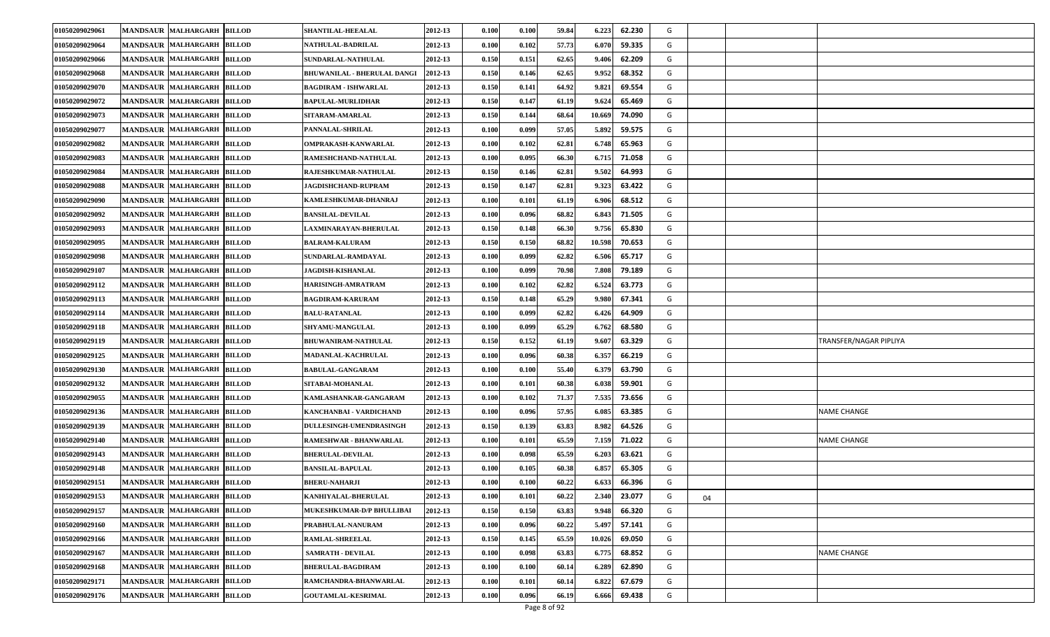| | | | | | | | | | | | | | | |
|---|---|---|---|---|---|---|---|---|---|---|---|---|---|---|
| 01050209029061 | MANDSAUR | MALHARGARH | BILLOD | SHANTILAL-HEEALAL | 2012-13 | 0.100 | 0.100 | 59.84 | 6.223 | 62.230 | G | | | |
| 01050209029064 | MANDSAUR | MALHARGARH | BILLOD | NATHULAL-BADRILAL | 2012-13 | 0.100 | 0.102 | 57.73 | 6.070 | 59.335 | G | | | |
| 01050209029066 | MANDSAUR | MALHARGARH | BILLOD | SUNDARLAL-NATHULAL | 2012-13 | 0.150 | 0.151 | 62.65 | 9.406 | 62.209 | G | | | |
| 01050209029068 | MANDSAUR | MALHARGARH | BILLOD | BHUWANILAL - BHERULAL DANGI | 2012-13 | 0.150 | 0.146 | 62.65 | 9.952 | 68.352 | G | | | |
| 01050209029070 | MANDSAUR | MALHARGARH | BILLOD | BAGDIRAM - ISHWARLAL | 2012-13 | 0.150 | 0.141 | 64.92 | 9.821 | 69.554 | G | | | |
| 01050209029072 | MANDSAUR | MALHARGARH | BILLOD | BAPULAL-MURLIDHAR | 2012-13 | 0.150 | 0.147 | 61.19 | 9.624 | 65.469 | G | | | |
| 01050209029073 | MANDSAUR | MALHARGARH | BILLOD | SITARAM-AMARLAL | 2012-13 | 0.150 | 0.144 | 68.64 | 10.669 | 74.090 | G | | | |
| 01050209029077 | MANDSAUR | MALHARGARH | BILLOD | PANNALAL-SHRILAL | 2012-13 | 0.100 | 0.099 | 57.05 | 5.892 | 59.575 | G | | | |
| 01050209029082 | MANDSAUR | MALHARGARH | BILLOD | OMPRAKASH-KANWARLAL | 2012-13 | 0.100 | 0.102 | 62.81 | 6.748 | 65.963 | G | | | |
| 01050209029083 | MANDSAUR | MALHARGARH | BILLOD | RAMESHCHAND-NATHULAL | 2012-13 | 0.100 | 0.095 | 66.30 | 6.715 | 71.058 | G | | | |
| 01050209029084 | MANDSAUR | MALHARGARH | BILLOD | RAJESHKUMAR-NATHULAL | 2012-13 | 0.150 | 0.146 | 62.81 | 9.502 | 64.993 | G | | | |
| 01050209029088 | MANDSAUR | MALHARGARH | BILLOD | JAGDISHCHAND-RUPRAM | 2012-13 | 0.150 | 0.147 | 62.81 | 9.323 | 63.422 | G | | | |
| 01050209029090 | MANDSAUR | MALHARGARH | BILLOD | KAMLESHKUMAR-DHANRAJ | 2012-13 | 0.100 | 0.101 | 61.19 | 6.906 | 68.512 | G | | | |
| 01050209029092 | MANDSAUR | MALHARGARH | BILLOD | BANSILAL-DEVILAL | 2012-13 | 0.100 | 0.096 | 68.82 | 6.843 | 71.505 | G | | | |
| 01050209029093 | MANDSAUR | MALHARGARH | BILLOD | LAXMINARAYAN-BHERULAL | 2012-13 | 0.150 | 0.148 | 66.30 | 9.756 | 65.830 | G | | | |
| 01050209029095 | MANDSAUR | MALHARGARH | BILLOD | BALRAM-KALURAM | 2012-13 | 0.150 | 0.150 | 68.82 | 10.598 | 70.653 | G | | | |
| 01050209029098 | MANDSAUR | MALHARGARH | BILLOD | SUNDARLAL-RAMDAYAL | 2012-13 | 0.100 | 0.099 | 62.82 | 6.506 | 65.717 | G | | | |
| 01050209029107 | MANDSAUR | MALHARGARH | BILLOD | JAGDISH-KISHANLAL | 2012-13 | 0.100 | 0.099 | 70.98 | 7.808 | 79.189 | G | | | |
| 01050209029112 | MANDSAUR | MALHARGARH | BILLOD | HARISINGH-AMRATRAM | 2012-13 | 0.100 | 0.102 | 62.82 | 6.524 | 63.773 | G | | | |
| 01050209029113 | MANDSAUR | MALHARGARH | BILLOD | BAGDIRAM-KARURAM | 2012-13 | 0.150 | 0.148 | 65.29 | 9.980 | 67.341 | G | | | |
| 01050209029114 | MANDSAUR | MALHARGARH | BILLOD | BALU-RATANLAL | 2012-13 | 0.100 | 0.099 | 62.82 | 6.426 | 64.909 | G | | | |
| 01050209029118 | MANDSAUR | MALHARGARH | BILLOD | SHYAMU-MANGULAL | 2012-13 | 0.100 | 0.099 | 65.29 | 6.762 | 68.580 | G | | | |
| 01050209029119 | MANDSAUR | MALHARGARH | BILLOD | BHUWANIRAM-NATHULAL | 2012-13 | 0.150 | 0.152 | 61.19 | 9.607 | 63.329 | G | | | TRANSFER/NAGAR PIPLIYA |
| 01050209029125 | MANDSAUR | MALHARGARH | BILLOD | MADANLAL-KACHRULAL | 2012-13 | 0.100 | 0.096 | 60.38 | 6.357 | 66.219 | G | | | |
| 01050209029130 | MANDSAUR | MALHARGARH | BILLOD | BABULAL-GANGARAM | 2012-13 | 0.100 | 0.100 | 55.40 | 6.379 | 63.790 | G | | | |
| 01050209029132 | MANDSAUR | MALHARGARH | BILLOD | SITABAI-MOHANLAL | 2012-13 | 0.100 | 0.101 | 60.38 | 6.038 | 59.901 | G | | | |
| 01050209029055 | MANDSAUR | MALHARGARH | BILLOD | KAMLASHANKAR-GANGARAM | 2012-13 | 0.100 | 0.102 | 71.37 | 7.535 | 73.656 | G | | | |
| 01050209029136 | MANDSAUR | MALHARGARH | BILLOD | KANCHANBAI - VARDICHAND | 2012-13 | 0.100 | 0.096 | 57.95 | 6.085 | 63.385 | G | | | NAME CHANGE |
| 01050209029139 | MANDSAUR | MALHARGARH | BILLOD | DULLESINGH-UMENDRASINGH | 2012-13 | 0.150 | 0.139 | 63.83 | 8.982 | 64.526 | G | | | |
| 01050209029140 | MANDSAUR | MALHARGARH | BILLOD | RAMESHWAR - BHANWARLAL | 2012-13 | 0.100 | 0.101 | 65.59 | 7.159 | 71.022 | G | | | NAME CHANGE |
| 01050209029143 | MANDSAUR | MALHARGARH | BILLOD | BHERULAL-DEVILAL | 2012-13 | 0.100 | 0.098 | 65.59 | 6.203 | 63.621 | G | | | |
| 01050209029148 | MANDSAUR | MALHARGARH | BILLOD | BANSILAL-BAPULAL | 2012-13 | 0.100 | 0.105 | 60.38 | 6.857 | 65.305 | G | | | |
| 01050209029151 | MANDSAUR | MALHARGARH | BILLOD | BHERU-NAHARJI | 2012-13 | 0.100 | 0.100 | 60.22 | 6.633 | 66.396 | G | | | |
| 01050209029153 | MANDSAUR | MALHARGARH | BILLOD | KANHIYALAL-BHERULAL | 2012-13 | 0.100 | 0.101 | 60.22 | 2.340 | 23.077 | G | 04 | | |
| 01050209029157 | MANDSAUR | MALHARGARH | BILLOD | MUKESHKUMAR-D/P BHULLIBAI | 2012-13 | 0.150 | 0.150 | 63.83 | 9.948 | 66.320 | G | | | |
| 01050209029160 | MANDSAUR | MALHARGARH | BILLOD | PRABHULAL-NANURAM | 2012-13 | 0.100 | 0.096 | 60.22 | 5.497 | 57.141 | G | | | |
| 01050209029166 | MANDSAUR | MALHARGARH | BILLOD | RAMLAL-SHREELAL | 2012-13 | 0.150 | 0.145 | 65.59 | 10.026 | 69.050 | G | | | |
| 01050209029167 | MANDSAUR | MALHARGARH | BILLOD | SAMRATH - DEVILAL | 2012-13 | 0.100 | 0.098 | 63.83 | 6.775 | 68.852 | G | | | NAME CHANGE |
| 01050209029168 | MANDSAUR | MALHARGARH | BILLOD | BHERULAL-BAGDIRAM | 2012-13 | 0.100 | 0.100 | 60.14 | 6.289 | 62.890 | G | | | |
| 01050209029171 | MANDSAUR | MALHARGARH | BILLOD | RAMCHANDRA-BHANWARLAL | 2012-13 | 0.100 | 0.101 | 60.14 | 6.822 | 67.679 | G | | | |
| 01050209029176 | MANDSAUR | MALHARGARH | BILLOD | GOUTAMLAL-KESRIMAL | 2012-13 | 0.100 | 0.096 | 66.19 | 6.666 | 69.438 | G | | | |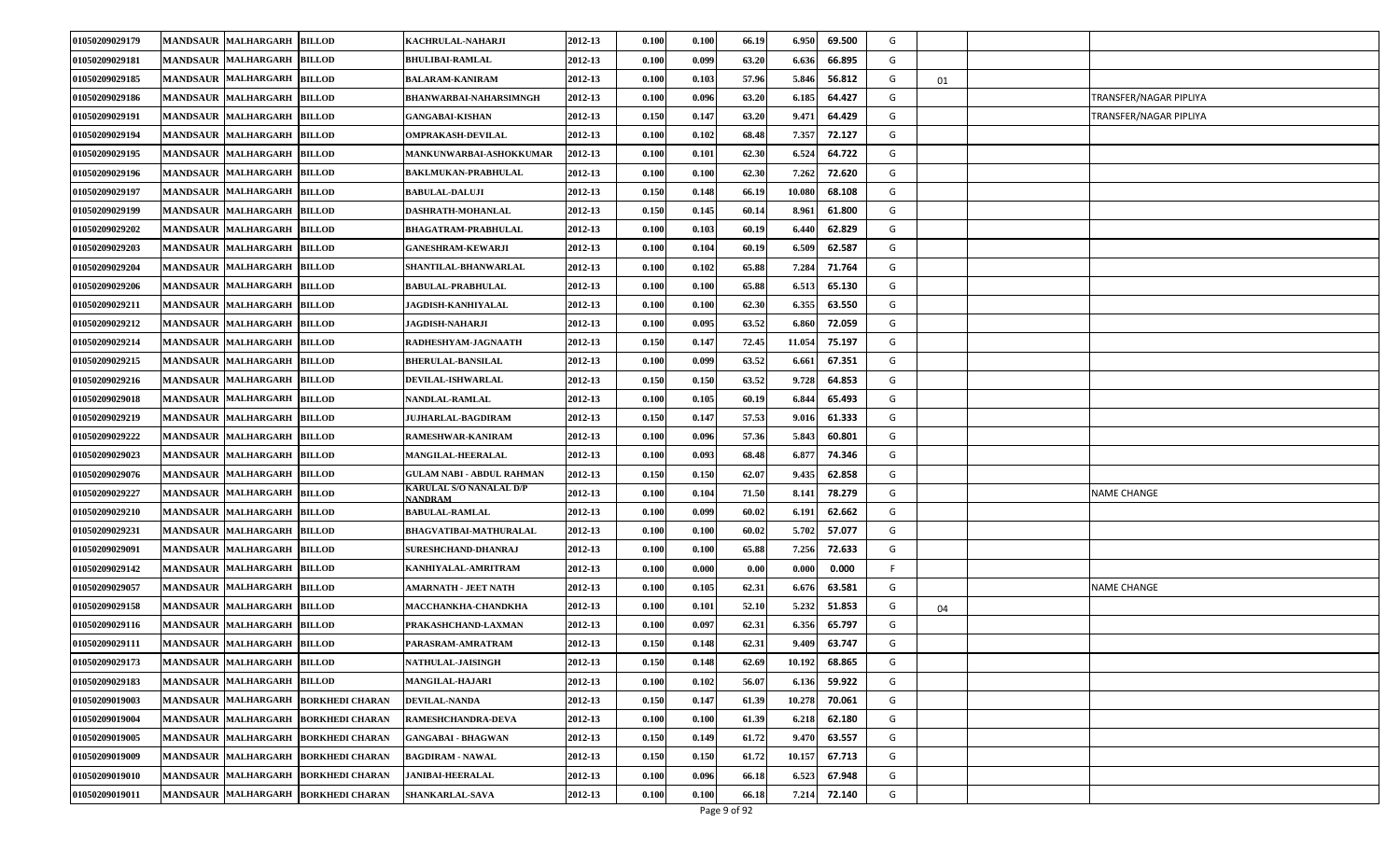| | | | | | | | | | | | | | | |
|---|---|---|---|---|---|---|---|---|---|---|---|---|---|---|
| 01050209029179 | MANDSAUR | MALHARGARH | BILLOD | KACHRULAL-NAHARJI | 2012-13 | 0.100 | 0.100 | 66.19 | 6.950 | 69.500 | G | | | |
| 01050209029181 | MANDSAUR | MALHARGARH | BILLOD | BHULIBAI-RAMLAL | 2012-13 | 0.100 | 0.099 | 63.20 | 6.636 | 66.895 | G | | | |
| 01050209029185 | MANDSAUR | MALHARGARH | BILLOD | BALARAM-KANIRAM | 2012-13 | 0.100 | 0.103 | 57.96 | 5.846 | 56.812 | G | 01 | | |
| 01050209029186 | MANDSAUR | MALHARGARH | BILLOD | BHANWARBAI-NAHARSIMNGH | 2012-13 | 0.100 | 0.096 | 63.20 | 6.185 | 64.427 | G | | | TRANSFER/NAGAR PIPLIYA |
| 01050209029191 | MANDSAUR | MALHARGARH | BILLOD | GANGABAI-KISHAN | 2012-13 | 0.150 | 0.147 | 63.20 | 9.471 | 64.429 | G | | | TRANSFER/NAGAR PIPLIYA |
| 01050209029194 | MANDSAUR | MALHARGARH | BILLOD | OMPRAKASH-DEVILAL | 2012-13 | 0.100 | 0.102 | 68.48 | 7.357 | 72.127 | G | | | |
| 01050209029195 | MANDSAUR | MALHARGARH | BILLOD | MANKUNWARBAI-ASHOKKUMAR | 2012-13 | 0.100 | 0.101 | 62.30 | 6.524 | 64.722 | G | | | |
| 01050209029196 | MANDSAUR | MALHARGARH | BILLOD | BAKLMUKAN-PRABHULAL | 2012-13 | 0.100 | 0.100 | 62.30 | 7.262 | 72.620 | G | | | |
| 01050209029197 | MANDSAUR | MALHARGARH | BILLOD | BABULAL-DALUJI | 2012-13 | 0.150 | 0.148 | 66.19 | 10.080 | 68.108 | G | | | |
| 01050209029199 | MANDSAUR | MALHARGARH | BILLOD | DASHRATH-MOHANLAL | 2012-13 | 0.150 | 0.145 | 60.14 | 8.961 | 61.800 | G | | | |
| 01050209029202 | MANDSAUR | MALHARGARH | BILLOD | BHAGATRAM-PRABHULAL | 2012-13 | 0.100 | 0.103 | 60.19 | 6.440 | 62.829 | G | | | |
| 01050209029203 | MANDSAUR | MALHARGARH | BILLOD | GANESHRAM-KEWARJI | 2012-13 | 0.100 | 0.104 | 60.19 | 6.509 | 62.587 | G | | | |
| 01050209029204 | MANDSAUR | MALHARGARH | BILLOD | SHANTILAL-BHANWARLAL | 2012-13 | 0.100 | 0.102 | 65.88 | 7.284 | 71.764 | G | | | |
| 01050209029206 | MANDSAUR | MALHARGARH | BILLOD | BABULAL-PRABHULAL | 2012-13 | 0.100 | 0.100 | 65.88 | 6.513 | 65.130 | G | | | |
| 01050209029211 | MANDSAUR | MALHARGARH | BILLOD | JAGDISH-KANHIYALAL | 2012-13 | 0.100 | 0.100 | 62.30 | 6.355 | 63.550 | G | | | |
| 01050209029212 | MANDSAUR | MALHARGARH | BILLOD | JAGDISH-NAHARJI | 2012-13 | 0.100 | 0.095 | 63.52 | 6.860 | 72.059 | G | | | |
| 01050209029214 | MANDSAUR | MALHARGARH | BILLOD | RADHESHYAM-JAGNAATH | 2012-13 | 0.150 | 0.147 | 72.45 | 11.054 | 75.197 | G | | | |
| 01050209029215 | MANDSAUR | MALHARGARH | BILLOD | BHERULAL-BANSILAL | 2012-13 | 0.100 | 0.099 | 63.52 | 6.661 | 67.351 | G | | | |
| 01050209029216 | MANDSAUR | MALHARGARH | BILLOD | DEVILAL-ISHWARLAL | 2012-13 | 0.150 | 0.150 | 63.52 | 9.728 | 64.853 | G | | | |
| 01050209029018 | MANDSAUR | MALHARGARH | BILLOD | NANDLAL-RAMLAL | 2012-13 | 0.100 | 0.105 | 60.19 | 6.844 | 65.493 | G | | | |
| 01050209029219 | MANDSAUR | MALHARGARH | BILLOD | JUJHARLAL-BAGDIRAM | 2012-13 | 0.150 | 0.147 | 57.53 | 9.016 | 61.333 | G | | | |
| 01050209029222 | MANDSAUR | MALHARGARH | BILLOD | RAMESHWAR-KANIRAM | 2012-13 | 0.100 | 0.096 | 57.36 | 5.843 | 60.801 | G | | | |
| 01050209029023 | MANDSAUR | MALHARGARH | BILLOD | MANGILAL-HEERALAL | 2012-13 | 0.100 | 0.093 | 68.48 | 6.877 | 74.346 | G | | | |
| 01050209029076 | MANDSAUR | MALHARGARH | BILLOD | GULAM NABI - ABDUL RAHMAN | 2012-13 | 0.150 | 0.150 | 62.07 | 9.435 | 62.858 | G | | | |
| 01050209029227 | MANDSAUR | MALHARGARH | BILLOD | KARULAL S/O NANALAL D/P NANDRAM | 2012-13 | 0.100 | 0.104 | 71.50 | 8.141 | 78.279 | G | | | NAME CHANGE |
| 01050209029210 | MANDSAUR | MALHARGARH | BILLOD | BABULAL-RAMLAL | 2012-13 | 0.100 | 0.099 | 60.02 | 6.191 | 62.662 | G | | | |
| 01050209029231 | MANDSAUR | MALHARGARH | BILLOD | BHAGVATIBAI-MATHURALAL | 2012-13 | 0.100 | 0.100 | 60.02 | 5.702 | 57.077 | G | | | |
| 01050209029091 | MANDSAUR | MALHARGARH | BILLOD | SURESHCHAND-DHANRAJ | 2012-13 | 0.100 | 0.100 | 65.88 | 7.256 | 72.633 | G | | | |
| 01050209029142 | MANDSAUR | MALHARGARH | BILLOD | KANHIYALAL-AMRITRAM | 2012-13 | 0.100 | 0.000 | 0.00 | 0.000 | 0.000 | F | | | |
| 01050209029057 | MANDSAUR | MALHARGARH | BILLOD | AMARNATH - JEET NATH | 2012-13 | 0.100 | 0.105 | 62.31 | 6.676 | 63.581 | G | | | NAME CHANGE |
| 01050209029158 | MANDSAUR | MALHARGARH | BILLOD | MACCHANKHA-CHANDKHA | 2012-13 | 0.100 | 0.101 | 52.10 | 5.232 | 51.853 | G | 04 | | |
| 01050209029116 | MANDSAUR | MALHARGARH | BILLOD | PRAKASHCHAND-LAXMAN | 2012-13 | 0.100 | 0.097 | 62.31 | 6.356 | 65.797 | G | | | |
| 01050209029111 | MANDSAUR | MALHARGARH | BILLOD | PARASRAM-AMRATRAM | 2012-13 | 0.150 | 0.148 | 62.31 | 9.409 | 63.747 | G | | | |
| 01050209029173 | MANDSAUR | MALHARGARH | BILLOD | NATHULAL-JAISINGH | 2012-13 | 0.150 | 0.148 | 62.69 | 10.192 | 68.865 | G | | | |
| 01050209029183 | MANDSAUR | MALHARGARH | BILLOD | MANGILAL-HAJARI | 2012-13 | 0.100 | 0.102 | 56.07 | 6.136 | 59.922 | G | | | |
| 01050209019003 | MANDSAUR | MALHARGARH | BORKHEDI CHARAN | DEVILAL-NANDA | 2012-13 | 0.150 | 0.147 | 61.39 | 10.278 | 70.061 | G | | | |
| 01050209019004 | MANDSAUR | MALHARGARH | BORKHEDI CHARAN | RAMESHCHANDRA-DEVA | 2012-13 | 0.100 | 0.100 | 61.39 | 6.218 | 62.180 | G | | | |
| 01050209019005 | MANDSAUR | MALHARGARH | BORKHEDI CHARAN | GANGABAI - BHAGWAN | 2012-13 | 0.150 | 0.149 | 61.72 | 9.470 | 63.557 | G | | | |
| 01050209019009 | MANDSAUR | MALHARGARH | BORKHEDI CHARAN | BAGDIRAM - NAWAL | 2012-13 | 0.150 | 0.150 | 61.72 | 10.157 | 67.713 | G | | | |
| 01050209019010 | MANDSAUR | MALHARGARH | BORKHEDI CHARAN | JANIBAI-HEERALAL | 2012-13 | 0.100 | 0.096 | 66.18 | 6.523 | 67.948 | G | | | |
| 01050209019011 | MANDSAUR | MALHARGARH | BORKHEDI CHARAN | SHANKARLAL-SAVA | 2012-13 | 0.100 | 0.100 | 66.18 | 7.214 | 72.140 | G | | | |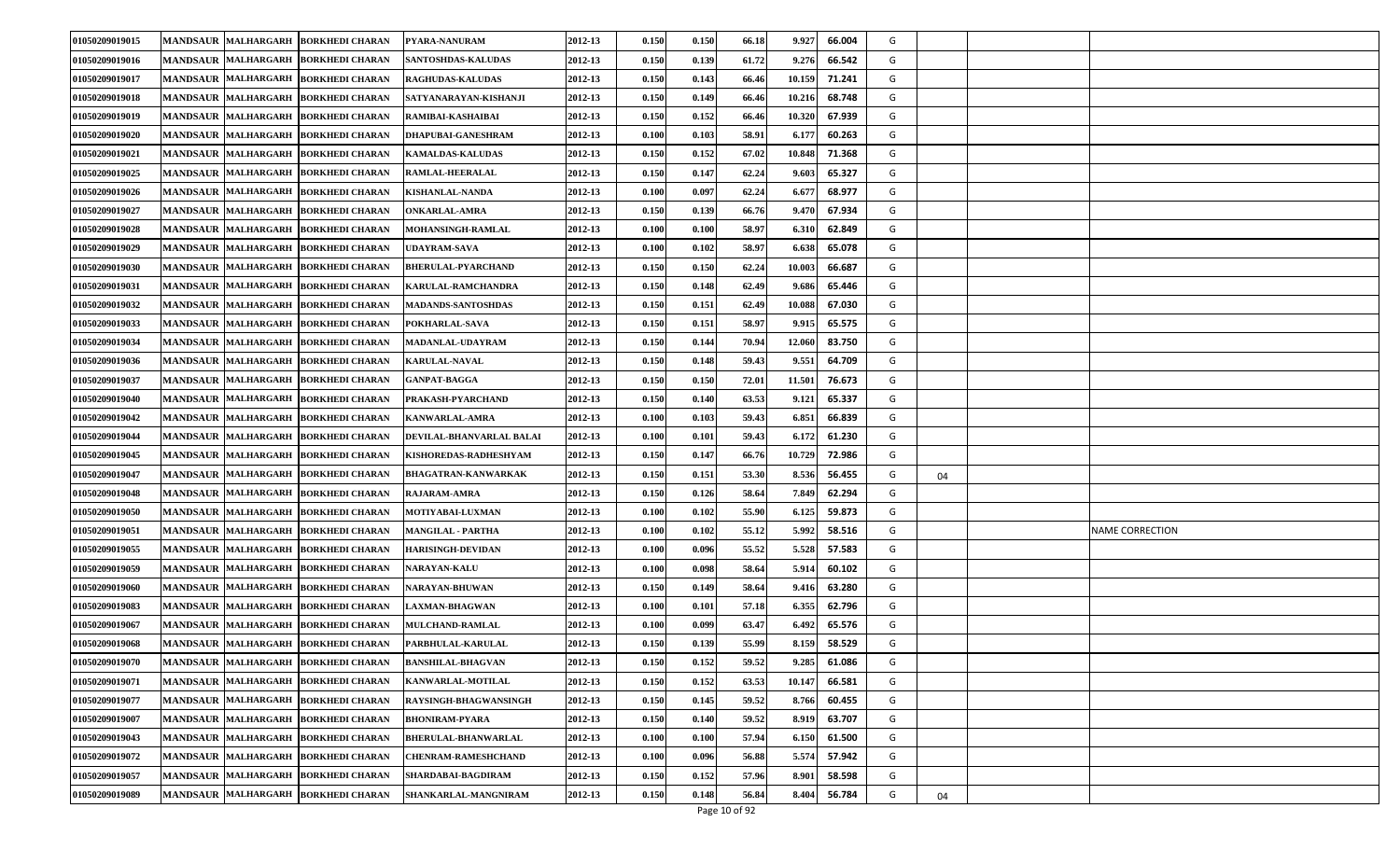| | | | | | | | | | | | | | | |
|---|---|---|---|---|---|---|---|---|---|---|---|---|---|---|
| 01050209019015 | MANDSAUR | MALHARGARH | BORKHEDI CHARAN | PYARA-NANURAM | 2012-13 | 0.150 | 0.150 | 66.18 | 9.927 | 66.004 | G | | | |
| 01050209019016 | MANDSAUR | MALHARGARH | BORKHEDI CHARAN | SANTOSHDAS-KALUDAS | 2012-13 | 0.150 | 0.139 | 61.72 | 9.276 | 66.542 | G | | | |
| 01050209019017 | MANDSAUR | MALHARGARH | BORKHEDI CHARAN | RAGHUDAS-KALUDAS | 2012-13 | 0.150 | 0.143 | 66.46 | 10.159 | 71.241 | G | | | |
| 01050209019018 | MANDSAUR | MALHARGARH | BORKHEDI CHARAN | SATYANARAYAN-KISHANJI | 2012-13 | 0.150 | 0.149 | 66.46 | 10.216 | 68.748 | G | | | |
| 01050209019019 | MANDSAUR | MALHARGARH | BORKHEDI CHARAN | RAMIBAI-KASHAIBAI | 2012-13 | 0.150 | 0.152 | 66.46 | 10.320 | 67.939 | G | | | |
| 01050209019020 | MANDSAUR | MALHARGARH | BORKHEDI CHARAN | DHAPUBAI-GANESHRAM | 2012-13 | 0.100 | 0.103 | 58.91 | 6.177 | 60.263 | G | | | |
| 01050209019021 | MANDSAUR | MALHARGARH | BORKHEDI CHARAN | KAMALDAS-KALUDAS | 2012-13 | 0.150 | 0.152 | 67.02 | 10.848 | 71.368 | G | | | |
| 01050209019025 | MANDSAUR | MALHARGARH | BORKHEDI CHARAN | RAMLAL-HEERALAL | 2012-13 | 0.150 | 0.147 | 62.24 | 9.603 | 65.327 | G | | | |
| 01050209019026 | MANDSAUR | MALHARGARH | BORKHEDI CHARAN | KISHANLAL-NANDA | 2012-13 | 0.100 | 0.097 | 62.24 | 6.677 | 68.977 | G | | | |
| 01050209019027 | MANDSAUR | MALHARGARH | BORKHEDI CHARAN | ONKARLAL-AMRA | 2012-13 | 0.150 | 0.139 | 66.76 | 9.470 | 67.934 | G | | | |
| 01050209019028 | MANDSAUR | MALHARGARH | BORKHEDI CHARAN | MOHANSINGH-RAMLAL | 2012-13 | 0.100 | 0.100 | 58.97 | 6.310 | 62.849 | G | | | |
| 01050209019029 | MANDSAUR | MALHARGARH | BORKHEDI CHARAN | UDAYRAM-SAVA | 2012-13 | 0.100 | 0.102 | 58.97 | 6.638 | 65.078 | G | | | |
| 01050209019030 | MANDSAUR | MALHARGARH | BORKHEDI CHARAN | BHERULAL-PYARCHAND | 2012-13 | 0.150 | 0.150 | 62.24 | 10.003 | 66.687 | G | | | |
| 01050209019031 | MANDSAUR | MALHARGARH | BORKHEDI CHARAN | KARULAL-RAMCHANDRA | 2012-13 | 0.150 | 0.148 | 62.49 | 9.686 | 65.446 | G | | | |
| 01050209019032 | MANDSAUR | MALHARGARH | BORKHEDI CHARAN | MADANDS-SANTOSHDAS | 2012-13 | 0.150 | 0.151 | 62.49 | 10.088 | 67.030 | G | | | |
| 01050209019033 | MANDSAUR | MALHARGARH | BORKHEDI CHARAN | POKHARLAL-SAVA | 2012-13 | 0.150 | 0.151 | 58.97 | 9.915 | 65.575 | G | | | |
| 01050209019034 | MANDSAUR | MALHARGARH | BORKHEDI CHARAN | MADANLAL-UDAYRAM | 2012-13 | 0.150 | 0.144 | 70.94 | 12.060 | 83.750 | G | | | |
| 01050209019036 | MANDSAUR | MALHARGARH | BORKHEDI CHARAN | KARULAL-NAVAL | 2012-13 | 0.150 | 0.148 | 59.43 | 9.551 | 64.709 | G | | | |
| 01050209019037 | MANDSAUR | MALHARGARH | BORKHEDI CHARAN | GANPAT-BAGGA | 2012-13 | 0.150 | 0.150 | 72.01 | 11.501 | 76.673 | G | | | |
| 01050209019040 | MANDSAUR | MALHARGARH | BORKHEDI CHARAN | PRAKASH-PYARCHAND | 2012-13 | 0.150 | 0.140 | 63.53 | 9.121 | 65.337 | G | | | |
| 01050209019042 | MANDSAUR | MALHARGARH | BORKHEDI CHARAN | KANWARLAL-AMRA | 2012-13 | 0.100 | 0.103 | 59.43 | 6.851 | 66.839 | G | | | |
| 01050209019044 | MANDSAUR | MALHARGARH | BORKHEDI CHARAN | DEVILAL-BHANVARLAL BALAI | 2012-13 | 0.100 | 0.101 | 59.43 | 6.172 | 61.230 | G | | | |
| 01050209019045 | MANDSAUR | MALHARGARH | BORKHEDI CHARAN | KISHOREDAS-RADHESHYAM | 2012-13 | 0.150 | 0.147 | 66.76 | 10.729 | 72.986 | G | | | |
| 01050209019047 | MANDSAUR | MALHARGARH | BORKHEDI CHARAN | BHAGATRAN-KANWARKAK | 2012-13 | 0.150 | 0.151 | 53.30 | 8.536 | 56.455 | G | 04 | | |
| 01050209019048 | MANDSAUR | MALHARGARH | BORKHEDI CHARAN | RAJARAM-AMRA | 2012-13 | 0.150 | 0.126 | 58.64 | 7.849 | 62.294 | G | | | |
| 01050209019050 | MANDSAUR | MALHARGARH | BORKHEDI CHARAN | MOTIYABAI-LUXMAN | 2012-13 | 0.100 | 0.102 | 55.90 | 6.125 | 59.873 | G | | | |
| 01050209019051 | MANDSAUR | MALHARGARH | BORKHEDI CHARAN | MANGILAL - PARTHA | 2012-13 | 0.100 | 0.102 | 55.12 | 5.992 | 58.516 | G | | | NAME CORRECTION |
| 01050209019055 | MANDSAUR | MALHARGARH | BORKHEDI CHARAN | HARISINGH-DEVIDAN | 2012-13 | 0.100 | 0.096 | 55.52 | 5.528 | 57.583 | G | | | |
| 01050209019059 | MANDSAUR | MALHARGARH | BORKHEDI CHARAN | NARAYAN-KALU | 2012-13 | 0.100 | 0.098 | 58.64 | 5.914 | 60.102 | G | | | |
| 01050209019060 | MANDSAUR | MALHARGARH | BORKHEDI CHARAN | NARAYAN-BHUWAN | 2012-13 | 0.150 | 0.149 | 58.64 | 9.416 | 63.280 | G | | | |
| 01050209019083 | MANDSAUR | MALHARGARH | BORKHEDI CHARAN | LAXMAN-BHAGWAN | 2012-13 | 0.100 | 0.101 | 57.18 | 6.355 | 62.796 | G | | | |
| 01050209019067 | MANDSAUR | MALHARGARH | BORKHEDI CHARAN | MULCHAND-RAMLAL | 2012-13 | 0.100 | 0.099 | 63.47 | 6.492 | 65.576 | G | | | |
| 01050209019068 | MANDSAUR | MALHARGARH | BORKHEDI CHARAN | PARBHULAL-KARULAL | 2012-13 | 0.150 | 0.139 | 55.99 | 8.159 | 58.529 | G | | | |
| 01050209019070 | MANDSAUR | MALHARGARH | BORKHEDI CHARAN | BANSHILAL-BHAGVAN | 2012-13 | 0.150 | 0.152 | 59.52 | 9.285 | 61.086 | G | | | |
| 01050209019071 | MANDSAUR | MALHARGARH | BORKHEDI CHARAN | KANWARLAL-MOTILAL | 2012-13 | 0.150 | 0.152 | 63.53 | 10.147 | 66.581 | G | | | |
| 01050209019077 | MANDSAUR | MALHARGARH | BORKHEDI CHARAN | RAYSINGH-BHAGWANSINGH | 2012-13 | 0.150 | 0.145 | 59.52 | 8.766 | 60.455 | G | | | |
| 01050209019007 | MANDSAUR | MALHARGARH | BORKHEDI CHARAN | BHONIRAM-PYARA | 2012-13 | 0.150 | 0.140 | 59.52 | 8.919 | 63.707 | G | | | |
| 01050209019043 | MANDSAUR | MALHARGARH | BORKHEDI CHARAN | BHERULAL-BHANWARLAL | 2012-13 | 0.100 | 0.100 | 57.94 | 6.150 | 61.500 | G | | | |
| 01050209019072 | MANDSAUR | MALHARGARH | BORKHEDI CHARAN | CHENRAM-RAMESHCHAND | 2012-13 | 0.100 | 0.096 | 56.88 | 5.574 | 57.942 | G | | | |
| 01050209019057 | MANDSAUR | MALHARGARH | BORKHEDI CHARAN | SHARDABAI-BAGDIRAM | 2012-13 | 0.150 | 0.152 | 57.96 | 8.901 | 58.598 | G | | | |
| 01050209019089 | MANDSAUR | MALHARGARH | BORKHEDI CHARAN | SHANKARLAL-MANGNIRAM | 2012-13 | 0.150 | 0.148 | 56.84 | 8.404 | 56.784 | G | 04 | | |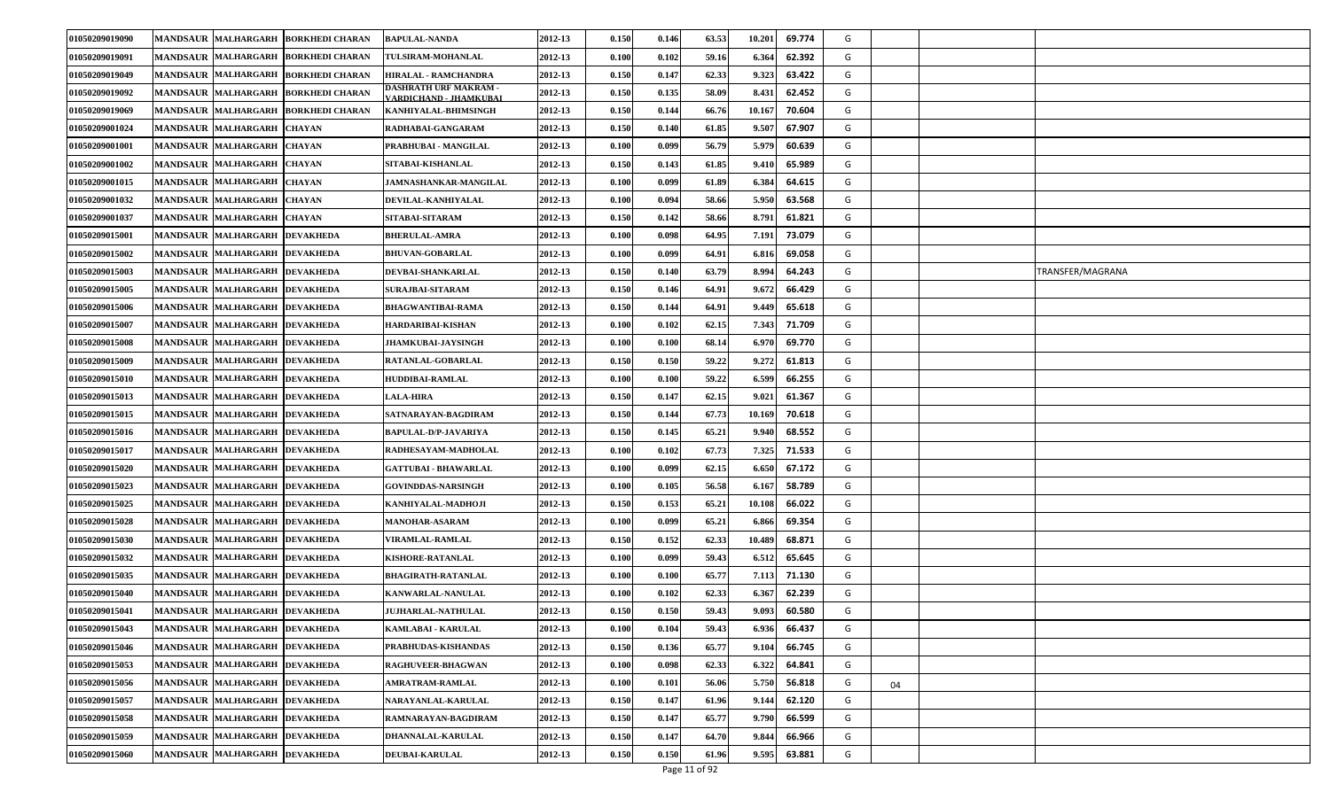| | | | | | | | | | | | | | | | |
|---|---|---|---|---|---|---|---|---|---|---|---|---|---|---|---|
| 01050209019090 | MANDSAUR | MALHARGARH | BORKHEDI CHARAN | BAPULAL-NANDA | 2012-13 | 0.150 | 0.146 | 63.53 | 10.201 | 69.774 | G | | | | |
| 01050209019091 | MANDSAUR | MALHARGARH | BORKHEDI CHARAN | TULSIRAM-MOHANLAL | 2012-13 | 0.100 | 0.102 | 59.16 | 6.364 | 62.392 | G | | | | |
| 01050209019049 | MANDSAUR | MALHARGARH | BORKHEDI CHARAN | HIRALAL - RAMCHANDRA | 2012-13 | 0.150 | 0.147 | 62.33 | 9.323 | 63.422 | G | | | | |
| 01050209019092 | MANDSAUR | MALHARGARH | BORKHEDI CHARAN | DASHRATH URF MAKRAM - VARDICHAND - JHAMKUBAI | 2012-13 | 0.150 | 0.135 | 58.09 | 8.431 | 62.452 | G | | | | |
| 01050209019069 | MANDSAUR | MALHARGARH | BORKHEDI CHARAN | KANHIYALAL-BHIMSINGH | 2012-13 | 0.150 | 0.144 | 66.76 | 10.167 | 70.604 | G | | | | |
| 01050209001024 | MANDSAUR | MALHARGARH | CHAYAN | RADHABAI-GANGARAM | 2012-13 | 0.150 | 0.140 | 61.85 | 9.507 | 67.907 | G | | | | |
| 01050209001001 | MANDSAUR | MALHARGARH | CHAYAN | PRABHUBAI - MANGILAL | 2012-13 | 0.100 | 0.099 | 56.79 | 5.979 | 60.639 | G | | | | |
| 01050209001002 | MANDSAUR | MALHARGARH | CHAYAN | SITABAI-KISHANLAL | 2012-13 | 0.150 | 0.143 | 61.85 | 9.410 | 65.989 | G | | | | |
| 01050209001015 | MANDSAUR | MALHARGARH | CHAYAN | JAMNASHANKAR-MANGILAL | 2012-13 | 0.100 | 0.099 | 61.89 | 6.384 | 64.615 | G | | | | |
| 01050209001032 | MANDSAUR | MALHARGARH | CHAYAN | DEVILAL-KANHIYALAL | 2012-13 | 0.100 | 0.094 | 58.66 | 5.950 | 63.568 | G | | | | |
| 01050209001037 | MANDSAUR | MALHARGARH | CHAYAN | SITABAI-SITARAM | 2012-13 | 0.150 | 0.142 | 58.66 | 8.791 | 61.821 | G | | | | |
| 01050209015001 | MANDSAUR | MALHARGARH | DEVAKHEDA | BHERULAL-AMRA | 2012-13 | 0.100 | 0.098 | 64.95 | 7.191 | 73.079 | G | | | | |
| 01050209015002 | MANDSAUR | MALHARGARH | DEVAKHEDA | BHUVAN-GOBARLAL | 2012-13 | 0.100 | 0.099 | 64.91 | 6.816 | 69.058 | G | | | | |
| 01050209015003 | MANDSAUR | MALHARGARH | DEVAKHEDA | DEVBAI-SHANKARLAL | 2012-13 | 0.150 | 0.140 | 63.79 | 8.994 | 64.243 | G | | | | TRANSFER/MAGRANA |
| 01050209015005 | MANDSAUR | MALHARGARH | DEVAKHEDA | SURAJBAI-SITARAM | 2012-13 | 0.150 | 0.146 | 64.91 | 9.672 | 66.429 | G | | | | |
| 01050209015006 | MANDSAUR | MALHARGARH | DEVAKHEDA | BHAGWANTIBAI-RAMA | 2012-13 | 0.150 | 0.144 | 64.91 | 9.449 | 65.618 | G | | | | |
| 01050209015007 | MANDSAUR | MALHARGARH | DEVAKHEDA | HARDARIBAI-KISHAN | 2012-13 | 0.100 | 0.102 | 62.15 | 7.343 | 71.709 | G | | | | |
| 01050209015008 | MANDSAUR | MALHARGARH | DEVAKHEDA | JHAMKUBAI-JAYSINGH | 2012-13 | 0.100 | 0.100 | 68.14 | 6.970 | 69.770 | G | | | | |
| 01050209015009 | MANDSAUR | MALHARGARH | DEVAKHEDA | RATANLAL-GOBARLAL | 2012-13 | 0.150 | 0.150 | 59.22 | 9.272 | 61.813 | G | | | | |
| 01050209015010 | MANDSAUR | MALHARGARH | DEVAKHEDA | HUDDIBAI-RAMLAL | 2012-13 | 0.100 | 0.100 | 59.22 | 6.599 | 66.255 | G | | | | |
| 01050209015013 | MANDSAUR | MALHARGARH | DEVAKHEDA | LALA-HIRA | 2012-13 | 0.150 | 0.147 | 62.15 | 9.021 | 61.367 | G | | | | |
| 01050209015015 | MANDSAUR | MALHARGARH | DEVAKHEDA | SATNARAYAN-BAGDIRAM | 2012-13 | 0.150 | 0.144 | 67.73 | 10.169 | 70.618 | G | | | | |
| 01050209015016 | MANDSAUR | MALHARGARH | DEVAKHEDA | BAPULAL-D/P-JAVARIYA | 2012-13 | 0.150 | 0.145 | 65.21 | 9.940 | 68.552 | G | | | | |
| 01050209015017 | MANDSAUR | MALHARGARH | DEVAKHEDA | RADHESAYAM-MADHOLAL | 2012-13 | 0.100 | 0.102 | 67.73 | 7.325 | 71.533 | G | | | | |
| 01050209015020 | MANDSAUR | MALHARGARH | DEVAKHEDA | GATTUBAI - BHAWARLAL | 2012-13 | 0.100 | 0.099 | 62.15 | 6.650 | 67.172 | G | | | | |
| 01050209015023 | MANDSAUR | MALHARGARH | DEVAKHEDA | GOVINDDAS-NARSINGH | 2012-13 | 0.100 | 0.105 | 56.58 | 6.167 | 58.789 | G | | | | |
| 01050209015025 | MANDSAUR | MALHARGARH | DEVAKHEDA | KANHIYALAL-MADHOJI | 2012-13 | 0.150 | 0.153 | 65.21 | 10.108 | 66.022 | G | | | | |
| 01050209015028 | MANDSAUR | MALHARGARH | DEVAKHEDA | MANOHAR-ASARAM | 2012-13 | 0.100 | 0.099 | 65.21 | 6.866 | 69.354 | G | | | | |
| 01050209015030 | MANDSAUR | MALHARGARH | DEVAKHEDA | VIRAMLAL-RAMLAL | 2012-13 | 0.150 | 0.152 | 62.33 | 10.489 | 68.871 | G | | | | |
| 01050209015032 | MANDSAUR | MALHARGARH | DEVAKHEDA | KISHORE-RATANLAL | 2012-13 | 0.100 | 0.099 | 59.43 | 6.512 | 65.645 | G | | | | |
| 01050209015035 | MANDSAUR | MALHARGARH | DEVAKHEDA | BHAGIRATH-RATANLAL | 2012-13 | 0.100 | 0.100 | 65.77 | 7.113 | 71.130 | G | | | | |
| 01050209015040 | MANDSAUR | MALHARGARH | DEVAKHEDA | KANWARLAL-NANULAL | 2012-13 | 0.100 | 0.102 | 62.33 | 6.367 | 62.239 | G | | | | |
| 01050209015041 | MANDSAUR | MALHARGARH | DEVAKHEDA | JUJHARLAL-NATHULAL | 2012-13 | 0.150 | 0.150 | 59.43 | 9.093 | 60.580 | G | | | | |
| 01050209015043 | MANDSAUR | MALHARGARH | DEVAKHEDA | KAMLABAI - KARULAL | 2012-13 | 0.100 | 0.104 | 59.43 | 6.936 | 66.437 | G | | | | |
| 01050209015046 | MANDSAUR | MALHARGARH | DEVAKHEDA | PRABHUDAS-KISHANDAS | 2012-13 | 0.150 | 0.136 | 65.77 | 9.104 | 66.745 | G | | | | |
| 01050209015053 | MANDSAUR | MALHARGARH | DEVAKHEDA | RAGHUVEER-BHAGWAN | 2012-13 | 0.100 | 0.098 | 62.33 | 6.322 | 64.841 | G | | | | |
| 01050209015056 | MANDSAUR | MALHARGARH | DEVAKHEDA | AMRATRAM-RAMLAL | 2012-13 | 0.100 | 0.101 | 56.06 | 5.750 | 56.818 | G | 04 | | | |
| 01050209015057 | MANDSAUR | MALHARGARH | DEVAKHEDA | NARAYANLAL-KARULAL | 2012-13 | 0.150 | 0.147 | 61.96 | 9.144 | 62.120 | G | | | | |
| 01050209015058 | MANDSAUR | MALHARGARH | DEVAKHEDA | RAMNARAYAN-BAGDIRAM | 2012-13 | 0.150 | 0.147 | 65.77 | 9.790 | 66.599 | G | | | | |
| 01050209015059 | MANDSAUR | MALHARGARH | DEVAKHEDA | DHANNALAL-KARULAL | 2012-13 | 0.150 | 0.147 | 64.70 | 9.844 | 66.966 | G | | | | |
| 01050209015060 | MANDSAUR | MALHARGARH | DEVAKHEDA | DEUBAI-KARULAL | 2012-13 | 0.150 | 0.150 | 61.96 | 9.595 | 63.881 | G | | | | |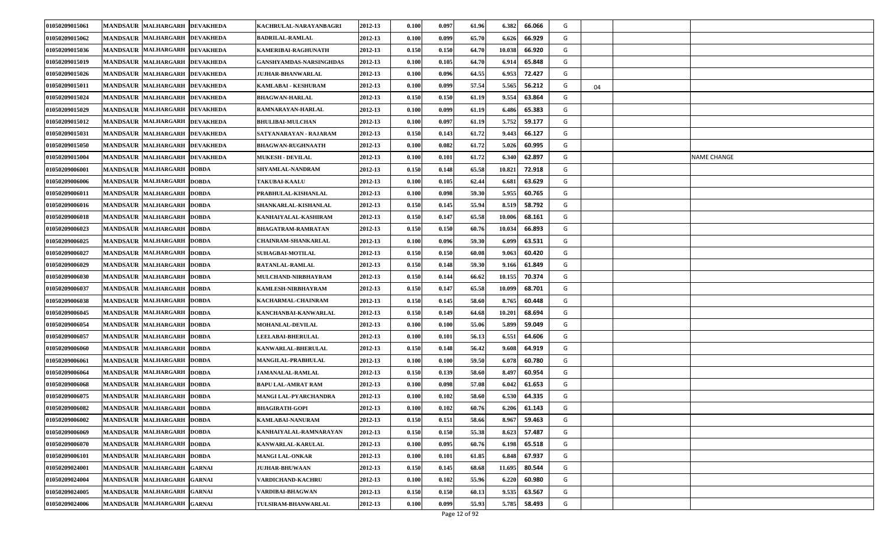| | | | | | | | | | | | | | | |
|---|---|---|---|---|---|---|---|---|---|---|---|---|---|---|
| 01050209015061 | MANDSAUR | MALHARGARH | DEVAKHEDA | KACHRULAL-NARAYANBAGRI | 2012-13 | 0.100 | 0.097 | 61.96 | 6.382 | 66.066 | G | | | |
| 01050209015062 | MANDSAUR | MALHARGARH | DEVAKHEDA | BADRILAL-RAMLAL | 2012-13 | 0.100 | 0.099 | 65.70 | 6.626 | 66.929 | G | | | |
| 01050209015036 | MANDSAUR | MALHARGARH | DEVAKHEDA | KAMERIBAI-RAGHUNATH | 2012-13 | 0.150 | 0.150 | 64.70 | 10.038 | 66.920 | G | | | |
| 01050209015019 | MANDSAUR | MALHARGARH | DEVAKHEDA | GANSHYAMDAS-NARSINGHDAS | 2012-13 | 0.100 | 0.105 | 64.70 | 6.914 | 65.848 | G | | | |
| 01050209015026 | MANDSAUR | MALHARGARH | DEVAKHEDA | JUJHAR-BHANWARLAL | 2012-13 | 0.100 | 0.096 | 64.55 | 6.953 | 72.427 | G | | | |
| 01050209015011 | MANDSAUR | MALHARGARH | DEVAKHEDA | KAMLABAI - KESHURAM | 2012-13 | 0.100 | 0.099 | 57.54 | 5.565 | 56.212 | G | 04 | | |
| 01050209015024 | MANDSAUR | MALHARGARH | DEVAKHEDA | BHAGWAN-HARLAL | 2012-13 | 0.150 | 0.150 | 61.19 | 9.554 | 63.864 | G | | | |
| 01050209015029 | MANDSAUR | MALHARGARH | DEVAKHEDA | RAMNARAYAN-HARLAL | 2012-13 | 0.100 | 0.099 | 61.19 | 6.486 | 65.383 | G | | | |
| 01050209015012 | MANDSAUR | MALHARGARH | DEVAKHEDA | BHULIBAI-MULCHAN | 2012-13 | 0.100 | 0.097 | 61.19 | 5.752 | 59.177 | G | | | |
| 01050209015031 | MANDSAUR | MALHARGARH | DEVAKHEDA | SATYANARAYAN - RAJARAM | 2012-13 | 0.150 | 0.143 | 61.72 | 9.443 | 66.127 | G | | | |
| 01050209015050 | MANDSAUR | MALHARGARH | DEVAKHEDA | BHAGWAN-RUGHNAATH | 2012-13 | 0.100 | 0.082 | 61.72 | 5.026 | 60.995 | G | | | |
| 01050209015004 | MANDSAUR | MALHARGARH | DEVAKHEDA | MUKESH - DEVILAL | 2012-13 | 0.100 | 0.101 | 61.72 | 6.340 | 62.897 | G | | | NAME CHANGE |
| 01050209006001 | MANDSAUR | MALHARGARH | DOBDA | SHYAMLAL-NANDRAM | 2012-13 | 0.150 | 0.148 | 65.58 | 10.821 | 72.918 | G | | | |
| 01050209006006 | MANDSAUR | MALHARGARH | DOBDA | TAKUBAI-KAALU | 2012-13 | 0.100 | 0.105 | 62.44 | 6.681 | 63.629 | G | | | |
| 01050209006011 | MANDSAUR | MALHARGARH | DOBDA | PRABHULAL-KISHANLAL | 2012-13 | 0.100 | 0.098 | 59.30 | 5.955 | 60.765 | G | | | |
| 01050209006016 | MANDSAUR | MALHARGARH | DOBDA | SHANKARLAL-KISHANLAL | 2012-13 | 0.150 | 0.145 | 55.94 | 8.519 | 58.792 | G | | | |
| 01050209006018 | MANDSAUR | MALHARGARH | DOBDA | KANHAIYALAL-KASHIRAM | 2012-13 | 0.150 | 0.147 | 65.58 | 10.006 | 68.161 | G | | | |
| 01050209006023 | MANDSAUR | MALHARGARH | DOBDA | BHAGATRAM-RAMRATAN | 2012-13 | 0.150 | 0.150 | 60.76 | 10.034 | 66.893 | G | | | |
| 01050209006025 | MANDSAUR | MALHARGARH | DOBDA | CHAINRAM-SHANKARLAL | 2012-13 | 0.100 | 0.096 | 59.30 | 6.099 | 63.531 | G | | | |
| 01050209006027 | MANDSAUR | MALHARGARH | DOBDA | SUHAGBAI-MOTILAL | 2012-13 | 0.150 | 0.150 | 60.08 | 9.063 | 60.420 | G | | | |
| 01050209006029 | MANDSAUR | MALHARGARH | DOBDA | RATANLAL-RAMLAL | 2012-13 | 0.150 | 0.148 | 59.30 | 9.166 | 61.849 | G | | | |
| 01050209006030 | MANDSAUR | MALHARGARH | DOBDA | MULCHAND-NIRBHAYRAM | 2012-13 | 0.150 | 0.144 | 66.62 | 10.155 | 70.374 | G | | | |
| 01050209006037 | MANDSAUR | MALHARGARH | DOBDA | KAMLESH-NIRBHAYRAM | 2012-13 | 0.150 | 0.147 | 65.58 | 10.099 | 68.701 | G | | | |
| 01050209006038 | MANDSAUR | MALHARGARH | DOBDA | KACHARMAL-CHAINRAM | 2012-13 | 0.150 | 0.145 | 58.60 | 8.765 | 60.448 | G | | | |
| 01050209006045 | MANDSAUR | MALHARGARH | DOBDA | KANCHANBAI-KANWARLAL | 2012-13 | 0.150 | 0.149 | 64.68 | 10.201 | 68.694 | G | | | |
| 01050209006054 | MANDSAUR | MALHARGARH | DOBDA | MOHANLAL-DEVILAL | 2012-13 | 0.100 | 0.100 | 55.06 | 5.899 | 59.049 | G | | | |
| 01050209006057 | MANDSAUR | MALHARGARH | DOBDA | LEELABAI-BHERULAL | 2012-13 | 0.100 | 0.101 | 56.13 | 6.551 | 64.606 | G | | | |
| 01050209006060 | MANDSAUR | MALHARGARH | DOBDA | KANWARLAL-BHERULAL | 2012-13 | 0.150 | 0.148 | 56.42 | 9.608 | 64.919 | G | | | |
| 01050209006061 | MANDSAUR | MALHARGARH | DOBDA | MANGILAL-PRABHULAL | 2012-13 | 0.100 | 0.100 | 59.50 | 6.078 | 60.780 | G | | | |
| 01050209006064 | MANDSAUR | MALHARGARH | DOBDA | JAMANALAL-RAMLAL | 2012-13 | 0.150 | 0.139 | 58.60 | 8.497 | 60.954 | G | | | |
| 01050209006068 | MANDSAUR | MALHARGARH | DOBDA | BAPU LAL-AMRAT RAM | 2012-13 | 0.100 | 0.098 | 57.08 | 6.042 | 61.653 | G | | | |
| 01050209006075 | MANDSAUR | MALHARGARH | DOBDA | MANGI LAL-PYARCHANDRA | 2012-13 | 0.100 | 0.102 | 58.60 | 6.530 | 64.335 | G | | | |
| 01050209006082 | MANDSAUR | MALHARGARH | DOBDA | BHAGIRATH-GOPI | 2012-13 | 0.100 | 0.102 | 60.76 | 6.206 | 61.143 | G | | | |
| 01050209006002 | MANDSAUR | MALHARGARH | DOBDA | KAMLABAI-NANURAM | 2012-13 | 0.150 | 0.151 | 58.66 | 8.967 | 59.463 | G | | | |
| 01050209006069 | MANDSAUR | MALHARGARH | DOBDA | KANHAIYALAL-RAMNARAYAN | 2012-13 | 0.150 | 0.150 | 55.38 | 8.623 | 57.487 | G | | | |
| 01050209006070 | MANDSAUR | MALHARGARH | DOBDA | KANWARLAL-KARULAL | 2012-13 | 0.100 | 0.095 | 60.76 | 6.198 | 65.518 | G | | | |
| 01050209006101 | MANDSAUR | MALHARGARH | DOBDA | MANGI LAL-ONKAR | 2012-13 | 0.100 | 0.101 | 61.85 | 6.848 | 67.937 | G | | | |
| 01050209024001 | MANDSAUR | MALHARGARH | GARNAI | JUJHAR-BHUWAAN | 2012-13 | 0.150 | 0.145 | 68.68 | 11.695 | 80.544 | G | | | |
| 01050209024004 | MANDSAUR | MALHARGARH | GARNAI | VARDICHAND-KACHRU | 2012-13 | 0.100 | 0.102 | 55.96 | 6.220 | 60.980 | G | | | |
| 01050209024005 | MANDSAUR | MALHARGARH | GARNAI | VARDIBAI-BHAGWAN | 2012-13 | 0.150 | 0.150 | 60.13 | 9.535 | 63.567 | G | | | |
| 01050209024006 | MANDSAUR | MALHARGARH | GARNAI | TULSIRAM-BHANWARLAL | 2012-13 | 0.100 | 0.099 | 55.93 | 5.785 | 58.493 | G | | | |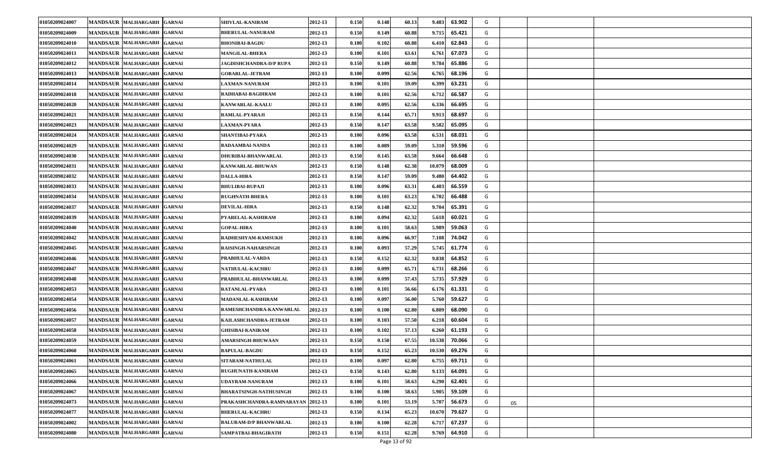| | | | | | | | | | | | | | | |
|---|---|---|---|---|---|---|---|---|---|---|---|---|---|---|
| 01050209024007 | MANDSAUR | MALHARGARH | GARNAI | SHIVLAL-KANIRAM | 2012-13 | 0.150 | 0.148 | 60.13 | 9.483 | 63.902 | G | | | |
| 01050209024009 | MANDSAUR | MALHARGARH | GARNAI | BHERULAL-NANURAM | 2012-13 | 0.150 | 0.149 | 60.88 | 9.715 | 65.421 | G | | | |
| 01050209024010 | MANDSAUR | MALHARGARH | GARNAI | BHONIBAI-BAGDU | 2012-13 | 0.100 | 0.102 | 60.88 | 6.410 | 62.843 | G | | | |
| 01050209024011 | MANDSAUR | MALHARGARH | GARNAI | MANGILAL-BHERA | 2012-13 | 0.100 | 0.101 | 63.61 | 6.761 | 67.073 | G | | | |
| 01050209024012 | MANDSAUR | MALHARGARH | GARNAI | JAGDISHCHANDRA-D/P RUPA | 2012-13 | 0.150 | 0.149 | 60.88 | 9.784 | 65.886 | G | | | |
| 01050209024013 | MANDSAUR | MALHARGARH | GARNAI | GOBARLAL-JETRAM | 2012-13 | 0.100 | 0.099 | 62.56 | 6.765 | 68.196 | G | | | |
| 01050209024014 | MANDSAUR | MALHARGARH | GARNAI | LAXMAN-NANURAM | 2012-13 | 0.100 | 0.101 | 59.09 | 6.399 | 63.231 | G | | | |
| 01050209024018 | MANDSAUR | MALHARGARH | GARNAI | RADHABAI-BAGDIRAM | 2012-13 | 0.100 | 0.101 | 62.56 | 6.712 | 66.587 | G | | | |
| 01050209024020 | MANDSAUR | MALHARGARH | GARNAI | KANWARLAL-KAALU | 2012-13 | 0.100 | 0.095 | 62.56 | 6.336 | 66.695 | G | | | |
| 01050209024021 | MANDSAUR | MALHARGARH | GARNAI | RAMLAL-PYARAJI | 2012-13 | 0.150 | 0.144 | 65.71 | 9.913 | 68.697 | G | | | |
| 01050209024023 | MANDSAUR | MALHARGARH | GARNAI | LAXMAN-PYARA | 2012-13 | 0.150 | 0.147 | 63.58 | 9.582 | 65.095 | G | | | |
| 01050209024024 | MANDSAUR | MALHARGARH | GARNAI | SHANTIBAI-PYARA | 2012-13 | 0.100 | 0.096 | 63.58 | 6.531 | 68.031 | G | | | |
| 01050209024029 | MANDSAUR | MALHARGARH | GARNAI | BADAAMBAI-NANDA | 2012-13 | 0.100 | 0.089 | 59.09 | 5.310 | 59.596 | G | | | |
| 01050209024030 | MANDSAUR | MALHARGARH | GARNAI | DHURIBAI-BHANWARLAL | 2012-13 | 0.150 | 0.145 | 63.58 | 9.664 | 66.648 | G | | | |
| 01050209024031 | MANDSAUR | MALHARGARH | GARNAI | KANWARLAL-BHUWAN | 2012-13 | 0.150 | 0.148 | 62.38 | 10.079 | 68.009 | G | | | |
| 01050209024032 | MANDSAUR | MALHARGARH | GARNAI | DALLA-HIRA | 2012-13 | 0.150 | 0.147 | 59.09 | 9.480 | 64.402 | G | | | |
| 01050209024033 | MANDSAUR | MALHARGARH | GARNAI | BHULIBAI-RUPAJI | 2012-13 | 0.100 | 0.096 | 63.31 | 6.403 | 66.559 | G | | | |
| 01050209024034 | MANDSAUR | MALHARGARH | GARNAI | RUGHNATH-BHERA | 2012-13 | 0.100 | 0.101 | 63.23 | 6.702 | 66.488 | G | | | |
| 01050209024037 | MANDSAUR | MALHARGARH | GARNAI | DEVILAL-HIRA | 2012-13 | 0.150 | 0.148 | 62.32 | 9.704 | 65.391 | G | | | |
| 01050209024039 | MANDSAUR | MALHARGARH | GARNAI | PYARELAL-KASHIRAM | 2012-13 | 0.100 | 0.094 | 62.32 | 5.618 | 60.021 | G | | | |
| 01050209024040 | MANDSAUR | MALHARGARH | GARNAI | GOPAL-HIRA | 2012-13 | 0.100 | 0.101 | 58.63 | 5.989 | 59.063 | G | | | |
| 01050209024042 | MANDSAUR | MALHARGARH | GARNAI | RADHESHYAM-RAMSUKH | 2012-13 | 0.100 | 0.096 | 66.97 | 7.108 | 74.042 | G | | | |
| 01050209024045 | MANDSAUR | MALHARGARH | GARNAI | RAISINGH-NAHARSINGH | 2012-13 | 0.100 | 0.093 | 57.29 | 5.745 | 61.774 | G | | | |
| 01050209024046 | MANDSAUR | MALHARGARH | GARNAI | PRABHULAL-VARDA | 2012-13 | 0.150 | 0.152 | 62.32 | 9.838 | 64.852 | G | | | |
| 01050209024047 | MANDSAUR | MALHARGARH | GARNAI | NATHULAL-KACHRU | 2012-13 | 0.100 | 0.099 | 65.71 | 6.731 | 68.266 | G | | | |
| 01050209024048 | MANDSAUR | MALHARGARH | GARNAI | PRABHULAL-BHANWARLAL | 2012-13 | 0.100 | 0.099 | 57.43 | 5.735 | 57.929 | G | | | |
| 01050209024053 | MANDSAUR | MALHARGARH | GARNAI | RATANLAL-PYARA | 2012-13 | 0.100 | 0.101 | 56.66 | 6.176 | 61.331 | G | | | |
| 01050209024054 | MANDSAUR | MALHARGARH | GARNAI | MADANLAL-KASHIRAM | 2012-13 | 0.100 | 0.097 | 56.00 | 5.760 | 59.627 | G | | | |
| 01050209024056 | MANDSAUR | MALHARGARH | GARNAI | RAMESHCHANDRA-KANWARLAL | 2012-13 | 0.100 | 0.100 | 62.80 | 6.809 | 68.090 | G | | | |
| 01050209024057 | MANDSAUR | MALHARGARH | GARNAI | KAILASHCHANDRA-JETRAM | 2012-13 | 0.100 | 0.103 | 57.50 | 6.218 | 60.604 | G | | | |
| 01050209024058 | MANDSAUR | MALHARGARH | GARNAI | GHISIBAI-KANIRAM | 2012-13 | 0.100 | 0.102 | 57.13 | 6.260 | 61.193 | G | | | |
| 01050209024059 | MANDSAUR | MALHARGARH | GARNAI | AMARSINGH-BHUWAAN | 2012-13 | 0.150 | 0.150 | 67.55 | 10.538 | 70.066 | G | | | |
| 01050209024060 | MANDSAUR | MALHARGARH | GARNAI | BAPULAL-BAGDU | 2012-13 | 0.150 | 0.152 | 65.23 | 10.530 | 69.276 | G | | | |
| 01050209024061 | MANDSAUR | MALHARGARH | GARNAI | SITARAM-NATHULAL | 2012-13 | 0.100 | 0.097 | 62.80 | 6.755 | 69.711 | G | | | |
| 01050209024065 | MANDSAUR | MALHARGARH | GARNAI | RUGHUNATH-KANIRAM | 2012-13 | 0.150 | 0.143 | 62.80 | 9.133 | 64.091 | G | | | |
| 01050209024066 | MANDSAUR | MALHARGARH | GARNAI | UDAYRAM-NANURAM | 2012-13 | 0.100 | 0.101 | 58.63 | 6.290 | 62.401 | G | | | |
| 01050209024067 | MANDSAUR | MALHARGARH | GARNAI | BHARATSINGH-NATHUSINGH | 2012-13 | 0.100 | 0.100 | 58.63 | 5.905 | 59.109 | G | | | |
| 01050209024073 | MANDSAUR | MALHARGARH | GARNAI | PRAKASHCHANDRA-RAMNARAYAN | 2012-13 | 0.100 | 0.101 | 53.19 | 5.707 | 56.673 | G | 05 | | |
| 01050209024077 | MANDSAUR | MALHARGARH | GARNAI | BHERULAL-KACHRU | 2012-13 | 0.150 | 0.134 | 65.23 | 10.670 | 79.627 | G | | | |
| 01050209024002 | MANDSAUR | MALHARGARH | GARNAI | BALURAM-D/P BHANWARLAL | 2012-13 | 0.100 | 0.100 | 62.28 | 6.717 | 67.237 | G | | | |
| 01050209024080 | MANDSAUR | MALHARGARH | GARNAI | SAMPATBAI-BHAGIRATH | 2012-13 | 0.150 | 0.151 | 62.28 | 9.769 | 64.910 | G | | | |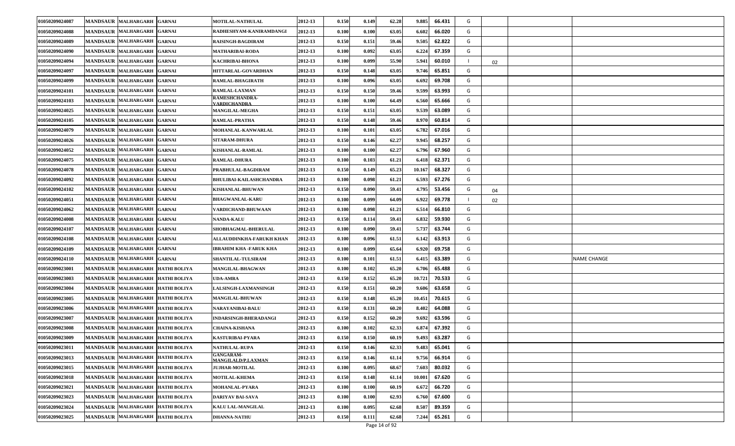| | | | | | | | | | | | | | | |
|---|---|---|---|---|---|---|---|---|---|---|---|---|---|---|
| 01050209024087 | MANDSAUR | MALHARGARH | GARNAI | MOTILAL-NATHULAL | 2012-13 | 0.150 | 0.149 | 62.28 | 9.885 | 66.431 | G | | | |
| 01050209024088 | MANDSAUR | MALHARGARH | GARNAI | RADHESHYAM-KANIRAMDANGI | 2012-13 | 0.100 | 0.100 | 63.05 | 6.602 | 66.020 | G | | | |
| 01050209024089 | MANDSAUR | MALHARGARH | GARNAI | RAISINGH-BAGDIRAM | 2012-13 | 0.150 | 0.151 | 59.46 | 9.505 | 62.822 | G | | | |
| 01050209024090 | MANDSAUR | MALHARGARH | GARNAI | MATHARIBAI-RODA | 2012-13 | 0.100 | 0.092 | 63.05 | 6.224 | 67.359 | G | | | |
| 01050209024094 | MANDSAUR | MALHARGARH | GARNAI | KACHRIBAI-BHONA | 2012-13 | 0.100 | 0.099 | 55.90 | 5.941 | 60.010 | I | 02 | | |
| 01050209024097 | MANDSAUR | MALHARGARH | GARNAI | HITTARLAL-GOVARDHAN | 2012-13 | 0.150 | 0.148 | 63.05 | 9.746 | 65.851 | G | | | |
| 01050209024099 | MANDSAUR | MALHARGARH | GARNAI | RAMLAL-BHAGIRATH | 2012-13 | 0.100 | 0.096 | 63.05 | 6.692 | 69.708 | G | | | |
| 01050209024101 | MANDSAUR | MALHARGARH | GARNAI | RAMLAL-LAXMAN | 2012-13 | 0.150 | 0.150 | 59.46 | 9.599 | 63.993 | G | | | |
| 01050209024103 | MANDSAUR | MALHARGARH | GARNAI | RAMESHCHANDRA-VARDICHANDRA | 2012-13 | 0.100 | 0.100 | 64.49 | 6.560 | 65.666 | G | | | |
| 01050209024025 | MANDSAUR | MALHARGARH | GARNAI | MANGILAL-MEGHA | 2012-13 | 0.150 | 0.151 | 63.05 | 9.539 | 63.089 | G | | | |
| 01050209024105 | MANDSAUR | MALHARGARH | GARNAI | RAMLAL-PRATHA | 2012-13 | 0.150 | 0.148 | 59.46 | 8.970 | 60.814 | G | | | |
| 01050209024079 | MANDSAUR | MALHARGARH | GARNAI | MOHANLAL-KANWARLAL | 2012-13 | 0.100 | 0.101 | 63.05 | 6.782 | 67.016 | G | | | |
| 01050209024026 | MANDSAUR | MALHARGARH | GARNAI | SITARAM-DHURA | 2012-13 | 0.150 | 0.146 | 62.27 | 9.945 | 68.257 | G | | | |
| 01050209024052 | MANDSAUR | MALHARGARH | GARNAI | KISHANLAL-RAMLAL | 2012-13 | 0.100 | 0.100 | 62.27 | 6.796 | 67.960 | G | | | |
| 01050209024075 | MANDSAUR | MALHARGARH | GARNAI | RAMLAL-DHURA | 2012-13 | 0.100 | 0.103 | 61.21 | 6.418 | 62.371 | G | | | |
| 01050209024078 | MANDSAUR | MALHARGARH | GARNAI | PRABHULAL-BAGDIRAM | 2012-13 | 0.150 | 0.149 | 65.23 | 10.167 | 68.327 | G | | | |
| 01050209024092 | MANDSAUR | MALHARGARH | GARNAI | BHULIBAI-KAILASHCHANDRA | 2012-13 | 0.100 | 0.098 | 61.21 | 6.593 | 67.276 | G | | | |
| 01050209024102 | MANDSAUR | MALHARGARH | GARNAI | KISHANLAL-BHUWAN | 2012-13 | 0.150 | 0.090 | 59.41 | 4.795 | 53.456 | G | 04 | | |
| 01050209024051 | MANDSAUR | MALHARGARH | GARNAI | BHAGWANLAL-KARU | 2012-13 | 0.100 | 0.099 | 64.09 | 6.922 | 69.778 | I | 02 | | |
| 01050209024062 | MANDSAUR | MALHARGARH | GARNAI | VARDICHAND-BHUWAAN | 2012-13 | 0.100 | 0.098 | 61.21 | 6.514 | 66.810 | G | | | |
| 01050209024008 | MANDSAUR | MALHARGARH | GARNAI | NANDA-KALU | 2012-13 | 0.150 | 0.114 | 59.41 | 6.832 | 59.930 | G | | | |
| 01050209024107 | MANDSAUR | MALHARGARH | GARNAI | SHOBHAGMAL-BHERULAL | 2012-13 | 0.100 | 0.090 | 59.41 | 5.737 | 63.744 | G | | | |
| 01050209024108 | MANDSAUR | MALHARGARH | GARNAI | ALLAUDDINKHA-FARUKH KHAN | 2012-13 | 0.100 | 0.096 | 61.51 | 6.142 | 63.913 | G | | | |
| 01050209024109 | MANDSAUR | MALHARGARH | GARNAI | IBRAHIM KHA -FARUK KHA | 2012-13 | 0.100 | 0.099 | 65.64 | 6.920 | 69.758 | G | | | |
| 01050209024110 | MANDSAUR | MALHARGARH | GARNAI | SHANTILAL-TULSIRAM | 2012-13 | 0.100 | 0.101 | 61.51 | 6.415 | 63.389 | G | | | NAME CHANGE |
| 01050209023001 | MANDSAUR | MALHARGARH | HATHI BOLIYA | MANGILAL-BHAGWAN | 2012-13 | 0.100 | 0.102 | 65.20 | 6.706 | 65.488 | G | | | |
| 01050209023003 | MANDSAUR | MALHARGARH | HATHI BOLIYA | UDA-AMRA | 2012-13 | 0.150 | 0.152 | 65.20 | 10.721 | 70.533 | G | | | |
| 01050209023004 | MANDSAUR | MALHARGARH | HATHI BOLIYA | LALSINGH-LAXMANSINGH | 2012-13 | 0.150 | 0.151 | 60.20 | 9.606 | 63.658 | G | | | |
| 01050209023005 | MANDSAUR | MALHARGARH | HATHI BOLIYA | MANGILAL-BHUWAN | 2012-13 | 0.150 | 0.148 | 65.20 | 10.451 | 70.615 | G | | | |
| 01050209023006 | MANDSAUR | MALHARGARH | HATHI BOLIYA | NARAYANIBAI-BALU | 2012-13 | 0.150 | 0.131 | 60.20 | 8.402 | 64.088 | G | | | |
| 01050209023007 | MANDSAUR | MALHARGARH | HATHI BOLIYA | INDARSINGH-BHERADANGI | 2012-13 | 0.150 | 0.152 | 60.20 | 9.692 | 63.596 | G | | | |
| 01050209023008 | MANDSAUR | MALHARGARH | HATHI BOLIYA | CHAINA-KISHANA | 2012-13 | 0.100 | 0.102 | 62.33 | 6.874 | 67.392 | G | | | |
| 01050209023009 | MANDSAUR | MALHARGARH | HATHI BOLIYA | KASTURIBAI-PYARA | 2012-13 | 0.150 | 0.150 | 60.19 | 9.493 | 63.287 | G | | | |
| 01050209023011 | MANDSAUR | MALHARGARH | HATHI BOLIYA | NATHULAL-RUPA | 2012-13 | 0.150 | 0.146 | 62.33 | 9.483 | 65.041 | G | | | |
| 01050209023013 | MANDSAUR | MALHARGARH | HATHI BOLIYA | GANGARAM-MANGILALD/P.LAXMAN | 2012-13 | 0.150 | 0.146 | 61.14 | 9.756 | 66.914 | G | | | |
| 01050209023015 | MANDSAUR | MALHARGARH | HATHI BOLIYA | JUJHAR-MOTILAL | 2012-13 | 0.100 | 0.095 | 68.67 | 7.603 | 80.032 | G | | | |
| 01050209023018 | MANDSAUR | MALHARGARH | HATHI BOLIYA | MOTILAL-KHEMA | 2012-13 | 0.150 | 0.148 | 61.14 | 10.001 | 67.620 | G | | | |
| 01050209023021 | MANDSAUR | MALHARGARH | HATHI BOLIYA | MOHANLAL-PYARA | 2012-13 | 0.100 | 0.100 | 60.19 | 6.672 | 66.720 | G | | | |
| 01050209023023 | MANDSAUR | MALHARGARH | HATHI BOLIYA | DARIYAV BAI-SAVA | 2012-13 | 0.100 | 0.100 | 62.93 | 6.760 | 67.600 | G | | | |
| 01050209023024 | MANDSAUR | MALHARGARH | HATHI BOLIYA | KALU LAL-MANGILAL | 2012-13 | 0.100 | 0.095 | 62.68 | 8.507 | 89.359 | G | | | |
| 01050209023025 | MANDSAUR | MALHARGARH | HATHI BOLIYA | DHANNA-NATHU | 2012-13 | 0.150 | 0.111 | 62.68 | 7.244 | 65.261 | G | | | |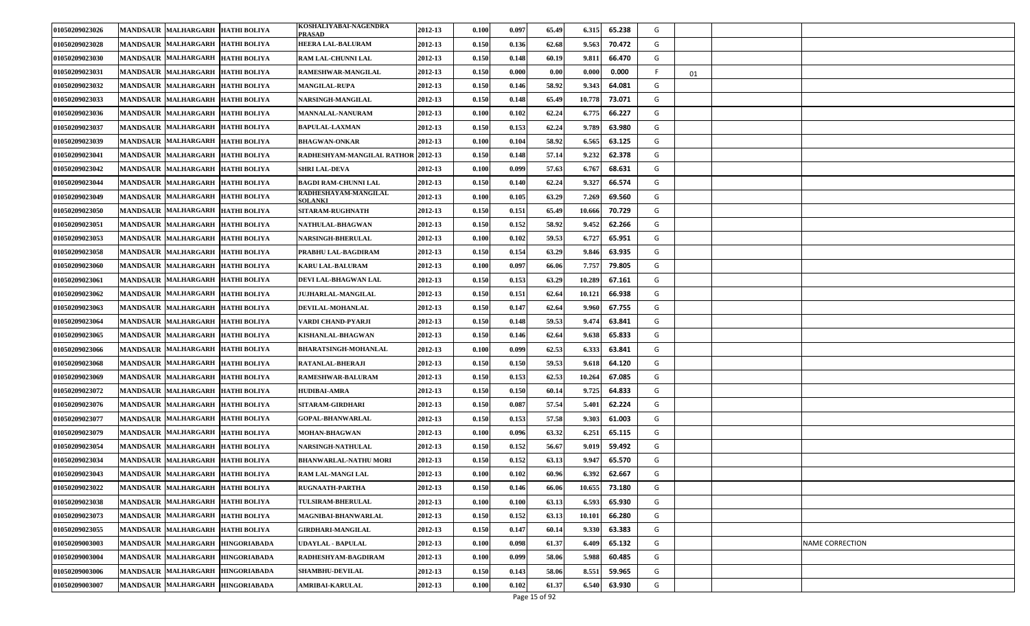| | | | | | | | | | | | | | | |
|---|---|---|---|---|---|---|---|---|---|---|---|---|---|---|
| 01050209023026 | MANDSAUR | MALHARGARH | HATHI BOLIYA | KOSHALIYABAI-NAGENDRA PRASAD | 2012-13 | 0.100 | 0.097 | 65.49 | 6.315 | 65.238 | G | | | |
| 01050209023028 | MANDSAUR | MALHARGARH | HATHI BOLIYA | HEERA LAL-BALURAM | 2012-13 | 0.150 | 0.136 | 62.68 | 9.563 | 70.472 | G | | | |
| 01050209023030 | MANDSAUR | MALHARGARH | HATHI BOLIYA | RAM LAL-CHUNNI LAL | 2012-13 | 0.150 | 0.148 | 60.19 | 9.811 | 66.470 | G | | | |
| 01050209023031 | MANDSAUR | MALHARGARH | HATHI BOLIYA | RAMESHWAR-MANGILAL | 2012-13 | 0.150 | 0.000 | 0.00 | 0.000 | 0.000 | F | 01 | | |
| 01050209023032 | MANDSAUR | MALHARGARH | HATHI BOLIYA | MANGILAL-RUPA | 2012-13 | 0.150 | 0.146 | 58.92 | 9.343 | 64.081 | G | | | |
| 01050209023033 | MANDSAUR | MALHARGARH | HATHI BOLIYA | NARSINGH-MANGILAL | 2012-13 | 0.150 | 0.148 | 65.49 | 10.778 | 73.071 | G | | | |
| 01050209023036 | MANDSAUR | MALHARGARH | HATHI BOLIYA | MANNALAL-NANURAM | 2012-13 | 0.100 | 0.102 | 62.24 | 6.775 | 66.227 | G | | | |
| 01050209023037 | MANDSAUR | MALHARGARH | HATHI BOLIYA | BAPULAL-LAXMAN | 2012-13 | 0.150 | 0.153 | 62.24 | 9.789 | 63.980 | G | | | |
| 01050209023039 | MANDSAUR | MALHARGARH | HATHI BOLIYA | BHAGWAN-ONKAR | 2012-13 | 0.100 | 0.104 | 58.92 | 6.565 | 63.125 | G | | | |
| 01050209023041 | MANDSAUR | MALHARGARH | HATHI BOLIYA | RADHESHYAM-MANGILAL RATHOR | 2012-13 | 0.150 | 0.148 | 57.14 | 9.232 | 62.378 | G | | | |
| 01050209023042 | MANDSAUR | MALHARGARH | HATHI BOLIYA | SHRI LAL-DEVA | 2012-13 | 0.100 | 0.099 | 57.63 | 6.767 | 68.631 | G | | | |
| 01050209023044 | MANDSAUR | MALHARGARH | HATHI BOLIYA | BAGDI RAM-CHUNNI LAL | 2012-13 | 0.150 | 0.140 | 62.24 | 9.327 | 66.574 | G | | | |
| 01050209023049 | MANDSAUR | MALHARGARH | HATHI BOLIYA | RADHESHAYAM-MANGILAL SOLANKI | 2012-13 | 0.100 | 0.105 | 63.29 | 7.269 | 69.560 | G | | | |
| 01050209023050 | MANDSAUR | MALHARGARH | HATHI BOLIYA | SITARAM-RUGHNATH | 2012-13 | 0.150 | 0.151 | 65.49 | 10.666 | 70.729 | G | | | |
| 01050209023051 | MANDSAUR | MALHARGARH | HATHI BOLIYA | NATHULAL-BHAGWAN | 2012-13 | 0.150 | 0.152 | 58.92 | 9.452 | 62.266 | G | | | |
| 01050209023053 | MANDSAUR | MALHARGARH | HATHI BOLIYA | NARSINGH-BHERULAL | 2012-13 | 0.100 | 0.102 | 59.53 | 6.727 | 65.951 | G | | | |
| 01050209023058 | MANDSAUR | MALHARGARH | HATHI BOLIYA | PRABHU LAL-BAGDIRAM | 2012-13 | 0.150 | 0.154 | 63.29 | 9.846 | 63.935 | G | | | |
| 01050209023060 | MANDSAUR | MALHARGARH | HATHI BOLIYA | KARU LAL-BALURAM | 2012-13 | 0.100 | 0.097 | 66.06 | 7.757 | 79.805 | G | | | |
| 01050209023061 | MANDSAUR | MALHARGARH | HATHI BOLIYA | DEVI LAL-BHAGWAN LAL | 2012-13 | 0.150 | 0.153 | 63.29 | 10.289 | 67.161 | G | | | |
| 01050209023062 | MANDSAUR | MALHARGARH | HATHI BOLIYA | JUJHARLAL-MANGILAL | 2012-13 | 0.150 | 0.151 | 62.64 | 10.121 | 66.938 | G | | | |
| 01050209023063 | MANDSAUR | MALHARGARH | HATHI BOLIYA | DEVILAL-MOHANLAL | 2012-13 | 0.150 | 0.147 | 62.64 | 9.960 | 67.755 | G | | | |
| 01050209023064 | MANDSAUR | MALHARGARH | HATHI BOLIYA | VARDI CHAND-PYARJI | 2012-13 | 0.150 | 0.148 | 59.53 | 9.474 | 63.841 | G | | | |
| 01050209023065 | MANDSAUR | MALHARGARH | HATHI BOLIYA | KISHANLAL-BHAGWAN | 2012-13 | 0.150 | 0.146 | 62.64 | 9.638 | 65.833 | G | | | |
| 01050209023066 | MANDSAUR | MALHARGARH | HATHI BOLIYA | BHARATSINGH-MOHANLAL | 2012-13 | 0.100 | 0.099 | 62.53 | 6.333 | 63.841 | G | | | |
| 01050209023068 | MANDSAUR | MALHARGARH | HATHI BOLIYA | RATANLAL-BHERAJI | 2012-13 | 0.150 | 0.150 | 59.53 | 9.618 | 64.120 | G | | | |
| 01050209023069 | MANDSAUR | MALHARGARH | HATHI BOLIYA | RAMESHWAR-BALURAM | 2012-13 | 0.150 | 0.153 | 62.53 | 10.264 | 67.085 | G | | | |
| 01050209023072 | MANDSAUR | MALHARGARH | HATHI BOLIYA | HUDIBAI-AMRA | 2012-13 | 0.150 | 0.150 | 60.14 | 9.725 | 64.833 | G | | | |
| 01050209023076 | MANDSAUR | MALHARGARH | HATHI BOLIYA | SITARAM-GIRDHARI | 2012-13 | 0.150 | 0.087 | 57.54 | 5.401 | 62.224 | G | | | |
| 01050209023077 | MANDSAUR | MALHARGARH | HATHI BOLIYA | GOPAL-BHANWARLAL | 2012-13 | 0.150 | 0.153 | 57.58 | 9.303 | 61.003 | G | | | |
| 01050209023079 | MANDSAUR | MALHARGARH | HATHI BOLIYA | MOHAN-BHAGWAN | 2012-13 | 0.100 | 0.096 | 63.32 | 6.251 | 65.115 | G | | | |
| 01050209023054 | MANDSAUR | MALHARGARH | HATHI BOLIYA | NARSINGH-NATHULAL | 2012-13 | 0.150 | 0.152 | 56.67 | 9.019 | 59.492 | G | | | |
| 01050209023034 | MANDSAUR | MALHARGARH | HATHI BOLIYA | BHANWARLAL-NATHU MORI | 2012-13 | 0.150 | 0.152 | 63.13 | 9.947 | 65.570 | G | | | |
| 01050209023043 | MANDSAUR | MALHARGARH | HATHI BOLIYA | RAM LAL-MANGI LAL | 2012-13 | 0.100 | 0.102 | 60.96 | 6.392 | 62.667 | G | | | |
| 01050209023022 | MANDSAUR | MALHARGARH | HATHI BOLIYA | RUGNAATH-PARTHA | 2012-13 | 0.150 | 0.146 | 66.06 | 10.655 | 73.180 | G | | | |
| 01050209023038 | MANDSAUR | MALHARGARH | HATHI BOLIYA | TULSIRAM-BHERULAL | 2012-13 | 0.100 | 0.100 | 63.13 | 6.593 | 65.930 | G | | | |
| 01050209023073 | MANDSAUR | MALHARGARH | HATHI BOLIYA | MAGNIBAI-BHANWARLAL | 2012-13 | 0.150 | 0.152 | 63.13 | 10.101 | 66.280 | G | | | |
| 01050209023055 | MANDSAUR | MALHARGARH | HATHI BOLIYA | GIRDHARI-MANGILAL | 2012-13 | 0.150 | 0.147 | 60.14 | 9.330 | 63.383 | G | | | |
| 01050209003003 | MANDSAUR | MALHARGARH | HINGORIABADA | UDAYLAL - BAPULAL | 2012-13 | 0.100 | 0.098 | 61.37 | 6.409 | 65.132 | G | | | NAME CORRECTION |
| 01050209003004 | MANDSAUR | MALHARGARH | HINGORIABADA | RADHESHYAM-BAGDIRAM | 2012-13 | 0.100 | 0.099 | 58.06 | 5.988 | 60.485 | G | | | |
| 01050209003006 | MANDSAUR | MALHARGARH | HINGORIABADA | SHAMBHU-DEVILAL | 2012-13 | 0.150 | 0.143 | 58.06 | 8.551 | 59.965 | G | | | |
| 01050209003007 | MANDSAUR | MALHARGARH | HINGORIABADA | AMRIBAI-KARULAL | 2012-13 | 0.100 | 0.102 | 61.37 | 6.540 | 63.930 | G | | | |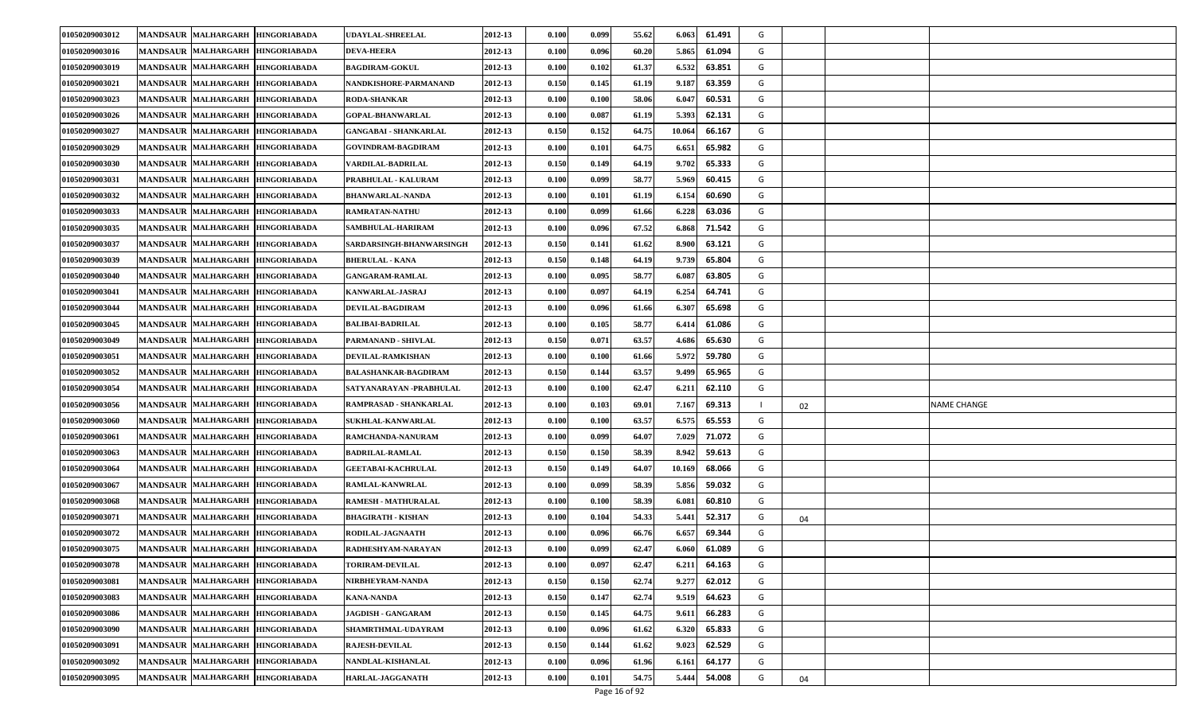| | | | | | | | | | | | | | | |
|---|---|---|---|---|---|---|---|---|---|---|---|---|---|---|
| 01050209003012 | MANDSAUR | MALHARGARH | HINGORIABADA | UDAYLAL-SHREELAL | 2012-13 | 0.100 | 0.099 | 55.62 | 6.063 | 61.491 | G | | | |
| 01050209003016 | MANDSAUR | MALHARGARH | HINGORIABADA | DEVA-HEERA | 2012-13 | 0.100 | 0.096 | 60.20 | 5.865 | 61.094 | G | | | |
| 01050209003019 | MANDSAUR | MALHARGARH | HINGORIABADA | BAGDIRAM-GOKUL | 2012-13 | 0.100 | 0.102 | 61.37 | 6.532 | 63.851 | G | | | |
| 01050209003021 | MANDSAUR | MALHARGARH | HINGORIABADA | NANDKISHORE-PARMANAND | 2012-13 | 0.150 | 0.145 | 61.19 | 9.187 | 63.359 | G | | | |
| 01050209003023 | MANDSAUR | MALHARGARH | HINGORIABADA | RODA-SHANKAR | 2012-13 | 0.100 | 0.100 | 58.06 | 6.047 | 60.531 | G | | | |
| 01050209003026 | MANDSAUR | MALHARGARH | HINGORIABADA | GOPAL-BHANWARLAL | 2012-13 | 0.100 | 0.087 | 61.19 | 5.393 | 62.131 | G | | | |
| 01050209003027 | MANDSAUR | MALHARGARH | HINGORIABADA | GANGABAI - SHANKARLAL | 2012-13 | 0.150 | 0.152 | 64.75 | 10.064 | 66.167 | G | | | |
| 01050209003029 | MANDSAUR | MALHARGARH | HINGORIABADA | GOVINDRAM-BAGDIRAM | 2012-13 | 0.100 | 0.101 | 64.75 | 6.651 | 65.982 | G | | | |
| 01050209003030 | MANDSAUR | MALHARGARH | HINGORIABADA | VARDILAL-BADRILAL | 2012-13 | 0.150 | 0.149 | 64.19 | 9.702 | 65.333 | G | | | |
| 01050209003031 | MANDSAUR | MALHARGARH | HINGORIABADA | PRABHULAL - KALURAM | 2012-13 | 0.100 | 0.099 | 58.77 | 5.969 | 60.415 | G | | | |
| 01050209003032 | MANDSAUR | MALHARGARH | HINGORIABADA | BHANWARLAL-NANDA | 2012-13 | 0.100 | 0.101 | 61.19 | 6.154 | 60.690 | G | | | |
| 01050209003033 | MANDSAUR | MALHARGARH | HINGORIABADA | RAMRATAN-NATHU | 2012-13 | 0.100 | 0.099 | 61.66 | 6.228 | 63.036 | G | | | |
| 01050209003035 | MANDSAUR | MALHARGARH | HINGORIABADA | SAMBHULAL-HARIRAM | 2012-13 | 0.100 | 0.096 | 67.52 | 6.868 | 71.542 | G | | | |
| 01050209003037 | MANDSAUR | MALHARGARH | HINGORIABADA | SARDARSINGH-BHANWARSINGH | 2012-13 | 0.150 | 0.141 | 61.62 | 8.900 | 63.121 | G | | | |
| 01050209003039 | MANDSAUR | MALHARGARH | HINGORIABADA | BHERULAL - KANA | 2012-13 | 0.150 | 0.148 | 64.19 | 9.739 | 65.804 | G | | | |
| 01050209003040 | MANDSAUR | MALHARGARH | HINGORIABADA | GANGARAM-RAMLAL | 2012-13 | 0.100 | 0.095 | 58.77 | 6.087 | 63.805 | G | | | |
| 01050209003041 | MANDSAUR | MALHARGARH | HINGORIABADA | KANWARLAL-JASRAJ | 2012-13 | 0.100 | 0.097 | 64.19 | 6.254 | 64.741 | G | | | |
| 01050209003044 | MANDSAUR | MALHARGARH | HINGORIABADA | DEVILAL-BAGDIRAM | 2012-13 | 0.100 | 0.096 | 61.66 | 6.307 | 65.698 | G | | | |
| 01050209003045 | MANDSAUR | MALHARGARH | HINGORIABADA | BALIBAI-BADRILAL | 2012-13 | 0.100 | 0.105 | 58.77 | 6.414 | 61.086 | G | | | |
| 01050209003049 | MANDSAUR | MALHARGARH | HINGORIABADA | PARMANAND - SHIVLAL | 2012-13 | 0.150 | 0.071 | 63.57 | 4.686 | 65.630 | G | | | |
| 01050209003051 | MANDSAUR | MALHARGARH | HINGORIABADA | DEVILAL-RAMKISHAN | 2012-13 | 0.100 | 0.100 | 61.66 | 5.972 | 59.780 | G | | | |
| 01050209003052 | MANDSAUR | MALHARGARH | HINGORIABADA | BALASHANKAR-BAGDIRAM | 2012-13 | 0.150 | 0.144 | 63.57 | 9.499 | 65.965 | G | | | |
| 01050209003054 | MANDSAUR | MALHARGARH | HINGORIABADA | SATYANARAYAN -PRABHULAL | 2012-13 | 0.100 | 0.100 | 62.47 | 6.211 | 62.110 | G | | | |
| 01050209003056 | MANDSAUR | MALHARGARH | HINGORIABADA | RAMPRASAD - SHANKARLAL | 2012-13 | 0.100 | 0.103 | 69.01 | 7.167 | 69.313 | I | 02 | | NAME CHANGE |
| 01050209003060 | MANDSAUR | MALHARGARH | HINGORIABADA | SUKHLAL-KANWARLAL | 2012-13 | 0.100 | 0.100 | 63.57 | 6.575 | 65.553 | G | | | |
| 01050209003061 | MANDSAUR | MALHARGARH | HINGORIABADA | RAMCHANDA-NANURAM | 2012-13 | 0.100 | 0.099 | 64.07 | 7.029 | 71.072 | G | | | |
| 01050209003063 | MANDSAUR | MALHARGARH | HINGORIABADA | BADRILAL-RAMLAL | 2012-13 | 0.150 | 0.150 | 58.39 | 8.942 | 59.613 | G | | | |
| 01050209003064 | MANDSAUR | MALHARGARH | HINGORIABADA | GEETABAI-KACHRULAL | 2012-13 | 0.150 | 0.149 | 64.07 | 10.169 | 68.066 | G | | | |
| 01050209003067 | MANDSAUR | MALHARGARH | HINGORIABADA | RAMLAL-KANWRLAL | 2012-13 | 0.100 | 0.099 | 58.39 | 5.856 | 59.032 | G | | | |
| 01050209003068 | MANDSAUR | MALHARGARH | HINGORIABADA | RAMESH - MATHURALAL | 2012-13 | 0.100 | 0.100 | 58.39 | 6.081 | 60.810 | G | | | |
| 01050209003071 | MANDSAUR | MALHARGARH | HINGORIABADA | BHAGIRATH - KISHAN | 2012-13 | 0.100 | 0.104 | 54.33 | 5.441 | 52.317 | G | 04 | | |
| 01050209003072 | MANDSAUR | MALHARGARH | HINGORIABADA | RODILAL-JAGNAATH | 2012-13 | 0.100 | 0.096 | 66.76 | 6.657 | 69.344 | G | | | |
| 01050209003075 | MANDSAUR | MALHARGARH | HINGORIABADA | RADHESHYAM-NARAYAN | 2012-13 | 0.100 | 0.099 | 62.47 | 6.060 | 61.089 | G | | | |
| 01050209003078 | MANDSAUR | MALHARGARH | HINGORIABADA | TORIRAM-DEVILAL | 2012-13 | 0.100 | 0.097 | 62.47 | 6.211 | 64.163 | G | | | |
| 01050209003081 | MANDSAUR | MALHARGARH | HINGORIABADA | NIRBHEYRAM-NANDA | 2012-13 | 0.150 | 0.150 | 62.74 | 9.277 | 62.012 | G | | | |
| 01050209003083 | MANDSAUR | MALHARGARH | HINGORIABADA | KANA-NANDA | 2012-13 | 0.150 | 0.147 | 62.74 | 9.519 | 64.623 | G | | | |
| 01050209003086 | MANDSAUR | MALHARGARH | HINGORIABADA | JAGDISH - GANGARAM | 2012-13 | 0.150 | 0.145 | 64.75 | 9.611 | 66.283 | G | | | |
| 01050209003090 | MANDSAUR | MALHARGARH | HINGORIABADA | SHAMRTHMAL-UDAYRAM | 2012-13 | 0.100 | 0.096 | 61.62 | 6.320 | 65.833 | G | | | |
| 01050209003091 | MANDSAUR | MALHARGARH | HINGORIABADA | RAJESH-DEVILAL | 2012-13 | 0.150 | 0.144 | 61.62 | 9.023 | 62.529 | G | | | |
| 01050209003092 | MANDSAUR | MALHARGARH | HINGORIABADA | NANDLAL-KISHANLAL | 2012-13 | 0.100 | 0.096 | 61.96 | 6.161 | 64.177 | G | | | |
| 01050209003095 | MANDSAUR | MALHARGARH | HINGORIABADA | HARLAL-JAGGANATH | 2012-13 | 0.100 | 0.101 | 54.75 | 5.444 | 54.008 | G | 04 | | |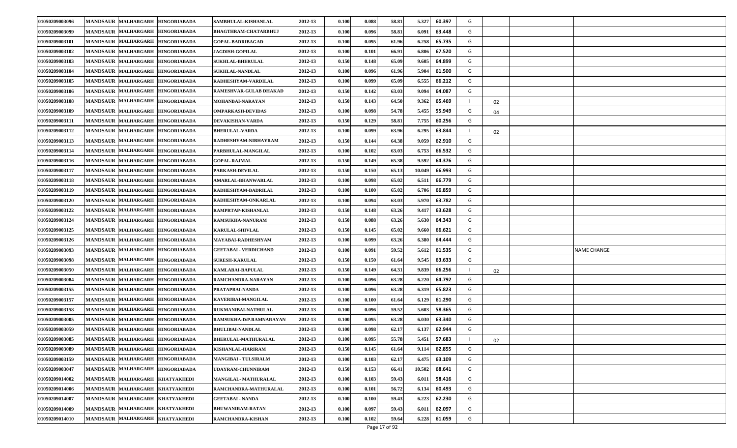| | | | | | | | | | | | | | | |
|---|---|---|---|---|---|---|---|---|---|---|---|---|---|---|
| 01050209003096 | MANDSAUR | MALHARGARH | HINGORIABADA | SAMBHULAL-KISHANLAL | 2012-13 | 0.100 | 0.088 | 58.81 | 5.327 | 60.397 | G | | | |
| 01050209003099 | MANDSAUR | MALHARGARH | HINGORIABADA | BHAGTHRAM-CHATARBHUJ | 2012-13 | 0.100 | 0.096 | 58.81 | 6.091 | 63.448 | G | | | |
| 01050209003101 | MANDSAUR | MALHARGARH | HINGORIABADA | GOPAL-BADRIBAGAD | 2012-13 | 0.100 | 0.095 | 61.96 | 6.258 | 65.735 | G | | | |
| 01050209003102 | MANDSAUR | MALHARGARH | HINGORIABADA | JAGDISH-GOPILAL | 2012-13 | 0.100 | 0.101 | 66.91 | 6.806 | 67.520 | G | | | |
| 01050209003103 | MANDSAUR | MALHARGARH | HINGORIABADA | SUKHLAL-BHERULAL | 2012-13 | 0.150 | 0.148 | 65.09 | 9.605 | 64.899 | G | | | |
| 01050209003104 | MANDSAUR | MALHARGARH | HINGORIABADA | SUKHLAL-NANDLAL | 2012-13 | 0.100 | 0.096 | 61.96 | 5.904 | 61.500 | G | | | |
| 01050209003105 | MANDSAUR | MALHARGARH | HINGORIABADA | RADHESHYAM-VARDILAL | 2012-13 | 0.100 | 0.099 | 65.09 | 6.555 | 66.212 | G | | | |
| 01050209003106 | MANDSAUR | MALHARGARH | HINGORIABADA | RAMESHVAR-GULAB DHAKAD | 2012-13 | 0.150 | 0.142 | 63.03 | 9.094 | 64.087 | G | | | |
| 01050209003108 | MANDSAUR | MALHARGARH | HINGORIABADA | MOHANBAI-NARAYAN | 2012-13 | 0.150 | 0.143 | 64.50 | 9.362 | 65.469 | I | 02 | | |
| 01050209003109 | MANDSAUR | MALHARGARH | HINGORIABADA | OMPARKASH-DEVIDAS | 2012-13 | 0.100 | 0.098 | 54.78 | 5.455 | 55.949 | G | 04 | | |
| 01050209003111 | MANDSAUR | MALHARGARH | HINGORIABADA | DEVAKISHAN-VARDA | 2012-13 | 0.150 | 0.129 | 58.81 | 7.755 | 60.256 | G | | | |
| 01050209003112 | MANDSAUR | MALHARGARH | HINGORIABADA | BHERULAL-VARDA | 2012-13 | 0.100 | 0.099 | 63.96 | 6.295 | 63.844 | I | 02 | | |
| 01050209003113 | MANDSAUR | MALHARGARH | HINGORIABADA | RADHESHYAM-NIBHAYRAM | 2012-13 | 0.150 | 0.144 | 64.38 | 9.059 | 62.910 | G | | | |
| 01050209003114 | MANDSAUR | MALHARGARH | HINGORIABADA | PARBHULAL-MANGILAL | 2012-13 | 0.100 | 0.102 | 63.03 | 6.753 | 66.532 | G | | | |
| 01050209003116 | MANDSAUR | MALHARGARH | HINGORIABADA | GOPAL-RAJMAL | 2012-13 | 0.150 | 0.149 | 65.38 | 9.592 | 64.376 | G | | | |
| 01050209003117 | MANDSAUR | MALHARGARH | HINGORIABADA | PARKASH-DEVILAL | 2012-13 | 0.150 | 0.150 | 65.13 | 10.049 | 66.993 | G | | | |
| 01050209003118 | MANDSAUR | MALHARGARH | HINGORIABADA | AMARLAL-BHANWARLAL | 2012-13 | 0.100 | 0.098 | 65.02 | 6.511 | 66.779 | G | | | |
| 01050209003119 | MANDSAUR | MALHARGARH | HINGORIABADA | RADHESHYAM-BADRILAL | 2012-13 | 0.100 | 0.100 | 65.02 | 6.706 | 66.859 | G | | | |
| 01050209003120 | MANDSAUR | MALHARGARH | HINGORIABADA | RADHESHYAM-ONKARLAL | 2012-13 | 0.100 | 0.094 | 63.03 | 5.970 | 63.782 | G | | | |
| 01050209003122 | MANDSAUR | MALHARGARH | HINGORIABADA | RAMPRTAP-KISHANLAL | 2012-13 | 0.150 | 0.148 | 63.26 | 9.417 | 63.628 | G | | | |
| 01050209003124 | MANDSAUR | MALHARGARH | HINGORIABADA | RAMSUKHA-NANURAM | 2012-13 | 0.150 | 0.088 | 63.26 | 5.630 | 64.343 | G | | | |
| 01050209003125 | MANDSAUR | MALHARGARH | HINGORIABADA | KARULAL-SHIVLAL | 2012-13 | 0.150 | 0.145 | 65.02 | 9.660 | 66.621 | G | | | |
| 01050209003126 | MANDSAUR | MALHARGARH | HINGORIABADA | MAYABAI-RADHESHYAM | 2012-13 | 0.100 | 0.099 | 63.26 | 6.380 | 64.444 | G | | | |
| 01050209003093 | MANDSAUR | MALHARGARH | HINGORIABADA | GEETABAI - VERDICHAND | 2012-13 | 0.100 | 0.091 | 59.52 | 5.612 | 61.535 | G | | | NAME CHANGE |
| 01050209003098 | MANDSAUR | MALHARGARH | HINGORIABADA | SURESH-KARULAL | 2012-13 | 0.150 | 0.150 | 61.64 | 9.545 | 63.633 | G | | | |
| 01050209003050 | MANDSAUR | MALHARGARH | HINGORIABADA | KAMLABAI-BAPULAL | 2012-13 | 0.150 | 0.149 | 64.31 | 9.839 | 66.256 | I | 02 | | |
| 01050209003084 | MANDSAUR | MALHARGARH | HINGORIABADA | RAMCHANDRA-NARAYAN | 2012-13 | 0.100 | 0.096 | 63.28 | 6.220 | 64.792 | G | | | |
| 01050209003155 | MANDSAUR | MALHARGARH | HINGORIABADA | PRATAPBAI-NANDA | 2012-13 | 0.100 | 0.096 | 63.28 | 6.319 | 65.823 | G | | | |
| 01050209003157 | MANDSAUR | MALHARGARH | HINGORIABADA | KAVERIBAI-MANGILAL | 2012-13 | 0.100 | 0.100 | 61.64 | 6.129 | 61.290 | G | | | |
| 01050209003158 | MANDSAUR | MALHARGARH | HINGORIABADA | RUKMANIBAI-NATHULAL | 2012-13 | 0.100 | 0.096 | 59.52 | 5.603 | 58.365 | G | | | |
| 01050209003005 | MANDSAUR | MALHARGARH | HINGORIABADA | RAMSUKHA-D/P.RAMNARAYAN | 2012-13 | 0.100 | 0.095 | 63.28 | 6.030 | 63.340 | G | | | |
| 01050209003059 | MANDSAUR | MALHARGARH | HINGORIABADA | BHULIBAI-NANDLAL | 2012-13 | 0.100 | 0.098 | 62.17 | 6.137 | 62.944 | G | | | |
| 01050209003085 | MANDSAUR | MALHARGARH | HINGORIABADA | BHERULAL-MATHURALAL | 2012-13 | 0.100 | 0.095 | 55.78 | 5.451 | 57.683 | I | 02 | | |
| 01050209003089 | MANDSAUR | MALHARGARH | HINGORIABADA | KISHANLAL-HARIRAM | 2012-13 | 0.150 | 0.145 | 61.64 | 9.114 | 62.855 | G | | | |
| 01050209003159 | MANDSAUR | MALHARGARH | HINGORIABADA | MANGIBAI - TULSIRALM | 2012-13 | 0.100 | 0.103 | 62.17 | 6.475 | 63.109 | G | | | |
| 01050209003047 | MANDSAUR | MALHARGARH | HINGORIABADA | UDAYRAM-CHUNNIRAM | 2012-13 | 0.150 | 0.153 | 66.41 | 10.502 | 68.641 | G | | | |
| 01050209014002 | MANDSAUR | MALHARGARH | KHATYAKHEDI | MANGILAL- MATHURALAL | 2012-13 | 0.100 | 0.103 | 59.43 | 6.011 | 58.416 | G | | | |
| 01050209014006 | MANDSAUR | MALHARGARH | KHATYAKHEDI | RAMCHANDRA-MATHURALAL | 2012-13 | 0.100 | 0.101 | 56.72 | 6.134 | 60.493 | G | | | |
| 01050209014007 | MANDSAUR | MALHARGARH | KHATYAKHEDI | GEETABAI - NANDA | 2012-13 | 0.100 | 0.100 | 59.43 | 6.223 | 62.230 | G | | | |
| 01050209014009 | MANDSAUR | MALHARGARH | KHATYAKHEDI | BHUWANIRAM-RATAN | 2012-13 | 0.100 | 0.097 | 59.43 | 6.011 | 62.097 | G | | | |
| 01050209014010 | MANDSAUR | MALHARGARH | KHATYAKHEDI | RAMCHANDRA-KISHAN | 2012-13 | 0.100 | 0.102 | 59.64 | 6.228 | 61.059 | G | | | |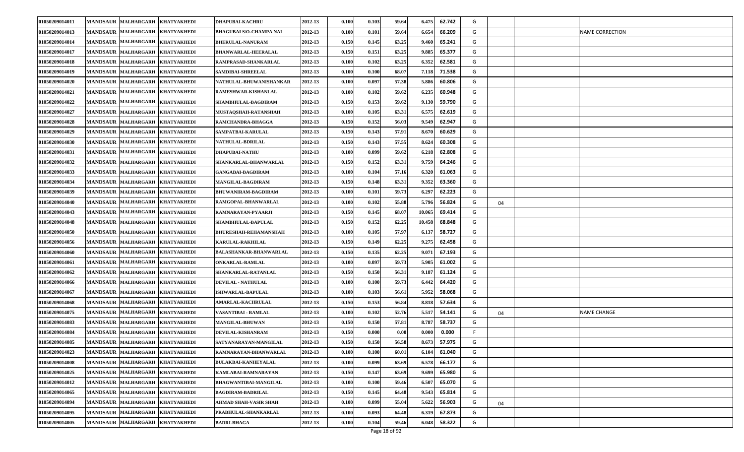| 01050209014011 | MANDSAUR | MALHARGARH | KHATYAKHEDI | DHAPUBAI-KACHRU | 2012-13 | 0.100 | 0.103 | 59.64 | 6.475 | 62.742 | G | | | |
|---|---|---|---|---|---|---|---|---|---|---|---|---|---|---|
| 01050209014013 | MANDSAUR | MALHARGARH | KHATYAKHEDI | BHAGUBAI S/O-CHAMPA NAI | 2012-13 | 0.100 | 0.101 | 59.64 | 6.654 | 66.209 | G | | | NAME CORRECTION |
| 01050209014014 | MANDSAUR | MALHARGARH | KHATYAKHEDI | BHERULAL-NANURAM | 2012-13 | 0.150 | 0.145 | 63.25 | 9.460 | 65.241 | G | | | |
| 01050209014017 | MANDSAUR | MALHARGARH | KHATYAKHEDI | BHANWARLAL-HEERALAL | 2012-13 | 0.150 | 0.151 | 63.25 | 9.885 | 65.377 | G | | | |
| 01050209014018 | MANDSAUR | MALHARGARH | KHATYAKHEDI | RAMPRASAD-SHANKARLAL | 2012-13 | 0.100 | 0.102 | 63.25 | 6.352 | 62.581 | G | | | |
| 01050209014019 | MANDSAUR | MALHARGARH | KHATYAKHEDI | SAMDIBAI-SHREELAL | 2012-13 | 0.100 | 0.100 | 68.07 | 7.118 | 71.538 | G | | | |
| 01050209014020 | MANDSAUR | MALHARGARH | KHATYAKHEDI | NATHULAL-BHUWANISHANKAR | 2012-13 | 0.100 | 0.097 | 57.38 | 5.886 | 60.806 | G | | | |
| 01050209014021 | MANDSAUR | MALHARGARH | KHATYAKHEDI | RAMESHWAR-KISHANLAL | 2012-13 | 0.100 | 0.102 | 59.62 | 6.235 | 60.948 | G | | | |
| 01050209014022 | MANDSAUR | MALHARGARH | KHATYAKHEDI | SHAMBHULAL-BAGDIRAM | 2012-13 | 0.150 | 0.153 | 59.62 | 9.130 | 59.790 | G | | | |
| 01050209014027 | MANDSAUR | MALHARGARH | KHATYAKHEDI | MUSTAQSHAH-RATANSHAH | 2012-13 | 0.100 | 0.105 | 63.31 | 6.575 | 62.619 | G | | | |
| 01050209014028 | MANDSAUR | MALHARGARH | KHATYAKHEDI | RAMCHANDRA-BHAGGA | 2012-13 | 0.150 | 0.152 | 56.03 | 9.549 | 62.947 | G | | | |
| 01050209014029 | MANDSAUR | MALHARGARH | KHATYAKHEDI | SAMPATBAI-KARULAL | 2012-13 | 0.150 | 0.143 | 57.91 | 8.670 | 60.629 | G | | | |
| 01050209014030 | MANDSAUR | MALHARGARH | KHATYAKHEDI | NATHULAL-BDRILAL | 2012-13 | 0.150 | 0.143 | 57.55 | 8.624 | 60.308 | G | | | |
| 01050209014031 | MANDSAUR | MALHARGARH | KHATYAKHEDI | DHAPUBAI-NATHU | 2012-13 | 0.100 | 0.099 | 59.62 | 6.218 | 62.808 | G | | | |
| 01050209014032 | MANDSAUR | MALHARGARH | KHATYAKHEDI | SHANKARLAL-BHANWARLAL | 2012-13 | 0.150 | 0.152 | 63.31 | 9.759 | 64.246 | G | | | |
| 01050209014033 | MANDSAUR | MALHARGARH | KHATYAKHEDI | GANGABAI-BAGDIRAM | 2012-13 | 0.100 | 0.104 | 57.16 | 6.320 | 61.063 | G | | | |
| 01050209014034 | MANDSAUR | MALHARGARH | KHATYAKHEDI | MANGILAL-BAGDIRAM | 2012-13 | 0.150 | 0.148 | 63.31 | 9.352 | 63.360 | G | | | |
| 01050209014039 | MANDSAUR | MALHARGARH | KHATYAKHEDI | BHUWANIRAM-BAGDIRAM | 2012-13 | 0.100 | 0.101 | 59.73 | 6.297 | 62.223 | G | | | |
| 01050209014040 | MANDSAUR | MALHARGARH | KHATYAKHEDI | RAMGOPAL-BHANWARLAL | 2012-13 | 0.100 | 0.102 | 55.88 | 5.796 | 56.824 | G | 04 | | |
| 01050209014043 | MANDSAUR | MALHARGARH | KHATYAKHEDI | RAMNARAYAN-PYAARJI | 2012-13 | 0.150 | 0.145 | 68.07 | 10.065 | 69.414 | G | | | |
| 01050209014048 | MANDSAUR | MALHARGARH | KHATYAKHEDI | SHAMBHULAL-BAPULAL | 2012-13 | 0.150 | 0.152 | 62.25 | 10.458 | 68.848 | G | | | |
| 01050209014050 | MANDSAUR | MALHARGARH | KHATYAKHEDI | BHURESHAH-REHAMANSHAH | 2012-13 | 0.100 | 0.105 | 57.97 | 6.137 | 58.727 | G | | | |
| 01050209014056 | MANDSAUR | MALHARGARH | KHATYAKHEDI | KARULAL-RAKHILAL | 2012-13 | 0.150 | 0.149 | 62.25 | 9.275 | 62.458 | G | | | |
| 01050209014060 | MANDSAUR | MALHARGARH | KHATYAKHEDI | BALASHANKAR-BHANWARLAL | 2012-13 | 0.150 | 0.135 | 62.25 | 9.071 | 67.193 | G | | | |
| 01050209014061 | MANDSAUR | MALHARGARH | KHATYAKHEDI | ONKARLAL-RAMLAL | 2012-13 | 0.100 | 0.097 | 59.73 | 5.905 | 61.002 | G | | | |
| 01050209014062 | MANDSAUR | MALHARGARH | KHATYAKHEDI | SHANKARLAL-RATANLAL | 2012-13 | 0.150 | 0.150 | 56.31 | 9.187 | 61.124 | G | | | |
| 01050209014066 | MANDSAUR | MALHARGARH | KHATYAKHEDI | DEVILAL - NATHULAL | 2012-13 | 0.100 | 0.100 | 59.73 | 6.442 | 64.420 | G | | | |
| 01050209014067 | MANDSAUR | MALHARGARH | KHATYAKHEDI | ISHWARLAL-BAPULAL | 2012-13 | 0.100 | 0.103 | 56.61 | 5.952 | 58.068 | G | | | |
| 01050209014068 | MANDSAUR | MALHARGARH | KHATYAKHEDI | AMARLAL-KACHRULAL | 2012-13 | 0.150 | 0.153 | 56.84 | 8.818 | 57.634 | G | | | |
| 01050209014075 | MANDSAUR | MALHARGARH | KHATYAKHEDI | VASANTIBAI - RAMLAL | 2012-13 | 0.100 | 0.102 | 52.76 | 5.517 | 54.141 | G | 04 | | NAME CHANGE |
| 01050209014083 | MANDSAUR | MALHARGARH | KHATYAKHEDI | MANGILAL-BHUWAN | 2012-13 | 0.150 | 0.150 | 57.81 | 8.787 | 58.737 | G | | | |
| 01050209014084 | MANDSAUR | MALHARGARH | KHATYAKHEDI | DEVILAL-KISHANRAM | 2012-13 | 0.150 | 0.000 | 0.00 | 0.000 | 0.000 | F | | | |
| 01050209014085 | MANDSAUR | MALHARGARH | KHATYAKHEDI | SATYANARAYAN-MANGILAL | 2012-13 | 0.150 | 0.150 | 56.58 | 8.673 | 57.975 | G | | | |
| 01050209014023 | MANDSAUR | MALHARGARH | KHATYAKHEDI | RAMNARAYAN-BHANWARLAL | 2012-13 | 0.100 | 0.100 | 60.01 | 6.104 | 61.040 | G | | | |
| 01050209014008 | MANDSAUR | MALHARGARH | KHATYAKHEDI | BULAKBAI-KANHEYALAL | 2012-13 | 0.100 | 0.099 | 63.69 | 6.578 | 66.177 | G | | | |
| 01050209014025 | MANDSAUR | MALHARGARH | KHATYAKHEDI | KAMLABAI-RAMNARAYAN | 2012-13 | 0.150 | 0.147 | 63.69 | 9.699 | 65.980 | G | | | |
| 01050209014012 | MANDSAUR | MALHARGARH | KHATYAKHEDI | BHAGWANTIBAI-MANGILAL | 2012-13 | 0.100 | 0.100 | 59.46 | 6.507 | 65.070 | G | | | |
| 01050209014065 | MANDSAUR | MALHARGARH | KHATYAKHEDI | BAGDIRAM-BADRILAL | 2012-13 | 0.150 | 0.145 | 64.48 | 9.543 | 65.814 | G | | | |
| 01050209014094 | MANDSAUR | MALHARGARH | KHATYAKHEDI | AHMAD SHAH-VASIR SHAH | 2012-13 | 0.100 | 0.099 | 55.04 | 5.622 | 56.903 | G | 04 | | |
| 01050209014095 | MANDSAUR | MALHARGARH | KHATYAKHEDI | PRABHULAL-SHANKARLAL | 2012-13 | 0.100 | 0.093 | 64.48 | 6.319 | 67.873 | G | | | |
| 01050209014005 | MANDSAUR | MALHARGARH | KHATYAKHEDI | BADRI-BHAGA | 2012-13 | 0.100 | 0.104 | 59.46 | 6.048 | 58.322 | G | | | |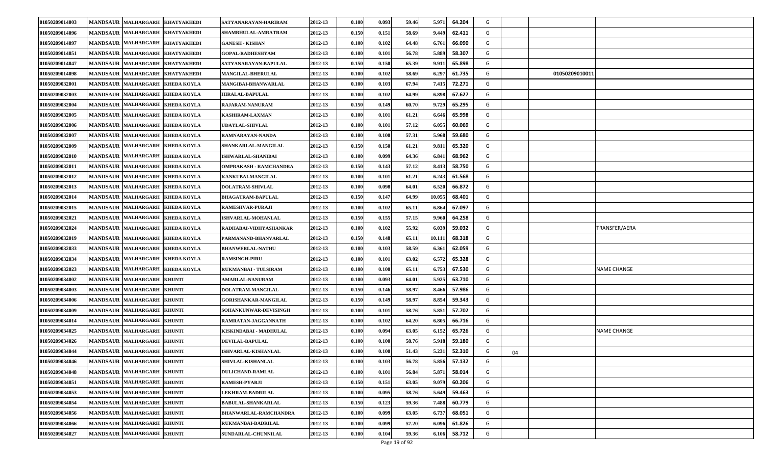| | | | | | | | | | | | | | | |
|---|---|---|---|---|---|---|---|---|---|---|---|---|---|---|
| 01050209014003 | MANDSAUR | MALHARGARH | KHATYAKHEDI | SATYANARAYAN-HARIRAM | 2012-13 | 0.100 | 0.093 | 59.46 | 5.971 | 64.204 | G | | | |
| 01050209014096 | MANDSAUR | MALHARGARH | KHATYAKHEDI | SHAMBHULAL-AMRATRAM | 2012-13 | 0.150 | 0.151 | 58.69 | 9.449 | 62.411 | G | | | |
| 01050209014097 | MANDSAUR | MALHARGARH | KHATYAKHEDI | GANESH - KISHAN | 2012-13 | 0.100 | 0.102 | 64.48 | 6.761 | 66.090 | G | | | |
| 01050209014051 | MANDSAUR | MALHARGARH | KHATYAKHEDI | GOPAL-RADHESHYAM | 2012-13 | 0.100 | 0.101 | 56.78 | 5.889 | 58.307 | G | | | |
| 01050209014047 | MANDSAUR | MALHARGARH | KHATYAKHEDI | SATYANARAYAN-BAPULAL | 2012-13 | 0.150 | 0.150 | 65.39 | 9.911 | 65.898 | G | | | |
| 01050209014098 | MANDSAUR | MALHARGARH | KHATYAKHEDI | MANGILAL-BHERULAL | 2012-13 | 0.100 | 0.102 | 58.69 | 6.297 | 61.735 | G | | 01050209010011 | |
| 01050209032001 | MANDSAUR | MALHARGARH | KHEDA KOYLA | MANGIBAI-BHANWARLAL | 2012-13 | 0.100 | 0.103 | 67.94 | 7.415 | 72.271 | G | | | |
| 01050209032003 | MANDSAUR | MALHARGARH | KHEDA KOYLA | HIRALAL-BAPULAL | 2012-13 | 0.100 | 0.102 | 64.99 | 6.898 | 67.627 | G | | | |
| 01050209032004 | MANDSAUR | MALHARGARH | KHEDA KOYLA | RAJARAM-NANURAM | 2012-13 | 0.150 | 0.149 | 60.70 | 9.729 | 65.295 | G | | | |
| 01050209032005 | MANDSAUR | MALHARGARH | KHEDA KOYLA | KASHIRAM-LAXMAN | 2012-13 | 0.100 | 0.101 | 61.21 | 6.646 | 65.998 | G | | | |
| 01050209032006 | MANDSAUR | MALHARGARH | KHEDA KOYLA | UDAYLAL-SHIVLAL | 2012-13 | 0.100 | 0.101 | 57.12 | 6.055 | 60.069 | G | | | |
| 01050209032007 | MANDSAUR | MALHARGARH | KHEDA KOYLA | RAMNARAYAN-NANDA | 2012-13 | 0.100 | 0.100 | 57.31 | 5.968 | 59.680 | G | | | |
| 01050209032009 | MANDSAUR | MALHARGARH | KHEDA KOYLA | SHANKARLAL-MANGILAL | 2012-13 | 0.150 | 0.150 | 61.21 | 9.811 | 65.320 | G | | | |
| 01050209032010 | MANDSAUR | MALHARGARH | KHEDA KOYLA | ISHWARLAL-SHANIBAI | 2012-13 | 0.100 | 0.099 | 64.36 | 6.841 | 68.962 | G | | | |
| 01050209032011 | MANDSAUR | MALHARGARH | KHEDA KOYLA | OMPRAKASH - RAMCHANDRA | 2012-13 | 0.150 | 0.143 | 57.12 | 8.413 | 58.750 | G | | | |
| 01050209032012 | MANDSAUR | MALHARGARH | KHEDA KOYLA | KANKUBAI-MANGILAL | 2012-13 | 0.100 | 0.101 | 61.21 | 6.243 | 61.568 | G | | | |
| 01050209032013 | MANDSAUR | MALHARGARH | KHEDA KOYLA | DOLATRAM-SHIVLAL | 2012-13 | 0.100 | 0.098 | 64.01 | 6.520 | 66.872 | G | | | |
| 01050209032014 | MANDSAUR | MALHARGARH | KHEDA KOYLA | BHAGATRAM-BAPULAL | 2012-13 | 0.150 | 0.147 | 64.99 | 10.055 | 68.401 | G | | | |
| 01050209032015 | MANDSAUR | MALHARGARH | KHEDA KOYLA | RAMESHVAR-PURAJI | 2012-13 | 0.100 | 0.102 | 65.11 | 6.864 | 67.097 | G | | | |
| 01050209032021 | MANDSAUR | MALHARGARH | KHEDA KOYLA | ISHVARLAL-MOHANLAL | 2012-13 | 0.150 | 0.155 | 57.15 | 9.960 | 64.258 | G | | | |
| 01050209032024 | MANDSAUR | MALHARGARH | KHEDA KOYLA | RADHABAI-VIDHYASHANKAR | 2012-13 | 0.100 | 0.102 | 55.92 | 6.039 | 59.032 | G | | | TRANSFER/AERA |
| 01050209032019 | MANDSAUR | MALHARGARH | KHEDA KOYLA | PARMANAND-BHANVARLAL | 2012-13 | 0.150 | 0.148 | 65.11 | 10.111 | 68.318 | G | | | |
| 01050209032033 | MANDSAUR | MALHARGARH | KHEDA KOYLA | BHANWERLAL-NATHU | 2012-13 | 0.100 | 0.103 | 58.59 | 6.361 | 62.059 | G | | | |
| 01050209032034 | MANDSAUR | MALHARGARH | KHEDA KOYLA | RAMSINGH-PIRU | 2012-13 | 0.100 | 0.101 | 63.02 | 6.572 | 65.328 | G | | | |
| 01050209032023 | MANDSAUR | MALHARGARH | KHEDA KOYLA | RUKMANBAI - TULSIRAM | 2012-13 | 0.100 | 0.100 | 65.11 | 6.753 | 67.530 | G | | | NAME CHANGE |
| 01050209034002 | MANDSAUR | MALHARGARH | KHUNTI | AMARLAL-NANURAM | 2012-13 | 0.100 | 0.093 | 64.01 | 5.925 | 63.710 | G | | | |
| 01050209034003 | MANDSAUR | MALHARGARH | KHUNTI | DOLATRAM-MANGILAL | 2012-13 | 0.150 | 0.146 | 58.97 | 8.466 | 57.986 | G | | | |
| 01050209034006 | MANDSAUR | MALHARGARH | KHUNTI | GORISHANKAR-MANGILAL | 2012-13 | 0.150 | 0.149 | 58.97 | 8.854 | 59.343 | G | | | |
| 01050209034009 | MANDSAUR | MALHARGARH | KHUNTI | SOHANKUNWAR-DEVISINGH | 2012-13 | 0.100 | 0.101 | 58.76 | 5.851 | 57.702 | G | | | |
| 01050209034014 | MANDSAUR | MALHARGARH | KHUNTI | RAMRATAN-JAGGANNATH | 2012-13 | 0.100 | 0.102 | 64.20 | 6.805 | 66.716 | G | | | |
| 01050209034025 | MANDSAUR | MALHARGARH | KHUNTI | KISKINDABAI - MADHULAL | 2012-13 | 0.100 | 0.094 | 63.05 | 6.152 | 65.726 | G | | | NAME CHANGE |
| 01050209034026 | MANDSAUR | MALHARGARH | KHUNTI | DEVILAL-BAPULAL | 2012-13 | 0.100 | 0.100 | 58.76 | 5.918 | 59.180 | G | | | |
| 01050209034044 | MANDSAUR | MALHARGARH | KHUNTI | ISHVARLAL-KISHANLAL | 2012-13 | 0.100 | 0.100 | 51.43 | 5.231 | 52.310 | G | 04 | | |
| 01050209034046 | MANDSAUR | MALHARGARH | KHUNTI | SHIVLAL-KISHANLAL | 2012-13 | 0.100 | 0.103 | 56.78 | 5.856 | 57.132 | G | | | |
| 01050209034048 | MANDSAUR | MALHARGARH | KHUNTI | DULICHAND-RAMLAL | 2012-13 | 0.100 | 0.101 | 56.84 | 5.871 | 58.014 | G | | | |
| 01050209034051 | MANDSAUR | MALHARGARH | KHUNTI | RAMESH-PYARJI | 2012-13 | 0.150 | 0.151 | 63.05 | 9.079 | 60.206 | G | | | |
| 01050209034053 | MANDSAUR | MALHARGARH | KHUNTI | LEKHRAM-BADRILAL | 2012-13 | 0.100 | 0.095 | 58.76 | 5.649 | 59.463 | G | | | |
| 01050209034054 | MANDSAUR | MALHARGARH | KHUNTI | BABULAL-SHANKARLAL | 2012-13 | 0.150 | 0.123 | 59.36 | 7.488 | 60.779 | G | | | |
| 01050209034056 | MANDSAUR | MALHARGARH | KHUNTI | BHANWARLAL-RAMCHANDRA | 2012-13 | 0.100 | 0.099 | 63.05 | 6.737 | 68.051 | G | | | |
| 01050209034066 | MANDSAUR | MALHARGARH | KHUNTI | RUKMANBAI-BADRILAL | 2012-13 | 0.100 | 0.099 | 57.20 | 6.096 | 61.826 | G | | | |
| 01050209034027 | MANDSAUR | MALHARGARH | KHUNTI | SUNDARLAL-CHUNNILAL | 2012-13 | 0.100 | 0.104 | 59.36 | 6.106 | 58.712 | G | | | |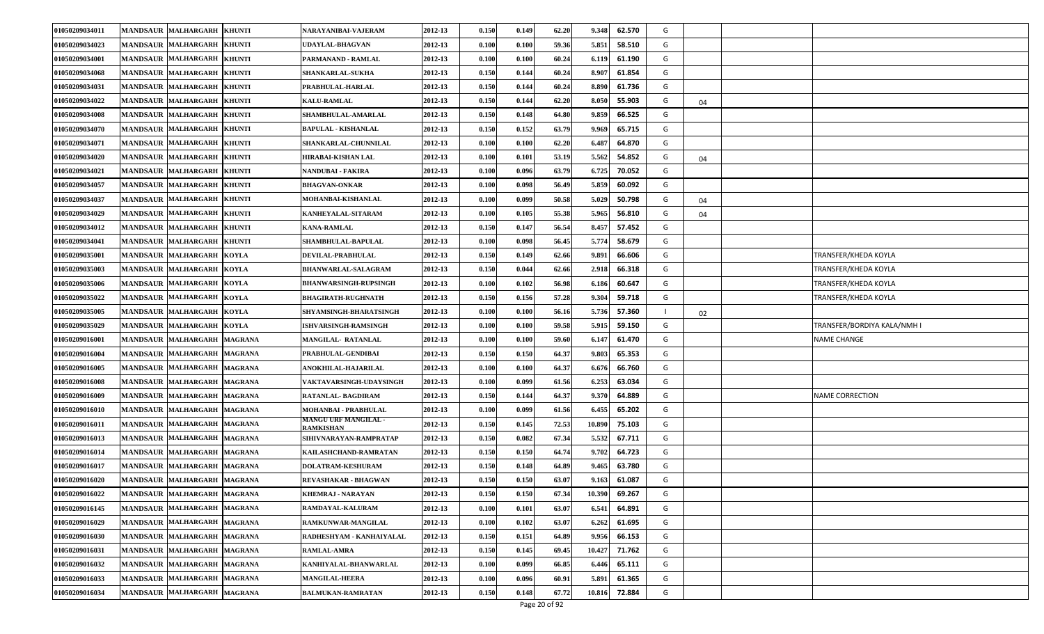| | | | | | | | | | | | | | | |
|---|---|---|---|---|---|---|---|---|---|---|---|---|---|---|
| 01050209034011 | MANDSAUR | MALHARGARH | KHUNTI | NARAYANIBAI-VAJERAM | 2012-13 | 0.150 | 0.149 | 62.20 | 9.348 | 62.570 | G | | | |
| 01050209034023 | MANDSAUR | MALHARGARH | KHUNTI | UDAYLAL-BHAGVAN | 2012-13 | 0.100 | 0.100 | 59.36 | 5.851 | 58.510 | G | | | |
| 01050209034001 | MANDSAUR | MALHARGARH | KHUNTI | PARMANAND - RAMLAL | 2012-13 | 0.100 | 0.100 | 60.24 | 6.119 | 61.190 | G | | | |
| 01050209034068 | MANDSAUR | MALHARGARH | KHUNTI | SHANKARLAL-SUKHA | 2012-13 | 0.150 | 0.144 | 60.24 | 8.907 | 61.854 | G | | | |
| 01050209034031 | MANDSAUR | MALHARGARH | KHUNTI | PRABHULAL-HARLAL | 2012-13 | 0.150 | 0.144 | 60.24 | 8.890 | 61.736 | G | | | |
| 01050209034022 | MANDSAUR | MALHARGARH | KHUNTI | KALU-RAMLAL | 2012-13 | 0.150 | 0.144 | 62.20 | 8.050 | 55.903 | G | 04 | | |
| 01050209034008 | MANDSAUR | MALHARGARH | KHUNTI | SHAMBHULAL-AMARLAL | 2012-13 | 0.150 | 0.148 | 64.80 | 9.859 | 66.525 | G | | | |
| 01050209034070 | MANDSAUR | MALHARGARH | KHUNTI | BAPULAL - KISHANLAL | 2012-13 | 0.150 | 0.152 | 63.79 | 9.969 | 65.715 | G | | | |
| 01050209034071 | MANDSAUR | MALHARGARH | KHUNTI | SHANKARLAL-CHUNNILAL | 2012-13 | 0.100 | 0.100 | 62.20 | 6.487 | 64.870 | G | | | |
| 01050209034020 | MANDSAUR | MALHARGARH | KHUNTI | HIRABAI-KISHAN LAL | 2012-13 | 0.100 | 0.101 | 53.19 | 5.562 | 54.852 | G | 04 | | |
| 01050209034021 | MANDSAUR | MALHARGARH | KHUNTI | NANDUBAI - FAKIRA | 2012-13 | 0.100 | 0.096 | 63.79 | 6.725 | 70.052 | G | | | |
| 01050209034057 | MANDSAUR | MALHARGARH | KHUNTI | BHAGVAN-ONKAR | 2012-13 | 0.100 | 0.098 | 56.49 | 5.859 | 60.092 | G | | | |
| 01050209034037 | MANDSAUR | MALHARGARH | KHUNTI | MOHANBAI-KISHANLAL | 2012-13 | 0.100 | 0.099 | 50.58 | 5.029 | 50.798 | G | 04 | | |
| 01050209034029 | MANDSAUR | MALHARGARH | KHUNTI | KANHEYALAL-SITARAM | 2012-13 | 0.100 | 0.105 | 55.38 | 5.965 | 56.810 | G | 04 | | |
| 01050209034012 | MANDSAUR | MALHARGARH | KHUNTI | KANA-RAMLAL | 2012-13 | 0.150 | 0.147 | 56.54 | 8.457 | 57.452 | G | | | |
| 01050209034041 | MANDSAUR | MALHARGARH | KHUNTI | SHAMBHULAL-BAPULAL | 2012-13 | 0.100 | 0.098 | 56.45 | 5.774 | 58.679 | G | | | |
| 01050209035001 | MANDSAUR | MALHARGARH | KOYLA | DEVILAL-PRABHULAL | 2012-13 | 0.150 | 0.149 | 62.66 | 9.891 | 66.606 | G | | | TRANSFER/KHEDA KOYLA |
| 01050209035003 | MANDSAUR | MALHARGARH | KOYLA | BHANWARLAL-SALAGRAM | 2012-13 | 0.150 | 0.044 | 62.66 | 2.918 | 66.318 | G | | | TRANSFER/KHEDA KOYLA |
| 01050209035006 | MANDSAUR | MALHARGARH | KOYLA | BHANWARSINGH-RUPSINGH | 2012-13 | 0.100 | 0.102 | 56.98 | 6.186 | 60.647 | G | | | TRANSFER/KHEDA KOYLA |
| 01050209035022 | MANDSAUR | MALHARGARH | KOYLA | BHAGIRATH-RUGHNATH | 2012-13 | 0.150 | 0.156 | 57.28 | 9.304 | 59.718 | G | | | TRANSFER/KHEDA KOYLA |
| 01050209035005 | MANDSAUR | MALHARGARH | KOYLA | SHYAMSINGH-BHARATSINGH | 2012-13 | 0.100 | 0.100 | 56.16 | 5.736 | 57.360 | I | 02 | | |
| 01050209035029 | MANDSAUR | MALHARGARH | KOYLA | ISHVARSINGH-RAMSINGH | 2012-13 | 0.100 | 0.100 | 59.58 | 5.915 | 59.150 | G | | | TRANSFER/BORDIYA KALA/NMH I |
| 01050209016001 | MANDSAUR | MALHARGARH | MAGRANA | MANGILAL- RATANLAL | 2012-13 | 0.100 | 0.100 | 59.60 | 6.147 | 61.470 | G | | | NAME CHANGE |
| 01050209016004 | MANDSAUR | MALHARGARH | MAGRANA | PRABHULAL-GENDIBAI | 2012-13 | 0.150 | 0.150 | 64.37 | 9.803 | 65.353 | G | | | |
| 01050209016005 | MANDSAUR | MALHARGARH | MAGRANA | ANOKHILAL-HAJARILAL | 2012-13 | 0.100 | 0.100 | 64.37 | 6.676 | 66.760 | G | | | |
| 01050209016008 | MANDSAUR | MALHARGARH | MAGRANA | VAKTAVARSINGH-UDAYSINGH | 2012-13 | 0.100 | 0.099 | 61.56 | 6.253 | 63.034 | G | | | |
| 01050209016009 | MANDSAUR | MALHARGARH | MAGRANA | RATANLAL- BAGDIRAM | 2012-13 | 0.150 | 0.144 | 64.37 | 9.370 | 64.889 | G | | | NAME CORRECTION |
| 01050209016010 | MANDSAUR | MALHARGARH | MAGRANA | MOHANBAI - PRABHULAL | 2012-13 | 0.100 | 0.099 | 61.56 | 6.455 | 65.202 | G | | | |
| 01050209016011 | MANDSAUR | MALHARGARH | MAGRANA | MANGU URF MANGILAL - RAMKISHAN | 2012-13 | 0.150 | 0.145 | 72.53 | 10.890 | 75.103 | G | | | |
| 01050209016013 | MANDSAUR | MALHARGARH | MAGRANA | SHIVNARAYAN-RAMPRATAP | 2012-13 | 0.150 | 0.082 | 67.34 | 5.532 | 67.711 | G | | | |
| 01050209016014 | MANDSAUR | MALHARGARH | MAGRANA | KAILASHCHAND-RAMRATAN | 2012-13 | 0.150 | 0.150 | 64.74 | 9.702 | 64.723 | G | | | |
| 01050209016017 | MANDSAUR | MALHARGARH | MAGRANA | DOLATRAM-KESHURAM | 2012-13 | 0.150 | 0.148 | 64.89 | 9.465 | 63.780 | G | | | |
| 01050209016020 | MANDSAUR | MALHARGARH | MAGRANA | REVASHAKAR - BHAGWAN | 2012-13 | 0.150 | 0.150 | 63.07 | 9.163 | 61.087 | G | | | |
| 01050209016022 | MANDSAUR | MALHARGARH | MAGRANA | KHEMRAJ - NARAYAN | 2012-13 | 0.150 | 0.150 | 67.34 | 10.390 | 69.267 | G | | | |
| 01050209016145 | MANDSAUR | MALHARGARH | MAGRANA | RAMDAYAL-KALURAM | 2012-13 | 0.100 | 0.101 | 63.07 | 6.541 | 64.891 | G | | | |
| 01050209016029 | MANDSAUR | MALHARGARH | MAGRANA | RAMKUNWAR-MANGILAL | 2012-13 | 0.100 | 0.102 | 63.07 | 6.262 | 61.695 | G | | | |
| 01050209016030 | MANDSAUR | MALHARGARH | MAGRANA | RADHESHYAM - KANHAIYALAL | 2012-13 | 0.150 | 0.151 | 64.89 | 9.956 | 66.153 | G | | | |
| 01050209016031 | MANDSAUR | MALHARGARH | MAGRANA | RAMLAL-AMRA | 2012-13 | 0.150 | 0.145 | 69.45 | 10.427 | 71.762 | G | | | |
| 01050209016032 | MANDSAUR | MALHARGARH | MAGRANA | KANHIYALAL-BHANWARLAL | 2012-13 | 0.100 | 0.099 | 66.85 | 6.446 | 65.111 | G | | | |
| 01050209016033 | MANDSAUR | MALHARGARH | MAGRANA | MANGILAL-HEERA | 2012-13 | 0.100 | 0.096 | 60.91 | 5.891 | 61.365 | G | | | |
| 01050209016034 | MANDSAUR | MALHARGARH | MAGRANA | BALMUKAN-RAMRATAN | 2012-13 | 0.150 | 0.148 | 67.72 | 10.816 | 72.884 | G | | | |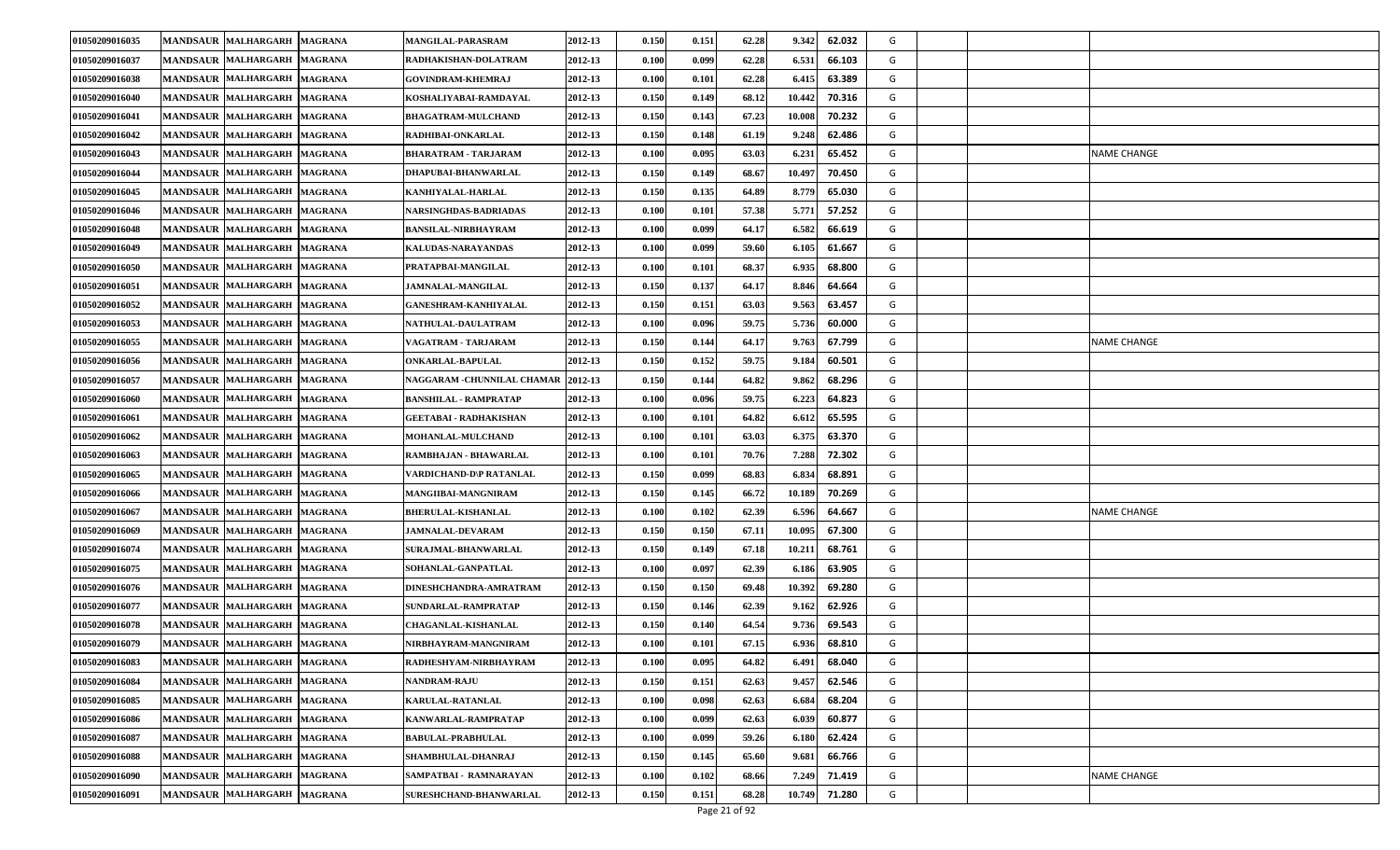| | | | | | | | | | | | | | | | |
|---|---|---|---|---|---|---|---|---|---|---|---|---|---|---|---|
| 01050209016035 | MANDSAUR | MALHARGARH | MAGRANA | MANGILAL-PARASRAM | 2012-13 | 0.150 | 0.151 | 62.28 | 9.342 | 62.032 | G | | | | |
| 01050209016037 | MANDSAUR | MALHARGARH | MAGRANA | RADHAKISHAN-DOLATRAM | 2012-13 | 0.100 | 0.099 | 62.28 | 6.531 | 66.103 | G | | | | |
| 01050209016038 | MANDSAUR | MALHARGARH | MAGRANA | GOVINDRAM-KHEMRAJ | 2012-13 | 0.100 | 0.101 | 62.28 | 6.415 | 63.389 | G | | | | |
| 01050209016040 | MANDSAUR | MALHARGARH | MAGRANA | KOSHALIYABAI-RAMDAYAL | 2012-13 | 0.150 | 0.149 | 68.12 | 10.442 | 70.316 | G | | | | |
| 01050209016041 | MANDSAUR | MALHARGARH | MAGRANA | BHAGATRAM-MULCHAND | 2012-13 | 0.150 | 0.143 | 67.23 | 10.008 | 70.232 | G | | | | |
| 01050209016042 | MANDSAUR | MALHARGARH | MAGRANA | RADHIBAI-ONKARLAL | 2012-13 | 0.150 | 0.148 | 61.19 | 9.248 | 62.486 | G | | | | |
| 01050209016043 | MANDSAUR | MALHARGARH | MAGRANA | BHARATRAM - TARJARAM | 2012-13 | 0.100 | 0.095 | 63.03 | 6.231 | 65.452 | G | | | | NAME CHANGE |
| 01050209016044 | MANDSAUR | MALHARGARH | MAGRANA | DHAPUBAI-BHANWARLAL | 2012-13 | 0.150 | 0.149 | 68.67 | 10.497 | 70.450 | G | | | | |
| 01050209016045 | MANDSAUR | MALHARGARH | MAGRANA | KANHIYALAL-HARLAL | 2012-13 | 0.150 | 0.135 | 64.89 | 8.779 | 65.030 | G | | | | |
| 01050209016046 | MANDSAUR | MALHARGARH | MAGRANA | NARSINGHDAS-BADRIADAS | 2012-13 | 0.100 | 0.101 | 57.38 | 5.771 | 57.252 | G | | | | |
| 01050209016048 | MANDSAUR | MALHARGARH | MAGRANA | BANSILAL-NIRBHAYRAM | 2012-13 | 0.100 | 0.099 | 64.17 | 6.582 | 66.619 | G | | | | |
| 01050209016049 | MANDSAUR | MALHARGARH | MAGRANA | KALUDAS-NARAYANDAS | 2012-13 | 0.100 | 0.099 | 59.60 | 6.105 | 61.667 | G | | | | |
| 01050209016050 | MANDSAUR | MALHARGARH | MAGRANA | PRATAPBAI-MANGILAL | 2012-13 | 0.100 | 0.101 | 68.37 | 6.935 | 68.800 | G | | | | |
| 01050209016051 | MANDSAUR | MALHARGARH | MAGRANA | JAMNALAL-MANGILAL | 2012-13 | 0.150 | 0.137 | 64.17 | 8.846 | 64.664 | G | | | | |
| 01050209016052 | MANDSAUR | MALHARGARH | MAGRANA | GANESHRAM-KANHIYALAL | 2012-13 | 0.150 | 0.151 | 63.03 | 9.563 | 63.457 | G | | | | |
| 01050209016053 | MANDSAUR | MALHARGARH | MAGRANA | NATHULAL-DAULATRAM | 2012-13 | 0.100 | 0.096 | 59.75 | 5.736 | 60.000 | G | | | | |
| 01050209016055 | MANDSAUR | MALHARGARH | MAGRANA | VAGATRAM - TARJARAM | 2012-13 | 0.150 | 0.144 | 64.17 | 9.763 | 67.799 | G | | | | NAME CHANGE |
| 01050209016056 | MANDSAUR | MALHARGARH | MAGRANA | ONKARLAL-BAPULAL | 2012-13 | 0.150 | 0.152 | 59.75 | 9.184 | 60.501 | G | | | | |
| 01050209016057 | MANDSAUR | MALHARGARH | MAGRANA | NAGGARAM -CHUNNILAL CHAMAR | 2012-13 | 0.150 | 0.144 | 64.82 | 9.862 | 68.296 | G | | | | |
| 01050209016060 | MANDSAUR | MALHARGARH | MAGRANA | BANSHILAL - RAMPRATAP | 2012-13 | 0.100 | 0.096 | 59.75 | 6.223 | 64.823 | G | | | | |
| 01050209016061 | MANDSAUR | MALHARGARH | MAGRANA | GEETABAI - RADHAKISHAN | 2012-13 | 0.100 | 0.101 | 64.82 | 6.612 | 65.595 | G | | | | |
| 01050209016062 | MANDSAUR | MALHARGARH | MAGRANA | MOHANLAL-MULCHAND | 2012-13 | 0.100 | 0.101 | 63.03 | 6.375 | 63.370 | G | | | | |
| 01050209016063 | MANDSAUR | MALHARGARH | MAGRANA | RAMBHAJAN - BHAWARLAL | 2012-13 | 0.100 | 0.101 | 70.76 | 7.288 | 72.302 | G | | | | |
| 01050209016065 | MANDSAUR | MALHARGARH | MAGRANA | VARDICHAND-D\P RATANLAL | 2012-13 | 0.150 | 0.099 | 68.83 | 6.834 | 68.891 | G | | | | |
| 01050209016066 | MANDSAUR | MALHARGARH | MAGRANA | MANGIIBAI-MANGNIRAM | 2012-13 | 0.150 | 0.145 | 66.72 | 10.189 | 70.269 | G | | | | |
| 01050209016067 | MANDSAUR | MALHARGARH | MAGRANA | BHERULAL-KISHANLAL | 2012-13 | 0.100 | 0.102 | 62.39 | 6.596 | 64.667 | G | | | | NAME CHANGE |
| 01050209016069 | MANDSAUR | MALHARGARH | MAGRANA | JAMNALAL-DEVARAM | 2012-13 | 0.150 | 0.150 | 67.11 | 10.095 | 67.300 | G | | | | |
| 01050209016074 | MANDSAUR | MALHARGARH | MAGRANA | SURAJMAL-BHANWARLAL | 2012-13 | 0.150 | 0.149 | 67.18 | 10.211 | 68.761 | G | | | | |
| 01050209016075 | MANDSAUR | MALHARGARH | MAGRANA | SOHANLAL-GANPATLAL | 2012-13 | 0.100 | 0.097 | 62.39 | 6.186 | 63.905 | G | | | | |
| 01050209016076 | MANDSAUR | MALHARGARH | MAGRANA | DINESHCHANDRA-AMRATRAM | 2012-13 | 0.150 | 0.150 | 69.48 | 10.392 | 69.280 | G | | | | |
| 01050209016077 | MANDSAUR | MALHARGARH | MAGRANA | SUNDARLAL-RAMPRATAP | 2012-13 | 0.150 | 0.146 | 62.39 | 9.162 | 62.926 | G | | | | |
| 01050209016078 | MANDSAUR | MALHARGARH | MAGRANA | CHAGANLAL-KISHANLAL | 2012-13 | 0.150 | 0.140 | 64.54 | 9.736 | 69.543 | G | | | | |
| 01050209016079 | MANDSAUR | MALHARGARH | MAGRANA | NIRBHAYRAM-MANGNIRAM | 2012-13 | 0.100 | 0.101 | 67.15 | 6.936 | 68.810 | G | | | | |
| 01050209016083 | MANDSAUR | MALHARGARH | MAGRANA | RADHESHYAM-NIRBHAYRAM | 2012-13 | 0.100 | 0.095 | 64.82 | 6.491 | 68.040 | G | | | | |
| 01050209016084 | MANDSAUR | MALHARGARH | MAGRANA | NANDRAM-RAJU | 2012-13 | 0.150 | 0.151 | 62.63 | 9.457 | 62.546 | G | | | | |
| 01050209016085 | MANDSAUR | MALHARGARH | MAGRANA | KARULAL-RATANLAL | 2012-13 | 0.100 | 0.098 | 62.63 | 6.684 | 68.204 | G | | | | |
| 01050209016086 | MANDSAUR | MALHARGARH | MAGRANA | KANWARLAL-RAMPRATAP | 2012-13 | 0.100 | 0.099 | 62.63 | 6.039 | 60.877 | G | | | | |
| 01050209016087 | MANDSAUR | MALHARGARH | MAGRANA | BABULAL-PRABHULAL | 2012-13 | 0.100 | 0.099 | 59.26 | 6.180 | 62.424 | G | | | | |
| 01050209016088 | MANDSAUR | MALHARGARH | MAGRANA | SHAMBHULAL-DHANRAJ | 2012-13 | 0.150 | 0.145 | 65.60 | 9.681 | 66.766 | G | | | | |
| 01050209016090 | MANDSAUR | MALHARGARH | MAGRANA | SAMPATBAI - RAMNARAYAN | 2012-13 | 0.100 | 0.102 | 68.66 | 7.249 | 71.419 | G | | | | NAME CHANGE |
| 01050209016091 | MANDSAUR | MALHARGARH | MAGRANA | SURESHCHAND-BHANWARLAL | 2012-13 | 0.150 | 0.151 | 68.28 | 10.749 | 71.280 | G | | | | |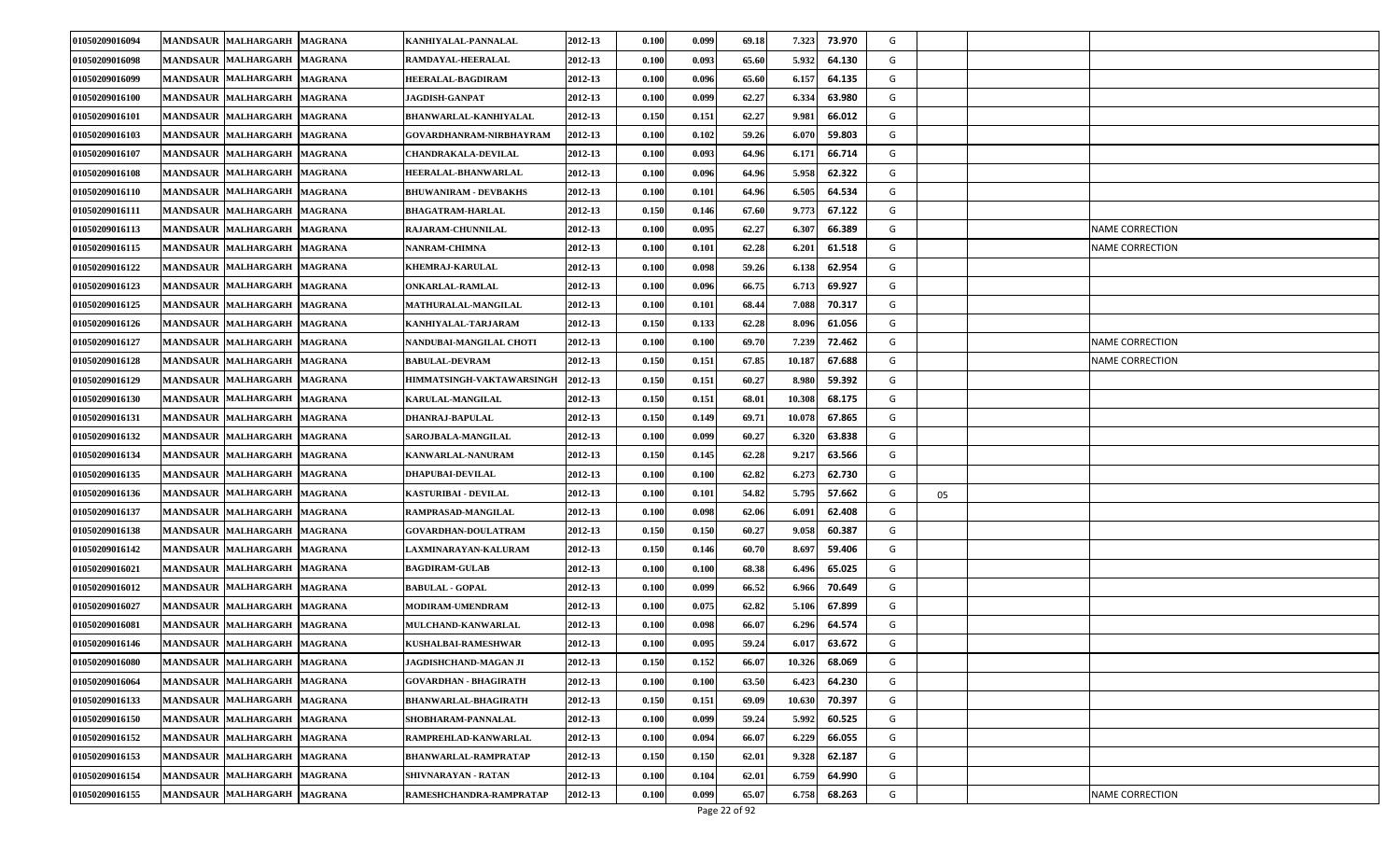| | | | | | | | | | | | | | | |
|---|---|---|---|---|---|---|---|---|---|---|---|---|---|---|
| 01050209016094 | MANDSAUR | MALHARGARH | MAGRANA | KANHIYALAL-PANNALAL | 2012-13 | 0.100 | 0.099 | 69.18 | 7.323 | 73.970 | G | | | |
| 01050209016098 | MANDSAUR | MALHARGARH | MAGRANA | RAMDAYAL-HEERALAL | 2012-13 | 0.100 | 0.093 | 65.60 | 5.932 | 64.130 | G | | | |
| 01050209016099 | MANDSAUR | MALHARGARH | MAGRANA | HEERALAL-BAGDIRAM | 2012-13 | 0.100 | 0.096 | 65.60 | 6.157 | 64.135 | G | | | |
| 01050209016100 | MANDSAUR | MALHARGARH | MAGRANA | JAGDISH-GANPAT | 2012-13 | 0.100 | 0.099 | 62.27 | 6.334 | 63.980 | G | | | |
| 01050209016101 | MANDSAUR | MALHARGARH | MAGRANA | BHANWARLAL-KANHIYALAL | 2012-13 | 0.150 | 0.151 | 62.27 | 9.981 | 66.012 | G | | | |
| 01050209016103 | MANDSAUR | MALHARGARH | MAGRANA | GOVARDHANRAM-NIRBHAYRAM | 2012-13 | 0.100 | 0.102 | 59.26 | 6.070 | 59.803 | G | | | |
| 01050209016107 | MANDSAUR | MALHARGARH | MAGRANA | CHANDRAKALA-DEVILAL | 2012-13 | 0.100 | 0.093 | 64.96 | 6.171 | 66.714 | G | | | |
| 01050209016108 | MANDSAUR | MALHARGARH | MAGRANA | HEERALAL-BHANWARLAL | 2012-13 | 0.100 | 0.096 | 64.96 | 5.958 | 62.322 | G | | | |
| 01050209016110 | MANDSAUR | MALHARGARH | MAGRANA | BHUWANIRAM - DEVBAKHS | 2012-13 | 0.100 | 0.101 | 64.96 | 6.505 | 64.534 | G | | | |
| 01050209016111 | MANDSAUR | MALHARGARH | MAGRANA | BHAGATRAM-HARLAL | 2012-13 | 0.150 | 0.146 | 67.60 | 9.773 | 67.122 | G | | | |
| 01050209016113 | MANDSAUR | MALHARGARH | MAGRANA | RAJARAM-CHUNNILAL | 2012-13 | 0.100 | 0.095 | 62.27 | 6.307 | 66.389 | G | | | NAME CORRECTION |
| 01050209016115 | MANDSAUR | MALHARGARH | MAGRANA | NANRAM-CHIMNA | 2012-13 | 0.100 | 0.101 | 62.28 | 6.201 | 61.518 | G | | | NAME CORRECTION |
| 01050209016122 | MANDSAUR | MALHARGARH | MAGRANA | KHEMRAJ-KARULAL | 2012-13 | 0.100 | 0.098 | 59.26 | 6.138 | 62.954 | G | | | |
| 01050209016123 | MANDSAUR | MALHARGARH | MAGRANA | ONKARLAL-RAMLAL | 2012-13 | 0.100 | 0.096 | 66.75 | 6.713 | 69.927 | G | | | |
| 01050209016125 | MANDSAUR | MALHARGARH | MAGRANA | MATHURALAL-MANGILAL | 2012-13 | 0.100 | 0.101 | 68.44 | 7.088 | 70.317 | G | | | |
| 01050209016126 | MANDSAUR | MALHARGARH | MAGRANA | KANHIYALAL-TARJARAM | 2012-13 | 0.150 | 0.133 | 62.28 | 8.096 | 61.056 | G | | | |
| 01050209016127 | MANDSAUR | MALHARGARH | MAGRANA | NANDUBAI-MANGILAL CHOTI | 2012-13 | 0.100 | 0.100 | 69.70 | 7.239 | 72.462 | G | | | NAME CORRECTION |
| 01050209016128 | MANDSAUR | MALHARGARH | MAGRANA | BABULAL-DEVRAM | 2012-13 | 0.150 | 0.151 | 67.85 | 10.187 | 67.688 | G | | | NAME CORRECTION |
| 01050209016129 | MANDSAUR | MALHARGARH | MAGRANA | HIMMATSINGH-VAKTAWARSINGH | 2012-13 | 0.150 | 0.151 | 60.27 | 8.980 | 59.392 | G | | | |
| 01050209016130 | MANDSAUR | MALHARGARH | MAGRANA | KARULAL-MANGILAL | 2012-13 | 0.150 | 0.151 | 68.01 | 10.308 | 68.175 | G | | | |
| 01050209016131 | MANDSAUR | MALHARGARH | MAGRANA | DHANRAJ-BAPULAL | 2012-13 | 0.150 | 0.149 | 69.71 | 10.078 | 67.865 | G | | | |
| 01050209016132 | MANDSAUR | MALHARGARH | MAGRANA | SAROJBALA-MANGILAL | 2012-13 | 0.100 | 0.099 | 60.27 | 6.320 | 63.838 | G | | | |
| 01050209016134 | MANDSAUR | MALHARGARH | MAGRANA | KANWARLAL-NANURAM | 2012-13 | 0.150 | 0.145 | 62.28 | 9.217 | 63.566 | G | | | |
| 01050209016135 | MANDSAUR | MALHARGARH | MAGRANA | DHAPUBAI-DEVILAL | 2012-13 | 0.100 | 0.100 | 62.82 | 6.273 | 62.730 | G | | | |
| 01050209016136 | MANDSAUR | MALHARGARH | MAGRANA | KASTURIBAI - DEVILAL | 2012-13 | 0.100 | 0.101 | 54.82 | 5.795 | 57.662 | G | 05 | | |
| 01050209016137 | MANDSAUR | MALHARGARH | MAGRANA | RAMPRASAD-MANGILAL | 2012-13 | 0.100 | 0.098 | 62.06 | 6.091 | 62.408 | G | | | |
| 01050209016138 | MANDSAUR | MALHARGARH | MAGRANA | GOVARDHAN-DOULATRAM | 2012-13 | 0.150 | 0.150 | 60.27 | 9.058 | 60.387 | G | | | |
| 01050209016142 | MANDSAUR | MALHARGARH | MAGRANA | LAXMINARAYAN-KALURAM | 2012-13 | 0.150 | 0.146 | 60.70 | 8.697 | 59.406 | G | | | |
| 01050209016021 | MANDSAUR | MALHARGARH | MAGRANA | BAGDIRAM-GULAB | 2012-13 | 0.100 | 0.100 | 68.38 | 6.496 | 65.025 | G | | | |
| 01050209016012 | MANDSAUR | MALHARGARH | MAGRANA | BABULAL - GOPAL | 2012-13 | 0.100 | 0.099 | 66.52 | 6.966 | 70.649 | G | | | |
| 01050209016027 | MANDSAUR | MALHARGARH | MAGRANA | MODIRAM-UMENDRAM | 2012-13 | 0.100 | 0.075 | 62.82 | 5.106 | 67.899 | G | | | |
| 01050209016081 | MANDSAUR | MALHARGARH | MAGRANA | MULCHAND-KANWARLAL | 2012-13 | 0.100 | 0.098 | 66.07 | 6.296 | 64.574 | G | | | |
| 01050209016146 | MANDSAUR | MALHARGARH | MAGRANA | KUSHALBAI-RAMESHWAR | 2012-13 | 0.100 | 0.095 | 59.24 | 6.017 | 63.672 | G | | | |
| 01050209016080 | MANDSAUR | MALHARGARH | MAGRANA | JAGDISHCHAND-MAGAN JI | 2012-13 | 0.150 | 0.152 | 66.07 | 10.326 | 68.069 | G | | | |
| 01050209016064 | MANDSAUR | MALHARGARH | MAGRANA | GOVARDHAN - BHAGIRATH | 2012-13 | 0.100 | 0.100 | 63.50 | 6.423 | 64.230 | G | | | |
| 01050209016133 | MANDSAUR | MALHARGARH | MAGRANA | BHANWARLAL-BHAGIRATH | 2012-13 | 0.150 | 0.151 | 69.09 | 10.630 | 70.397 | G | | | |
| 01050209016150 | MANDSAUR | MALHARGARH | MAGRANA | SHOBHARAM-PANNALAL | 2012-13 | 0.100 | 0.099 | 59.24 | 5.992 | 60.525 | G | | | |
| 01050209016152 | MANDSAUR | MALHARGARH | MAGRANA | RAMPREHLAD-KANWARLAL | 2012-13 | 0.100 | 0.094 | 66.07 | 6.229 | 66.055 | G | | | |
| 01050209016153 | MANDSAUR | MALHARGARH | MAGRANA | BHANWARLAL-RAMPRATAP | 2012-13 | 0.150 | 0.150 | 62.01 | 9.328 | 62.187 | G | | | |
| 01050209016154 | MANDSAUR | MALHARGARH | MAGRANA | SHIVNARAYAN - RATAN | 2012-13 | 0.100 | 0.104 | 62.01 | 6.759 | 64.990 | G | | | |
| 01050209016155 | MANDSAUR | MALHARGARH | MAGRANA | RAMESHCHANDRA-RAMPRATAP | 2012-13 | 0.100 | 0.099 | 65.07 | 6.758 | 68.263 | G | | | NAME CORRECTION |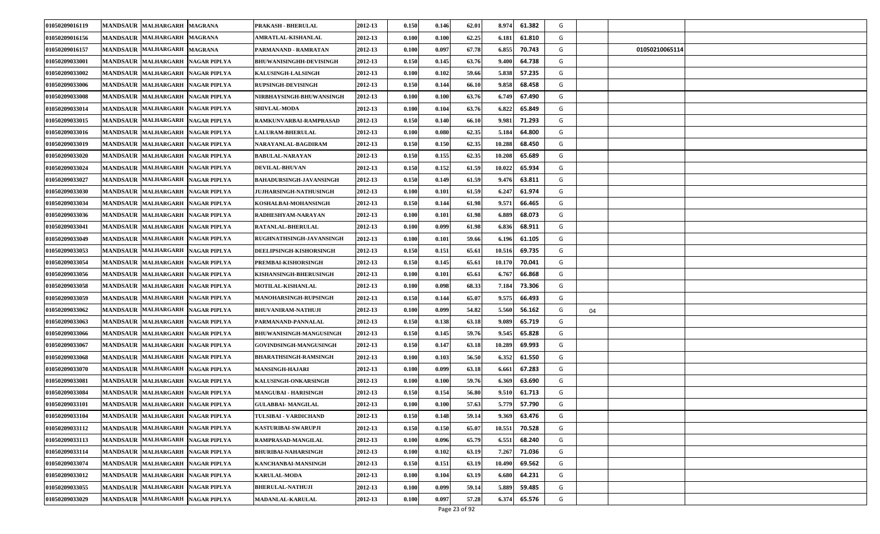| | | | | | | | | | | | | | | |
|---|---|---|---|---|---|---|---|---|---|---|---|---|---|---|
| 01050209016119 | MANDSAUR | MALHARGARH | MAGRANA | PRAKASH - BHERULAL | 2012-13 | 0.150 | 0.146 | 62.01 | 8.974 | 61.382 | G | | | |
| 01050209016156 | MANDSAUR | MALHARGARH | MAGRANA | AMRATLAL-KISHANLAL | 2012-13 | 0.100 | 0.100 | 62.25 | 6.181 | 61.810 | G | | | |
| 01050209016157 | MANDSAUR | MALHARGARH | MAGRANA | PARMANAND - RAMRATAN | 2012-13 | 0.100 | 0.097 | 67.78 | 6.855 | 70.743 | G | | 01050210065114 | |
| 01050209033001 | MANDSAUR | MALHARGARH | NAGAR PIPLYA | BHUWANISINGHH-DEVISINGH | 2012-13 | 0.150 | 0.145 | 63.76 | 9.400 | 64.738 | G | | | |
| 01050209033002 | MANDSAUR | MALHARGARH | NAGAR PIPLYA | KALUSINGH-LALSINGH | 2012-13 | 0.100 | 0.102 | 59.66 | 5.838 | 57.235 | G | | | |
| 01050209033006 | MANDSAUR | MALHARGARH | NAGAR PIPLYA | RUPSINGH-DEVISINGH | 2012-13 | 0.150 | 0.144 | 66.10 | 9.858 | 68.458 | G | | | |
| 01050209033008 | MANDSAUR | MALHARGARH | NAGAR PIPLYA | NIRBHAYSINGH-BHUWANSINGH | 2012-13 | 0.100 | 0.100 | 63.76 | 6.749 | 67.490 | G | | | |
| 01050209033014 | MANDSAUR | MALHARGARH | NAGAR PIPLYA | SHIVLAL-MODA | 2012-13 | 0.100 | 0.104 | 63.76 | 6.822 | 65.849 | G | | | |
| 01050209033015 | MANDSAUR | MALHARGARH | NAGAR PIPLYA | RAMKUNVARBAI-RAMPRASAD | 2012-13 | 0.150 | 0.140 | 66.10 | 9.981 | 71.293 | G | | | |
| 01050209033016 | MANDSAUR | MALHARGARH | NAGAR PIPLYA | LALURAM-BHERULAL | 2012-13 | 0.100 | 0.080 | 62.35 | 5.184 | 64.800 | G | | | |
| 01050209033019 | MANDSAUR | MALHARGARH | NAGAR PIPLYA | NARAYANLAL-BAGDIRAM | 2012-13 | 0.150 | 0.150 | 62.35 | 10.288 | 68.450 | G | | | |
| 01050209033020 | MANDSAUR | MALHARGARH | NAGAR PIPLYA | BABULAL-NARAYAN | 2012-13 | 0.150 | 0.155 | 62.35 | 10.208 | 65.689 | G | | | |
| 01050209033024 | MANDSAUR | MALHARGARH | NAGAR PIPLYA | DEVILAL-BHUVAN | 2012-13 | 0.150 | 0.152 | 61.59 | 10.022 | 65.934 | G | | | |
| 01050209033027 | MANDSAUR | MALHARGARH | NAGAR PIPLYA | BAHADURSINGH-JAVANSINGH | 2012-13 | 0.150 | 0.149 | 61.59 | 9.476 | 63.811 | G | | | |
| 01050209033030 | MANDSAUR | MALHARGARH | NAGAR PIPLYA | JUJHARSINGH-NATHUSINGH | 2012-13 | 0.100 | 0.101 | 61.59 | 6.247 | 61.974 | G | | | |
| 01050209033034 | MANDSAUR | MALHARGARH | NAGAR PIPLYA | KOSHALBAI-MOHANSINGH | 2012-13 | 0.150 | 0.144 | 61.98 | 9.571 | 66.465 | G | | | |
| 01050209033036 | MANDSAUR | MALHARGARH | NAGAR PIPLYA | RADHESHYAM-NARAYAN | 2012-13 | 0.100 | 0.101 | 61.98 | 6.889 | 68.073 | G | | | |
| 01050209033041 | MANDSAUR | MALHARGARH | NAGAR PIPLYA | RATANLAL-BHERULAL | 2012-13 | 0.100 | 0.099 | 61.98 | 6.836 | 68.911 | G | | | |
| 01050209033049 | MANDSAUR | MALHARGARH | NAGAR PIPLYA | RUGHNATHSINGH-JAVANSINGH | 2012-13 | 0.100 | 0.101 | 59.66 | 6.196 | 61.105 | G | | | |
| 01050209033053 | MANDSAUR | MALHARGARH | NAGAR PIPLYA | DEELIPSINGH-KISHORSINGH | 2012-13 | 0.150 | 0.151 | 65.61 | 10.516 | 69.735 | G | | | |
| 01050209033054 | MANDSAUR | MALHARGARH | NAGAR PIPLYA | PREMBAI-KISHORSINGH | 2012-13 | 0.150 | 0.145 | 65.61 | 10.170 | 70.041 | G | | | |
| 01050209033056 | MANDSAUR | MALHARGARH | NAGAR PIPLYA | KISHANSINGH-BHERUSINGH | 2012-13 | 0.100 | 0.101 | 65.61 | 6.767 | 66.868 | G | | | |
| 01050209033058 | MANDSAUR | MALHARGARH | NAGAR PIPLYA | MOTILAL-KISHANLAL | 2012-13 | 0.100 | 0.098 | 68.33 | 7.184 | 73.306 | G | | | |
| 01050209033059 | MANDSAUR | MALHARGARH | NAGAR PIPLYA | MANOHARSINGH-RUPSINGH | 2012-13 | 0.150 | 0.144 | 65.07 | 9.575 | 66.493 | G | | | |
| 01050209033062 | MANDSAUR | MALHARGARH | NAGAR PIPLYA | BHUVANIRAM-NATHUJI | 2012-13 | 0.100 | 0.099 | 54.82 | 5.560 | 56.162 | G | 04 | | |
| 01050209033063 | MANDSAUR | MALHARGARH | NAGAR PIPLYA | PARMANAND-PANNALAL | 2012-13 | 0.150 | 0.138 | 63.18 | 9.089 | 65.719 | G | | | |
| 01050209033066 | MANDSAUR | MALHARGARH | NAGAR PIPLYA | BHUWANISINGH-MANGUSINGH | 2012-13 | 0.150 | 0.145 | 59.76 | 9.545 | 65.828 | G | | | |
| 01050209033067 | MANDSAUR | MALHARGARH | NAGAR PIPLYA | GOVINDSINGH-MANGUSINGH | 2012-13 | 0.150 | 0.147 | 63.18 | 10.289 | 69.993 | G | | | |
| 01050209033068 | MANDSAUR | MALHARGARH | NAGAR PIPLYA | BHARATHSINGH-RAMSINGH | 2012-13 | 0.100 | 0.103 | 56.50 | 6.352 | 61.550 | G | | | |
| 01050209033070 | MANDSAUR | MALHARGARH | NAGAR PIPLYA | MANSINGH-HAJARI | 2012-13 | 0.100 | 0.099 | 63.18 | 6.661 | 67.283 | G | | | |
| 01050209033081 | MANDSAUR | MALHARGARH | NAGAR PIPLYA | KALUSINGH-ONKARSINGH | 2012-13 | 0.100 | 0.100 | 59.76 | 6.369 | 63.690 | G | | | |
| 01050209033084 | MANDSAUR | MALHARGARH | NAGAR PIPLYA | MANGUBAI - HARISINGH | 2012-13 | 0.150 | 0.154 | 56.80 | 9.510 | 61.713 | G | | | |
| 01050209033101 | MANDSAUR | MALHARGARH | NAGAR PIPLYA | GULABBAI- MANGILAL | 2012-13 | 0.100 | 0.100 | 57.63 | 5.779 | 57.790 | G | | | |
| 01050209033104 | MANDSAUR | MALHARGARH | NAGAR PIPLYA | TULSIBAI - VARDICHAND | 2012-13 | 0.150 | 0.148 | 59.14 | 9.369 | 63.476 | G | | | |
| 01050209033112 | MANDSAUR | MALHARGARH | NAGAR PIPLYA | KASTURIBAI-SWARUPJI | 2012-13 | 0.150 | 0.150 | 65.07 | 10.551 | 70.528 | G | | | |
| 01050209033113 | MANDSAUR | MALHARGARH | NAGAR PIPLYA | RAMPRASAD-MANGILAL | 2012-13 | 0.100 | 0.096 | 65.79 | 6.551 | 68.240 | G | | | |
| 01050209033114 | MANDSAUR | MALHARGARH | NAGAR PIPLYA | BHURIBAI-NAHARSINGH | 2012-13 | 0.100 | 0.102 | 63.19 | 7.267 | 71.036 | G | | | |
| 01050209033074 | MANDSAUR | MALHARGARH | NAGAR PIPLYA | KANCHANBAI-MANSINGH | 2012-13 | 0.150 | 0.151 | 63.19 | 10.490 | 69.562 | G | | | |
| 01050209033012 | MANDSAUR | MALHARGARH | NAGAR PIPLYA | KARULAL-MODA | 2012-13 | 0.100 | 0.104 | 63.19 | 6.680 | 64.231 | G | | | |
| 01050209033055 | MANDSAUR | MALHARGARH | NAGAR PIPLYA | BHERULAL-NATHUJI | 2012-13 | 0.100 | 0.099 | 59.14 | 5.889 | 59.485 | G | | | |
| 01050209033029 | MANDSAUR | MALHARGARH | NAGAR PIPLYA | MADANLAL-KARULAL | 2012-13 | 0.100 | 0.097 | 57.28 | 6.374 | 65.576 | G | | | |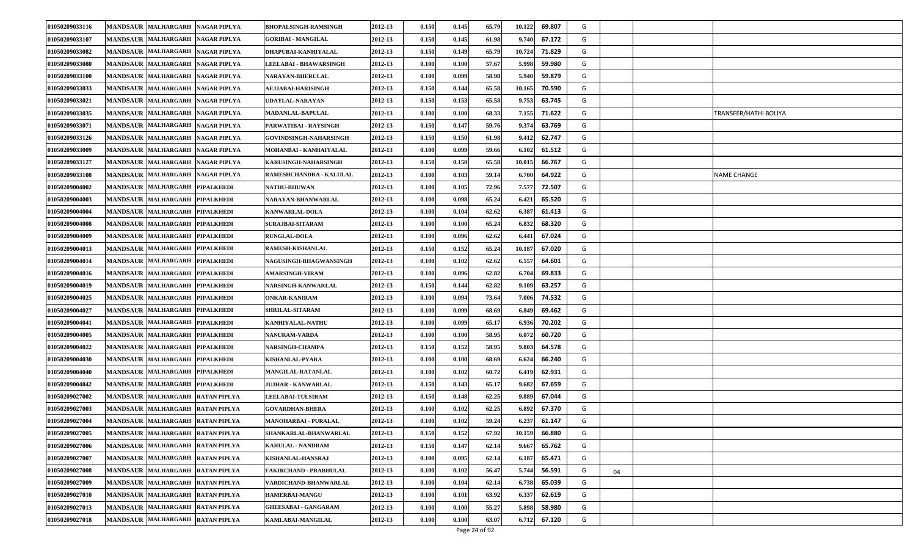| | | | | | | | | | | | | | | |
|---|---|---|---|---|---|---|---|---|---|---|---|---|---|---|
| 01050209033116 | MANDSAUR | MALHARGARH | NAGAR PIPLYA | BHOPALSINGH-RAMSINGH | 2012-13 | 0.150 | 0.145 | 65.79 | 10.122 | 69.807 | G | | | |
| 01050209033107 | MANDSAUR | MALHARGARH | NAGAR PIPLYA | GORIBAI - MANGILAL | 2012-13 | 0.150 | 0.145 | 61.98 | 9.740 | 67.172 | G | | | |
| 01050209033082 | MANDSAUR | MALHARGARH | NAGAR PIPLYA | DHAPUBAI-KANHIYALAL | 2012-13 | 0.150 | 0.149 | 65.79 | 10.724 | 71.829 | G | | | |
| 01050209033080 | MANDSAUR | MALHARGARH | NAGAR PIPLYA | LEELABAI - BHAWARSINGH | 2012-13 | 0.100 | 0.100 | 57.67 | 5.998 | 59.980 | G | | | |
| 01050209033100 | MANDSAUR | MALHARGARH | NAGAR PIPLYA | NARAYAN-BHERULAL | 2012-13 | 0.100 | 0.099 | 58.98 | 5.940 | 59.879 | G | | | |
| 01050209033033 | MANDSAUR | MALHARGARH | NAGAR PIPLYA | AEJJABAI-HARISINGH | 2012-13 | 0.150 | 0.144 | 65.58 | 10.165 | 70.590 | G | | | |
| 01050209033021 | MANDSAUR | MALHARGARH | NAGAR PIPLYA | UDAYLAL-NARAYAN | 2012-13 | 0.150 | 0.153 | 65.58 | 9.753 | 63.745 | G | | | |
| 01050209033035 | MANDSAUR | MALHARGARH | NAGAR PIPLYA | MADANLAL-BAPULAL | 2012-13 | 0.100 | 0.100 | 68.33 | 7.155 | 71.622 | G | | | TRANSFER/HATHI BOLIYA |
| 01050209033071 | MANDSAUR | MALHARGARH | NAGAR PIPLYA | PARWATIBAI - RAYSINGH | 2012-13 | 0.150 | 0.147 | 59.76 | 9.374 | 63.769 | G | | | |
| 01050209033126 | MANDSAUR | MALHARGARH | NAGAR PIPLYA | GOVINDSINGH-NAHARSINGH | 2012-13 | 0.150 | 0.150 | 61.98 | 9.412 | 62.747 | G | | | |
| 01050209033009 | MANDSAUR | MALHARGARH | NAGAR PIPLYA | MOHANBAI - KANHAIYALAL | 2012-13 | 0.100 | 0.099 | 59.66 | 6.102 | 61.512 | G | | | |
| 01050209033127 | MANDSAUR | MALHARGARH | NAGAR PIPLYA | KARUSINGH-NAHARSINGH | 2012-13 | 0.150 | 0.150 | 65.58 | 10.015 | 66.767 | G | | | |
| 01050209033108 | MANDSAUR | MALHARGARH | NAGAR PIPLYA | RAMESHCHANDRA - KALULAL | 2012-13 | 0.100 | 0.103 | 59.14 | 6.700 | 64.922 | G | | | NAME CHANGE |
| 01050209004002 | MANDSAUR | MALHARGARH | PIPALKHEDI | NATHU-BHUWAN | 2012-13 | 0.100 | 0.105 | 72.96 | 7.577 | 72.507 | G | | | |
| 01050209004003 | MANDSAUR | MALHARGARH | PIPALKHEDI | NARAYAN-BHANWARLAL | 2012-13 | 0.100 | 0.098 | 65.24 | 6.421 | 65.520 | G | | | |
| 01050209004004 | MANDSAUR | MALHARGARH | PIPALKHEDI | KANWARLAL-DOLA | 2012-13 | 0.100 | 0.104 | 62.62 | 6.387 | 61.413 | G | | | |
| 01050209004008 | MANDSAUR | MALHARGARH | PIPALKHEDI | SURAJBAI-SITARAM | 2012-13 | 0.100 | 0.100 | 65.24 | 6.832 | 68.320 | G | | | |
| 01050209004009 | MANDSAUR | MALHARGARH | PIPALKHEDI | RUNGLAL-DOLA | 2012-13 | 0.100 | 0.096 | 62.62 | 6.441 | 67.024 | G | | | |
| 01050209004013 | MANDSAUR | MALHARGARH | PIPALKHEDI | RAMESH-KISHANLAL | 2012-13 | 0.150 | 0.152 | 65.24 | 10.187 | 67.020 | G | | | |
| 01050209004014 | MANDSAUR | MALHARGARH | PIPALKHEDI | NAGUSINGH-BHAGWANSINGH | 2012-13 | 0.100 | 0.102 | 62.62 | 6.557 | 64.601 | G | | | |
| 01050209004016 | MANDSAUR | MALHARGARH | PIPALKHEDI | AMARSINGH-VIRAM | 2012-13 | 0.100 | 0.096 | 62.82 | 6.704 | 69.833 | G | | | |
| 01050209004019 | MANDSAUR | MALHARGARH | PIPALKHEDI | NARSINGH-KANWARLAL | 2012-13 | 0.150 | 0.144 | 62.82 | 9.109 | 63.257 | G | | | |
| 01050209004025 | MANDSAUR | MALHARGARH | PIPALKHEDI | ONKAR-KANIRAM | 2012-13 | 0.100 | 0.094 | 73.64 | 7.006 | 74.532 | G | | | |
| 01050209004027 | MANDSAUR | MALHARGARH | PIPALKHEDI | SHRILAL-SITARAM | 2012-13 | 0.100 | 0.099 | 68.69 | 6.849 | 69.462 | G | | | |
| 01050209004041 | MANDSAUR | MALHARGARH | PIPALKHEDI | KANHIYALAL-NATHU | 2012-13 | 0.100 | 0.099 | 65.17 | 6.936 | 70.202 | G | | | |
| 01050209004005 | MANDSAUR | MALHARGARH | PIPALKHEDI | NANURAM-VARDA | 2012-13 | 0.100 | 0.100 | 58.95 | 6.072 | 60.720 | G | | | |
| 01050209004022 | MANDSAUR | MALHARGARH | PIPALKHEDI | NARSINGH-CHAMPA | 2012-13 | 0.150 | 0.152 | 58.95 | 9.803 | 64.578 | G | | | |
| 01050209004030 | MANDSAUR | MALHARGARH | PIPALKHEDI | KISHANLAL-PYARA | 2012-13 | 0.100 | 0.100 | 68.69 | 6.624 | 66.240 | G | | | |
| 01050209004040 | MANDSAUR | MALHARGARH | PIPALKHEDI | MANGILAL-RATANLAL | 2012-13 | 0.100 | 0.102 | 60.72 | 6.419 | 62.931 | G | | | |
| 01050209004042 | MANDSAUR | MALHARGARH | PIPALKHEDI | JUJHAR - KANWARLAL | 2012-13 | 0.150 | 0.143 | 65.17 | 9.682 | 67.659 | G | | | |
| 01050209027002 | MANDSAUR | MALHARGARH | RATAN PIPLYA | LEELABAI-TULSIRAM | 2012-13 | 0.150 | 0.148 | 62.25 | 9.889 | 67.044 | G | | | |
| 01050209027003 | MANDSAUR | MALHARGARH | RATAN PIPLYA | GOVARDHAN-BHERA | 2012-13 | 0.100 | 0.102 | 62.25 | 6.892 | 67.370 | G | | | |
| 01050209027004 | MANDSAUR | MALHARGARH | RATAN PIPLYA | MANOHARBAI - PURALAL | 2012-13 | 0.100 | 0.102 | 59.24 | 6.237 | 61.147 | G | | | |
| 01050209027005 | MANDSAUR | MALHARGARH | RATAN PIPLYA | SHANKARLAL-BHANWARLAL | 2012-13 | 0.150 | 0.152 | 67.92 | 10.159 | 66.880 | G | | | |
| 01050209027006 | MANDSAUR | MALHARGARH | RATAN PIPLYA | KARULAL - NANDRAM | 2012-13 | 0.150 | 0.147 | 62.14 | 9.667 | 65.762 | G | | | |
| 01050209027007 | MANDSAUR | MALHARGARH | RATAN PIPLYA | KISHANLAL-HANSRAJ | 2012-13 | 0.100 | 0.095 | 62.14 | 6.187 | 65.471 | G | | | |
| 01050209027008 | MANDSAUR | MALHARGARH | RATAN PIPLYA | FAKIRCHAND - PRABHULAL | 2012-13 | 0.100 | 0.102 | 56.47 | 5.744 | 56.591 | G | 04 | | |
| 01050209027009 | MANDSAUR | MALHARGARH | RATAN PIPLYA | VARDICHAND-BHANWARLAL | 2012-13 | 0.100 | 0.104 | 62.14 | 6.738 | 65.039 | G | | | |
| 01050209027010 | MANDSAUR | MALHARGARH | RATAN PIPLYA | HAMERBAI-MANGU | 2012-13 | 0.100 | 0.101 | 63.92 | 6.337 | 62.619 | G | | | |
| 01050209027013 | MANDSAUR | MALHARGARH | RATAN PIPLYA | GHEESABAI - GANGARAM | 2012-13 | 0.100 | 0.100 | 55.27 | 5.898 | 58.980 | G | | | |
| 01050209027018 | MANDSAUR | MALHARGARH | RATAN PIPLYA | KAMLABAI-MANGILAL | 2012-13 | 0.100 | 0.100 | 63.07 | 6.712 | 67.120 | G | | | |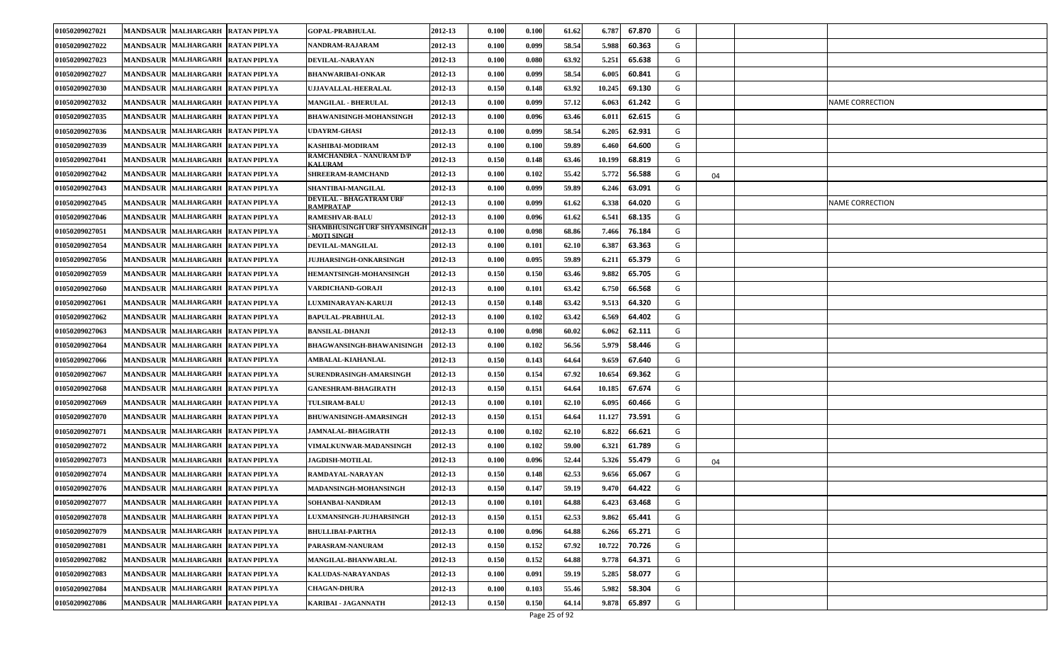| | | | | | | | | | | | | | | |
|---|---|---|---|---|---|---|---|---|---|---|---|---|---|---|
| 01050209027021 | MANDSAUR | MALHARGARH | RATAN PIPLYA | GOPAL-PRABHULAL | 2012-13 | 0.100 | 0.100 | 61.62 | 6.787 | 67.870 | G | | | |
| 01050209027022 | MANDSAUR | MALHARGARH | RATAN PIPLYA | NANDRAM-RAJARAM | 2012-13 | 0.100 | 0.099 | 58.54 | 5.988 | 60.363 | G | | | |
| 01050209027023 | MANDSAUR | MALHARGARH | RATAN PIPLYA | DEVILAL-NARAYAN | 2012-13 | 0.100 | 0.080 | 63.92 | 5.251 | 65.638 | G | | | |
| 01050209027027 | MANDSAUR | MALHARGARH | RATAN PIPLYA | BHANWARIBAI-ONKAR | 2012-13 | 0.100 | 0.099 | 58.54 | 6.005 | 60.841 | G | | | |
| 01050209027030 | MANDSAUR | MALHARGARH | RATAN PIPLYA | UJJAVALLAL-HEERALAL | 2012-13 | 0.150 | 0.148 | 63.92 | 10.245 | 69.130 | G | | | |
| 01050209027032 | MANDSAUR | MALHARGARH | RATAN PIPLYA | MANGILAL - BHERULAL | 2012-13 | 0.100 | 0.099 | 57.12 | 6.063 | 61.242 | G | | | NAME CORRECTION |
| 01050209027035 | MANDSAUR | MALHARGARH | RATAN PIPLYA | BHAWANISINGH-MOHANSINGH | 2012-13 | 0.100 | 0.096 | 63.46 | 6.011 | 62.615 | G | | | |
| 01050209027036 | MANDSAUR | MALHARGARH | RATAN PIPLYA | UDAYRM-GHASI | 2012-13 | 0.100 | 0.099 | 58.54 | 6.205 | 62.931 | G | | | |
| 01050209027039 | MANDSAUR | MALHARGARH | RATAN PIPLYA | KASHIBAI-MODIRAM | 2012-13 | 0.100 | 0.100 | 59.89 | 6.460 | 64.600 | G | | | |
| 01050209027041 | MANDSAUR | MALHARGARH | RATAN PIPLYA | RAMCHANDRA - NANURAM D/P KALURAM | 2012-13 | 0.150 | 0.148 | 63.46 | 10.199 | 68.819 | G | | | |
| 01050209027042 | MANDSAUR | MALHARGARH | RATAN PIPLYA | SHREERAM-RAMCHAND | 2012-13 | 0.100 | 0.102 | 55.42 | 5.772 | 56.588 | G | 04 | | |
| 01050209027043 | MANDSAUR | MALHARGARH | RATAN PIPLYA | SHANTIBAI-MANGILAL | 2012-13 | 0.100 | 0.099 | 59.89 | 6.246 | 63.091 | G | | | |
| 01050209027045 | MANDSAUR | MALHARGARH | RATAN PIPLYA | DEVILAL - BHAGATRAM URF RAMPRATAP | 2012-13 | 0.100 | 0.099 | 61.62 | 6.338 | 64.020 | G | | | NAME CORRECTION |
| 01050209027046 | MANDSAUR | MALHARGARH | RATAN PIPLYA | RAMESHVAR-BALU | 2012-13 | 0.100 | 0.096 | 61.62 | 6.541 | 68.135 | G | | | |
| 01050209027051 | MANDSAUR | MALHARGARH | RATAN PIPLYA | SHAMBHUSINGH URF SHYAMSINGH - MOTI SINGH | 2012-13 | 0.100 | 0.098 | 68.86 | 7.466 | 76.184 | G | | | |
| 01050209027054 | MANDSAUR | MALHARGARH | RATAN PIPLYA | DEVILAL-MANGILAL | 2012-13 | 0.100 | 0.101 | 62.10 | 6.387 | 63.363 | G | | | |
| 01050209027056 | MANDSAUR | MALHARGARH | RATAN PIPLYA | JUJHARSINGH-ONKARSINGH | 2012-13 | 0.100 | 0.095 | 59.89 | 6.211 | 65.379 | G | | | |
| 01050209027059 | MANDSAUR | MALHARGARH | RATAN PIPLYA | HEMANTSINGH-MOHANSINGH | 2012-13 | 0.150 | 0.150 | 63.46 | 9.882 | 65.705 | G | | | |
| 01050209027060 | MANDSAUR | MALHARGARH | RATAN PIPLYA | VARDICHAND-GORAJI | 2012-13 | 0.100 | 0.101 | 63.42 | 6.750 | 66.568 | G | | | |
| 01050209027061 | MANDSAUR | MALHARGARH | RATAN PIPLYA | LUXMINARAYAN-KARUJI | 2012-13 | 0.150 | 0.148 | 63.42 | 9.513 | 64.320 | G | | | |
| 01050209027062 | MANDSAUR | MALHARGARH | RATAN PIPLYA | BAPULAL-PRABHULAL | 2012-13 | 0.100 | 0.102 | 63.42 | 6.569 | 64.402 | G | | | |
| 01050209027063 | MANDSAUR | MALHARGARH | RATAN PIPLYA | BANSILAL-DHANJI | 2012-13 | 0.100 | 0.098 | 60.02 | 6.062 | 62.111 | G | | | |
| 01050209027064 | MANDSAUR | MALHARGARH | RATAN PIPLYA | BHAGWANSINGH-BHAWANISINGH | 2012-13 | 0.100 | 0.102 | 56.56 | 5.979 | 58.446 | G | | | |
| 01050209027066 | MANDSAUR | MALHARGARH | RATAN PIPLYA | AMBALAL-KIAHANLAL | 2012-13 | 0.150 | 0.143 | 64.64 | 9.659 | 67.640 | G | | | |
| 01050209027067 | MANDSAUR | MALHARGARH | RATAN PIPLYA | SURENDRASINGH-AMARSINGH | 2012-13 | 0.150 | 0.154 | 67.92 | 10.654 | 69.362 | G | | | |
| 01050209027068 | MANDSAUR | MALHARGARH | RATAN PIPLYA | GANESHRAM-BHAGIRATH | 2012-13 | 0.150 | 0.151 | 64.64 | 10.185 | 67.674 | G | | | |
| 01050209027069 | MANDSAUR | MALHARGARH | RATAN PIPLYA | TULSIRAM-BALU | 2012-13 | 0.100 | 0.101 | 62.10 | 6.095 | 60.466 | G | | | |
| 01050209027070 | MANDSAUR | MALHARGARH | RATAN PIPLYA | BHUWANISINGH-AMARSINGH | 2012-13 | 0.150 | 0.151 | 64.64 | 11.127 | 73.591 | G | | | |
| 01050209027071 | MANDSAUR | MALHARGARH | RATAN PIPLYA | JAMNALAL-BHAGIRATH | 2012-13 | 0.100 | 0.102 | 62.10 | 6.822 | 66.621 | G | | | |
| 01050209027072 | MANDSAUR | MALHARGARH | RATAN PIPLYA | VIMALKUNWAR-MADANSINGH | 2012-13 | 0.100 | 0.102 | 59.00 | 6.321 | 61.789 | G | | | |
| 01050209027073 | MANDSAUR | MALHARGARH | RATAN PIPLYA | JAGDISH-MOTILAL | 2012-13 | 0.100 | 0.096 | 52.44 | 5.326 | 55.479 | G | 04 | | |
| 01050209027074 | MANDSAUR | MALHARGARH | RATAN PIPLYA | RAMDAYAL-NARAYAN | 2012-13 | 0.150 | 0.148 | 62.53 | 9.656 | 65.067 | G | | | |
| 01050209027076 | MANDSAUR | MALHARGARH | RATAN PIPLYA | MADANSINGH-MOHANSINGH | 2012-13 | 0.150 | 0.147 | 59.19 | 9.470 | 64.422 | G | | | |
| 01050209027077 | MANDSAUR | MALHARGARH | RATAN PIPLYA | SOHANBAI-NANDRAM | 2012-13 | 0.100 | 0.101 | 64.88 | 6.423 | 63.468 | G | | | |
| 01050209027078 | MANDSAUR | MALHARGARH | RATAN PIPLYA | LUXMANSINGH-JUJHARSINGH | 2012-13 | 0.150 | 0.151 | 62.53 | 9.862 | 65.441 | G | | | |
| 01050209027079 | MANDSAUR | MALHARGARH | RATAN PIPLYA | BHULLIBAI-PARTHA | 2012-13 | 0.100 | 0.096 | 64.88 | 6.266 | 65.271 | G | | | |
| 01050209027081 | MANDSAUR | MALHARGARH | RATAN PIPLYA | PARASRAM-NANURAM | 2012-13 | 0.150 | 0.152 | 67.92 | 10.722 | 70.726 | G | | | |
| 01050209027082 | MANDSAUR | MALHARGARH | RATAN PIPLYA | MANGILAL-BHANWARLAL | 2012-13 | 0.150 | 0.152 | 64.88 | 9.778 | 64.371 | G | | | |
| 01050209027083 | MANDSAUR | MALHARGARH | RATAN PIPLYA | KALUDAS-NARAYANDAS | 2012-13 | 0.100 | 0.091 | 59.19 | 5.285 | 58.077 | G | | | |
| 01050209027084 | MANDSAUR | MALHARGARH | RATAN PIPLYA | CHAGAN-DHURA | 2012-13 | 0.100 | 0.103 | 55.46 | 5.982 | 58.304 | G | | | |
| 01050209027086 | MANDSAUR | MALHARGARH | RATAN PIPLYA | KARIBAI - JAGANNATH | 2012-13 | 0.150 | 0.150 | 64.14 | 9.878 | 65.897 | G | | | |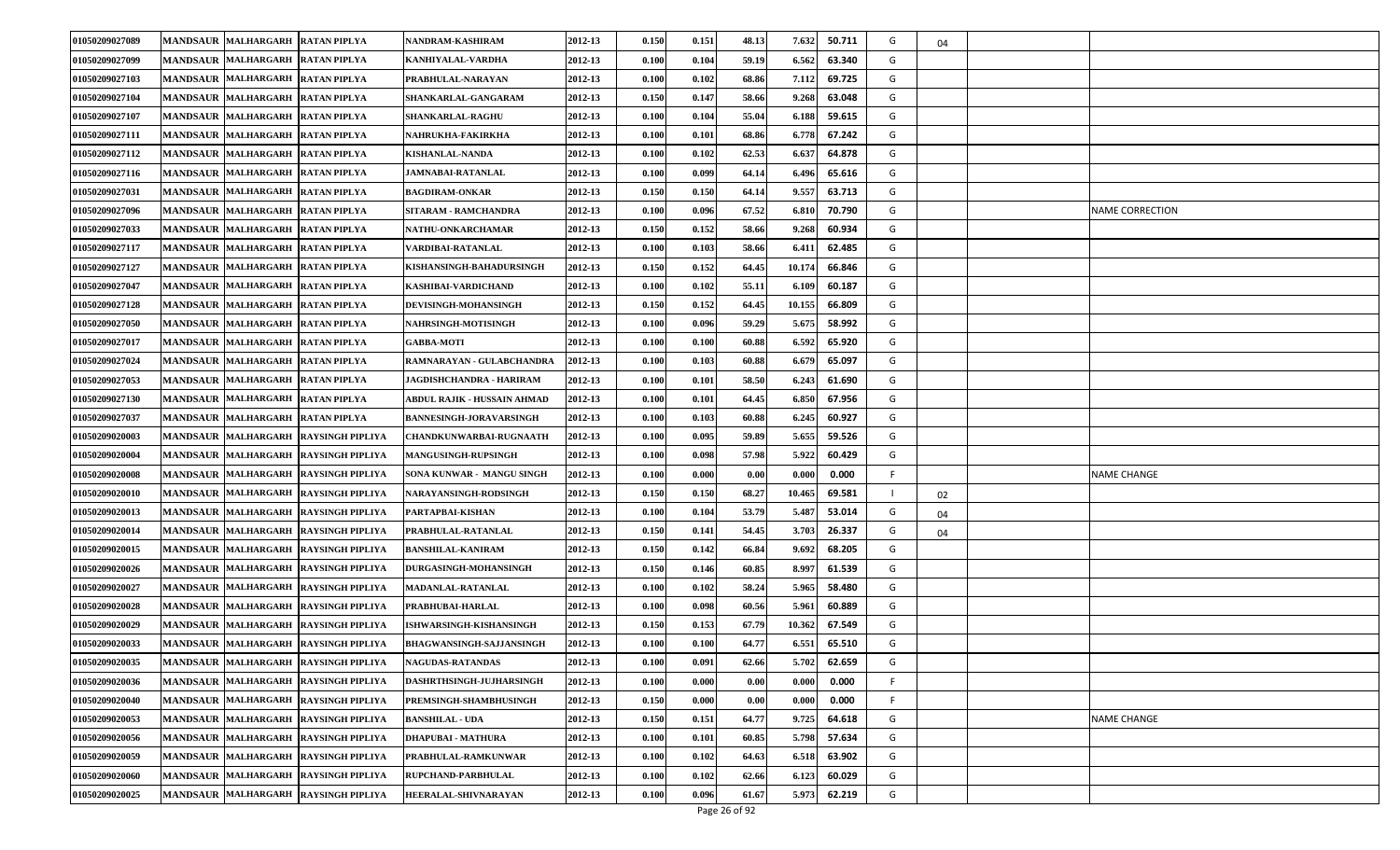| | | | | | | | | | | | | | | |
|---|---|---|---|---|---|---|---|---|---|---|---|---|---|---|
| 01050209027089 | MANDSAUR | MALHARGARH | RATAN PIPLYA | NANDRAM-KASHIRAM | 2012-13 | 0.150 | 0.151 | 48.13 | 7.632 | 50.711 | G | 04 | | |
| 01050209027099 | MANDSAUR | MALHARGARH | RATAN PIPLYA | KANHIYALAL-VARDHA | 2012-13 | 0.100 | 0.104 | 59.19 | 6.562 | 63.340 | G | | | |
| 01050209027103 | MANDSAUR | MALHARGARH | RATAN PIPLYA | PRABHULAL-NARAYAN | 2012-13 | 0.100 | 0.102 | 68.86 | 7.112 | 69.725 | G | | | |
| 01050209027104 | MANDSAUR | MALHARGARH | RATAN PIPLYA | SHANKARLAL-GANGARAM | 2012-13 | 0.150 | 0.147 | 58.66 | 9.268 | 63.048 | G | | | |
| 01050209027107 | MANDSAUR | MALHARGARH | RATAN PIPLYA | SHANKARLAL-RAGHU | 2012-13 | 0.100 | 0.104 | 55.04 | 6.188 | 59.615 | G | | | |
| 01050209027111 | MANDSAUR | MALHARGARH | RATAN PIPLYA | NAHRUKHA-FAKIRKHA | 2012-13 | 0.100 | 0.101 | 68.86 | 6.778 | 67.242 | G | | | |
| 01050209027112 | MANDSAUR | MALHARGARH | RATAN PIPLYA | KISHANLAL-NANDA | 2012-13 | 0.100 | 0.102 | 62.53 | 6.637 | 64.878 | G | | | |
| 01050209027116 | MANDSAUR | MALHARGARH | RATAN PIPLYA | JAMNABAI-RATANLAL | 2012-13 | 0.100 | 0.099 | 64.14 | 6.496 | 65.616 | G | | | |
| 01050209027031 | MANDSAUR | MALHARGARH | RATAN PIPLYA | BAGDIRAM-ONKAR | 2012-13 | 0.150 | 0.150 | 64.14 | 9.557 | 63.713 | G | | | |
| 01050209027096 | MANDSAUR | MALHARGARH | RATAN PIPLYA | SITARAM - RAMCHANDRA | 2012-13 | 0.100 | 0.096 | 67.52 | 6.810 | 70.790 | G | | | NAME CORRECTION |
| 01050209027033 | MANDSAUR | MALHARGARH | RATAN PIPLYA | NATHU-ONKARCHAMAR | 2012-13 | 0.150 | 0.152 | 58.66 | 9.268 | 60.934 | G | | | |
| 01050209027117 | MANDSAUR | MALHARGARH | RATAN PIPLYA | VARDIBAI-RATANLAL | 2012-13 | 0.100 | 0.103 | 58.66 | 6.411 | 62.485 | G | | | |
| 01050209027127 | MANDSAUR | MALHARGARH | RATAN PIPLYA | KISHANSINGH-BAHADURSINGH | 2012-13 | 0.150 | 0.152 | 64.45 | 10.174 | 66.846 | G | | | |
| 01050209027047 | MANDSAUR | MALHARGARH | RATAN PIPLYA | KASHIBAI-VARDICHAND | 2012-13 | 0.100 | 0.102 | 55.11 | 6.109 | 60.187 | G | | | |
| 01050209027128 | MANDSAUR | MALHARGARH | RATAN PIPLYA | DEVISINGH-MOHANSINGH | 2012-13 | 0.150 | 0.152 | 64.45 | 10.155 | 66.809 | G | | | |
| 01050209027050 | MANDSAUR | MALHARGARH | RATAN PIPLYA | NAHRSINGH-MOTISINGH | 2012-13 | 0.100 | 0.096 | 59.29 | 5.675 | 58.992 | G | | | |
| 01050209027017 | MANDSAUR | MALHARGARH | RATAN PIPLYA | GABBA-MOTI | 2012-13 | 0.100 | 0.100 | 60.88 | 6.592 | 65.920 | G | | | |
| 01050209027024 | MANDSAUR | MALHARGARH | RATAN PIPLYA | RAMNARAYAN - GULABCHANDRA | 2012-13 | 0.100 | 0.103 | 60.88 | 6.679 | 65.097 | G | | | |
| 01050209027053 | MANDSAUR | MALHARGARH | RATAN PIPLYA | JAGDISHCHANDRA - HARIRAM | 2012-13 | 0.100 | 0.101 | 58.50 | 6.243 | 61.690 | G | | | |
| 01050209027130 | MANDSAUR | MALHARGARH | RATAN PIPLYA | ABDUL RAJIK - HUSSAIN AHMAD | 2012-13 | 0.100 | 0.101 | 64.45 | 6.850 | 67.956 | G | | | |
| 01050209027037 | MANDSAUR | MALHARGARH | RATAN PIPLYA | BANNESINGH-JORAVARSINGH | 2012-13 | 0.100 | 0.103 | 60.88 | 6.245 | 60.927 | G | | | |
| 01050209020003 | MANDSAUR | MALHARGARH | RAYSINGH PIPLIYA | CHANDKUNWARBAI-RUGNAATH | 2012-13 | 0.100 | 0.095 | 59.89 | 5.655 | 59.526 | G | | | |
| 01050209020004 | MANDSAUR | MALHARGARH | RAYSINGH PIPLIYA | MANGUSINGH-RUPSINGH | 2012-13 | 0.100 | 0.098 | 57.98 | 5.922 | 60.429 | G | | | |
| 01050209020008 | MANDSAUR | MALHARGARH | RAYSINGH PIPLIYA | SONA KUNWAR - MANGU SINGH | 2012-13 | 0.100 | 0.000 | 0.00 | 0.000 | 0.000 | F | | | NAME CHANGE |
| 01050209020010 | MANDSAUR | MALHARGARH | RAYSINGH PIPLIYA | NARAYANSINGH-RODSINGH | 2012-13 | 0.150 | 0.150 | 68.27 | 10.465 | 69.581 | I | 02 | | |
| 01050209020013 | MANDSAUR | MALHARGARH | RAYSINGH PIPLIYA | PARTAPBAI-KISHAN | 2012-13 | 0.100 | 0.104 | 53.79 | 5.487 | 53.014 | G | 04 | | |
| 01050209020014 | MANDSAUR | MALHARGARH | RAYSINGH PIPLIYA | PRABHULAL-RATANLAL | 2012-13 | 0.150 | 0.141 | 54.45 | 3.703 | 26.337 | G | 04 | | |
| 01050209020015 | MANDSAUR | MALHARGARH | RAYSINGH PIPLIYA | BANSHILAL-KANIRAM | 2012-13 | 0.150 | 0.142 | 66.84 | 9.692 | 68.205 | G | | | |
| 01050209020026 | MANDSAUR | MALHARGARH | RAYSINGH PIPLIYA | DURGASINGH-MOHANSINGH | 2012-13 | 0.150 | 0.146 | 60.85 | 8.997 | 61.539 | G | | | |
| 01050209020027 | MANDSAUR | MALHARGARH | RAYSINGH PIPLIYA | MADANLAL-RATANLAL | 2012-13 | 0.100 | 0.102 | 58.24 | 5.965 | 58.480 | G | | | |
| 01050209020028 | MANDSAUR | MALHARGARH | RAYSINGH PIPLIYA | PRABHUBAI-HARLAL | 2012-13 | 0.100 | 0.098 | 60.56 | 5.961 | 60.889 | G | | | |
| 01050209020029 | MANDSAUR | MALHARGARH | RAYSINGH PIPLIYA | ISHWARSINGH-KISHANSINGH | 2012-13 | 0.150 | 0.153 | 67.79 | 10.362 | 67.549 | G | | | |
| 01050209020033 | MANDSAUR | MALHARGARH | RAYSINGH PIPLIYA | BHAGWANSINGH-SAJJANSINGH | 2012-13 | 0.100 | 0.100 | 64.77 | 6.551 | 65.510 | G | | | |
| 01050209020035 | MANDSAUR | MALHARGARH | RAYSINGH PIPLIYA | NAGUDAS-RATANDAS | 2012-13 | 0.100 | 0.091 | 62.66 | 5.702 | 62.659 | G | | | |
| 01050209020036 | MANDSAUR | MALHARGARH | RAYSINGH PIPLIYA | DASHRTHSINGH-JUJHARSINGH | 2012-13 | 0.100 | 0.000 | 0.00 | 0.000 | 0.000 | F | | | |
| 01050209020040 | MANDSAUR | MALHARGARH | RAYSINGH PIPLIYA | PREMSINGH-SHAMBHUSINGH | 2012-13 | 0.150 | 0.000 | 0.00 | 0.000 | 0.000 | F | | | |
| 01050209020053 | MANDSAUR | MALHARGARH | RAYSINGH PIPLIYA | BANSHILAL - UDA | 2012-13 | 0.150 | 0.151 | 64.77 | 9.725 | 64.618 | G | | | NAME CHANGE |
| 01050209020056 | MANDSAUR | MALHARGARH | RAYSINGH PIPLIYA | DHAPUBAI - MATHURA | 2012-13 | 0.100 | 0.101 | 60.85 | 5.798 | 57.634 | G | | | |
| 01050209020059 | MANDSAUR | MALHARGARH | RAYSINGH PIPLIYA | PRABHULAL-RAMKUNWAR | 2012-13 | 0.100 | 0.102 | 64.63 | 6.518 | 63.902 | G | | | |
| 01050209020060 | MANDSAUR | MALHARGARH | RAYSINGH PIPLIYA | RUPCHAND-PARBHULAL | 2012-13 | 0.100 | 0.102 | 62.66 | 6.123 | 60.029 | G | | | |
| 01050209020025 | MANDSAUR | MALHARGARH | RAYSINGH PIPLIYA | HEERALAL-SHIVNARAYAN | 2012-13 | 0.100 | 0.096 | 61.67 | 5.973 | 62.219 | G | | | |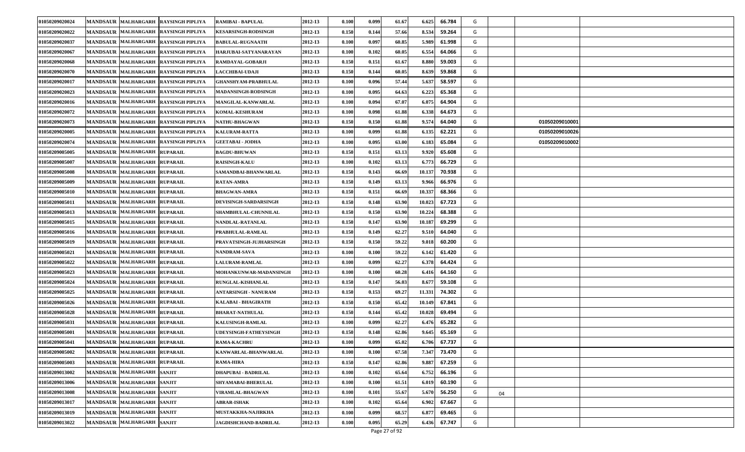| | | | | | | | | | | | | | | |
|---|---|---|---|---|---|---|---|---|---|---|---|---|---|---|
| 01050209020024 | MANDSAUR | MALHARGARH | RAYSINGH PIPLIYA | RAMIBAI - BAPULAL | 2012-13 | 0.100 | 0.099 | 61.67 | 6.625 | 66.784 | G | | | |
| 01050209020022 | MANDSAUR | MALHARGARH | RAYSINGH PIPLIYA | KESARSINGH-RODSINGH | 2012-13 | 0.150 | 0.144 | 57.66 | 8.534 | 59.264 | G | | | |
| 01050209020037 | MANDSAUR | MALHARGARH | RAYSINGH PIPLIYA | BABULAL-RUGNAATH | 2012-13 | 0.100 | 0.097 | 60.85 | 5.989 | 61.998 | G | | | |
| 01050209020067 | MANDSAUR | MALHARGARH | RAYSINGH PIPLIYA | HARJUBAI-SATYANARAYAN | 2012-13 | 0.100 | 0.102 | 60.05 | 6.554 | 64.066 | G | | | |
| 01050209020068 | MANDSAUR | MALHARGARH | RAYSINGH PIPLIYA | RAMDAYAL-GOBARJI | 2012-13 | 0.150 | 0.151 | 61.67 | 8.880 | 59.003 | G | | | |
| 01050209020070 | MANDSAUR | MALHARGARH | RAYSINGH PIPLIYA | LACCHIBAI-UDAJI | 2012-13 | 0.150 | 0.144 | 60.05 | 8.639 | 59.868 | G | | | |
| 01050209020017 | MANDSAUR | MALHARGARH | RAYSINGH PIPLIYA | GHANSHYAM-PRABHULAL | 2012-13 | 0.100 | 0.096 | 57.44 | 5.637 | 58.597 | G | | | |
| 01050209020023 | MANDSAUR | MALHARGARH | RAYSINGH PIPLIYA | MADANSINGH-RODSINGH | 2012-13 | 0.100 | 0.095 | 64.63 | 6.223 | 65.368 | G | | | |
| 01050209020016 | MANDSAUR | MALHARGARH | RAYSINGH PIPLIYA | MANGILAL-KANWARLAL | 2012-13 | 0.100 | 0.094 | 67.07 | 6.075 | 64.904 | G | | | |
| 01050209020072 | MANDSAUR | MALHARGARH | RAYSINGH PIPLIYA | KOMAL-KESHURAM | 2012-13 | 0.100 | 0.098 | 61.88 | 6.338 | 64.673 | G | | | |
| 01050209020073 | MANDSAUR | MALHARGARH | RAYSINGH PIPLIYA | NATHU-BHAGWAN | 2012-13 | 0.150 | 0.150 | 61.88 | 9.574 | 64.040 | G | | 01050209010001 | |
| 01050209020005 | MANDSAUR | MALHARGARH | RAYSINGH PIPLIYA | KALURAM-RATTA | 2012-13 | 0.100 | 0.099 | 61.88 | 6.135 | 62.221 | G | | 01050209010026 | |
| 01050209020074 | MANDSAUR | MALHARGARH | RAYSINGH PIPLIYA | GEETABAI - JODHA | 2012-13 | 0.100 | 0.095 | 63.00 | 6.183 | 65.084 | G | | 01050209010002 | |
| 01050209005005 | MANDSAUR | MALHARGARH | RUPARAIL | BAGDU-BHUWAN | 2012-13 | 0.150 | 0.151 | 63.13 | 9.920 | 65.608 | G | | | |
| 01050209005007 | MANDSAUR | MALHARGARH | RUPARAIL | RAISINGH-KALU | 2012-13 | 0.100 | 0.102 | 63.13 | 6.773 | 66.729 | G | | | |
| 01050209005008 | MANDSAUR | MALHARGARH | RUPARAIL | SAMANDBAI-BHANWARLAL | 2012-13 | 0.150 | 0.143 | 66.69 | 10.137 | 70.938 | G | | | |
| 01050209005009 | MANDSAUR | MALHARGARH | RUPARAIL | RATAN-AMRA | 2012-13 | 0.150 | 0.149 | 63.13 | 9.966 | 66.976 | G | | | |
| 01050209005010 | MANDSAUR | MALHARGARH | RUPARAIL | BHAGWAN-AMRA | 2012-13 | 0.150 | 0.151 | 66.69 | 10.337 | 68.366 | G | | | |
| 01050209005011 | MANDSAUR | MALHARGARH | RUPARAIL | DEVISINGH-SARDARSINGH | 2012-13 | 0.150 | 0.148 | 63.90 | 10.023 | 67.723 | G | | | |
| 01050209005013 | MANDSAUR | MALHARGARH | RUPARAIL | SHAMBHULAL-CHUNNILAL | 2012-13 | 0.150 | 0.150 | 63.90 | 10.224 | 68.388 | G | | | |
| 01050209005015 | MANDSAUR | MALHARGARH | RUPARAIL | NANDLAL-RATANLAL | 2012-13 | 0.150 | 0.147 | 63.90 | 10.187 | 69.299 | G | | | |
| 01050209005016 | MANDSAUR | MALHARGARH | RUPARAIL | PRABHULAL-RAMLAL | 2012-13 | 0.150 | 0.149 | 62.27 | 9.510 | 64.040 | G | | | |
| 01050209005019 | MANDSAUR | MALHARGARH | RUPARAIL | PRAVATSINGH-JUJHARSINGH | 2012-13 | 0.150 | 0.150 | 59.22 | 9.018 | 60.200 | G | | | |
| 01050209005021 | MANDSAUR | MALHARGARH | RUPARAIL | NANDRAM-SAVA | 2012-13 | 0.100 | 0.100 | 59.22 | 6.142 | 61.420 | G | | | |
| 01050209005022 | MANDSAUR | MALHARGARH | RUPARAIL | LALURAM-RAMLAL | 2012-13 | 0.100 | 0.099 | 62.27 | 6.378 | 64.424 | G | | | |
| 01050209005023 | MANDSAUR | MALHARGARH | RUPARAIL | MOHANKUNWAR-MADANSINGH | 2012-13 | 0.100 | 0.100 | 60.28 | 6.416 | 64.160 | G | | | |
| 01050209005024 | MANDSAUR | MALHARGARH | RUPARAIL | RUNGLAL-KISHANLAL | 2012-13 | 0.150 | 0.147 | 56.03 | 8.677 | 59.108 | G | | | |
| 01050209005025 | MANDSAUR | MALHARGARH | RUPARAIL | ANTARSINGH - NANURAM | 2012-13 | 0.150 | 0.153 | 69.27 | 11.331 | 74.302 | G | | | |
| 01050209005026 | MANDSAUR | MALHARGARH | RUPARAIL | KALABAI - BHAGIRATH | 2012-13 | 0.150 | 0.150 | 65.42 | 10.149 | 67.841 | G | | | |
| 01050209005028 | MANDSAUR | MALHARGARH | RUPARAIL | BHARAT-NATHULAL | 2012-13 | 0.150 | 0.144 | 65.42 | 10.028 | 69.494 | G | | | |
| 01050209005031 | MANDSAUR | MALHARGARH | RUPARAIL | KALUSINGH-RAMLAL | 2012-13 | 0.100 | 0.099 | 62.27 | 6.476 | 65.282 | G | | | |
| 01050209005001 | MANDSAUR | MALHARGARH | RUPARAIL | UDEYSINGH-FATHEYSINGH | 2012-13 | 0.150 | 0.148 | 62.86 | 9.645 | 65.169 | G | | | |
| 01050209005041 | MANDSAUR | MALHARGARH | RUPARAIL | RAMA-KACHRU | 2012-13 | 0.100 | 0.099 | 65.02 | 6.706 | 67.737 | G | | | |
| 01050209005002 | MANDSAUR | MALHARGARH | RUPARAIL | KANWARLAL-BHANWARLAL | 2012-13 | 0.100 | 0.100 | 67.58 | 7.347 | 73.470 | G | | | |
| 01050209005003 | MANDSAUR | MALHARGARH | RUPARAIL | RAMA-HIRA | 2012-13 | 0.150 | 0.147 | 62.86 | 9.887 | 67.259 | G | | | |
| 01050209013002 | MANDSAUR | MALHARGARH | SANJIT | DHAPUBAI - BADRILAL | 2012-13 | 0.100 | 0.102 | 65.64 | 6.752 | 66.196 | G | | | |
| 01050209013006 | MANDSAUR | MALHARGARH | SANJIT | SHYAMABAI-BHERULAL | 2012-13 | 0.100 | 0.100 | 61.51 | 6.019 | 60.190 | G | | | |
| 01050209013008 | MANDSAUR | MALHARGARH | SANJIT | VIRAMLAL-BHAGWAN | 2012-13 | 0.100 | 0.101 | 55.67 | 5.670 | 56.250 | G | 04 | | |
| 01050209013017 | MANDSAUR | MALHARGARH | SANJIT | ABRAR-ISHAK | 2012-13 | 0.100 | 0.102 | 65.64 | 6.902 | 67.667 | G | | | |
| 01050209013019 | MANDSAUR | MALHARGARH | SANJIT | MUSTAKKHA-NAJIRKHA | 2012-13 | 0.100 | 0.099 | 68.57 | 6.877 | 69.465 | G | | | |
| 01050209013022 | MANDSAUR | MALHARGARH | SANJIT | JAGDISHCHAND-BADRILAL | 2012-13 | 0.100 | 0.095 | 65.29 | 6.436 | 67.747 | G | | | |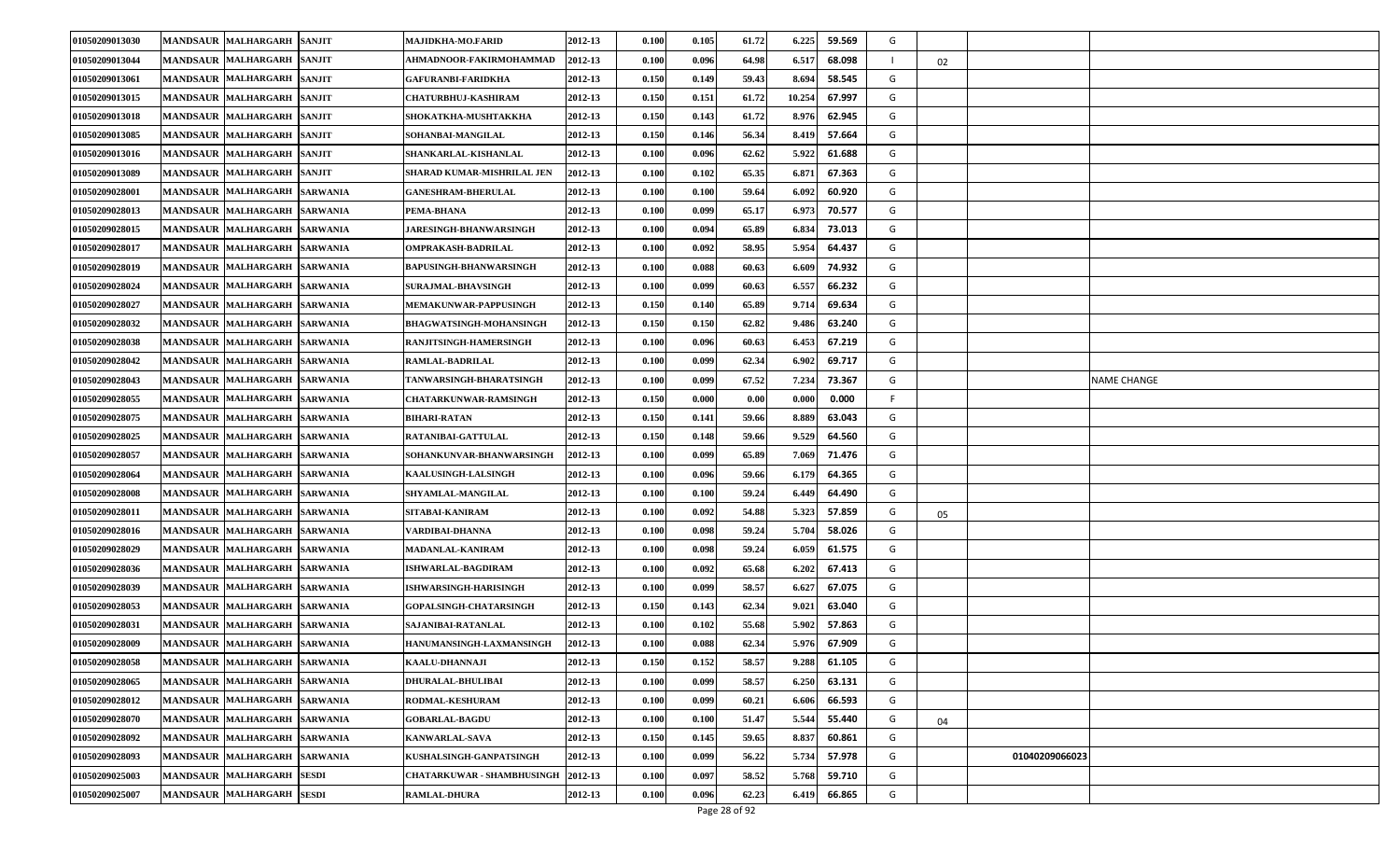| | | | | | | | | | | | | | | | |
|---|---|---|---|---|---|---|---|---|---|---|---|---|---|---|---|
| 01050209013030 | MANDSAUR | MALHARGARH | SANJIT | MAJIDKHA-MO.FARID | 2012-13 | 0.100 | 0.105 | 61.72 | 6.225 | 59.569 | G | | | | |
| 01050209013044 | MANDSAUR | MALHARGARH | SANJIT | AHMADNOOR-FAKIRMOHAMMAD | 2012-13 | 0.100 | 0.096 | 64.98 | 6.517 | 68.098 | I | 02 | | | |
| 01050209013061 | MANDSAUR | MALHARGARH | SANJIT | GAFURANBI-FARIDKHA | 2012-13 | 0.150 | 0.149 | 59.43 | 8.694 | 58.545 | G | | | | |
| 01050209013015 | MANDSAUR | MALHARGARH | SANJIT | CHATURBHUJ-KASHIRAM | 2012-13 | 0.150 | 0.151 | 61.72 | 10.254 | 67.997 | G | | | | |
| 01050209013018 | MANDSAUR | MALHARGARH | SANJIT | SHOKATKHA-MUSHTAKKHA | 2012-13 | 0.150 | 0.143 | 61.72 | 8.976 | 62.945 | G | | | | |
| 01050209013085 | MANDSAUR | MALHARGARH | SANJIT | SOHANBAI-MANGILAL | 2012-13 | 0.150 | 0.146 | 56.34 | 8.419 | 57.664 | G | | | | |
| 01050209013016 | MANDSAUR | MALHARGARH | SANJIT | SHANKARLAL-KISHANLAL | 2012-13 | 0.100 | 0.096 | 62.62 | 5.922 | 61.688 | G | | | | |
| 01050209013089 | MANDSAUR | MALHARGARH | SANJIT | SHARAD KUMAR-MISHRILAL JEN | 2012-13 | 0.100 | 0.102 | 65.35 | 6.871 | 67.363 | G | | | | |
| 01050209028001 | MANDSAUR | MALHARGARH | SARWANIA | GANESHRAM-BHERULAL | 2012-13 | 0.100 | 0.100 | 59.64 | 6.092 | 60.920 | G | | | | |
| 01050209028013 | MANDSAUR | MALHARGARH | SARWANIA | PEMA-BHANA | 2012-13 | 0.100 | 0.099 | 65.17 | 6.973 | 70.577 | G | | | | |
| 01050209028015 | MANDSAUR | MALHARGARH | SARWANIA | JARESINGH-BHANWARSINGH | 2012-13 | 0.100 | 0.094 | 65.89 | 6.834 | 73.013 | G | | | | |
| 01050209028017 | MANDSAUR | MALHARGARH | SARWANIA | OMPRAKASH-BADRILAL | 2012-13 | 0.100 | 0.092 | 58.95 | 5.954 | 64.437 | G | | | | |
| 01050209028019 | MANDSAUR | MALHARGARH | SARWANIA | BAPUSINGH-BHANWARSINGH | 2012-13 | 0.100 | 0.088 | 60.63 | 6.609 | 74.932 | G | | | | |
| 01050209028024 | MANDSAUR | MALHARGARH | SARWANIA | SURAJMAL-BHAVSINGH | 2012-13 | 0.100 | 0.099 | 60.63 | 6.557 | 66.232 | G | | | | |
| 01050209028027 | MANDSAUR | MALHARGARH | SARWANIA | MEMAKUNWAR-PAPPUSINGH | 2012-13 | 0.150 | 0.140 | 65.89 | 9.714 | 69.634 | G | | | | |
| 01050209028032 | MANDSAUR | MALHARGARH | SARWANIA | BHAGWATSINGH-MOHANSINGH | 2012-13 | 0.150 | 0.150 | 62.82 | 9.486 | 63.240 | G | | | | |
| 01050209028038 | MANDSAUR | MALHARGARH | SARWANIA | RANJITSINGH-HAMERSINGH | 2012-13 | 0.100 | 0.096 | 60.63 | 6.453 | 67.219 | G | | | | |
| 01050209028042 | MANDSAUR | MALHARGARH | SARWANIA | RAMLAL-BADRILAL | 2012-13 | 0.100 | 0.099 | 62.34 | 6.902 | 69.717 | G | | | | |
| 01050209028043 | MANDSAUR | MALHARGARH | SARWANIA | TANWARSINGH-BHARATSINGH | 2012-13 | 0.100 | 0.099 | 67.52 | 7.234 | 73.367 | G | | | | NAME CHANGE |
| 01050209028055 | MANDSAUR | MALHARGARH | SARWANIA | CHATARKUNWAR-RAMSINGH | 2012-13 | 0.150 | 0.000 | 0.00 | 0.000 | 0.000 | F | | | | |
| 01050209028075 | MANDSAUR | MALHARGARH | SARWANIA | BIHARI-RATAN | 2012-13 | 0.150 | 0.141 | 59.66 | 8.889 | 63.043 | G | | | | |
| 01050209028025 | MANDSAUR | MALHARGARH | SARWANIA | RATANIBAI-GATTULAL | 2012-13 | 0.150 | 0.148 | 59.66 | 9.529 | 64.560 | G | | | | |
| 01050209028057 | MANDSAUR | MALHARGARH | SARWANIA | SOHANKUNVAR-BHANWARSINGH | 2012-13 | 0.100 | 0.099 | 65.89 | 7.069 | 71.476 | G | | | | |
| 01050209028064 | MANDSAUR | MALHARGARH | SARWANIA | KAALUSINGH-LALSINGH | 2012-13 | 0.100 | 0.096 | 59.66 | 6.179 | 64.365 | G | | | | |
| 01050209028008 | MANDSAUR | MALHARGARH | SARWANIA | SHYAMLAL-MANGILAL | 2012-13 | 0.100 | 0.100 | 59.24 | 6.449 | 64.490 | G | | | | |
| 01050209028011 | MANDSAUR | MALHARGARH | SARWANIA | SITABAI-KANIRAM | 2012-13 | 0.100 | 0.092 | 54.88 | 5.323 | 57.859 | G | 05 | | | |
| 01050209028016 | MANDSAUR | MALHARGARH | SARWANIA | VARDIBAI-DHANNA | 2012-13 | 0.100 | 0.098 | 59.24 | 5.704 | 58.026 | G | | | | |
| 01050209028029 | MANDSAUR | MALHARGARH | SARWANIA | MADANLAL-KANIRAM | 2012-13 | 0.100 | 0.098 | 59.24 | 6.059 | 61.575 | G | | | | |
| 01050209028036 | MANDSAUR | MALHARGARH | SARWANIA | ISHWARLAL-BAGDIRAM | 2012-13 | 0.100 | 0.092 | 65.68 | 6.202 | 67.413 | G | | | | |
| 01050209028039 | MANDSAUR | MALHARGARH | SARWANIA | ISHWARSINGH-HARISINGH | 2012-13 | 0.100 | 0.099 | 58.57 | 6.627 | 67.075 | G | | | | |
| 01050209028053 | MANDSAUR | MALHARGARH | SARWANIA | GOPALSINGH-CHATARSINGH | 2012-13 | 0.150 | 0.143 | 62.34 | 9.021 | 63.040 | G | | | | |
| 01050209028031 | MANDSAUR | MALHARGARH | SARWANIA | SAJANIBAI-RATANLAL | 2012-13 | 0.100 | 0.102 | 55.68 | 5.902 | 57.863 | G | | | | |
| 01050209028009 | MANDSAUR | MALHARGARH | SARWANIA | HANUMANSINGH-LAXMANSINGH | 2012-13 | 0.100 | 0.088 | 62.34 | 5.976 | 67.909 | G | | | | |
| 01050209028058 | MANDSAUR | MALHARGARH | SARWANIA | KAALU-DHANNAJI | 2012-13 | 0.150 | 0.152 | 58.57 | 9.288 | 61.105 | G | | | | |
| 01050209028065 | MANDSAUR | MALHARGARH | SARWANIA | DHURALAL-BHULIBAI | 2012-13 | 0.100 | 0.099 | 58.57 | 6.250 | 63.131 | G | | | | |
| 01050209028012 | MANDSAUR | MALHARGARH | SARWANIA | RODMAL-KESHURAM | 2012-13 | 0.100 | 0.099 | 60.21 | 6.606 | 66.593 | G | | | | |
| 01050209028070 | MANDSAUR | MALHARGARH | SARWANIA | GOBARLAL-BAGDU | 2012-13 | 0.100 | 0.100 | 51.47 | 5.544 | 55.440 | G | 04 | | | |
| 01050209028092 | MANDSAUR | MALHARGARH | SARWANIA | KANWARLAL-SAVA | 2012-13 | 0.150 | 0.145 | 59.65 | 8.837 | 60.861 | G | | | | |
| 01050209028093 | MANDSAUR | MALHARGARH | SARWANIA | KUSHALSINGH-GANPATSINGH | 2012-13 | 0.100 | 0.099 | 56.22 | 5.734 | 57.978 | G | | 01040209066023 | | |
| 01050209025003 | MANDSAUR | MALHARGARH | SESDI | CHATARKUWAR - SHAMBHUSINGH | 2012-13 | 0.100 | 0.097 | 58.52 | 5.768 | 59.710 | G | | | | |
| 01050209025007 | MANDSAUR | MALHARGARH | SESDI | RAMLAL-DHURA | 2012-13 | 0.100 | 0.096 | 62.23 | 6.419 | 66.865 | G | | | | |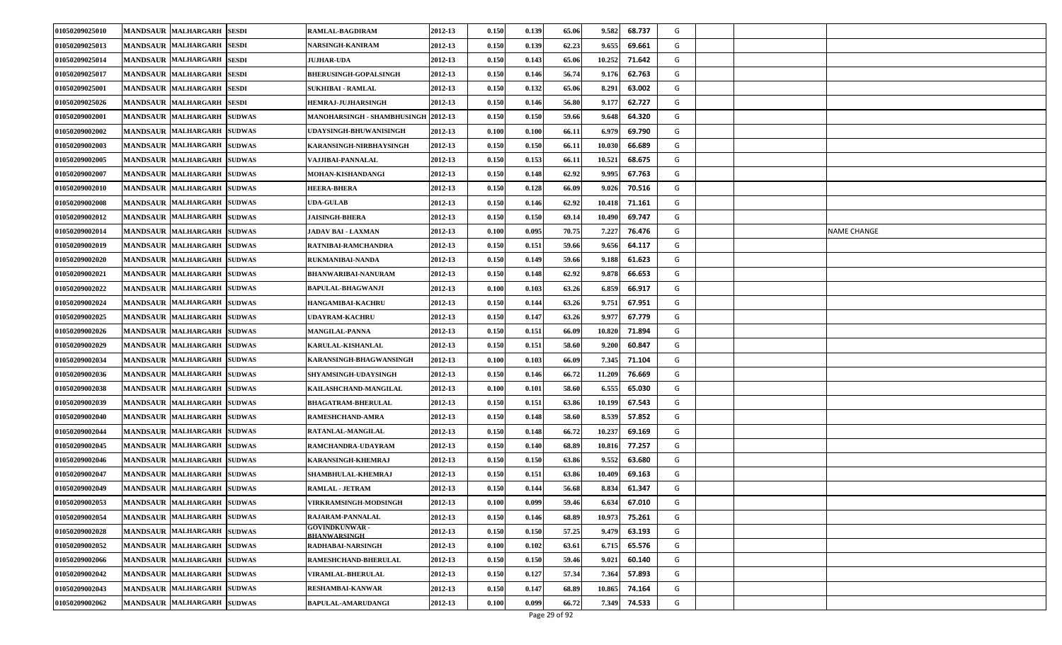| | | | | | | | | | | | | | | |
|---|---|---|---|---|---|---|---|---|---|---|---|---|---|---|
| 01050209025010 | MANDSAUR | MALHARGARH | SESDI | RAMLAL-BAGDIRAM | 2012-13 | 0.150 | 0.139 | 65.06 | 9.582 | 68.737 | G | | | |
| 01050209025013 | MANDSAUR | MALHARGARH | SESDI | NARSINGH-KANIRAM | 2012-13 | 0.150 | 0.139 | 62.23 | 9.655 | 69.661 | G | | | |
| 01050209025014 | MANDSAUR | MALHARGARH | SESDI | JUJHAR-UDA | 2012-13 | 0.150 | 0.143 | 65.06 | 10.252 | 71.642 | G | | | |
| 01050209025017 | MANDSAUR | MALHARGARH | SESDI | BHERUSINGH-GOPALSINGH | 2012-13 | 0.150 | 0.146 | 56.74 | 9.176 | 62.763 | G | | | |
| 01050209025001 | MANDSAUR | MALHARGARH | SESDI | SUKHIBAI - RAMLAL | 2012-13 | 0.150 | 0.132 | 65.06 | 8.291 | 63.002 | G | | | |
| 01050209025026 | MANDSAUR | MALHARGARH | SESDI | HEMRAJ-JUJHARSINGH | 2012-13 | 0.150 | 0.146 | 56.80 | 9.177 | 62.727 | G | | | |
| 01050209002001 | MANDSAUR | MALHARGARH | SUDWAS | MANOHARSINGH - SHAMBHUSINGH | 2012-13 | 0.150 | 0.150 | 59.66 | 9.648 | 64.320 | G | | | |
| 01050209002002 | MANDSAUR | MALHARGARH | SUDWAS | UDAYSINGH-BHUWANISINGH | 2012-13 | 0.100 | 0.100 | 66.11 | 6.979 | 69.790 | G | | | |
| 01050209002003 | MANDSAUR | MALHARGARH | SUDWAS | KARANSINGH-NIRBHAYSINGH | 2012-13 | 0.150 | 0.150 | 66.11 | 10.030 | 66.689 | G | | | |
| 01050209002005 | MANDSAUR | MALHARGARH | SUDWAS | VAJJIBAI-PANNALAL | 2012-13 | 0.150 | 0.153 | 66.11 | 10.521 | 68.675 | G | | | |
| 01050209002007 | MANDSAUR | MALHARGARH | SUDWAS | MOHAN-KISHANDANGI | 2012-13 | 0.150 | 0.148 | 62.92 | 9.995 | 67.763 | G | | | |
| 01050209002010 | MANDSAUR | MALHARGARH | SUDWAS | HEERA-BHERA | 2012-13 | 0.150 | 0.128 | 66.09 | 9.026 | 70.516 | G | | | |
| 01050209002008 | MANDSAUR | MALHARGARH | SUDWAS | UDA-GULAB | 2012-13 | 0.150 | 0.146 | 62.92 | 10.418 | 71.161 | G | | | |
| 01050209002012 | MANDSAUR | MALHARGARH | SUDWAS | JAISINGH-BHERA | 2012-13 | 0.150 | 0.150 | 69.14 | 10.490 | 69.747 | G | | | |
| 01050209002014 | MANDSAUR | MALHARGARH | SUDWAS | JADAV BAI - LAXMAN | 2012-13 | 0.100 | 0.095 | 70.75 | 7.227 | 76.476 | G | | | NAME CHANGE |
| 01050209002019 | MANDSAUR | MALHARGARH | SUDWAS | RATNIBAI-RAMCHANDRA | 2012-13 | 0.150 | 0.151 | 59.66 | 9.656 | 64.117 | G | | | |
| 01050209002020 | MANDSAUR | MALHARGARH | SUDWAS | RUKMANIBAI-NANDA | 2012-13 | 0.150 | 0.149 | 59.66 | 9.188 | 61.623 | G | | | |
| 01050209002021 | MANDSAUR | MALHARGARH | SUDWAS | BHANWARIBAI-NANURAM | 2012-13 | 0.150 | 0.148 | 62.92 | 9.878 | 66.653 | G | | | |
| 01050209002022 | MANDSAUR | MALHARGARH | SUDWAS | BAPULAL-BHAGWANJI | 2012-13 | 0.100 | 0.103 | 63.26 | 6.859 | 66.917 | G | | | |
| 01050209002024 | MANDSAUR | MALHARGARH | SUDWAS | HANGAMIBAI-KACHRU | 2012-13 | 0.150 | 0.144 | 63.26 | 9.751 | 67.951 | G | | | |
| 01050209002025 | MANDSAUR | MALHARGARH | SUDWAS | UDAYRAM-KACHRU | 2012-13 | 0.150 | 0.147 | 63.26 | 9.977 | 67.779 | G | | | |
| 01050209002026 | MANDSAUR | MALHARGARH | SUDWAS | MANGILAL-PANNA | 2012-13 | 0.150 | 0.151 | 66.09 | 10.820 | 71.894 | G | | | |
| 01050209002029 | MANDSAUR | MALHARGARH | SUDWAS | KARULAL-KISHANLAL | 2012-13 | 0.150 | 0.151 | 58.60 | 9.200 | 60.847 | G | | | |
| 01050209002034 | MANDSAUR | MALHARGARH | SUDWAS | KARANSINGH-BHAGWANSINGH | 2012-13 | 0.100 | 0.103 | 66.09 | 7.345 | 71.104 | G | | | |
| 01050209002036 | MANDSAUR | MALHARGARH | SUDWAS | SHYAMSINGH-UDAYSINGH | 2012-13 | 0.150 | 0.146 | 66.72 | 11.209 | 76.669 | G | | | |
| 01050209002038 | MANDSAUR | MALHARGARH | SUDWAS | KAILASHCHAND-MANGILAL | 2012-13 | 0.100 | 0.101 | 58.60 | 6.555 | 65.030 | G | | | |
| 01050209002039 | MANDSAUR | MALHARGARH | SUDWAS | BHAGATRAM-BHERULAL | 2012-13 | 0.150 | 0.151 | 63.86 | 10.199 | 67.543 | G | | | |
| 01050209002040 | MANDSAUR | MALHARGARH | SUDWAS | RAMESHCHAND-AMRA | 2012-13 | 0.150 | 0.148 | 58.60 | 8.539 | 57.852 | G | | | |
| 01050209002044 | MANDSAUR | MALHARGARH | SUDWAS | RATANLAL-MANGILAL | 2012-13 | 0.150 | 0.148 | 66.72 | 10.237 | 69.169 | G | | | |
| 01050209002045 | MANDSAUR | MALHARGARH | SUDWAS | RAMCHANDRA-UDAYRAM | 2012-13 | 0.150 | 0.140 | 68.89 | 10.816 | 77.257 | G | | | |
| 01050209002046 | MANDSAUR | MALHARGARH | SUDWAS | KARANSINGH-KHEMRAJ | 2012-13 | 0.150 | 0.150 | 63.86 | 9.552 | 63.680 | G | | | |
| 01050209002047 | MANDSAUR | MALHARGARH | SUDWAS | SHAMBHULAL-KHEMRAJ | 2012-13 | 0.150 | 0.151 | 63.86 | 10.409 | 69.163 | G | | | |
| 01050209002049 | MANDSAUR | MALHARGARH | SUDWAS | RAMLAL - JETRAM | 2012-13 | 0.150 | 0.144 | 56.68 | 8.834 | 61.347 | G | | | |
| 01050209002053 | MANDSAUR | MALHARGARH | SUDWAS | VIRKRAMSINGH-MODSINGH | 2012-13 | 0.100 | 0.099 | 59.46 | 6.634 | 67.010 | G | | | |
| 01050209002054 | MANDSAUR | MALHARGARH | SUDWAS | RAJARAM-PANNALAL | 2012-13 | 0.150 | 0.146 | 68.89 | 10.973 | 75.261 | G | | | |
| 01050209002028 | MANDSAUR | MALHARGARH | SUDWAS | GOVINDKUNWAR - BHANWARSINGH | 2012-13 | 0.150 | 0.150 | 57.25 | 9.479 | 63.193 | G | | | |
| 01050209002052 | MANDSAUR | MALHARGARH | SUDWAS | RADHABAI-NARSINGH | 2012-13 | 0.100 | 0.102 | 63.61 | 6.715 | 65.576 | G | | | |
| 01050209002066 | MANDSAUR | MALHARGARH | SUDWAS | RAMESHCHAND-BHERULAL | 2012-13 | 0.150 | 0.150 | 59.46 | 9.021 | 60.140 | G | | | |
| 01050209002042 | MANDSAUR | MALHARGARH | SUDWAS | VIRAMLAL-BHERULAL | 2012-13 | 0.150 | 0.127 | 57.34 | 7.364 | 57.893 | G | | | |
| 01050209002043 | MANDSAUR | MALHARGARH | SUDWAS | RESHAMBAI-KANWAR | 2012-13 | 0.150 | 0.147 | 68.89 | 10.865 | 74.164 | G | | | |
| 01050209002062 | MANDSAUR | MALHARGARH | SUDWAS | BAPULAL-AMARUDANGI | 2012-13 | 0.100 | 0.099 | 66.72 | 7.349 | 74.533 | G | | | |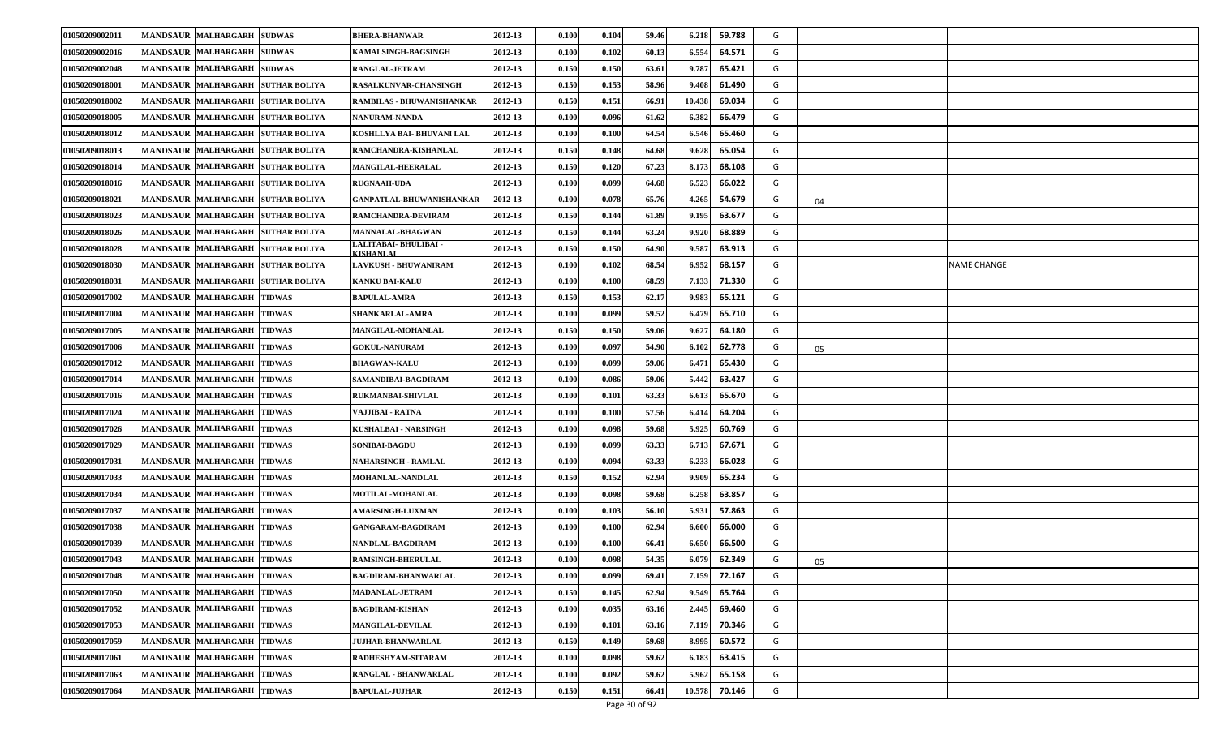| | | | | | | | | | | | | | | |
|---|---|---|---|---|---|---|---|---|---|---|---|---|---|---|
| 01050209002011 | MANDSAUR | MALHARGARH | SUDWAS | BHERA-BHANWAR | 2012-13 | 0.100 | 0.104 | 59.46 | 6.218 | 59.788 | G | | | |
| 01050209002016 | MANDSAUR | MALHARGARH | SUDWAS | KAMALSINGH-BAGSINGH | 2012-13 | 0.100 | 0.102 | 60.13 | 6.554 | 64.571 | G | | | |
| 01050209002048 | MANDSAUR | MALHARGARH | SUDWAS | RANGLAL-JETRAM | 2012-13 | 0.150 | 0.150 | 63.61 | 9.787 | 65.421 | G | | | |
| 01050209018001 | MANDSAUR | MALHARGARH | SUTHAR BOLIYA | RASALKUNVAR-CHANSINGH | 2012-13 | 0.150 | 0.153 | 58.96 | 9.408 | 61.490 | G | | | |
| 01050209018002 | MANDSAUR | MALHARGARH | SUTHAR BOLIYA | RAMBILAS - BHUWANISHANKAR | 2012-13 | 0.150 | 0.151 | 66.91 | 10.438 | 69.034 | G | | | |
| 01050209018005 | MANDSAUR | MALHARGARH | SUTHAR BOLIYA | NANURAM-NANDA | 2012-13 | 0.100 | 0.096 | 61.62 | 6.382 | 66.479 | G | | | |
| 01050209018012 | MANDSAUR | MALHARGARH | SUTHAR BOLIYA | KOSHLLYA BAI- BHUVANI LAL | 2012-13 | 0.100 | 0.100 | 64.54 | 6.546 | 65.460 | G | | | |
| 01050209018013 | MANDSAUR | MALHARGARH | SUTHAR BOLIYA | RAMCHANDRA-KISHANLAL | 2012-13 | 0.150 | 0.148 | 64.68 | 9.628 | 65.054 | G | | | |
| 01050209018014 | MANDSAUR | MALHARGARH | SUTHAR BOLIYA | MANGILAL-HEERALAL | 2012-13 | 0.150 | 0.120 | 67.23 | 8.173 | 68.108 | G | | | |
| 01050209018016 | MANDSAUR | MALHARGARH | SUTHAR BOLIYA | RUGNAAH-UDA | 2012-13 | 0.100 | 0.099 | 64.68 | 6.523 | 66.022 | G | | | |
| 01050209018021 | MANDSAUR | MALHARGARH | SUTHAR BOLIYA | GANPATLAL-BHUWANISHANKAR | 2012-13 | 0.100 | 0.078 | 65.76 | 4.265 | 54.679 | G | 04 | | |
| 01050209018023 | MANDSAUR | MALHARGARH | SUTHAR BOLIYA | RAMCHANDRA-DEVIRAM | 2012-13 | 0.150 | 0.144 | 61.89 | 9.195 | 63.677 | G | | | |
| 01050209018026 | MANDSAUR | MALHARGARH | SUTHAR BOLIYA | MANNALAL-BHAGWAN | 2012-13 | 0.150 | 0.144 | 63.24 | 9.920 | 68.889 | G | | | |
| 01050209018028 | MANDSAUR | MALHARGARH | SUTHAR BOLIYA | LALITABAI- BHULIBAI - KISHANLAL | 2012-13 | 0.150 | 0.150 | 64.90 | 9.587 | 63.913 | G | | | |
| 01050209018030 | MANDSAUR | MALHARGARH | SUTHAR BOLIYA | LAVKUSH - BHUWANIRAM | 2012-13 | 0.100 | 0.102 | 68.54 | 6.952 | 68.157 | G | | | NAME CHANGE |
| 01050209018031 | MANDSAUR | MALHARGARH | SUTHAR BOLIYA | KANKU BAI-KALU | 2012-13 | 0.100 | 0.100 | 68.59 | 7.133 | 71.330 | G | | | |
| 01050209017002 | MANDSAUR | MALHARGARH | TIDWAS | BAPULAL-AMRA | 2012-13 | 0.150 | 0.153 | 62.17 | 9.983 | 65.121 | G | | | |
| 01050209017004 | MANDSAUR | MALHARGARH | TIDWAS | SHANKARLAL-AMRA | 2012-13 | 0.100 | 0.099 | 59.52 | 6.479 | 65.710 | G | | | |
| 01050209017005 | MANDSAUR | MALHARGARH | TIDWAS | MANGILAL-MOHANLAL | 2012-13 | 0.150 | 0.150 | 59.06 | 9.627 | 64.180 | G | | | |
| 01050209017006 | MANDSAUR | MALHARGARH | TIDWAS | GOKUL-NANURAM | 2012-13 | 0.100 | 0.097 | 54.90 | 6.102 | 62.778 | G | 05 | | |
| 01050209017012 | MANDSAUR | MALHARGARH | TIDWAS | BHAGWAN-KALU | 2012-13 | 0.100 | 0.099 | 59.06 | 6.471 | 65.430 | G | | | |
| 01050209017014 | MANDSAUR | MALHARGARH | TIDWAS | SAMANDIBAI-BAGDIRAM | 2012-13 | 0.100 | 0.086 | 59.06 | 5.442 | 63.427 | G | | | |
| 01050209017016 | MANDSAUR | MALHARGARH | TIDWAS | RUKMANBAI-SHIVLAL | 2012-13 | 0.100 | 0.101 | 63.33 | 6.613 | 65.670 | G | | | |
| 01050209017024 | MANDSAUR | MALHARGARH | TIDWAS | VAJJIBAI - RATNA | 2012-13 | 0.100 | 0.100 | 57.56 | 6.414 | 64.204 | G | | | |
| 01050209017026 | MANDSAUR | MALHARGARH | TIDWAS | KUSHALBAI - NARSINGH | 2012-13 | 0.100 | 0.098 | 59.68 | 5.925 | 60.769 | G | | | |
| 01050209017029 | MANDSAUR | MALHARGARH | TIDWAS | SONIBAI-BAGDU | 2012-13 | 0.100 | 0.099 | 63.33 | 6.713 | 67.671 | G | | | |
| 01050209017031 | MANDSAUR | MALHARGARH | TIDWAS | NAHARSINGH - RAMLAL | 2012-13 | 0.100 | 0.094 | 63.33 | 6.233 | 66.028 | G | | | |
| 01050209017033 | MANDSAUR | MALHARGARH | TIDWAS | MOHANLAL-NANDLAL | 2012-13 | 0.150 | 0.152 | 62.94 | 9.909 | 65.234 | G | | | |
| 01050209017034 | MANDSAUR | MALHARGARH | TIDWAS | MOTILAL-MOHANLAL | 2012-13 | 0.100 | 0.098 | 59.68 | 6.258 | 63.857 | G | | | |
| 01050209017037 | MANDSAUR | MALHARGARH | TIDWAS | AMARSINGH-LUXMAN | 2012-13 | 0.100 | 0.103 | 56.10 | 5.931 | 57.863 | G | | | |
| 01050209017038 | MANDSAUR | MALHARGARH | TIDWAS | GANGARAM-BAGDIRAM | 2012-13 | 0.100 | 0.100 | 62.94 | 6.600 | 66.000 | G | | | |
| 01050209017039 | MANDSAUR | MALHARGARH | TIDWAS | NANDLAL-BAGDIRAM | 2012-13 | 0.100 | 0.100 | 66.41 | 6.650 | 66.500 | G | | | |
| 01050209017043 | MANDSAUR | MALHARGARH | TIDWAS | RAMSINGH-BHERULAL | 2012-13 | 0.100 | 0.098 | 54.35 | 6.079 | 62.349 | G | 05 | | |
| 01050209017048 | MANDSAUR | MALHARGARH | TIDWAS | BAGDIRAM-BHANWARLAL | 2012-13 | 0.100 | 0.099 | 69.41 | 7.159 | 72.167 | G | | | |
| 01050209017050 | MANDSAUR | MALHARGARH | TIDWAS | MADANLAL-JETRAM | 2012-13 | 0.150 | 0.145 | 62.94 | 9.549 | 65.764 | G | | | |
| 01050209017052 | MANDSAUR | MALHARGARH | TIDWAS | BAGDIRAM-KISHAN | 2012-13 | 0.100 | 0.035 | 63.16 | 2.445 | 69.460 | G | | | |
| 01050209017053 | MANDSAUR | MALHARGARH | TIDWAS | MANGILAL-DEVILAL | 2012-13 | 0.100 | 0.101 | 63.16 | 7.119 | 70.346 | G | | | |
| 01050209017059 | MANDSAUR | MALHARGARH | TIDWAS | JUJHAR-BHANWARLAL | 2012-13 | 0.150 | 0.149 | 59.68 | 8.995 | 60.572 | G | | | |
| 01050209017061 | MANDSAUR | MALHARGARH | TIDWAS | RADHESHYAM-SITARAM | 2012-13 | 0.100 | 0.098 | 59.62 | 6.183 | 63.415 | G | | | |
| 01050209017063 | MANDSAUR | MALHARGARH | TIDWAS | RANGLAL - BHANWARLAL | 2012-13 | 0.100 | 0.092 | 59.62 | 5.962 | 65.158 | G | | | |
| 01050209017064 | MANDSAUR | MALHARGARH | TIDWAS | BAPULAL-JUJHAR | 2012-13 | 0.150 | 0.151 | 66.41 | 10.578 | 70.146 | G | | | |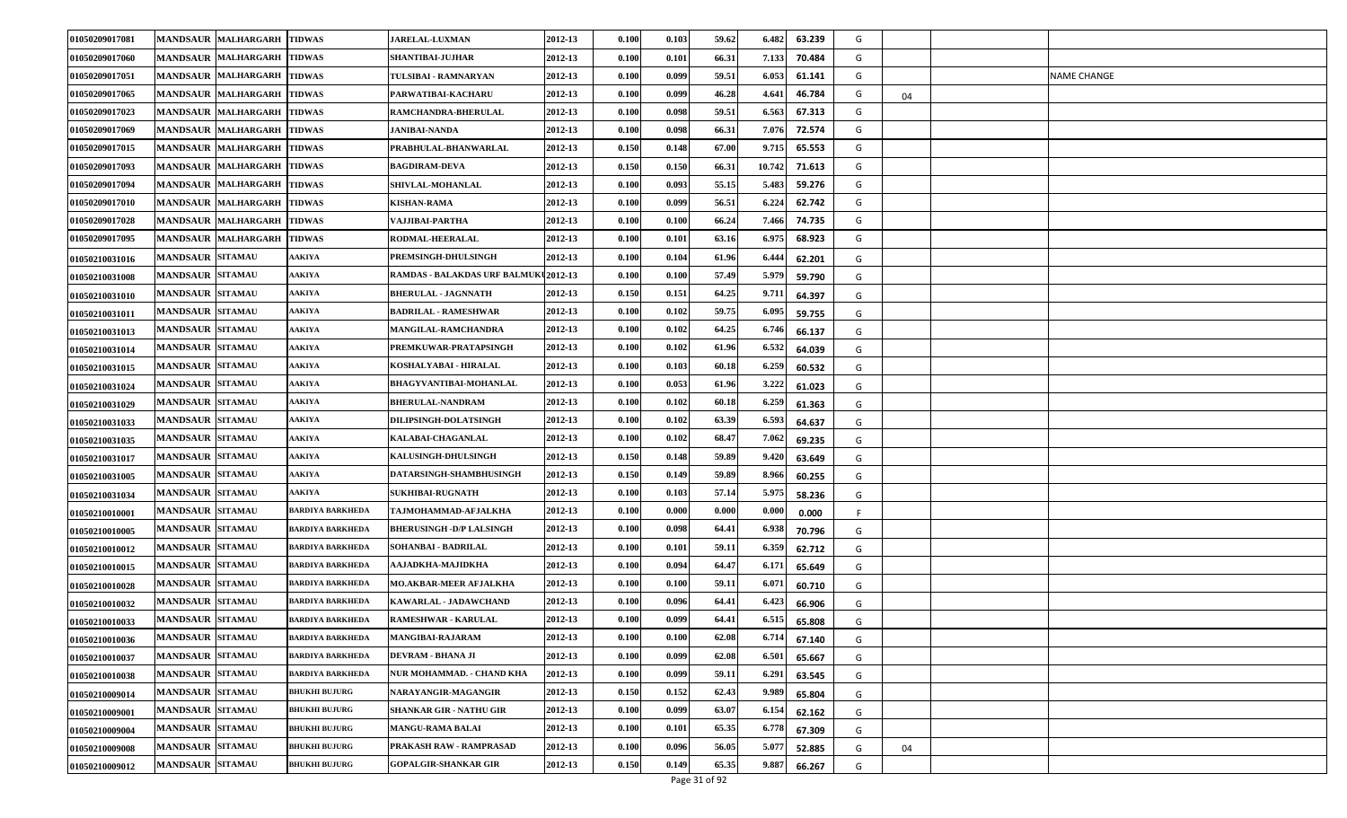| | | | | | | | | | | | | | | |
|---|---|---|---|---|---|---|---|---|---|---|---|---|---|---|
| 01050209017081 | MANDSAUR | MALHARGARH | TIDWAS | JARELAL-LUXMAN | 2012-13 | 0.100 | 0.103 | 59.62 | 6.482 | 63.239 | G | | | |
| 01050209017060 | MANDSAUR | MALHARGARH | TIDWAS | SHANTIBAI-JUJHAR | 2012-13 | 0.100 | 0.101 | 66.31 | 7.133 | 70.484 | G | | | |
| 01050209017051 | MANDSAUR | MALHARGARH | TIDWAS | TULSIBAI - RAMNARYAN | 2012-13 | 0.100 | 0.099 | 59.51 | 6.053 | 61.141 | G | | | NAME CHANGE |
| 01050209017065 | MANDSAUR | MALHARGARH | TIDWAS | PARWATIBAI-KACHARU | 2012-13 | 0.100 | 0.099 | 46.28 | 4.641 | 46.784 | G | 04 | | |
| 01050209017023 | MANDSAUR | MALHARGARH | TIDWAS | RAMCHANDRA-BHERULAL | 2012-13 | 0.100 | 0.098 | 59.51 | 6.563 | 67.313 | G | | | |
| 01050209017069 | MANDSAUR | MALHARGARH | TIDWAS | JANIBAI-NANDA | 2012-13 | 0.100 | 0.098 | 66.31 | 7.076 | 72.574 | G | | | |
| 01050209017015 | MANDSAUR | MALHARGARH | TIDWAS | PRABHULAL-BHANWARLAL | 2012-13 | 0.150 | 0.148 | 67.00 | 9.715 | 65.553 | G | | | |
| 01050209017093 | MANDSAUR | MALHARGARH | TIDWAS | BAGDIRAM-DEVA | 2012-13 | 0.150 | 0.150 | 66.31 | 10.742 | 71.613 | G | | | |
| 01050209017094 | MANDSAUR | MALHARGARH | TIDWAS | SHIVLAL-MOHANLAL | 2012-13 | 0.100 | 0.093 | 55.15 | 5.483 | 59.276 | G | | | |
| 01050209017010 | MANDSAUR | MALHARGARH | TIDWAS | KISHAN-RAMA | 2012-13 | 0.100 | 0.099 | 56.51 | 6.224 | 62.742 | G | | | |
| 01050209017028 | MANDSAUR | MALHARGARH | TIDWAS | VAJJIBAI-PARTHA | 2012-13 | 0.100 | 0.100 | 66.24 | 7.466 | 74.735 | G | | | |
| 01050209017095 | MANDSAUR | MALHARGARH | TIDWAS | RODMAL-HEERALAL | 2012-13 | 0.100 | 0.101 | 63.16 | 6.975 | 68.923 | G | | | |
| 01050210031016 | MANDSAUR | SITAMAU | AAKIYA | PREMSINGH-DHULSINGH | 2012-13 | 0.100 | 0.104 | 61.96 | 6.444 | 62.201 | G | | | |
| 01050210031008 | MANDSAUR | SITAMAU | AAKIYA | RAMDAS - BALAKDAS URF BALMUKU | 2012-13 | 0.100 | 0.100 | 57.49 | 5.979 | 59.790 | G | | | |
| 01050210031010 | MANDSAUR | SITAMAU | AAKIYA | BHERULAL - JAGNNATH | 2012-13 | 0.150 | 0.151 | 64.25 | 9.711 | 64.397 | G | | | |
| 01050210031011 | MANDSAUR | SITAMAU | AAKIYA | BADRILAL - RAMESHWAR | 2012-13 | 0.100 | 0.102 | 59.75 | 6.095 | 59.755 | G | | | |
| 01050210031013 | MANDSAUR | SITAMAU | AAKIYA | MANGILAL-RAMCHANDRA | 2012-13 | 0.100 | 0.102 | 64.25 | 6.746 | 66.137 | G | | | |
| 01050210031014 | MANDSAUR | SITAMAU | AAKIYA | PREMKUWAR-PRATAPSINGH | 2012-13 | 0.100 | 0.102 | 61.96 | 6.532 | 64.039 | G | | | |
| 01050210031015 | MANDSAUR | SITAMAU | AAKIYA | KOSHALYABAI - HIRALAL | 2012-13 | 0.100 | 0.103 | 60.18 | 6.259 | 60.532 | G | | | |
| 01050210031024 | MANDSAUR | SITAMAU | AAKIYA | BHAGYVANTIBAI-MOHANLAL | 2012-13 | 0.100 | 0.053 | 61.96 | 3.222 | 61.023 | G | | | |
| 01050210031029 | MANDSAUR | SITAMAU | AAKIYA | BHERULAL-NANDRAM | 2012-13 | 0.100 | 0.102 | 60.18 | 6.259 | 61.363 | G | | | |
| 01050210031033 | MANDSAUR | SITAMAU | AAKIYA | DILIPSINGH-DOLATSINGH | 2012-13 | 0.100 | 0.102 | 63.39 | 6.593 | 64.637 | G | | | |
| 01050210031035 | MANDSAUR | SITAMAU | AAKIYA | KALABAI-CHAGANLAL | 2012-13 | 0.100 | 0.102 | 68.47 | 7.062 | 69.235 | G | | | |
| 01050210031017 | MANDSAUR | SITAMAU | AAKIYA | KALUSINGH-DHULSINGH | 2012-13 | 0.150 | 0.148 | 59.89 | 9.420 | 63.649 | G | | | |
| 01050210031005 | MANDSAUR | SITAMAU | AAKIYA | DATARSINGH-SHAMBHUSINGH | 2012-13 | 0.150 | 0.149 | 59.89 | 8.966 | 60.255 | G | | | |
| 01050210031034 | MANDSAUR | SITAMAU | AAKIYA | SUKHIBAI-RUGNATH | 2012-13 | 0.100 | 0.103 | 57.14 | 5.975 | 58.236 | G | | | |
| 01050210010001 | MANDSAUR | SITAMAU | BARDIYA BARKHEDA | TAJMOHAMMAD-AFJALKHA | 2012-13 | 0.100 | 0.000 | 0.000 | 0.000 | 0.000 | F | | | |
| 01050210010005 | MANDSAUR | SITAMAU | BARDIYA BARKHEDA | BHERUSINGH -D/P LALSINGH | 2012-13 | 0.100 | 0.098 | 64.41 | 6.938 | 70.796 | G | | | |
| 01050210010012 | MANDSAUR | SITAMAU | BARDIYA BARKHEDA | SOHANBAI - BADRILAL | 2012-13 | 0.100 | 0.101 | 59.11 | 6.359 | 62.712 | G | | | |
| 01050210010015 | MANDSAUR | SITAMAU | BARDIYA BARKHEDA | AAJADKHA-MAJIDKHA | 2012-13 | 0.100 | 0.094 | 64.47 | 6.171 | 65.649 | G | | | |
| 01050210010028 | MANDSAUR | SITAMAU | BARDIYA BARKHEDA | MO.AKBAR-MEER AFJALKHA | 2012-13 | 0.100 | 0.100 | 59.11 | 6.071 | 60.710 | G | | | |
| 01050210010032 | MANDSAUR | SITAMAU | BARDIYA BARKHEDA | KAWARLAL - JADAWCHAND | 2012-13 | 0.100 | 0.096 | 64.41 | 6.423 | 66.906 | G | | | |
| 01050210010033 | MANDSAUR | SITAMAU | BARDIYA BARKHEDA | RAMESHWAR - KARULAL | 2012-13 | 0.100 | 0.099 | 64.41 | 6.515 | 65.808 | G | | | |
| 01050210010036 | MANDSAUR | SITAMAU | BARDIYA BARKHEDA | MANGIBAI-RAJARAM | 2012-13 | 0.100 | 0.100 | 62.08 | 6.714 | 67.140 | G | | | |
| 01050210010037 | MANDSAUR | SITAMAU | BARDIYA BARKHEDA | DEVRAM - BHANA JI | 2012-13 | 0.100 | 0.099 | 62.08 | 6.501 | 65.667 | G | | | |
| 01050210010038 | MANDSAUR | SITAMAU | BARDIYA BARKHEDA | NUR MOHAMMAD. - CHAND KHA | 2012-13 | 0.100 | 0.099 | 59.11 | 6.291 | 63.545 | G | | | |
| 01050210009014 | MANDSAUR | SITAMAU | BHUKHI BUJURG | NARAYANGIR-MAGANGIR | 2012-13 | 0.150 | 0.152 | 62.43 | 9.989 | 65.804 | G | | | |
| 01050210009001 | MANDSAUR | SITAMAU | BHUKHI BUJURG | SHANKAR GIR - NATHU GIR | 2012-13 | 0.100 | 0.099 | 63.07 | 6.154 | 62.162 | G | | | |
| 01050210009004 | MANDSAUR | SITAMAU | BHUKHI BUJURG | MANGU-RAMA BALAI | 2012-13 | 0.100 | 0.101 | 65.35 | 6.778 | 67.309 | G | | | |
| 01050210009008 | MANDSAUR | SITAMAU | BHUKHI BUJURG | PRAKASH RAW - RAMPRASAD | 2012-13 | 0.100 | 0.096 | 56.05 | 5.077 | 52.885 | G | 04 | | |
| 01050210009012 | MANDSAUR | SITAMAU | BHUKHI BUJURG | GOPALGIR-SHANKAR GIR | 2012-13 | 0.150 | 0.149 | 65.35 | 9.887 | 66.267 | G | | | |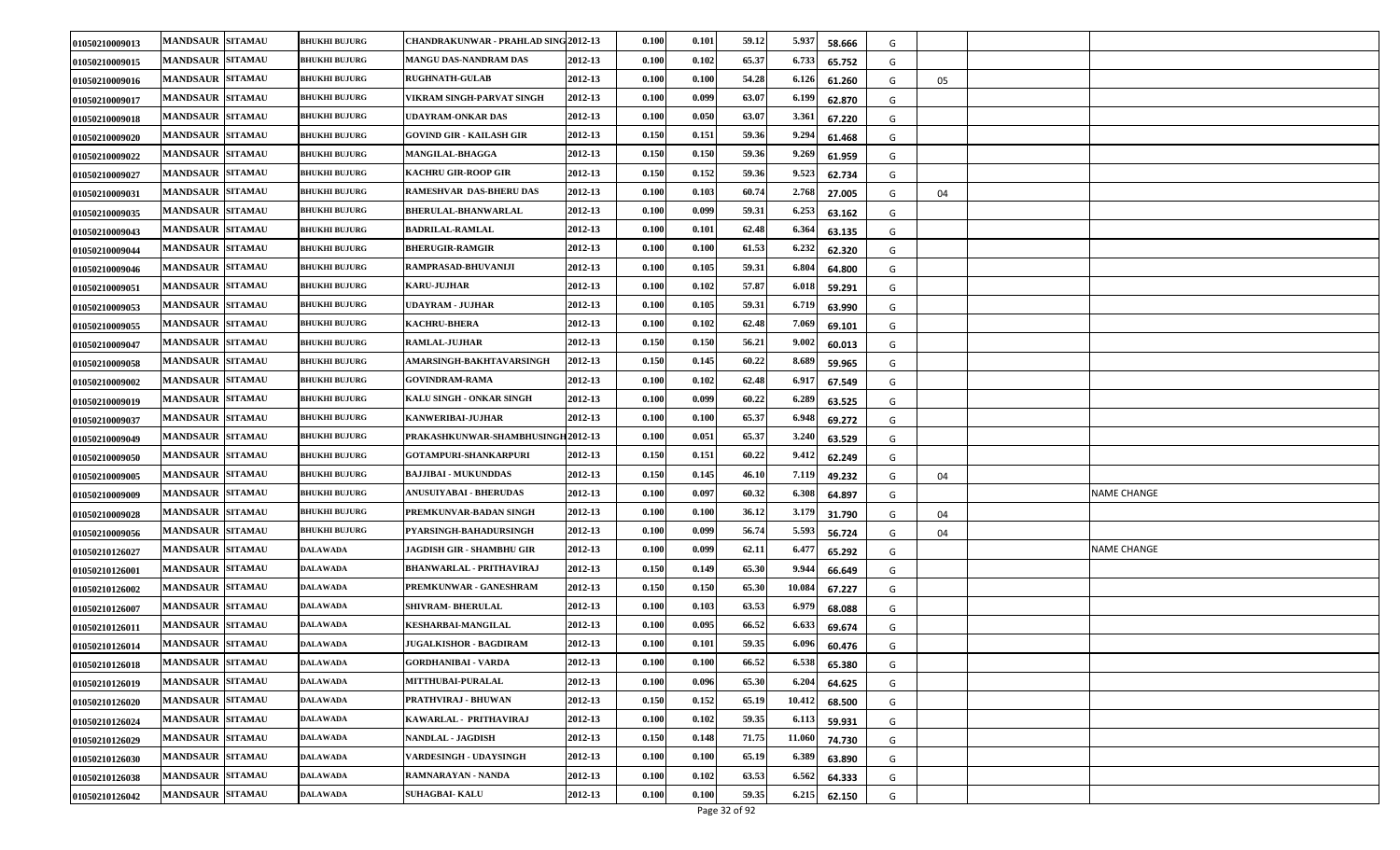| | | | | | | | | | | | | | | |
|---|---|---|---|---|---|---|---|---|---|---|---|---|---|---|
| 01050210009013 | MANDSAUR | SITAMAU | BHUKHI BUJURG | CHANDRAKUNWAR - PRAHLAD SING | 2012-13 | 0.100 | 0.101 | 59.12 | 5.937 | 58.666 | G | | | |
| 01050210009015 | MANDSAUR | SITAMAU | BHUKHI BUJURG | MANGU DAS-NANDRAM DAS | 2012-13 | 0.100 | 0.102 | 65.37 | 6.733 | 65.752 | G | | | |
| 01050210009016 | MANDSAUR | SITAMAU | BHUKHI BUJURG | RUGHNATH-GULAB | 2012-13 | 0.100 | 0.100 | 54.28 | 6.126 | 61.260 | G | 05 | | |
| 01050210009017 | MANDSAUR | SITAMAU | BHUKHI BUJURG | VIKRAM SINGH-PARVAT SINGH | 2012-13 | 0.100 | 0.099 | 63.07 | 6.199 | 62.870 | G | | | |
| 01050210009018 | MANDSAUR | SITAMAU | BHUKHI BUJURG | UDAYRAM-ONKAR DAS | 2012-13 | 0.100 | 0.050 | 63.07 | 3.361 | 67.220 | G | | | |
| 01050210009020 | MANDSAUR | SITAMAU | BHUKHI BUJURG | GOVIND GIR - KAILASH GIR | 2012-13 | 0.150 | 0.151 | 59.36 | 9.294 | 61.468 | G | | | |
| 01050210009022 | MANDSAUR | SITAMAU | BHUKHI BUJURG | MANGILAL-BHAGGA | 2012-13 | 0.150 | 0.150 | 59.36 | 9.269 | 61.959 | G | | | |
| 01050210009027 | MANDSAUR | SITAMAU | BHUKHI BUJURG | KACHRU GIR-ROOP GIR | 2012-13 | 0.150 | 0.152 | 59.36 | 9.523 | 62.734 | G | | | |
| 01050210009031 | MANDSAUR | SITAMAU | BHUKHI BUJURG | RAMESHVAR DAS-BHERU DAS | 2012-13 | 0.100 | 0.103 | 60.74 | 2.768 | 27.005 | G | 04 | | |
| 01050210009035 | MANDSAUR | SITAMAU | BHUKHI BUJURG | BHERULAL-BHANWARLAL | 2012-13 | 0.100 | 0.099 | 59.31 | 6.253 | 63.162 | G | | | |
| 01050210009043 | MANDSAUR | SITAMAU | BHUKHI BUJURG | BADRILAL-RAMLAL | 2012-13 | 0.100 | 0.101 | 62.48 | 6.364 | 63.135 | G | | | |
| 01050210009044 | MANDSAUR | SITAMAU | BHUKHI BUJURG | BHERUGIR-RAMGIR | 2012-13 | 0.100 | 0.100 | 61.53 | 6.232 | 62.320 | G | | | |
| 01050210009046 | MANDSAUR | SITAMAU | BHUKHI BUJURG | RAMPRASAD-BHUVANIJI | 2012-13 | 0.100 | 0.105 | 59.31 | 6.804 | 64.800 | G | | | |
| 01050210009051 | MANDSAUR | SITAMAU | BHUKHI BUJURG | KARU-JUJHAR | 2012-13 | 0.100 | 0.102 | 57.87 | 6.018 | 59.291 | G | | | |
| 01050210009053 | MANDSAUR | SITAMAU | BHUKHI BUJURG | UDAYRAM - JUJHAR | 2012-13 | 0.100 | 0.105 | 59.31 | 6.719 | 63.990 | G | | | |
| 01050210009055 | MANDSAUR | SITAMAU | BHUKHI BUJURG | KACHRU-BHERA | 2012-13 | 0.100 | 0.102 | 62.48 | 7.069 | 69.101 | G | | | |
| 01050210009047 | MANDSAUR | SITAMAU | BHUKHI BUJURG | RAMLAL-JUJHAR | 2012-13 | 0.150 | 0.150 | 56.21 | 9.002 | 60.013 | G | | | |
| 01050210009058 | MANDSAUR | SITAMAU | BHUKHI BUJURG | AMARSINGH-BAKHTAVARSINGH | 2012-13 | 0.150 | 0.145 | 60.22 | 8.689 | 59.965 | G | | | |
| 01050210009002 | MANDSAUR | SITAMAU | BHUKHI BUJURG | GOVINDRAM-RAMA | 2012-13 | 0.100 | 0.102 | 62.48 | 6.917 | 67.549 | G | | | |
| 01050210009019 | MANDSAUR | SITAMAU | BHUKHI BUJURG | KALU SINGH - ONKAR SINGH | 2012-13 | 0.100 | 0.099 | 60.22 | 6.289 | 63.525 | G | | | |
| 01050210009037 | MANDSAUR | SITAMAU | BHUKHI BUJURG | KANWERIBAI-JUJHAR | 2012-13 | 0.100 | 0.100 | 65.37 | 6.948 | 69.272 | G | | | |
| 01050210009049 | MANDSAUR | SITAMAU | BHUKHI BUJURG | PRAKASHKUNWAR-SHAMBHUSINGH | 2012-13 | 0.100 | 0.051 | 65.37 | 3.240 | 63.529 | G | | | |
| 01050210009050 | MANDSAUR | SITAMAU | BHUKHI BUJURG | GOTAMPURI-SHANKARPURI | 2012-13 | 0.150 | 0.151 | 60.22 | 9.412 | 62.249 | G | | | |
| 01050210009005 | MANDSAUR | SITAMAU | BHUKHI BUJURG | BAJJIBAI - MUKUNDDAS | 2012-13 | 0.150 | 0.145 | 46.10 | 7.119 | 49.232 | G | 04 | | |
| 01050210009009 | MANDSAUR | SITAMAU | BHUKHI BUJURG | ANUSUIYABAI - BHERUDAS | 2012-13 | 0.100 | 0.097 | 60.32 | 6.308 | 64.897 | G | | | NAME CHANGE |
| 01050210009028 | MANDSAUR | SITAMAU | BHUKHI BUJURG | PREMKUNVAR-BADAN SINGH | 2012-13 | 0.100 | 0.100 | 36.12 | 3.179 | 31.790 | G | 04 | | |
| 01050210009056 | MANDSAUR | SITAMAU | BHUKHI BUJURG | PYARSINGH-BAHADURSINGH | 2012-13 | 0.100 | 0.099 | 56.74 | 5.593 | 56.724 | G | 04 | | |
| 01050210126027 | MANDSAUR | SITAMAU | DALAWADA | JAGDISH GIR - SHAMBHU GIR | 2012-13 | 0.100 | 0.099 | 62.11 | 6.477 | 65.292 | G | | | NAME CHANGE |
| 01050210126001 | MANDSAUR | SITAMAU | DALAWADA | BHANWARLAL - PRITHAVIRAJ | 2012-13 | 0.150 | 0.149 | 65.30 | 9.944 | 66.649 | G | | | |
| 01050210126002 | MANDSAUR | SITAMAU | DALAWADA | PREMKUNWAR - GANESHRAM | 2012-13 | 0.150 | 0.150 | 65.30 | 10.084 | 67.227 | G | | | |
| 01050210126007 | MANDSAUR | SITAMAU | DALAWADA | SHIVRAM- BHERULAL | 2012-13 | 0.100 | 0.103 | 63.53 | 6.979 | 68.088 | G | | | |
| 01050210126011 | MANDSAUR | SITAMAU | DALAWADA | KESHARBAI-MANGILAL | 2012-13 | 0.100 | 0.095 | 66.52 | 6.633 | 69.674 | G | | | |
| 01050210126014 | MANDSAUR | SITAMAU | DALAWADA | JUGALKISHOR - BAGDIRAM | 2012-13 | 0.100 | 0.101 | 59.35 | 6.096 | 60.476 | G | | | |
| 01050210126018 | MANDSAUR | SITAMAU | DALAWADA | GORDHANIBAI - VARDA | 2012-13 | 0.100 | 0.100 | 66.52 | 6.538 | 65.380 | G | | | |
| 01050210126019 | MANDSAUR | SITAMAU | DALAWADA | MITTHUBAI-PURALAL | 2012-13 | 0.100 | 0.096 | 65.30 | 6.204 | 64.625 | G | | | |
| 01050210126020 | MANDSAUR | SITAMAU | DALAWADA | PRATHVIRAJ - BHUWAN | 2012-13 | 0.150 | 0.152 | 65.19 | 10.412 | 68.500 | G | | | |
| 01050210126024 | MANDSAUR | SITAMAU | DALAWADA | KAWARLAL - PRITHAVIRAJ | 2012-13 | 0.100 | 0.102 | 59.35 | 6.113 | 59.931 | G | | | |
| 01050210126029 | MANDSAUR | SITAMAU | DALAWADA | NANDLAL - JAGDISH | 2012-13 | 0.150 | 0.148 | 71.75 | 11.060 | 74.730 | G | | | |
| 01050210126030 | MANDSAUR | SITAMAU | DALAWADA | VARDESINGH - UDAYSINGH | 2012-13 | 0.100 | 0.100 | 65.19 | 6.389 | 63.890 | G | | | |
| 01050210126038 | MANDSAUR | SITAMAU | DALAWADA | RAMNARAYAN - NANDA | 2012-13 | 0.100 | 0.102 | 63.53 | 6.562 | 64.333 | G | | | |
| 01050210126042 | MANDSAUR | SITAMAU | DALAWADA | SUHAGBAI- KALU | 2012-13 | 0.100 | 0.100 | 59.35 | 6.215 | 62.150 | G | | | |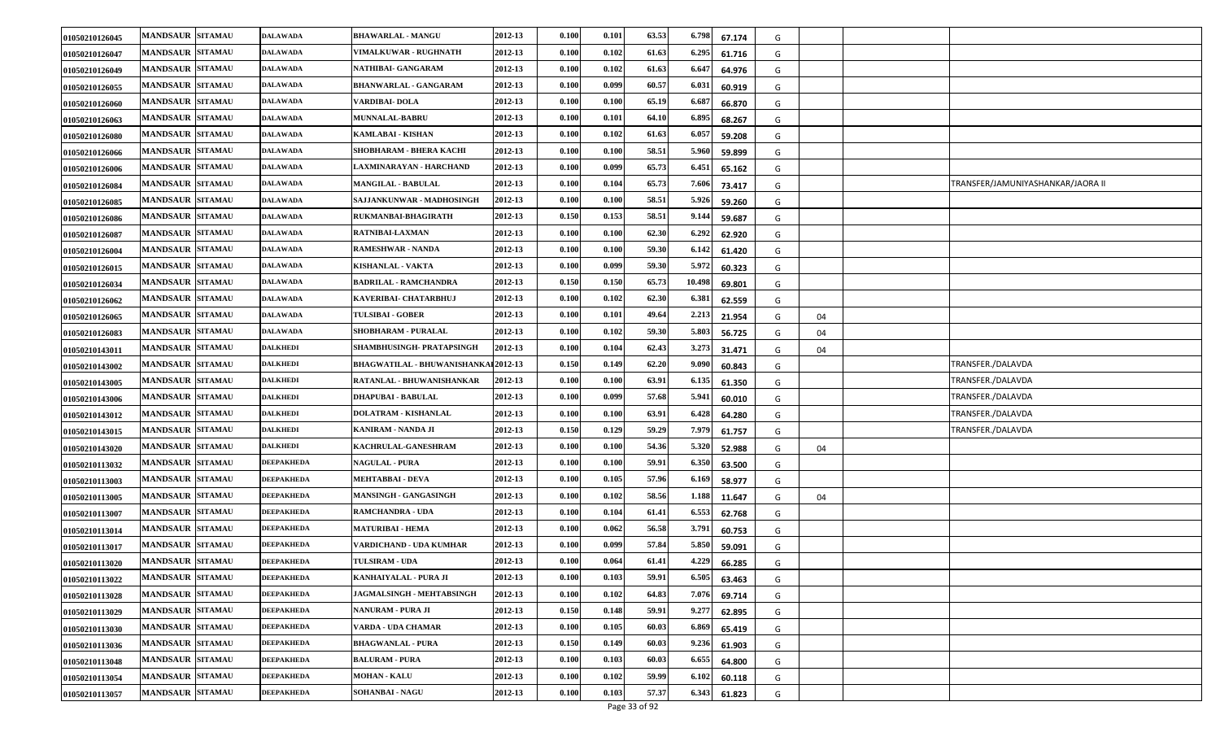| | | | | | | | | | | | | | | | |
|---|---|---|---|---|---|---|---|---|---|---|---|---|---|---|---|
| 01050210126045 | MANDSAUR | SITAMAU | DALAWADA | BHAWARLAL - MANGU | 2012-13 | 0.100 | 0.101 | 63.53 | 6.798 | 67.174 | G | | | | |
| 01050210126047 | MANDSAUR | SITAMAU | DALAWADA | VIMALKUWAR - RUGHNATH | 2012-13 | 0.100 | 0.102 | 61.63 | 6.295 | 61.716 | G | | | | |
| 01050210126049 | MANDSAUR | SITAMAU | DALAWADA | NATHIBAI- GANGARAM | 2012-13 | 0.100 | 0.102 | 61.63 | 6.647 | 64.976 | G | | | | |
| 01050210126055 | MANDSAUR | SITAMAU | DALAWADA | BHANWARLAL - GANGARAM | 2012-13 | 0.100 | 0.099 | 60.57 | 6.031 | 60.919 | G | | | | |
| 01050210126060 | MANDSAUR | SITAMAU | DALAWADA | VARDIBAI- DOLA | 2012-13 | 0.100 | 0.100 | 65.19 | 6.687 | 66.870 | G | | | | |
| 01050210126063 | MANDSAUR | SITAMAU | DALAWADA | MUNNALAL-BABRU | 2012-13 | 0.100 | 0.101 | 64.10 | 6.895 | 68.267 | G | | | | |
| 01050210126080 | MANDSAUR | SITAMAU | DALAWADA | KAMLABAI - KISHAN | 2012-13 | 0.100 | 0.102 | 61.63 | 6.057 | 59.208 | G | | | | |
| 01050210126066 | MANDSAUR | SITAMAU | DALAWADA | SHOBHARAM - BHERA KACHI | 2012-13 | 0.100 | 0.100 | 58.51 | 5.960 | 59.899 | G | | | | |
| 01050210126006 | MANDSAUR | SITAMAU | DALAWADA | LAXMINARAYAN - HARCHAND | 2012-13 | 0.100 | 0.099 | 65.73 | 6.451 | 65.162 | G | | | | |
| 01050210126084 | MANDSAUR | SITAMAU | DALAWADA | MANGILAL - BABULAL | 2012-13 | 0.100 | 0.104 | 65.73 | 7.606 | 73.417 | G | | | | TRANSFER/JAMUNIYASHANKAR/JAORA II |
| 01050210126085 | MANDSAUR | SITAMAU | DALAWADA | SAJJANKUNWAR - MADHOSINGH | 2012-13 | 0.100 | 0.100 | 58.51 | 5.926 | 59.260 | G | | | | |
| 01050210126086 | MANDSAUR | SITAMAU | DALAWADA | RUKMANBAI-BHAGIRATH | 2012-13 | 0.150 | 0.153 | 58.51 | 9.144 | 59.687 | G | | | | |
| 01050210126087 | MANDSAUR | SITAMAU | DALAWADA | RATNIBAI-LAXMAN | 2012-13 | 0.100 | 0.100 | 62.30 | 6.292 | 62.920 | G | | | | |
| 01050210126004 | MANDSAUR | SITAMAU | DALAWADA | RAMESHWAR - NANDA | 2012-13 | 0.100 | 0.100 | 59.30 | 6.142 | 61.420 | G | | | | |
| 01050210126015 | MANDSAUR | SITAMAU | DALAWADA | KISHANLAL - VAKTA | 2012-13 | 0.100 | 0.099 | 59.30 | 5.972 | 60.323 | G | | | | |
| 01050210126034 | MANDSAUR | SITAMAU | DALAWADA | BADRILAL - RAMCHANDRA | 2012-13 | 0.150 | 0.150 | 65.73 | 10.498 | 69.801 | G | | | | |
| 01050210126062 | MANDSAUR | SITAMAU | DALAWADA | KAVERIBAI- CHATARBHUJ | 2012-13 | 0.100 | 0.102 | 62.30 | 6.381 | 62.559 | G | | | | |
| 01050210126065 | MANDSAUR | SITAMAU | DALAWADA | TULSIBAI - GOBER | 2012-13 | 0.100 | 0.101 | 49.64 | 2.213 | 21.954 | G | 04 | | | |
| 01050210126083 | MANDSAUR | SITAMAU | DALAWADA | SHOBHARAM - PURALAL | 2012-13 | 0.100 | 0.102 | 59.30 | 5.803 | 56.725 | G | 04 | | | |
| 01050210143011 | MANDSAUR | SITAMAU | DALKHEDI | SHAMBHUSINGH- PRATAPSINGH | 2012-13 | 0.100 | 0.104 | 62.43 | 3.273 | 31.471 | G | 04 | | | |
| 01050210143002 | MANDSAUR | SITAMAU | DALKHEDI | BHAGWATILAL - BHUWANISHANKAR | 2012-13 | 0.150 | 0.149 | 62.20 | 9.090 | 60.843 | G | | | | TRANSFER./DALAVDA |
| 01050210143005 | MANDSAUR | SITAMAU | DALKHEDI | RATANLAL - BHUWANISHANKAR | 2012-13 | 0.100 | 0.100 | 63.91 | 6.135 | 61.350 | G | | | | TRANSFER./DALAVDA |
| 01050210143006 | MANDSAUR | SITAMAU | DALKHEDI | DHAPUBAI - BABULAL | 2012-13 | 0.100 | 0.099 | 57.68 | 5.941 | 60.010 | G | | | | TRANSFER./DALAVDA |
| 01050210143012 | MANDSAUR | SITAMAU | DALKHEDI | DOLATRAM - KISHANLAL | 2012-13 | 0.100 | 0.100 | 63.91 | 6.428 | 64.280 | G | | | | TRANSFER./DALAVDA |
| 01050210143015 | MANDSAUR | SITAMAU | DALKHEDI | KANIRAM - NANDA JI | 2012-13 | 0.150 | 0.129 | 59.29 | 7.979 | 61.757 | G | | | | TRANSFER./DALAVDA |
| 01050210143020 | MANDSAUR | SITAMAU | DALKHEDI | KACHRULAL-GANESHRAM | 2012-13 | 0.100 | 0.100 | 54.36 | 5.320 | 52.988 | G | 04 | | | |
| 01050210113032 | MANDSAUR | SITAMAU | DEEPAKHEDA | NAGULAL - PURA | 2012-13 | 0.100 | 0.100 | 59.91 | 6.350 | 63.500 | G | | | | |
| 01050210113003 | MANDSAUR | SITAMAU | DEEPAKHEDA | MEHTABBAI - DEVA | 2012-13 | 0.100 | 0.105 | 57.96 | 6.169 | 58.977 | G | | | | |
| 01050210113005 | MANDSAUR | SITAMAU | DEEPAKHEDA | MANSINGH - GANGASINGH | 2012-13 | 0.100 | 0.102 | 58.56 | 1.188 | 11.647 | G | 04 | | | |
| 01050210113007 | MANDSAUR | SITAMAU | DEEPAKHEDA | RAMCHANDRA - UDA | 2012-13 | 0.100 | 0.104 | 61.41 | 6.553 | 62.768 | G | | | | |
| 01050210113014 | MANDSAUR | SITAMAU | DEEPAKHEDA | MATURIBAI - HEMA | 2012-13 | 0.100 | 0.062 | 56.58 | 3.791 | 60.753 | G | | | | |
| 01050210113017 | MANDSAUR | SITAMAU | DEEPAKHEDA | VARDICHAND - UDA KUMHAR | 2012-13 | 0.100 | 0.099 | 57.84 | 5.850 | 59.091 | G | | | | |
| 01050210113020 | MANDSAUR | SITAMAU | DEEPAKHEDA | TULSIRAM - UDA | 2012-13 | 0.100 | 0.064 | 61.41 | 4.229 | 66.285 | G | | | | |
| 01050210113022 | MANDSAUR | SITAMAU | DEEPAKHEDA | KANHAIYALAL - PURA JI | 2012-13 | 0.100 | 0.103 | 59.91 | 6.505 | 63.463 | G | | | | |
| 01050210113028 | MANDSAUR | SITAMAU | DEEPAKHEDA | JAGMALSINGH - MEHTABSINGH | 2012-13 | 0.100 | 0.102 | 64.83 | 7.076 | 69.714 | G | | | | |
| 01050210113029 | MANDSAUR | SITAMAU | DEEPAKHEDA | NANURAM - PURA JI | 2012-13 | 0.150 | 0.148 | 59.91 | 9.277 | 62.895 | G | | | | |
| 01050210113030 | MANDSAUR | SITAMAU | DEEPAKHEDA | VARDA - UDA CHAMAR | 2012-13 | 0.100 | 0.105 | 60.03 | 6.869 | 65.419 | G | | | | |
| 01050210113036 | MANDSAUR | SITAMAU | DEEPAKHEDA | BHAGWANLAL - PURA | 2012-13 | 0.150 | 0.149 | 60.03 | 9.236 | 61.903 | G | | | | |
| 01050210113048 | MANDSAUR | SITAMAU | DEEPAKHEDA | BALURAM - PURA | 2012-13 | 0.100 | 0.103 | 60.03 | 6.655 | 64.800 | G | | | | |
| 01050210113054 | MANDSAUR | SITAMAU | DEEPAKHEDA | MOHAN - KALU | 2012-13 | 0.100 | 0.102 | 59.99 | 6.102 | 60.118 | G | | | | |
| 01050210113057 | MANDSAUR | SITAMAU | DEEPAKHEDA | SOHANBAI - NAGU | 2012-13 | 0.100 | 0.103 | 57.37 | 6.343 | 61.823 | G | | | | |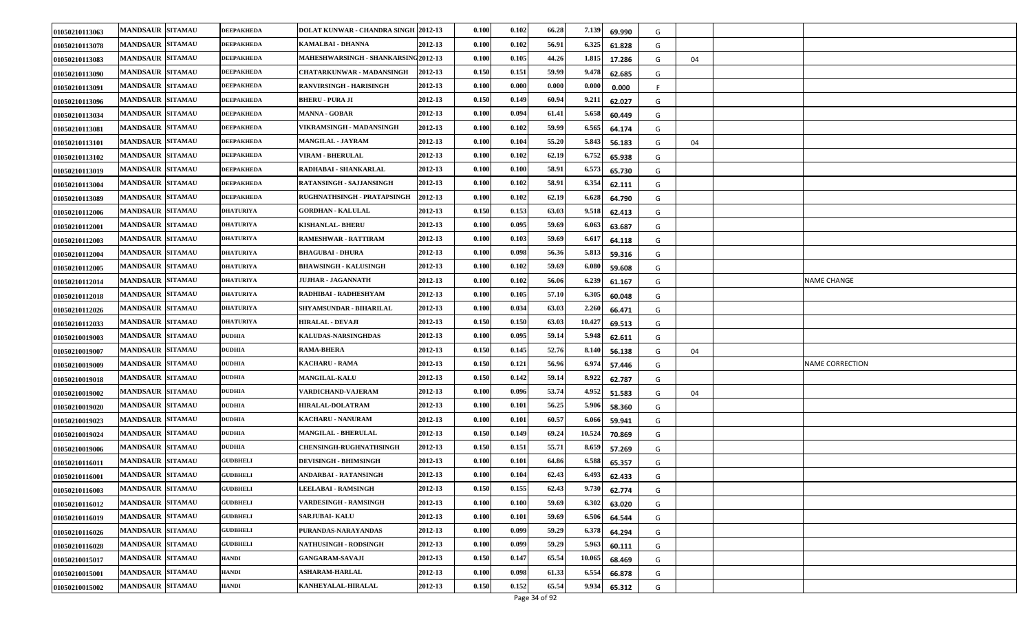| | | | | | | | | | | | | | | |
|---|---|---|---|---|---|---|---|---|---|---|---|---|---|---|
| 01050210113063 | MANDSAUR | SITAMAU | DEEPAKHEDA | DOLAT KUNWAR - CHANDRA SINGH | 2012-13 | 0.100 | 0.102 | 66.28 | 7.139 | 69.990 | G | | | |
| 01050210113078 | MANDSAUR | SITAMAU | DEEPAKHEDA | KAMALBAI - DHANNA | 2012-13 | 0.100 | 0.102 | 56.91 | 6.325 | 61.828 | G | | | |
| 01050210113083 | MANDSAUR | SITAMAU | DEEPAKHEDA | MAHESHWARSINGH - SHANKARSING | 2012-13 | 0.100 | 0.105 | 44.26 | 1.815 | 17.286 | G | 04 | | |
| 01050210113090 | MANDSAUR | SITAMAU | DEEPAKHEDA | CHATARKUNWAR - MADANSINGH | 2012-13 | 0.150 | 0.151 | 59.99 | 9.478 | 62.685 | G | | | |
| 01050210113091 | MANDSAUR | SITAMAU | DEEPAKHEDA | RANVIRSINGH - HARISINGH | 2012-13 | 0.100 | 0.000 | 0.000 | 0.000 | 0.000 | F | | | |
| 01050210113096 | MANDSAUR | SITAMAU | DEEPAKHEDA | BHERU - PURA JI | 2012-13 | 0.150 | 0.149 | 60.94 | 9.211 | 62.027 | G | | | |
| 01050210113034 | MANDSAUR | SITAMAU | DEEPAKHEDA | MANNA - GOBAR | 2012-13 | 0.100 | 0.094 | 61.41 | 5.658 | 60.449 | G | | | |
| 01050210113081 | MANDSAUR | SITAMAU | DEEPAKHEDA | VIKRAMSINGH - MADANSINGH | 2012-13 | 0.100 | 0.102 | 59.99 | 6.565 | 64.174 | G | | | |
| 01050210113101 | MANDSAUR | SITAMAU | DEEPAKHEDA | MANGILAL - JAYRAM | 2012-13 | 0.100 | 0.104 | 55.20 | 5.843 | 56.183 | G | 04 | | |
| 01050210113102 | MANDSAUR | SITAMAU | DEEPAKHEDA | VIRAM - BHERULAL | 2012-13 | 0.100 | 0.102 | 62.19 | 6.752 | 65.938 | G | | | |
| 01050210113019 | MANDSAUR | SITAMAU | DEEPAKHEDA | RADHABAI - SHANKARLAL | 2012-13 | 0.100 | 0.100 | 58.91 | 6.573 | 65.730 | G | | | |
| 01050210113004 | MANDSAUR | SITAMAU | DEEPAKHEDA | RATANSINGH - SAJJANSINGH | 2012-13 | 0.100 | 0.102 | 58.91 | 6.354 | 62.111 | G | | | |
| 01050210113089 | MANDSAUR | SITAMAU | DEEPAKHEDA | RUGHNATHSINGH - PRATAPSINGH | 2012-13 | 0.100 | 0.102 | 62.19 | 6.628 | 64.790 | G | | | |
| 01050210112006 | MANDSAUR | SITAMAU | DHATURIYA | GORDHAN - KALULAL | 2012-13 | 0.150 | 0.153 | 63.03 | 9.518 | 62.413 | G | | | |
| 01050210112001 | MANDSAUR | SITAMAU | DHATURIYA | KISHANLAL- BHERU | 2012-13 | 0.100 | 0.095 | 59.69 | 6.063 | 63.687 | G | | | |
| 01050210112003 | MANDSAUR | SITAMAU | DHATURIYA | RAMESHWAR - RATTIRAM | 2012-13 | 0.100 | 0.103 | 59.69 | 6.617 | 64.118 | G | | | |
| 01050210112004 | MANDSAUR | SITAMAU | DHATURIYA | BHAGUBAI - DHURA | 2012-13 | 0.100 | 0.098 | 56.36 | 5.813 | 59.316 | G | | | |
| 01050210112005 | MANDSAUR | SITAMAU | DHATURIYA | BHAWSINGH - KALUSINGH | 2012-13 | 0.100 | 0.102 | 59.69 | 6.080 | 59.608 | G | | | |
| 01050210112014 | MANDSAUR | SITAMAU | DHATURIYA | JUJHAR - JAGANNATH | 2012-13 | 0.100 | 0.102 | 56.06 | 6.239 | 61.167 | G | | | NAME CHANGE |
| 01050210112018 | MANDSAUR | SITAMAU | DHATURIYA | RADHIBAI - RADHESHYAM | 2012-13 | 0.100 | 0.105 | 57.10 | 6.305 | 60.048 | G | | | |
| 01050210112026 | MANDSAUR | SITAMAU | DHATURIYA | SHYAMSUNDAR - BIHARILAL | 2012-13 | 0.100 | 0.034 | 63.03 | 2.260 | 66.471 | G | | | |
| 01050210112033 | MANDSAUR | SITAMAU | DHATURIYA | HIRALAL - DEVAJI | 2012-13 | 0.150 | 0.150 | 63.03 | 10.427 | 69.513 | G | | | |
| 01050210019003 | MANDSAUR | SITAMAU | DUDHIA | KALUDAS-NARSINGHDAS | 2012-13 | 0.100 | 0.095 | 59.14 | 5.948 | 62.611 | G | | | |
| 01050210019007 | MANDSAUR | SITAMAU | DUDHIA | RAMA-BHERA | 2012-13 | 0.150 | 0.145 | 52.76 | 8.140 | 56.138 | G | 04 | | |
| 01050210019009 | MANDSAUR | SITAMAU | DUDHIA | KACHARU - RAMA | 2012-13 | 0.150 | 0.121 | 56.96 | 6.974 | 57.446 | G | | | NAME CORRECTION |
| 01050210019018 | MANDSAUR | SITAMAU | DUDHIA | MANGILAL-KALU | 2012-13 | 0.150 | 0.142 | 59.14 | 8.922 | 62.787 | G | | | |
| 01050210019002 | MANDSAUR | SITAMAU | DUDHIA | VARDICHAND-VAJERAM | 2012-13 | 0.100 | 0.096 | 53.74 | 4.952 | 51.583 | G | 04 | | |
| 01050210019020 | MANDSAUR | SITAMAU | DUDHIA | HIRALAL-DOLATRAM | 2012-13 | 0.100 | 0.101 | 56.25 | 5.906 | 58.360 | G | | | |
| 01050210019023 | MANDSAUR | SITAMAU | DUDHIA | KACHARU - NANURAM | 2012-13 | 0.100 | 0.101 | 60.57 | 6.066 | 59.941 | G | | | |
| 01050210019024 | MANDSAUR | SITAMAU | DUDHIA | MANGILAL - BHERULAL | 2012-13 | 0.150 | 0.149 | 69.24 | 10.524 | 70.869 | G | | | |
| 01050210019006 | MANDSAUR | SITAMAU | DUDHIA | CHENSINGH-RUGHNATHSINGH | 2012-13 | 0.150 | 0.151 | 55.71 | 8.659 | 57.269 | G | | | |
| 01050210116011 | MANDSAUR | SITAMAU | GUDBHELI | DEVISINGH - BHIMSINGH | 2012-13 | 0.100 | 0.101 | 64.86 | 6.588 | 65.357 | G | | | |
| 01050210116001 | MANDSAUR | SITAMAU | GUDBHELI | ANDARBAI - RATANSINGH | 2012-13 | 0.100 | 0.104 | 62.43 | 6.493 | 62.433 | G | | | |
| 01050210116003 | MANDSAUR | SITAMAU | GUDBHELI | LEELABAI - RAMSINGH | 2012-13 | 0.150 | 0.155 | 62.43 | 9.730 | 62.774 | G | | | |
| 01050210116012 | MANDSAUR | SITAMAU | GUDBHELI | VARDESINGH - RAMSINGH | 2012-13 | 0.100 | 0.100 | 59.69 | 6.302 | 63.020 | G | | | |
| 01050210116019 | MANDSAUR | SITAMAU | GUDBHELI | SARJUBAI- KALU | 2012-13 | 0.100 | 0.101 | 59.69 | 6.506 | 64.544 | G | | | |
| 01050210116026 | MANDSAUR | SITAMAU | GUDBHELI | PURANDAS-NARAYANDAS | 2012-13 | 0.100 | 0.099 | 59.29 | 6.378 | 64.294 | G | | | |
| 01050210116028 | MANDSAUR | SITAMAU | GUDBHELI | NATHUSINGH - RODSINGH | 2012-13 | 0.100 | 0.099 | 59.29 | 5.963 | 60.111 | G | | | |
| 01050210015017 | MANDSAUR | SITAMAU | HANDI | GANGARAM-SAVAJI | 2012-13 | 0.150 | 0.147 | 65.54 | 10.065 | 68.469 | G | | | |
| 01050210015001 | MANDSAUR | SITAMAU | HANDI | ASHARAM-HARLAL | 2012-13 | 0.100 | 0.098 | 61.33 | 6.554 | 66.878 | G | | | |
| 01050210015002 | MANDSAUR | SITAMAU | HANDI | KANHEYALAL-HIRALAL | 2012-13 | 0.150 | 0.152 | 65.54 | 9.934 | 65.312 | G | | | |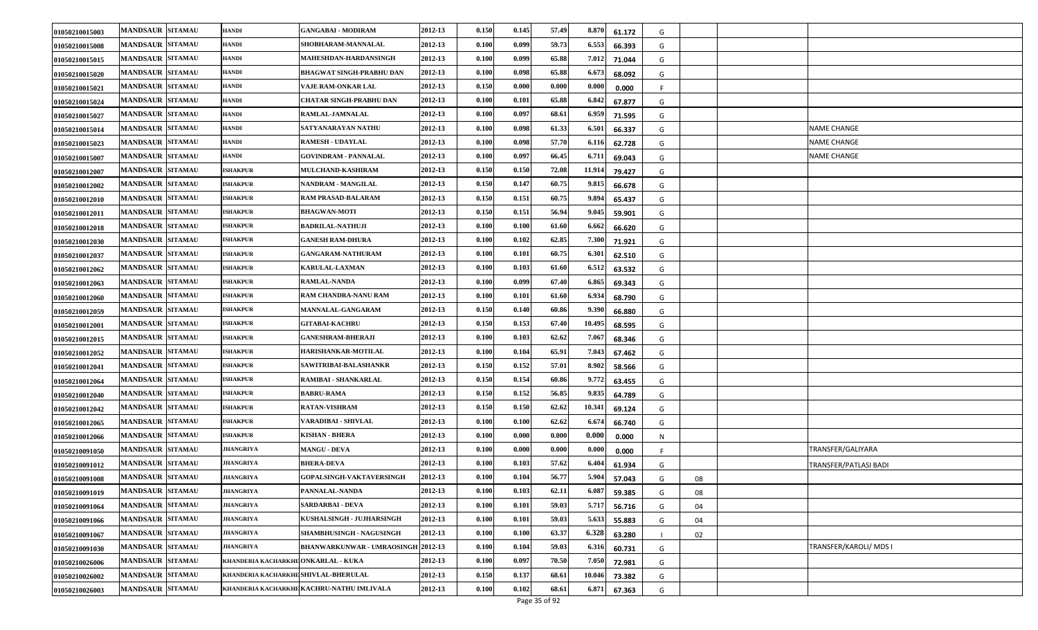| | | | | | | | | | | | | | | |
|---|---|---|---|---|---|---|---|---|---|---|---|---|---|---|
| 01050210015003 | MANDSAUR | SITAMAU | HANDI | GANGABAI - MODIRAM | 2012-13 | 0.150 | 0.145 | 57.49 | 8.870 | 61.172 | G | | | |
| 01050210015008 | MANDSAUR | SITAMAU | HANDI | SHOBHARAM-MANNALAL | 2012-13 | 0.100 | 0.099 | 59.73 | 6.553 | 66.393 | G | | | |
| 01050210015015 | MANDSAUR | SITAMAU | HANDI | MAHESHDAN-HARDANSINGH | 2012-13 | 0.100 | 0.099 | 65.88 | 7.012 | 71.044 | G | | | |
| 01050210015020 | MANDSAUR | SITAMAU | HANDI | BHAGWAT SINGH-PRABHU DAN | 2012-13 | 0.100 | 0.098 | 65.88 | 6.673 | 68.092 | G | | | |
| 01050210015021 | MANDSAUR | SITAMAU | HANDI | VAJE RAM-ONKAR LAL | 2012-13 | 0.150 | 0.000 | 0.000 | 0.000 | 0.000 | F | | | |
| 01050210015024 | MANDSAUR | SITAMAU | HANDI | CHATAR SINGH-PRABHU DAN | 2012-13 | 0.100 | 0.101 | 65.88 | 6.842 | 67.877 | G | | | |
| 01050210015027 | MANDSAUR | SITAMAU | HANDI | RAMLAL-JAMNALAL | 2012-13 | 0.100 | 0.097 | 68.61 | 6.959 | 71.595 | G | | | |
| 01050210015014 | MANDSAUR | SITAMAU | HANDI | SATYANARAYAN NATHU | 2012-13 | 0.100 | 0.098 | 61.33 | 6.501 | 66.337 | G | | | NAME CHANGE |
| 01050210015023 | MANDSAUR | SITAMAU | HANDI | RAMESH - UDAYLAL | 2012-13 | 0.100 | 0.098 | 57.70 | 6.116 | 62.728 | G | | | NAME CHANGE |
| 01050210015007 | MANDSAUR | SITAMAU | HANDI | GOVINDRAM - PANNALAL | 2012-13 | 0.100 | 0.097 | 66.45 | 6.711 | 69.043 | G | | | NAME CHANGE |
| 01050210012007 | MANDSAUR | SITAMAU | ISHAKPUR | MULCHAND-KASHIRAM | 2012-13 | 0.150 | 0.150 | 72.08 | 11.914 | 79.427 | G | | | |
| 01050210012002 | MANDSAUR | SITAMAU | ISHAKPUR | NANDRAM - MANGILAL | 2012-13 | 0.150 | 0.147 | 60.75 | 9.815 | 66.678 | G | | | |
| 01050210012010 | MANDSAUR | SITAMAU | ISHAKPUR | RAM PRASAD-BALARAM | 2012-13 | 0.150 | 0.151 | 60.75 | 9.894 | 65.437 | G | | | |
| 01050210012011 | MANDSAUR | SITAMAU | ISHAKPUR | BHAGWAN-MOTI | 2012-13 | 0.150 | 0.151 | 56.94 | 9.045 | 59.901 | G | | | |
| 01050210012018 | MANDSAUR | SITAMAU | ISHAKPUR | BADRILAL-NATHUJI | 2012-13 | 0.100 | 0.100 | 61.60 | 6.662 | 66.620 | G | | | |
| 01050210012030 | MANDSAUR | SITAMAU | ISHAKPUR | GANESH RAM-DHURA | 2012-13 | 0.100 | 0.102 | 62.85 | 7.300 | 71.921 | G | | | |
| 01050210012037 | MANDSAUR | SITAMAU | ISHAKPUR | GANGARAM-NATHURAM | 2012-13 | 0.100 | 0.101 | 60.75 | 6.301 | 62.510 | G | | | |
| 01050210012062 | MANDSAUR | SITAMAU | ISHAKPUR | KARULAL-LAXMAN | 2012-13 | 0.100 | 0.103 | 61.60 | 6.512 | 63.532 | G | | | |
| 01050210012063 | MANDSAUR | SITAMAU | ISHAKPUR | RAMLAL-NANDA | 2012-13 | 0.100 | 0.099 | 67.40 | 6.865 | 69.343 | G | | | |
| 01050210012060 | MANDSAUR | SITAMAU | ISHAKPUR | RAM CHANDRA-NANU RAM | 2012-13 | 0.100 | 0.101 | 61.60 | 6.934 | 68.790 | G | | | |
| 01050210012059 | MANDSAUR | SITAMAU | ISHAKPUR | MANNALAL-GANGARAM | 2012-13 | 0.150 | 0.140 | 60.86 | 9.390 | 66.880 | G | | | |
| 01050210012001 | MANDSAUR | SITAMAU | ISHAKPUR | GITABAI-KACHRU | 2012-13 | 0.150 | 0.153 | 67.40 | 10.495 | 68.595 | G | | | |
| 01050210012015 | MANDSAUR | SITAMAU | ISHAKPUR | GANESHRAM-BHERAJI | 2012-13 | 0.100 | 0.103 | 62.62 | 7.067 | 68.346 | G | | | |
| 01050210012052 | MANDSAUR | SITAMAU | ISHAKPUR | HARISHANKAR-MOTILAL | 2012-13 | 0.100 | 0.104 | 65.91 | 7.043 | 67.462 | G | | | |
| 01050210012041 | MANDSAUR | SITAMAU | ISHAKPUR | SAWITRIBAI-BALASHANKR | 2012-13 | 0.150 | 0.152 | 57.01 | 8.902 | 58.566 | G | | | |
| 01050210012064 | MANDSAUR | SITAMAU | ISHAKPUR | RAMIBAI - SHANKARLAL | 2012-13 | 0.150 | 0.154 | 60.86 | 9.772 | 63.455 | G | | | |
| 01050210012040 | MANDSAUR | SITAMAU | ISHAKPUR | BABRU-RAMA | 2012-13 | 0.150 | 0.152 | 56.85 | 9.835 | 64.789 | G | | | |
| 01050210012042 | MANDSAUR | SITAMAU | ISHAKPUR | RATAN-VISHRAM | 2012-13 | 0.150 | 0.150 | 62.62 | 10.341 | 69.124 | G | | | |
| 01050210012065 | MANDSAUR | SITAMAU | ISHAKPUR | VARADIBAI - SHIVLAL | 2012-13 | 0.100 | 0.100 | 62.62 | 6.674 | 66.740 | G | | | |
| 01050210012066 | MANDSAUR | SITAMAU | ISHAKPUR | KISHAN - BHERA | 2012-13 | 0.100 | 0.000 | 0.000 | 0.000 | 0.000 | N | | | |
| 01050210091050 | MANDSAUR | SITAMAU | JHANGRIYA | MANGU - DEVA | 2012-13 | 0.100 | 0.000 | 0.000 | 0.000 | 0.000 | F | | | TRANSFER/GALIYARA |
| 01050210091012 | MANDSAUR | SITAMAU | JHANGRIYA | BHERA-DEVA | 2012-13 | 0.100 | 0.103 | 57.62 | 6.404 | 61.934 | G | | | TRANSFER/PATLASI BADI |
| 01050210091008 | MANDSAUR | SITAMAU | JHANGRIYA | GOPALSINGH-VAKTAVERSINGH | 2012-13 | 0.100 | 0.104 | 56.77 | 5.904 | 57.043 | G | 08 | | |
| 01050210091019 | MANDSAUR | SITAMAU | JHANGRIYA | PANNALAL-NANDA | 2012-13 | 0.100 | 0.103 | 62.11 | 6.087 | 59.385 | G | 08 | | |
| 01050210091064 | MANDSAUR | SITAMAU | JHANGRIYA | SARDARBAI - DEVA | 2012-13 | 0.100 | 0.101 | 59.03 | 5.717 | 56.716 | G | 04 | | |
| 01050210091066 | MANDSAUR | SITAMAU | JHANGRIYA | KUSHALSINGH - JUJHARSINGH | 2012-13 | 0.100 | 0.101 | 59.03 | 5.633 | 55.883 | G | 04 | | |
| 01050210091067 | MANDSAUR | SITAMAU | JHANGRIYA | SHAMBHUSINGH - NAGUSINGH | 2012-13 | 0.100 | 0.100 | 63.37 | 6.328 | 63.280 | I | 02 | | |
| 01050210091030 | MANDSAUR | SITAMAU | JHANGRIYA | BHANWARKUNWAR - UMRAOSINGH | 2012-13 | 0.100 | 0.104 | 59.03 | 6.316 | 60.731 | G | | | TRANSFER/KAROLI/ MDS I |
| 01050210026006 | MANDSAUR | SITAMAU | KHANDERIA KACHARKHE | ONKARLAL - KUKA | 2012-13 | 0.100 | 0.097 | 70.50 | 7.050 | 72.981 | G | | | |
| 01050210026002 | MANDSAUR | SITAMAU | KHANDERIA KACHARKHE | SHIVLAL-BHERULAL | 2012-13 | 0.150 | 0.137 | 68.61 | 10.046 | 73.382 | G | | | |
| 01050210026003 | MANDSAUR | SITAMAU | KHANDERIA KACHARKHE | KACHRU-NATHU IMLIVALA | 2012-13 | 0.100 | 0.102 | 68.61 | 6.871 | 67.363 | G | | | |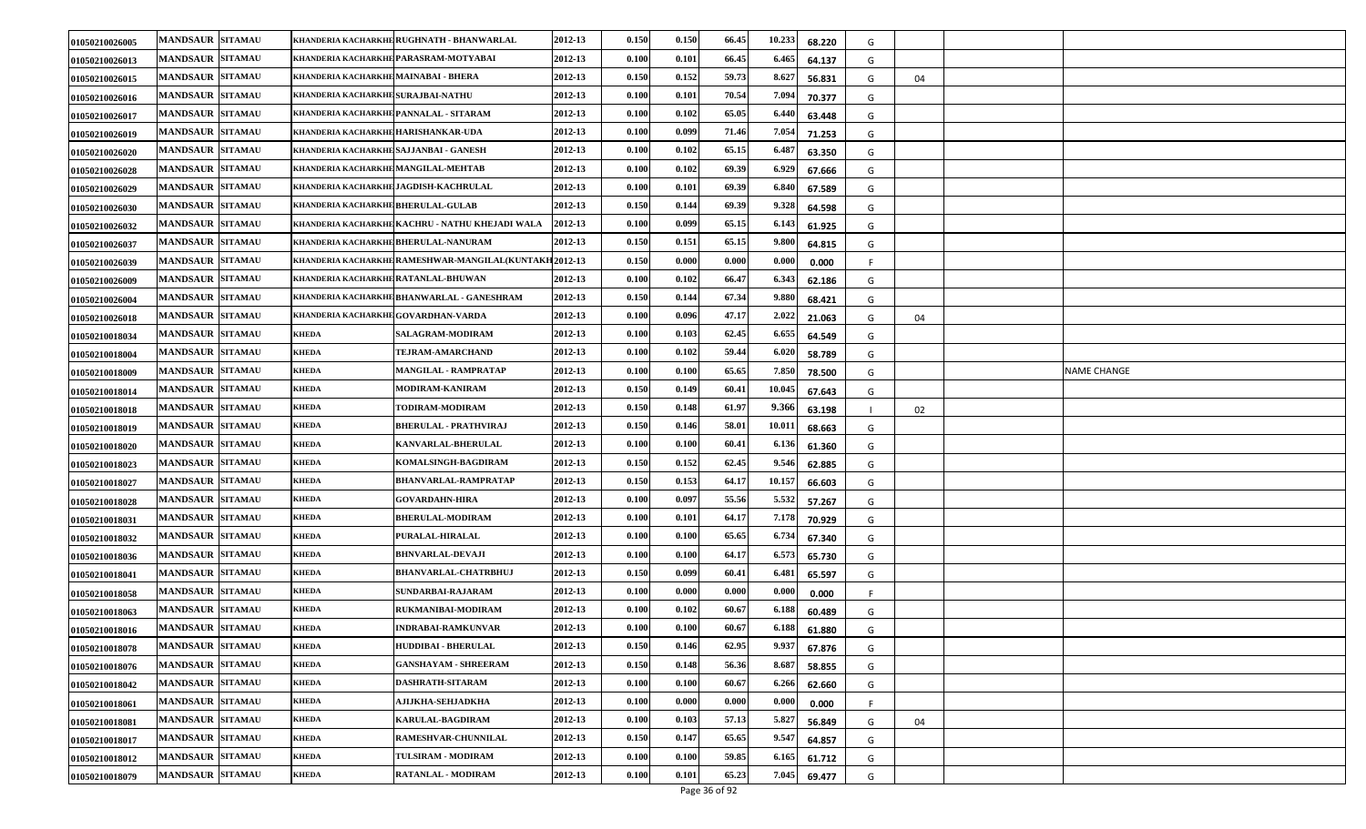| | | | | | | | | | | | | | | | |
|---|---|---|---|---|---|---|---|---|---|---|---|---|---|---|---|
| 01050210026005 | MANDSAUR | SITAMAU | KHANDERIA KACHARKHE | RUGHNATH - BHANWARLAL | 2012-13 | 0.150 | 0.150 | 66.45 | 10.233 | 68.220 | G | | | | |
| 01050210026013 | MANDSAUR | SITAMAU | KHANDERIA KACHARKHE | PARASRAM-MOTYABAI | 2012-13 | 0.100 | 0.101 | 66.45 | 6.465 | 64.137 | G | | | | |
| 01050210026015 | MANDSAUR | SITAMAU | KHANDERIA KACHARKHE | MAINABAI - BHERA | 2012-13 | 0.150 | 0.152 | 59.73 | 8.627 | 56.831 | G | 04 | | | |
| 01050210026016 | MANDSAUR | SITAMAU | KHANDERIA KACHARKHE | SURAJBAI-NATHU | 2012-13 | 0.100 | 0.101 | 70.54 | 7.094 | 70.377 | G | | | | |
| 01050210026017 | MANDSAUR | SITAMAU | KHANDERIA KACHARKHE | PANNALAL - SITARAM | 2012-13 | 0.100 | 0.102 | 65.05 | 6.440 | 63.448 | G | | | | |
| 01050210026019 | MANDSAUR | SITAMAU | KHANDERIA KACHARKHE | HARISHANKAR-UDA | 2012-13 | 0.100 | 0.099 | 71.46 | 7.054 | 71.253 | G | | | | |
| 01050210026020 | MANDSAUR | SITAMAU | KHANDERIA KACHARKHE | SAJJANBAI - GANESH | 2012-13 | 0.100 | 0.102 | 65.15 | 6.487 | 63.350 | G | | | | |
| 01050210026028 | MANDSAUR | SITAMAU | KHANDERIA KACHARKHE | MANGILAL-MEHTAB | 2012-13 | 0.100 | 0.102 | 69.39 | 6.929 | 67.666 | G | | | | |
| 01050210026029 | MANDSAUR | SITAMAU | KHANDERIA KACHARKHE | JAGDISH-KACHRULAL | 2012-13 | 0.100 | 0.101 | 69.39 | 6.840 | 67.589 | G | | | | |
| 01050210026030 | MANDSAUR | SITAMAU | KHANDERIA KACHARKHE | BHERULAL-GULAB | 2012-13 | 0.150 | 0.144 | 69.39 | 9.328 | 64.598 | G | | | | |
| 01050210026032 | MANDSAUR | SITAMAU | KHANDERIA KACHARKHE | KACHRU - NATHU KHEJADI WALA | 2012-13 | 0.100 | 0.099 | 65.15 | 6.143 | 61.925 | G | | | | |
| 01050210026037 | MANDSAUR | SITAMAU | KHANDERIA KACHARKHE | BHERULAL-NANURAM | 2012-13 | 0.150 | 0.151 | 65.15 | 9.800 | 64.815 | G | | | | |
| 01050210026039 | MANDSAUR | SITAMAU | KHANDERIA KACHARKHE | RAMESHWAR-MANGILAL(KUNTAKH | 2012-13 | 0.150 | 0.000 | 0.000 | 0.000 | 0.000 | F | | | | |
| 01050210026009 | MANDSAUR | SITAMAU | KHANDERIA KACHARKHE | RATANLAL-BHUWAN | 2012-13 | 0.100 | 0.102 | 66.47 | 6.343 | 62.186 | G | | | | |
| 01050210026004 | MANDSAUR | SITAMAU | KHANDERIA KACHARKHE | BHANWARLAL - GANESHRAM | 2012-13 | 0.150 | 0.144 | 67.34 | 9.880 | 68.421 | G | | | | |
| 01050210026018 | MANDSAUR | SITAMAU | KHANDERIA KACHARKHE | GOVARDHAN-VARDA | 2012-13 | 0.100 | 0.096 | 47.17 | 2.022 | 21.063 | G | 04 | | | |
| 01050210018034 | MANDSAUR | SITAMAU | KHEDA | SALAGRAM-MODIRAM | 2012-13 | 0.100 | 0.103 | 62.45 | 6.655 | 64.549 | G | | | | |
| 01050210018004 | MANDSAUR | SITAMAU | KHEDA | TEJRAM-AMARCHAND | 2012-13 | 0.100 | 0.102 | 59.44 | 6.020 | 58.789 | G | | | | |
| 01050210018009 | MANDSAUR | SITAMAU | KHEDA | MANGILAL - RAMPRATAP | 2012-13 | 0.100 | 0.100 | 65.65 | 7.850 | 78.500 | G | | | | NAME CHANGE |
| 01050210018014 | MANDSAUR | SITAMAU | KHEDA | MODIRAM-KANIRAM | 2012-13 | 0.150 | 0.149 | 60.41 | 10.045 | 67.643 | G | | | | |
| 01050210018018 | MANDSAUR | SITAMAU | KHEDA | TODIRAM-MODIRAM | 2012-13 | 0.150 | 0.148 | 61.97 | 9.366 | 63.198 | I | 02 | | | |
| 01050210018019 | MANDSAUR | SITAMAU | KHEDA | BHERULAL - PRATHVIRAJ | 2012-13 | 0.150 | 0.146 | 58.01 | 10.011 | 68.663 | G | | | | |
| 01050210018020 | MANDSAUR | SITAMAU | KHEDA | KANVARLAL-BHERULAL | 2012-13 | 0.100 | 0.100 | 60.41 | 6.136 | 61.360 | G | | | | |
| 01050210018023 | MANDSAUR | SITAMAU | KHEDA | KOMALSINGH-BAGDIRAM | 2012-13 | 0.150 | 0.152 | 62.45 | 9.546 | 62.885 | G | | | | |
| 01050210018027 | MANDSAUR | SITAMAU | KHEDA | BHANVARLAL-RAMPRATAP | 2012-13 | 0.150 | 0.153 | 64.17 | 10.157 | 66.603 | G | | | | |
| 01050210018028 | MANDSAUR | SITAMAU | KHEDA | GOVARDAHN-HIRA | 2012-13 | 0.100 | 0.097 | 55.56 | 5.532 | 57.267 | G | | | | |
| 01050210018031 | MANDSAUR | SITAMAU | KHEDA | BHERULAL-MODIRAM | 2012-13 | 0.100 | 0.101 | 64.17 | 7.178 | 70.929 | G | | | | |
| 01050210018032 | MANDSAUR | SITAMAU | KHEDA | PURALAL-HIRALAL | 2012-13 | 0.100 | 0.100 | 65.65 | 6.734 | 67.340 | G | | | | |
| 01050210018036 | MANDSAUR | SITAMAU | KHEDA | BHNVARLAL-DEVAJI | 2012-13 | 0.100 | 0.100 | 64.17 | 6.573 | 65.730 | G | | | | |
| 01050210018041 | MANDSAUR | SITAMAU | KHEDA | BHANVARLAL-CHATRBHUJ | 2012-13 | 0.150 | 0.099 | 60.41 | 6.481 | 65.597 | G | | | | |
| 01050210018058 | MANDSAUR | SITAMAU | KHEDA | SUNDARBAI-RAJARAM | 2012-13 | 0.100 | 0.000 | 0.000 | 0.000 | 0.000 | F | | | | |
| 01050210018063 | MANDSAUR | SITAMAU | KHEDA | RUKMANIBAI-MODIRAM | 2012-13 | 0.100 | 0.102 | 60.67 | 6.188 | 60.489 | G | | | | |
| 01050210018016 | MANDSAUR | SITAMAU | KHEDA | INDRABAI-RAMKUNVAR | 2012-13 | 0.100 | 0.100 | 60.67 | 6.188 | 61.880 | G | | | | |
| 01050210018078 | MANDSAUR | SITAMAU | KHEDA | HUDDIBAI - BHERULAL | 2012-13 | 0.150 | 0.146 | 62.95 | 9.937 | 67.876 | G | | | | |
| 01050210018076 | MANDSAUR | SITAMAU | KHEDA | GANSHAYAM - SHREERAM | 2012-13 | 0.150 | 0.148 | 56.36 | 8.687 | 58.855 | G | | | | |
| 01050210018042 | MANDSAUR | SITAMAU | KHEDA | DASHRATH-SITARAM | 2012-13 | 0.100 | 0.100 | 60.67 | 6.266 | 62.660 | G | | | | |
| 01050210018061 | MANDSAUR | SITAMAU | KHEDA | AJIJKHA-SEHJADKHA | 2012-13 | 0.100 | 0.000 | 0.000 | 0.000 | 0.000 | F | | | | |
| 01050210018081 | MANDSAUR | SITAMAU | KHEDA | KARULAL-BAGDIRAM | 2012-13 | 0.100 | 0.103 | 57.13 | 5.827 | 56.849 | G | 04 | | | |
| 01050210018017 | MANDSAUR | SITAMAU | KHEDA | RAMESHVAR-CHUNNILAL | 2012-13 | 0.150 | 0.147 | 65.65 | 9.547 | 64.857 | G | | | | |
| 01050210018012 | MANDSAUR | SITAMAU | KHEDA | TULSIRAM - MODIRAM | 2012-13 | 0.100 | 0.100 | 59.85 | 6.165 | 61.712 | G | | | | |
| 01050210018079 | MANDSAUR | SITAMAU | KHEDA | RATANLAL - MODIRAM | 2012-13 | 0.100 | 0.101 | 65.23 | 7.045 | 69.477 | G | | | | |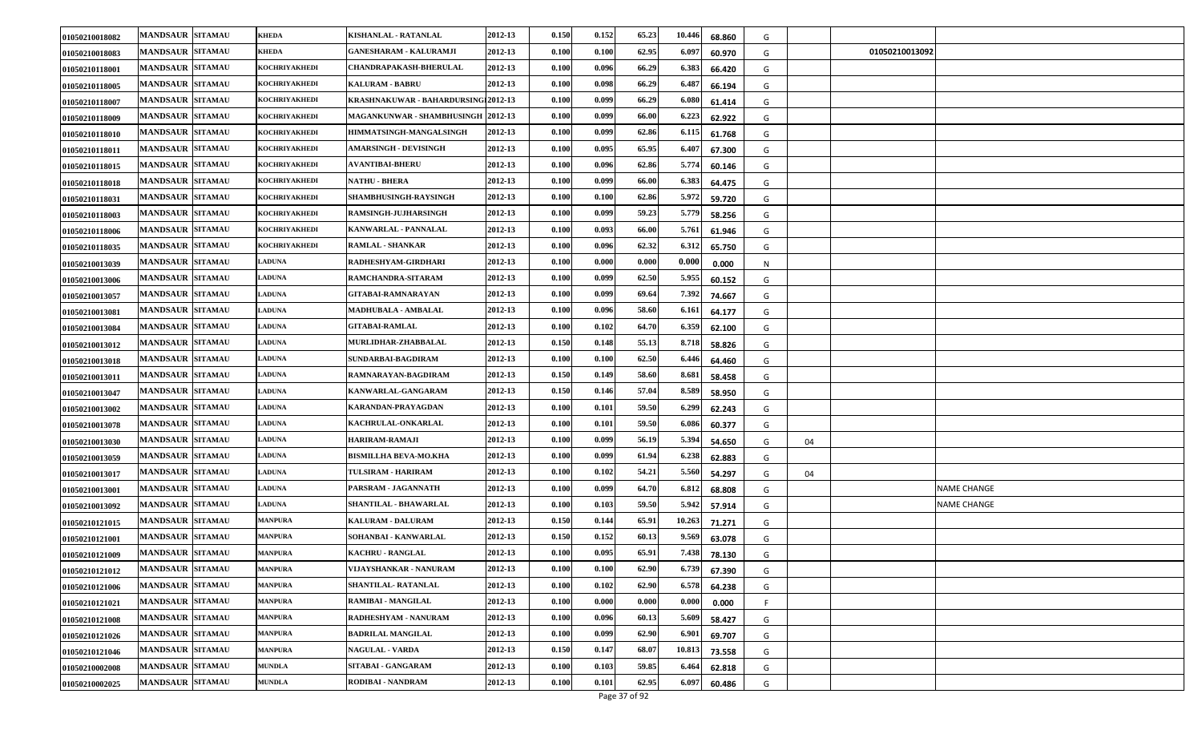| | | | | | | | | | | | | | | |
|---|---|---|---|---|---|---|---|---|---|---|---|---|---|---|
| 01050210018082 | MANDSAUR | SITAMAU | KHEDA | KISHANLAL - RATANLAL | 2012-13 | 0.150 | 0.152 | 65.23 | 10.446 | 68.860 | G | | | |
| 01050210018083 | MANDSAUR | SITAMAU | KHEDA | GANESHARAM - KALURAMJI | 2012-13 | 0.100 | 0.100 | 62.95 | 6.097 | 60.970 | G | | 01050210013092 | |
| 01050210118001 | MANDSAUR | SITAMAU | KOCHRIYAKHEDI | CHANDRAPAKASH-BHERULAL | 2012-13 | 0.100 | 0.096 | 66.29 | 6.383 | 66.420 | G | | | |
| 01050210118005 | MANDSAUR | SITAMAU | KOCHRIYAKHEDI | KALURAM - BABRU | 2012-13 | 0.100 | 0.098 | 66.29 | 6.487 | 66.194 | G | | | |
| 01050210118007 | MANDSAUR | SITAMAU | KOCHRIYAKHEDI | KRASHNAKUWAR - BAHARDURSING | 2012-13 | 0.100 | 0.099 | 66.29 | 6.080 | 61.414 | G | | | |
| 01050210118009 | MANDSAUR | SITAMAU | KOCHRIYAKHEDI | MAGANKUNWAR - SHAMBHUSINGH | 2012-13 | 0.100 | 0.099 | 66.00 | 6.223 | 62.922 | G | | | |
| 01050210118010 | MANDSAUR | SITAMAU | KOCHRIYAKHEDI | HIMMATSINGH-MANGALSINGH | 2012-13 | 0.100 | 0.099 | 62.86 | 6.115 | 61.768 | G | | | |
| 01050210118011 | MANDSAUR | SITAMAU | KOCHRIYAKHEDI | AMARSINGH - DEVISINGH | 2012-13 | 0.100 | 0.095 | 65.95 | 6.407 | 67.300 | G | | | |
| 01050210118015 | MANDSAUR | SITAMAU | KOCHRIYAKHEDI | AVANTIBAI-BHERU | 2012-13 | 0.100 | 0.096 | 62.86 | 5.774 | 60.146 | G | | | |
| 01050210118018 | MANDSAUR | SITAMAU | KOCHRIYAKHEDI | NATHU - BHERA | 2012-13 | 0.100 | 0.099 | 66.00 | 6.383 | 64.475 | G | | | |
| 01050210118031 | MANDSAUR | SITAMAU | KOCHRIYAKHEDI | SHAMBHUSINGH-RAYSINGH | 2012-13 | 0.100 | 0.100 | 62.86 | 5.972 | 59.720 | G | | | |
| 01050210118003 | MANDSAUR | SITAMAU | KOCHRIYAKHEDI | RAMSINGH-JUJHARSINGH | 2012-13 | 0.100 | 0.099 | 59.23 | 5.779 | 58.256 | G | | | |
| 01050210118006 | MANDSAUR | SITAMAU | KOCHRIYAKHEDI | KANWARLAL - PANNALAL | 2012-13 | 0.100 | 0.093 | 66.00 | 5.761 | 61.946 | G | | | |
| 01050210118035 | MANDSAUR | SITAMAU | KOCHRIYAKHEDI | RAMLAL - SHANKAR | 2012-13 | 0.100 | 0.096 | 62.32 | 6.312 | 65.750 | G | | | |
| 01050210013039 | MANDSAUR | SITAMAU | LADUNA | RADHESHYAM-GIRDHARI | 2012-13 | 0.100 | 0.000 | 0.000 | 0.000 | 0.000 | N | | | |
| 01050210013006 | MANDSAUR | SITAMAU | LADUNA | RAMCHANDRA-SITARAM | 2012-13 | 0.100 | 0.099 | 62.50 | 5.955 | 60.152 | G | | | |
| 01050210013057 | MANDSAUR | SITAMAU | LADUNA | GITABAI-RAMNARAYAN | 2012-13 | 0.100 | 0.099 | 69.64 | 7.392 | 74.667 | G | | | |
| 01050210013081 | MANDSAUR | SITAMAU | LADUNA | MADHUBALA - AMBALAL | 2012-13 | 0.100 | 0.096 | 58.60 | 6.161 | 64.177 | G | | | |
| 01050210013084 | MANDSAUR | SITAMAU | LADUNA | GITABAI-RAMLAL | 2012-13 | 0.100 | 0.102 | 64.70 | 6.359 | 62.100 | G | | | |
| 01050210013012 | MANDSAUR | SITAMAU | LADUNA | MURLIDHAR-ZHABBALAL | 2012-13 | 0.150 | 0.148 | 55.13 | 8.718 | 58.826 | G | | | |
| 01050210013018 | MANDSAUR | SITAMAU | LADUNA | SUNDARBAI-BAGDIRAM | 2012-13 | 0.100 | 0.100 | 62.50 | 6.446 | 64.460 | G | | | |
| 01050210013011 | MANDSAUR | SITAMAU | LADUNA | RAMNARAYAN-BAGDIRAM | 2012-13 | 0.150 | 0.149 | 58.60 | 8.681 | 58.458 | G | | | |
| 01050210013047 | MANDSAUR | SITAMAU | LADUNA | KANWARLAL-GANGARAM | 2012-13 | 0.150 | 0.146 | 57.04 | 8.589 | 58.950 | G | | | |
| 01050210013002 | MANDSAUR | SITAMAU | LADUNA | KARANDAN-PRAYAGDAN | 2012-13 | 0.100 | 0.101 | 59.50 | 6.299 | 62.243 | G | | | |
| 01050210013078 | MANDSAUR | SITAMAU | LADUNA | KACHRULAL-ONKARLAL | 2012-13 | 0.100 | 0.101 | 59.50 | 6.086 | 60.377 | G | | | |
| 01050210013030 | MANDSAUR | SITAMAU | LADUNA | HARIRAM-RAMAJI | 2012-13 | 0.100 | 0.099 | 56.19 | 5.394 | 54.650 | G | 04 | | |
| 01050210013059 | MANDSAUR | SITAMAU | LADUNA | BISMILLHA BEVA-MO.KHA | 2012-13 | 0.100 | 0.099 | 61.94 | 6.238 | 62.883 | G | | | |
| 01050210013017 | MANDSAUR | SITAMAU | LADUNA | TULSIRAM - HARIRAM | 2012-13 | 0.100 | 0.102 | 54.21 | 5.560 | 54.297 | G | 04 | | |
| 01050210013001 | MANDSAUR | SITAMAU | LADUNA | PARSRAM - JAGANNATH | 2012-13 | 0.100 | 0.099 | 64.70 | 6.812 | 68.808 | G | | | NAME CHANGE |
| 01050210013092 | MANDSAUR | SITAMAU | LADUNA | SHANTILAL - BHAWARLAL | 2012-13 | 0.100 | 0.103 | 59.50 | 5.942 | 57.914 | G | | | NAME CHANGE |
| 01050210121015 | MANDSAUR | SITAMAU | MANPURA | KALURAM - DALURAM | 2012-13 | 0.150 | 0.144 | 65.91 | 10.263 | 71.271 | G | | | |
| 01050210121001 | MANDSAUR | SITAMAU | MANPURA | SOHANBAI - KANWARLAL | 2012-13 | 0.150 | 0.152 | 60.13 | 9.569 | 63.078 | G | | | |
| 01050210121009 | MANDSAUR | SITAMAU | MANPURA | KACHRU - RANGLAL | 2012-13 | 0.100 | 0.095 | 65.91 | 7.438 | 78.130 | G | | | |
| 01050210121012 | MANDSAUR | SITAMAU | MANPURA | VIJAYSHANKAR - NANURAM | 2012-13 | 0.100 | 0.100 | 62.90 | 6.739 | 67.390 | G | | | |
| 01050210121006 | MANDSAUR | SITAMAU | MANPURA | SHANTILAL- RATANLAL | 2012-13 | 0.100 | 0.102 | 62.90 | 6.578 | 64.238 | G | | | |
| 01050210121021 | MANDSAUR | SITAMAU | MANPURA | RAMIBAI - MANGILAL | 2012-13 | 0.100 | 0.000 | 0.000 | 0.000 | 0.000 | F | | | |
| 01050210121008 | MANDSAUR | SITAMAU | MANPURA | RADHESHYAM - NANURAM | 2012-13 | 0.100 | 0.096 | 60.13 | 5.609 | 58.427 | G | | | |
| 01050210121026 | MANDSAUR | SITAMAU | MANPURA | BADRILAL MANGILAL | 2012-13 | 0.100 | 0.099 | 62.90 | 6.901 | 69.707 | G | | | |
| 01050210121046 | MANDSAUR | SITAMAU | MANPURA | NAGULAL - VARDA | 2012-13 | 0.150 | 0.147 | 68.07 | 10.813 | 73.558 | G | | | |
| 01050210002008 | MANDSAUR | SITAMAU | MUNDLA | SITABAI - GANGARAM | 2012-13 | 0.100 | 0.103 | 59.85 | 6.464 | 62.818 | G | | | |
| 01050210002025 | MANDSAUR | SITAMAU | MUNDLA | RODIBAI - NANDRAM | 2012-13 | 0.100 | 0.101 | 62.95 | 6.097 | 60.486 | G | | | |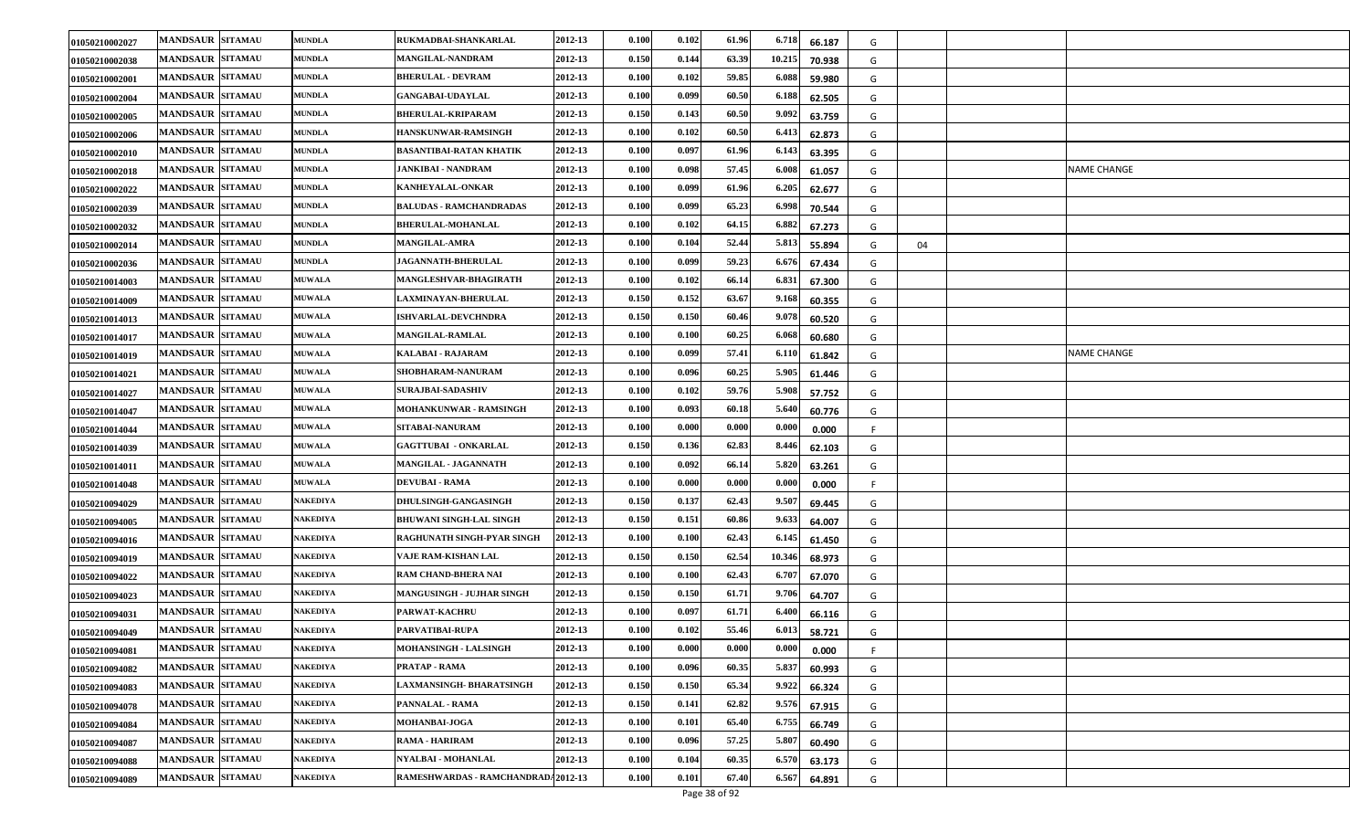| | | | | | | | | | | | | | | |
|---|---|---|---|---|---|---|---|---|---|---|---|---|---|---|
| 01050210002027 | MANDSAUR | SITAMAU | MUNDLA | RUKMADBAI-SHANKARLAL | 2012-13 | 0.100 | 0.102 | 61.96 | 6.718 | 66.187 | G | | | |
| 01050210002038 | MANDSAUR | SITAMAU | MUNDLA | MANGILAL-NANDRAM | 2012-13 | 0.150 | 0.144 | 63.39 | 10.215 | 70.938 | G | | | |
| 01050210002001 | MANDSAUR | SITAMAU | MUNDLA | BHERULAL - DEVRAM | 2012-13 | 0.100 | 0.102 | 59.85 | 6.088 | 59.980 | G | | | |
| 01050210002004 | MANDSAUR | SITAMAU | MUNDLA | GANGABAI-UDAYLAL | 2012-13 | 0.100 | 0.099 | 60.50 | 6.188 | 62.505 | G | | | |
| 01050210002005 | MANDSAUR | SITAMAU | MUNDLA | BHERULAL-KRIPARAM | 2012-13 | 0.150 | 0.143 | 60.50 | 9.092 | 63.759 | G | | | |
| 01050210002006 | MANDSAUR | SITAMAU | MUNDLA | HANSKUNWAR-RAMSINGH | 2012-13 | 0.100 | 0.102 | 60.50 | 6.413 | 62.873 | G | | | |
| 01050210002010 | MANDSAUR | SITAMAU | MUNDLA | BASANTIBAI-RATAN KHATIK | 2012-13 | 0.100 | 0.097 | 61.96 | 6.143 | 63.395 | G | | | |
| 01050210002018 | MANDSAUR | SITAMAU | MUNDLA | JANKIBAI - NANDRAM | 2012-13 | 0.100 | 0.098 | 57.45 | 6.008 | 61.057 | G | | | NAME CHANGE |
| 01050210002022 | MANDSAUR | SITAMAU | MUNDLA | KANHEYALAL-ONKAR | 2012-13 | 0.100 | 0.099 | 61.96 | 6.205 | 62.677 | G | | | |
| 01050210002039 | MANDSAUR | SITAMAU | MUNDLA | BALUDAS - RAMCHANDRADAS | 2012-13 | 0.100 | 0.099 | 65.23 | 6.998 | 70.544 | G | | | |
| 01050210002032 | MANDSAUR | SITAMAU | MUNDLA | BHERULAL-MOHANLAL | 2012-13 | 0.100 | 0.102 | 64.15 | 6.882 | 67.273 | G | | | |
| 01050210002014 | MANDSAUR | SITAMAU | MUNDLA | MANGILAL-AMRA | 2012-13 | 0.100 | 0.104 | 52.44 | 5.813 | 55.894 | G | 04 | | |
| 01050210002036 | MANDSAUR | SITAMAU | MUNDLA | JAGANNATH-BHERULAL | 2012-13 | 0.100 | 0.099 | 59.23 | 6.676 | 67.434 | G | | | |
| 01050210014003 | MANDSAUR | SITAMAU | MUWALA | MANGLESHVAR-BHAGIRATH | 2012-13 | 0.100 | 0.102 | 66.14 | 6.831 | 67.300 | G | | | |
| 01050210014009 | MANDSAUR | SITAMAU | MUWALA | LAXMINAYAN-BHERULAL | 2012-13 | 0.150 | 0.152 | 63.67 | 9.168 | 60.355 | G | | | |
| 01050210014013 | MANDSAUR | SITAMAU | MUWALA | ISHVARLAL-DEVCHNDRA | 2012-13 | 0.150 | 0.150 | 60.46 | 9.078 | 60.520 | G | | | |
| 01050210014017 | MANDSAUR | SITAMAU | MUWALA | MANGILAL-RAMLAL | 2012-13 | 0.100 | 0.100 | 60.25 | 6.068 | 60.680 | G | | | |
| 01050210014019 | MANDSAUR | SITAMAU | MUWALA | KALABAI - RAJARAM | 2012-13 | 0.100 | 0.099 | 57.41 | 6.110 | 61.842 | G | | | NAME CHANGE |
| 01050210014021 | MANDSAUR | SITAMAU | MUWALA | SHOBHARAM-NANURAM | 2012-13 | 0.100 | 0.096 | 60.25 | 5.905 | 61.446 | G | | | |
| 01050210014027 | MANDSAUR | SITAMAU | MUWALA | SURAJBAI-SADASHIV | 2012-13 | 0.100 | 0.102 | 59.76 | 5.908 | 57.752 | G | | | |
| 01050210014047 | MANDSAUR | SITAMAU | MUWALA | MOHANKUNWAR - RAMSINGH | 2012-13 | 0.100 | 0.093 | 60.18 | 5.640 | 60.776 | G | | | |
| 01050210014044 | MANDSAUR | SITAMAU | MUWALA | SITABAI-NANURAM | 2012-13 | 0.100 | 0.000 | 0.000 | 0.000 | 0.000 | F | | | |
| 01050210014039 | MANDSAUR | SITAMAU | MUWALA | GAGTTUBAI - ONKARLAL | 2012-13 | 0.150 | 0.136 | 62.83 | 8.446 | 62.103 | G | | | |
| 01050210014011 | MANDSAUR | SITAMAU | MUWALA | MANGILAL - JAGANNATH | 2012-13 | 0.100 | 0.092 | 66.14 | 5.820 | 63.261 | G | | | |
| 01050210014048 | MANDSAUR | SITAMAU | MUWALA | DEVUBAI - RAMA | 2012-13 | 0.100 | 0.000 | 0.000 | 0.000 | 0.000 | F | | | |
| 01050210094029 | MANDSAUR | SITAMAU | NAKEDIYA | DHULSINGH-GANGASINGH | 2012-13 | 0.150 | 0.137 | 62.43 | 9.507 | 69.445 | G | | | |
| 01050210094005 | MANDSAUR | SITAMAU | NAKEDIYA | BHUWANI SINGH-LAL SINGH | 2012-13 | 0.150 | 0.151 | 60.86 | 9.633 | 64.007 | G | | | |
| 01050210094016 | MANDSAUR | SITAMAU | NAKEDIYA | RAGHUNATH SINGH-PYAR SINGH | 2012-13 | 0.100 | 0.100 | 62.43 | 6.145 | 61.450 | G | | | |
| 01050210094019 | MANDSAUR | SITAMAU | NAKEDIYA | VAJE RAM-KISHAN LAL | 2012-13 | 0.150 | 0.150 | 62.54 | 10.346 | 68.973 | G | | | |
| 01050210094022 | MANDSAUR | SITAMAU | NAKEDIYA | RAM CHAND-BHERA NAI | 2012-13 | 0.100 | 0.100 | 62.43 | 6.707 | 67.070 | G | | | |
| 01050210094023 | MANDSAUR | SITAMAU | NAKEDIYA | MANGUSINGH - JUJHAR SINGH | 2012-13 | 0.150 | 0.150 | 61.71 | 9.706 | 64.707 | G | | | |
| 01050210094031 | MANDSAUR | SITAMAU | NAKEDIYA | PARWAT-KACHRU | 2012-13 | 0.100 | 0.097 | 61.71 | 6.400 | 66.116 | G | | | |
| 01050210094049 | MANDSAUR | SITAMAU | NAKEDIYA | PARVATIBAI-RUPA | 2012-13 | 0.100 | 0.102 | 55.46 | 6.013 | 58.721 | G | | | |
| 01050210094081 | MANDSAUR | SITAMAU | NAKEDIYA | MOHANSINGH - LALSINGH | 2012-13 | 0.100 | 0.000 | 0.000 | 0.000 | 0.000 | F | | | |
| 01050210094082 | MANDSAUR | SITAMAU | NAKEDIYA | PRATAP - RAMA | 2012-13 | 0.100 | 0.096 | 60.35 | 5.837 | 60.993 | G | | | |
| 01050210094083 | MANDSAUR | SITAMAU | NAKEDIYA | LAXMANSINGH- BHARATSINGH | 2012-13 | 0.150 | 0.150 | 65.34 | 9.922 | 66.324 | G | | | |
| 01050210094078 | MANDSAUR | SITAMAU | NAKEDIYA | PANNALAL - RAMA | 2012-13 | 0.150 | 0.141 | 62.82 | 9.576 | 67.915 | G | | | |
| 01050210094084 | MANDSAUR | SITAMAU | NAKEDIYA | MOHANBAI-JOGA | 2012-13 | 0.100 | 0.101 | 65.40 | 6.755 | 66.749 | G | | | |
| 01050210094087 | MANDSAUR | SITAMAU | NAKEDIYA | RAMA - HARIRAM | 2012-13 | 0.100 | 0.096 | 57.25 | 5.807 | 60.490 | G | | | |
| 01050210094088 | MANDSAUR | SITAMAU | NAKEDIYA | NYALBAI - MOHANLAL | 2012-13 | 0.100 | 0.104 | 60.35 | 6.570 | 63.173 | G | | | |
| 01050210094089 | MANDSAUR | SITAMAU | NAKEDIYA | RAMESHWARDAS - RAMCHANDRADA | 2012-13 | 0.100 | 0.101 | 67.40 | 6.567 | 64.891 | G | | | |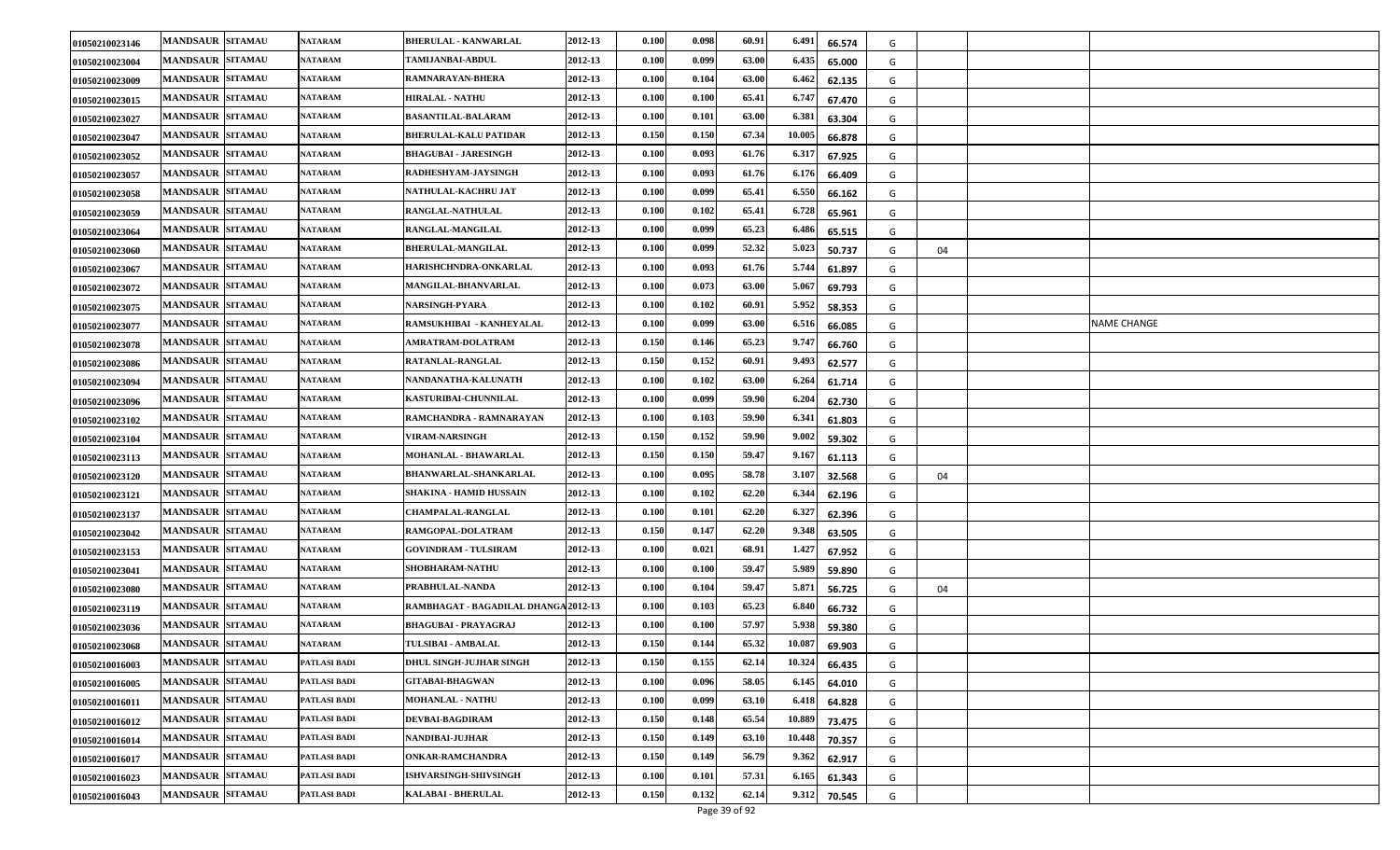| | | | | | | | | | | | | | | |
|---|---|---|---|---|---|---|---|---|---|---|---|---|---|---|
| 01050210023146 | MANDSAUR | SITAMAU | NATARAM | BHERULAL - KANWARLAL | 2012-13 | 0.100 | 0.098 | 60.91 | 6.491 | 66.574 | G | | | |
| 01050210023004 | MANDSAUR | SITAMAU | NATARAM | TAMIJANBAI-ABDUL | 2012-13 | 0.100 | 0.099 | 63.00 | 6.435 | 65.000 | G | | | |
| 01050210023009 | MANDSAUR | SITAMAU | NATARAM | RAMNARAYAN-BHERA | 2012-13 | 0.100 | 0.104 | 63.00 | 6.462 | 62.135 | G | | | |
| 01050210023015 | MANDSAUR | SITAMAU | NATARAM | HIRALAL - NATHU | 2012-13 | 0.100 | 0.100 | 65.41 | 6.747 | 67.470 | G | | | |
| 01050210023027 | MANDSAUR | SITAMAU | NATARAM | BASANTILAL-BALARAM | 2012-13 | 0.100 | 0.101 | 63.00 | 6.381 | 63.304 | G | | | |
| 01050210023047 | MANDSAUR | SITAMAU | NATARAM | BHERULAL-KALU PATIDAR | 2012-13 | 0.150 | 0.150 | 67.34 | 10.005 | 66.878 | G | | | |
| 01050210023052 | MANDSAUR | SITAMAU | NATARAM | BHAGUBAI - JARESINGH | 2012-13 | 0.100 | 0.093 | 61.76 | 6.317 | 67.925 | G | | | |
| 01050210023057 | MANDSAUR | SITAMAU | NATARAM | RADHESHYAM-JAYSINGH | 2012-13 | 0.100 | 0.093 | 61.76 | 6.176 | 66.409 | G | | | |
| 01050210023058 | MANDSAUR | SITAMAU | NATARAM | NATHULAL-KACHRU JAT | 2012-13 | 0.100 | 0.099 | 65.41 | 6.550 | 66.162 | G | | | |
| 01050210023059 | MANDSAUR | SITAMAU | NATARAM | RANGLAL-NATHULAL | 2012-13 | 0.100 | 0.102 | 65.41 | 6.728 | 65.961 | G | | | |
| 01050210023064 | MANDSAUR | SITAMAU | NATARAM | RANGLAL-MANGILAL | 2012-13 | 0.100 | 0.099 | 65.23 | 6.486 | 65.515 | G | | | |
| 01050210023060 | MANDSAUR | SITAMAU | NATARAM | BHERULAL-MANGILAL | 2012-13 | 0.100 | 0.099 | 52.32 | 5.023 | 50.737 | G | 04 | | |
| 01050210023067 | MANDSAUR | SITAMAU | NATARAM | HARISHCHNDRA-ONKARLAL | 2012-13 | 0.100 | 0.093 | 61.76 | 5.744 | 61.897 | G | | | |
| 01050210023072 | MANDSAUR | SITAMAU | NATARAM | MANGILAL-BHANVARLAL | 2012-13 | 0.100 | 0.073 | 63.00 | 5.067 | 69.793 | G | | | |
| 01050210023075 | MANDSAUR | SITAMAU | NATARAM | NARSINGH-PYARA | 2012-13 | 0.100 | 0.102 | 60.91 | 5.952 | 58.353 | G | | | |
| 01050210023077 | MANDSAUR | SITAMAU | NATARAM | RAMSUKHIBAI - KANHEYALAL | 2012-13 | 0.100 | 0.099 | 63.00 | 6.516 | 66.085 | G | | | NAME CHANGE |
| 01050210023078 | MANDSAUR | SITAMAU | NATARAM | AMRATRAM-DOLATRAM | 2012-13 | 0.150 | 0.146 | 65.23 | 9.747 | 66.760 | G | | | |
| 01050210023086 | MANDSAUR | SITAMAU | NATARAM | RATANLAL-RANGLAL | 2012-13 | 0.150 | 0.152 | 60.91 | 9.493 | 62.577 | G | | | |
| 01050210023094 | MANDSAUR | SITAMAU | NATARAM | NANDANATHA-KALUNATH | 2012-13 | 0.100 | 0.102 | 63.00 | 6.264 | 61.714 | G | | | |
| 01050210023096 | MANDSAUR | SITAMAU | NATARAM | KASTURIBAI-CHUNNILAL | 2012-13 | 0.100 | 0.099 | 59.90 | 6.204 | 62.730 | G | | | |
| 01050210023102 | MANDSAUR | SITAMAU | NATARAM | RAMCHANDRA - RAMNARAYAN | 2012-13 | 0.100 | 0.103 | 59.90 | 6.341 | 61.803 | G | | | |
| 01050210023104 | MANDSAUR | SITAMAU | NATARAM | VIRAM-NARSINGH | 2012-13 | 0.150 | 0.152 | 59.90 | 9.002 | 59.302 | G | | | |
| 01050210023113 | MANDSAUR | SITAMAU | NATARAM | MOHANLAL - BHAWARLAL | 2012-13 | 0.150 | 0.150 | 59.47 | 9.167 | 61.113 | G | | | |
| 01050210023120 | MANDSAUR | SITAMAU | NATARAM | BHANWARLAL-SHANKARLAL | 2012-13 | 0.100 | 0.095 | 58.78 | 3.107 | 32.568 | G | 04 | | |
| 01050210023121 | MANDSAUR | SITAMAU | NATARAM | SHAKINA - HAMID HUSSAIN | 2012-13 | 0.100 | 0.102 | 62.20 | 6.344 | 62.196 | G | | | |
| 01050210023137 | MANDSAUR | SITAMAU | NATARAM | CHAMPALAL-RANGLAL | 2012-13 | 0.100 | 0.101 | 62.20 | 6.327 | 62.396 | G | | | |
| 01050210023042 | MANDSAUR | SITAMAU | NATARAM | RAMGOPAL-DOLATRAM | 2012-13 | 0.150 | 0.147 | 62.20 | 9.348 | 63.505 | G | | | |
| 01050210023153 | MANDSAUR | SITAMAU | NATARAM | GOVINDRAM - TULSIRAM | 2012-13 | 0.100 | 0.021 | 68.91 | 1.427 | 67.952 | G | | | |
| 01050210023041 | MANDSAUR | SITAMAU | NATARAM | SHOBHARAM-NATHU | 2012-13 | 0.100 | 0.100 | 59.47 | 5.989 | 59.890 | G | | | |
| 01050210023080 | MANDSAUR | SITAMAU | NATARAM | PRABHULAL-NANDA | 2012-13 | 0.100 | 0.104 | 59.47 | 5.871 | 56.725 | G | 04 | | |
| 01050210023119 | MANDSAUR | SITAMAU | NATARAM | RAMBHAGAT - BAGADILAL DHANGA | 2012-13 | 0.100 | 0.103 | 65.23 | 6.840 | 66.732 | G | | | |
| 01050210023036 | MANDSAUR | SITAMAU | NATARAM | BHAGUBAI - PRAYAGRAJ | 2012-13 | 0.100 | 0.100 | 57.97 | 5.938 | 59.380 | G | | | |
| 01050210023068 | MANDSAUR | SITAMAU | NATARAM | TULSIBAI - AMBALAL | 2012-13 | 0.150 | 0.144 | 65.32 | 10.087 | 69.903 | G | | | |
| 01050210016003 | MANDSAUR | SITAMAU | PATLASI BADI | DHUL SINGH-JUJHAR SINGH | 2012-13 | 0.150 | 0.155 | 62.14 | 10.324 | 66.435 | G | | | |
| 01050210016005 | MANDSAUR | SITAMAU | PATLASI BADI | GITABAI-BHAGWAN | 2012-13 | 0.100 | 0.096 | 58.05 | 6.145 | 64.010 | G | | | |
| 01050210016011 | MANDSAUR | SITAMAU | PATLASI BADI | MOHANLAL - NATHU | 2012-13 | 0.100 | 0.099 | 63.10 | 6.418 | 64.828 | G | | | |
| 01050210016012 | MANDSAUR | SITAMAU | PATLASI BADI | DEVBAI-BAGDIRAM | 2012-13 | 0.150 | 0.148 | 65.54 | 10.889 | 73.475 | G | | | |
| 01050210016014 | MANDSAUR | SITAMAU | PATLASI BADI | NANDIBAI-JUJHAR | 2012-13 | 0.150 | 0.149 | 63.10 | 10.448 | 70.357 | G | | | |
| 01050210016017 | MANDSAUR | SITAMAU | PATLASI BADI | ONKAR-RAMCHANDRA | 2012-13 | 0.150 | 0.149 | 56.79 | 9.362 | 62.917 | G | | | |
| 01050210016023 | MANDSAUR | SITAMAU | PATLASI BADI | ISHVARSINGH-SHIVSINGH | 2012-13 | 0.100 | 0.101 | 57.31 | 6.165 | 61.343 | G | | | |
| 01050210016043 | MANDSAUR | SITAMAU | PATLASI BADI | KALABAI - BHERULAL | 2012-13 | 0.150 | 0.132 | 62.14 | 9.312 | 70.545 | G | | | |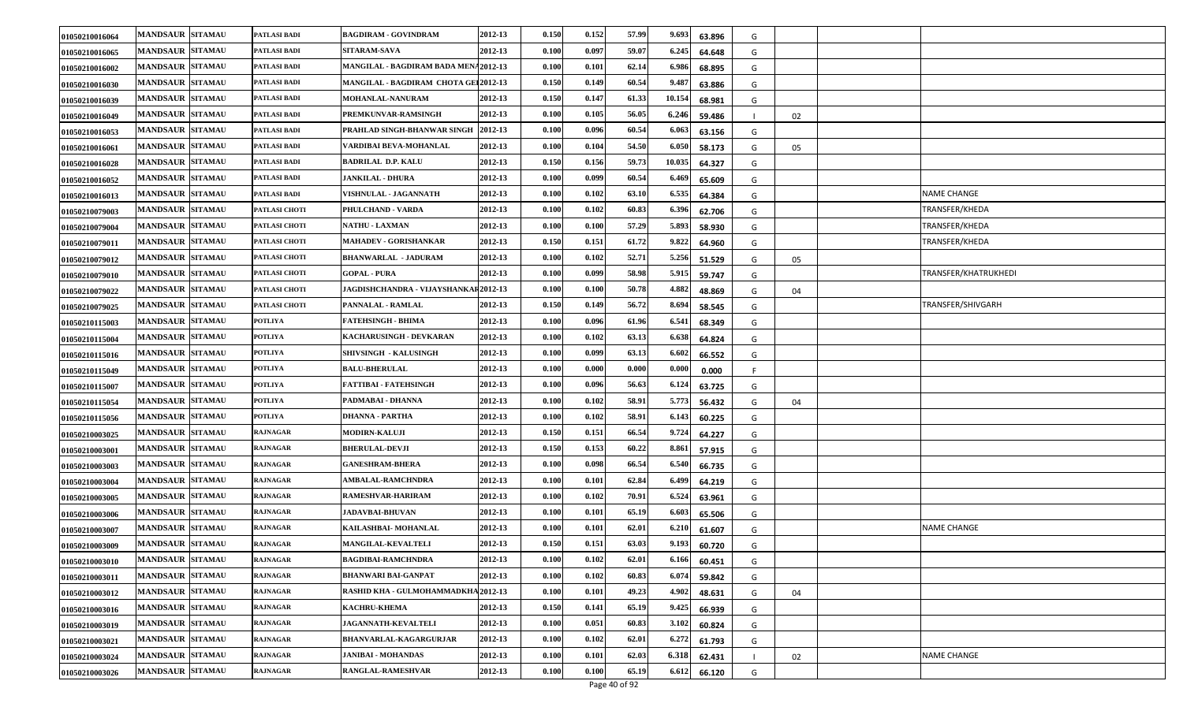| | | | | | | | | | | | | | | |
|---|---|---|---|---|---|---|---|---|---|---|---|---|---|---|
| 01050210016064 | MANDSAUR | SITAMAU | PATLASI BADI | BAGDIRAM - GOVINDRAM | 2012-13 | 0.150 | 0.152 | 57.99 | 9.693 | 63.896 | G | | | |
| 01050210016065 | MANDSAUR | SITAMAU | PATLASI BADI | SITARAM-SAVA | 2012-13 | 0.100 | 0.097 | 59.07 | 6.245 | 64.648 | G | | | |
| 01050210016002 | MANDSAUR | SITAMAU | PATLASI BADI | MANGILAL - BAGDIRAM BADA MENA | 2012-13 | 0.100 | 0.101 | 62.14 | 6.986 | 68.895 | G | | | |
| 01050210016030 | MANDSAUR | SITAMAU | PATLASI BADI | MANGILAL - BAGDIRAM CHOTA GEI | 2012-13 | 0.150 | 0.149 | 60.54 | 9.487 | 63.886 | G | | | |
| 01050210016039 | MANDSAUR | SITAMAU | PATLASI BADI | MOHANLAL-NANURAM | 2012-13 | 0.150 | 0.147 | 61.33 | 10.154 | 68.981 | G | | | |
| 01050210016049 | MANDSAUR | SITAMAU | PATLASI BADI | PREMKUNVAR-RAMSINGH | 2012-13 | 0.100 | 0.105 | 56.05 | 6.246 | 59.486 | I | 02 | | |
| 01050210016053 | MANDSAUR | SITAMAU | PATLASI BADI | PRAHLAD SINGH-BHANWAR SINGH | 2012-13 | 0.100 | 0.096 | 60.54 | 6.063 | 63.156 | G | | | |
| 01050210016061 | MANDSAUR | SITAMAU | PATLASI BADI | VARDIBAI BEVA-MOHANLAL | 2012-13 | 0.100 | 0.104 | 54.50 | 6.050 | 58.173 | G | 05 | | |
| 01050210016028 | MANDSAUR | SITAMAU | PATLASI BADI | BADRILAL D.P. KALU | 2012-13 | 0.150 | 0.156 | 59.73 | 10.035 | 64.327 | G | | | |
| 01050210016052 | MANDSAUR | SITAMAU | PATLASI BADI | JANKILAL - DHURA | 2012-13 | 0.100 | 0.099 | 60.54 | 6.469 | 65.609 | G | | | |
| 01050210016013 | MANDSAUR | SITAMAU | PATLASI BADI | VISHNULAL - JAGANNATH | 2012-13 | 0.100 | 0.102 | 63.10 | 6.535 | 64.384 | G | | | NAME CHANGE |
| 01050210079003 | MANDSAUR | SITAMAU | PATLASI CHOTI | PHULCHAND - VARDA | 2012-13 | 0.100 | 0.102 | 60.83 | 6.396 | 62.706 | G | | | TRANSFER/KHEDA |
| 01050210079004 | MANDSAUR | SITAMAU | PATLASI CHOTI | NATHU - LAXMAN | 2012-13 | 0.100 | 0.100 | 57.29 | 5.893 | 58.930 | G | | | TRANSFER/KHEDA |
| 01050210079011 | MANDSAUR | SITAMAU | PATLASI CHOTI | MAHADEV - GORISHANKAR | 2012-13 | 0.150 | 0.151 | 61.72 | 9.822 | 64.960 | G | | | TRANSFER/KHEDA |
| 01050210079012 | MANDSAUR | SITAMAU | PATLASI CHOTI | BHANWARLAL - JADURAM | 2012-13 | 0.100 | 0.102 | 52.71 | 5.256 | 51.529 | G | 05 | | |
| 01050210079010 | MANDSAUR | SITAMAU | PATLASI CHOTI | GOPAL - PURA | 2012-13 | 0.100 | 0.099 | 58.98 | 5.915 | 59.747 | G | | | TRANSFER/KHATRUKHEDI |
| 01050210079022 | MANDSAUR | SITAMAU | PATLASI CHOTI | JAGDISHCHANDRA - VIJAYSHANKAR | 2012-13 | 0.100 | 0.100 | 50.78 | 4.882 | 48.869 | G | 04 | | |
| 01050210079025 | MANDSAUR | SITAMAU | PATLASI CHOTI | PANNALAL - RAMLAL | 2012-13 | 0.150 | 0.149 | 56.72 | 8.694 | 58.545 | G | | | TRANSFER/SHIVGARH |
| 01050210115003 | MANDSAUR | SITAMAU | POTLIYA | FATEHSINGH - BHIMA | 2012-13 | 0.100 | 0.096 | 61.96 | 6.541 | 68.349 | G | | | |
| 01050210115004 | MANDSAUR | SITAMAU | POTLIYA | KACHARUSINGH - DEVKARAN | 2012-13 | 0.100 | 0.102 | 63.13 | 6.638 | 64.824 | G | | | |
| 01050210115016 | MANDSAUR | SITAMAU | POTLIYA | SHIVSINGH - KALUSINGH | 2012-13 | 0.100 | 0.099 | 63.13 | 6.602 | 66.552 | G | | | |
| 01050210115049 | MANDSAUR | SITAMAU | POTLIYA | BALU-BHERULAL | 2012-13 | 0.100 | 0.000 | 0.000 | 0.000 | 0.000 | F | | | |
| 01050210115007 | MANDSAUR | SITAMAU | POTLIYA | FATTIBAI - FATEHSINGH | 2012-13 | 0.100 | 0.096 | 56.63 | 6.124 | 63.725 | G | | | |
| 01050210115054 | MANDSAUR | SITAMAU | POTLIYA | PADMABAI - DHANNA | 2012-13 | 0.100 | 0.102 | 58.91 | 5.773 | 56.432 | G | 04 | | |
| 01050210115056 | MANDSAUR | SITAMAU | POTLIYA | DHANNA - PARTHA | 2012-13 | 0.100 | 0.102 | 58.91 | 6.143 | 60.225 | G | | | |
| 01050210003025 | MANDSAUR | SITAMAU | RAJNAGAR | MODIRN-KALUJI | 2012-13 | 0.150 | 0.151 | 66.54 | 9.724 | 64.227 | G | | | |
| 01050210003001 | MANDSAUR | SITAMAU | RAJNAGAR | BHERULAL-DEVJI | 2012-13 | 0.150 | 0.153 | 60.22 | 8.861 | 57.915 | G | | | |
| 01050210003003 | MANDSAUR | SITAMAU | RAJNAGAR | GANESHRAM-BHERA | 2012-13 | 0.100 | 0.098 | 66.54 | 6.540 | 66.735 | G | | | |
| 01050210003004 | MANDSAUR | SITAMAU | RAJNAGAR | AMBALAL-RAMCHNDRA | 2012-13 | 0.100 | 0.101 | 62.84 | 6.499 | 64.219 | G | | | |
| 01050210003005 | MANDSAUR | SITAMAU | RAJNAGAR | RAMESHVAR-HARIRAM | 2012-13 | 0.100 | 0.102 | 70.91 | 6.524 | 63.961 | G | | | |
| 01050210003006 | MANDSAUR | SITAMAU | RAJNAGAR | JADAVBAI-BHUVAN | 2012-13 | 0.100 | 0.101 | 65.19 | 6.603 | 65.506 | G | | | |
| 01050210003007 | MANDSAUR | SITAMAU | RAJNAGAR | KAILASHBAI- MOHANLAL | 2012-13 | 0.100 | 0.101 | 62.01 | 6.210 | 61.607 | G | | | NAME CHANGE |
| 01050210003009 | MANDSAUR | SITAMAU | RAJNAGAR | MANGILAL-KEVALTELI | 2012-13 | 0.150 | 0.151 | 63.03 | 9.193 | 60.720 | G | | | |
| 01050210003010 | MANDSAUR | SITAMAU | RAJNAGAR | BAGDIBAI-RAMCHNDRA | 2012-13 | 0.100 | 0.102 | 62.01 | 6.166 | 60.451 | G | | | |
| 01050210003011 | MANDSAUR | SITAMAU | RAJNAGAR | BHANWARI BAI-GANPAT | 2012-13 | 0.100 | 0.102 | 60.83 | 6.074 | 59.842 | G | | | |
| 01050210003012 | MANDSAUR | SITAMAU | RAJNAGAR | RASHID KHA - GULMOHAMMADKHA | 2012-13 | 0.100 | 0.101 | 49.23 | 4.902 | 48.631 | G | 04 | | |
| 01050210003016 | MANDSAUR | SITAMAU | RAJNAGAR | KACHRU-KHEMA | 2012-13 | 0.150 | 0.141 | 65.19 | 9.425 | 66.939 | G | | | |
| 01050210003019 | MANDSAUR | SITAMAU | RAJNAGAR | JAGANNATH-KEVALTELI | 2012-13 | 0.100 | 0.051 | 60.83 | 3.102 | 60.824 | G | | | |
| 01050210003021 | MANDSAUR | SITAMAU | RAJNAGAR | BHANVARLAL-KAGARGURJAR | 2012-13 | 0.100 | 0.102 | 62.01 | 6.272 | 61.793 | G | | | |
| 01050210003024 | MANDSAUR | SITAMAU | RAJNAGAR | JANIBAI - MOHANDAS | 2012-13 | 0.100 | 0.101 | 62.03 | 6.318 | 62.431 | I | 02 | | NAME CHANGE |
| 01050210003026 | MANDSAUR | SITAMAU | RAJNAGAR | RANGLAL-RAMESHVAR | 2012-13 | 0.100 | 0.100 | 65.19 | 6.612 | 66.120 | G | | | |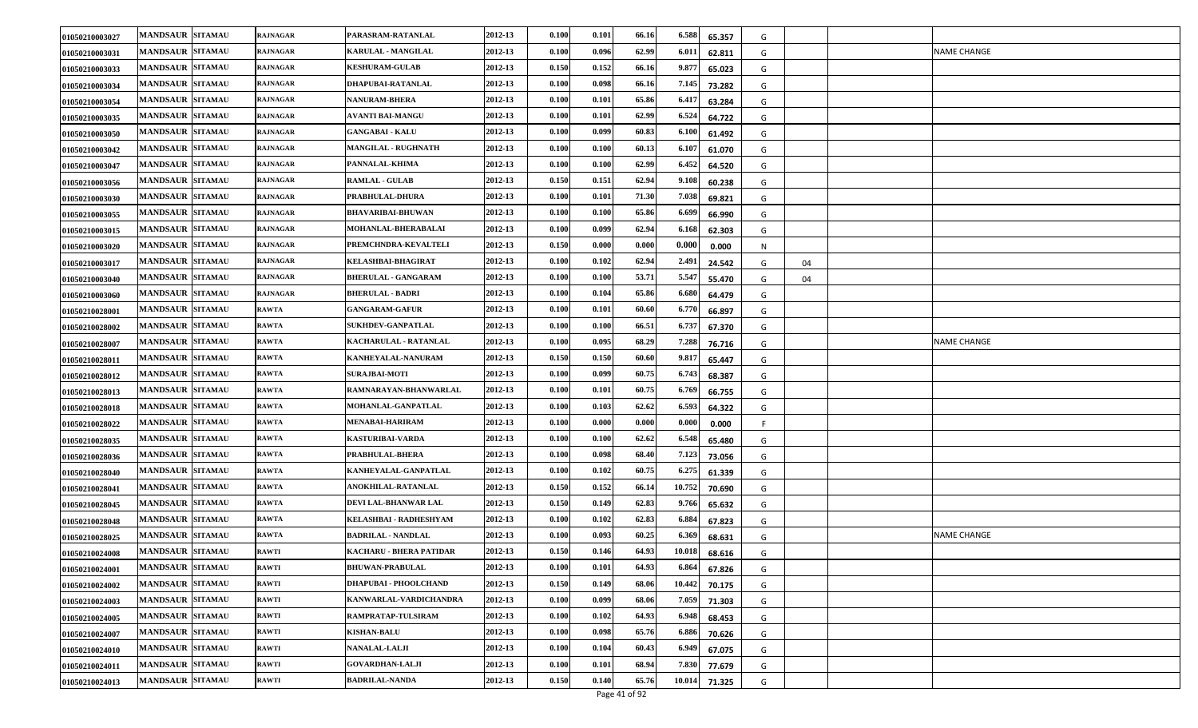| | | | | | | | | | | | | | | |
|---|---|---|---|---|---|---|---|---|---|---|---|---|---|---|
| 01050210003027 | MANDSAUR | SITAMAU | RAJNAGAR | PARASRAM-RATANLAL | 2012-13 | 0.100 | 0.101 | 66.16 | 6.588 | 65.357 | G | | | |
| 01050210003031 | MANDSAUR | SITAMAU | RAJNAGAR | KARULAL - MANGILAL | 2012-13 | 0.100 | 0.096 | 62.99 | 6.011 | 62.811 | G | | | NAME CHANGE |
| 01050210003033 | MANDSAUR | SITAMAU | RAJNAGAR | KESHURAM-GULAB | 2012-13 | 0.150 | 0.152 | 66.16 | 9.877 | 65.023 | G | | | |
| 01050210003034 | MANDSAUR | SITAMAU | RAJNAGAR | DHAPUBAI-RATANLAL | 2012-13 | 0.100 | 0.098 | 66.16 | 7.145 | 73.282 | G | | | |
| 01050210003054 | MANDSAUR | SITAMAU | RAJNAGAR | NANURAM-BHERA | 2012-13 | 0.100 | 0.101 | 65.86 | 6.417 | 63.284 | G | | | |
| 01050210003035 | MANDSAUR | SITAMAU | RAJNAGAR | AVANTI BAI-MANGU | 2012-13 | 0.100 | 0.101 | 62.99 | 6.524 | 64.722 | G | | | |
| 01050210003050 | MANDSAUR | SITAMAU | RAJNAGAR | GANGABAI - KALU | 2012-13 | 0.100 | 0.099 | 60.83 | 6.100 | 61.492 | G | | | |
| 01050210003042 | MANDSAUR | SITAMAU | RAJNAGAR | MANGILAL - RUGHNATH | 2012-13 | 0.100 | 0.100 | 60.13 | 6.107 | 61.070 | G | | | |
| 01050210003047 | MANDSAUR | SITAMAU | RAJNAGAR | PANNALAL-KHIMA | 2012-13 | 0.100 | 0.100 | 62.99 | 6.452 | 64.520 | G | | | |
| 01050210003056 | MANDSAUR | SITAMAU | RAJNAGAR | RAMLAL - GULAB | 2012-13 | 0.150 | 0.151 | 62.94 | 9.108 | 60.238 | G | | | |
| 01050210003030 | MANDSAUR | SITAMAU | RAJNAGAR | PRABHULAL-DHURA | 2012-13 | 0.100 | 0.101 | 71.30 | 7.038 | 69.821 | G | | | |
| 01050210003055 | MANDSAUR | SITAMAU | RAJNAGAR | BHAVARIBAI-BHUWAN | 2012-13 | 0.100 | 0.100 | 65.86 | 6.699 | 66.990 | G | | | |
| 01050210003015 | MANDSAUR | SITAMAU | RAJNAGAR | MOHANLAL-BHERABALAI | 2012-13 | 0.100 | 0.099 | 62.94 | 6.168 | 62.303 | G | | | |
| 01050210003020 | MANDSAUR | SITAMAU | RAJNAGAR | PREMCHNDRA-KEVALTELI | 2012-13 | 0.150 | 0.000 | 0.000 | 0.000 | 0.000 | N | | | |
| 01050210003017 | MANDSAUR | SITAMAU | RAJNAGAR | KELASHBAI-BHAGIRAT | 2012-13 | 0.100 | 0.102 | 62.94 | 2.491 | 24.542 | G | 04 | | |
| 01050210003040 | MANDSAUR | SITAMAU | RAJNAGAR | BHERULAL - GANGARAM | 2012-13 | 0.100 | 0.100 | 53.71 | 5.547 | 55.470 | G | 04 | | |
| 01050210003060 | MANDSAUR | SITAMAU | RAJNAGAR | BHERULAL - BADRI | 2012-13 | 0.100 | 0.104 | 65.86 | 6.680 | 64.479 | G | | | |
| 01050210028001 | MANDSAUR | SITAMAU | RAWTA | GANGARAM-GAFUR | 2012-13 | 0.100 | 0.101 | 60.60 | 6.770 | 66.897 | G | | | |
| 01050210028002 | MANDSAUR | SITAMAU | RAWTA | SUKHDEV-GANPATLAL | 2012-13 | 0.100 | 0.100 | 66.51 | 6.737 | 67.370 | G | | | |
| 01050210028007 | MANDSAUR | SITAMAU | RAWTA | KACHARULAL - RATANLAL | 2012-13 | 0.100 | 0.095 | 68.29 | 7.288 | 76.716 | G | | | NAME CHANGE |
| 01050210028011 | MANDSAUR | SITAMAU | RAWTA | KANHEYALAL-NANURAM | 2012-13 | 0.150 | 0.150 | 60.60 | 9.817 | 65.447 | G | | | |
| 01050210028012 | MANDSAUR | SITAMAU | RAWTA | SURAJBAI-MOTI | 2012-13 | 0.100 | 0.099 | 60.75 | 6.743 | 68.387 | G | | | |
| 01050210028013 | MANDSAUR | SITAMAU | RAWTA | RAMNARAYAN-BHANWARLAL | 2012-13 | 0.100 | 0.101 | 60.75 | 6.769 | 66.755 | G | | | |
| 01050210028018 | MANDSAUR | SITAMAU | RAWTA | MOHANLAL-GANPATLAL | 2012-13 | 0.100 | 0.103 | 62.62 | 6.593 | 64.322 | G | | | |
| 01050210028022 | MANDSAUR | SITAMAU | RAWTA | MENABAI-HARIRAM | 2012-13 | 0.100 | 0.000 | 0.000 | 0.000 | 0.000 | F | | | |
| 01050210028035 | MANDSAUR | SITAMAU | RAWTA | KASTURIBAI-VARDA | 2012-13 | 0.100 | 0.100 | 62.62 | 6.548 | 65.480 | G | | | |
| 01050210028036 | MANDSAUR | SITAMAU | RAWTA | PRABHULAL-BHERA | 2012-13 | 0.100 | 0.098 | 68.40 | 7.123 | 73.056 | G | | | |
| 01050210028040 | MANDSAUR | SITAMAU | RAWTA | KANHEYALAL-GANPATLAL | 2012-13 | 0.100 | 0.102 | 60.75 | 6.275 | 61.339 | G | | | |
| 01050210028041 | MANDSAUR | SITAMAU | RAWTA | ANOKHILAL-RATANLAL | 2012-13 | 0.150 | 0.152 | 66.14 | 10.752 | 70.690 | G | | | |
| 01050210028045 | MANDSAUR | SITAMAU | RAWTA | DEVI LAL-BHANWAR LAL | 2012-13 | 0.150 | 0.149 | 62.83 | 9.766 | 65.632 | G | | | |
| 01050210028048 | MANDSAUR | SITAMAU | RAWTA | KELASHBAI - RADHESHYAM | 2012-13 | 0.100 | 0.102 | 62.83 | 6.884 | 67.823 | G | | | |
| 01050210028025 | MANDSAUR | SITAMAU | RAWTA | BADRILAL - NANDLAL | 2012-13 | 0.100 | 0.093 | 60.25 | 6.369 | 68.631 | G | | | NAME CHANGE |
| 01050210024008 | MANDSAUR | SITAMAU | RAWTI | KACHARU - BHERA PATIDAR | 2012-13 | 0.150 | 0.146 | 64.93 | 10.018 | 68.616 | G | | | |
| 01050210024001 | MANDSAUR | SITAMAU | RAWTI | BHUWAN-PRABULAL | 2012-13 | 0.100 | 0.101 | 64.93 | 6.864 | 67.826 | G | | | |
| 01050210024002 | MANDSAUR | SITAMAU | RAWTI | DHAPUBAI - PHOOLCHAND | 2012-13 | 0.150 | 0.149 | 68.06 | 10.442 | 70.175 | G | | | |
| 01050210024003 | MANDSAUR | SITAMAU | RAWTI | KANWARLAL-VARDICHANDRA | 2012-13 | 0.100 | 0.099 | 68.06 | 7.059 | 71.303 | G | | | |
| 01050210024005 | MANDSAUR | SITAMAU | RAWTI | RAMPRATAP-TULSIRAM | 2012-13 | 0.100 | 0.102 | 64.93 | 6.948 | 68.453 | G | | | |
| 01050210024007 | MANDSAUR | SITAMAU | RAWTI | KISHAN-BALU | 2012-13 | 0.100 | 0.098 | 65.76 | 6.886 | 70.626 | G | | | |
| 01050210024010 | MANDSAUR | SITAMAU | RAWTI | NANALAL-LALJI | 2012-13 | 0.100 | 0.104 | 60.43 | 6.949 | 67.075 | G | | | |
| 01050210024011 | MANDSAUR | SITAMAU | RAWTI | GOVARDHAN-LALJI | 2012-13 | 0.100 | 0.101 | 68.94 | 7.830 | 77.679 | G | | | |
| 01050210024013 | MANDSAUR | SITAMAU | RAWTI | BADRILAL-NANDA | 2012-13 | 0.150 | 0.140 | 65.76 | 10.014 | 71.325 | G | | | |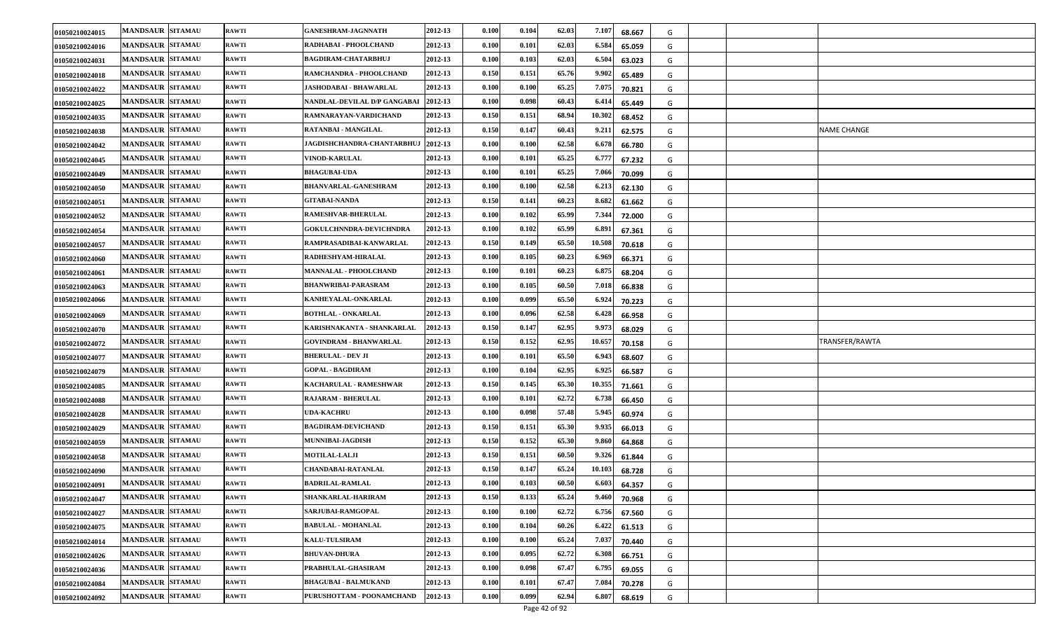| | | | | | | | | | | | | | | | |
|---|---|---|---|---|---|---|---|---|---|---|---|---|---|---|---|
| 01050210024015 | MANDSAUR | SITAMAU | RAWTI | GANESHRAM-JAGNNATH | 2012-13 | 0.100 | 0.104 | 62.03 | 7.107 | 68.667 | G | | | | |
| 01050210024016 | MANDSAUR | SITAMAU | RAWTI | RADHABAI - PHOOLCHAND | 2012-13 | 0.100 | 0.101 | 62.03 | 6.584 | 65.059 | G | | | | |
| 01050210024031 | MANDSAUR | SITAMAU | RAWTI | BAGDIRAM-CHATARBHUJ | 2012-13 | 0.100 | 0.103 | 62.03 | 6.504 | 63.023 | G | | | | |
| 01050210024018 | MANDSAUR | SITAMAU | RAWTI | RAMCHANDRA - PHOOLCHAND | 2012-13 | 0.150 | 0.151 | 65.76 | 9.902 | 65.489 | G | | | | |
| 01050210024022 | MANDSAUR | SITAMAU | RAWTI | JASHODABAI - BHAWARLAL | 2012-13 | 0.100 | 0.100 | 65.25 | 7.075 | 70.821 | G | | | | |
| 01050210024025 | MANDSAUR | SITAMAU | RAWTI | NANDLAL-DEVILAL D/P GANGABAI | 2012-13 | 0.100 | 0.098 | 60.43 | 6.414 | 65.449 | G | | | | |
| 01050210024035 | MANDSAUR | SITAMAU | RAWTI | RAMNARAYAN-VARDICHAND | 2012-13 | 0.150 | 0.151 | 68.94 | 10.302 | 68.452 | G | | | | |
| 01050210024038 | MANDSAUR | SITAMAU | RAWTI | RATANBAI - MANGILAL | 2012-13 | 0.150 | 0.147 | 60.43 | 9.211 | 62.575 | G | | | | NAME CHANGE |
| 01050210024042 | MANDSAUR | SITAMAU | RAWTI | JAGDISHCHANDRA-CHANTARBHUJ | 2012-13 | 0.100 | 0.100 | 62.58 | 6.678 | 66.780 | G | | | | |
| 01050210024045 | MANDSAUR | SITAMAU | RAWTI | VINOD-KARULAL | 2012-13 | 0.100 | 0.101 | 65.25 | 6.777 | 67.232 | G | | | | |
| 01050210024049 | MANDSAUR | SITAMAU | RAWTI | BHAGUBAI-UDA | 2012-13 | 0.100 | 0.101 | 65.25 | 7.066 | 70.099 | G | | | | |
| 01050210024050 | MANDSAUR | SITAMAU | RAWTI | BHANVARLAL-GANESHRAM | 2012-13 | 0.100 | 0.100 | 62.58 | 6.213 | 62.130 | G | | | | |
| 01050210024051 | MANDSAUR | SITAMAU | RAWTI | GITABAI-NANDA | 2012-13 | 0.150 | 0.141 | 60.23 | 8.682 | 61.662 | G | | | | |
| 01050210024052 | MANDSAUR | SITAMAU | RAWTI | RAMESHVAR-BHERULAL | 2012-13 | 0.100 | 0.102 | 65.99 | 7.344 | 72.000 | G | | | | |
| 01050210024054 | MANDSAUR | SITAMAU | RAWTI | GOKULCHNNDRA-DEVICHNDRA | 2012-13 | 0.100 | 0.102 | 65.99 | 6.891 | 67.361 | G | | | | |
| 01050210024057 | MANDSAUR | SITAMAU | RAWTI | RAMPRASADIBAI-KANWARLAL | 2012-13 | 0.150 | 0.149 | 65.50 | 10.508 | 70.618 | G | | | | |
| 01050210024060 | MANDSAUR | SITAMAU | RAWTI | RADHESHYAM-HIRALAL | 2012-13 | 0.100 | 0.105 | 60.23 | 6.969 | 66.371 | G | | | | |
| 01050210024061 | MANDSAUR | SITAMAU | RAWTI | MANNALAL - PHOOLCHAND | 2012-13 | 0.100 | 0.101 | 60.23 | 6.875 | 68.204 | G | | | | |
| 01050210024063 | MANDSAUR | SITAMAU | RAWTI | BHANWRIBAI-PARASRAM | 2012-13 | 0.100 | 0.105 | 60.50 | 7.018 | 66.838 | G | | | | |
| 01050210024066 | MANDSAUR | SITAMAU | RAWTI | KANHEYALAL-ONKARLAL | 2012-13 | 0.100 | 0.099 | 65.50 | 6.924 | 70.223 | G | | | | |
| 01050210024069 | MANDSAUR | SITAMAU | RAWTI | BOTHLAL - ONKARLAL | 2012-13 | 0.100 | 0.096 | 62.58 | 6.428 | 66.958 | G | | | | |
| 01050210024070 | MANDSAUR | SITAMAU | RAWTI | KARISHNAKANTA - SHANKARLAL | 2012-13 | 0.150 | 0.147 | 62.95 | 9.973 | 68.029 | G | | | | |
| 01050210024072 | MANDSAUR | SITAMAU | RAWTI | GOVINDRAM - BHANWARLAL | 2012-13 | 0.150 | 0.152 | 62.95 | 10.657 | 70.158 | G | | | | TRANSFER/RAWTA |
| 01050210024077 | MANDSAUR | SITAMAU | RAWTI | BHERULAL - DEV JI | 2012-13 | 0.100 | 0.101 | 65.50 | 6.943 | 68.607 | G | | | | |
| 01050210024079 | MANDSAUR | SITAMAU | RAWTI | GOPAL - BAGDIRAM | 2012-13 | 0.100 | 0.104 | 62.95 | 6.925 | 66.587 | G | | | | |
| 01050210024085 | MANDSAUR | SITAMAU | RAWTI | KACHARULAL - RAMESHWAR | 2012-13 | 0.150 | 0.145 | 65.30 | 10.355 | 71.661 | G | | | | |
| 01050210024088 | MANDSAUR | SITAMAU | RAWTI | RAJARAM - BHERULAL | 2012-13 | 0.100 | 0.101 | 62.72 | 6.738 | 66.450 | G | | | | |
| 01050210024028 | MANDSAUR | SITAMAU | RAWTI | UDA-KACHRU | 2012-13 | 0.100 | 0.098 | 57.48 | 5.945 | 60.974 | G | | | | |
| 01050210024029 | MANDSAUR | SITAMAU | RAWTI | BAGDIRAM-DEVICHAND | 2012-13 | 0.150 | 0.151 | 65.30 | 9.935 | 66.013 | G | | | | |
| 01050210024059 | MANDSAUR | SITAMAU | RAWTI | MUNNIBAI-JAGDISH | 2012-13 | 0.150 | 0.152 | 65.30 | 9.860 | 64.868 | G | | | | |
| 01050210024058 | MANDSAUR | SITAMAU | RAWTI | MOTILAL-LALJI | 2012-13 | 0.150 | 0.151 | 60.50 | 9.326 | 61.844 | G | | | | |
| 01050210024090 | MANDSAUR | SITAMAU | RAWTI | CHANDABAI-RATANLAL | 2012-13 | 0.150 | 0.147 | 65.24 | 10.103 | 68.728 | G | | | | |
| 01050210024091 | MANDSAUR | SITAMAU | RAWTI | BADRILAL-RAMLAL | 2012-13 | 0.100 | 0.103 | 60.50 | 6.603 | 64.357 | G | | | | |
| 01050210024047 | MANDSAUR | SITAMAU | RAWTI | SHANKARLAL-HARIRAM | 2012-13 | 0.150 | 0.133 | 65.24 | 9.460 | 70.968 | G | | | | |
| 01050210024027 | MANDSAUR | SITAMAU | RAWTI | SARJUBAI-RAMGOPAL | 2012-13 | 0.100 | 0.100 | 62.72 | 6.756 | 67.560 | G | | | | |
| 01050210024075 | MANDSAUR | SITAMAU | RAWTI | BABULAL - MOHANLAL | 2012-13 | 0.100 | 0.104 | 60.26 | 6.422 | 61.513 | G | | | | |
| 01050210024014 | MANDSAUR | SITAMAU | RAWTI | KALU-TULSIRAM | 2012-13 | 0.100 | 0.100 | 65.24 | 7.037 | 70.440 | G | | | | |
| 01050210024026 | MANDSAUR | SITAMAU | RAWTI | BHUVAN-DHURA | 2012-13 | 0.100 | 0.095 | 62.72 | 6.308 | 66.751 | G | | | | |
| 01050210024036 | MANDSAUR | SITAMAU | RAWTI | PRABHULAL-GHASIRAM | 2012-13 | 0.100 | 0.098 | 67.47 | 6.795 | 69.055 | G | | | | |
| 01050210024084 | MANDSAUR | SITAMAU | RAWTI | BHAGUBAI - BALMUKAND | 2012-13 | 0.100 | 0.101 | 67.47 | 7.084 | 70.278 | G | | | | |
| 01050210024092 | MANDSAUR | SITAMAU | RAWTI | PURUSHOTTAM - POONAMCHAND | 2012-13 | 0.100 | 0.099 | 62.94 | 6.807 | 68.619 | G | | | | |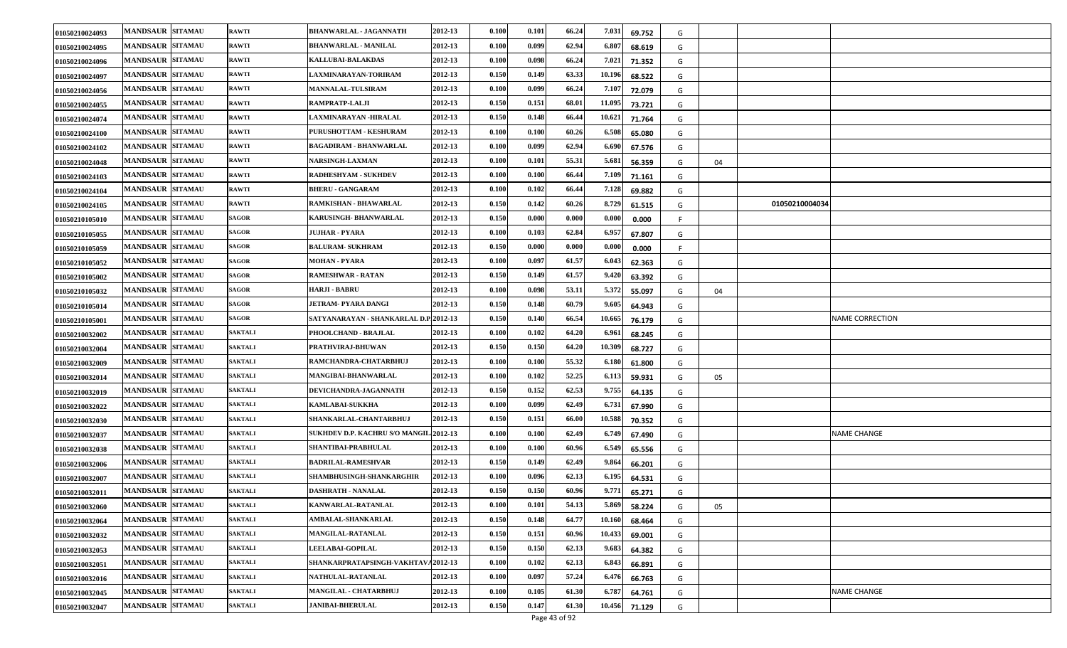| | | | | | | | | | | | | | | |
|---|---|---|---|---|---|---|---|---|---|---|---|---|---|---|
| 01050210024093 | MANDSAUR | SITAMAU | RAWTI | BHANWARLAL - JAGANNATH | 2012-13 | 0.100 | 0.101 | 66.24 | 7.031 | 69.752 | G | | | |
| 01050210024095 | MANDSAUR | SITAMAU | RAWTI | BHANWARLAL - MANILAL | 2012-13 | 0.100 | 0.099 | 62.94 | 6.807 | 68.619 | G | | | |
| 01050210024096 | MANDSAUR | SITAMAU | RAWTI | KALLUBAI-BALAKDAS | 2012-13 | 0.100 | 0.098 | 66.24 | 7.021 | 71.352 | G | | | |
| 01050210024097 | MANDSAUR | SITAMAU | RAWTI | LAXMINARAYAN-TORIRAM | 2012-13 | 0.150 | 0.149 | 63.33 | 10.196 | 68.522 | G | | | |
| 01050210024056 | MANDSAUR | SITAMAU | RAWTI | MANNALAL-TULSIRAM | 2012-13 | 0.100 | 0.099 | 66.24 | 7.107 | 72.079 | G | | | |
| 01050210024055 | MANDSAUR | SITAMAU | RAWTI | RAMPRATP-LALJI | 2012-13 | 0.150 | 0.151 | 68.01 | 11.095 | 73.721 | G | | | |
| 01050210024074 | MANDSAUR | SITAMAU | RAWTI | LAXMINARAYAN -HIRALAL | 2012-13 | 0.150 | 0.148 | 66.44 | 10.621 | 71.764 | G | | | |
| 01050210024100 | MANDSAUR | SITAMAU | RAWTI | PURUSHOTTAM - KESHURAM | 2012-13 | 0.100 | 0.100 | 60.26 | 6.508 | 65.080 | G | | | |
| 01050210024102 | MANDSAUR | SITAMAU | RAWTI | BAGADIRAM - BHANWARLAL | 2012-13 | 0.100 | 0.099 | 62.94 | 6.690 | 67.576 | G | | | |
| 01050210024048 | MANDSAUR | SITAMAU | RAWTI | NARSINGH-LAXMAN | 2012-13 | 0.100 | 0.101 | 55.31 | 5.681 | 56.359 | G | 04 | | |
| 01050210024103 | MANDSAUR | SITAMAU | RAWTI | RADHESHYAM - SUKHDEV | 2012-13 | 0.100 | 0.100 | 66.44 | 7.109 | 71.161 | G | | | |
| 01050210024104 | MANDSAUR | SITAMAU | RAWTI | BHERU - GANGARAM | 2012-13 | 0.100 | 0.102 | 66.44 | 7.128 | 69.882 | G | | | |
| 01050210024105 | MANDSAUR | SITAMAU | RAWTI | RAMKISHAN - BHAWARLAL | 2012-13 | 0.150 | 0.142 | 60.26 | 8.729 | 61.515 | G | | 01050210004034 | |
| 01050210105010 | MANDSAUR | SITAMAU | SAGOR | KARUSINGH- BHANWARLAL | 2012-13 | 0.150 | 0.000 | 0.000 | 0.000 | 0.000 | F | | | |
| 01050210105055 | MANDSAUR | SITAMAU | SAGOR | JUJHAR - PYARA | 2012-13 | 0.100 | 0.103 | 62.84 | 6.957 | 67.807 | G | | | |
| 01050210105059 | MANDSAUR | SITAMAU | SAGOR | BALURAM- SUKHRAM | 2012-13 | 0.150 | 0.000 | 0.000 | 0.000 | 0.000 | F | | | |
| 01050210105052 | MANDSAUR | SITAMAU | SAGOR | MOHAN - PYARA | 2012-13 | 0.100 | 0.097 | 61.57 | 6.043 | 62.363 | G | | | |
| 01050210105002 | MANDSAUR | SITAMAU | SAGOR | RAMESHWAR - RATAN | 2012-13 | 0.150 | 0.149 | 61.57 | 9.420 | 63.392 | G | | | |
| 01050210105032 | MANDSAUR | SITAMAU | SAGOR | HARJI - BABRU | 2012-13 | 0.100 | 0.098 | 53.11 | 5.372 | 55.097 | G | 04 | | |
| 01050210105014 | MANDSAUR | SITAMAU | SAGOR | JETRAM- PYARA DANGI | 2012-13 | 0.150 | 0.148 | 60.79 | 9.605 | 64.943 | G | | | |
| 01050210105001 | MANDSAUR | SITAMAU | SAGOR | SATYANARAYAN - SHANKARLAL D.P | 2012-13 | 0.150 | 0.140 | 66.54 | 10.665 | 76.179 | G | | | NAME CORRECTION |
| 01050210032002 | MANDSAUR | SITAMAU | SAKTALI | PHOOLCHAND - BRAJLAL | 2012-13 | 0.100 | 0.102 | 64.20 | 6.961 | 68.245 | G | | | |
| 01050210032004 | MANDSAUR | SITAMAU | SAKTALI | PRATHVIRAJ-BHUWAN | 2012-13 | 0.150 | 0.150 | 64.20 | 10.309 | 68.727 | G | | | |
| 01050210032009 | MANDSAUR | SITAMAU | SAKTALI | RAMCHANDRA-CHATARBHUJ | 2012-13 | 0.100 | 0.100 | 55.32 | 6.180 | 61.800 | G | | | |
| 01050210032014 | MANDSAUR | SITAMAU | SAKTALI | MANGIBAI-BHANWARLAL | 2012-13 | 0.100 | 0.102 | 52.25 | 6.113 | 59.931 | G | 05 | | |
| 01050210032019 | MANDSAUR | SITAMAU | SAKTALI | DEVICHANDRA-JAGANNATH | 2012-13 | 0.150 | 0.152 | 62.53 | 9.755 | 64.135 | G | | | |
| 01050210032022 | MANDSAUR | SITAMAU | SAKTALI | KAMLABAI-SUKKHA | 2012-13 | 0.100 | 0.099 | 62.49 | 6.731 | 67.990 | G | | | |
| 01050210032030 | MANDSAUR | SITAMAU | SAKTALI | SHANKARLAL-CHANTARBHUJ | 2012-13 | 0.150 | 0.151 | 66.00 | 10.588 | 70.352 | G | | | |
| 01050210032037 | MANDSAUR | SITAMAU | SAKTALI | SUKHDEV D.P. KACHRU S/O MANGIL | 2012-13 | 0.100 | 0.100 | 62.49 | 6.749 | 67.490 | G | | | NAME CHANGE |
| 01050210032038 | MANDSAUR | SITAMAU | SAKTALI | SHANTIBAI-PRABHULAL | 2012-13 | 0.100 | 0.100 | 60.96 | 6.549 | 65.556 | G | | | |
| 01050210032006 | MANDSAUR | SITAMAU | SAKTALI | BADRILAL-RAMESHVAR | 2012-13 | 0.150 | 0.149 | 62.49 | 9.864 | 66.201 | G | | | |
| 01050210032007 | MANDSAUR | SITAMAU | SAKTALI | SHAMBHUSINGH-SHANKARGHIR | 2012-13 | 0.100 | 0.096 | 62.13 | 6.195 | 64.531 | G | | | |
| 01050210032011 | MANDSAUR | SITAMAU | SAKTALI | DASHRATH - NANALAL | 2012-13 | 0.150 | 0.150 | 60.96 | 9.771 | 65.271 | G | | | |
| 01050210032060 | MANDSAUR | SITAMAU | SAKTALI | KANWARLAL-RATANLAL | 2012-13 | 0.100 | 0.101 | 54.13 | 5.869 | 58.224 | G | 05 | | |
| 01050210032064 | MANDSAUR | SITAMAU | SAKTALI | AMBALAL-SHANKARLAL | 2012-13 | 0.150 | 0.148 | 64.77 | 10.160 | 68.464 | G | | | |
| 01050210032032 | MANDSAUR | SITAMAU | SAKTALI | MANGILAL-RATANLAL | 2012-13 | 0.150 | 0.151 | 60.96 | 10.433 | 69.001 | G | | | |
| 01050210032053 | MANDSAUR | SITAMAU | SAKTALI | LEELABAI-GOPILAL | 2012-13 | 0.150 | 0.150 | 62.13 | 9.683 | 64.382 | G | | | |
| 01050210032051 | MANDSAUR | SITAMAU | SAKTALI | SHANKARPRATAPSINGH-VAKHTAVA | 2012-13 | 0.100 | 0.102 | 62.13 | 6.843 | 66.891 | G | | | |
| 01050210032016 | MANDSAUR | SITAMAU | SAKTALI | NATHULAL-RATANLAL | 2012-13 | 0.100 | 0.097 | 57.24 | 6.476 | 66.763 | G | | | |
| 01050210032045 | MANDSAUR | SITAMAU | SAKTALI | MANGILAL - CHATARBHUJ | 2012-13 | 0.100 | 0.105 | 61.30 | 6.787 | 64.761 | G | | | NAME CHANGE |
| 01050210032047 | MANDSAUR | SITAMAU | SAKTALI | JANIBAI-BHERULAL | 2012-13 | 0.150 | 0.147 | 61.30 | 10.456 | 71.129 | G | | | |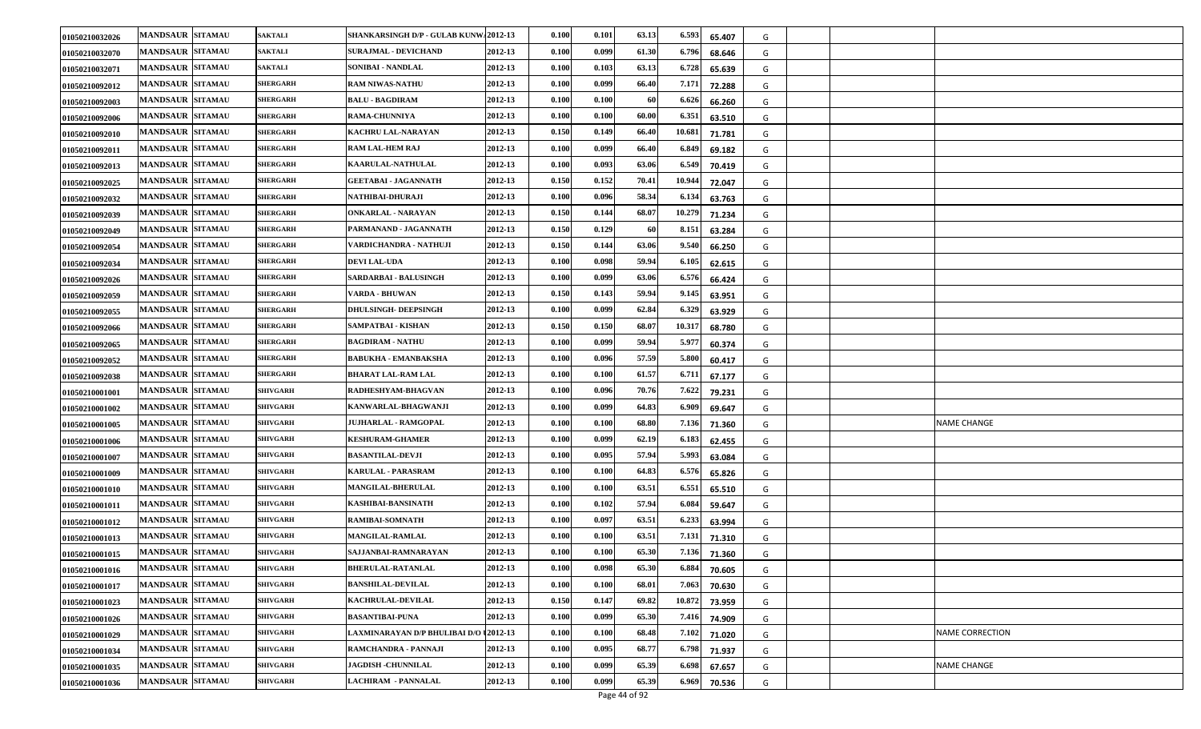| 01050210032026 | MANDSAUR | SITAMAU | SAKTALI | SHANKARSINGH D/P - GULAB KUNW | 2012-13 | 0.100 | 0.101 | 63.13 | 6.593 | 65.407 | G | | | |
|---|---|---|---|---|---|---|---|---|---|---|---|---|---|---|
| 01050210032070 | MANDSAUR | SITAMAU | SAKTALI | SURAJMAL - DEVICHAND | 2012-13 | 0.100 | 0.099 | 61.30 | 6.796 | 68.646 | G | | | |
| 01050210032071 | MANDSAUR | SITAMAU | SAKTALI | SONIBAI - NANDLAL | 2012-13 | 0.100 | 0.103 | 63.13 | 6.728 | 65.639 | G | | | |
| 01050210092012 | MANDSAUR | SITAMAU | SHERGARH | RAM NIWAS-NATHU | 2012-13 | 0.100 | 0.099 | 66.40 | 7.171 | 72.288 | G | | | |
| 01050210092003 | MANDSAUR | SITAMAU | SHERGARH | BALU - BAGDIRAM | 2012-13 | 0.100 | 0.100 | 60 | 6.626 | 66.260 | G | | | |
| 01050210092006 | MANDSAUR | SITAMAU | SHERGARH | RAMA-CHUNNIYA | 2012-13 | 0.100 | 0.100 | 60.00 | 6.351 | 63.510 | G | | | |
| 01050210092010 | MANDSAUR | SITAMAU | SHERGARH | KACHRU LAL-NARAYAN | 2012-13 | 0.150 | 0.149 | 66.40 | 10.681 | 71.781 | G | | | |
| 01050210092011 | MANDSAUR | SITAMAU | SHERGARH | RAM LAL-HEM RAJ | 2012-13 | 0.100 | 0.099 | 66.40 | 6.849 | 69.182 | G | | | |
| 01050210092013 | MANDSAUR | SITAMAU | SHERGARH | KAARULAL-NATHULAL | 2012-13 | 0.100 | 0.093 | 63.06 | 6.549 | 70.419 | G | | | |
| 01050210092025 | MANDSAUR | SITAMAU | SHERGARH | GEETABAI - JAGANNATH | 2012-13 | 0.150 | 0.152 | 70.41 | 10.944 | 72.047 | G | | | |
| 01050210092032 | MANDSAUR | SITAMAU | SHERGARH | NATHIBAI-DHURAJI | 2012-13 | 0.100 | 0.096 | 58.34 | 6.134 | 63.763 | G | | | |
| 01050210092039 | MANDSAUR | SITAMAU | SHERGARH | ONKARLAL - NARAYAN | 2012-13 | 0.150 | 0.144 | 68.07 | 10.279 | 71.234 | G | | | |
| 01050210092049 | MANDSAUR | SITAMAU | SHERGARH | PARMANAND - JAGANNATH | 2012-13 | 0.150 | 0.129 | 60 | 8.151 | 63.284 | G | | | |
| 01050210092054 | MANDSAUR | SITAMAU | SHERGARH | VARDICHANDRA - NATHUJI | 2012-13 | 0.150 | 0.144 | 63.06 | 9.540 | 66.250 | G | | | |
| 01050210092034 | MANDSAUR | SITAMAU | SHERGARH | DEVI LAL-UDA | 2012-13 | 0.100 | 0.098 | 59.94 | 6.105 | 62.615 | G | | | |
| 01050210092026 | MANDSAUR | SITAMAU | SHERGARH | SARDARBAI - BALUSINGH | 2012-13 | 0.100 | 0.099 | 63.06 | 6.576 | 66.424 | G | | | |
| 01050210092059 | MANDSAUR | SITAMAU | SHERGARH | VARDA - BHUWAN | 2012-13 | 0.150 | 0.143 | 59.94 | 9.145 | 63.951 | G | | | |
| 01050210092055 | MANDSAUR | SITAMAU | SHERGARH | DHULSINGH- DEEPSINGH | 2012-13 | 0.100 | 0.099 | 62.84 | 6.329 | 63.929 | G | | | |
| 01050210092066 | MANDSAUR | SITAMAU | SHERGARH | SAMPATBAI - KISHAN | 2012-13 | 0.150 | 0.150 | 68.07 | 10.317 | 68.780 | G | | | |
| 01050210092065 | MANDSAUR | SITAMAU | SHERGARH | BAGDIRAM - NATHU | 2012-13 | 0.100 | 0.099 | 59.94 | 5.977 | 60.374 | G | | | |
| 01050210092052 | MANDSAUR | SITAMAU | SHERGARH | BABUKHA - EMANBAKSHA | 2012-13 | 0.100 | 0.096 | 57.59 | 5.800 | 60.417 | G | | | |
| 01050210092038 | MANDSAUR | SITAMAU | SHERGARH | BHARAT LAL-RAM LAL | 2012-13 | 0.100 | 0.100 | 61.57 | 6.711 | 67.177 | G | | | |
| 01050210001001 | MANDSAUR | SITAMAU | SHIVGARH | RADHESHYAM-BHAGVAN | 2012-13 | 0.100 | 0.096 | 70.76 | 7.622 | 79.231 | G | | | |
| 01050210001002 | MANDSAUR | SITAMAU | SHIVGARH | KANWARLAL-BHAGWANJI | 2012-13 | 0.100 | 0.099 | 64.83 | 6.909 | 69.647 | G | | | |
| 01050210001005 | MANDSAUR | SITAMAU | SHIVGARH | JUJHARLAL - RAMGOPAL | 2012-13 | 0.100 | 0.100 | 68.80 | 7.136 | 71.360 | G | | | NAME CHANGE |
| 01050210001006 | MANDSAUR | SITAMAU | SHIVGARH | KESHURAM-GHAMER | 2012-13 | 0.100 | 0.099 | 62.19 | 6.183 | 62.455 | G | | | |
| 01050210001007 | MANDSAUR | SITAMAU | SHIVGARH | BASANTILAL-DEVJI | 2012-13 | 0.100 | 0.095 | 57.94 | 5.993 | 63.084 | G | | | |
| 01050210001009 | MANDSAUR | SITAMAU | SHIVGARH | KARULAL - PARASRAM | 2012-13 | 0.100 | 0.100 | 64.83 | 6.576 | 65.826 | G | | | |
| 01050210001010 | MANDSAUR | SITAMAU | SHIVGARH | MANGILAL-BHERULAL | 2012-13 | 0.100 | 0.100 | 63.51 | 6.551 | 65.510 | G | | | |
| 01050210001011 | MANDSAUR | SITAMAU | SHIVGARH | KASHIBAI-BANSINATH | 2012-13 | 0.100 | 0.102 | 57.94 | 6.084 | 59.647 | G | | | |
| 01050210001012 | MANDSAUR | SITAMAU | SHIVGARH | RAMIBAI-SOMNATH | 2012-13 | 0.100 | 0.097 | 63.51 | 6.233 | 63.994 | G | | | |
| 01050210001013 | MANDSAUR | SITAMAU | SHIVGARH | MANGILAL-RAMLAL | 2012-13 | 0.100 | 0.100 | 63.51 | 7.131 | 71.310 | G | | | |
| 01050210001015 | MANDSAUR | SITAMAU | SHIVGARH | SAJJANBAI-RAMNARAYAN | 2012-13 | 0.100 | 0.100 | 65.30 | 7.136 | 71.360 | G | | | |
| 01050210001016 | MANDSAUR | SITAMAU | SHIVGARH | BHERULAL-RATANLAL | 2012-13 | 0.100 | 0.098 | 65.30 | 6.884 | 70.605 | G | | | |
| 01050210001017 | MANDSAUR | SITAMAU | SHIVGARH | BANSHILAL-DEVILAL | 2012-13 | 0.100 | 0.100 | 68.01 | 7.063 | 70.630 | G | | | |
| 01050210001023 | MANDSAUR | SITAMAU | SHIVGARH | KACHRULAL-DEVILAL | 2012-13 | 0.150 | 0.147 | 69.82 | 10.872 | 73.959 | G | | | |
| 01050210001026 | MANDSAUR | SITAMAU | SHIVGARH | BASANTIBAI-PUNA | 2012-13 | 0.100 | 0.099 | 65.30 | 7.416 | 74.909 | G | | | |
| 01050210001029 | MANDSAUR | SITAMAU | SHIVGARH | LAXMINARAYAN D/P BHULIBAI D/O | 2012-13 | 0.100 | 0.100 | 68.48 | 7.102 | 71.020 | G | | | NAME CORRECTION |
| 01050210001034 | MANDSAUR | SITAMAU | SHIVGARH | RAMCHANDRA - PANNAJI | 2012-13 | 0.100 | 0.095 | 68.77 | 6.798 | 71.937 | G | | | |
| 01050210001035 | MANDSAUR | SITAMAU | SHIVGARH | JAGDISH -CHUNNILAL | 2012-13 | 0.100 | 0.099 | 65.39 | 6.698 | 67.657 | G | | | NAME CHANGE |
| 01050210001036 | MANDSAUR | SITAMAU | SHIVGARH | LACHIRAM - PANNALAL | 2012-13 | 0.100 | 0.099 | 65.39 | 6.969 | 70.536 | G | | | |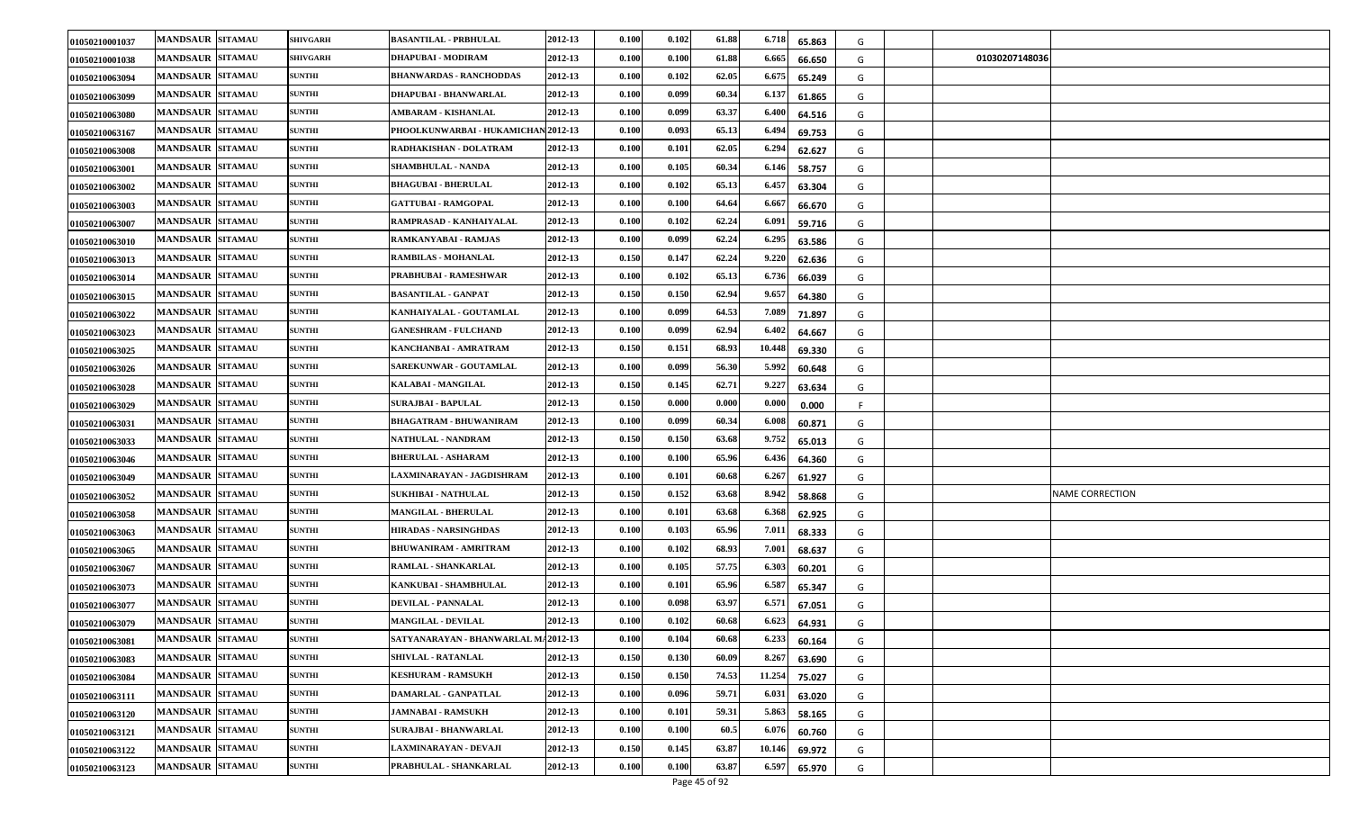| | | | | | | | | | | | | | | |
|---|---|---|---|---|---|---|---|---|---|---|---|---|---|---|
| 01050210001037 | MANDSAUR | SITAMAU | SHIVGARH | BASANTILAL - PRBHULAL | 2012-13 | 0.100 | 0.102 | 61.88 | 6.718 | 65.863 | G | | | |
| 01050210001038 | MANDSAUR | SITAMAU | SHIVGARH | DHAPUBAI - MODIRAM | 2012-13 | 0.100 | 0.100 | 61.88 | 6.665 | 66.650 | G | | 01030207148036 | |
| 01050210063094 | MANDSAUR | SITAMAU | SUNTHI | BHANWARDAS - RANCHODDAS | 2012-13 | 0.100 | 0.102 | 62.05 | 6.675 | 65.249 | G | | | |
| 01050210063099 | MANDSAUR | SITAMAU | SUNTHI | DHAPUBAI - BHANWARLAL | 2012-13 | 0.100 | 0.099 | 60.34 | 6.137 | 61.865 | G | | | |
| 01050210063080 | MANDSAUR | SITAMAU | SUNTHI | AMBARAM - KISHANLAL | 2012-13 | 0.100 | 0.099 | 63.37 | 6.400 | 64.516 | G | | | |
| 01050210063167 | MANDSAUR | SITAMAU | SUNTHI | PHOOLKUNWARBAI - HUKAMICHAN | 2012-13 | 0.100 | 0.093 | 65.13 | 6.494 | 69.753 | G | | | |
| 01050210063008 | MANDSAUR | SITAMAU | SUNTHI | RADHAKISHAN - DOLATRAM | 2012-13 | 0.100 | 0.101 | 62.05 | 6.294 | 62.627 | G | | | |
| 01050210063001 | MANDSAUR | SITAMAU | SUNTHI | SHAMBHULAL - NANDA | 2012-13 | 0.100 | 0.105 | 60.34 | 6.146 | 58.757 | G | | | |
| 01050210063002 | MANDSAUR | SITAMAU | SUNTHI | BHAGUBAI - BHERULAL | 2012-13 | 0.100 | 0.102 | 65.13 | 6.457 | 63.304 | G | | | |
| 01050210063003 | MANDSAUR | SITAMAU | SUNTHI | GATTUBAI - RAMGOPAL | 2012-13 | 0.100 | 0.100 | 64.64 | 6.667 | 66.670 | G | | | |
| 01050210063007 | MANDSAUR | SITAMAU | SUNTHI | RAMPRASAD - KANHAIYALAL | 2012-13 | 0.100 | 0.102 | 62.24 | 6.091 | 59.716 | G | | | |
| 01050210063010 | MANDSAUR | SITAMAU | SUNTHI | RAMKANYABAI - RAMJAS | 2012-13 | 0.100 | 0.099 | 62.24 | 6.295 | 63.586 | G | | | |
| 01050210063013 | MANDSAUR | SITAMAU | SUNTHI | RAMBILAS - MOHANLAL | 2012-13 | 0.150 | 0.147 | 62.24 | 9.220 | 62.636 | G | | | |
| 01050210063014 | MANDSAUR | SITAMAU | SUNTHI | PRABHUBAI - RAMESHWAR | 2012-13 | 0.100 | 0.102 | 65.13 | 6.736 | 66.039 | G | | | |
| 01050210063015 | MANDSAUR | SITAMAU | SUNTHI | BASANTILAL - GANPAT | 2012-13 | 0.150 | 0.150 | 62.94 | 9.657 | 64.380 | G | | | |
| 01050210063022 | MANDSAUR | SITAMAU | SUNTHI | KANHAIYALAL - GOUTAMLAL | 2012-13 | 0.100 | 0.099 | 64.53 | 7.089 | 71.897 | G | | | |
| 01050210063023 | MANDSAUR | SITAMAU | SUNTHI | GANESHRAM - FULCHAND | 2012-13 | 0.100 | 0.099 | 62.94 | 6.402 | 64.667 | G | | | |
| 01050210063025 | MANDSAUR | SITAMAU | SUNTHI | KANCHANBAI - AMRATRAM | 2012-13 | 0.150 | 0.151 | 68.93 | 10.448 | 69.330 | G | | | |
| 01050210063026 | MANDSAUR | SITAMAU | SUNTHI | SAREKUNWAR - GOUTAMLAL | 2012-13 | 0.100 | 0.099 | 56.30 | 5.992 | 60.648 | G | | | |
| 01050210063028 | MANDSAUR | SITAMAU | SUNTHI | KALABAI - MANGILAL | 2012-13 | 0.150 | 0.145 | 62.71 | 9.227 | 63.634 | G | | | |
| 01050210063029 | MANDSAUR | SITAMAU | SUNTHI | SURAJBAI - BAPULAL | 2012-13 | 0.150 | 0.000 | 0.000 | 0.000 | 0.000 | F | | | |
| 01050210063031 | MANDSAUR | SITAMAU | SUNTHI | BHAGATRAM - BHUWANIRAM | 2012-13 | 0.100 | 0.099 | 60.34 | 6.008 | 60.871 | G | | | |
| 01050210063033 | MANDSAUR | SITAMAU | SUNTHI | NATHULAL - NANDRAM | 2012-13 | 0.150 | 0.150 | 63.68 | 9.752 | 65.013 | G | | | |
| 01050210063046 | MANDSAUR | SITAMAU | SUNTHI | BHERULAL - ASHARAM | 2012-13 | 0.100 | 0.100 | 65.96 | 6.436 | 64.360 | G | | | |
| 01050210063049 | MANDSAUR | SITAMAU | SUNTHI | LAXMINARAYAN - JAGDISHRAM | 2012-13 | 0.100 | 0.101 | 60.68 | 6.267 | 61.927 | G | | | |
| 01050210063052 | MANDSAUR | SITAMAU | SUNTHI | SUKHIBAI - NATHULAL | 2012-13 | 0.150 | 0.152 | 63.68 | 8.942 | 58.868 | G | | | NAME CORRECTION |
| 01050210063058 | MANDSAUR | SITAMAU | SUNTHI | MANGILAL - BHERULAL | 2012-13 | 0.100 | 0.101 | 63.68 | 6.368 | 62.925 | G | | | |
| 01050210063063 | MANDSAUR | SITAMAU | SUNTHI | HIRADAS - NARSINGHDAS | 2012-13 | 0.100 | 0.103 | 65.96 | 7.011 | 68.333 | G | | | |
| 01050210063065 | MANDSAUR | SITAMAU | SUNTHI | BHUWANIRAM - AMRITRAM | 2012-13 | 0.100 | 0.102 | 68.93 | 7.001 | 68.637 | G | | | |
| 01050210063067 | MANDSAUR | SITAMAU | SUNTHI | RAMLAL - SHANKARLAL | 2012-13 | 0.100 | 0.105 | 57.75 | 6.303 | 60.201 | G | | | |
| 01050210063073 | MANDSAUR | SITAMAU | SUNTHI | KANKUBAI - SHAMBHULAL | 2012-13 | 0.100 | 0.101 | 65.96 | 6.587 | 65.347 | G | | | |
| 01050210063077 | MANDSAUR | SITAMAU | SUNTHI | DEVILAL - PANNALAL | 2012-13 | 0.100 | 0.098 | 63.97 | 6.571 | 67.051 | G | | | |
| 01050210063079 | MANDSAUR | SITAMAU | SUNTHI | MANGILAL - DEVILAL | 2012-13 | 0.100 | 0.102 | 60.68 | 6.623 | 64.931 | G | | | |
| 01050210063081 | MANDSAUR | SITAMAU | SUNTHI | SATYANARAYAN - BHANWARLAL MA | 2012-13 | 0.100 | 0.104 | 60.68 | 6.233 | 60.164 | G | | | |
| 01050210063083 | MANDSAUR | SITAMAU | SUNTHI | SHIVLAL - RATANLAL | 2012-13 | 0.150 | 0.130 | 60.09 | 8.267 | 63.690 | G | | | |
| 01050210063084 | MANDSAUR | SITAMAU | SUNTHI | KESHURAM - RAMSUKH | 2012-13 | 0.150 | 0.150 | 74.53 | 11.254 | 75.027 | G | | | |
| 01050210063111 | MANDSAUR | SITAMAU | SUNTHI | DAMARLAL - GANPATLAL | 2012-13 | 0.100 | 0.096 | 59.71 | 6.031 | 63.020 | G | | | |
| 01050210063120 | MANDSAUR | SITAMAU | SUNTHI | JAMNABAI - RAMSUKH | 2012-13 | 0.100 | 0.101 | 59.31 | 5.863 | 58.165 | G | | | |
| 01050210063121 | MANDSAUR | SITAMAU | SUNTHI | SURAJBAI - BHANWARLAL | 2012-13 | 0.100 | 0.100 | 60.5 | 6.076 | 60.760 | G | | | |
| 01050210063122 | MANDSAUR | SITAMAU | SUNTHI | LAXMINARAYAN - DEVAJI | 2012-13 | 0.150 | 0.145 | 63.87 | 10.146 | 69.972 | G | | | |
| 01050210063123 | MANDSAUR | SITAMAU | SUNTHI | PRABHULAL - SHANKARLAL | 2012-13 | 0.100 | 0.100 | 63.87 | 6.597 | 65.970 | G | | | |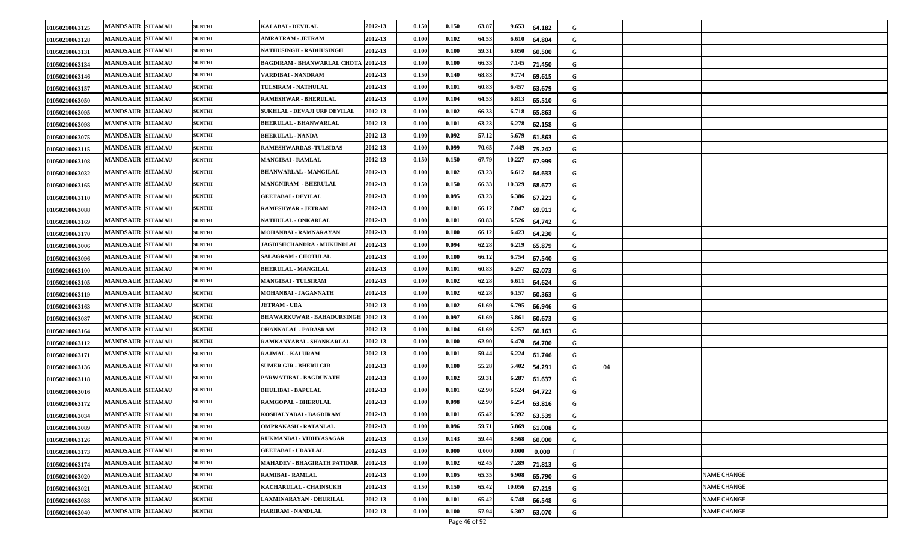| | | | | | | | | | | | | | | |
|---|---|---|---|---|---|---|---|---|---|---|---|---|---|---|
| 01050210063125 | MANDSAUR | SITAMAU | SUNTHI | KALABAI - DEVILAL | 2012-13 | 0.150 | 0.150 | 63.87 | 9.653 | 64.182 | G | | | |
| 01050210063128 | MANDSAUR | SITAMAU | SUNTHI | AMRATRAM - JETRAM | 2012-13 | 0.100 | 0.102 | 64.53 | 6.610 | 64.804 | G | | | |
| 01050210063131 | MANDSAUR | SITAMAU | SUNTHI | NATHUSINGH - RADHUSINGH | 2012-13 | 0.100 | 0.100 | 59.31 | 6.050 | 60.500 | G | | | |
| 01050210063134 | MANDSAUR | SITAMAU | SUNTHI | BAGDIRAM - BHANWARLAL CHOTA | 2012-13 | 0.100 | 0.100 | 66.33 | 7.145 | 71.450 | G | | | |
| 01050210063146 | MANDSAUR | SITAMAU | SUNTHI | VARDIBAI - NANDRAM | 2012-13 | 0.150 | 0.140 | 68.83 | 9.774 | 69.615 | G | | | |
| 01050210063157 | MANDSAUR | SITAMAU | SUNTHI | TULSIRAM - NATHULAL | 2012-13 | 0.100 | 0.101 | 60.83 | 6.457 | 63.679 | G | | | |
| 01050210063050 | MANDSAUR | SITAMAU | SUNTHI | RAMESHWAR - BHERULAL | 2012-13 | 0.100 | 0.104 | 64.53 | 6.813 | 65.510 | G | | | |
| 01050210063095 | MANDSAUR | SITAMAU | SUNTHI | SUKHLAL - DEVAJI URF DEVILAL | 2012-13 | 0.100 | 0.102 | 66.33 | 6.718 | 65.863 | G | | | |
| 01050210063098 | MANDSAUR | SITAMAU | SUNTHI | BHERULAL - BHANWARLAL | 2012-13 | 0.100 | 0.101 | 63.23 | 6.278 | 62.158 | G | | | |
| 01050210063075 | MANDSAUR | SITAMAU | SUNTHI | BHERULAL - NANDA | 2012-13 | 0.100 | 0.092 | 57.12 | 5.679 | 61.863 | G | | | |
| 01050210063115 | MANDSAUR | SITAMAU | SUNTHI | RAMESHWARDAS -TULSIDAS | 2012-13 | 0.100 | 0.099 | 70.65 | 7.449 | 75.242 | G | | | |
| 01050210063108 | MANDSAUR | SITAMAU | SUNTHI | MANGIBAI - RAMLAL | 2012-13 | 0.150 | 0.150 | 67.79 | 10.227 | 67.999 | G | | | |
| 01050210063032 | MANDSAUR | SITAMAU | SUNTHI | BHANWARLAL - MANGILAL | 2012-13 | 0.100 | 0.102 | 63.23 | 6.612 | 64.633 | G | | | |
| 01050210063165 | MANDSAUR | SITAMAU | SUNTHI | MANGNIRAM - BHERULAL | 2012-13 | 0.150 | 0.150 | 66.33 | 10.329 | 68.677 | G | | | |
| 01050210063110 | MANDSAUR | SITAMAU | SUNTHI | GEETABAI - DEVILAL | 2012-13 | 0.100 | 0.095 | 63.23 | 6.386 | 67.221 | G | | | |
| 01050210063088 | MANDSAUR | SITAMAU | SUNTHI | RAMESHWAR - JETRAM | 2012-13 | 0.100 | 0.101 | 66.12 | 7.047 | 69.911 | G | | | |
| 01050210063169 | MANDSAUR | SITAMAU | SUNTHI | NATHULAL - ONKARLAL | 2012-13 | 0.100 | 0.101 | 60.83 | 6.526 | 64.742 | G | | | |
| 01050210063170 | MANDSAUR | SITAMAU | SUNTHI | MOHANBAI - RAMNARAYAN | 2012-13 | 0.100 | 0.100 | 66.12 | 6.423 | 64.230 | G | | | |
| 01050210063006 | MANDSAUR | SITAMAU | SUNTHI | JAGDISHCHANDRA - MUKUNDLAL | 2012-13 | 0.100 | 0.094 | 62.28 | 6.219 | 65.879 | G | | | |
| 01050210063096 | MANDSAUR | SITAMAU | SUNTHI | SALAGRAM - CHOTULAL | 2012-13 | 0.100 | 0.100 | 66.12 | 6.754 | 67.540 | G | | | |
| 01050210063100 | MANDSAUR | SITAMAU | SUNTHI | BHERULAL - MANGILAL | 2012-13 | 0.100 | 0.101 | 60.83 | 6.257 | 62.073 | G | | | |
| 01050210063105 | MANDSAUR | SITAMAU | SUNTHI | MANGIBAI - TULSIRAM | 2012-13 | 0.100 | 0.102 | 62.28 | 6.611 | 64.624 | G | | | |
| 01050210063119 | MANDSAUR | SITAMAU | SUNTHI | MOHANBAI - JAGANNATH | 2012-13 | 0.100 | 0.102 | 62.28 | 6.157 | 60.363 | G | | | |
| 01050210063163 | MANDSAUR | SITAMAU | SUNTHI | JETRAM - UDA | 2012-13 | 0.100 | 0.102 | 61.69 | 6.795 | 66.946 | G | | | |
| 01050210063087 | MANDSAUR | SITAMAU | SUNTHI | BHAWARKUWAR - BAHADURSINGH | 2012-13 | 0.100 | 0.097 | 61.69 | 5.861 | 60.673 | G | | | |
| 01050210063164 | MANDSAUR | SITAMAU | SUNTHI | DHANNALAL - PARASRAM | 2012-13 | 0.100 | 0.104 | 61.69 | 6.257 | 60.163 | G | | | |
| 01050210063112 | MANDSAUR | SITAMAU | SUNTHI | RAMKANYABAI - SHANKARLAL | 2012-13 | 0.100 | 0.100 | 62.90 | 6.470 | 64.700 | G | | | |
| 01050210063171 | MANDSAUR | SITAMAU | SUNTHI | RAJMAL - KALURAM | 2012-13 | 0.100 | 0.101 | 59.44 | 6.224 | 61.746 | G | | | |
| 01050210063136 | MANDSAUR | SITAMAU | SUNTHI | SUMER GIR - BHERU GIR | 2012-13 | 0.100 | 0.100 | 55.28 | 5.402 | 54.291 | G | 04 | | |
| 01050210063118 | MANDSAUR | SITAMAU | SUNTHI | PARWATIBAI - BAGDUNATH | 2012-13 | 0.100 | 0.102 | 59.31 | 6.287 | 61.637 | G | | | |
| 01050210063016 | MANDSAUR | SITAMAU | SUNTHI | BHULIBAI - BAPULAL | 2012-13 | 0.100 | 0.101 | 62.90 | 6.524 | 64.722 | G | | | |
| 01050210063172 | MANDSAUR | SITAMAU | SUNTHI | RAMGOPAL - BHERULAL | 2012-13 | 0.100 | 0.098 | 62.90 | 6.254 | 63.816 | G | | | |
| 01050210063034 | MANDSAUR | SITAMAU | SUNTHI | KOSHALYABAI - BAGDIRAM | 2012-13 | 0.100 | 0.101 | 65.42 | 6.392 | 63.539 | G | | | |
| 01050210063089 | MANDSAUR | SITAMAU | SUNTHI | OMPRAKASH - RATANLAL | 2012-13 | 0.100 | 0.096 | 59.71 | 5.869 | 61.008 | G | | | |
| 01050210063126 | MANDSAUR | SITAMAU | SUNTHI | RUKMANBAI - VIDHYASAGAR | 2012-13 | 0.150 | 0.143 | 59.44 | 8.568 | 60.000 | G | | | |
| 01050210063173 | MANDSAUR | SITAMAU | SUNTHI | GEETABAI - UDAYLAL | 2012-13 | 0.100 | 0.000 | 0.000 | 0.000 | 0.000 | F | | | |
| 01050210063174 | MANDSAUR | SITAMAU | SUNTHI | MAHADEV - BHAGIRATH PATIDAR | 2012-13 | 0.100 | 0.102 | 62.45 | 7.289 | 71.813 | G | | | |
| 01050210063020 | MANDSAUR | SITAMAU | SUNTHI | RAMIBAI - RAMLAL | 2012-13 | 0.100 | 0.105 | 65.35 | 6.908 | 65.790 | G | | | NAME CHANGE |
| 01050210063021 | MANDSAUR | SITAMAU | SUNTHI | KACHARULAL - CHAINSUKH | 2012-13 | 0.150 | 0.150 | 65.42 | 10.056 | 67.219 | G | | | NAME CHANGE |
| 01050210063038 | MANDSAUR | SITAMAU | SUNTHI | LAXMINARAYAN - DHURILAL | 2012-13 | 0.100 | 0.101 | 65.42 | 6.748 | 66.548 | G | | | NAME CHANGE |
| 01050210063040 | MANDSAUR | SITAMAU | SUNTHI | HARIRAM - NANDLAL | 2012-13 | 0.100 | 0.100 | 57.94 | 6.307 | 63.070 | G | | | NAME CHANGE |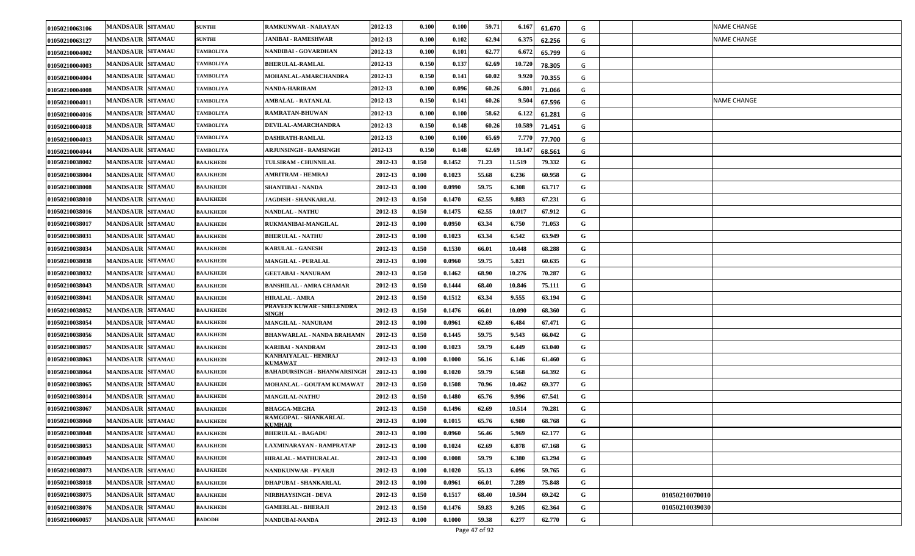| | | | | | | | | | | | | | | | |
|---|---|---|---|---|---|---|---|---|---|---|---|---|---|---|---|
| 01050210063106 | MANDSAUR | SITAMAU | SUNTHI | RAMKUNWAR - NARAYAN | 2012-13 | 0.100 | 0.100 | 59.71 | 6.167 | 61.670 | G | | | | NAME CHANGE |
| 01050210063127 | MANDSAUR | SITAMAU | SUNTHI | JANIBAI - RAMESHWAR | 2012-13 | 0.100 | 0.102 | 62.94 | 6.375 | 62.256 | G | | | | NAME CHANGE |
| 01050210004002 | MANDSAUR | SITAMAU | TAMBOLIYA | NANDIBAI - GOVARDHAN | 2012-13 | 0.100 | 0.101 | 62.77 | 6.672 | 65.799 | G | | | | |
| 01050210004003 | MANDSAUR | SITAMAU | TAMBOLIYA | BHERULAL-RAMLAL | 2012-13 | 0.150 | 0.137 | 62.69 | 10.720 | 78.305 | G | | | | |
| 01050210004004 | MANDSAUR | SITAMAU | TAMBOLIYA | MOHANLAL-AMARCHANDRA | 2012-13 | 0.150 | 0.141 | 60.02 | 9.920 | 70.355 | G | | | | |
| 01050210004008 | MANDSAUR | SITAMAU | TAMBOLIYA | NANDA-HARIRAM | 2012-13 | 0.100 | 0.096 | 60.26 | 6.801 | 71.066 | G | | | | |
| 01050210004011 | MANDSAUR | SITAMAU | TAMBOLIYA | AMBALAL - RATANLAL | 2012-13 | 0.150 | 0.141 | 60.26 | 9.504 | 67.596 | G | | | | NAME CHANGE |
| 01050210004016 | MANDSAUR | SITAMAU | TAMBOLIYA | RAMRATAN-BHUWAN | 2012-13 | 0.100 | 0.100 | 58.62 | 6.122 | 61.281 | G | | | | |
| 01050210004018 | MANDSAUR | SITAMAU | TAMBOLIYA | DEVILAL-AMARCHANDRA | 2012-13 | 0.150 | 0.148 | 60.26 | 10.589 | 71.451 | G | | | | |
| 01050210004013 | MANDSAUR | SITAMAU | TAMBOLIYA | DASHRATH-RAMLAL | 2012-13 | 0.100 | 0.100 | 65.69 | 7.770 | 77.700 | G | | | | |
| 01050210004044 | MANDSAUR | SITAMAU | TAMBOLIYA | ARJUNSINGH - RAMSINGH | 2012-13 | 0.150 | 0.148 | 62.69 | 10.147 | 68.561 | G | | | | |
| 01050210038002 | MANDSAUR | SITAMAU | BAAJKHEDI | TULSIRAM - CHUNNILAL | 2012-13 | 0.150 | 0.1452 | 71.23 | 11.519 | 79.332 | G | | | | |
| 01050210038004 | MANDSAUR | SITAMAU | BAAJKHEDI | AMRITRAM - HEMRAJ | 2012-13 | 0.100 | 0.1023 | 55.68 | 6.236 | 60.958 | G | | | | |
| 01050210038008 | MANDSAUR | SITAMAU | BAAJKHEDI | SHANTIBAI - NANDA | 2012-13 | 0.100 | 0.0990 | 59.75 | 6.308 | 63.717 | G | | | | |
| 01050210038010 | MANDSAUR | SITAMAU | BAAJKHEDI | JAGDISH - SHANKARLAL | 2012-13 | 0.150 | 0.1470 | 62.55 | 9.883 | 67.231 | G | | | | |
| 01050210038016 | MANDSAUR | SITAMAU | BAAJKHEDI | NANDLAL - NATHU | 2012-13 | 0.150 | 0.1475 | 62.55 | 10.017 | 67.912 | G | | | | |
| 01050210038017 | MANDSAUR | SITAMAU | BAAJKHEDI | RUKMANIBAI-MANGILAL | 2012-13 | 0.100 | 0.0950 | 63.34 | 6.750 | 71.053 | G | | | | |
| 01050210038031 | MANDSAUR | SITAMAU | BAAJKHEDI | BHERULAL - NATHU | 2012-13 | 0.100 | 0.1023 | 63.34 | 6.542 | 63.949 | G | | | | |
| 01050210038034 | MANDSAUR | SITAMAU | BAAJKHEDI | KARULAL - GANESH | 2012-13 | 0.150 | 0.1530 | 66.01 | 10.448 | 68.288 | G | | | | |
| 01050210038038 | MANDSAUR | SITAMAU | BAAJKHEDI | MANGILAL - PURALAL | 2012-13 | 0.100 | 0.0960 | 59.75 | 5.821 | 60.635 | G | | | | |
| 01050210038032 | MANDSAUR | SITAMAU | BAAJKHEDI | GEETABAI - NANURAM | 2012-13 | 0.150 | 0.1462 | 68.90 | 10.276 | 70.287 | G | | | | |
| 01050210038043 | MANDSAUR | SITAMAU | BAAJKHEDI | BANSHILAL - AMRA CHAMAR | 2012-13 | 0.150 | 0.1444 | 68.40 | 10.846 | 75.111 | G | | | | |
| 01050210038041 | MANDSAUR | SITAMAU | BAAJKHEDI | HIRALAL - AMRA | 2012-13 | 0.150 | 0.1512 | 63.34 | 9.555 | 63.194 | G | | | | |
| 01050210038052 | MANDSAUR | SITAMAU | BAAJKHEDI | PRAVEEN KUWAR - SHELENDRA SINGH | 2012-13 | 0.150 | 0.1476 | 66.01 | 10.090 | 68.360 | G | | | | |
| 01050210038054 | MANDSAUR | SITAMAU | BAAJKHEDI | MANGILAL - NANURAM | 2012-13 | 0.100 | 0.0961 | 62.69 | 6.484 | 67.471 | G | | | | |
| 01050210038056 | MANDSAUR | SITAMAU | BAAJKHEDI | BHANWARLAL - NANDA BRAHAMN | 2012-13 | 0.150 | 0.1445 | 59.75 | 9.543 | 66.042 | G | | | | |
| 01050210038057 | MANDSAUR | SITAMAU | BAAJKHEDI | KARIBAI - NANDRAM | 2012-13 | 0.100 | 0.1023 | 59.79 | 6.449 | 63.040 | G | | | | |
| 01050210038063 | MANDSAUR | SITAMAU | BAAJKHEDI | KANHAIYALAL - HEMRAJ KUMAWAT | 2012-13 | 0.100 | 0.1000 | 56.16 | 6.146 | 61.460 | G | | | | |
| 01050210038064 | MANDSAUR | SITAMAU | BAAJKHEDI | BAHADURSINGH - BHANWARSINGH | 2012-13 | 0.100 | 0.1020 | 59.79 | 6.568 | 64.392 | G | | | | |
| 01050210038065 | MANDSAUR | SITAMAU | BAAJKHEDI | MOHANLAL - GOUTAM KUMAWAT | 2012-13 | 0.150 | 0.1508 | 70.96 | 10.462 | 69.377 | G | | | | |
| 01050210038014 | MANDSAUR | SITAMAU | BAAJKHEDI | MANGILAL-NATHU | 2012-13 | 0.150 | 0.1480 | 65.76 | 9.996 | 67.541 | G | | | | |
| 01050210038067 | MANDSAUR | SITAMAU | BAAJKHEDI | BHAGGA-MEGHA | 2012-13 | 0.150 | 0.1496 | 62.69 | 10.514 | 70.281 | G | | | | |
| 01050210038060 | MANDSAUR | SITAMAU | BAAJKHEDI | RAMGOPAL - SHANKARLAL KUMHAR | 2012-13 | 0.100 | 0.1015 | 65.76 | 6.980 | 68.768 | G | | | | |
| 01050210038048 | MANDSAUR | SITAMAU | BAAJKHEDI | BHERULAL - BAGADU | 2012-13 | 0.100 | 0.0960 | 56.46 | 5.969 | 62.177 | G | | | | |
| 01050210038053 | MANDSAUR | SITAMAU | BAAJKHEDI | LAXMINARAYAN - RAMPRATAP | 2012-13 | 0.100 | 0.1024 | 62.69 | 6.878 | 67.168 | G | | | | |
| 01050210038049 | MANDSAUR | SITAMAU | BAAJKHEDI | HIRALAL - MATHURALAL | 2012-13 | 0.100 | 0.1008 | 59.79 | 6.380 | 63.294 | G | | | | |
| 01050210038073 | MANDSAUR | SITAMAU | BAAJKHEDI | NANDKUNWAR - PYARJI | 2012-13 | 0.100 | 0.1020 | 55.13 | 6.096 | 59.765 | G | | | | |
| 01050210038018 | MANDSAUR | SITAMAU | BAAJKHEDI | DHAPUBAI - SHANKARLAL | 2012-13 | 0.100 | 0.0961 | 66.01 | 7.289 | 75.848 | G | | | | |
| 01050210038075 | MANDSAUR | SITAMAU | BAAJKHEDI | NIRBHAYSINGH - DEVA | 2012-13 | 0.150 | 0.1517 | 68.40 | 10.504 | 69.242 | G | | 01050210070010 | | |
| 01050210038076 | MANDSAUR | SITAMAU | BAAJKHEDI | GAMERLAL - BHERAJI | 2012-13 | 0.150 | 0.1476 | 59.83 | 9.205 | 62.364 | G | | 01050210039030 | | |
| 01050210060057 | MANDSAUR | SITAMAU | BADODH | NANDUBAI-NANDA | 2012-13 | 0.100 | 0.1000 | 59.38 | 6.277 | 62.770 | G | | | | |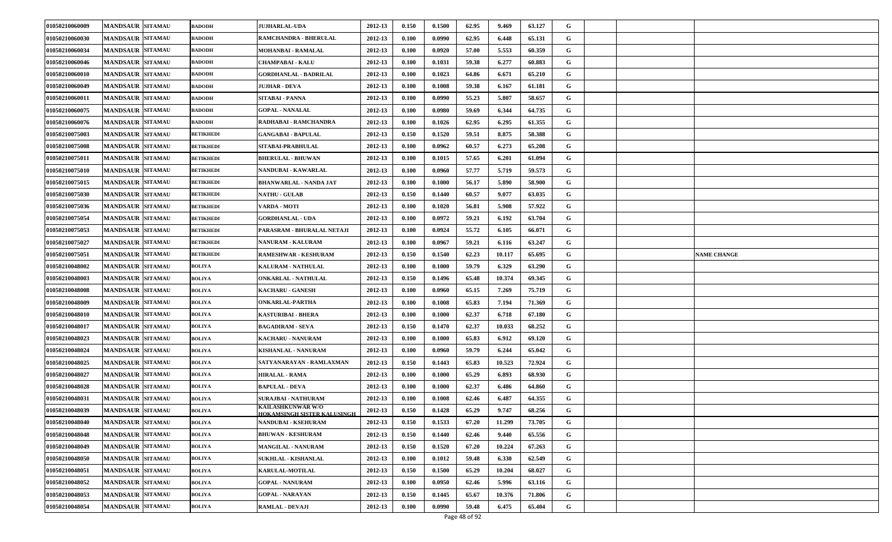| | | | | | | | | | | | | | | | |
|---|---|---|---|---|---|---|---|---|---|---|---|---|---|---|---|
| 01050210060009 | MANDSAUR | SITAMAU | BADODH | JUJHARLAL-UDA | 2012-13 | 0.150 | 0.1500 | 62.95 | 9.469 | 63.127 | G | | | | |
| 01050210060030 | MANDSAUR | SITAMAU | BADODH | RAMCHANDRA - BHERULAL | 2012-13 | 0.100 | 0.0990 | 62.95 | 6.448 | 65.131 | G | | | | |
| 01050210060034 | MANDSAUR | SITAMAU | BADODH | MOHANBAI - RAMALAL | 2012-13 | 0.100 | 0.0920 | 57.00 | 5.553 | 60.359 | G | | | | |
| 01050210060046 | MANDSAUR | SITAMAU | BADODH | CHAMPABAI - KALU | 2012-13 | 0.100 | 0.1031 | 59.38 | 6.277 | 60.883 | G | | | | |
| 01050210060010 | MANDSAUR | SITAMAU | BADODH | GORDHANLAL - BADRILAL | 2012-13 | 0.100 | 0.1023 | 64.86 | 6.671 | 65.210 | G | | | | |
| 01050210060049 | MANDSAUR | SITAMAU | BADODH | JUJHAR - DEVA | 2012-13 | 0.100 | 0.1008 | 59.38 | 6.167 | 61.181 | G | | | | |
| 01050210060011 | MANDSAUR | SITAMAU | BADODH | SITABAI - PANNA | 2012-13 | 0.100 | 0.0990 | 55.23 | 5.807 | 58.657 | G | | | | |
| 01050210060075 | MANDSAUR | SITAMAU | BADODH | GOPAL - NANALAL | 2012-13 | 0.100 | 0.0980 | 59.69 | 6.344 | 64.735 | G | | | | |
| 01050210060076 | MANDSAUR | SITAMAU | BADODH | RADHABAI - RAMCHANDRA | 2012-13 | 0.100 | 0.1026 | 62.95 | 6.295 | 61.355 | G | | | | |
| 01050210075003 | MANDSAUR | SITAMAU | BETIKHEDI | GANGABAI - BAPULAL | 2012-13 | 0.150 | 0.1520 | 59.51 | 8.875 | 58.388 | G | | | | |
| 01050210075008 | MANDSAUR | SITAMAU | BETIKHEDI | SITABAI-PRABHULAL | 2012-13 | 0.100 | 0.0962 | 60.57 | 6.273 | 65.208 | G | | | | |
| 01050210075011 | MANDSAUR | SITAMAU | BETIKHEDI | BHERULAL - BHUWAN | 2012-13 | 0.100 | 0.1015 | 57.65 | 6.201 | 61.094 | G | | | | |
| 01050210075010 | MANDSAUR | SITAMAU | BETIKHEDI | NANDUBAI - KAWARLAL | 2012-13 | 0.100 | 0.0960 | 57.77 | 5.719 | 59.573 | G | | | | |
| 01050210075015 | MANDSAUR | SITAMAU | BETIKHEDI | BHANWARLAL - NANDA JAT | 2012-13 | 0.100 | 0.1000 | 56.17 | 5.890 | 58.900 | G | | | | |
| 01050210075030 | MANDSAUR | SITAMAU | BETIKHEDI | NATHU - GULAB | 2012-13 | 0.150 | 0.1440 | 60.57 | 9.077 | 63.035 | G | | | | |
| 01050210075036 | MANDSAUR | SITAMAU | BETIKHEDI | VARDA - MOTI | 2012-13 | 0.100 | 0.1020 | 56.81 | 5.908 | 57.922 | G | | | | |
| 01050210075054 | MANDSAUR | SITAMAU | BETIKHEDI | GORDHANLAL - UDA | 2012-13 | 0.100 | 0.0972 | 59.21 | 6.192 | 63.704 | G | | | | |
| 01050210075053 | MANDSAUR | SITAMAU | BETIKHEDI | PARASRAM - BHURALAL NETAJI | 2012-13 | 0.100 | 0.0924 | 55.72 | 6.105 | 66.071 | G | | | | |
| 01050210075027 | MANDSAUR | SITAMAU | BETIKHEDI | NANURAM - KALURAM | 2012-13 | 0.100 | 0.0967 | 59.21 | 6.116 | 63.247 | G | | | | |
| 01050210075051 | MANDSAUR | SITAMAU | BETIKHEDI | RAMESHWAR - KESHURAM | 2012-13 | 0.150 | 0.1540 | 62.23 | 10.117 | 65.695 | G | | | | NAME CHANGE |
| 01050210048002 | MANDSAUR | SITAMAU | BOLIYA | KALURAM - NATHULAL | 2012-13 | 0.100 | 0.1000 | 59.79 | 6.329 | 63.290 | G | | | | |
| 01050210048003 | MANDSAUR | SITAMAU | BOLIYA | ONKARLAL - NATHULAL | 2012-13 | 0.150 | 0.1496 | 65.48 | 10.374 | 69.345 | G | | | | |
| 01050210048008 | MANDSAUR | SITAMAU | BOLIYA | KACHARU - GANESH | 2012-13 | 0.100 | 0.0960 | 65.15 | 7.269 | 75.719 | G | | | | |
| 01050210048009 | MANDSAUR | SITAMAU | BOLIYA | ONKARLAL-PARTHA | 2012-13 | 0.100 | 0.1008 | 65.83 | 7.194 | 71.369 | G | | | | |
| 01050210048010 | MANDSAUR | SITAMAU | BOLIYA | KASTURIBAI - BHERA | 2012-13 | 0.100 | 0.1000 | 62.37 | 6.718 | 67.180 | G | | | | |
| 01050210048017 | MANDSAUR | SITAMAU | BOLIYA | BAGADIRAM - SEVA | 2012-13 | 0.150 | 0.1470 | 62.37 | 10.033 | 68.252 | G | | | | |
| 01050210048023 | MANDSAUR | SITAMAU | BOLIYA | KACHARU - NANURAM | 2012-13 | 0.100 | 0.1000 | 65.83 | 6.912 | 69.120 | G | | | | |
| 01050210048024 | MANDSAUR | SITAMAU | BOLIYA | KISHANLAL - NANURAM | 2012-13 | 0.100 | 0.0960 | 59.79 | 6.244 | 65.042 | G | | | | |
| 01050210048025 | MANDSAUR | SITAMAU | BOLIYA | SATYANARAYAN - RAMLAXMAN | 2012-13 | 0.150 | 0.1443 | 65.83 | 10.523 | 72.924 | G | | | | |
| 01050210048027 | MANDSAUR | SITAMAU | BOLIYA | HIRALAL - RAMA | 2012-13 | 0.100 | 0.1000 | 65.29 | 6.893 | 68.930 | G | | | | |
| 01050210048028 | MANDSAUR | SITAMAU | BOLIYA | BAPULAL - DEVA | 2012-13 | 0.100 | 0.1000 | 62.37 | 6.486 | 64.860 | G | | | | |
| 01050210048031 | MANDSAUR | SITAMAU | BOLIYA | SURAJBAI - NATHURAM | 2012-13 | 0.100 | 0.1008 | 62.46 | 6.487 | 64.355 | G | | | | |
| 01050210048039 | MANDSAUR | SITAMAU | BOLIYA | KAILASHKUNWAR W/O HOKAMSINGH SISTER KALUSINGH | 2012-13 | 0.150 | 0.1428 | 65.29 | 9.747 | 68.256 | G | | | | |
| 01050210048040 | MANDSAUR | SITAMAU | BOLIYA | NANDUBAI - KSEHURAM | 2012-13 | 0.150 | 0.1533 | 67.20 | 11.299 | 73.705 | G | | | | |
| 01050210048048 | MANDSAUR | SITAMAU | BOLIYA | BHUWAN - KESHURAM | 2012-13 | 0.150 | 0.1440 | 62.46 | 9.440 | 65.556 | G | | | | |
| 01050210048049 | MANDSAUR | SITAMAU | BOLIYA | MANGILAL - NANURAM | 2012-13 | 0.150 | 0.1520 | 67.20 | 10.224 | 67.263 | G | | | | |
| 01050210048050 | MANDSAUR | SITAMAU | BOLIYA | SUKHLAL - KISHANLAL | 2012-13 | 0.100 | 0.1012 | 59.48 | 6.330 | 62.549 | G | | | | |
| 01050210048051 | MANDSAUR | SITAMAU | BOLIYA | KARULAL-MOTILAL | 2012-13 | 0.150 | 0.1500 | 65.29 | 10.204 | 68.027 | G | | | | |
| 01050210048052 | MANDSAUR | SITAMAU | BOLIYA | GOPAL - NANURAM | 2012-13 | 0.100 | 0.0950 | 62.46 | 5.996 | 63.116 | G | | | | |
| 01050210048053 | MANDSAUR | SITAMAU | BOLIYA | GOPAL - NARAYAN | 2012-13 | 0.150 | 0.1445 | 65.67 | 10.376 | 71.806 | G | | | | |
| 01050210048054 | MANDSAUR | SITAMAU | BOLIYA | RAMLAL - DEVAJI | 2012-13 | 0.100 | 0.0990 | 59.48 | 6.475 | 65.404 | G | | | | |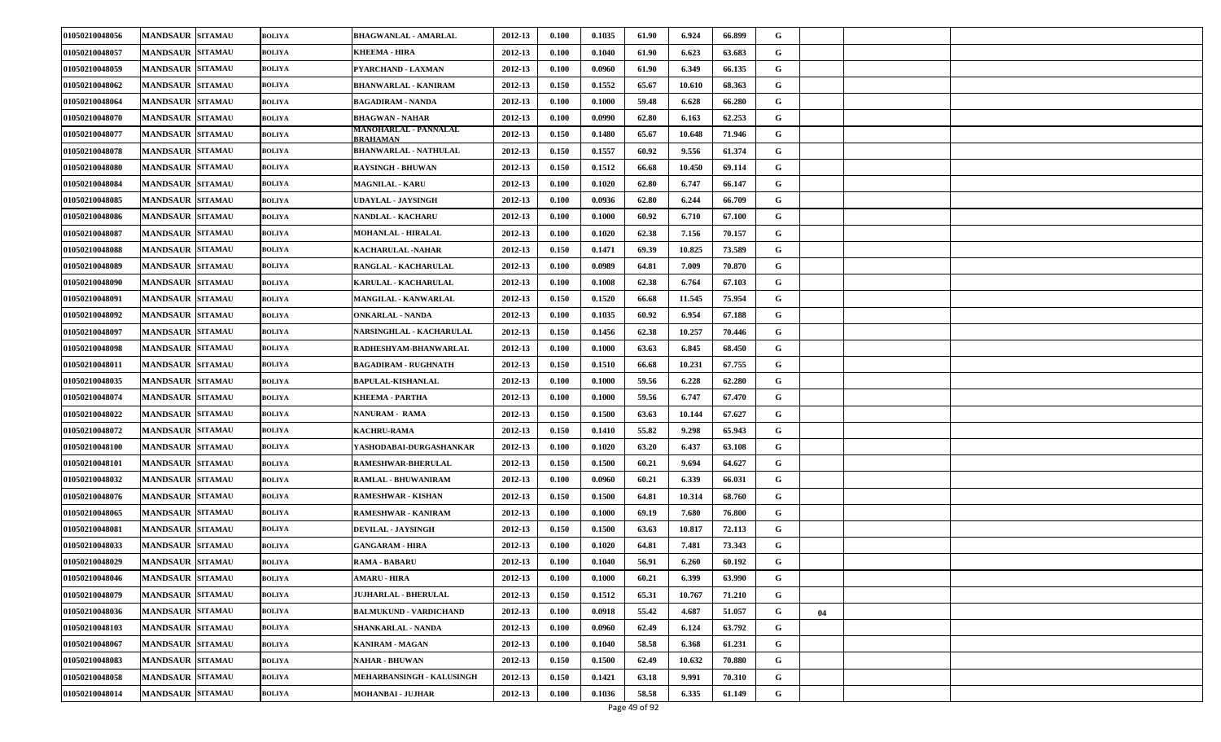| | | | | | | | | | | | | | | |
|---|---|---|---|---|---|---|---|---|---|---|---|---|---|---|
| 01050210048056 | MANDSAUR | SITAMAU | BOLIYA | BHAGWANLAL - AMARLAL | 2012-13 | 0.100 | 0.1035 | 61.90 | 6.924 | 66.899 | G | | | |
| 01050210048057 | MANDSAUR | SITAMAU | BOLIYA | KHEEMA - HIRA | 2012-13 | 0.100 | 0.1040 | 61.90 | 6.623 | 63.683 | G | | | |
| 01050210048059 | MANDSAUR | SITAMAU | BOLIYA | PYARCHAND - LAXMAN | 2012-13 | 0.100 | 0.0960 | 61.90 | 6.349 | 66.135 | G | | | |
| 01050210048062 | MANDSAUR | SITAMAU | BOLIYA | BHANWARLAL - KANIRAM | 2012-13 | 0.150 | 0.1552 | 65.67 | 10.610 | 68.363 | G | | | |
| 01050210048064 | MANDSAUR | SITAMAU | BOLIYA | BAGADIRAM - NANDA | 2012-13 | 0.100 | 0.1000 | 59.48 | 6.628 | 66.280 | G | | | |
| 01050210048070 | MANDSAUR | SITAMAU | BOLIYA | BHAGWAN - NAHAR | 2012-13 | 0.100 | 0.0990 | 62.80 | 6.163 | 62.253 | G | | | |
| 01050210048077 | MANDSAUR | SITAMAU | BOLIYA | MANOHARLAL - PANNALAL BRAHAMAN | 2012-13 | 0.150 | 0.1480 | 65.67 | 10.648 | 71.946 | G | | | |
| 01050210048078 | MANDSAUR | SITAMAU | BOLIYA | BHANWARLAL - NATHULAL | 2012-13 | 0.150 | 0.1557 | 60.92 | 9.556 | 61.374 | G | | | |
| 01050210048080 | MANDSAUR | SITAMAU | BOLIYA | RAYSINGH - BHUWAN | 2012-13 | 0.150 | 0.1512 | 66.68 | 10.450 | 69.114 | G | | | |
| 01050210048084 | MANDSAUR | SITAMAU | BOLIYA | MAGNILAL - KARU | 2012-13 | 0.100 | 0.1020 | 62.80 | 6.747 | 66.147 | G | | | |
| 01050210048085 | MANDSAUR | SITAMAU | BOLIYA | UDAYLAL - JAYSINGH | 2012-13 | 0.100 | 0.0936 | 62.80 | 6.244 | 66.709 | G | | | |
| 01050210048086 | MANDSAUR | SITAMAU | BOLIYA | NANDLAL - KACHARU | 2012-13 | 0.100 | 0.1000 | 60.92 | 6.710 | 67.100 | G | | | |
| 01050210048087 | MANDSAUR | SITAMAU | BOLIYA | MOHANLAL - HIRALAL | 2012-13 | 0.100 | 0.1020 | 62.38 | 7.156 | 70.157 | G | | | |
| 01050210048088 | MANDSAUR | SITAMAU | BOLIYA | KACHARULAL -NAHAR | 2012-13 | 0.150 | 0.1471 | 69.39 | 10.825 | 73.589 | G | | | |
| 01050210048089 | MANDSAUR | SITAMAU | BOLIYA | RANGLAL - KACHARULAL | 2012-13 | 0.100 | 0.0989 | 64.81 | 7.009 | 70.870 | G | | | |
| 01050210048090 | MANDSAUR | SITAMAU | BOLIYA | KARULAL - KACHARULAL | 2012-13 | 0.100 | 0.1008 | 62.38 | 6.764 | 67.103 | G | | | |
| 01050210048091 | MANDSAUR | SITAMAU | BOLIYA | MANGILAL - KANWARLAL | 2012-13 | 0.150 | 0.1520 | 66.68 | 11.545 | 75.954 | G | | | |
| 01050210048092 | MANDSAUR | SITAMAU | BOLIYA | ONKARLAL - NANDA | 2012-13 | 0.100 | 0.1035 | 60.92 | 6.954 | 67.188 | G | | | |
| 01050210048097 | MANDSAUR | SITAMAU | BOLIYA | NARSINGHLAL - KACHARULAL | 2012-13 | 0.150 | 0.1456 | 62.38 | 10.257 | 70.446 | G | | | |
| 01050210048098 | MANDSAUR | SITAMAU | BOLIYA | RADHESHYAM-BHANWARLAL | 2012-13 | 0.100 | 0.1000 | 63.63 | 6.845 | 68.450 | G | | | |
| 01050210048011 | MANDSAUR | SITAMAU | BOLIYA | BAGADIRAM - RUGHNATH | 2012-13 | 0.150 | 0.1510 | 66.68 | 10.231 | 67.755 | G | | | |
| 01050210048035 | MANDSAUR | SITAMAU | BOLIYA | BAPULAL-KISHANLAL | 2012-13 | 0.100 | 0.1000 | 59.56 | 6.228 | 62.280 | G | | | |
| 01050210048074 | MANDSAUR | SITAMAU | BOLIYA | KHEEMA - PARTHA | 2012-13 | 0.100 | 0.1000 | 59.56 | 6.747 | 67.470 | G | | | |
| 01050210048022 | MANDSAUR | SITAMAU | BOLIYA | NANURAM - RAMA | 2012-13 | 0.150 | 0.1500 | 63.63 | 10.144 | 67.627 | G | | | |
| 01050210048072 | MANDSAUR | SITAMAU | BOLIYA | KACHRU-RAMA | 2012-13 | 0.150 | 0.1410 | 55.82 | 9.298 | 65.943 | G | | | |
| 01050210048100 | MANDSAUR | SITAMAU | BOLIYA | YASHODABAI-DURGASHANKAR | 2012-13 | 0.100 | 0.1020 | 63.20 | 6.437 | 63.108 | G | | | |
| 01050210048101 | MANDSAUR | SITAMAU | BOLIYA | RAMESHWAR-BHERULAL | 2012-13 | 0.150 | 0.1500 | 60.21 | 9.694 | 64.627 | G | | | |
| 01050210048032 | MANDSAUR | SITAMAU | BOLIYA | RAMLAL - BHUWANIRAM | 2012-13 | 0.100 | 0.0960 | 60.21 | 6.339 | 66.031 | G | | | |
| 01050210048076 | MANDSAUR | SITAMAU | BOLIYA | RAMESHWAR - KISHAN | 2012-13 | 0.150 | 0.1500 | 64.81 | 10.314 | 68.760 | G | | | |
| 01050210048065 | MANDSAUR | SITAMAU | BOLIYA | RAMESHWAR - KANIRAM | 2012-13 | 0.100 | 0.1000 | 69.19 | 7.680 | 76.800 | G | | | |
| 01050210048081 | MANDSAUR | SITAMAU | BOLIYA | DEVILAL - JAYSINGH | 2012-13 | 0.150 | 0.1500 | 63.63 | 10.817 | 72.113 | G | | | |
| 01050210048033 | MANDSAUR | SITAMAU | BOLIYA | GANGARAM - HIRA | 2012-13 | 0.100 | 0.1020 | 64.81 | 7.481 | 73.343 | G | | | |
| 01050210048029 | MANDSAUR | SITAMAU | BOLIYA | RAMA - BABARU | 2012-13 | 0.100 | 0.1040 | 56.91 | 6.260 | 60.192 | G | | | |
| 01050210048046 | MANDSAUR | SITAMAU | BOLIYA | AMARU - HIRA | 2012-13 | 0.100 | 0.1000 | 60.21 | 6.399 | 63.990 | G | | | |
| 01050210048079 | MANDSAUR | SITAMAU | BOLIYA | JUJHARLAL - BHERULAL | 2012-13 | 0.150 | 0.1512 | 65.31 | 10.767 | 71.210 | G | | | |
| 01050210048036 | MANDSAUR | SITAMAU | BOLIYA | BALMUKUND - VARDICHAND | 2012-13 | 0.100 | 0.0918 | 55.42 | 4.687 | 51.057 | G | 04 | | |
| 01050210048103 | MANDSAUR | SITAMAU | BOLIYA | SHANKARLAL - NANDA | 2012-13 | 0.100 | 0.0960 | 62.49 | 6.124 | 63.792 | G | | | |
| 01050210048067 | MANDSAUR | SITAMAU | BOLIYA | KANIRAM - MAGAN | 2012-13 | 0.100 | 0.1040 | 58.58 | 6.368 | 61.231 | G | | | |
| 01050210048083 | MANDSAUR | SITAMAU | BOLIYA | NAHAR - BHUWAN | 2012-13 | 0.150 | 0.1500 | 62.49 | 10.632 | 70.880 | G | | | |
| 01050210048058 | MANDSAUR | SITAMAU | BOLIYA | MEHARBANSINGH - KALUSINGH | 2012-13 | 0.150 | 0.1421 | 63.18 | 9.991 | 70.310 | G | | | |
| 01050210048014 | MANDSAUR | SITAMAU | BOLIYA | MOHANBAI - JUJHAR | 2012-13 | 0.100 | 0.1036 | 58.58 | 6.335 | 61.149 | G | | | |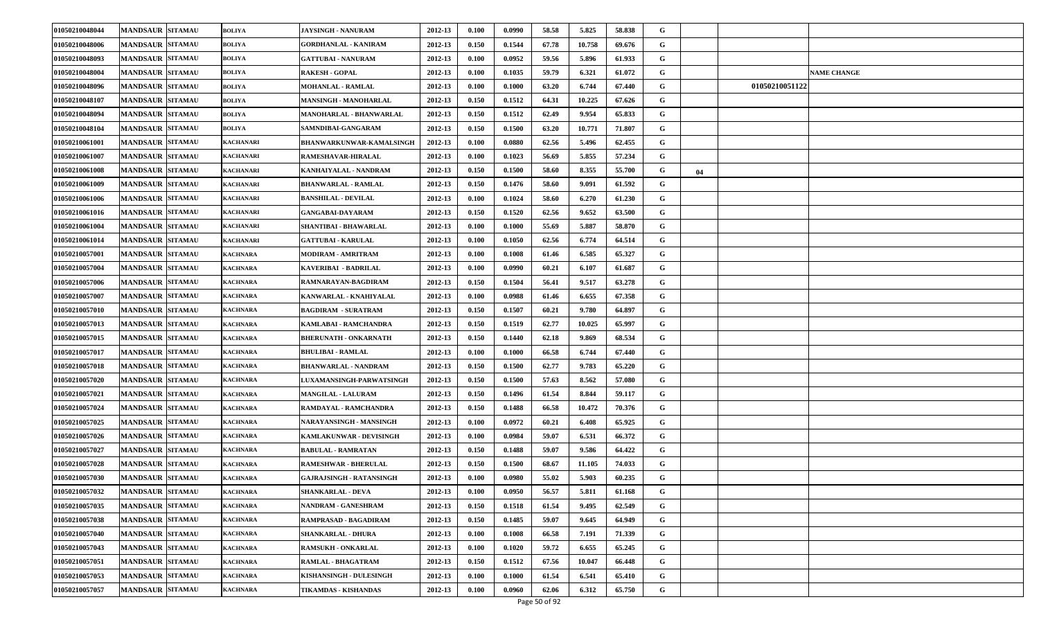| | | | | | | | | | | | | | | |
|---|---|---|---|---|---|---|---|---|---|---|---|---|---|---|
| 01050210048044 | MANDSAUR | SITAMAU | BOLIYA | JAYSINGH - NANURAM | 2012-13 | 0.100 | 0.0990 | 58.58 | 5.825 | 58.838 | G | | | |
| 01050210048006 | MANDSAUR | SITAMAU | BOLIYA | GORDHANLAL - KANIRAM | 2012-13 | 0.150 | 0.1544 | 67.78 | 10.758 | 69.676 | G | | | |
| 01050210048093 | MANDSAUR | SITAMAU | BOLIYA | GATTUBAI - NANURAM | 2012-13 | 0.100 | 0.0952 | 59.56 | 5.896 | 61.933 | G | | | |
| 01050210048004 | MANDSAUR | SITAMAU | BOLIYA | RAKESH - GOPAL | 2012-13 | 0.100 | 0.1035 | 59.79 | 6.321 | 61.072 | G | | | NAME CHANGE |
| 01050210048096 | MANDSAUR | SITAMAU | BOLIYA | MOHANLAL - RAMLAL | 2012-13 | 0.100 | 0.1000 | 63.20 | 6.744 | 67.440 | G | | 01050210051122 | |
| 01050210048107 | MANDSAUR | SITAMAU | BOLIYA | MANSINGH - MANOHARLAL | 2012-13 | 0.150 | 0.1512 | 64.31 | 10.225 | 67.626 | G | | | |
| 01050210048094 | MANDSAUR | SITAMAU | BOLIYA | MANOHARLAL - BHANWARLAL | 2012-13 | 0.150 | 0.1512 | 62.49 | 9.954 | 65.833 | G | | | |
| 01050210048104 | MANDSAUR | SITAMAU | BOLIYA | SAMNDIBAI-GANGARAM | 2012-13 | 0.150 | 0.1500 | 63.20 | 10.771 | 71.807 | G | | | |
| 01050210061001 | MANDSAUR | SITAMAU | KACHANARI | BHANWARKUNWAR-KAMALSINGH | 2012-13 | 0.100 | 0.0880 | 62.56 | 5.496 | 62.455 | G | | | |
| 01050210061007 | MANDSAUR | SITAMAU | KACHANARI | RAMESHAVAR-HIRALAL | 2012-13 | 0.100 | 0.1023 | 56.69 | 5.855 | 57.234 | G | | | |
| 01050210061008 | MANDSAUR | SITAMAU | KACHANARI | KANHAIYALAL - NANDRAM | 2012-13 | 0.150 | 0.1500 | 58.60 | 8.355 | 55.700 | G | 04 | | |
| 01050210061009 | MANDSAUR | SITAMAU | KACHANARI | BHANWARLAL - RAMLAL | 2012-13 | 0.150 | 0.1476 | 58.60 | 9.091 | 61.592 | G | | | |
| 01050210061006 | MANDSAUR | SITAMAU | KACHANARI | BANSHILAL - DEVILAL | 2012-13 | 0.100 | 0.1024 | 58.60 | 6.270 | 61.230 | G | | | |
| 01050210061016 | MANDSAUR | SITAMAU | KACHANARI | GANGABAI-DAYARAM | 2012-13 | 0.150 | 0.1520 | 62.56 | 9.652 | 63.500 | G | | | |
| 01050210061004 | MANDSAUR | SITAMAU | KACHANARI | SHANTIBAI - BHAWARLAL | 2012-13 | 0.100 | 0.1000 | 55.69 | 5.887 | 58.870 | G | | | |
| 01050210061014 | MANDSAUR | SITAMAU | KACHANARI | GATTUBAI - KARULAL | 2012-13 | 0.100 | 0.1050 | 62.56 | 6.774 | 64.514 | G | | | |
| 01050210057001 | MANDSAUR | SITAMAU | KACHNARA | MODIRAM - AMRITRAM | 2012-13 | 0.100 | 0.1008 | 61.46 | 6.585 | 65.327 | G | | | |
| 01050210057004 | MANDSAUR | SITAMAU | KACHNARA | KAVERIBAI - BADRILAL | 2012-13 | 0.100 | 0.0990 | 60.21 | 6.107 | 61.687 | G | | | |
| 01050210057006 | MANDSAUR | SITAMAU | KACHNARA | RAMNARAYAN-BAGDIRAM | 2012-13 | 0.150 | 0.1504 | 56.41 | 9.517 | 63.278 | G | | | |
| 01050210057007 | MANDSAUR | SITAMAU | KACHNARA | KANWARLAL - KNAHIYALAL | 2012-13 | 0.100 | 0.0988 | 61.46 | 6.655 | 67.358 | G | | | |
| 01050210057010 | MANDSAUR | SITAMAU | KACHNARA | BAGDIRAM - SURATRAM | 2012-13 | 0.150 | 0.1507 | 60.21 | 9.780 | 64.897 | G | | | |
| 01050210057013 | MANDSAUR | SITAMAU | KACHNARA | KAMLABAI - RAMCHANDRA | 2012-13 | 0.150 | 0.1519 | 62.77 | 10.025 | 65.997 | G | | | |
| 01050210057015 | MANDSAUR | SITAMAU | KACHNARA | BHERUNATH - ONKARNATH | 2012-13 | 0.150 | 0.1440 | 62.18 | 9.869 | 68.534 | G | | | |
| 01050210057017 | MANDSAUR | SITAMAU | KACHNARA | BHULIBAI - RAMLAL | 2012-13 | 0.100 | 0.1000 | 66.58 | 6.744 | 67.440 | G | | | |
| 01050210057018 | MANDSAUR | SITAMAU | KACHNARA | BHANWARLAL - NANDRAM | 2012-13 | 0.150 | 0.1500 | 62.77 | 9.783 | 65.220 | G | | | |
| 01050210057020 | MANDSAUR | SITAMAU | KACHNARA | LUXAMANSINGH-PARWATSINGH | 2012-13 | 0.150 | 0.1500 | 57.63 | 8.562 | 57.080 | G | | | |
| 01050210057021 | MANDSAUR | SITAMAU | KACHNARA | MANGILAL - LALURAM | 2012-13 | 0.150 | 0.1496 | 61.54 | 8.844 | 59.117 | G | | | |
| 01050210057024 | MANDSAUR | SITAMAU | KACHNARA | RAMDAYAL - RAMCHANDRA | 2012-13 | 0.150 | 0.1488 | 66.58 | 10.472 | 70.376 | G | | | |
| 01050210057025 | MANDSAUR | SITAMAU | KACHNARA | NARAYANSINGH - MANSINGH | 2012-13 | 0.100 | 0.0972 | 60.21 | 6.408 | 65.925 | G | | | |
| 01050210057026 | MANDSAUR | SITAMAU | KACHNARA | KAMLAKUNWAR - DEVISINGH | 2012-13 | 0.100 | 0.0984 | 59.07 | 6.531 | 66.372 | G | | | |
| 01050210057027 | MANDSAUR | SITAMAU | KACHNARA | BABULAL - RAMRATAN | 2012-13 | 0.150 | 0.1488 | 59.07 | 9.586 | 64.422 | G | | | |
| 01050210057028 | MANDSAUR | SITAMAU | KACHNARA | RAMESHWAR - BHERULAL | 2012-13 | 0.150 | 0.1500 | 68.67 | 11.105 | 74.033 | G | | | |
| 01050210057030 | MANDSAUR | SITAMAU | KACHNARA | GAJRAJSINGH - RATANSINGH | 2012-13 | 0.100 | 0.0980 | 55.02 | 5.903 | 60.235 | G | | | |
| 01050210057032 | MANDSAUR | SITAMAU | KACHNARA | SHANKARLAL - DEVA | 2012-13 | 0.100 | 0.0950 | 56.57 | 5.811 | 61.168 | G | | | |
| 01050210057035 | MANDSAUR | SITAMAU | KACHNARA | NANDRAM - GANESHRAM | 2012-13 | 0.150 | 0.1518 | 61.54 | 9.495 | 62.549 | G | | | |
| 01050210057038 | MANDSAUR | SITAMAU | KACHNARA | RAMPRASAD - BAGADIRAM | 2012-13 | 0.150 | 0.1485 | 59.07 | 9.645 | 64.949 | G | | | |
| 01050210057040 | MANDSAUR | SITAMAU | KACHNARA | SHANKARLAL - DHURA | 2012-13 | 0.100 | 0.1008 | 66.58 | 7.191 | 71.339 | G | | | |
| 01050210057043 | MANDSAUR | SITAMAU | KACHNARA | RAMSUKH - ONKARLAL | 2012-13 | 0.100 | 0.1020 | 59.72 | 6.655 | 65.245 | G | | | |
| 01050210057051 | MANDSAUR | SITAMAU | KACHNARA | RAMLAL - BHAGATRAM | 2012-13 | 0.150 | 0.1512 | 67.56 | 10.047 | 66.448 | G | | | |
| 01050210057053 | MANDSAUR | SITAMAU | KACHNARA | KISHANSINGH - DULESINGH | 2012-13 | 0.100 | 0.1000 | 61.54 | 6.541 | 65.410 | G | | | |
| 01050210057057 | MANDSAUR | SITAMAU | KACHNARA | TIKAMDAS - KISHANDAS | 2012-13 | 0.100 | 0.0960 | 62.06 | 6.312 | 65.750 | G | | | |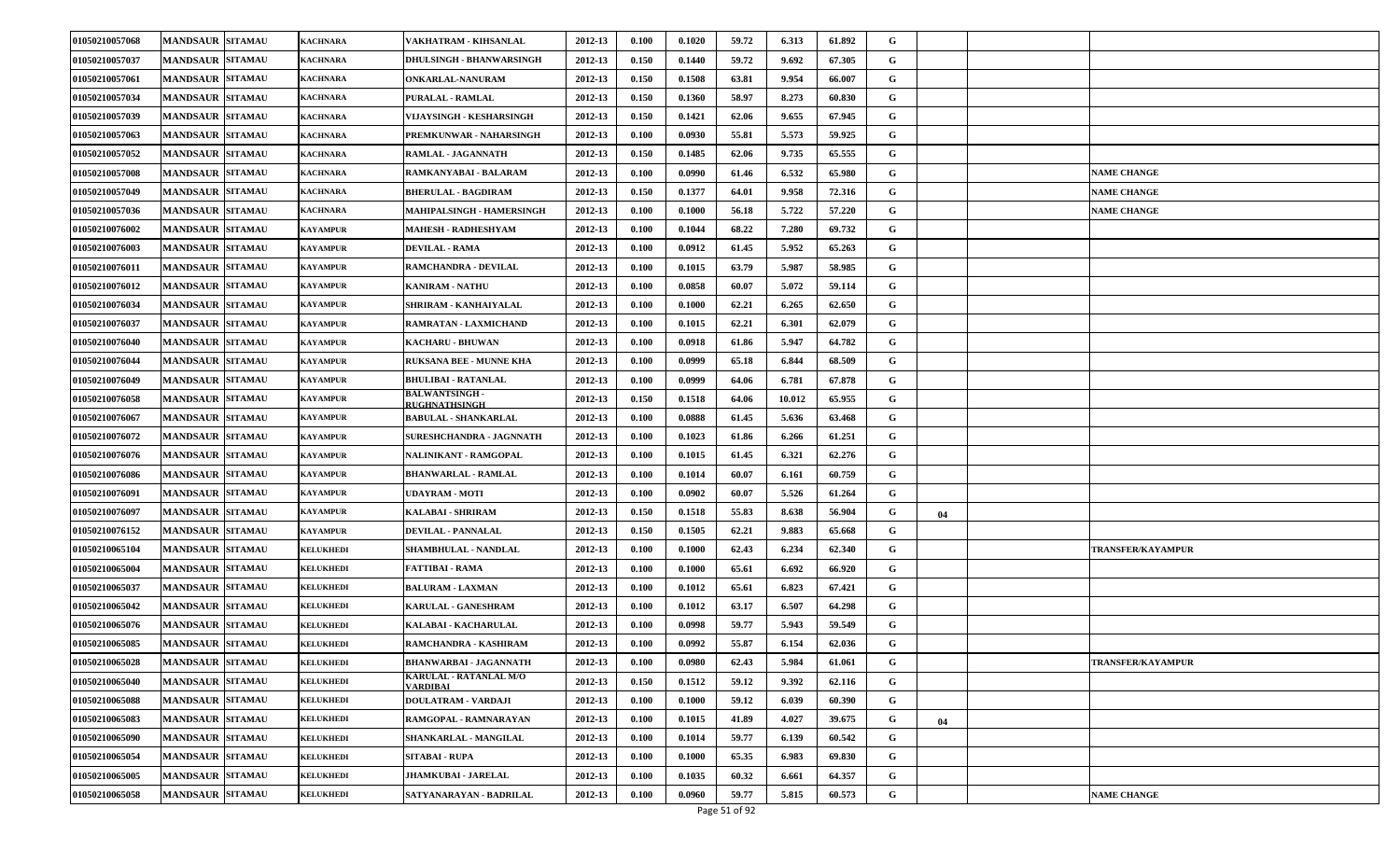| | | | | | | | | | | | | | | |
|---|---|---|---|---|---|---|---|---|---|---|---|---|---|---|
| 01050210057068 | MANDSAUR | SITAMAU | KACHNARA | VAKHATRAM - KIHSANLAL | 2012-13 | 0.100 | 0.1020 | 59.72 | 6.313 | 61.892 | G | | | |
| 01050210057037 | MANDSAUR | SITAMAU | KACHNARA | DHULSINGH - BHANWARSINGH | 2012-13 | 0.150 | 0.1440 | 59.72 | 9.692 | 67.305 | G | | | |
| 01050210057061 | MANDSAUR | SITAMAU | KACHNARA | ONKARLAL-NANURAM | 2012-13 | 0.150 | 0.1508 | 63.81 | 9.954 | 66.007 | G | | | |
| 01050210057034 | MANDSAUR | SITAMAU | KACHNARA | PURALAL - RAMLAL | 2012-13 | 0.150 | 0.1360 | 58.97 | 8.273 | 60.830 | G | | | |
| 01050210057039 | MANDSAUR | SITAMAU | KACHNARA | VIJAYSINGH - KESHARSINGH | 2012-13 | 0.150 | 0.1421 | 62.06 | 9.655 | 67.945 | G | | | |
| 01050210057063 | MANDSAUR | SITAMAU | KACHNARA | PREMKUNWAR - NAHARSINGH | 2012-13 | 0.100 | 0.0930 | 55.81 | 5.573 | 59.925 | G | | | |
| 01050210057052 | MANDSAUR | SITAMAU | KACHNARA | RAMLAL - JAGANNATH | 2012-13 | 0.150 | 0.1485 | 62.06 | 9.735 | 65.555 | G | | | |
| 01050210057008 | MANDSAUR | SITAMAU | KACHNARA | RAMKANYABAI - BALARAM | 2012-13 | 0.100 | 0.0990 | 61.46 | 6.532 | 65.980 | G | | | NAME CHANGE |
| 01050210057049 | MANDSAUR | SITAMAU | KACHNARA | BHERULAL - BAGDIRAM | 2012-13 | 0.150 | 0.1377 | 64.01 | 9.958 | 72.316 | G | | | NAME CHANGE |
| 01050210057036 | MANDSAUR | SITAMAU | KACHNARA | MAHIPALSINGH - HAMERSINGH | 2012-13 | 0.100 | 0.1000 | 56.18 | 5.722 | 57.220 | G | | | NAME CHANGE |
| 01050210076002 | MANDSAUR | SITAMAU | KAYAMPUR | MAHESH - RADHESHYAM | 2012-13 | 0.100 | 0.1044 | 68.22 | 7.280 | 69.732 | G | | | |
| 01050210076003 | MANDSAUR | SITAMAU | KAYAMPUR | DEVILAL - RAMA | 2012-13 | 0.100 | 0.0912 | 61.45 | 5.952 | 65.263 | G | | | |
| 01050210076011 | MANDSAUR | SITAMAU | KAYAMPUR | RAMCHANDRA - DEVILAL | 2012-13 | 0.100 | 0.1015 | 63.79 | 5.987 | 58.985 | G | | | |
| 01050210076012 | MANDSAUR | SITAMAU | KAYAMPUR | KANIRAM - NATHU | 2012-13 | 0.100 | 0.0858 | 60.07 | 5.072 | 59.114 | G | | | |
| 01050210076034 | MANDSAUR | SITAMAU | KAYAMPUR | SHRIRAM - KANHAIYALAL | 2012-13 | 0.100 | 0.1000 | 62.21 | 6.265 | 62.650 | G | | | |
| 01050210076037 | MANDSAUR | SITAMAU | KAYAMPUR | RAMRATAN - LAXMICHAND | 2012-13 | 0.100 | 0.1015 | 62.21 | 6.301 | 62.079 | G | | | |
| 01050210076040 | MANDSAUR | SITAMAU | KAYAMPUR | KACHARU - BHUWAN | 2012-13 | 0.100 | 0.0918 | 61.86 | 5.947 | 64.782 | G | | | |
| 01050210076044 | MANDSAUR | SITAMAU | KAYAMPUR | RUKSANA BEE - MUNNE KHA | 2012-13 | 0.100 | 0.0999 | 65.18 | 6.844 | 68.509 | G | | | |
| 01050210076049 | MANDSAUR | SITAMAU | KAYAMPUR | BHULIBAI - RATANLAL | 2012-13 | 0.100 | 0.0999 | 64.06 | 6.781 | 67.878 | G | | | |
| 01050210076058 | MANDSAUR | SITAMAU | KAYAMPUR | BALWANTSINGH - RUGHNATHSINGH | 2012-13 | 0.150 | 0.1518 | 64.06 | 10.012 | 65.955 | G | | | |
| 01050210076067 | MANDSAUR | SITAMAU | KAYAMPUR | BABULAL - SHANKARLAL | 2012-13 | 0.100 | 0.0888 | 61.45 | 5.636 | 63.468 | G | | | |
| 01050210076072 | MANDSAUR | SITAMAU | KAYAMPUR | SURESHCHANDRA - JAGNNATH | 2012-13 | 0.100 | 0.1023 | 61.86 | 6.266 | 61.251 | G | | | |
| 01050210076076 | MANDSAUR | SITAMAU | KAYAMPUR | NALINIKANT - RAMGOPAL | 2012-13 | 0.100 | 0.1015 | 61.45 | 6.321 | 62.276 | G | | | |
| 01050210076086 | MANDSAUR | SITAMAU | KAYAMPUR | BHANWARLAL - RAMLAL | 2012-13 | 0.100 | 0.1014 | 60.07 | 6.161 | 60.759 | G | | | |
| 01050210076091 | MANDSAUR | SITAMAU | KAYAMPUR | UDAYRAM - MOTI | 2012-13 | 0.100 | 0.0902 | 60.07 | 5.526 | 61.264 | G | | | |
| 01050210076097 | MANDSAUR | SITAMAU | KAYAMPUR | KALABAI - SHRIRAM | 2012-13 | 0.150 | 0.1518 | 55.83 | 8.638 | 56.904 | G | 04 | | |
| 01050210076152 | MANDSAUR | SITAMAU | KAYAMPUR | DEVILAL - PANNALAL | 2012-13 | 0.150 | 0.1505 | 62.21 | 9.883 | 65.668 | G | | | |
| 01050210065104 | MANDSAUR | SITAMAU | KELUKHEDI | SHAMBHULAL - NANDLAL | 2012-13 | 0.100 | 0.1000 | 62.43 | 6.234 | 62.340 | G | | | TRANSFER/KAYAMPUR |
| 01050210065004 | MANDSAUR | SITAMAU | KELUKHEDI | FATTIBAI - RAMA | 2012-13 | 0.100 | 0.1000 | 65.61 | 6.692 | 66.920 | G | | | |
| 01050210065037 | MANDSAUR | SITAMAU | KELUKHEDI | BALURAM - LAXMAN | 2012-13 | 0.100 | 0.1012 | 65.61 | 6.823 | 67.421 | G | | | |
| 01050210065042 | MANDSAUR | SITAMAU | KELUKHEDI | KARULAL - GANESHRAM | 2012-13 | 0.100 | 0.1012 | 63.17 | 6.507 | 64.298 | G | | | |
| 01050210065076 | MANDSAUR | SITAMAU | KELUKHEDI | KALABAI - KACHARULAL | 2012-13 | 0.100 | 0.0998 | 59.77 | 5.943 | 59.549 | G | | | |
| 01050210065085 | MANDSAUR | SITAMAU | KELUKHEDI | RAMCHANDRA - KASHIRAM | 2012-13 | 0.100 | 0.0992 | 55.87 | 6.154 | 62.036 | G | | | |
| 01050210065028 | MANDSAUR | SITAMAU | KELUKHEDI | BHANWARBAI - JAGANNATH | 2012-13 | 0.100 | 0.0980 | 62.43 | 5.984 | 61.061 | G | | | TRANSFER/KAYAMPUR |
| 01050210065040 | MANDSAUR | SITAMAU | KELUKHEDI | KARULAL - RATANLAL M/O VARDIBAI | 2012-13 | 0.150 | 0.1512 | 59.12 | 9.392 | 62.116 | G | | | |
| 01050210065088 | MANDSAUR | SITAMAU | KELUKHEDI | DOULATRAM - VARDAJI | 2012-13 | 0.100 | 0.1000 | 59.12 | 6.039 | 60.390 | G | | | |
| 01050210065083 | MANDSAUR | SITAMAU | KELUKHEDI | RAMGOPAL - RAMNARAYAN | 2012-13 | 0.100 | 0.1015 | 41.89 | 4.027 | 39.675 | G | 04 | | |
| 01050210065090 | MANDSAUR | SITAMAU | KELUKHEDI | SHANKARLAL - MANGILAL | 2012-13 | 0.100 | 0.1014 | 59.77 | 6.139 | 60.542 | G | | | |
| 01050210065054 | MANDSAUR | SITAMAU | KELUKHEDI | SITABAI - RUPA | 2012-13 | 0.100 | 0.1000 | 65.35 | 6.983 | 69.830 | G | | | |
| 01050210065005 | MANDSAUR | SITAMAU | KELUKHEDI | JHAMKUBAI - JARELAL | 2012-13 | 0.100 | 0.1035 | 60.32 | 6.661 | 64.357 | G | | | |
| 01050210065058 | MANDSAUR | SITAMAU | KELUKHEDI | SATYANARAYAN - BADRILAL | 2012-13 | 0.100 | 0.0960 | 59.77 | 5.815 | 60.573 | G | | | NAME CHANGE |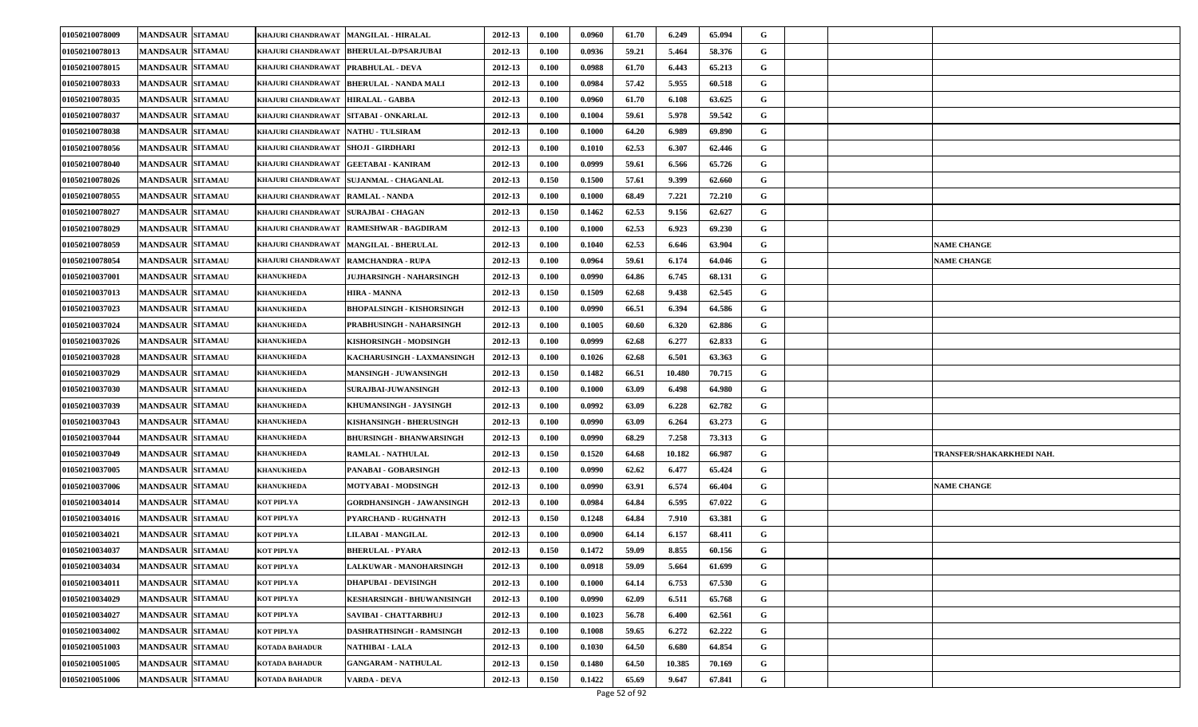| | | | | | | | | | | | | | | |
|---|---|---|---|---|---|---|---|---|---|---|---|---|---|---|
| 01050210078009 | MANDSAUR | SITAMAU | KHAJURI CHANDRAWAT | MANGILAL - HIRALAL | 2012-13 | 0.100 | 0.0960 | 61.70 | 6.249 | 65.094 | G | | | |
| 01050210078013 | MANDSAUR | SITAMAU | KHAJURI CHANDRAWAT | BHERULAL-D/PSARJUBAI | 2012-13 | 0.100 | 0.0936 | 59.21 | 5.464 | 58.376 | G | | | |
| 01050210078015 | MANDSAUR | SITAMAU | KHAJURI CHANDRAWAT | PRABHULAL - DEVA | 2012-13 | 0.100 | 0.0988 | 61.70 | 6.443 | 65.213 | G | | | |
| 01050210078033 | MANDSAUR | SITAMAU | KHAJURI CHANDRAWAT | BHERULAL - NANDA MALI | 2012-13 | 0.100 | 0.0984 | 57.42 | 5.955 | 60.518 | G | | | |
| 01050210078035 | MANDSAUR | SITAMAU | KHAJURI CHANDRAWAT | HIRALAL - GABBA | 2012-13 | 0.100 | 0.0960 | 61.70 | 6.108 | 63.625 | G | | | |
| 01050210078037 | MANDSAUR | SITAMAU | KHAJURI CHANDRAWAT | SITABAI - ONKARLAL | 2012-13 | 0.100 | 0.1004 | 59.61 | 5.978 | 59.542 | G | | | |
| 01050210078038 | MANDSAUR | SITAMAU | KHAJURI CHANDRAWAT | NATHU - TULSIRAM | 2012-13 | 0.100 | 0.1000 | 64.20 | 6.989 | 69.890 | G | | | |
| 01050210078056 | MANDSAUR | SITAMAU | KHAJURI CHANDRAWAT | SHOJI - GIRDHARI | 2012-13 | 0.100 | 0.1010 | 62.53 | 6.307 | 62.446 | G | | | |
| 01050210078040 | MANDSAUR | SITAMAU | KHAJURI CHANDRAWAT | GEETABAI - KANIRAM | 2012-13 | 0.100 | 0.0999 | 59.61 | 6.566 | 65.726 | G | | | |
| 01050210078026 | MANDSAUR | SITAMAU | KHAJURI CHANDRAWAT | SUJANMAL - CHAGANLAL | 2012-13 | 0.150 | 0.1500 | 57.61 | 9.399 | 62.660 | G | | | |
| 01050210078055 | MANDSAUR | SITAMAU | KHAJURI CHANDRAWAT | RAMLAL - NANDA | 2012-13 | 0.100 | 0.1000 | 68.49 | 7.221 | 72.210 | G | | | |
| 01050210078027 | MANDSAUR | SITAMAU | KHAJURI CHANDRAWAT | SURAJBAI - CHAGAN | 2012-13 | 0.150 | 0.1462 | 62.53 | 9.156 | 62.627 | G | | | |
| 01050210078029 | MANDSAUR | SITAMAU | KHAJURI CHANDRAWAT | RAMESHWAR - BAGDIRAM | 2012-13 | 0.100 | 0.1000 | 62.53 | 6.923 | 69.230 | G | | | |
| 01050210078059 | MANDSAUR | SITAMAU | KHAJURI CHANDRAWAT | MANGILAL - BHERULAL | 2012-13 | 0.100 | 0.1040 | 62.53 | 6.646 | 63.904 | G | | | NAME CHANGE |
| 01050210078054 | MANDSAUR | SITAMAU | KHAJURI CHANDRAWAT | RAMCHANDRA - RUPA | 2012-13 | 0.100 | 0.0964 | 59.61 | 6.174 | 64.046 | G | | | NAME CHANGE |
| 01050210037001 | MANDSAUR | SITAMAU | KHANUKHEDA | JUJHARSINGH - NAHARSINGH | 2012-13 | 0.100 | 0.0990 | 64.86 | 6.745 | 68.131 | G | | | |
| 01050210037013 | MANDSAUR | SITAMAU | KHANUKHEDA | HIRA - MANNA | 2012-13 | 0.150 | 0.1509 | 62.68 | 9.438 | 62.545 | G | | | |
| 01050210037023 | MANDSAUR | SITAMAU | KHANUKHEDA | BHOPALSINGH - KISHORSINGH | 2012-13 | 0.100 | 0.0990 | 66.51 | 6.394 | 64.586 | G | | | |
| 01050210037024 | MANDSAUR | SITAMAU | KHANUKHEDA | PRABHUSINGH - NAHARSINGH | 2012-13 | 0.100 | 0.1005 | 60.60 | 6.320 | 62.886 | G | | | |
| 01050210037026 | MANDSAUR | SITAMAU | KHANUKHEDA | KISHORSINGH - MODSINGH | 2012-13 | 0.100 | 0.0999 | 62.68 | 6.277 | 62.833 | G | | | |
| 01050210037028 | MANDSAUR | SITAMAU | KHANUKHEDA | KACHARUSINGH - LAXMANSINGH | 2012-13 | 0.100 | 0.1026 | 62.68 | 6.501 | 63.363 | G | | | |
| 01050210037029 | MANDSAUR | SITAMAU | KHANUKHEDA | MANSINGH - JUWANSINGH | 2012-13 | 0.150 | 0.1482 | 66.51 | 10.480 | 70.715 | G | | | |
| 01050210037030 | MANDSAUR | SITAMAU | KHANUKHEDA | SURAJBAI-JUWANSINGH | 2012-13 | 0.100 | 0.1000 | 63.09 | 6.498 | 64.980 | G | | | |
| 01050210037039 | MANDSAUR | SITAMAU | KHANUKHEDA | KHUMANSINGH - JAYSINGH | 2012-13 | 0.100 | 0.0992 | 63.09 | 6.228 | 62.782 | G | | | |
| 01050210037043 | MANDSAUR | SITAMAU | KHANUKHEDA | KISHANSINGH - BHERUSINGH | 2012-13 | 0.100 | 0.0990 | 63.09 | 6.264 | 63.273 | G | | | |
| 01050210037044 | MANDSAUR | SITAMAU | KHANUKHEDA | BHURSINGH - BHANWARSINGH | 2012-13 | 0.100 | 0.0990 | 68.29 | 7.258 | 73.313 | G | | | |
| 01050210037049 | MANDSAUR | SITAMAU | KHANUKHEDA | RAMLAL - NATHULAL | 2012-13 | 0.150 | 0.1520 | 64.68 | 10.182 | 66.987 | G | | | TRANSFER/SHAKARKHEDI NAH. |
| 01050210037005 | MANDSAUR | SITAMAU | KHANUKHEDA | PANABAI - GOBARSINGH | 2012-13 | 0.100 | 0.0990 | 62.62 | 6.477 | 65.424 | G | | | |
| 01050210037006 | MANDSAUR | SITAMAU | KHANUKHEDA | MOTYABAI - MODSINGH | 2012-13 | 0.100 | 0.0990 | 63.91 | 6.574 | 66.404 | G | | | NAME CHANGE |
| 01050210034014 | MANDSAUR | SITAMAU | KOT PIPLYA | GORDHANSINGH - JAWANSINGH | 2012-13 | 0.100 | 0.0984 | 64.84 | 6.595 | 67.022 | G | | | |
| 01050210034016 | MANDSAUR | SITAMAU | KOT PIPLYA | PYARCHAND - RUGHNATH | 2012-13 | 0.150 | 0.1248 | 64.84 | 7.910 | 63.381 | G | | | |
| 01050210034021 | MANDSAUR | SITAMAU | KOT PIPLYA | LILABAI - MANGILAL | 2012-13 | 0.100 | 0.0900 | 64.14 | 6.157 | 68.411 | G | | | |
| 01050210034037 | MANDSAUR | SITAMAU | KOT PIPLYA | BHERULAL - PYARA | 2012-13 | 0.150 | 0.1472 | 59.09 | 8.855 | 60.156 | G | | | |
| 01050210034034 | MANDSAUR | SITAMAU | KOT PIPLYA | LALKUWAR - MANOHARSINGH | 2012-13 | 0.100 | 0.0918 | 59.09 | 5.664 | 61.699 | G | | | |
| 01050210034011 | MANDSAUR | SITAMAU | KOT PIPLYA | DHAPUBAI - DEVISINGH | 2012-13 | 0.100 | 0.1000 | 64.14 | 6.753 | 67.530 | G | | | |
| 01050210034029 | MANDSAUR | SITAMAU | KOT PIPLYA | KESHARSINGH - BHUWANISINGH | 2012-13 | 0.100 | 0.0990 | 62.09 | 6.511 | 65.768 | G | | | |
| 01050210034027 | MANDSAUR | SITAMAU | KOT PIPLYA | SAVIBAI - CHATTARBHUJ | 2012-13 | 0.100 | 0.1023 | 56.78 | 6.400 | 62.561 | G | | | |
| 01050210034002 | MANDSAUR | SITAMAU | KOT PIPLYA | DASHRATHSINGH - RAMSINGH | 2012-13 | 0.100 | 0.1008 | 59.65 | 6.272 | 62.222 | G | | | |
| 01050210051003 | MANDSAUR | SITAMAU | KOTADA BAHADUR | NATHIBAI - LALA | 2012-13 | 0.100 | 0.1030 | 64.50 | 6.680 | 64.854 | G | | | |
| 01050210051005 | MANDSAUR | SITAMAU | KOTADA BAHADUR | GANGARAM - NATHULAL | 2012-13 | 0.150 | 0.1480 | 64.50 | 10.385 | 70.169 | G | | | |
| 01050210051006 | MANDSAUR | SITAMAU | KOTADA BAHADUR | VARDA - DEVA | 2012-13 | 0.150 | 0.1422 | 65.69 | 9.647 | 67.841 | G | | | |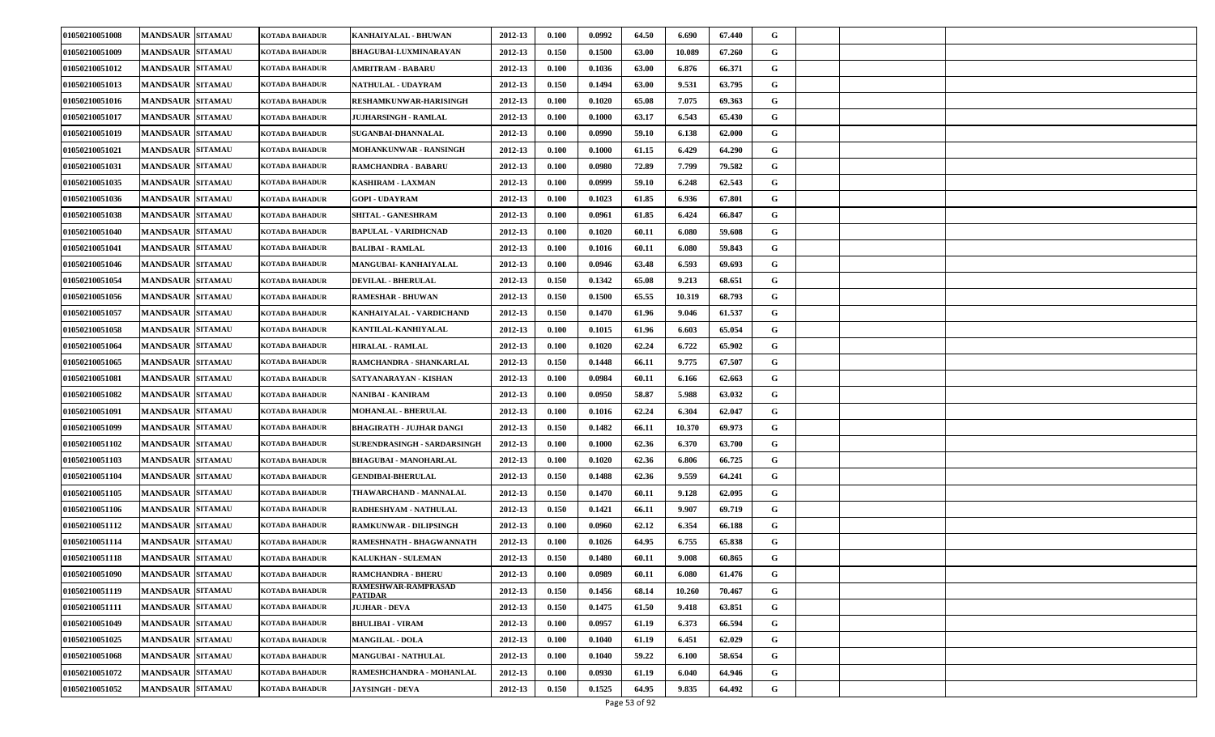| 01050210051008 | MANDSAUR | SITAMAU | KOTADA BAHADUR | KANHAIYALAL - BHUWAN | 2012-13 | 0.100 | 0.0992 | 64.50 | 6.690 | 67.440 | G | | | |
|---|---|---|---|---|---|---|---|---|---|---|---|---|---|---|
| 01050210051009 | MANDSAUR | SITAMAU | KOTADA BAHADUR | BHAGUBAI-LUXMINARAYAN | 2012-13 | 0.150 | 0.1500 | 63.00 | 10.089 | 67.260 | G | | | |
| 01050210051012 | MANDSAUR | SITAMAU | KOTADA BAHADUR | AMRITRAM - BABARU | 2012-13 | 0.100 | 0.1036 | 63.00 | 6.876 | 66.371 | G | | | |
| 01050210051013 | MANDSAUR | SITAMAU | KOTADA BAHADUR | NATHULAL - UDAYRAM | 2012-13 | 0.150 | 0.1494 | 63.00 | 9.531 | 63.795 | G | | | |
| 01050210051016 | MANDSAUR | SITAMAU | KOTADA BAHADUR | RESHAMKUNWAR-HARISINGH | 2012-13 | 0.100 | 0.1020 | 65.08 | 7.075 | 69.363 | G | | | |
| 01050210051017 | MANDSAUR | SITAMAU | KOTADA BAHADUR | JUJHARSINGH - RAMLAL | 2012-13 | 0.100 | 0.1000 | 63.17 | 6.543 | 65.430 | G | | | |
| 01050210051019 | MANDSAUR | SITAMAU | KOTADA BAHADUR | SUGANBAI-DHANNALAL | 2012-13 | 0.100 | 0.0990 | 59.10 | 6.138 | 62.000 | G | | | |
| 01050210051021 | MANDSAUR | SITAMAU | KOTADA BAHADUR | MOHANKUNWAR - RANSINGH | 2012-13 | 0.100 | 0.1000 | 61.15 | 6.429 | 64.290 | G | | | |
| 01050210051031 | MANDSAUR | SITAMAU | KOTADA BAHADUR | RAMCHANDRA - BABARU | 2012-13 | 0.100 | 0.0980 | 72.89 | 7.799 | 79.582 | G | | | |
| 01050210051035 | MANDSAUR | SITAMAU | KOTADA BAHADUR | KASHIRAM - LAXMAN | 2012-13 | 0.100 | 0.0999 | 59.10 | 6.248 | 62.543 | G | | | |
| 01050210051036 | MANDSAUR | SITAMAU | KOTADA BAHADUR | GOPI - UDAYRAM | 2012-13 | 0.100 | 0.1023 | 61.85 | 6.936 | 67.801 | G | | | |
| 01050210051038 | MANDSAUR | SITAMAU | KOTADA BAHADUR | SHITAL - GANESHRAM | 2012-13 | 0.100 | 0.0961 | 61.85 | 6.424 | 66.847 | G | | | |
| 01050210051040 | MANDSAUR | SITAMAU | KOTADA BAHADUR | BAPULAL - VARIDHCNAD | 2012-13 | 0.100 | 0.1020 | 60.11 | 6.080 | 59.608 | G | | | |
| 01050210051041 | MANDSAUR | SITAMAU | KOTADA BAHADUR | BALIBAI - RAMLAL | 2012-13 | 0.100 | 0.1016 | 60.11 | 6.080 | 59.843 | G | | | |
| 01050210051046 | MANDSAUR | SITAMAU | KOTADA BAHADUR | MANGUBAI- KANHAIYALAL | 2012-13 | 0.100 | 0.0946 | 63.48 | 6.593 | 69.693 | G | | | |
| 01050210051054 | MANDSAUR | SITAMAU | KOTADA BAHADUR | DEVILAL - BHERULAL | 2012-13 | 0.150 | 0.1342 | 65.08 | 9.213 | 68.651 | G | | | |
| 01050210051056 | MANDSAUR | SITAMAU | KOTADA BAHADUR | RAMESHAR - BHUWAN | 2012-13 | 0.150 | 0.1500 | 65.55 | 10.319 | 68.793 | G | | | |
| 01050210051057 | MANDSAUR | SITAMAU | KOTADA BAHADUR | KANHAIYALAL - VARDICHAND | 2012-13 | 0.150 | 0.1470 | 61.96 | 9.046 | 61.537 | G | | | |
| 01050210051058 | MANDSAUR | SITAMAU | KOTADA BAHADUR | KANTILAL-KANHIYALAL | 2012-13 | 0.100 | 0.1015 | 61.96 | 6.603 | 65.054 | G | | | |
| 01050210051064 | MANDSAUR | SITAMAU | KOTADA BAHADUR | HIRALAL - RAMLAL | 2012-13 | 0.100 | 0.1020 | 62.24 | 6.722 | 65.902 | G | | | |
| 01050210051065 | MANDSAUR | SITAMAU | KOTADA BAHADUR | RAMCHANDRA - SHANKARLAL | 2012-13 | 0.150 | 0.1448 | 66.11 | 9.775 | 67.507 | G | | | |
| 01050210051081 | MANDSAUR | SITAMAU | KOTADA BAHADUR | SATYANARAYAN - KISHAN | 2012-13 | 0.100 | 0.0984 | 60.11 | 6.166 | 62.663 | G | | | |
| 01050210051082 | MANDSAUR | SITAMAU | KOTADA BAHADUR | NANIBAI - KANIRAM | 2012-13 | 0.100 | 0.0950 | 58.87 | 5.988 | 63.032 | G | | | |
| 01050210051091 | MANDSAUR | SITAMAU | KOTADA BAHADUR | MOHANLAL - BHERULAL | 2012-13 | 0.100 | 0.1016 | 62.24 | 6.304 | 62.047 | G | | | |
| 01050210051099 | MANDSAUR | SITAMAU | KOTADA BAHADUR | BHAGIRATH - JUJHAR DANGI | 2012-13 | 0.150 | 0.1482 | 66.11 | 10.370 | 69.973 | G | | | |
| 01050210051102 | MANDSAUR | SITAMAU | KOTADA BAHADUR | SURENDRASINGH - SARDARSINGH | 2012-13 | 0.100 | 0.1000 | 62.36 | 6.370 | 63.700 | G | | | |
| 01050210051103 | MANDSAUR | SITAMAU | KOTADA BAHADUR | BHAGUBAI - MANOHARLAL | 2012-13 | 0.100 | 0.1020 | 62.36 | 6.806 | 66.725 | G | | | |
| 01050210051104 | MANDSAUR | SITAMAU | KOTADA BAHADUR | GENDIBAI-BHERULAL | 2012-13 | 0.150 | 0.1488 | 62.36 | 9.559 | 64.241 | G | | | |
| 01050210051105 | MANDSAUR | SITAMAU | KOTADA BAHADUR | THAWARCHAND - MANNALAL | 2012-13 | 0.150 | 0.1470 | 60.11 | 9.128 | 62.095 | G | | | |
| 01050210051106 | MANDSAUR | SITAMAU | KOTADA BAHADUR | RADHESHYAM - NATHULAL | 2012-13 | 0.150 | 0.1421 | 66.11 | 9.907 | 69.719 | G | | | |
| 01050210051112 | MANDSAUR | SITAMAU | KOTADA BAHADUR | RAMKUNWAR - DILIPSINGH | 2012-13 | 0.100 | 0.0960 | 62.12 | 6.354 | 66.188 | G | | | |
| 01050210051114 | MANDSAUR | SITAMAU | KOTADA BAHADUR | RAMESHNATH - BHAGWANNATH | 2012-13 | 0.100 | 0.1026 | 64.95 | 6.755 | 65.838 | G | | | |
| 01050210051118 | MANDSAUR | SITAMAU | KOTADA BAHADUR | KALUKHAN - SULEMAN | 2012-13 | 0.150 | 0.1480 | 60.11 | 9.008 | 60.865 | G | | | |
| 01050210051090 | MANDSAUR | SITAMAU | KOTADA BAHADUR | RAMCHANDRA - BHERU | 2012-13 | 0.100 | 0.0989 | 60.11 | 6.080 | 61.476 | G | | | |
| 01050210051119 | MANDSAUR | SITAMAU | KOTADA BAHADUR | RAMESHWAR-RAMPRASAD PATIDAR | 2012-13 | 0.150 | 0.1456 | 68.14 | 10.260 | 70.467 | G | | | |
| 01050210051111 | MANDSAUR | SITAMAU | KOTADA BAHADUR | JUJHAR - DEVA | 2012-13 | 0.150 | 0.1475 | 61.50 | 9.418 | 63.851 | G | | | |
| 01050210051049 | MANDSAUR | SITAMAU | KOTADA BAHADUR | BHULIBAI - VIRAM | 2012-13 | 0.100 | 0.0957 | 61.19 | 6.373 | 66.594 | G | | | |
| 01050210051025 | MANDSAUR | SITAMAU | KOTADA BAHADUR | MANGILAL - DOLA | 2012-13 | 0.100 | 0.1040 | 61.19 | 6.451 | 62.029 | G | | | |
| 01050210051068 | MANDSAUR | SITAMAU | KOTADA BAHADUR | MANGUBAI - NATHULAL | 2012-13 | 0.100 | 0.1040 | 59.22 | 6.100 | 58.654 | G | | | |
| 01050210051072 | MANDSAUR | SITAMAU | KOTADA BAHADUR | RAMESHCHANDRA - MOHANLAL | 2012-13 | 0.100 | 0.0930 | 61.19 | 6.040 | 64.946 | G | | | |
| 01050210051052 | MANDSAUR | SITAMAU | KOTADA BAHADUR | JAYSINGH - DEVA | 2012-13 | 0.150 | 0.1525 | 64.95 | 9.835 | 64.492 | G | | | |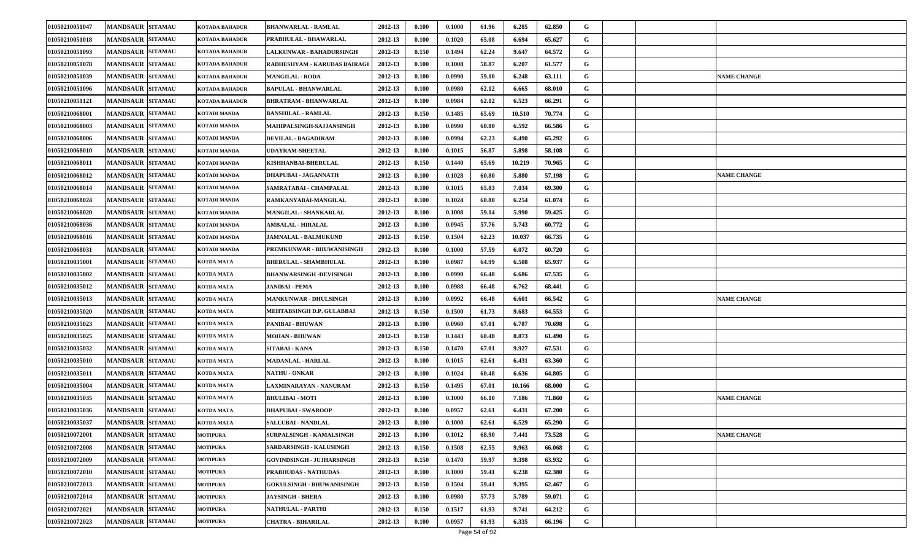| | | | | | | | | | | | | | | | |
|---|---|---|---|---|---|---|---|---|---|---|---|---|---|---|---|
| 01050210051047 | MANDSAUR | SITAMAU | KOTADA BAHADUR | BHANWARLAL - RAMLAL | 2012-13 | 0.100 | 0.1000 | 61.96 | 6.285 | 62.850 | G | | | | |
| 01050210051018 | MANDSAUR | SITAMAU | KOTADA BAHADUR | PRABHULAL - BHAWARLAL | 2012-13 | 0.100 | 0.1020 | 65.08 | 6.694 | 65.627 | G | | | | |
| 01050210051093 | MANDSAUR | SITAMAU | KOTADA BAHADUR | LALKUNWAR - BAHADURSINGH | 2012-13 | 0.150 | 0.1494 | 62.24 | 9.647 | 64.572 | G | | | | |
| 01050210051078 | MANDSAUR | SITAMAU | KOTADA BAHADUR | RADHESHYAM - KARUDAS BAIRAGI | 2012-13 | 0.100 | 0.1008 | 58.87 | 6.207 | 61.577 | G | | | | |
| 01050210051039 | MANDSAUR | SITAMAU | KOTADA BAHADUR | MANGILAL - RODA | 2012-13 | 0.100 | 0.0990 | 59.10 | 6.248 | 63.111 | G | | | | NAME CHANGE |
| 01050210051096 | MANDSAUR | SITAMAU | KOTADA BAHADUR | BAPULAL - BHANWARLAL | 2012-13 | 0.100 | 0.0980 | 62.12 | 6.665 | 68.010 | G | | | | |
| 01050210051121 | MANDSAUR | SITAMAU | KOTADA BAHADUR | BHRATRAM - BHANWARLAL | 2012-13 | 0.100 | 0.0984 | 62.12 | 6.523 | 66.291 | G | | | | |
| 01050210068001 | MANDSAUR | SITAMAU | KOTADI MANDA | BANSHILAL - RAMLAL | 2012-13 | 0.150 | 0.1485 | 65.69 | 10.510 | 70.774 | G | | | | |
| 01050210068003 | MANDSAUR | SITAMAU | KOTADI MANDA | MAHIPALSINGH-SAJJANSINGH | 2012-13 | 0.100 | 0.0990 | 60.80 | 6.592 | 66.586 | G | | | | |
| 01050210068006 | MANDSAUR | SITAMAU | KOTADI MANDA | DEVILAL - BAGADIRAM | 2012-13 | 0.100 | 0.0994 | 62.23 | 6.490 | 65.292 | G | | | | |
| 01050210068010 | MANDSAUR | SITAMAU | KOTADI MANDA | UDAYRAM-SHEETAL | 2012-13 | 0.100 | 0.1015 | 56.87 | 5.898 | 58.108 | G | | | | |
| 01050210068011 | MANDSAUR | SITAMAU | KOTADI MANDA | KISHHANBAI-BHERULAL | 2012-13 | 0.150 | 0.1440 | 65.69 | 10.219 | 70.965 | G | | | | |
| 01050210068012 | MANDSAUR | SITAMAU | KOTADI MANDA | DHAPUBAI - JAGANNATH | 2012-13 | 0.100 | 0.1028 | 60.80 | 5.880 | 57.198 | G | | | | NAME CHANGE |
| 01050210068014 | MANDSAUR | SITAMAU | KOTADI MANDA | SAMRATABAI - CHAMPALAL | 2012-13 | 0.100 | 0.1015 | 65.83 | 7.034 | 69.300 | G | | | | |
| 01050210068024 | MANDSAUR | SITAMAU | KOTADI MANDA | RAMKANYABAI-MANGILAL | 2012-13 | 0.100 | 0.1024 | 60.80 | 6.254 | 61.074 | G | | | | |
| 01050210068020 | MANDSAUR | SITAMAU | KOTADI MANDA | MANGILAL - SHANKARLAL | 2012-13 | 0.100 | 0.1008 | 59.14 | 5.990 | 59.425 | G | | | | |
| 01050210068036 | MANDSAUR | SITAMAU | KOTADI MANDA | AMBALAL - HIRALAL | 2012-13 | 0.100 | 0.0945 | 57.76 | 5.743 | 60.772 | G | | | | |
| 01050210068016 | MANDSAUR | SITAMAU | KOTADI MANDA | JAMNALAL - BALMUKUND | 2012-13 | 0.150 | 0.1504 | 62.23 | 10.037 | 66.735 | G | | | | |
| 01050210068031 | MANDSAUR | SITAMAU | KOTADI MANDA | PREMKUNWAR - BHUWANISINGH | 2012-13 | 0.100 | 0.1000 | 57.59 | 6.072 | 60.720 | G | | | | |
| 01050210035001 | MANDSAUR | SITAMAU | KOTDA MATA | BHERULAL - SHAMBHULAL | 2012-13 | 0.100 | 0.0987 | 64.99 | 6.508 | 65.937 | G | | | | |
| 01050210035002 | MANDSAUR | SITAMAU | KOTDA MATA | BHANWARSINGH -DEVISINGH | 2012-13 | 0.100 | 0.0990 | 66.48 | 6.686 | 67.535 | G | | | | |
| 01050210035012 | MANDSAUR | SITAMAU | KOTDA MATA | JANIBAI - PEMA | 2012-13 | 0.100 | 0.0988 | 66.48 | 6.762 | 68.441 | G | | | | |
| 01050210035013 | MANDSAUR | SITAMAU | KOTDA MATA | MANKUNWAR - DHULSINGH | 2012-13 | 0.100 | 0.0992 | 66.48 | 6.601 | 66.542 | G | | | | NAME CHANGE |
| 01050210035020 | MANDSAUR | SITAMAU | KOTDA MATA | MEHTABSINGH D.P. GULABBAI | 2012-13 | 0.150 | 0.1500 | 61.73 | 9.683 | 64.553 | G | | | | |
| 01050210035023 | MANDSAUR | SITAMAU | KOTDA MATA | PANIBAI - BHUWAN | 2012-13 | 0.100 | 0.0960 | 67.01 | 6.787 | 70.698 | G | | | | |
| 01050210035025 | MANDSAUR | SITAMAU | KOTDA MATA | MOHAN - BHUWAN | 2012-13 | 0.150 | 0.1443 | 60.48 | 8.873 | 61.490 | G | | | | |
| 01050210035032 | MANDSAUR | SITAMAU | KOTDA MATA | SITABAI - KANA | 2012-13 | 0.150 | 0.1470 | 67.01 | 9.927 | 67.531 | G | | | | |
| 01050210035010 | MANDSAUR | SITAMAU | KOTDA MATA | MADANLAL - HARLAL | 2012-13 | 0.100 | 0.1015 | 62.61 | 6.431 | 63.360 | G | | | | |
| 01050210035011 | MANDSAUR | SITAMAU | KOTDA MATA | NATHU - ONKAR | 2012-13 | 0.100 | 0.1024 | 60.48 | 6.636 | 64.805 | G | | | | |
| 01050210035004 | MANDSAUR | SITAMAU | KOTDA MATA | LAXMINARAYAN - NANURAM | 2012-13 | 0.150 | 0.1495 | 67.01 | 10.166 | 68.000 | G | | | | |
| 01050210035035 | MANDSAUR | SITAMAU | KOTDA MATA | BHULIBAI - MOTI | 2012-13 | 0.100 | 0.1000 | 66.10 | 7.186 | 71.860 | G | | | | NAME CHANGE |
| 01050210035036 | MANDSAUR | SITAMAU | KOTDA MATA | DHAPUBAI - SWAROOP | 2012-13 | 0.100 | 0.0957 | 62.61 | 6.431 | 67.200 | G | | | | |
| 01050210035037 | MANDSAUR | SITAMAU | KOTDA MATA | SALLUBAI - NANDLAL | 2012-13 | 0.100 | 0.1000 | 62.61 | 6.529 | 65.290 | G | | | | |
| 01050210072001 | MANDSAUR | SITAMAU | MOTIPURA | SURPALSINGH - KAMALSINGH | 2012-13 | 0.100 | 0.1012 | 68.90 | 7.441 | 73.528 | G | | | | NAME CHANGE |
| 01050210072008 | MANDSAUR | SITAMAU | MOTIPURA | SARDARSINGH - KALUSINGH | 2012-13 | 0.150 | 0.1508 | 62.55 | 9.963 | 66.068 | G | | | | |
| 01050210072009 | MANDSAUR | SITAMAU | MOTIPURA | GOVINDSINGH - JUJHARSINGH | 2012-13 | 0.150 | 0.1470 | 59.97 | 9.398 | 63.932 | G | | | | |
| 01050210072010 | MANDSAUR | SITAMAU | MOTIPURA | PRABHUDAS - NATHUDAS | 2012-13 | 0.100 | 0.1000 | 59.41 | 6.238 | 62.380 | G | | | | |
| 01050210072013 | MANDSAUR | SITAMAU | MOTIPURA | GOKULSINGH - BHUWANISINGH | 2012-13 | 0.150 | 0.1504 | 59.41 | 9.395 | 62.467 | G | | | | |
| 01050210072014 | MANDSAUR | SITAMAU | MOTIPURA | JAYSINGH - BHERA | 2012-13 | 0.100 | 0.0980 | 57.73 | 5.789 | 59.071 | G | | | | |
| 01050210072021 | MANDSAUR | SITAMAU | MOTIPURA | NATHULAL - PARTHI | 2012-13 | 0.150 | 0.1517 | 61.93 | 9.741 | 64.212 | G | | | | |
| 01050210072023 | MANDSAUR | SITAMAU | MOTIPURA | CHATRA - BIHARILAL | 2012-13 | 0.100 | 0.0957 | 61.93 | 6.335 | 66.196 | G | | | | |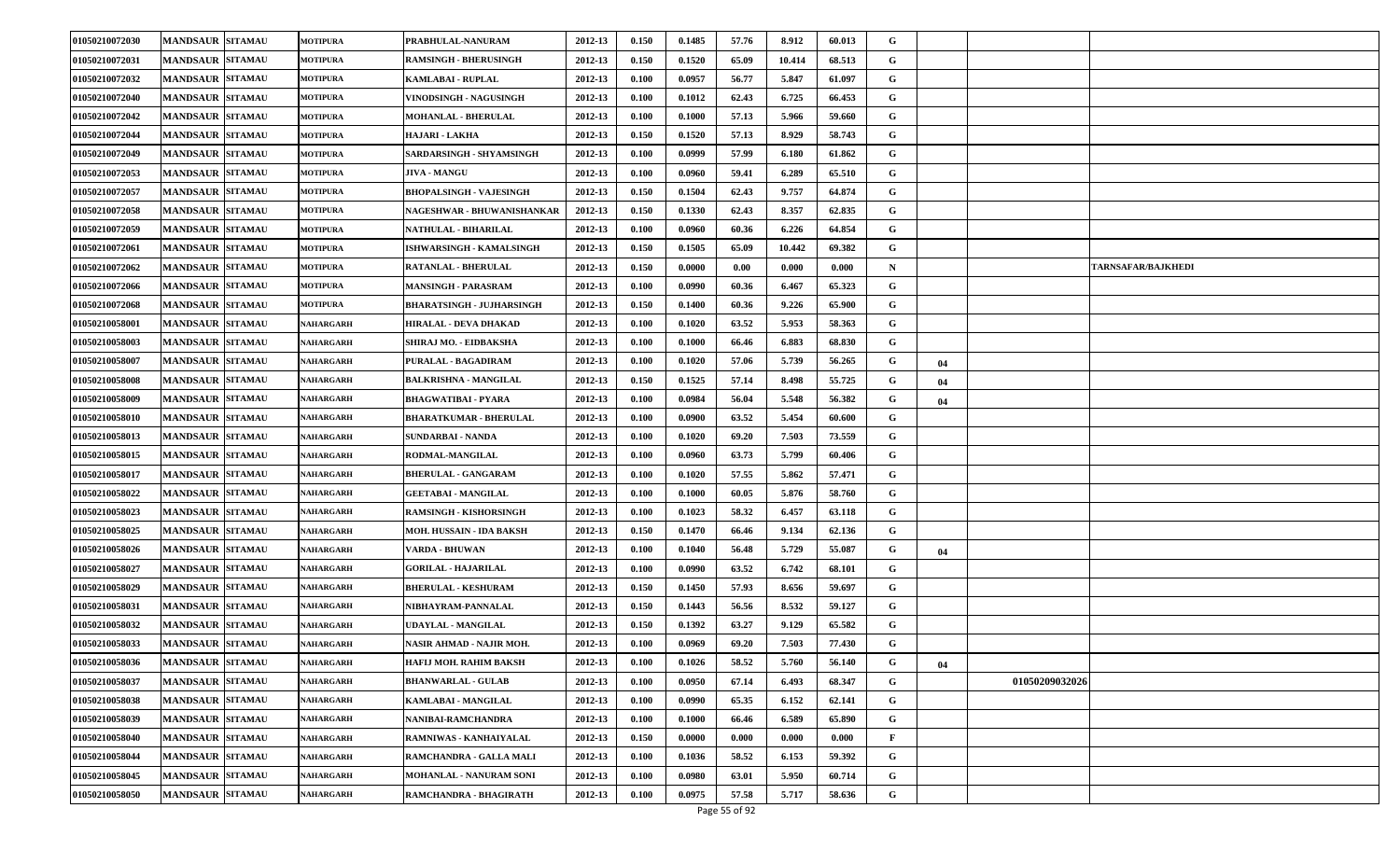| | | | | | | | | | | | | | | |
|---|---|---|---|---|---|---|---|---|---|---|---|---|---|---|
| 01050210072030 | MANDSAUR | SITAMAU | MOTIPURA | PRABHULAL-NANURAM | 2012-13 | 0.150 | 0.1485 | 57.76 | 8.912 | 60.013 | G | | | |
| 01050210072031 | MANDSAUR | SITAMAU | MOTIPURA | RAMSINGH - BHERUSINGH | 2012-13 | 0.150 | 0.1520 | 65.09 | 10.414 | 68.513 | G | | | |
| 01050210072032 | MANDSAUR | SITAMAU | MOTIPURA | KAMLABAI - RUPLAL | 2012-13 | 0.100 | 0.0957 | 56.77 | 5.847 | 61.097 | G | | | |
| 01050210072040 | MANDSAUR | SITAMAU | MOTIPURA | VINODSINGH - NAGUSINGH | 2012-13 | 0.100 | 0.1012 | 62.43 | 6.725 | 66.453 | G | | | |
| 01050210072042 | MANDSAUR | SITAMAU | MOTIPURA | MOHANLAL - BHERULAL | 2012-13 | 0.100 | 0.1000 | 57.13 | 5.966 | 59.660 | G | | | |
| 01050210072044 | MANDSAUR | SITAMAU | MOTIPURA | HAJARI - LAKHA | 2012-13 | 0.150 | 0.1520 | 57.13 | 8.929 | 58.743 | G | | | |
| 01050210072049 | MANDSAUR | SITAMAU | MOTIPURA | SARDARSINGH - SHYAMSINGH | 2012-13 | 0.100 | 0.0999 | 57.99 | 6.180 | 61.862 | G | | | |
| 01050210072053 | MANDSAUR | SITAMAU | MOTIPURA | JIVA - MANGU | 2012-13 | 0.100 | 0.0960 | 59.41 | 6.289 | 65.510 | G | | | |
| 01050210072057 | MANDSAUR | SITAMAU | MOTIPURA | BHOPALSINGH - VAJESINGH | 2012-13 | 0.150 | 0.1504 | 62.43 | 9.757 | 64.874 | G | | | |
| 01050210072058 | MANDSAUR | SITAMAU | MOTIPURA | NAGESHWAR - BHUWANISHANKAR | 2012-13 | 0.150 | 0.1330 | 62.43 | 8.357 | 62.835 | G | | | |
| 01050210072059 | MANDSAUR | SITAMAU | MOTIPURA | NATHULAL - BIHARILAL | 2012-13 | 0.100 | 0.0960 | 60.36 | 6.226 | 64.854 | G | | | |
| 01050210072061 | MANDSAUR | SITAMAU | MOTIPURA | ISHWARSINGH - KAMALSINGH | 2012-13 | 0.150 | 0.1505 | 65.09 | 10.442 | 69.382 | G | | | |
| 01050210072062 | MANDSAUR | SITAMAU | MOTIPURA | RATANLAL - BHERULAL | 2012-13 | 0.150 | 0.0000 | 0.00 | 0.000 | 0.000 | N | | | TARNSAFAR/BAJKHEDI |
| 01050210072066 | MANDSAUR | SITAMAU | MOTIPURA | MANSINGH - PARASRAM | 2012-13 | 0.100 | 0.0990 | 60.36 | 6.467 | 65.323 | G | | | |
| 01050210072068 | MANDSAUR | SITAMAU | MOTIPURA | BHARATSINGH - JUJHARSINGH | 2012-13 | 0.150 | 0.1400 | 60.36 | 9.226 | 65.900 | G | | | |
| 01050210058001 | MANDSAUR | SITAMAU | NAHARGARH | HIRALAL - DEVA DHAKAD | 2012-13 | 0.100 | 0.1020 | 63.52 | 5.953 | 58.363 | G | | | |
| 01050210058003 | MANDSAUR | SITAMAU | NAHARGARH | SHIRAJ MO. - EIDBAKSHA | 2012-13 | 0.100 | 0.1000 | 66.46 | 6.883 | 68.830 | G | | | |
| 01050210058007 | MANDSAUR | SITAMAU | NAHARGARH | PURALAL - BAGADIRAM | 2012-13 | 0.100 | 0.1020 | 57.06 | 5.739 | 56.265 | G | 04 | | |
| 01050210058008 | MANDSAUR | SITAMAU | NAHARGARH | BALKRISHNA - MANGILAL | 2012-13 | 0.150 | 0.1525 | 57.14 | 8.498 | 55.725 | G | 04 | | |
| 01050210058009 | MANDSAUR | SITAMAU | NAHARGARH | BHAGWATIBAI - PYARA | 2012-13 | 0.100 | 0.0984 | 56.04 | 5.548 | 56.382 | G | 04 | | |
| 01050210058010 | MANDSAUR | SITAMAU | NAHARGARH | BHARATKUMAR - BHERULAL | 2012-13 | 0.100 | 0.0900 | 63.52 | 5.454 | 60.600 | G | | | |
| 01050210058013 | MANDSAUR | SITAMAU | NAHARGARH | SUNDARBAI - NANDA | 2012-13 | 0.100 | 0.1020 | 69.20 | 7.503 | 73.559 | G | | | |
| 01050210058015 | MANDSAUR | SITAMAU | NAHARGARH | RODMAL-MANGILAL | 2012-13 | 0.100 | 0.0960 | 63.73 | 5.799 | 60.406 | G | | | |
| 01050210058017 | MANDSAUR | SITAMAU | NAHARGARH | BHERULAL - GANGARAM | 2012-13 | 0.100 | 0.1020 | 57.55 | 5.862 | 57.471 | G | | | |
| 01050210058022 | MANDSAUR | SITAMAU | NAHARGARH | GEETABAI - MANGILAL | 2012-13 | 0.100 | 0.1000 | 60.05 | 5.876 | 58.760 | G | | | |
| 01050210058023 | MANDSAUR | SITAMAU | NAHARGARH | RAMSINGH - KISHORSINGH | 2012-13 | 0.100 | 0.1023 | 58.32 | 6.457 | 63.118 | G | | | |
| 01050210058025 | MANDSAUR | SITAMAU | NAHARGARH | MOH. HUSSAIN - IDA BAKSH | 2012-13 | 0.150 | 0.1470 | 66.46 | 9.134 | 62.136 | G | | | |
| 01050210058026 | MANDSAUR | SITAMAU | NAHARGARH | VARDA - BHUWAN | 2012-13 | 0.100 | 0.1040 | 56.48 | 5.729 | 55.087 | G | 04 | | |
| 01050210058027 | MANDSAUR | SITAMAU | NAHARGARH | GORILAL - HAJARILAL | 2012-13 | 0.100 | 0.0990 | 63.52 | 6.742 | 68.101 | G | | | |
| 01050210058029 | MANDSAUR | SITAMAU | NAHARGARH | BHERULAL - KESHURAM | 2012-13 | 0.150 | 0.1450 | 57.93 | 8.656 | 59.697 | G | | | |
| 01050210058031 | MANDSAUR | SITAMAU | NAHARGARH | NIBHAYRAM-PANNALAL | 2012-13 | 0.150 | 0.1443 | 56.56 | 8.532 | 59.127 | G | | | |
| 01050210058032 | MANDSAUR | SITAMAU | NAHARGARH | UDAYLAL - MANGILAL | 2012-13 | 0.150 | 0.1392 | 63.27 | 9.129 | 65.582 | G | | | |
| 01050210058033 | MANDSAUR | SITAMAU | NAHARGARH | NASIR AHMAD - NAJIR MOH. | 2012-13 | 0.100 | 0.0969 | 69.20 | 7.503 | 77.430 | G | | | |
| 01050210058036 | MANDSAUR | SITAMAU | NAHARGARH | HAFIJ MOH. RAHIM BAKSH | 2012-13 | 0.100 | 0.1026 | 58.52 | 5.760 | 56.140 | G | 04 | | |
| 01050210058037 | MANDSAUR | SITAMAU | NAHARGARH | BHANWARLAL - GULAB | 2012-13 | 0.100 | 0.0950 | 67.14 | 6.493 | 68.347 | G | | 01050209032026 | |
| 01050210058038 | MANDSAUR | SITAMAU | NAHARGARH | KAMLABAI - MANGILAL | 2012-13 | 0.100 | 0.0990 | 65.35 | 6.152 | 62.141 | G | | | |
| 01050210058039 | MANDSAUR | SITAMAU | NAHARGARH | NANIBAI-RAMCHANDRA | 2012-13 | 0.100 | 0.1000 | 66.46 | 6.589 | 65.890 | G | | | |
| 01050210058040 | MANDSAUR | SITAMAU | NAHARGARH | RAMNIWAS - KANHAIYALAL | 2012-13 | 0.150 | 0.0000 | 0.000 | 0.000 | 0.000 | F | | | |
| 01050210058044 | MANDSAUR | SITAMAU | NAHARGARH | RAMCHANDRA - GALLA MALI | 2012-13 | 0.100 | 0.1036 | 58.52 | 6.153 | 59.392 | G | | | |
| 01050210058045 | MANDSAUR | SITAMAU | NAHARGARH | MOHANLAL - NANURAM SONI | 2012-13 | 0.100 | 0.0980 | 63.01 | 5.950 | 60.714 | G | | | |
| 01050210058050 | MANDSAUR | SITAMAU | NAHARGARH | RAMCHANDRA - BHAGIRATH | 2012-13 | 0.100 | 0.0975 | 57.58 | 5.717 | 58.636 | G | | | |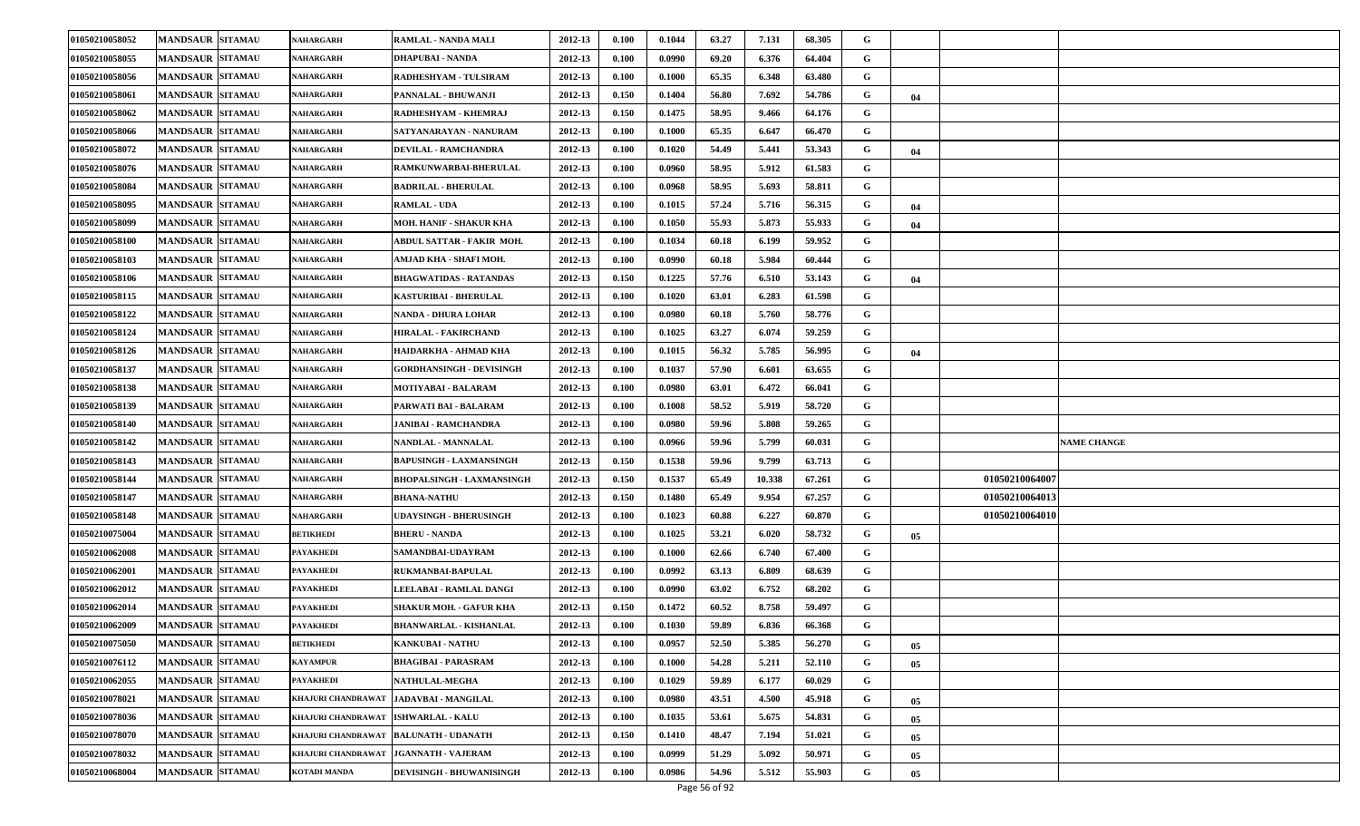| 01050210058052 | MANDSAUR | SITAMAU | NAHARGARH | RAMLAL - NANDA MALI | 2012-13 | 0.100 | 0.1044 | 63.27 | 7.131 | 68.305 | G | | | |
|---|---|---|---|---|---|---|---|---|---|---|---|---|---|---|
| 01050210058055 | MANDSAUR | SITAMAU | NAHARGARH | DHAPUBAI - NANDA | 2012-13 | 0.100 | 0.0990 | 69.20 | 6.376 | 64.404 | G | | | |
| 01050210058056 | MANDSAUR | SITAMAU | NAHARGARH | RADHESHYAM - TULSIRAM | 2012-13 | 0.100 | 0.1000 | 65.35 | 6.348 | 63.480 | G | | | |
| 01050210058061 | MANDSAUR | SITAMAU | NAHARGARH | PANNALAL - BHUWANJI | 2012-13 | 0.150 | 0.1404 | 56.80 | 7.692 | 54.786 | G | 04 | | |
| 01050210058062 | MANDSAUR | SITAMAU | NAHARGARH | RADHESHYAM - KHEMRAJ | 2012-13 | 0.150 | 0.1475 | 58.95 | 9.466 | 64.176 | G | | | |
| 01050210058066 | MANDSAUR | SITAMAU | NAHARGARH | SATYANARAYAN - NANURAM | 2012-13 | 0.100 | 0.1000 | 65.35 | 6.647 | 66.470 | G | | | |
| 01050210058072 | MANDSAUR | SITAMAU | NAHARGARH | DEVILAL - RAMCHANDRA | 2012-13 | 0.100 | 0.1020 | 54.49 | 5.441 | 53.343 | G | 04 | | |
| 01050210058076 | MANDSAUR | SITAMAU | NAHARGARH | RAMKUNWARBAI-BHERULAL | 2012-13 | 0.100 | 0.0960 | 58.95 | 5.912 | 61.583 | G | | | |
| 01050210058084 | MANDSAUR | SITAMAU | NAHARGARH | BADRILAL - BHERULAL | 2012-13 | 0.100 | 0.0968 | 58.95 | 5.693 | 58.811 | G | | | |
| 01050210058095 | MANDSAUR | SITAMAU | NAHARGARH | RAMLAL - UDA | 2012-13 | 0.100 | 0.1015 | 57.24 | 5.716 | 56.315 | G | 04 | | |
| 01050210058099 | MANDSAUR | SITAMAU | NAHARGARH | MOH. HANIF - SHAKUR KHA | 2012-13 | 0.100 | 0.1050 | 55.93 | 5.873 | 55.933 | G | 04 | | |
| 01050210058100 | MANDSAUR | SITAMAU | NAHARGARH | ABDUL SATTAR - FAKIR MOH. | 2012-13 | 0.100 | 0.1034 | 60.18 | 6.199 | 59.952 | G | | | |
| 01050210058103 | MANDSAUR | SITAMAU | NAHARGARH | AMJAD KHA - SHAFI MOH. | 2012-13 | 0.100 | 0.0990 | 60.18 | 5.984 | 60.444 | G | | | |
| 01050210058106 | MANDSAUR | SITAMAU | NAHARGARH | BHAGWATIDAS - RATANDAS | 2012-13 | 0.150 | 0.1225 | 57.76 | 6.510 | 53.143 | G | 04 | | |
| 01050210058115 | MANDSAUR | SITAMAU | NAHARGARH | KASTURIBAI - BHERULAL | 2012-13 | 0.100 | 0.1020 | 63.01 | 6.283 | 61.598 | G | | | |
| 01050210058122 | MANDSAUR | SITAMAU | NAHARGARH | NANDA - DHURA LOHAR | 2012-13 | 0.100 | 0.0980 | 60.18 | 5.760 | 58.776 | G | | | |
| 01050210058124 | MANDSAUR | SITAMAU | NAHARGARH | HIRALAL - FAKIRCHAND | 2012-13 | 0.100 | 0.1025 | 63.27 | 6.074 | 59.259 | G | | | |
| 01050210058126 | MANDSAUR | SITAMAU | NAHARGARH | HAIDARKHA - AHMAD KHA | 2012-13 | 0.100 | 0.1015 | 56.32 | 5.785 | 56.995 | G | 04 | | |
| 01050210058137 | MANDSAUR | SITAMAU | NAHARGARH | GORDHANSINGH - DEVISINGH | 2012-13 | 0.100 | 0.1037 | 57.90 | 6.601 | 63.655 | G | | | |
| 01050210058138 | MANDSAUR | SITAMAU | NAHARGARH | MOTIYABAI - BALARAM | 2012-13 | 0.100 | 0.0980 | 63.01 | 6.472 | 66.041 | G | | | |
| 01050210058139 | MANDSAUR | SITAMAU | NAHARGARH | PARWATI BAI - BALARAM | 2012-13 | 0.100 | 0.1008 | 58.52 | 5.919 | 58.720 | G | | | |
| 01050210058140 | MANDSAUR | SITAMAU | NAHARGARH | JANIBAI - RAMCHANDRA | 2012-13 | 0.100 | 0.0980 | 59.96 | 5.808 | 59.265 | G | | | |
| 01050210058142 | MANDSAUR | SITAMAU | NAHARGARH | NANDLAL - MANNALAL | 2012-13 | 0.100 | 0.0966 | 59.96 | 5.799 | 60.031 | G | | | NAME CHANGE |
| 01050210058143 | MANDSAUR | SITAMAU | NAHARGARH | BAPUSINGH - LAXMANSINGH | 2012-13 | 0.150 | 0.1538 | 59.96 | 9.799 | 63.713 | G | | | |
| 01050210058144 | MANDSAUR | SITAMAU | NAHARGARH | BHOPALSINGH - LAXMANSINGH | 2012-13 | 0.150 | 0.1537 | 65.49 | 10.338 | 67.261 | G | | 01050210064007 | |
| 01050210058147 | MANDSAUR | SITAMAU | NAHARGARH | BHANA-NATHU | 2012-13 | 0.150 | 0.1480 | 65.49 | 9.954 | 67.257 | G | | 01050210064013 | |
| 01050210058148 | MANDSAUR | SITAMAU | NAHARGARH | UDAYSINGH - BHERUSINGH | 2012-13 | 0.100 | 0.1023 | 60.88 | 6.227 | 60.870 | G | | 01050210064010 | |
| 01050210075004 | MANDSAUR | SITAMAU | BETIKHEDI | BHERU - NANDA | 2012-13 | 0.100 | 0.1025 | 53.21 | 6.020 | 58.732 | G | 05 | | |
| 01050210062008 | MANDSAUR | SITAMAU | PAYAKHEDI | SAMANDBAI-UDAYRAM | 2012-13 | 0.100 | 0.1000 | 62.66 | 6.740 | 67.400 | G | | | |
| 01050210062001 | MANDSAUR | SITAMAU | PAYAKHEDI | RUKMANBAI-BAPULAL | 2012-13 | 0.100 | 0.0992 | 63.13 | 6.809 | 68.639 | G | | | |
| 01050210062012 | MANDSAUR | SITAMAU | PAYAKHEDI | LEELABAI - RAMLAL DANGI | 2012-13 | 0.100 | 0.0990 | 63.02 | 6.752 | 68.202 | G | | | |
| 01050210062014 | MANDSAUR | SITAMAU | PAYAKHEDI | SHAKUR MOH. - GAFUR KHA | 2012-13 | 0.150 | 0.1472 | 60.52 | 8.758 | 59.497 | G | | | |
| 01050210062009 | MANDSAUR | SITAMAU | PAYAKHEDI | BHANWARLAL - KISHANLAL | 2012-13 | 0.100 | 0.1030 | 59.89 | 6.836 | 66.368 | G | | | |
| 01050210075050 | MANDSAUR | SITAMAU | BETIKHEDI | KANKUBAI - NATHU | 2012-13 | 0.100 | 0.0957 | 52.50 | 5.385 | 56.270 | G | 05 | | |
| 01050210076112 | MANDSAUR | SITAMAU | KAYAMPUR | BHAGIBAI - PARASRAM | 2012-13 | 0.100 | 0.1000 | 54.28 | 5.211 | 52.110 | G | 05 | | |
| 01050210062055 | MANDSAUR | SITAMAU | PAYAKHEDI | NATHULAL-MEGHA | 2012-13 | 0.100 | 0.1029 | 59.89 | 6.177 | 60.029 | G | | | |
| 01050210078021 | MANDSAUR | SITAMAU | KHAJURI CHANDRAWAT | JADAVBAI - MANGILAL | 2012-13 | 0.100 | 0.0980 | 43.51 | 4.500 | 45.918 | G | 05 | | |
| 01050210078036 | MANDSAUR | SITAMAU | KHAJURI CHANDRAWAT | ISHWARLAL - KALU | 2012-13 | 0.100 | 0.1035 | 53.61 | 5.675 | 54.831 | G | 05 | | |
| 01050210078070 | MANDSAUR | SITAMAU | KHAJURI CHANDRAWAT | BALUNATH - UDANATH | 2012-13 | 0.150 | 0.1410 | 48.47 | 7.194 | 51.021 | G | 05 | | |
| 01050210078032 | MANDSAUR | SITAMAU | KHAJURI CHANDRAWAT | JGANNATH - VAJERAM | 2012-13 | 0.100 | 0.0999 | 51.29 | 5.092 | 50.971 | G | 05 | | |
| 01050210068004 | MANDSAUR | SITAMAU | KOTADI MANDA | DEVISINGH - BHUWANISINGH | 2012-13 | 0.100 | 0.0986 | 54.96 | 5.512 | 55.903 | G | 05 | | |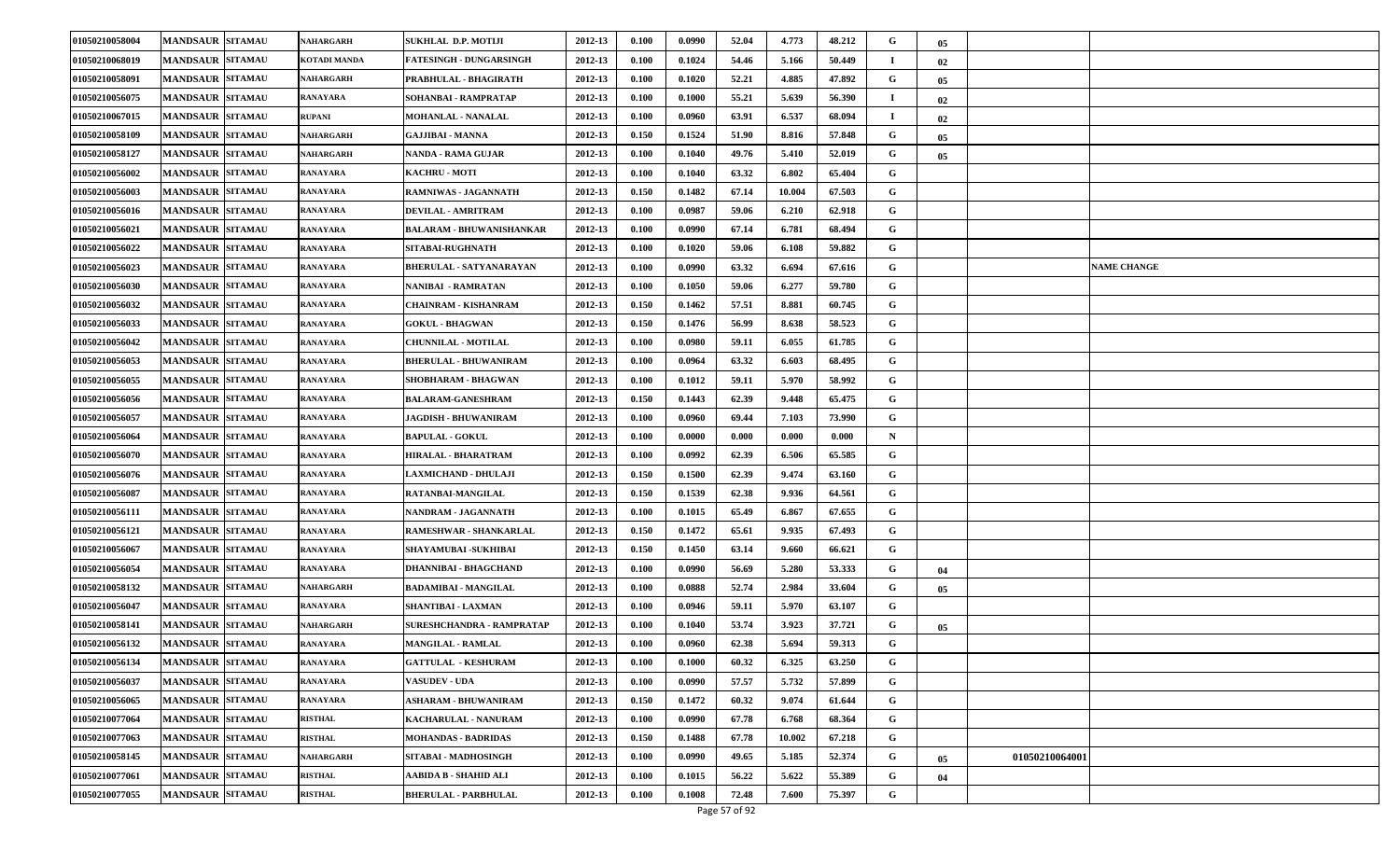| | | | | | | | | | | | | | | | |
|---|---|---|---|---|---|---|---|---|---|---|---|---|---|---|---|
| 01050210058004 | MANDSAUR | SITAMAU | NAHARGARH | SUKHLAL D.P. MOTIJI | 2012-13 | 0.100 | 0.0990 | 52.04 | 4.773 | 48.212 | G | 05 | | |
| 01050210068019 | MANDSAUR | SITAMAU | KOTADI MANDA | FATESINGH - DUNGARSINGH | 2012-13 | 0.100 | 0.1024 | 54.46 | 5.166 | 50.449 | I | 02 | | |
| 01050210058091 | MANDSAUR | SITAMAU | NAHARGARH | PRABHULAL - BHAGIRATH | 2012-13 | 0.100 | 0.1020 | 52.21 | 4.885 | 47.892 | G | 05 | | |
| 01050210056075 | MANDSAUR | SITAMAU | RANAYARA | SOHANBAI - RAMPRATAP | 2012-13 | 0.100 | 0.1000 | 55.21 | 5.639 | 56.390 | I | 02 | | |
| 01050210067015 | MANDSAUR | SITAMAU | RUPANI | MOHANLAL - NANALAL | 2012-13 | 0.100 | 0.0960 | 63.91 | 6.537 | 68.094 | I | 02 | | |
| 01050210058109 | MANDSAUR | SITAMAU | NAHARGARH | GAJJIBAI - MANNA | 2012-13 | 0.150 | 0.1524 | 51.90 | 8.816 | 57.848 | G | 05 | | |
| 01050210058127 | MANDSAUR | SITAMAU | NAHARGARH | NANDA - RAMA GUJAR | 2012-13 | 0.100 | 0.1040 | 49.76 | 5.410 | 52.019 | G | 05 | | |
| 01050210056002 | MANDSAUR | SITAMAU | RANAYARA | KACHRU - MOTI | 2012-13 | 0.100 | 0.1040 | 63.32 | 6.802 | 65.404 | G | | | |
| 01050210056003 | MANDSAUR | SITAMAU | RANAYARA | RAMNIWAS - JAGANNATH | 2012-13 | 0.150 | 0.1482 | 67.14 | 10.004 | 67.503 | G | | | |
| 01050210056016 | MANDSAUR | SITAMAU | RANAYARA | DEVILAL - AMRITRAM | 2012-13 | 0.100 | 0.0987 | 59.06 | 6.210 | 62.918 | G | | | |
| 01050210056021 | MANDSAUR | SITAMAU | RANAYARA | BALARAM - BHUWANISHANKAR | 2012-13 | 0.100 | 0.0990 | 67.14 | 6.781 | 68.494 | G | | | |
| 01050210056022 | MANDSAUR | SITAMAU | RANAYARA | SITABAI-RUGHNATH | 2012-13 | 0.100 | 0.1020 | 59.06 | 6.108 | 59.882 | G | | | |
| 01050210056023 | MANDSAUR | SITAMAU | RANAYARA | BHERULAL - SATYANARAYAN | 2012-13 | 0.100 | 0.0990 | 63.32 | 6.694 | 67.616 | G | | | NAME CHANGE |
| 01050210056030 | MANDSAUR | SITAMAU | RANAYARA | NANIBAI - RAMRATAN | 2012-13 | 0.100 | 0.1050 | 59.06 | 6.277 | 59.780 | G | | | |
| 01050210056032 | MANDSAUR | SITAMAU | RANAYARA | CHAINRAM - KISHANRAM | 2012-13 | 0.150 | 0.1462 | 57.51 | 8.881 | 60.745 | G | | | |
| 01050210056033 | MANDSAUR | SITAMAU | RANAYARA | GOKUL - BHAGWAN | 2012-13 | 0.150 | 0.1476 | 56.99 | 8.638 | 58.523 | G | | | |
| 01050210056042 | MANDSAUR | SITAMAU | RANAYARA | CHUNNILAL - MOTILAL | 2012-13 | 0.100 | 0.0980 | 59.11 | 6.055 | 61.785 | G | | | |
| 01050210056053 | MANDSAUR | SITAMAU | RANAYARA | BHERULAL - BHUWANIRAM | 2012-13 | 0.100 | 0.0964 | 63.32 | 6.603 | 68.495 | G | | | |
| 01050210056055 | MANDSAUR | SITAMAU | RANAYARA | SHOBHARAM - BHAGWAN | 2012-13 | 0.100 | 0.1012 | 59.11 | 5.970 | 58.992 | G | | | |
| 01050210056056 | MANDSAUR | SITAMAU | RANAYARA | BALARAM-GANESHRAM | 2012-13 | 0.150 | 0.1443 | 62.39 | 9.448 | 65.475 | G | | | |
| 01050210056057 | MANDSAUR | SITAMAU | RANAYARA | JAGDISH - BHUWANIRAM | 2012-13 | 0.100 | 0.0960 | 69.44 | 7.103 | 73.990 | G | | | |
| 01050210056064 | MANDSAUR | SITAMAU | RANAYARA | BAPULAL - GOKUL | 2012-13 | 0.100 | 0.0000 | 0.000 | 0.000 | 0.000 | N | | | |
| 01050210056070 | MANDSAUR | SITAMAU | RANAYARA | HIRALAL - BHARATRAM | 2012-13 | 0.100 | 0.0992 | 62.39 | 6.506 | 65.585 | G | | | |
| 01050210056076 | MANDSAUR | SITAMAU | RANAYARA | LAXMICHAND - DHULAJI | 2012-13 | 0.150 | 0.1500 | 62.39 | 9.474 | 63.160 | G | | | |
| 01050210056087 | MANDSAUR | SITAMAU | RANAYARA | RATANBAI-MANGILAL | 2012-13 | 0.150 | 0.1539 | 62.38 | 9.936 | 64.561 | G | | | |
| 01050210056111 | MANDSAUR | SITAMAU | RANAYARA | NANDRAM - JAGANNATH | 2012-13 | 0.100 | 0.1015 | 65.49 | 6.867 | 67.655 | G | | | |
| 01050210056121 | MANDSAUR | SITAMAU | RANAYARA | RAMESHWAR - SHANKARLAL | 2012-13 | 0.150 | 0.1472 | 65.61 | 9.935 | 67.493 | G | | | |
| 01050210056067 | MANDSAUR | SITAMAU | RANAYARA | SHAYAMUBAI -SUKHIBAI | 2012-13 | 0.150 | 0.1450 | 63.14 | 9.660 | 66.621 | G | | | |
| 01050210056054 | MANDSAUR | SITAMAU | RANAYARA | DHANNIBAI - BHAGCHAND | 2012-13 | 0.100 | 0.0990 | 56.69 | 5.280 | 53.333 | G | 04 | | |
| 01050210058132 | MANDSAUR | SITAMAU | NAHARGARH | BADAMIBAI - MANGILAL | 2012-13 | 0.100 | 0.0888 | 52.74 | 2.984 | 33.604 | G | 05 | | |
| 01050210056047 | MANDSAUR | SITAMAU | RANAYARA | SHANTIBAI - LAXMAN | 2012-13 | 0.100 | 0.0946 | 59.11 | 5.970 | 63.107 | G | | | |
| 01050210058141 | MANDSAUR | SITAMAU | NAHARGARH | SURESHCHANDRA - RAMPRATAP | 2012-13 | 0.100 | 0.1040 | 53.74 | 3.923 | 37.721 | G | 05 | | |
| 01050210056132 | MANDSAUR | SITAMAU | RANAYARA | MANGILAL - RAMLAL | 2012-13 | 0.100 | 0.0960 | 62.38 | 5.694 | 59.313 | G | | | |
| 01050210056134 | MANDSAUR | SITAMAU | RANAYARA | GATTULAL - KESHURAM | 2012-13 | 0.100 | 0.1000 | 60.32 | 6.325 | 63.250 | G | | | |
| 01050210056037 | MANDSAUR | SITAMAU | RANAYARA | VASUDEV - UDA | 2012-13 | 0.100 | 0.0990 | 57.57 | 5.732 | 57.899 | G | | | |
| 01050210056065 | MANDSAUR | SITAMAU | RANAYARA | ASHARAM - BHUWANIRAM | 2012-13 | 0.150 | 0.1472 | 60.32 | 9.074 | 61.644 | G | | | |
| 01050210077064 | MANDSAUR | SITAMAU | RISTHAL | KACHARULAL - NANURAM | 2012-13 | 0.100 | 0.0990 | 67.78 | 6.768 | 68.364 | G | | | |
| 01050210077063 | MANDSAUR | SITAMAU | RISTHAL | MOHANDAS - BADRIDAS | 2012-13 | 0.150 | 0.1488 | 67.78 | 10.002 | 67.218 | G | | | |
| 01050210058145 | MANDSAUR | SITAMAU | NAHARGARH | SITABAI - MADHOSINGH | 2012-13 | 0.100 | 0.0990 | 49.65 | 5.185 | 52.374 | G | 05 | 01050210064001 | |
| 01050210077061 | MANDSAUR | SITAMAU | RISTHAL | AABIDA B - SHAHID ALI | 2012-13 | 0.100 | 0.1015 | 56.22 | 5.622 | 55.389 | G | 04 | | |
| 01050210077055 | MANDSAUR | SITAMAU | RISTHAL | BHERULAL - PARBHULAL | 2012-13 | 0.100 | 0.1008 | 72.48 | 7.600 | 75.397 | G | | | |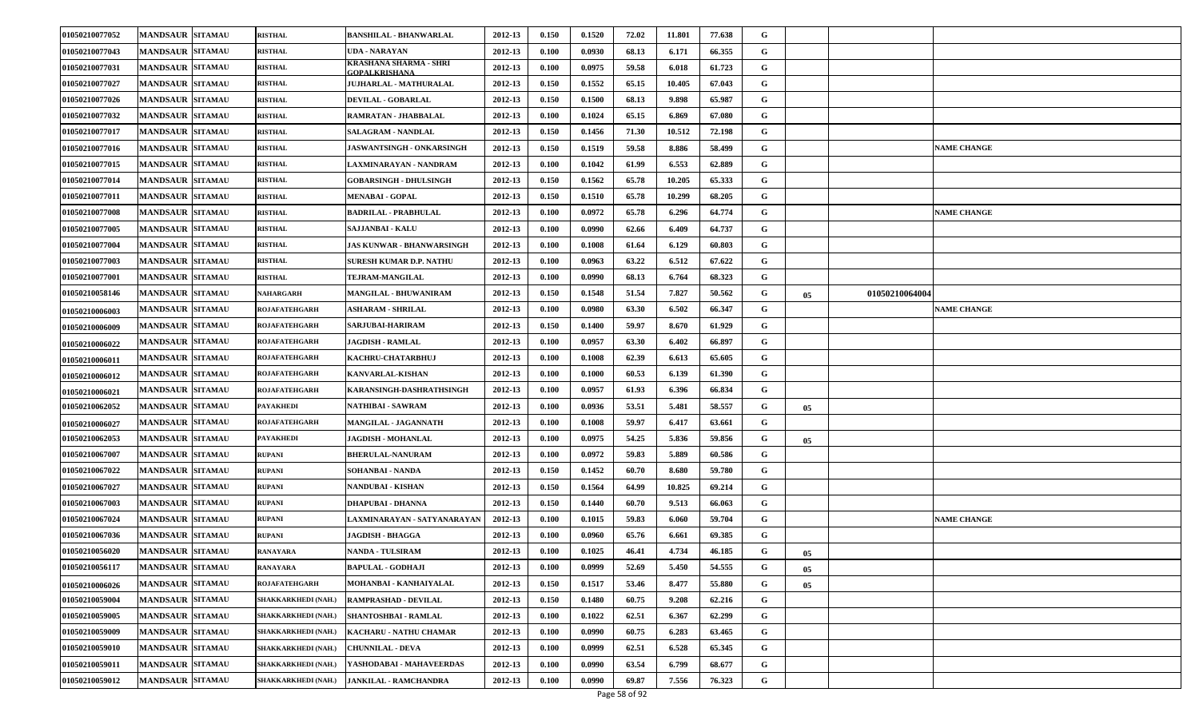| | | | | | | | | | | | | | | |
|---|---|---|---|---|---|---|---|---|---|---|---|---|---|---|
| 01050210077052 | MANDSAUR | SITAMAU | RISTHAL | BANSHILAL - BHANWARLAL | 2012-13 | 0.150 | 0.1520 | 72.02 | 11.801 | 77.638 | G | | | |
| 01050210077043 | MANDSAUR | SITAMAU | RISTHAL | UDA - NARAYAN | 2012-13 | 0.100 | 0.0930 | 68.13 | 6.171 | 66.355 | G | | | |
| 01050210077031 | MANDSAUR | SITAMAU | RISTHAL | KRASHANA SHARMA - SHRI GOPALKRISHANA | 2012-13 | 0.100 | 0.0975 | 59.58 | 6.018 | 61.723 | G | | | |
| 01050210077027 | MANDSAUR | SITAMAU | RISTHAL | JUJHARLAL - MATHURALAL | 2012-13 | 0.150 | 0.1552 | 65.15 | 10.405 | 67.043 | G | | | |
| 01050210077026 | MANDSAUR | SITAMAU | RISTHAL | DEVILAL - GOBARLAL | 2012-13 | 0.150 | 0.1500 | 68.13 | 9.898 | 65.987 | G | | | |
| 01050210077032 | MANDSAUR | SITAMAU | RISTHAL | RAMRATAN - JHABBALAL | 2012-13 | 0.100 | 0.1024 | 65.15 | 6.869 | 67.080 | G | | | |
| 01050210077017 | MANDSAUR | SITAMAU | RISTHAL | SALAGRAM - NANDLAL | 2012-13 | 0.150 | 0.1456 | 71.30 | 10.512 | 72.198 | G | | | |
| 01050210077016 | MANDSAUR | SITAMAU | RISTHAL | JASWANTSINGH - ONKARSINGH | 2012-13 | 0.150 | 0.1519 | 59.58 | 8.886 | 58.499 | G | | | NAME CHANGE |
| 01050210077015 | MANDSAUR | SITAMAU | RISTHAL | LAXMINARAYAN - NANDRAM | 2012-13 | 0.100 | 0.1042 | 61.99 | 6.553 | 62.889 | G | | | |
| 01050210077014 | MANDSAUR | SITAMAU | RISTHAL | GOBARSINGH - DHULSINGH | 2012-13 | 0.150 | 0.1562 | 65.78 | 10.205 | 65.333 | G | | | |
| 01050210077011 | MANDSAUR | SITAMAU | RISTHAL | MENABAI - GOPAL | 2012-13 | 0.150 | 0.1510 | 65.78 | 10.299 | 68.205 | G | | | |
| 01050210077008 | MANDSAUR | SITAMAU | RISTHAL | BADRILAL - PRABHULAL | 2012-13 | 0.100 | 0.0972 | 65.78 | 6.296 | 64.774 | G | | | NAME CHANGE |
| 01050210077005 | MANDSAUR | SITAMAU | RISTHAL | SAJJANBAI - KALU | 2012-13 | 0.100 | 0.0990 | 62.66 | 6.409 | 64.737 | G | | | |
| 01050210077004 | MANDSAUR | SITAMAU | RISTHAL | JAS KUNWAR - BHANWARSINGH | 2012-13 | 0.100 | 0.1008 | 61.64 | 6.129 | 60.803 | G | | | |
| 01050210077003 | MANDSAUR | SITAMAU | RISTHAL | SURESH KUMAR D.P. NATHU | 2012-13 | 0.100 | 0.0963 | 63.22 | 6.512 | 67.622 | G | | | |
| 01050210077001 | MANDSAUR | SITAMAU | RISTHAL | TEJRAM-MANGILAL | 2012-13 | 0.100 | 0.0990 | 68.13 | 6.764 | 68.323 | G | | | |
| 01050210058146 | MANDSAUR | SITAMAU | NAHARGARH | MANGILAL - BHUWANIRAM | 2012-13 | 0.150 | 0.1548 | 51.54 | 7.827 | 50.562 | G | 05 | 01050210064004 | |
| 01050210006003 | MANDSAUR | SITAMAU | ROJAFATEHGARH | ASHARAM - SHRILAL | 2012-13 | 0.100 | 0.0980 | 63.30 | 6.502 | 66.347 | G | | | NAME CHANGE |
| 01050210006009 | MANDSAUR | SITAMAU | ROJAFATEHGARH | SARJUBAI-HARIRAM | 2012-13 | 0.150 | 0.1400 | 59.97 | 8.670 | 61.929 | G | | | |
| 01050210006022 | MANDSAUR | SITAMAU | ROJAFATEHGARH | JAGDISH - RAMLAL | 2012-13 | 0.100 | 0.0957 | 63.30 | 6.402 | 66.897 | G | | | |
| 01050210006011 | MANDSAUR | SITAMAU | ROJAFATEHGARH | KACHRU-CHATARBHUJ | 2012-13 | 0.100 | 0.1008 | 62.39 | 6.613 | 65.605 | G | | | |
| 01050210006012 | MANDSAUR | SITAMAU | ROJAFATEHGARH | KANVARLAL-KISHAN | 2012-13 | 0.100 | 0.1000 | 60.53 | 6.139 | 61.390 | G | | | |
| 01050210006021 | MANDSAUR | SITAMAU | ROJAFATEHGARH | KARANSINGH-DASHRATHSINGH | 2012-13 | 0.100 | 0.0957 | 61.93 | 6.396 | 66.834 | G | | | |
| 01050210062052 | MANDSAUR | SITAMAU | PAYAKHEDI | NATHIBAI - SAWRAM | 2012-13 | 0.100 | 0.0936 | 53.51 | 5.481 | 58.557 | G | 05 | | |
| 01050210006027 | MANDSAUR | SITAMAU | ROJAFATEHGARH | MANGILAL - JAGANNATH | 2012-13 | 0.100 | 0.1008 | 59.97 | 6.417 | 63.661 | G | | | |
| 01050210062053 | MANDSAUR | SITAMAU | PAYAKHEDI | JAGDISH - MOHANLAL | 2012-13 | 0.100 | 0.0975 | 54.25 | 5.836 | 59.856 | G | 05 | | |
| 01050210067007 | MANDSAUR | SITAMAU | RUPANI | BHERULAL-NANURAM | 2012-13 | 0.100 | 0.0972 | 59.83 | 5.889 | 60.586 | G | | | |
| 01050210067022 | MANDSAUR | SITAMAU | RUPANI | SOHANBAI - NANDA | 2012-13 | 0.150 | 0.1452 | 60.70 | 8.680 | 59.780 | G | | | |
| 01050210067027 | MANDSAUR | SITAMAU | RUPANI | NANDUBAI - KISHAN | 2012-13 | 0.150 | 0.1564 | 64.99 | 10.825 | 69.214 | G | | | |
| 01050210067003 | MANDSAUR | SITAMAU | RUPANI | DHAPUBAI - DHANNA | 2012-13 | 0.150 | 0.1440 | 60.70 | 9.513 | 66.063 | G | | | |
| 01050210067024 | MANDSAUR | SITAMAU | RUPANI | LAXMINARAYAN - SATYANARAYAN | 2012-13 | 0.100 | 0.1015 | 59.83 | 6.060 | 59.704 | G | | | NAME CHANGE |
| 01050210067036 | MANDSAUR | SITAMAU | RUPANI | JAGDISH - BHAGGA | 2012-13 | 0.100 | 0.0960 | 65.76 | 6.661 | 69.385 | G | | | |
| 01050210056020 | MANDSAUR | SITAMAU | RANAYARA | NANDA - TULSIRAM | 2012-13 | 0.100 | 0.1025 | 46.41 | 4.734 | 46.185 | G | 05 | | |
| 01050210056117 | MANDSAUR | SITAMAU | RANAYARA | BAPULAL - GODHAJI | 2012-13 | 0.100 | 0.0999 | 52.69 | 5.450 | 54.555 | G | 05 | | |
| 01050210006026 | MANDSAUR | SITAMAU | ROJAFATEHGARH | MOHANBAI - KANHAIYALAL | 2012-13 | 0.150 | 0.1517 | 53.46 | 8.477 | 55.880 | G | 05 | | |
| 01050210059004 | MANDSAUR | SITAMAU | SHAKKARKHEDI (NAH.) | RAMPRASHAD - DEVILAL | 2012-13 | 0.150 | 0.1480 | 60.75 | 9.208 | 62.216 | G | | | |
| 01050210059005 | MANDSAUR | SITAMAU | SHAKKARKHEDI (NAH.) | SHANTOSHBAI - RAMLAL | 2012-13 | 0.100 | 0.1022 | 62.51 | 6.367 | 62.299 | G | | | |
| 01050210059009 | MANDSAUR | SITAMAU | SHAKKARKHEDI (NAH.) | KACHARU - NATHU CHAMAR | 2012-13 | 0.100 | 0.0990 | 60.75 | 6.283 | 63.465 | G | | | |
| 01050210059010 | MANDSAUR | SITAMAU | SHAKKARKHEDI (NAH.) | CHUNNILAL - DEVA | 2012-13 | 0.100 | 0.0999 | 62.51 | 6.528 | 65.345 | G | | | |
| 01050210059011 | MANDSAUR | SITAMAU | SHAKKARKHEDI (NAH.) | YASHODABAI - MAHAVEERDAS | 2012-13 | 0.100 | 0.0990 | 63.54 | 6.799 | 68.677 | G | | | |
| 01050210059012 | MANDSAUR | SITAMAU | SHAKKARKHEDI (NAH.) | JANKILAL - RAMCHANDRA | 2012-13 | 0.100 | 0.0990 | 69.87 | 7.556 | 76.323 | G | | | |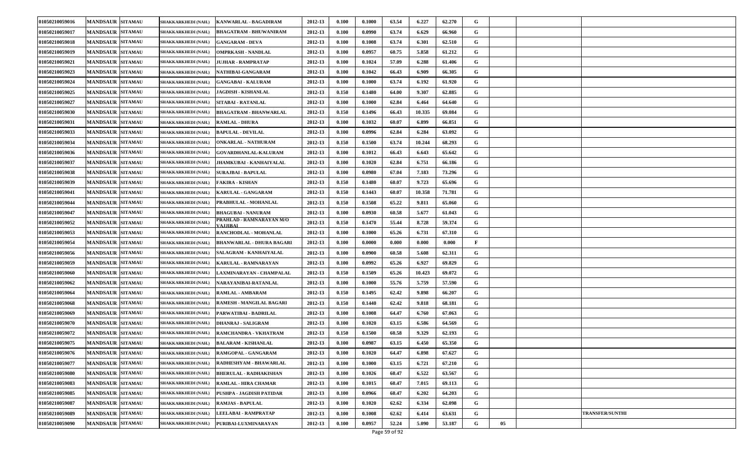| | | | | | | | | | | | | | | |
|---|---|---|---|---|---|---|---|---|---|---|---|---|---|---|
| 01050210059016 | MANDSAUR | SITAMAU | SHAKKARKHEDI (NAHL) | KANWARLAL - BAGADIRAM | 2012-13 | 0.100 | 0.1000 | 63.54 | 6.227 | 62.270 | G | | | |
| 01050210059017 | MANDSAUR | SITAMAU | SHAKKARKHEDI (NAHL) | BHAGATRAM - BHUWANIRAM | 2012-13 | 0.100 | 0.0990 | 63.74 | 6.629 | 66.960 | G | | | |
| 01050210059018 | MANDSAUR | SITAMAU | SHAKKARKHEDI (NAHL) | GANGARAM - DEVA | 2012-13 | 0.100 | 0.1008 | 63.74 | 6.301 | 62.510 | G | | | |
| 01050210059019 | MANDSAUR | SITAMAU | SHAKKARKHEDI (NAHL) | OMPRKASH - NANDLAL | 2012-13 | 0.100 | 0.0957 | 60.75 | 5.858 | 61.212 | G | | | |
| 01050210059021 | MANDSAUR | SITAMAU | SHAKKARKHEDI (NAHL) | JUJHAR - RAMPRATAP | 2012-13 | 0.100 | 0.1024 | 57.09 | 6.288 | 61.406 | G | | | |
| 01050210059023 | MANDSAUR | SITAMAU | SHAKKARKHEDI (NAHL) | NATHIBAI-GANGARAM | 2012-13 | 0.100 | 0.1042 | 66.43 | 6.909 | 66.305 | G | | | |
| 01050210059024 | MANDSAUR | SITAMAU | SHAKKARKHEDI (NAHL) | GANGABAI - KALURAM | 2012-13 | 0.100 | 0.1000 | 63.74 | 6.192 | 61.920 | G | | | |
| 01050210059025 | MANDSAUR | SITAMAU | SHAKKARKHEDI (NAHL) | JAGDISH - KISHANLAL | 2012-13 | 0.150 | 0.1480 | 64.00 | 9.307 | 62.885 | G | | | |
| 01050210059027 | MANDSAUR | SITAMAU | SHAKKARKHEDI (NAHL) | SITABAI - RATANLAL | 2012-13 | 0.100 | 0.1000 | 62.84 | 6.464 | 64.640 | G | | | |
| 01050210059030 | MANDSAUR | SITAMAU | SHAKKARKHEDI (NAHL) | BHAGATRAM - BHANWARLAL | 2012-13 | 0.150 | 0.1496 | 66.43 | 10.335 | 69.084 | G | | | |
| 01050210059031 | MANDSAUR | SITAMAU | SHAKKARKHEDI (NAHL) | RAMLAL - DHURA | 2012-13 | 0.100 | 0.1032 | 60.07 | 6.899 | 66.851 | G | | | |
| 01050210059033 | MANDSAUR | SITAMAU | SHAKKARKHEDI (NAHL) | BAPULAL - DEVILAL | 2012-13 | 0.100 | 0.0996 | 62.84 | 6.284 | 63.092 | G | | | |
| 01050210059034 | MANDSAUR | SITAMAU | SHAKKARKHEDI (NAHL) | ONKARLAL - NATHURAM | 2012-13 | 0.150 | 0.1500 | 63.74 | 10.244 | 68.293 | G | | | |
| 01050210059036 | MANDSAUR | SITAMAU | SHAKKARKHEDI (NAHL) | GOVARDHANLAL-KALURAM | 2012-13 | 0.100 | 0.1012 | 66.43 | 6.643 | 65.642 | G | | | |
| 01050210059037 | MANDSAUR | SITAMAU | SHAKKARKHEDI (NAHL) | JHAMKUBAI - KANHAIYALAL | 2012-13 | 0.100 | 0.1020 | 62.84 | 6.751 | 66.186 | G | | | |
| 01050210059038 | MANDSAUR | SITAMAU | SHAKKARKHEDI (NAHL) | SURAJBAI - BAPULAL | 2012-13 | 0.100 | 0.0980 | 67.04 | 7.183 | 73.296 | G | | | |
| 01050210059039 | MANDSAUR | SITAMAU | SHAKKARKHEDI (NAHL) | FAKIRA - KISHAN | 2012-13 | 0.150 | 0.1480 | 60.07 | 9.723 | 65.696 | G | | | |
| 01050210059041 | MANDSAUR | SITAMAU | SHAKKARKHEDI (NAHL) | KARULAL - GANGARAM | 2012-13 | 0.150 | 0.1443 | 60.07 | 10.358 | 71.781 | G | | | |
| 01050210059044 | MANDSAUR | SITAMAU | SHAKKARKHEDI (NAHL) | PRABHULAL - MOHANLAL | 2012-13 | 0.150 | 0.1508 | 65.22 | 9.811 | 65.060 | G | | | |
| 01050210059047 | MANDSAUR | SITAMAU | SHAKKARKHEDI (NAHL) | BHAGUBAI - NANURAM | 2012-13 | 0.100 | 0.0930 | 60.58 | 5.677 | 61.043 | G | | | |
| 01050210059052 | MANDSAUR | SITAMAU | SHAKKARKHEDI (NAHL) | PRAHLAD - RAMNARAYAN M/O VAJJIBAI | 2012-13 | 0.150 | 0.1470 | 55.44 | 8.728 | 59.374 | G | | | |
| 01050210059053 | MANDSAUR | SITAMAU | SHAKKARKHEDI (NAHL) | RANCHODLAL - MOHANLAL | 2012-13 | 0.100 | 0.1000 | 65.26 | 6.731 | 67.310 | G | | | |
| 01050210059054 | MANDSAUR | SITAMAU | SHAKKARKHEDI (NAHL) | BHANWARLAL - DHURA BAGARI | 2012-13 | 0.100 | 0.0000 | 0.000 | 0.000 | 0.000 | F | | | |
| 01050210059056 | MANDSAUR | SITAMAU | SHAKKARKHEDI (NAHL) | SALAGRAM - KANHAIYALAL | 2012-13 | 0.100 | 0.0900 | 60.58 | 5.608 | 62.311 | G | | | |
| 01050210059059 | MANDSAUR | SITAMAU | SHAKKARKHEDI (NAHL) | KARULAL - RAMNARAYAN | 2012-13 | 0.100 | 0.0992 | 65.26 | 6.927 | 69.829 | G | | | |
| 01050210059060 | MANDSAUR | SITAMAU | SHAKKARKHEDI (NAHL) | LAXMINARAYAN - CHAMPALAL | 2012-13 | 0.150 | 0.1509 | 65.26 | 10.423 | 69.072 | G | | | |
| 01050210059062 | MANDSAUR | SITAMAU | SHAKKARKHEDI (NAHL) | NARAYANIBAI-RATANLAL | 2012-13 | 0.100 | 0.1000 | 55.76 | 5.759 | 57.590 | G | | | |
| 01050210059064 | MANDSAUR | SITAMAU | SHAKKARKHEDI (NAHL) | RAMLAL - AMBARAM | 2012-13 | 0.150 | 0.1495 | 62.42 | 9.898 | 66.207 | G | | | |
| 01050210059068 | MANDSAUR | SITAMAU | SHAKKARKHEDI (NAHL) | RAMESH - MANGILAL BAGARI | 2012-13 | 0.150 | 0.1440 | 62.42 | 9.818 | 68.181 | G | | | |
| 01050210059069 | MANDSAUR | SITAMAU | SHAKKARKHEDI (NAHL) | PARWATIBAI - BADRILAL | 2012-13 | 0.100 | 0.1008 | 64.47 | 6.760 | 67.063 | G | | | |
| 01050210059070 | MANDSAUR | SITAMAU | SHAKKARKHEDI (NAHL) | DHANRAJ - SALIGRAM | 2012-13 | 0.100 | 0.1020 | 63.15 | 6.586 | 64.569 | G | | | |
| 01050210059072 | MANDSAUR | SITAMAU | SHAKKARKHEDI (NAHL) | RAMCHANDRA - VKHATRAM | 2012-13 | 0.150 | 0.1500 | 60.58 | 9.329 | 62.193 | G | | | |
| 01050210059075 | MANDSAUR | SITAMAU | SHAKKARKHEDI (NAHL) | BALARAM - KISHANLAL | 2012-13 | 0.100 | 0.0987 | 63.15 | 6.450 | 65.350 | G | | | |
| 01050210059076 | MANDSAUR | SITAMAU | SHAKKARKHEDI (NAHL) | RAMGOPAL - GANGARAM | 2012-13 | 0.100 | 0.1020 | 64.47 | 6.898 | 67.627 | G | | | |
| 01050210059077 | MANDSAUR | SITAMAU | SHAKKARKHEDI (NAHL) | RADHESHYAM - BHAWARLAL | 2012-13 | 0.100 | 0.1000 | 63.15 | 6.721 | 67.210 | G | | | |
| 01050210059080 | MANDSAUR | SITAMAU | SHAKKARKHEDI (NAHL) | BHERULAL - RADHAKISHAN | 2012-13 | 0.100 | 0.1026 | 60.47 | 6.522 | 63.567 | G | | | |
| 01050210059083 | MANDSAUR | SITAMAU | SHAKKARKHEDI (NAHL) | RAMLAL - HIRA CHAMAR | 2012-13 | 0.100 | 0.1015 | 60.47 | 7.015 | 69.113 | G | | | |
| 01050210059085 | MANDSAUR | SITAMAU | SHAKKARKHEDI (NAHL) | PUSHPA - JAGDISH PATIDAR | 2012-13 | 0.100 | 0.0966 | 60.47 | 6.202 | 64.203 | G | | | |
| 01050210059087 | MANDSAUR | SITAMAU | SHAKKARKHEDI (NAHL) | RAMJAS - BAPULAL | 2012-13 | 0.100 | 0.1020 | 62.62 | 6.334 | 62.098 | G | | | |
| 01050210059089 | MANDSAUR | SITAMAU | SHAKKARKHEDI (NAHL) | LEELABAI - RAMPRATAP | 2012-13 | 0.100 | 0.1008 | 62.62 | 6.414 | 63.631 | G | | | TRANSFER/SUNTHI |
| 01050210059090 | MANDSAUR | SITAMAU | SHAKKARKHEDI (NAHL) | PURIBAI-LUXMINARAYAN | 2012-13 | 0.100 | 0.0957 | 52.24 | 5.090 | 53.187 | G | 05 | | |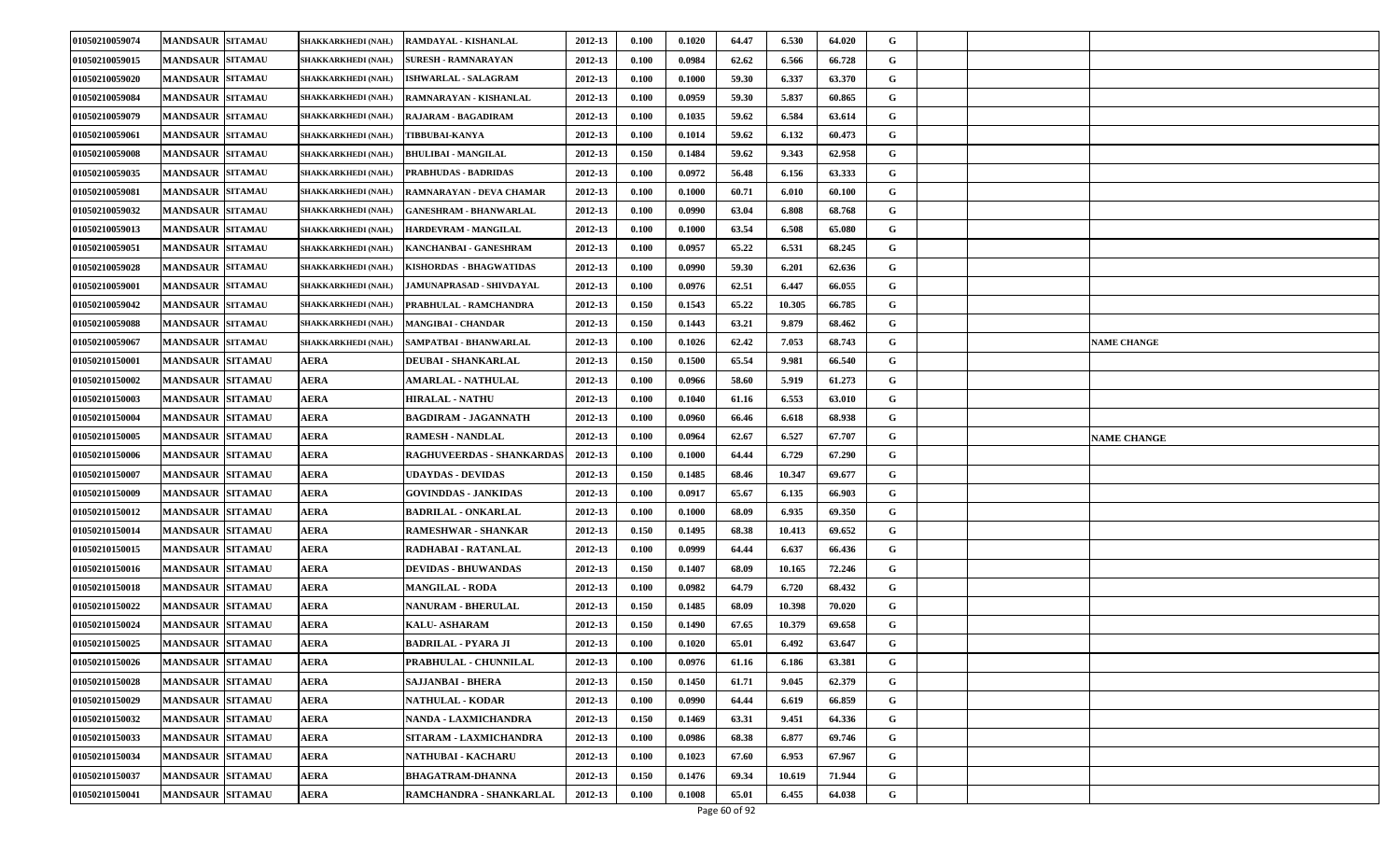| | | | | | | | | | | | | | | |
|---|---|---|---|---|---|---|---|---|---|---|---|---|---|---|
| 01050210059074 | MANDSAUR | SITAMAU | SHAKKARKHEDI (NAHL) | RAMDAYAL - KISHANLAL | 2012-13 | 0.100 | 0.1020 | 64.47 | 6.530 | 64.020 | G | | | |
| 01050210059015 | MANDSAUR | SITAMAU | SHAKKARKHEDI (NAHL) | SURESH - RAMNARAYAN | 2012-13 | 0.100 | 0.0984 | 62.62 | 6.566 | 66.728 | G | | | |
| 01050210059020 | MANDSAUR | SITAMAU | SHAKKARKHEDI (NAHL) | ISHWARLAL - SALAGRAM | 2012-13 | 0.100 | 0.1000 | 59.30 | 6.337 | 63.370 | G | | | |
| 01050210059084 | MANDSAUR | SITAMAU | SHAKKARKHEDI (NAHL) | RAMNARAYAN - KISHANLAL | 2012-13 | 0.100 | 0.0959 | 59.30 | 5.837 | 60.865 | G | | | |
| 01050210059079 | MANDSAUR | SITAMAU | SHAKKARKHEDI (NAHL) | RAJARAM - BAGADIRAM | 2012-13 | 0.100 | 0.1035 | 59.62 | 6.584 | 63.614 | G | | | |
| 01050210059061 | MANDSAUR | SITAMAU | SHAKKARKHEDI (NAHL) | TIBBUBAI-KANYA | 2012-13 | 0.100 | 0.1014 | 59.62 | 6.132 | 60.473 | G | | | |
| 01050210059008 | MANDSAUR | SITAMAU | SHAKKARKHEDI (NAHL) | BHULIBAI - MANGILAL | 2012-13 | 0.150 | 0.1484 | 59.62 | 9.343 | 62.958 | G | | | |
| 01050210059035 | MANDSAUR | SITAMAU | SHAKKARKHEDI (NAHL) | PRABHUDAS - BADRIDAS | 2012-13 | 0.100 | 0.0972 | 56.48 | 6.156 | 63.333 | G | | | |
| 01050210059081 | MANDSAUR | SITAMAU | SHAKKARKHEDI (NAHL) | RAMNARAYAN - DEVA CHAMAR | 2012-13 | 0.100 | 0.1000 | 60.71 | 6.010 | 60.100 | G | | | |
| 01050210059032 | MANDSAUR | SITAMAU | SHAKKARKHEDI (NAHL) | GANESHRAM - BHANWARLAL | 2012-13 | 0.100 | 0.0990 | 63.04 | 6.808 | 68.768 | G | | | |
| 01050210059013 | MANDSAUR | SITAMAU | SHAKKARKHEDI (NAHL) | HARDEVRAM - MANGILAL | 2012-13 | 0.100 | 0.1000 | 63.54 | 6.508 | 65.080 | G | | | |
| 01050210059051 | MANDSAUR | SITAMAU | SHAKKARKHEDI (NAHL) | KANCHANBAI - GANESHRAM | 2012-13 | 0.100 | 0.0957 | 65.22 | 6.531 | 68.245 | G | | | |
| 01050210059028 | MANDSAUR | SITAMAU | SHAKKARKHEDI (NAHL) | KISHORDAS - BHAGWATIDAS | 2012-13 | 0.100 | 0.0990 | 59.30 | 6.201 | 62.636 | G | | | |
| 01050210059001 | MANDSAUR | SITAMAU | SHAKKARKHEDI (NAHL) | JAMUNAPRASAD - SHIVDAYAL | 2012-13 | 0.100 | 0.0976 | 62.51 | 6.447 | 66.055 | G | | | |
| 01050210059042 | MANDSAUR | SITAMAU | SHAKKARKHEDI (NAHL) | PRABHULAL - RAMCHANDRA | 2012-13 | 0.150 | 0.1543 | 65.22 | 10.305 | 66.785 | G | | | |
| 01050210059088 | MANDSAUR | SITAMAU | SHAKKARKHEDI (NAHL) | MANGIBAI - CHANDAR | 2012-13 | 0.150 | 0.1443 | 63.21 | 9.879 | 68.462 | G | | | |
| 01050210059067 | MANDSAUR | SITAMAU | SHAKKARKHEDI (NAHL) | SAMPATBAI - BHANWARLAL | 2012-13 | 0.100 | 0.1026 | 62.42 | 7.053 | 68.743 | G | | | NAME CHANGE |
| 01050210150001 | MANDSAUR | SITAMAU | AERA | DEUBAI - SHANKARLAL | 2012-13 | 0.150 | 0.1500 | 65.54 | 9.981 | 66.540 | G | | | |
| 01050210150002 | MANDSAUR | SITAMAU | AERA | AMARLAL - NATHULAL | 2012-13 | 0.100 | 0.0966 | 58.60 | 5.919 | 61.273 | G | | | |
| 01050210150003 | MANDSAUR | SITAMAU | AERA | HIRALAL - NATHU | 2012-13 | 0.100 | 0.1040 | 61.16 | 6.553 | 63.010 | G | | | |
| 01050210150004 | MANDSAUR | SITAMAU | AERA | BAGDIRAM - JAGANNATH | 2012-13 | 0.100 | 0.0960 | 66.46 | 6.618 | 68.938 | G | | | |
| 01050210150005 | MANDSAUR | SITAMAU | AERA | RAMESH - NANDLAL | 2012-13 | 0.100 | 0.0964 | 62.67 | 6.527 | 67.707 | G | | | NAME CHANGE |
| 01050210150006 | MANDSAUR | SITAMAU | AERA | RAGHUVEERDAS - SHANKARDAS | 2012-13 | 0.100 | 0.1000 | 64.44 | 6.729 | 67.290 | G | | | |
| 01050210150007 | MANDSAUR | SITAMAU | AERA | UDAYDAS - DEVIDAS | 2012-13 | 0.150 | 0.1485 | 68.46 | 10.347 | 69.677 | G | | | |
| 01050210150009 | MANDSAUR | SITAMAU | AERA | GOVINDDAS - JANKIDAS | 2012-13 | 0.100 | 0.0917 | 65.67 | 6.135 | 66.903 | G | | | |
| 01050210150012 | MANDSAUR | SITAMAU | AERA | BADRILAL - ONKARLAL | 2012-13 | 0.100 | 0.1000 | 68.09 | 6.935 | 69.350 | G | | | |
| 01050210150014 | MANDSAUR | SITAMAU | AERA | RAMESHWAR - SHANKAR | 2012-13 | 0.150 | 0.1495 | 68.38 | 10.413 | 69.652 | G | | | |
| 01050210150015 | MANDSAUR | SITAMAU | AERA | RADHABAI - RATANLAL | 2012-13 | 0.100 | 0.0999 | 64.44 | 6.637 | 66.436 | G | | | |
| 01050210150016 | MANDSAUR | SITAMAU | AERA | DEVIDAS - BHUWANDAS | 2012-13 | 0.150 | 0.1407 | 68.09 | 10.165 | 72.246 | G | | | |
| 01050210150018 | MANDSAUR | SITAMAU | AERA | MANGILAL - RODA | 2012-13 | 0.100 | 0.0982 | 64.79 | 6.720 | 68.432 | G | | | |
| 01050210150022 | MANDSAUR | SITAMAU | AERA | NANURAM - BHERULAL | 2012-13 | 0.150 | 0.1485 | 68.09 | 10.398 | 70.020 | G | | | |
| 01050210150024 | MANDSAUR | SITAMAU | AERA | KALU- ASHARAM | 2012-13 | 0.150 | 0.1490 | 67.65 | 10.379 | 69.658 | G | | | |
| 01050210150025 | MANDSAUR | SITAMAU | AERA | BADRILAL - PYARA JI | 2012-13 | 0.100 | 0.1020 | 65.01 | 6.492 | 63.647 | G | | | |
| 01050210150026 | MANDSAUR | SITAMAU | AERA | PRABHULAL - CHUNNILAL | 2012-13 | 0.100 | 0.0976 | 61.16 | 6.186 | 63.381 | G | | | |
| 01050210150028 | MANDSAUR | SITAMAU | AERA | SAJJANBAI - BHERA | 2012-13 | 0.150 | 0.1450 | 61.71 | 9.045 | 62.379 | G | | | |
| 01050210150029 | MANDSAUR | SITAMAU | AERA | NATHULAL - KODAR | 2012-13 | 0.100 | 0.0990 | 64.44 | 6.619 | 66.859 | G | | | |
| 01050210150032 | MANDSAUR | SITAMAU | AERA | NANDA - LAXMICHANDRA | 2012-13 | 0.150 | 0.1469 | 63.31 | 9.451 | 64.336 | G | | | |
| 01050210150033 | MANDSAUR | SITAMAU | AERA | SITARAM - LAXMICHANDRA | 2012-13 | 0.100 | 0.0986 | 68.38 | 6.877 | 69.746 | G | | | |
| 01050210150034 | MANDSAUR | SITAMAU | AERA | NATHUBAI - KACHARU | 2012-13 | 0.100 | 0.1023 | 67.60 | 6.953 | 67.967 | G | | | |
| 01050210150037 | MANDSAUR | SITAMAU | AERA | BHAGATRAM-DHANNA | 2012-13 | 0.150 | 0.1476 | 69.34 | 10.619 | 71.944 | G | | | |
| 01050210150041 | MANDSAUR | SITAMAU | AERA | RAMCHANDRA - SHANKARLAL | 2012-13 | 0.100 | 0.1008 | 65.01 | 6.455 | 64.038 | G | | | |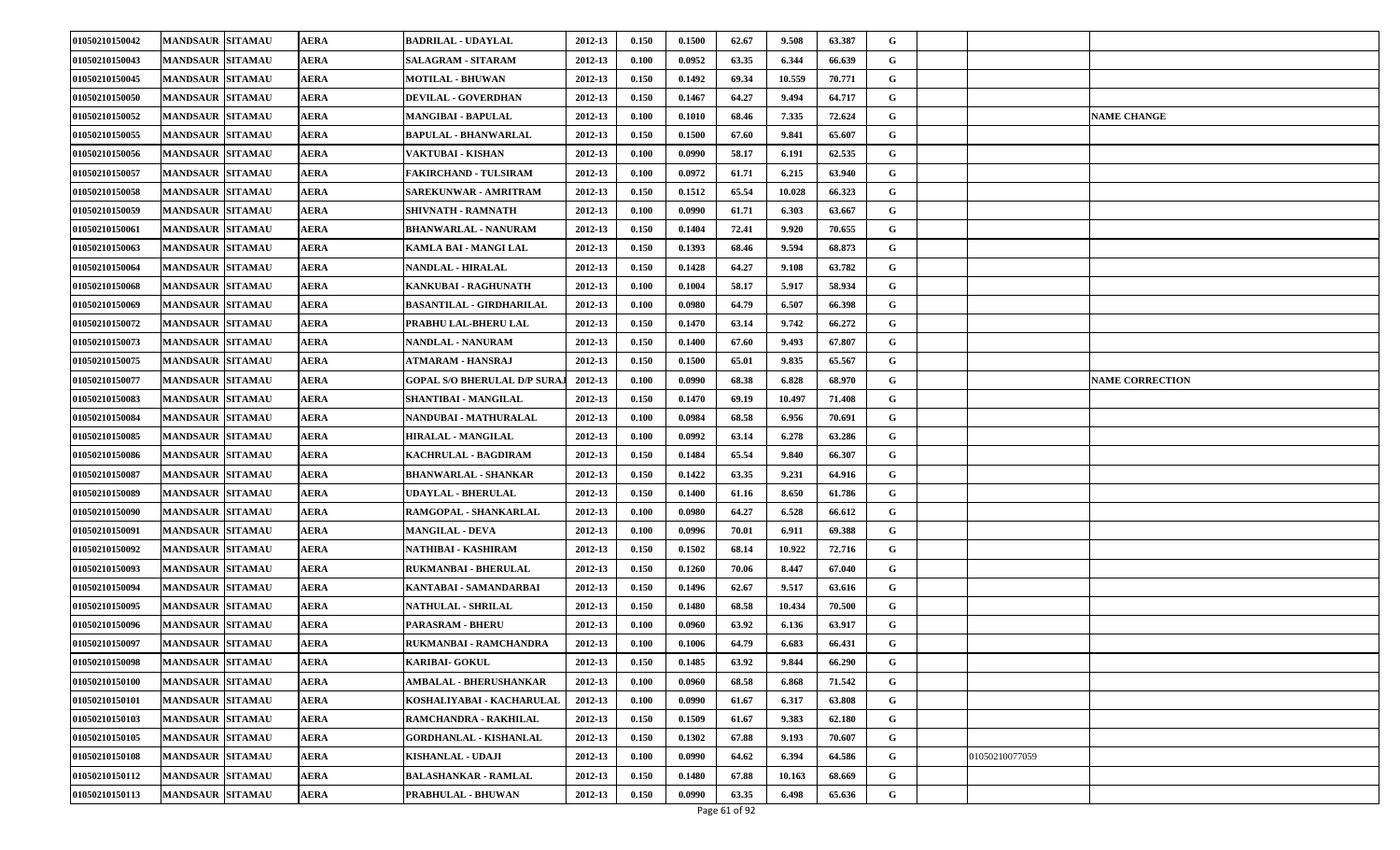| | | | | | | | | | | | | | | |
|---|---|---|---|---|---|---|---|---|---|---|---|---|---|---|
| 01050210150042 | MANDSAUR | SITAMAU | AERA | BADRILAL - UDAYLAL | 2012-13 | 0.150 | 0.1500 | 62.67 | 9.508 | 63.387 | G | | | |
| 01050210150043 | MANDSAUR | SITAMAU | AERA | SALAGRAM - SITARAM | 2012-13 | 0.100 | 0.0952 | 63.35 | 6.344 | 66.639 | G | | | |
| 01050210150045 | MANDSAUR | SITAMAU | AERA | MOTILAL - BHUWAN | 2012-13 | 0.150 | 0.1492 | 69.34 | 10.559 | 70.771 | G | | | |
| 01050210150050 | MANDSAUR | SITAMAU | AERA | DEVILAL - GOVERDHAN | 2012-13 | 0.150 | 0.1467 | 64.27 | 9.494 | 64.717 | G | | | |
| 01050210150052 | MANDSAUR | SITAMAU | AERA | MANGIBAI - BAPULAL | 2012-13 | 0.100 | 0.1010 | 68.46 | 7.335 | 72.624 | G | | | NAME CHANGE |
| 01050210150055 | MANDSAUR | SITAMAU | AERA | BAPULAL - BHANWARLAL | 2012-13 | 0.150 | 0.1500 | 67.60 | 9.841 | 65.607 | G | | | |
| 01050210150056 | MANDSAUR | SITAMAU | AERA | VAKTUBAI - KISHAN | 2012-13 | 0.100 | 0.0990 | 58.17 | 6.191 | 62.535 | G | | | |
| 01050210150057 | MANDSAUR | SITAMAU | AERA | FAKIRCHAND - TULSIRAM | 2012-13 | 0.100 | 0.0972 | 61.71 | 6.215 | 63.940 | G | | | |
| 01050210150058 | MANDSAUR | SITAMAU | AERA | SAREKUNWAR - AMRITRAM | 2012-13 | 0.150 | 0.1512 | 65.54 | 10.028 | 66.323 | G | | | |
| 01050210150059 | MANDSAUR | SITAMAU | AERA | SHIVNATH - RAMNATH | 2012-13 | 0.100 | 0.0990 | 61.71 | 6.303 | 63.667 | G | | | |
| 01050210150061 | MANDSAUR | SITAMAU | AERA | BHANWARLAL - NANURAM | 2012-13 | 0.150 | 0.1404 | 72.41 | 9.920 | 70.655 | G | | | |
| 01050210150063 | MANDSAUR | SITAMAU | AERA | KAMLA BAI - MANGI LAL | 2012-13 | 0.150 | 0.1393 | 68.46 | 9.594 | 68.873 | G | | | |
| 01050210150064 | MANDSAUR | SITAMAU | AERA | NANDLAL - HIRALAL | 2012-13 | 0.150 | 0.1428 | 64.27 | 9.108 | 63.782 | G | | | |
| 01050210150068 | MANDSAUR | SITAMAU | AERA | KANKUBAI - RAGHUNATH | 2012-13 | 0.100 | 0.1004 | 58.17 | 5.917 | 58.934 | G | | | |
| 01050210150069 | MANDSAUR | SITAMAU | AERA | BASANTILAL - GIRDHARILAL | 2012-13 | 0.100 | 0.0980 | 64.79 | 6.507 | 66.398 | G | | | |
| 01050210150072 | MANDSAUR | SITAMAU | AERA | PRABHU LAL-BHERU LAL | 2012-13 | 0.150 | 0.1470 | 63.14 | 9.742 | 66.272 | G | | | |
| 01050210150073 | MANDSAUR | SITAMAU | AERA | NANDLAL - NANURAM | 2012-13 | 0.150 | 0.1400 | 67.60 | 9.493 | 67.807 | G | | | |
| 01050210150075 | MANDSAUR | SITAMAU | AERA | ATMARAM - HANSRAJ | 2012-13 | 0.150 | 0.1500 | 65.01 | 9.835 | 65.567 | G | | | |
| 01050210150077 | MANDSAUR | SITAMAU | AERA | GOPAL S/O BHERULAL D/P SURAJ | 2012-13 | 0.100 | 0.0990 | 68.38 | 6.828 | 68.970 | G | | | NAME CORRECTION |
| 01050210150083 | MANDSAUR | SITAMAU | AERA | SHANTIBAI - MANGILAL | 2012-13 | 0.150 | 0.1470 | 69.19 | 10.497 | 71.408 | G | | | |
| 01050210150084 | MANDSAUR | SITAMAU | AERA | NANDUBAI - MATHURALAL | 2012-13 | 0.100 | 0.0984 | 68.58 | 6.956 | 70.691 | G | | | |
| 01050210150085 | MANDSAUR | SITAMAU | AERA | HIRALAL - MANGILAL | 2012-13 | 0.100 | 0.0992 | 63.14 | 6.278 | 63.286 | G | | | |
| 01050210150086 | MANDSAUR | SITAMAU | AERA | KACHRULAL - BAGDIRAM | 2012-13 | 0.150 | 0.1484 | 65.54 | 9.840 | 66.307 | G | | | |
| 01050210150087 | MANDSAUR | SITAMAU | AERA | BHANWARLAL - SHANKAR | 2012-13 | 0.150 | 0.1422 | 63.35 | 9.231 | 64.916 | G | | | |
| 01050210150089 | MANDSAUR | SITAMAU | AERA | UDAYLAL - BHERULAL | 2012-13 | 0.150 | 0.1400 | 61.16 | 8.650 | 61.786 | G | | | |
| 01050210150090 | MANDSAUR | SITAMAU | AERA | RAMGOPAL - SHANKARLAL | 2012-13 | 0.100 | 0.0980 | 64.27 | 6.528 | 66.612 | G | | | |
| 01050210150091 | MANDSAUR | SITAMAU | AERA | MANGILAL - DEVA | 2012-13 | 0.100 | 0.0996 | 70.01 | 6.911 | 69.388 | G | | | |
| 01050210150092 | MANDSAUR | SITAMAU | AERA | NATHIBAI - KASHIRAM | 2012-13 | 0.150 | 0.1502 | 68.14 | 10.922 | 72.716 | G | | | |
| 01050210150093 | MANDSAUR | SITAMAU | AERA | RUKMANBAI - BHERULAL | 2012-13 | 0.150 | 0.1260 | 70.06 | 8.447 | 67.040 | G | | | |
| 01050210150094 | MANDSAUR | SITAMAU | AERA | KANTABAI - SAMANDARBAI | 2012-13 | 0.150 | 0.1496 | 62.67 | 9.517 | 63.616 | G | | | |
| 01050210150095 | MANDSAUR | SITAMAU | AERA | NATHULAL - SHRILAL | 2012-13 | 0.150 | 0.1480 | 68.58 | 10.434 | 70.500 | G | | | |
| 01050210150096 | MANDSAUR | SITAMAU | AERA | PARASRAM - BHERU | 2012-13 | 0.100 | 0.0960 | 63.92 | 6.136 | 63.917 | G | | | |
| 01050210150097 | MANDSAUR | SITAMAU | AERA | RUKMANBAI - RAMCHANDRA | 2012-13 | 0.100 | 0.1006 | 64.79 | 6.683 | 66.431 | G | | | |
| 01050210150098 | MANDSAUR | SITAMAU | AERA | KARIBAI- GOKUL | 2012-13 | 0.150 | 0.1485 | 63.92 | 9.844 | 66.290 | G | | | |
| 01050210150100 | MANDSAUR | SITAMAU | AERA | AMBALAL - BHERUSHANKAR | 2012-13 | 0.100 | 0.0960 | 68.58 | 6.868 | 71.542 | G | | | |
| 01050210150101 | MANDSAUR | SITAMAU | AERA | KOSHALIYABAI - KACHARULAL | 2012-13 | 0.100 | 0.0990 | 61.67 | 6.317 | 63.808 | G | | | |
| 01050210150103 | MANDSAUR | SITAMAU | AERA | RAMCHANDRA - RAKHILAL | 2012-13 | 0.150 | 0.1509 | 61.67 | 9.383 | 62.180 | G | | | |
| 01050210150105 | MANDSAUR | SITAMAU | AERA | GORDHANLAL - KISHANLAL | 2012-13 | 0.150 | 0.1302 | 67.88 | 9.193 | 70.607 | G | | | |
| 01050210150108 | MANDSAUR | SITAMAU | AERA | KISHANLAL - UDAJI | 2012-13 | 0.100 | 0.0990 | 64.62 | 6.394 | 64.586 | G | | 01050210077059 | |
| 01050210150112 | MANDSAUR | SITAMAU | AERA | BALASHANKAR - RAMLAL | 2012-13 | 0.150 | 0.1480 | 67.88 | 10.163 | 68.669 | G | | | |
| 01050210150113 | MANDSAUR | SITAMAU | AERA | PRABHULAL - BHUWAN | 2012-13 | 0.150 | 0.0990 | 63.35 | 6.498 | 65.636 | G | | | |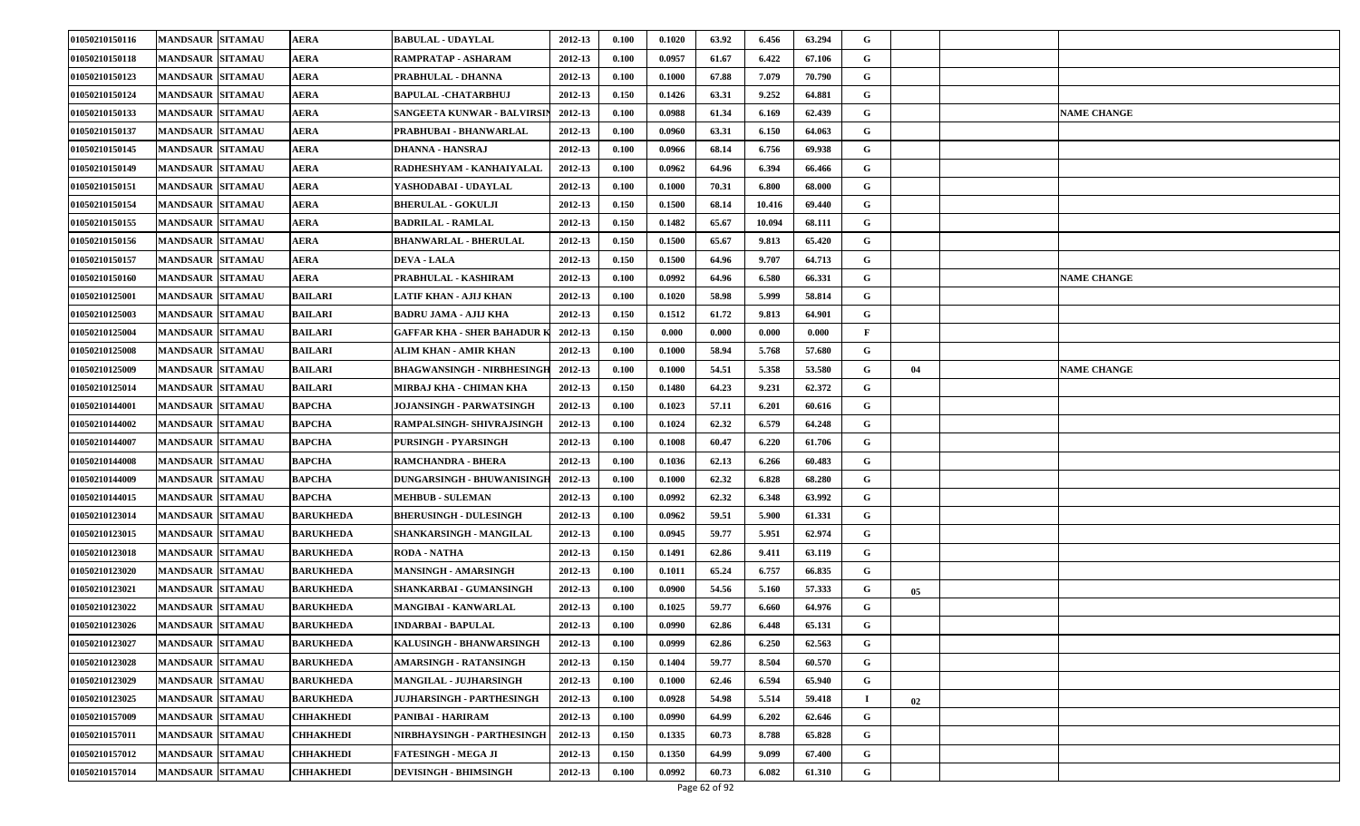| | | | | | | | | | | | | | | |
|---|---|---|---|---|---|---|---|---|---|---|---|---|---|---|
| 01050210150116 | MANDSAUR | SITAMAU | AERA | BABULAL - UDAYLAL | 2012-13 | 0.100 | 0.1020 | 63.92 | 6.456 | 63.294 | G | | | |
| 01050210150118 | MANDSAUR | SITAMAU | AERA | RAMPRATAP - ASHARAM | 2012-13 | 0.100 | 0.0957 | 61.67 | 6.422 | 67.106 | G | | | |
| 01050210150123 | MANDSAUR | SITAMAU | AERA | PRABHULAL - DHANNA | 2012-13 | 0.100 | 0.1000 | 67.88 | 7.079 | 70.790 | G | | | |
| 01050210150124 | MANDSAUR | SITAMAU | AERA | BAPULAL -CHATARBHUJ | 2012-13 | 0.150 | 0.1426 | 63.31 | 9.252 | 64.881 | G | | | |
| 01050210150133 | MANDSAUR | SITAMAU | AERA | SANGEETA KUNWAR - BALVIRSIN | 2012-13 | 0.100 | 0.0988 | 61.34 | 6.169 | 62.439 | G | | | NAME CHANGE |
| 01050210150137 | MANDSAUR | SITAMAU | AERA | PRABHUBAI - BHANWARLAL | 2012-13 | 0.100 | 0.0960 | 63.31 | 6.150 | 64.063 | G | | | |
| 01050210150145 | MANDSAUR | SITAMAU | AERA | DHANNA - HANSRAJ | 2012-13 | 0.100 | 0.0966 | 68.14 | 6.756 | 69.938 | G | | | |
| 01050210150149 | MANDSAUR | SITAMAU | AERA | RADHESHYAM - KANHAIYALAL | 2012-13 | 0.100 | 0.0962 | 64.96 | 6.394 | 66.466 | G | | | |
| 01050210150151 | MANDSAUR | SITAMAU | AERA | YASHODABAI - UDAYLAL | 2012-13 | 0.100 | 0.1000 | 70.31 | 6.800 | 68.000 | G | | | |
| 01050210150154 | MANDSAUR | SITAMAU | AERA | BHERULAL - GOKULJI | 2012-13 | 0.150 | 0.1500 | 68.14 | 10.416 | 69.440 | G | | | |
| 01050210150155 | MANDSAUR | SITAMAU | AERA | BADRILAL - RAMLAL | 2012-13 | 0.150 | 0.1482 | 65.67 | 10.094 | 68.111 | G | | | |
| 01050210150156 | MANDSAUR | SITAMAU | AERA | BHANWARLAL - BHERULAL | 2012-13 | 0.150 | 0.1500 | 65.67 | 9.813 | 65.420 | G | | | |
| 01050210150157 | MANDSAUR | SITAMAU | AERA | DEVA - LALA | 2012-13 | 0.150 | 0.1500 | 64.96 | 9.707 | 64.713 | G | | | |
| 01050210150160 | MANDSAUR | SITAMAU | AERA | PRABHULAL - KASHIRAM | 2012-13 | 0.100 | 0.0992 | 64.96 | 6.580 | 66.331 | G | | | NAME CHANGE |
| 01050210125001 | MANDSAUR | SITAMAU | BAILARI | LATIF KHAN - AJIJ KHAN | 2012-13 | 0.100 | 0.1020 | 58.98 | 5.999 | 58.814 | G | | | |
| 01050210125003 | MANDSAUR | SITAMAU | BAILARI | BADRU JAMA - AJIJ KHA | 2012-13 | 0.150 | 0.1512 | 61.72 | 9.813 | 64.901 | G | | | |
| 01050210125004 | MANDSAUR | SITAMAU | BAILARI | GAFFAR KHA - SHER BAHADUR K | 2012-13 | 0.150 | 0.000 | 0.000 | 0.000 | 0.000 | F | | | |
| 01050210125008 | MANDSAUR | SITAMAU | BAILARI | ALIM KHAN - AMIR KHAN | 2012-13 | 0.100 | 0.1000 | 58.94 | 5.768 | 57.680 | G | | | |
| 01050210125009 | MANDSAUR | SITAMAU | BAILARI | BHAGWANSINGH - NIRBHESINGH | 2012-13 | 0.100 | 0.1000 | 54.51 | 5.358 | 53.580 | G | 04 | | NAME CHANGE |
| 01050210125014 | MANDSAUR | SITAMAU | BAILARI | MIRBAJ KHA - CHIMAN KHA | 2012-13 | 0.150 | 0.1480 | 64.23 | 9.231 | 62.372 | G | | | |
| 01050210144001 | MANDSAUR | SITAMAU | BAPCHA | JOJANSINGH - PARWATSINGH | 2012-13 | 0.100 | 0.1023 | 57.11 | 6.201 | 60.616 | G | | | |
| 01050210144002 | MANDSAUR | SITAMAU | BAPCHA | RAMPALSINGH- SHIVRAJSINGH | 2012-13 | 0.100 | 0.1024 | 62.32 | 6.579 | 64.248 | G | | | |
| 01050210144007 | MANDSAUR | SITAMAU | BAPCHA | PURSINGH - PYARSINGH | 2012-13 | 0.100 | 0.1008 | 60.47 | 6.220 | 61.706 | G | | | |
| 01050210144008 | MANDSAUR | SITAMAU | BAPCHA | RAMCHANDRA - BHERA | 2012-13 | 0.100 | 0.1036 | 62.13 | 6.266 | 60.483 | G | | | |
| 01050210144009 | MANDSAUR | SITAMAU | BAPCHA | DUNGARSINGH - BHUWANISINGH | 2012-13 | 0.100 | 0.1000 | 62.32 | 6.828 | 68.280 | G | | | |
| 01050210144015 | MANDSAUR | SITAMAU | BAPCHA | MEHBUB - SULEMAN | 2012-13 | 0.100 | 0.0992 | 62.32 | 6.348 | 63.992 | G | | | |
| 01050210123014 | MANDSAUR | SITAMAU | BARUKHEDA | BHERUSINGH - DULESINGH | 2012-13 | 0.100 | 0.0962 | 59.51 | 5.900 | 61.331 | G | | | |
| 01050210123015 | MANDSAUR | SITAMAU | BARUKHEDA | SHANKARSINGH - MANGILAL | 2012-13 | 0.100 | 0.0945 | 59.77 | 5.951 | 62.974 | G | | | |
| 01050210123018 | MANDSAUR | SITAMAU | BARUKHEDA | RODA - NATHA | 2012-13 | 0.150 | 0.1491 | 62.86 | 9.411 | 63.119 | G | | | |
| 01050210123020 | MANDSAUR | SITAMAU | BARUKHEDA | MANSINGH - AMARSINGH | 2012-13 | 0.100 | 0.1011 | 65.24 | 6.757 | 66.835 | G | | | |
| 01050210123021 | MANDSAUR | SITAMAU | BARUKHEDA | SHANKARBAI - GUMANSINGH | 2012-13 | 0.100 | 0.0900 | 54.56 | 5.160 | 57.333 | G | 05 | | |
| 01050210123022 | MANDSAUR | SITAMAU | BARUKHEDA | MANGIBAI - KANWARLAL | 2012-13 | 0.100 | 0.1025 | 59.77 | 6.660 | 64.976 | G | | | |
| 01050210123026 | MANDSAUR | SITAMAU | BARUKHEDA | INDARBAI - BAPULAL | 2012-13 | 0.100 | 0.0990 | 62.86 | 6.448 | 65.131 | G | | | |
| 01050210123027 | MANDSAUR | SITAMAU | BARUKHEDA | KALUSINGH - BHANWARSINGH | 2012-13 | 0.100 | 0.0999 | 62.86 | 6.250 | 62.563 | G | | | |
| 01050210123028 | MANDSAUR | SITAMAU | BARUKHEDA | AMARSINGH - RATANSINGH | 2012-13 | 0.150 | 0.1404 | 59.77 | 8.504 | 60.570 | G | | | |
| 01050210123029 | MANDSAUR | SITAMAU | BARUKHEDA | MANGILAL - JUJHARSINGH | 2012-13 | 0.100 | 0.1000 | 62.46 | 6.594 | 65.940 | G | | | |
| 01050210123025 | MANDSAUR | SITAMAU | BARUKHEDA | JUJHARSINGH - PARTHESINGH | 2012-13 | 0.100 | 0.0928 | 54.98 | 5.514 | 59.418 | I | 02 | | |
| 01050210157009 | MANDSAUR | SITAMAU | CHHAKHEDI | PANIBAI - HARIRAM | 2012-13 | 0.100 | 0.0990 | 64.99 | 6.202 | 62.646 | G | | | |
| 01050210157011 | MANDSAUR | SITAMAU | CHHAKHEDI | NIRBHAYSINGH - PARTHESINGH | 2012-13 | 0.150 | 0.1335 | 60.73 | 8.788 | 65.828 | G | | | |
| 01050210157012 | MANDSAUR | SITAMAU | CHHAKHEDI | FATESINGH - MEGA JI | 2012-13 | 0.150 | 0.1350 | 64.99 | 9.099 | 67.400 | G | | | |
| 01050210157014 | MANDSAUR | SITAMAU | CHHAKHEDI | DEVISINGH - BHIMSINGH | 2012-13 | 0.100 | 0.0992 | 60.73 | 6.082 | 61.310 | G | | | |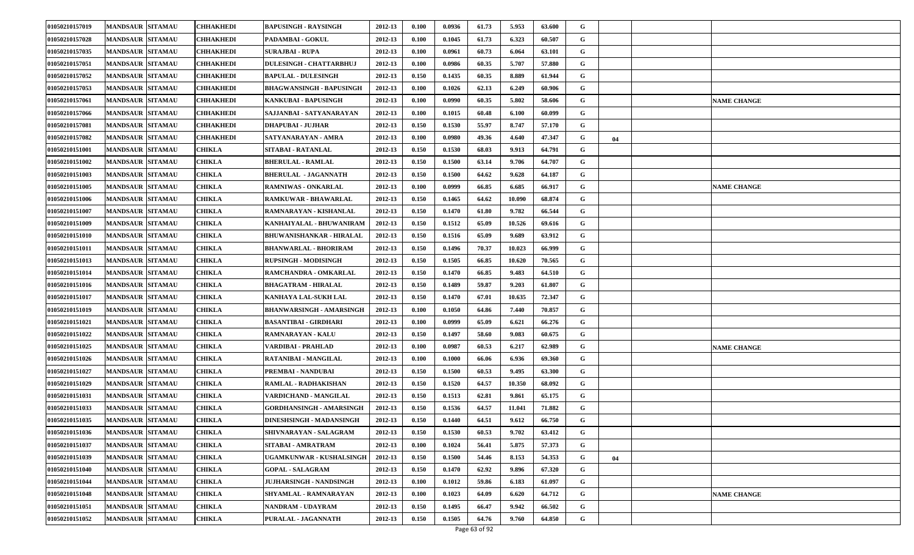| | | | | | | | | | | | | | | |
|---|---|---|---|---|---|---|---|---|---|---|---|---|---|---|
| 01050210157019 | MANDSAUR | SITAMAU | CHHAKHEDI | BAPUSINGH - RAYSINGH | 2012-13 | 0.100 | 0.0936 | 61.73 | 5.953 | 63.600 | G | | | |
| 01050210157028 | MANDSAUR | SITAMAU | CHHAKHEDI | PADAMBAI - GOKUL | 2012-13 | 0.100 | 0.1045 | 61.73 | 6.323 | 60.507 | G | | | |
| 01050210157035 | MANDSAUR | SITAMAU | CHHAKHEDI | SURAJBAI - RUPA | 2012-13 | 0.100 | 0.0961 | 60.73 | 6.064 | 63.101 | G | | | |
| 01050210157051 | MANDSAUR | SITAMAU | CHHAKHEDI | DULESINGH - CHATTARBHUJ | 2012-13 | 0.100 | 0.0986 | 60.35 | 5.707 | 57.880 | G | | | |
| 01050210157052 | MANDSAUR | SITAMAU | CHHAKHEDI | BAPULAL - DULESINGH | 2012-13 | 0.150 | 0.1435 | 60.35 | 8.889 | 61.944 | G | | | |
| 01050210157053 | MANDSAUR | SITAMAU | CHHAKHEDI | BHAGWANSINGH - BAPUSINGH | 2012-13 | 0.100 | 0.1026 | 62.13 | 6.249 | 60.906 | G | | | |
| 01050210157061 | MANDSAUR | SITAMAU | CHHAKHEDI | KANKUBAI - BAPUSINGH | 2012-13 | 0.100 | 0.0990 | 60.35 | 5.802 | 58.606 | G | | | NAME CHANGE |
| 01050210157066 | MANDSAUR | SITAMAU | CHHAKHEDI | SAJJANBAI - SATYANARAYAN | 2012-13 | 0.100 | 0.1015 | 60.48 | 6.100 | 60.099 | G | | | |
| 01050210157081 | MANDSAUR | SITAMAU | CHHAKHEDI | DHAPUBAI - JUJHAR | 2012-13 | 0.150 | 0.1530 | 55.97 | 8.747 | 57.170 | G | | | |
| 01050210157082 | MANDSAUR | SITAMAU | CHHAKHEDI | SATYANARAYAN - AMRA | 2012-13 | 0.100 | 0.0980 | 49.36 | 4.640 | 47.347 | G | 04 | | |
| 01050210151001 | MANDSAUR | SITAMAU | CHIKLA | SITABAI - RATANLAL | 2012-13 | 0.150 | 0.1530 | 68.03 | 9.913 | 64.791 | G | | | |
| 01050210151002 | MANDSAUR | SITAMAU | CHIKLA | BHERULAL - RAMLAL | 2012-13 | 0.150 | 0.1500 | 63.14 | 9.706 | 64.707 | G | | | |
| 01050210151003 | MANDSAUR | SITAMAU | CHIKLA | BHERULAL - JAGANNATH | 2012-13 | 0.150 | 0.1500 | 64.62 | 9.628 | 64.187 | G | | | |
| 01050210151005 | MANDSAUR | SITAMAU | CHIKLA | RAMNIWAS - ONKARLAL | 2012-13 | 0.100 | 0.0999 | 66.85 | 6.685 | 66.917 | G | | | NAME CHANGE |
| 01050210151006 | MANDSAUR | SITAMAU | CHIKLA | RAMKUWAR - BHAWARLAL | 2012-13 | 0.150 | 0.1465 | 64.62 | 10.090 | 68.874 | G | | | |
| 01050210151007 | MANDSAUR | SITAMAU | CHIKLA | RAMNARAYAN - KISHANLAL | 2012-13 | 0.150 | 0.1470 | 61.80 | 9.782 | 66.544 | G | | | |
| 01050210151009 | MANDSAUR | SITAMAU | CHIKLA | KANHAIYALAL - BHUWANIRAM | 2012-13 | 0.150 | 0.1512 | 65.09 | 10.526 | 69.616 | G | | | |
| 01050210151010 | MANDSAUR | SITAMAU | CHIKLA | BHUWANISHANKAR - HIRALAL | 2012-13 | 0.150 | 0.1516 | 65.09 | 9.689 | 63.912 | G | | | |
| 01050210151011 | MANDSAUR | SITAMAU | CHIKLA | BHANWARLAL - BHORIRAM | 2012-13 | 0.150 | 0.1496 | 70.37 | 10.023 | 66.999 | G | | | |
| 01050210151013 | MANDSAUR | SITAMAU | CHIKLA | RUPSINGH - MODISINGH | 2012-13 | 0.150 | 0.1505 | 66.85 | 10.620 | 70.565 | G | | | |
| 01050210151014 | MANDSAUR | SITAMAU | CHIKLA | RAMCHANDRA - OMKARLAL | 2012-13 | 0.150 | 0.1470 | 66.85 | 9.483 | 64.510 | G | | | |
| 01050210151016 | MANDSAUR | SITAMAU | CHIKLA | BHAGATRAM - HIRALAL | 2012-13 | 0.150 | 0.1489 | 59.87 | 9.203 | 61.807 | G | | | |
| 01050210151017 | MANDSAUR | SITAMAU | CHIKLA | KANHAYA LAL-SUKH LAL | 2012-13 | 0.150 | 0.1470 | 67.01 | 10.635 | 72.347 | G | | | |
| 01050210151019 | MANDSAUR | SITAMAU | CHIKLA | BHANWARSINGH - AMARSINGH | 2012-13 | 0.100 | 0.1050 | 64.86 | 7.440 | 70.857 | G | | | |
| 01050210151021 | MANDSAUR | SITAMAU | CHIKLA | BASANTIBAI - GIRDHARI | 2012-13 | 0.100 | 0.0999 | 65.09 | 6.621 | 66.276 | G | | | |
| 01050210151022 | MANDSAUR | SITAMAU | CHIKLA | RAMNARAYAN - KALU | 2012-13 | 0.150 | 0.1497 | 58.60 | 9.083 | 60.675 | G | | | |
| 01050210151025 | MANDSAUR | SITAMAU | CHIKLA | VARDIBAI - PRAHLAD | 2012-13 | 0.100 | 0.0987 | 60.53 | 6.217 | 62.989 | G | | | NAME CHANGE |
| 01050210151026 | MANDSAUR | SITAMAU | CHIKLA | RATANIBAI - MANGILAL | 2012-13 | 0.100 | 0.1000 | 66.06 | 6.936 | 69.360 | G | | | |
| 01050210151027 | MANDSAUR | SITAMAU | CHIKLA | PREMBAI - NANDUBAI | 2012-13 | 0.150 | 0.1500 | 60.53 | 9.495 | 63.300 | G | | | |
| 01050210151029 | MANDSAUR | SITAMAU | CHIKLA | RAMLAL - RADHAKISHAN | 2012-13 | 0.150 | 0.1520 | 64.57 | 10.350 | 68.092 | G | | | |
| 01050210151031 | MANDSAUR | SITAMAU | CHIKLA | VARDICHAND - MANGILAL | 2012-13 | 0.150 | 0.1513 | 62.81 | 9.861 | 65.175 | G | | | |
| 01050210151033 | MANDSAUR | SITAMAU | CHIKLA | GORDHANSINGH - AMARSINGH | 2012-13 | 0.150 | 0.1536 | 64.57 | 11.041 | 71.882 | G | | | |
| 01050210151035 | MANDSAUR | SITAMAU | CHIKLA | DINESHSINGH - MADANSINGH | 2012-13 | 0.150 | 0.1440 | 64.51 | 9.612 | 66.750 | G | | | |
| 01050210151036 | MANDSAUR | SITAMAU | CHIKLA | SHIVNARAYAN - SALAGRAM | 2012-13 | 0.150 | 0.1530 | 60.53 | 9.702 | 63.412 | G | | | |
| 01050210151037 | MANDSAUR | SITAMAU | CHIKLA | SITABAI - AMRATRAM | 2012-13 | 0.100 | 0.1024 | 56.41 | 5.875 | 57.373 | G | | | |
| 01050210151039 | MANDSAUR | SITAMAU | CHIKLA | UGAMKUNWAR - KUSHALSINGH | 2012-13 | 0.150 | 0.1500 | 54.46 | 8.153 | 54.353 | G | 04 | | |
| 01050210151040 | MANDSAUR | SITAMAU | CHIKLA | GOPAL - SALAGRAM | 2012-13 | 0.150 | 0.1470 | 62.92 | 9.896 | 67.320 | G | | | |
| 01050210151044 | MANDSAUR | SITAMAU | CHIKLA | JUJHARSINGH - NANDSINGH | 2012-13 | 0.100 | 0.1012 | 59.86 | 6.183 | 61.097 | G | | | |
| 01050210151048 | MANDSAUR | SITAMAU | CHIKLA | SHYAMLAL - RAMNARAYAN | 2012-13 | 0.100 | 0.1023 | 64.09 | 6.620 | 64.712 | G | | | NAME CHANGE |
| 01050210151051 | MANDSAUR | SITAMAU | CHIKLA | NANDRAM - UDAYRAM | 2012-13 | 0.150 | 0.1495 | 66.47 | 9.942 | 66.502 | G | | | |
| 01050210151052 | MANDSAUR | SITAMAU | CHIKLA | PURALAL - JAGANNATH | 2012-13 | 0.150 | 0.1505 | 64.76 | 9.760 | 64.850 | G | | | |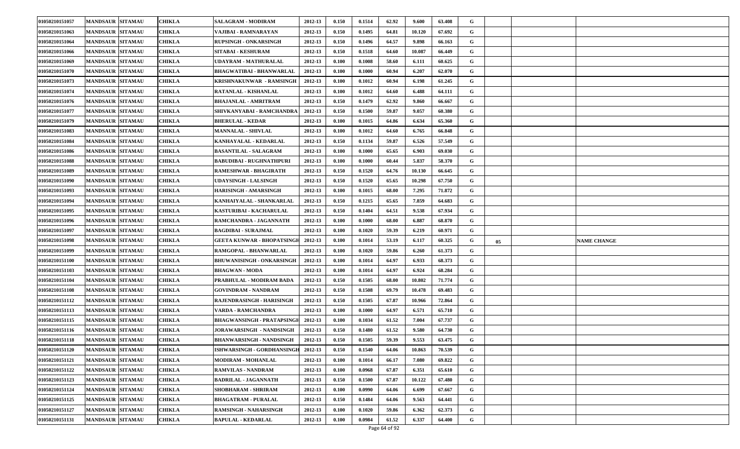| | | | | | | | | | | | | | | |
|---|---|---|---|---|---|---|---|---|---|---|---|---|---|---|
| 01050210151057 | MANDSAUR | SITAMAU | CHIKLA | SALAGRAM - MODIRAM | 2012-13 | 0.150 | 0.1514 | 62.92 | 9.600 | 63.408 | G | | | |
| 01050210151063 | MANDSAUR | SITAMAU | CHIKLA | VAJIBAI - RAMNARAYAN | 2012-13 | 0.150 | 0.1495 | 64.81 | 10.120 | 67.692 | G | | | |
| 01050210151064 | MANDSAUR | SITAMAU | CHIKLA | RUPSINGH - ONKARSINGH | 2012-13 | 0.150 | 0.1496 | 64.57 | 9.898 | 66.163 | G | | | |
| 01050210151066 | MANDSAUR | SITAMAU | CHIKLA | SITABAI - KESHURAM | 2012-13 | 0.150 | 0.1518 | 64.60 | 10.087 | 66.449 | G | | | |
| 01050210151069 | MANDSAUR | SITAMAU | CHIKLA | UDAYRAM - MATHURALAL | 2012-13 | 0.100 | 0.1008 | 58.60 | 6.111 | 60.625 | G | | | |
| 01050210151070 | MANDSAUR | SITAMAU | CHIKLA | BHAGWATIBAI - BHANWARLAL | 2012-13 | 0.100 | 0.1000 | 60.94 | 6.207 | 62.070 | G | | | |
| 01050210151073 | MANDSAUR | SITAMAU | CHIKLA | KRISHNAKUNWAR - RAMSINGH | 2012-13 | 0.100 | 0.1012 | 60.94 | 6.198 | 61.245 | G | | | |
| 01050210151074 | MANDSAUR | SITAMAU | CHIKLA | RATANLAL - KISHANLAL | 2012-13 | 0.100 | 0.1012 | 64.60 | 6.488 | 64.111 | G | | | |
| 01050210151076 | MANDSAUR | SITAMAU | CHIKLA | BHAJANLAL - AMRITRAM | 2012-13 | 0.150 | 0.1479 | 62.92 | 9.860 | 66.667 | G | | | |
| 01050210151077 | MANDSAUR | SITAMAU | CHIKLA | SHIVKANYABAI - RAMCHANDRA | 2012-13 | 0.150 | 0.1500 | 59.87 | 9.057 | 60.380 | G | | | |
| 01050210151079 | MANDSAUR | SITAMAU | CHIKLA | BHERULAL - KEDAR | 2012-13 | 0.100 | 0.1015 | 64.86 | 6.634 | 65.360 | G | | | |
| 01050210151083 | MANDSAUR | SITAMAU | CHIKLA | MANNALAL - SHIVLAL | 2012-13 | 0.100 | 0.1012 | 64.60 | 6.765 | 66.848 | G | | | |
| 01050210151084 | MANDSAUR | SITAMAU | CHIKLA | KANHAYALAL - KEDARLAL | 2012-13 | 0.150 | 0.1134 | 59.87 | 6.526 | 57.549 | G | | | |
| 01050210151086 | MANDSAUR | SITAMAU | CHIKLA | BASANTILAL - SALAGRAM | 2012-13 | 0.100 | 0.1000 | 65.65 | 6.903 | 69.030 | G | | | |
| 01050210151088 | MANDSAUR | SITAMAU | CHIKLA | BABUDIBAI - RUGHNATHPURI | 2012-13 | 0.100 | 0.1000 | 60.44 | 5.837 | 58.370 | G | | | |
| 01050210151089 | MANDSAUR | SITAMAU | CHIKLA | RAMESHWAR - BHAGIRATH | 2012-13 | 0.150 | 0.1520 | 64.76 | 10.130 | 66.645 | G | | | |
| 01050210151090 | MANDSAUR | SITAMAU | CHIKLA | UDAYSINGH - LALSINGH | 2012-13 | 0.150 | 0.1520 | 65.65 | 10.298 | 67.750 | G | | | |
| 01050210151093 | MANDSAUR | SITAMAU | CHIKLA | HARISINGH - AMARSINGH | 2012-13 | 0.100 | 0.1015 | 68.00 | 7.295 | 71.872 | G | | | |
| 01050210151094 | MANDSAUR | SITAMAU | CHIKLA | KANHAIYALAL - SHANKARLAL | 2012-13 | 0.150 | 0.1215 | 65.65 | 7.859 | 64.683 | G | | | |
| 01050210151095 | MANDSAUR | SITAMAU | CHIKLA | KASTURIBAI - KACHARULAL | 2012-13 | 0.150 | 0.1404 | 64.51 | 9.538 | 67.934 | G | | | |
| 01050210151096 | MANDSAUR | SITAMAU | CHIKLA | RAMCHANDRA - JAGANNATH | 2012-13 | 0.100 | 0.1000 | 68.00 | 6.887 | 68.870 | G | | | |
| 01050210151097 | MANDSAUR | SITAMAU | CHIKLA | BAGDIBAI - SURAJMAL | 2012-13 | 0.100 | 0.1020 | 59.39 | 6.219 | 60.971 | G | | | |
| 01050210151098 | MANDSAUR | SITAMAU | CHIKLA | GEETA KUNWAR - BHOPATSINGH | 2012-13 | 0.100 | 0.1014 | 53.19 | 6.117 | 60.325 | G | 05 | | NAME CHANGE |
| 01050210151099 | MANDSAUR | SITAMAU | CHIKLA | RAMGOPAL - BHANWARLAL | 2012-13 | 0.100 | 0.1020 | 59.86 | 6.260 | 61.373 | G | | | |
| 01050210151100 | MANDSAUR | SITAMAU | CHIKLA | BHUWANISINGH - ONKARSINGH | 2012-13 | 0.100 | 0.1014 | 64.97 | 6.933 | 68.373 | G | | | |
| 01050210151103 | MANDSAUR | SITAMAU | CHIKLA | BHAGWAN - MODA | 2012-13 | 0.100 | 0.1014 | 64.97 | 6.924 | 68.284 | G | | | |
| 01050210151104 | MANDSAUR | SITAMAU | CHIKLA | PRABHULAL - MODIRAM BADA | 2012-13 | 0.150 | 0.1505 | 68.00 | 10.802 | 71.774 | G | | | |
| 01050210151108 | MANDSAUR | SITAMAU | CHIKLA | GOVINDRAM - NANDRAM | 2012-13 | 0.150 | 0.1508 | 69.79 | 10.478 | 69.483 | G | | | |
| 01050210151112 | MANDSAUR | SITAMAU | CHIKLA | RAJENDRASINGH - HARISINGH | 2012-13 | 0.150 | 0.1505 | 67.87 | 10.966 | 72.864 | G | | | |
| 01050210151113 | MANDSAUR | SITAMAU | CHIKLA | VARDA - RAMCHANDRA | 2012-13 | 0.100 | 0.1000 | 64.97 | 6.571 | 65.710 | G | | | |
| 01050210151115 | MANDSAUR | SITAMAU | CHIKLA | BHAGWANSINGH - PRATAPSINGH | 2012-13 | 0.100 | 0.1034 | 61.52 | 7.004 | 67.737 | G | | | |
| 01050210151116 | MANDSAUR | SITAMAU | CHIKLA | JORAWARSINGH - NANDSINGH | 2012-13 | 0.150 | 0.1480 | 61.52 | 9.580 | 64.730 | G | | | |
| 01050210151118 | MANDSAUR | SITAMAU | CHIKLA | BHANWARSINGH - NANDSINGH | 2012-13 | 0.150 | 0.1505 | 59.39 | 9.553 | 63.475 | G | | | |
| 01050210151120 | MANDSAUR | SITAMAU | CHIKLA | ISHWARSINGH - GORDHANSINGH | 2012-13 | 0.150 | 0.1540 | 64.06 | 10.863 | 70.539 | G | | | |
| 01050210151121 | MANDSAUR | SITAMAU | CHIKLA | MODIRAM - MOHANLAL | 2012-13 | 0.100 | 0.1014 | 66.17 | 7.080 | 69.822 | G | | | |
| 01050210151122 | MANDSAUR | SITAMAU | CHIKLA | RAMVILAS - NANDRAM | 2012-13 | 0.100 | 0.0968 | 67.87 | 6.351 | 65.610 | G | | | |
| 01050210151123 | MANDSAUR | SITAMAU | CHIKLA | BADRILAL - JAGANNATH | 2012-13 | 0.150 | 0.1500 | 67.87 | 10.122 | 67.480 | G | | | |
| 01050210151124 | MANDSAUR | SITAMAU | CHIKLA | SHOBHARAM - SHRIRAM | 2012-13 | 0.100 | 0.0990 | 64.06 | 6.699 | 67.667 | G | | | |
| 01050210151125 | MANDSAUR | SITAMAU | CHIKLA | BHAGATRAM - PURALAL | 2012-13 | 0.150 | 0.1484 | 64.06 | 9.563 | 64.441 | G | | | |
| 01050210151127 | MANDSAUR | SITAMAU | CHIKLA | RAMSINGH - NAHARSINGH | 2012-13 | 0.100 | 0.1020 | 59.86 | 6.362 | 62.373 | G | | | |
| 01050210151131 | MANDSAUR | SITAMAU | CHIKLA | BAPULAL - KEDARLAL | 2012-13 | 0.100 | 0.0984 | 61.52 | 6.337 | 64.400 | G | | | |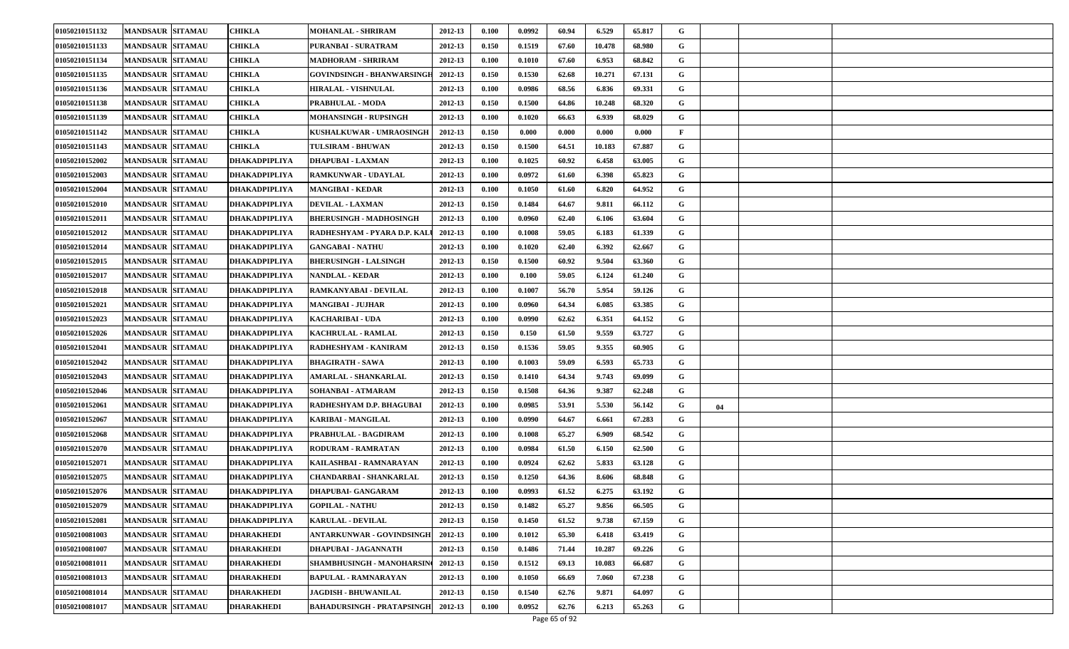| | | | | | | | | | | | | | | |
|---|---|---|---|---|---|---|---|---|---|---|---|---|---|---|
| 01050210151132 | MANDSAUR | SITAMAU | CHIKLA | MOHANLAL - SHRIRAM | 2012-13 | 0.100 | 0.0992 | 60.94 | 6.529 | 65.817 | G | | | |
| 01050210151133 | MANDSAUR | SITAMAU | CHIKLA | PURANBAI - SURATRAM | 2012-13 | 0.150 | 0.1519 | 67.60 | 10.478 | 68.980 | G | | | |
| 01050210151134 | MANDSAUR | SITAMAU | CHIKLA | MADHORAM - SHRIRAM | 2012-13 | 0.100 | 0.1010 | 67.60 | 6.953 | 68.842 | G | | | |
| 01050210151135 | MANDSAUR | SITAMAU | CHIKLA | GOVINDSINGH - BHANWARSINGH | 2012-13 | 0.150 | 0.1530 | 62.68 | 10.271 | 67.131 | G | | | |
| 01050210151136 | MANDSAUR | SITAMAU | CHIKLA | HIRALAL - VISHNULAL | 2012-13 | 0.100 | 0.0986 | 68.56 | 6.836 | 69.331 | G | | | |
| 01050210151138 | MANDSAUR | SITAMAU | CHIKLA | PRABHULAL - MODA | 2012-13 | 0.150 | 0.1500 | 64.86 | 10.248 | 68.320 | G | | | |
| 01050210151139 | MANDSAUR | SITAMAU | CHIKLA | MOHANSINGH - RUPSINGH | 2012-13 | 0.100 | 0.1020 | 66.63 | 6.939 | 68.029 | G | | | |
| 01050210151142 | MANDSAUR | SITAMAU | CHIKLA | KUSHALKUWAR - UMRAOSINGH | 2012-13 | 0.150 | 0.000 | 0.000 | 0.000 | 0.000 | F | | | |
| 01050210151143 | MANDSAUR | SITAMAU | CHIKLA | TULSIRAM - BHUWAN | 2012-13 | 0.150 | 0.1500 | 64.51 | 10.183 | 67.887 | G | | | |
| 01050210152002 | MANDSAUR | SITAMAU | DHAKADPIPLIYA | DHAPUBAI - LAXMAN | 2012-13 | 0.100 | 0.1025 | 60.92 | 6.458 | 63.005 | G | | | |
| 01050210152003 | MANDSAUR | SITAMAU | DHAKADPIPLIYA | RAMKUNWAR - UDAYLAL | 2012-13 | 0.100 | 0.0972 | 61.60 | 6.398 | 65.823 | G | | | |
| 01050210152004 | MANDSAUR | SITAMAU | DHAKADPIPLIYA | MANGIBAI - KEDAR | 2012-13 | 0.100 | 0.1050 | 61.60 | 6.820 | 64.952 | G | | | |
| 01050210152010 | MANDSAUR | SITAMAU | DHAKADPIPLIYA | DEVILAL - LAXMAN | 2012-13 | 0.150 | 0.1484 | 64.67 | 9.811 | 66.112 | G | | | |
| 01050210152011 | MANDSAUR | SITAMAU | DHAKADPIPLIYA | BHERUSINGH - MADHOSINGH | 2012-13 | 0.100 | 0.0960 | 62.40 | 6.106 | 63.604 | G | | | |
| 01050210152012 | MANDSAUR | SITAMAU | DHAKADPIPLIYA | RADHESHYAM - PYARA D.P. KALU | 2012-13 | 0.100 | 0.1008 | 59.05 | 6.183 | 61.339 | G | | | |
| 01050210152014 | MANDSAUR | SITAMAU | DHAKADPIPLIYA | GANGABAI - NATHU | 2012-13 | 0.100 | 0.1020 | 62.40 | 6.392 | 62.667 | G | | | |
| 01050210152015 | MANDSAUR | SITAMAU | DHAKADPIPLIYA | BHERUSINGH - LALSINGH | 2012-13 | 0.150 | 0.1500 | 60.92 | 9.504 | 63.360 | G | | | |
| 01050210152017 | MANDSAUR | SITAMAU | DHAKADPIPLIYA | NANDLAL - KEDAR | 2012-13 | 0.100 | 0.100 | 59.05 | 6.124 | 61.240 | G | | | |
| 01050210152018 | MANDSAUR | SITAMAU | DHAKADPIPLIYA | RAMKANYABAI - DEVILAL | 2012-13 | 0.100 | 0.1007 | 56.70 | 5.954 | 59.126 | G | | | |
| 01050210152021 | MANDSAUR | SITAMAU | DHAKADPIPLIYA | MANGIBAI - JUJHAR | 2012-13 | 0.100 | 0.0960 | 64.34 | 6.085 | 63.385 | G | | | |
| 01050210152023 | MANDSAUR | SITAMAU | DHAKADPIPLIYA | KACHARIBAI - UDA | 2012-13 | 0.100 | 0.0990 | 62.62 | 6.351 | 64.152 | G | | | |
| 01050210152026 | MANDSAUR | SITAMAU | DHAKADPIPLIYA | KACHRULAL - RAMLAL | 2012-13 | 0.150 | 0.150 | 61.50 | 9.559 | 63.727 | G | | | |
| 01050210152041 | MANDSAUR | SITAMAU | DHAKADPIPLIYA | RADHESHYAM - KANIRAM | 2012-13 | 0.150 | 0.1536 | 59.05 | 9.355 | 60.905 | G | | | |
| 01050210152042 | MANDSAUR | SITAMAU | DHAKADPIPLIYA | BHAGIRATH - SAWA | 2012-13 | 0.100 | 0.1003 | 59.09 | 6.593 | 65.733 | G | | | |
| 01050210152043 | MANDSAUR | SITAMAU | DHAKADPIPLIYA | AMARLAL - SHANKARLAL | 2012-13 | 0.150 | 0.1410 | 64.34 | 9.743 | 69.099 | G | | | |
| 01050210152046 | MANDSAUR | SITAMAU | DHAKADPIPLIYA | SOHANBAI - ATMARAM | 2012-13 | 0.150 | 0.1508 | 64.36 | 9.387 | 62.248 | G | | | |
| 01050210152061 | MANDSAUR | SITAMAU | DHAKADPIPLIYA | RADHESHYAM D.P. BHAGUBAI | 2012-13 | 0.100 | 0.0985 | 53.91 | 5.530 | 56.142 | G | 04 | | |
| 01050210152067 | MANDSAUR | SITAMAU | DHAKADPIPLIYA | KARIBAI - MANGILAL | 2012-13 | 0.100 | 0.0990 | 64.67 | 6.661 | 67.283 | G | | | |
| 01050210152068 | MANDSAUR | SITAMAU | DHAKADPIPLIYA | PRABHULAL - BAGDIRAM | 2012-13 | 0.100 | 0.1008 | 65.27 | 6.909 | 68.542 | G | | | |
| 01050210152070 | MANDSAUR | SITAMAU | DHAKADPIPLIYA | RODURAM - RAMRATAN | 2012-13 | 0.100 | 0.0984 | 61.50 | 6.150 | 62.500 | G | | | |
| 01050210152071 | MANDSAUR | SITAMAU | DHAKADPIPLIYA | KAILASHBAI - RAMNARAYAN | 2012-13 | 0.100 | 0.0924 | 62.62 | 5.833 | 63.128 | G | | | |
| 01050210152075 | MANDSAUR | SITAMAU | DHAKADPIPLIYA | CHANDARBAI - SHANKARLAL | 2012-13 | 0.150 | 0.1250 | 64.36 | 8.606 | 68.848 | G | | | |
| 01050210152076 | MANDSAUR | SITAMAU | DHAKADPIPLIYA | DHAPUBAI- GANGARAM | 2012-13 | 0.100 | 0.0993 | 61.52 | 6.275 | 63.192 | G | | | |
| 01050210152079 | MANDSAUR | SITAMAU | DHAKADPIPLIYA | GOPILAL - NATHU | 2012-13 | 0.150 | 0.1482 | 65.27 | 9.856 | 66.505 | G | | | |
| 01050210152081 | MANDSAUR | SITAMAU | DHAKADPIPLIYA | KARULAL - DEVILAL | 2012-13 | 0.150 | 0.1450 | 61.52 | 9.738 | 67.159 | G | | | |
| 01050210081003 | MANDSAUR | SITAMAU | DHARAKHEDI | ANTARKUNWAR - GOVINDSINGH | 2012-13 | 0.100 | 0.1012 | 65.30 | 6.418 | 63.419 | G | | | |
| 01050210081007 | MANDSAUR | SITAMAU | DHARAKHEDI | DHAPUBAI - JAGANNATH | 2012-13 | 0.150 | 0.1486 | 71.44 | 10.287 | 69.226 | G | | | |
| 01050210081011 | MANDSAUR | SITAMAU | DHARAKHEDI | SHAMBHUSINGH - MANOHARSINGH | 2012-13 | 0.150 | 0.1512 | 69.13 | 10.083 | 66.687 | G | | | |
| 01050210081013 | MANDSAUR | SITAMAU | DHARAKHEDI | BAPULAL - RAMNARAYAN | 2012-13 | 0.100 | 0.1050 | 66.69 | 7.060 | 67.238 | G | | | |
| 01050210081014 | MANDSAUR | SITAMAU | DHARAKHEDI | JAGDISH - BHUWANILAL | 2012-13 | 0.150 | 0.1540 | 62.76 | 9.871 | 64.097 | G | | | |
| 01050210081017 | MANDSAUR | SITAMAU | DHARAKHEDI | BAHADURSINGH - PRATAPSINGH | 2012-13 | 0.100 | 0.0952 | 62.76 | 6.213 | 65.263 | G | | | |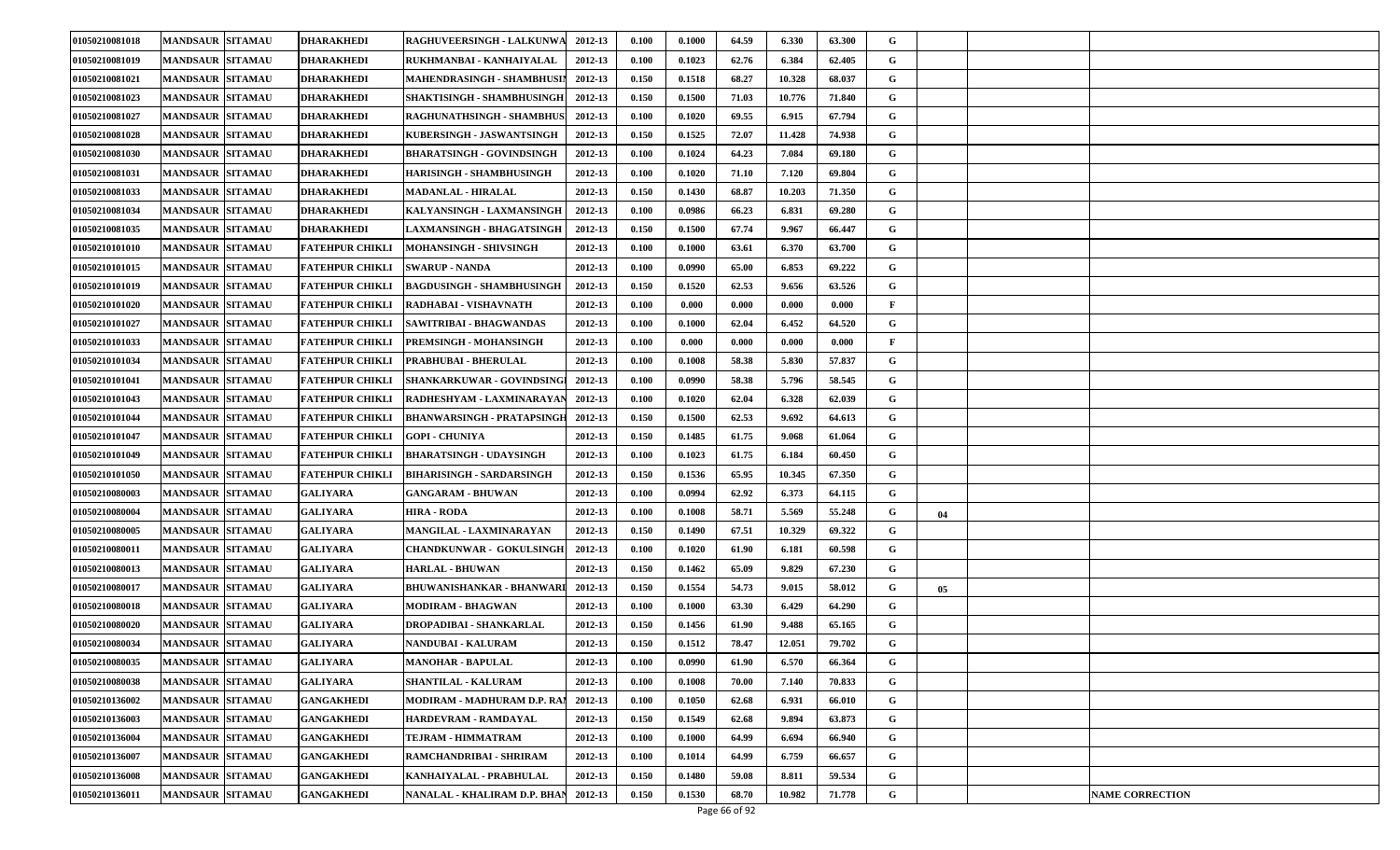| | | | | | | | | | | | | | | |
|---|---|---|---|---|---|---|---|---|---|---|---|---|---|---|
| 01050210081018 | MANDSAUR | SITAMAU | DHARAKHEDI | RAGHUVEERSINGH - LALKUNWA | 2012-13 | 0.100 | 0.1000 | 64.59 | 6.330 | 63.300 | G | | | |
| 01050210081019 | MANDSAUR | SITAMAU | DHARAKHEDI | RUKHMANBAI - KANHAIYALAL | 2012-13 | 0.100 | 0.1023 | 62.76 | 6.384 | 62.405 | G | | | |
| 01050210081021 | MANDSAUR | SITAMAU | DHARAKHEDI | MAHENDRASINGH - SHAMBHUSIN | 2012-13 | 0.150 | 0.1518 | 68.27 | 10.328 | 68.037 | G | | | |
| 01050210081023 | MANDSAUR | SITAMAU | DHARAKHEDI | SHAKTISINGH - SHAMBHUSINGH | 2012-13 | 0.150 | 0.1500 | 71.03 | 10.776 | 71.840 | G | | | |
| 01050210081027 | MANDSAUR | SITAMAU | DHARAKHEDI | RAGHUNATHSINGH - SHAMBHUS | 2012-13 | 0.100 | 0.1020 | 69.55 | 6.915 | 67.794 | G | | | |
| 01050210081028 | MANDSAUR | SITAMAU | DHARAKHEDI | KUBERSINGH - JASWANTSINGH | 2012-13 | 0.150 | 0.1525 | 72.07 | 11.428 | 74.938 | G | | | |
| 01050210081030 | MANDSAUR | SITAMAU | DHARAKHEDI | BHARATSINGH - GOVINDSINGH | 2012-13 | 0.100 | 0.1024 | 64.23 | 7.084 | 69.180 | G | | | |
| 01050210081031 | MANDSAUR | SITAMAU | DHARAKHEDI | HARISINGH - SHAMBHUSINGH | 2012-13 | 0.100 | 0.1020 | 71.10 | 7.120 | 69.804 | G | | | |
| 01050210081033 | MANDSAUR | SITAMAU | DHARAKHEDI | MADANLAL - HIRALAL | 2012-13 | 0.150 | 0.1430 | 68.87 | 10.203 | 71.350 | G | | | |
| 01050210081034 | MANDSAUR | SITAMAU | DHARAKHEDI | KALYANSINGH - LAXMANSINGH | 2012-13 | 0.100 | 0.0986 | 66.23 | 6.831 | 69.280 | G | | | |
| 01050210081035 | MANDSAUR | SITAMAU | DHARAKHEDI | LAXMANSINGH - BHAGATSINGH | 2012-13 | 0.150 | 0.1500 | 67.74 | 9.967 | 66.447 | G | | | |
| 01050210101010 | MANDSAUR | SITAMAU | FATEHPUR CHIKLI | MOHANSINGH - SHIVSINGH | 2012-13 | 0.100 | 0.1000 | 63.61 | 6.370 | 63.700 | G | | | |
| 01050210101015 | MANDSAUR | SITAMAU | FATEHPUR CHIKLI | SWARUP - NANDA | 2012-13 | 0.100 | 0.0990 | 65.00 | 6.853 | 69.222 | G | | | |
| 01050210101019 | MANDSAUR | SITAMAU | FATEHPUR CHIKLI | BAGDUSINGH - SHAMBHUSINGH | 2012-13 | 0.150 | 0.1520 | 62.53 | 9.656 | 63.526 | G | | | |
| 01050210101020 | MANDSAUR | SITAMAU | FATEHPUR CHIKLI | RADHABAI - VISHAVNATH | 2012-13 | 0.100 | 0.000 | 0.000 | 0.000 | 0.000 | F | | | |
| 01050210101027 | MANDSAUR | SITAMAU | FATEHPUR CHIKLI | SAWITRIBAI - BHAGWANDAS | 2012-13 | 0.100 | 0.1000 | 62.04 | 6.452 | 64.520 | G | | | |
| 01050210101033 | MANDSAUR | SITAMAU | FATEHPUR CHIKLI | PREMSINGH - MOHANSINGH | 2012-13 | 0.100 | 0.000 | 0.000 | 0.000 | 0.000 | F | | | |
| 01050210101034 | MANDSAUR | SITAMAU | FATEHPUR CHIKLI | PRABHUBAI - BHERULAL | 2012-13 | 0.100 | 0.1008 | 58.38 | 5.830 | 57.837 | G | | | |
| 01050210101041 | MANDSAUR | SITAMAU | FATEHPUR CHIKLI | SHANKARKUWAR - GOVINDSINGI | 2012-13 | 0.100 | 0.0990 | 58.38 | 5.796 | 58.545 | G | | | |
| 01050210101043 | MANDSAUR | SITAMAU | FATEHPUR CHIKLI | RADHESHYAM - LAXMINARAYAN | 2012-13 | 0.100 | 0.1020 | 62.04 | 6.328 | 62.039 | G | | | |
| 01050210101044 | MANDSAUR | SITAMAU | FATEHPUR CHIKLI | BHANWARSINGH - PRATAPSINGH | 2012-13 | 0.150 | 0.1500 | 62.53 | 9.692 | 64.613 | G | | | |
| 01050210101047 | MANDSAUR | SITAMAU | FATEHPUR CHIKLI | GOPI - CHUNIYA | 2012-13 | 0.150 | 0.1485 | 61.75 | 9.068 | 61.064 | G | | | |
| 01050210101049 | MANDSAUR | SITAMAU | FATEHPUR CHIKLI | BHARATSINGH - UDAYSINGH | 2012-13 | 0.100 | 0.1023 | 61.75 | 6.184 | 60.450 | G | | | |
| 01050210101050 | MANDSAUR | SITAMAU | FATEHPUR CHIKLI | BIHARISINGH - SARDARSINGH | 2012-13 | 0.150 | 0.1536 | 65.95 | 10.345 | 67.350 | G | | | |
| 01050210080003 | MANDSAUR | SITAMAU | GALIYARA | GANGARAM - BHUWAN | 2012-13 | 0.100 | 0.0994 | 62.92 | 6.373 | 64.115 | G | | | |
| 01050210080004 | MANDSAUR | SITAMAU | GALIYARA | HIRA - RODA | 2012-13 | 0.100 | 0.1008 | 58.71 | 5.569 | 55.248 | G | 04 | | |
| 01050210080005 | MANDSAUR | SITAMAU | GALIYARA | MANGILAL - LAXMINARAYAN | 2012-13 | 0.150 | 0.1490 | 67.51 | 10.329 | 69.322 | G | | | |
| 01050210080011 | MANDSAUR | SITAMAU | GALIYARA | CHANDKUNWAR - GOKULSINGH | 2012-13 | 0.100 | 0.1020 | 61.90 | 6.181 | 60.598 | G | | | |
| 01050210080013 | MANDSAUR | SITAMAU | GALIYARA | HARLAL - BHUWAN | 2012-13 | 0.150 | 0.1462 | 65.09 | 9.829 | 67.230 | G | | | |
| 01050210080017 | MANDSAUR | SITAMAU | GALIYARA | BHUWANISHANKAR - BHANWARI | 2012-13 | 0.150 | 0.1554 | 54.73 | 9.015 | 58.012 | G | 05 | | |
| 01050210080018 | MANDSAUR | SITAMAU | GALIYARA | MODIRAM - BHAGWAN | 2012-13 | 0.100 | 0.1000 | 63.30 | 6.429 | 64.290 | G | | | |
| 01050210080020 | MANDSAUR | SITAMAU | GALIYARA | DROPADIBAI - SHANKARLAL | 2012-13 | 0.150 | 0.1456 | 61.90 | 9.488 | 65.165 | G | | | |
| 01050210080034 | MANDSAUR | SITAMAU | GALIYARA | NANDUBAI - KALURAM | 2012-13 | 0.150 | 0.1512 | 78.47 | 12.051 | 79.702 | G | | | |
| 01050210080035 | MANDSAUR | SITAMAU | GALIYARA | MANOHAR - BAPULAL | 2012-13 | 0.100 | 0.0990 | 61.90 | 6.570 | 66.364 | G | | | |
| 01050210080038 | MANDSAUR | SITAMAU | GALIYARA | SHANTILAL - KALURAM | 2012-13 | 0.100 | 0.1008 | 70.00 | 7.140 | 70.833 | G | | | |
| 01050210136002 | MANDSAUR | SITAMAU | GANGAKHEDI | MODIRAM - MADHURAM D.P. RAI | 2012-13 | 0.100 | 0.1050 | 62.68 | 6.931 | 66.010 | G | | | |
| 01050210136003 | MANDSAUR | SITAMAU | GANGAKHEDI | HARDEVRAM - RAMDAYAL | 2012-13 | 0.150 | 0.1549 | 62.68 | 9.894 | 63.873 | G | | | |
| 01050210136004 | MANDSAUR | SITAMAU | GANGAKHEDI | TEJRAM - HIMMATRAM | 2012-13 | 0.100 | 0.1000 | 64.99 | 6.694 | 66.940 | G | | | |
| 01050210136007 | MANDSAUR | SITAMAU | GANGAKHEDI | RAMCHANDRIBAI - SHRIRAM | 2012-13 | 0.100 | 0.1014 | 64.99 | 6.759 | 66.657 | G | | | |
| 01050210136008 | MANDSAUR | SITAMAU | GANGAKHEDI | KANHAIYALAL - PRABHULAL | 2012-13 | 0.150 | 0.1480 | 59.08 | 8.811 | 59.534 | G | | | |
| 01050210136011 | MANDSAUR | SITAMAU | GANGAKHEDI | NANALAL - KHALIRAM D.P. BHAN | 2012-13 | 0.150 | 0.1530 | 68.70 | 10.982 | 71.778 | G | | | NAME CORRECTION |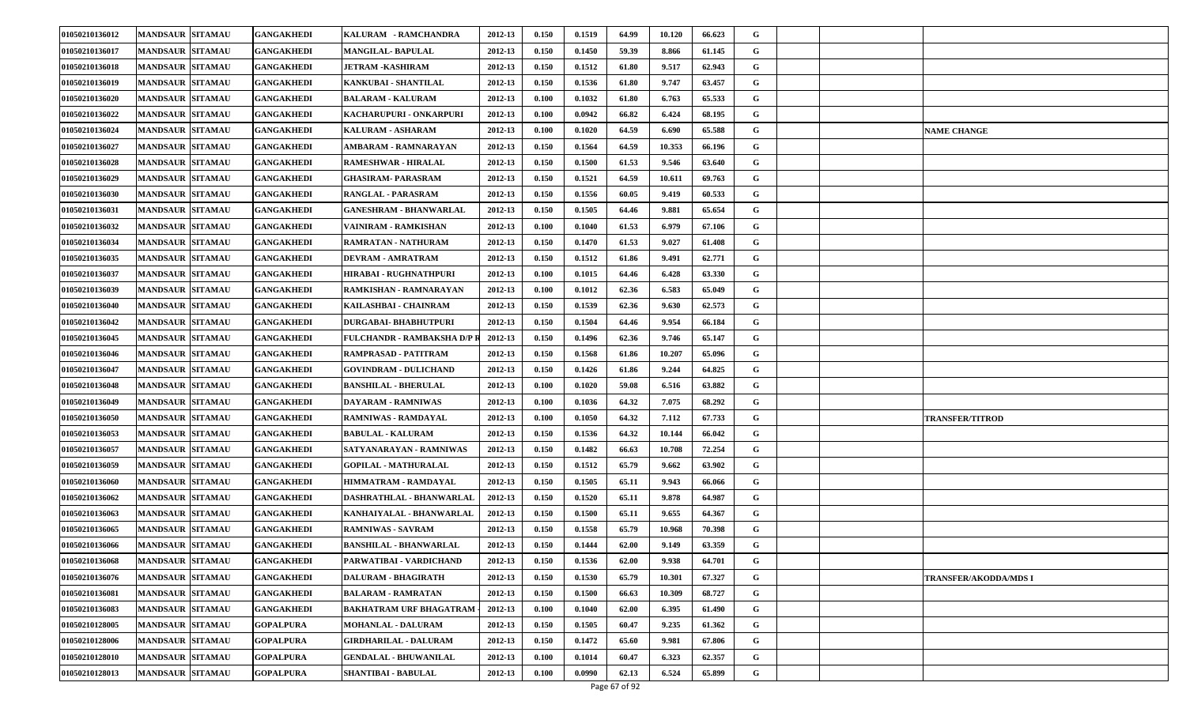| | | | | | | | | | | | | | | | |
|---|---|---|---|---|---|---|---|---|---|---|---|---|---|---|---|
| 01050210136012 | MANDSAUR | SITAMAU | GANGAKHEDI | KALURAM - RAMCHANDRA | 2012-13 | 0.150 | 0.1519 | 64.99 | 10.120 | 66.623 | G | | | | |
| 01050210136017 | MANDSAUR | SITAMAU | GANGAKHEDI | MANGILAL- BAPULAL | 2012-13 | 0.150 | 0.1450 | 59.39 | 8.866 | 61.145 | G | | | | |
| 01050210136018 | MANDSAUR | SITAMAU | GANGAKHEDI | JETRAM -KASHIRAM | 2012-13 | 0.150 | 0.1512 | 61.80 | 9.517 | 62.943 | G | | | | |
| 01050210136019 | MANDSAUR | SITAMAU | GANGAKHEDI | KANKUBAI - SHANTILAL | 2012-13 | 0.150 | 0.1536 | 61.80 | 9.747 | 63.457 | G | | | | |
| 01050210136020 | MANDSAUR | SITAMAU | GANGAKHEDI | BALARAM - KALURAM | 2012-13 | 0.100 | 0.1032 | 61.80 | 6.763 | 65.533 | G | | | | |
| 01050210136022 | MANDSAUR | SITAMAU | GANGAKHEDI | KACHARUPURI - ONKARPURI | 2012-13 | 0.100 | 0.0942 | 66.82 | 6.424 | 68.195 | G | | | | |
| 01050210136024 | MANDSAUR | SITAMAU | GANGAKHEDI | KALURAM - ASHARAM | 2012-13 | 0.100 | 0.1020 | 64.59 | 6.690 | 65.588 | G | | | | NAME CHANGE |
| 01050210136027 | MANDSAUR | SITAMAU | GANGAKHEDI | AMBARAM - RAMNARAYAN | 2012-13 | 0.150 | 0.1564 | 64.59 | 10.353 | 66.196 | G | | | | |
| 01050210136028 | MANDSAUR | SITAMAU | GANGAKHEDI | RAMESHWAR - HIRALAL | 2012-13 | 0.150 | 0.1500 | 61.53 | 9.546 | 63.640 | G | | | | |
| 01050210136029 | MANDSAUR | SITAMAU | GANGAKHEDI | GHASIRAM- PARASRAM | 2012-13 | 0.150 | 0.1521 | 64.59 | 10.611 | 69.763 | G | | | | |
| 01050210136030 | MANDSAUR | SITAMAU | GANGAKHEDI | RANGLAL - PARASRAM | 2012-13 | 0.150 | 0.1556 | 60.05 | 9.419 | 60.533 | G | | | | |
| 01050210136031 | MANDSAUR | SITAMAU | GANGAKHEDI | GANESHRAM - BHANWARLAL | 2012-13 | 0.150 | 0.1505 | 64.46 | 9.881 | 65.654 | G | | | | |
| 01050210136032 | MANDSAUR | SITAMAU | GANGAKHEDI | VAINIRAM - RAMKISHAN | 2012-13 | 0.100 | 0.1040 | 61.53 | 6.979 | 67.106 | G | | | | |
| 01050210136034 | MANDSAUR | SITAMAU | GANGAKHEDI | RAMRATAN - NATHURAM | 2012-13 | 0.150 | 0.1470 | 61.53 | 9.027 | 61.408 | G | | | | |
| 01050210136035 | MANDSAUR | SITAMAU | GANGAKHEDI | DEVRAM - AMRATRAM | 2012-13 | 0.150 | 0.1512 | 61.86 | 9.491 | 62.771 | G | | | | |
| 01050210136037 | MANDSAUR | SITAMAU | GANGAKHEDI | HIRABAI - RUGHNATHPURI | 2012-13 | 0.100 | 0.1015 | 64.46 | 6.428 | 63.330 | G | | | | |
| 01050210136039 | MANDSAUR | SITAMAU | GANGAKHEDI | RAMKISHAN - RAMNARAYAN | 2012-13 | 0.100 | 0.1012 | 62.36 | 6.583 | 65.049 | G | | | | |
| 01050210136040 | MANDSAUR | SITAMAU | GANGAKHEDI | KAILASHBAI - CHAINRAM | 2012-13 | 0.150 | 0.1539 | 62.36 | 9.630 | 62.573 | G | | | | |
| 01050210136042 | MANDSAUR | SITAMAU | GANGAKHEDI | DURGABAI- BHABHUTPURI | 2012-13 | 0.150 | 0.1504 | 64.46 | 9.954 | 66.184 | G | | | | |
| 01050210136045 | MANDSAUR | SITAMAU | GANGAKHEDI | FULCHANDR - RAMBAKSHA D/P R | 2012-13 | 0.150 | 0.1496 | 62.36 | 9.746 | 65.147 | G | | | | |
| 01050210136046 | MANDSAUR | SITAMAU | GANGAKHEDI | RAMPRASAD - PATITRAM | 2012-13 | 0.150 | 0.1568 | 61.86 | 10.207 | 65.096 | G | | | | |
| 01050210136047 | MANDSAUR | SITAMAU | GANGAKHEDI | GOVINDRAM - DULICHAND | 2012-13 | 0.150 | 0.1426 | 61.86 | 9.244 | 64.825 | G | | | | |
| 01050210136048 | MANDSAUR | SITAMAU | GANGAKHEDI | BANSHILAL - BHERULAL | 2012-13 | 0.100 | 0.1020 | 59.08 | 6.516 | 63.882 | G | | | | |
| 01050210136049 | MANDSAUR | SITAMAU | GANGAKHEDI | DAYARAM - RAMNIWAS | 2012-13 | 0.100 | 0.1036 | 64.32 | 7.075 | 68.292 | G | | | | |
| 01050210136050 | MANDSAUR | SITAMAU | GANGAKHEDI | RAMNIWAS - RAMDAYAL | 2012-13 | 0.100 | 0.1050 | 64.32 | 7.112 | 67.733 | G | | | | TRANSFER/TITROD |
| 01050210136053 | MANDSAUR | SITAMAU | GANGAKHEDI | BABULAL - KALURAM | 2012-13 | 0.150 | 0.1536 | 64.32 | 10.144 | 66.042 | G | | | | |
| 01050210136057 | MANDSAUR | SITAMAU | GANGAKHEDI | SATYANARAYAN - RAMNIWAS | 2012-13 | 0.150 | 0.1482 | 66.63 | 10.708 | 72.254 | G | | | | |
| 01050210136059 | MANDSAUR | SITAMAU | GANGAKHEDI | GOPILAL - MATHURALAL | 2012-13 | 0.150 | 0.1512 | 65.79 | 9.662 | 63.902 | G | | | | |
| 01050210136060 | MANDSAUR | SITAMAU | GANGAKHEDI | HIMMATRAM - RAMDAYAL | 2012-13 | 0.150 | 0.1505 | 65.11 | 9.943 | 66.066 | G | | | | |
| 01050210136062 | MANDSAUR | SITAMAU | GANGAKHEDI | DASHRATHLAL - BHANWARLAL | 2012-13 | 0.150 | 0.1520 | 65.11 | 9.878 | 64.987 | G | | | | |
| 01050210136063 | MANDSAUR | SITAMAU | GANGAKHEDI | KANHAIYALAL - BHANWARLAL | 2012-13 | 0.150 | 0.1500 | 65.11 | 9.655 | 64.367 | G | | | | |
| 01050210136065 | MANDSAUR | SITAMAU | GANGAKHEDI | RAMNIWAS - SAVRAM | 2012-13 | 0.150 | 0.1558 | 65.79 | 10.968 | 70.398 | G | | | | |
| 01050210136066 | MANDSAUR | SITAMAU | GANGAKHEDI | BANSHILAL - BHANWARLAL | 2012-13 | 0.150 | 0.1444 | 62.00 | 9.149 | 63.359 | G | | | | |
| 01050210136068 | MANDSAUR | SITAMAU | GANGAKHEDI | PARWATIBAI - VARDICHAND | 2012-13 | 0.150 | 0.1536 | 62.00 | 9.938 | 64.701 | G | | | | |
| 01050210136076 | MANDSAUR | SITAMAU | GANGAKHEDI | DALURAM - BHAGIRATH | 2012-13 | 0.150 | 0.1530 | 65.79 | 10.301 | 67.327 | G | | | | TRANSFER/AKODDA/MDS I |
| 01050210136081 | MANDSAUR | SITAMAU | GANGAKHEDI | BALARAM - RAMRATAN | 2012-13 | 0.150 | 0.1500 | 66.63 | 10.309 | 68.727 | G | | | | |
| 01050210136083 | MANDSAUR | SITAMAU | GANGAKHEDI | BAKHATRAM URF BHAGATRAM - | 2012-13 | 0.100 | 0.1040 | 62.00 | 6.395 | 61.490 | G | | | | |
| 01050210128005 | MANDSAUR | SITAMAU | GOPALPURA | MOHANLAL - DALURAM | 2012-13 | 0.150 | 0.1505 | 60.47 | 9.235 | 61.362 | G | | | | |
| 01050210128006 | MANDSAUR | SITAMAU | GOPALPURA | GIRDHARILAL - DALURAM | 2012-13 | 0.150 | 0.1472 | 65.60 | 9.981 | 67.806 | G | | | | |
| 01050210128010 | MANDSAUR | SITAMAU | GOPALPURA | GENDALAL - BHUWANILAL | 2012-13 | 0.100 | 0.1014 | 60.47 | 6.323 | 62.357 | G | | | | |
| 01050210128013 | MANDSAUR | SITAMAU | GOPALPURA | SHANTIBAI - BABULAL | 2012-13 | 0.100 | 0.0990 | 62.13 | 6.524 | 65.899 | G | | | | |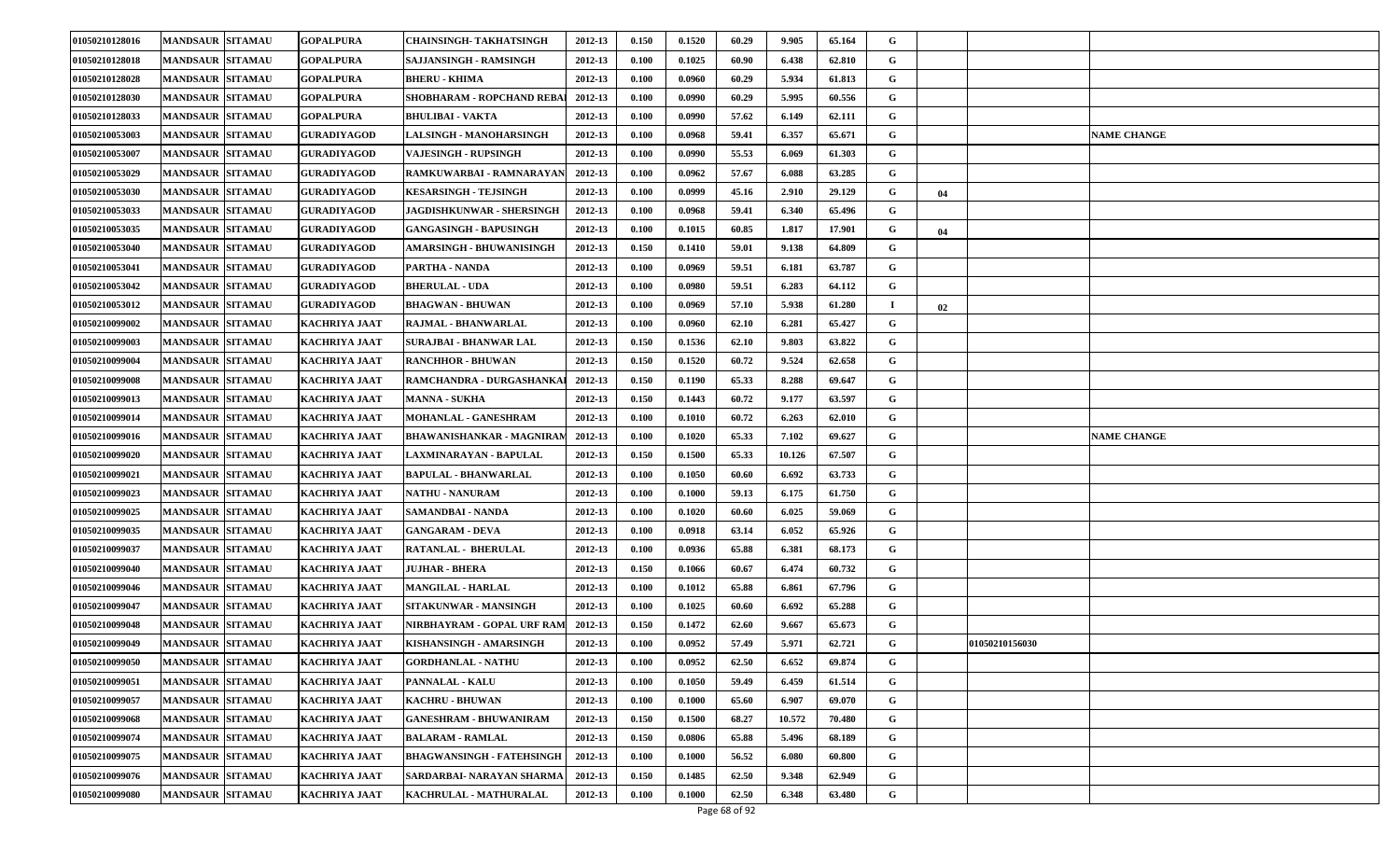| | | | | | | | | | | | | | | |
|---|---|---|---|---|---|---|---|---|---|---|---|---|---|---|
| 01050210128016 | MANDSAUR | SITAMAU | GOPALPURA | CHAINSINGH- TAKHATSINGH | 2012-13 | 0.150 | 0.1520 | 60.29 | 9.905 | 65.164 | G | | | |
| 01050210128018 | MANDSAUR | SITAMAU | GOPALPURA | SAJJANSINGH - RAMSINGH | 2012-13 | 0.100 | 0.1025 | 60.90 | 6.438 | 62.810 | G | | | |
| 01050210128028 | MANDSAUR | SITAMAU | GOPALPURA | BHERU - KHIMA | 2012-13 | 0.100 | 0.0960 | 60.29 | 5.934 | 61.813 | G | | | |
| 01050210128030 | MANDSAUR | SITAMAU | GOPALPURA | SHOBHARAM - ROPCHAND REBAI | 2012-13 | 0.100 | 0.0990 | 60.29 | 5.995 | 60.556 | G | | | |
| 01050210128033 | MANDSAUR | SITAMAU | GOPALPURA | BHULIBAI - VAKTA | 2012-13 | 0.100 | 0.0990 | 57.62 | 6.149 | 62.111 | G | | | |
| 01050210053003 | MANDSAUR | SITAMAU | GURADIYAGOD | LALSINGH - MANOHARSINGH | 2012-13 | 0.100 | 0.0968 | 59.41 | 6.357 | 65.671 | G | | | NAME CHANGE |
| 01050210053007 | MANDSAUR | SITAMAU | GURADIYAGOD | VAJESINGH - RUPSINGH | 2012-13 | 0.100 | 0.0990 | 55.53 | 6.069 | 61.303 | G | | | |
| 01050210053029 | MANDSAUR | SITAMAU | GURADIYAGOD | RAMKUWARBAI - RAMNARAYAN | 2012-13 | 0.100 | 0.0962 | 57.67 | 6.088 | 63.285 | G | | | |
| 01050210053030 | MANDSAUR | SITAMAU | GURADIYAGOD | KESARSINGH - TEJSINGH | 2012-13 | 0.100 | 0.0999 | 45.16 | 2.910 | 29.129 | G | 04 | | |
| 01050210053033 | MANDSAUR | SITAMAU | GURADIYAGOD | JAGDISHKUNWAR - SHERSINGH | 2012-13 | 0.100 | 0.0968 | 59.41 | 6.340 | 65.496 | G | | | |
| 01050210053035 | MANDSAUR | SITAMAU | GURADIYAGOD | GANGASINGH - BAPUSINGH | 2012-13 | 0.100 | 0.1015 | 60.85 | 1.817 | 17.901 | G | 04 | | |
| 01050210053040 | MANDSAUR | SITAMAU | GURADIYAGOD | AMARSINGH - BHUWANISINGH | 2012-13 | 0.150 | 0.1410 | 59.01 | 9.138 | 64.809 | G | | | |
| 01050210053041 | MANDSAUR | SITAMAU | GURADIYAGOD | PARTHA - NANDA | 2012-13 | 0.100 | 0.0969 | 59.51 | 6.181 | 63.787 | G | | | |
| 01050210053042 | MANDSAUR | SITAMAU | GURADIYAGOD | BHERULAL - UDA | 2012-13 | 0.100 | 0.0980 | 59.51 | 6.283 | 64.112 | G | | | |
| 01050210053012 | MANDSAUR | SITAMAU | GURADIYAGOD | BHAGWAN - BHUWAN | 2012-13 | 0.100 | 0.0969 | 57.10 | 5.938 | 61.280 | I | 02 | | |
| 01050210099002 | MANDSAUR | SITAMAU | KACHRIYA JAAT | RAJMAL - BHANWARLAL | 2012-13 | 0.100 | 0.0960 | 62.10 | 6.281 | 65.427 | G | | | |
| 01050210099003 | MANDSAUR | SITAMAU | KACHRIYA JAAT | SURAJBAI - BHANWAR LAL | 2012-13 | 0.150 | 0.1536 | 62.10 | 9.803 | 63.822 | G | | | |
| 01050210099004 | MANDSAUR | SITAMAU | KACHRIYA JAAT | RANCHHOR - BHUWAN | 2012-13 | 0.150 | 0.1520 | 60.72 | 9.524 | 62.658 | G | | | |
| 01050210099008 | MANDSAUR | SITAMAU | KACHRIYA JAAT | RAMCHANDRA - DURGASHANKAI | 2012-13 | 0.150 | 0.1190 | 65.33 | 8.288 | 69.647 | G | | | |
| 01050210099013 | MANDSAUR | SITAMAU | KACHRIYA JAAT | MANNA - SUKHA | 2012-13 | 0.150 | 0.1443 | 60.72 | 9.177 | 63.597 | G | | | |
| 01050210099014 | MANDSAUR | SITAMAU | KACHRIYA JAAT | MOHANLAL - GANESHRAM | 2012-13 | 0.100 | 0.1010 | 60.72 | 6.263 | 62.010 | G | | | |
| 01050210099016 | MANDSAUR | SITAMAU | KACHRIYA JAAT | BHAWANISHANKAR - MAGNIRAM | 2012-13 | 0.100 | 0.1020 | 65.33 | 7.102 | 69.627 | G | | | NAME CHANGE |
| 01050210099020 | MANDSAUR | SITAMAU | KACHRIYA JAAT | LAXMINARAYAN - BAPULAL | 2012-13 | 0.150 | 0.1500 | 65.33 | 10.126 | 67.507 | G | | | |
| 01050210099021 | MANDSAUR | SITAMAU | KACHRIYA JAAT | BAPULAL - BHANWARLAL | 2012-13 | 0.100 | 0.1050 | 60.60 | 6.692 | 63.733 | G | | | |
| 01050210099023 | MANDSAUR | SITAMAU | KACHRIYA JAAT | NATHU - NANURAM | 2012-13 | 0.100 | 0.1000 | 59.13 | 6.175 | 61.750 | G | | | |
| 01050210099025 | MANDSAUR | SITAMAU | KACHRIYA JAAT | SAMANDBAI - NANDA | 2012-13 | 0.100 | 0.1020 | 60.60 | 6.025 | 59.069 | G | | | |
| 01050210099035 | MANDSAUR | SITAMAU | KACHRIYA JAAT | GANGARAM - DEVA | 2012-13 | 0.100 | 0.0918 | 63.14 | 6.052 | 65.926 | G | | | |
| 01050210099037 | MANDSAUR | SITAMAU | KACHRIYA JAAT | RATANLAL - BHERULAL | 2012-13 | 0.100 | 0.0936 | 65.88 | 6.381 | 68.173 | G | | | |
| 01050210099040 | MANDSAUR | SITAMAU | KACHRIYA JAAT | JUJHAR - BHERA | 2012-13 | 0.150 | 0.1066 | 60.67 | 6.474 | 60.732 | G | | | |
| 01050210099046 | MANDSAUR | SITAMAU | KACHRIYA JAAT | MANGILAL - HARLAL | 2012-13 | 0.100 | 0.1012 | 65.88 | 6.861 | 67.796 | G | | | |
| 01050210099047 | MANDSAUR | SITAMAU | KACHRIYA JAAT | SITAKUNWAR - MANSINGH | 2012-13 | 0.100 | 0.1025 | 60.60 | 6.692 | 65.288 | G | | | |
| 01050210099048 | MANDSAUR | SITAMAU | KACHRIYA JAAT | NIRBHAYRAM - GOPAL URF RAM | 2012-13 | 0.150 | 0.1472 | 62.60 | 9.667 | 65.673 | G | | | |
| 01050210099049 | MANDSAUR | SITAMAU | KACHRIYA JAAT | KISHANSINGH - AMARSINGH | 2012-13 | 0.100 | 0.0952 | 57.49 | 5.971 | 62.721 | G | | 01050210156030 | |
| 01050210099050 | MANDSAUR | SITAMAU | KACHRIYA JAAT | GORDHANLAL - NATHU | 2012-13 | 0.100 | 0.0952 | 62.50 | 6.652 | 69.874 | G | | | |
| 01050210099051 | MANDSAUR | SITAMAU | KACHRIYA JAAT | PANNALAL - KALU | 2012-13 | 0.100 | 0.1050 | 59.49 | 6.459 | 61.514 | G | | | |
| 01050210099057 | MANDSAUR | SITAMAU | KACHRIYA JAAT | KACHRU - BHUWAN | 2012-13 | 0.100 | 0.1000 | 65.60 | 6.907 | 69.070 | G | | | |
| 01050210099068 | MANDSAUR | SITAMAU | KACHRIYA JAAT | GANESHRAM - BHUWANIRAM | 2012-13 | 0.150 | 0.1500 | 68.27 | 10.572 | 70.480 | G | | | |
| 01050210099074 | MANDSAUR | SITAMAU | KACHRIYA JAAT | BALARAM - RAMLAL | 2012-13 | 0.150 | 0.0806 | 65.88 | 5.496 | 68.189 | G | | | |
| 01050210099075 | MANDSAUR | SITAMAU | KACHRIYA JAAT | BHAGWANSINGH - FATEHSINGH | 2012-13 | 0.100 | 0.1000 | 56.52 | 6.080 | 60.800 | G | | | |
| 01050210099076 | MANDSAUR | SITAMAU | KACHRIYA JAAT | SARDARBAI- NARAYAN SHARMA | 2012-13 | 0.150 | 0.1485 | 62.50 | 9.348 | 62.949 | G | | | |
| 01050210099080 | MANDSAUR | SITAMAU | KACHRIYA JAAT | KACHRULAL - MATHURALAL | 2012-13 | 0.100 | 0.1000 | 62.50 | 6.348 | 63.480 | G | | | |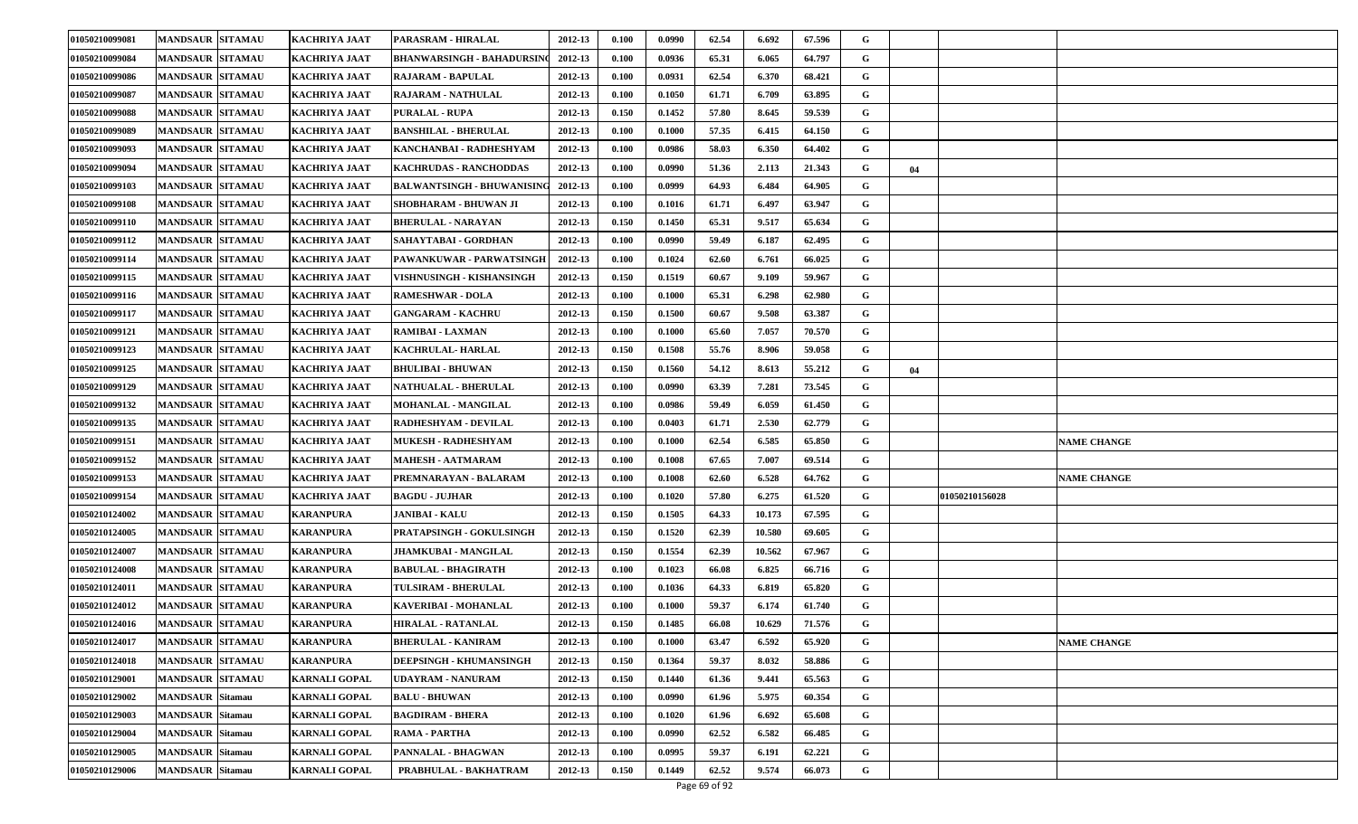| | | | | | | | | | | | | | | | |
|---|---|---|---|---|---|---|---|---|---|---|---|---|---|---|---|
| 01050210099081 | MANDSAUR | SITAMAU | KACHRIYA JAAT | PARASRAM - HIRALAL | 2012-13 | 0.100 | 0.0990 | 62.54 | 6.692 | 67.596 | G | | | |
| 01050210099084 | MANDSAUR | SITAMAU | KACHRIYA JAAT | BHANWARSINGH - BAHADURSINO | 2012-13 | 0.100 | 0.0936 | 65.31 | 6.065 | 64.797 | G | | | |
| 01050210099086 | MANDSAUR | SITAMAU | KACHRIYA JAAT | RAJARAM - BAPULAL | 2012-13 | 0.100 | 0.0931 | 62.54 | 6.370 | 68.421 | G | | | |
| 01050210099087 | MANDSAUR | SITAMAU | KACHRIYA JAAT | RAJARAM - NATHULAL | 2012-13 | 0.100 | 0.1050 | 61.71 | 6.709 | 63.895 | G | | | |
| 01050210099088 | MANDSAUR | SITAMAU | KACHRIYA JAAT | PURALAL - RUPA | 2012-13 | 0.150 | 0.1452 | 57.80 | 8.645 | 59.539 | G | | | |
| 01050210099089 | MANDSAUR | SITAMAU | KACHRIYA JAAT | BANSHILAL - BHERULAL | 2012-13 | 0.100 | 0.1000 | 57.35 | 6.415 | 64.150 | G | | | |
| 01050210099093 | MANDSAUR | SITAMAU | KACHRIYA JAAT | KANCHANBAI - RADHESHYAM | 2012-13 | 0.100 | 0.0986 | 58.03 | 6.350 | 64.402 | G | | | |
| 01050210099094 | MANDSAUR | SITAMAU | KACHRIYA JAAT | KACHRUDAS - RANCHODDAS | 2012-13 | 0.100 | 0.0990 | 51.36 | 2.113 | 21.343 | G | 04 | | |
| 01050210099103 | MANDSAUR | SITAMAU | KACHRIYA JAAT | BALWANTSINGH - BHUWANISING | 2012-13 | 0.100 | 0.0999 | 64.93 | 6.484 | 64.905 | G | | | |
| 01050210099108 | MANDSAUR | SITAMAU | KACHRIYA JAAT | SHOBHARAM - BHUWAN JI | 2012-13 | 0.100 | 0.1016 | 61.71 | 6.497 | 63.947 | G | | | |
| 01050210099110 | MANDSAUR | SITAMAU | KACHRIYA JAAT | BHERULAL - NARAYAN | 2012-13 | 0.150 | 0.1450 | 65.31 | 9.517 | 65.634 | G | | | |
| 01050210099112 | MANDSAUR | SITAMAU | KACHRIYA JAAT | SAHAYTABAI - GORDHAN | 2012-13 | 0.100 | 0.0990 | 59.49 | 6.187 | 62.495 | G | | | |
| 01050210099114 | MANDSAUR | SITAMAU | KACHRIYA JAAT | PAWANKUWAR - PARWATSINGH | 2012-13 | 0.100 | 0.1024 | 62.60 | 6.761 | 66.025 | G | | | |
| 01050210099115 | MANDSAUR | SITAMAU | KACHRIYA JAAT | VISHNUSINGH - KISHANSINGH | 2012-13 | 0.150 | 0.1519 | 60.67 | 9.109 | 59.967 | G | | | |
| 01050210099116 | MANDSAUR | SITAMAU | KACHRIYA JAAT | RAMESHWAR - DOLA | 2012-13 | 0.100 | 0.1000 | 65.31 | 6.298 | 62.980 | G | | | |
| 01050210099117 | MANDSAUR | SITAMAU | KACHRIYA JAAT | GANGARAM - KACHRU | 2012-13 | 0.150 | 0.1500 | 60.67 | 9.508 | 63.387 | G | | | |
| 01050210099121 | MANDSAUR | SITAMAU | KACHRIYA JAAT | RAMIBAI - LAXMAN | 2012-13 | 0.100 | 0.1000 | 65.60 | 7.057 | 70.570 | G | | | |
| 01050210099123 | MANDSAUR | SITAMAU | KACHRIYA JAAT | KACHRULAL- HARLAL | 2012-13 | 0.150 | 0.1508 | 55.76 | 8.906 | 59.058 | G | | | |
| 01050210099125 | MANDSAUR | SITAMAU | KACHRIYA JAAT | BHULIBAI - BHUWAN | 2012-13 | 0.150 | 0.1560 | 54.12 | 8.613 | 55.212 | G | 04 | | |
| 01050210099129 | MANDSAUR | SITAMAU | KACHRIYA JAAT | NATHUALAL - BHERULAL | 2012-13 | 0.100 | 0.0990 | 63.39 | 7.281 | 73.545 | G | | | |
| 01050210099132 | MANDSAUR | SITAMAU | KACHRIYA JAAT | MOHANLAL - MANGILAL | 2012-13 | 0.100 | 0.0986 | 59.49 | 6.059 | 61.450 | G | | | |
| 01050210099135 | MANDSAUR | SITAMAU | KACHRIYA JAAT | RADHESHYAM - DEVILAL | 2012-13 | 0.100 | 0.0403 | 61.71 | 2.530 | 62.779 | G | | | |
| 01050210099151 | MANDSAUR | SITAMAU | KACHRIYA JAAT | MUKESH - RADHESHYAM | 2012-13 | 0.100 | 0.1000 | 62.54 | 6.585 | 65.850 | G | | | NAME CHANGE |
| 01050210099152 | MANDSAUR | SITAMAU | KACHRIYA JAAT | MAHESH - AATMARAM | 2012-13 | 0.100 | 0.1008 | 67.65 | 7.007 | 69.514 | G | | | |
| 01050210099153 | MANDSAUR | SITAMAU | KACHRIYA JAAT | PREMNARAYAN - BALARAM | 2012-13 | 0.100 | 0.1008 | 62.60 | 6.528 | 64.762 | G | | | NAME CHANGE |
| 01050210099154 | MANDSAUR | SITAMAU | KACHRIYA JAAT | BAGDU - JUJHAR | 2012-13 | 0.100 | 0.1020 | 57.80 | 6.275 | 61.520 | G | | 01050210156028 | |
| 01050210124002 | MANDSAUR | SITAMAU | KARANPURA | JANIBAI - KALU | 2012-13 | 0.150 | 0.1505 | 64.33 | 10.173 | 67.595 | G | | | |
| 01050210124005 | MANDSAUR | SITAMAU | KARANPURA | PRATAPSINGH - GOKULSINGH | 2012-13 | 0.150 | 0.1520 | 62.39 | 10.580 | 69.605 | G | | | |
| 01050210124007 | MANDSAUR | SITAMAU | KARANPURA | JHAMKUBAI - MANGILAL | 2012-13 | 0.150 | 0.1554 | 62.39 | 10.562 | 67.967 | G | | | |
| 01050210124008 | MANDSAUR | SITAMAU | KARANPURA | BABULAL - BHAGIRATH | 2012-13 | 0.100 | 0.1023 | 66.08 | 6.825 | 66.716 | G | | | |
| 01050210124011 | MANDSAUR | SITAMAU | KARANPURA | TULSIRAM - BHERULAL | 2012-13 | 0.100 | 0.1036 | 64.33 | 6.819 | 65.820 | G | | | |
| 01050210124012 | MANDSAUR | SITAMAU | KARANPURA | KAVERIBAI - MOHANLAL | 2012-13 | 0.100 | 0.1000 | 59.37 | 6.174 | 61.740 | G | | | |
| 01050210124016 | MANDSAUR | SITAMAU | KARANPURA | HIRALAL - RATANLAL | 2012-13 | 0.150 | 0.1485 | 66.08 | 10.629 | 71.576 | G | | | |
| 01050210124017 | MANDSAUR | SITAMAU | KARANPURA | BHERULAL - KANIRAM | 2012-13 | 0.100 | 0.1000 | 63.47 | 6.592 | 65.920 | G | | | NAME CHANGE |
| 01050210124018 | MANDSAUR | SITAMAU | KARANPURA | DEEPSINGH - KHUMANSINGH | 2012-13 | 0.150 | 0.1364 | 59.37 | 8.032 | 58.886 | G | | | |
| 01050210129001 | MANDSAUR | SITAMAU | KARNALI GOPAL | UDAYRAM - NANURAM | 2012-13 | 0.150 | 0.1440 | 61.36 | 9.441 | 65.563 | G | | | |
| 01050210129002 | MANDSAUR | Sitamau | KARNALI GOPAL | BALU - BHUWAN | 2012-13 | 0.100 | 0.0990 | 61.96 | 5.975 | 60.354 | G | | | |
| 01050210129003 | MANDSAUR | Sitamau | KARNALI GOPAL | BAGDIRAM - BHERA | 2012-13 | 0.100 | 0.1020 | 61.96 | 6.692 | 65.608 | G | | | |
| 01050210129004 | MANDSAUR | Sitamau | KARNALI GOPAL | RAMA - PARTHA | 2012-13 | 0.100 | 0.0990 | 62.52 | 6.582 | 66.485 | G | | | |
| 01050210129005 | MANDSAUR | Sitamau | KARNALI GOPAL | PANNALAL - BHAGWAN | 2012-13 | 0.100 | 0.0995 | 59.37 | 6.191 | 62.221 | G | | | |
| 01050210129006 | MANDSAUR | Sitamau | KARNALI GOPAL | PRABHULAL - BAKHATRAM | 2012-13 | 0.150 | 0.1449 | 62.52 | 9.574 | 66.073 | G | | | |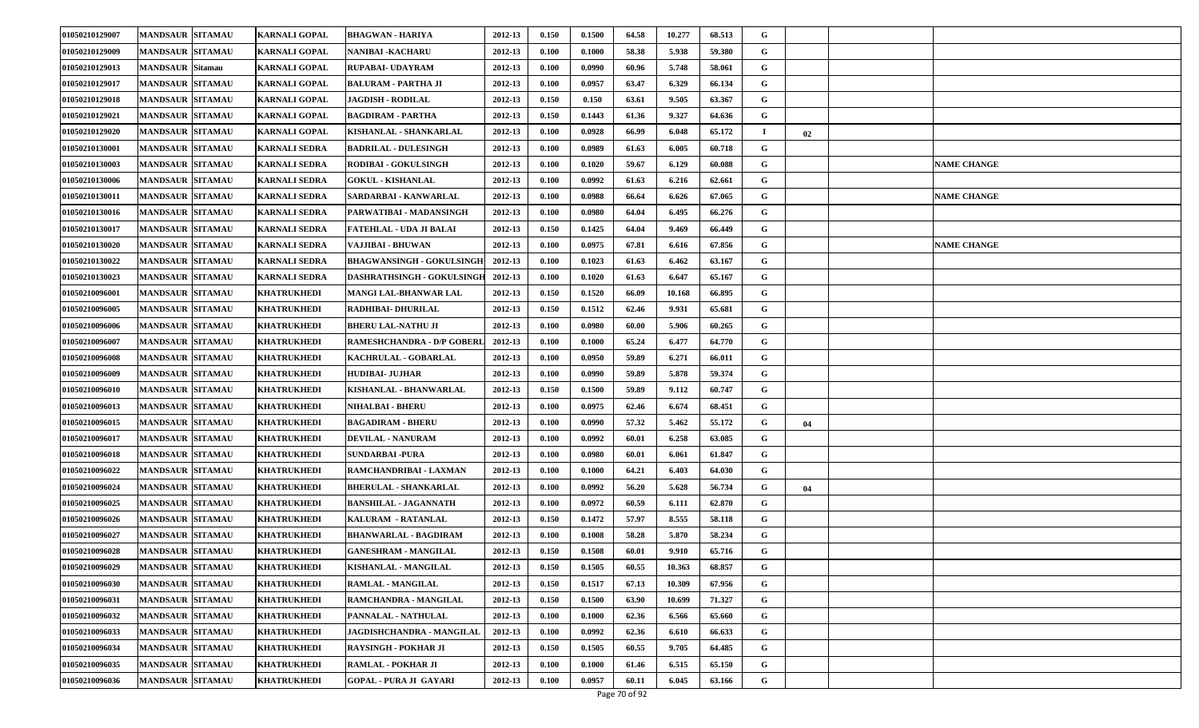| | | | | | | | | | | | | | | |
|---|---|---|---|---|---|---|---|---|---|---|---|---|---|---|
| 01050210129007 | MANDSAUR | SITAMAU | KARNALI GOPAL | BHAGWAN - HARIYA | 2012-13 | 0.150 | 0.1500 | 64.58 | 10.277 | 68.513 | G | | | |
| 01050210129009 | MANDSAUR | SITAMAU | KARNALI GOPAL | NANIBAI -KACHARU | 2012-13 | 0.100 | 0.1000 | 58.38 | 5.938 | 59.380 | G | | | |
| 01050210129013 | MANDSAUR | Sitamau | KARNALI GOPAL | RUPABAI- UDAYRAM | 2012-13 | 0.100 | 0.0990 | 60.96 | 5.748 | 58.061 | G | | | |
| 01050210129017 | MANDSAUR | SITAMAU | KARNALI GOPAL | BALURAM - PARTHA JI | 2012-13 | 0.100 | 0.0957 | 63.47 | 6.329 | 66.134 | G | | | |
| 01050210129018 | MANDSAUR | SITAMAU | KARNALI GOPAL | JAGDISH - RODILAL | 2012-13 | 0.150 | 0.150 | 63.61 | 9.505 | 63.367 | G | | | |
| 01050210129021 | MANDSAUR | SITAMAU | KARNALI GOPAL | BAGDIRAM - PARTHA | 2012-13 | 0.150 | 0.1443 | 61.36 | 9.327 | 64.636 | G | | | |
| 01050210129020 | MANDSAUR | SITAMAU | KARNALI GOPAL | KISHANLAL - SHANKARLAL | 2012-13 | 0.100 | 0.0928 | 66.99 | 6.048 | 65.172 | I | 02 | | |
| 01050210130001 | MANDSAUR | SITAMAU | KARNALI SEDRA | BADRILAL - DULESINGH | 2012-13 | 0.100 | 0.0989 | 61.63 | 6.005 | 60.718 | G | | | |
| 01050210130003 | MANDSAUR | SITAMAU | KARNALI SEDRA | RODIBAI - GOKULSINGH | 2012-13 | 0.100 | 0.1020 | 59.67 | 6.129 | 60.088 | G | | | NAME CHANGE |
| 01050210130006 | MANDSAUR | SITAMAU | KARNALI SEDRA | GOKUL - KISHANLAL | 2012-13 | 0.100 | 0.0992 | 61.63 | 6.216 | 62.661 | G | | | |
| 01050210130011 | MANDSAUR | SITAMAU | KARNALI SEDRA | SARDARBAI - KANWARLAL | 2012-13 | 0.100 | 0.0988 | 66.64 | 6.626 | 67.065 | G | | | NAME CHANGE |
| 01050210130016 | MANDSAUR | SITAMAU | KARNALI SEDRA | PARWATIBAI - MADANSINGH | 2012-13 | 0.100 | 0.0980 | 64.04 | 6.495 | 66.276 | G | | | |
| 01050210130017 | MANDSAUR | SITAMAU | KARNALI SEDRA | FATEHLAL - UDA JI BALAI | 2012-13 | 0.150 | 0.1425 | 64.04 | 9.469 | 66.449 | G | | | |
| 01050210130020 | MANDSAUR | SITAMAU | KARNALI SEDRA | VAJJIBAI - BHUWAN | 2012-13 | 0.100 | 0.0975 | 67.81 | 6.616 | 67.856 | G | | | NAME CHANGE |
| 01050210130022 | MANDSAUR | SITAMAU | KARNALI SEDRA | BHAGWANSINGH - GOKULSINGH | 2012-13 | 0.100 | 0.1023 | 61.63 | 6.462 | 63.167 | G | | | |
| 01050210130023 | MANDSAUR | SITAMAU | KARNALI SEDRA | DASHRATHSINGH - GOKULSINGH | 2012-13 | 0.100 | 0.1020 | 61.63 | 6.647 | 65.167 | G | | | |
| 01050210096001 | MANDSAUR | SITAMAU | KHATRUKHEDI | MANGI LAL-BHANWAR LAL | 2012-13 | 0.150 | 0.1520 | 66.09 | 10.168 | 66.895 | G | | | |
| 01050210096005 | MANDSAUR | SITAMAU | KHATRUKHEDI | RADHIBAI- DHURILAL | 2012-13 | 0.150 | 0.1512 | 62.46 | 9.931 | 65.681 | G | | | |
| 01050210096006 | MANDSAUR | SITAMAU | KHATRUKHEDI | BHERU LAL-NATHU JI | 2012-13 | 0.100 | 0.0980 | 60.00 | 5.906 | 60.265 | G | | | |
| 01050210096007 | MANDSAUR | SITAMAU | KHATRUKHEDI | RAMESHCHANDRA - D/P GOBERL | 2012-13 | 0.100 | 0.1000 | 65.24 | 6.477 | 64.770 | G | | | |
| 01050210096008 | MANDSAUR | SITAMAU | KHATRUKHEDI | KACHRULAL - GOBARLAL | 2012-13 | 0.100 | 0.0950 | 59.89 | 6.271 | 66.011 | G | | | |
| 01050210096009 | MANDSAUR | SITAMAU | KHATRUKHEDI | HUDIBAI- JUJHAR | 2012-13 | 0.100 | 0.0990 | 59.89 | 5.878 | 59.374 | G | | | |
| 01050210096010 | MANDSAUR | SITAMAU | KHATRUKHEDI | KISHANLAL - BHANWARLAL | 2012-13 | 0.150 | 0.1500 | 59.89 | 9.112 | 60.747 | G | | | |
| 01050210096013 | MANDSAUR | SITAMAU | KHATRUKHEDI | NIHALBAI - BHERU | 2012-13 | 0.100 | 0.0975 | 62.46 | 6.674 | 68.451 | G | | | |
| 01050210096015 | MANDSAUR | SITAMAU | KHATRUKHEDI | BAGADIRAM - BHERU | 2012-13 | 0.100 | 0.0990 | 57.32 | 5.462 | 55.172 | G | 04 | | |
| 01050210096017 | MANDSAUR | SITAMAU | KHATRUKHEDI | DEVILAL - NANURAM | 2012-13 | 0.100 | 0.0992 | 60.01 | 6.258 | 63.085 | G | | | |
| 01050210096018 | MANDSAUR | SITAMAU | KHATRUKHEDI | SUNDARBAI -PURA | 2012-13 | 0.100 | 0.0980 | 60.01 | 6.061 | 61.847 | G | | | |
| 01050210096022 | MANDSAUR | SITAMAU | KHATRUKHEDI | RAMCHANDRIBAI - LAXMAN | 2012-13 | 0.100 | 0.1000 | 64.21 | 6.403 | 64.030 | G | | | |
| 01050210096024 | MANDSAUR | SITAMAU | KHATRUKHEDI | BHERULAL - SHANKARLAL | 2012-13 | 0.100 | 0.0992 | 56.20 | 5.628 | 56.734 | G | 04 | | |
| 01050210096025 | MANDSAUR | SITAMAU | KHATRUKHEDI | BANSHILAL - JAGANNATH | 2012-13 | 0.100 | 0.0972 | 60.59 | 6.111 | 62.870 | G | | | |
| 01050210096026 | MANDSAUR | SITAMAU | KHATRUKHEDI | KALURAM - RATANLAL | 2012-13 | 0.150 | 0.1472 | 57.97 | 8.555 | 58.118 | G | | | |
| 01050210096027 | MANDSAUR | SITAMAU | KHATRUKHEDI | BHANWARLAL - BAGDIRAM | 2012-13 | 0.100 | 0.1008 | 58.28 | 5.870 | 58.234 | G | | | |
| 01050210096028 | MANDSAUR | SITAMAU | KHATRUKHEDI | GANESHRAM - MANGILAL | 2012-13 | 0.150 | 0.1508 | 60.01 | 9.910 | 65.716 | G | | | |
| 01050210096029 | MANDSAUR | SITAMAU | KHATRUKHEDI | KISHANLAL - MANGILAL | 2012-13 | 0.150 | 0.1505 | 60.55 | 10.363 | 68.857 | G | | | |
| 01050210096030 | MANDSAUR | SITAMAU | KHATRUKHEDI | RAMLAL - MANGILAL | 2012-13 | 0.150 | 0.1517 | 67.13 | 10.309 | 67.956 | G | | | |
| 01050210096031 | MANDSAUR | SITAMAU | KHATRUKHEDI | RAMCHANDRA - MANGILAL | 2012-13 | 0.150 | 0.1500 | 63.90 | 10.699 | 71.327 | G | | | |
| 01050210096032 | MANDSAUR | SITAMAU | KHATRUKHEDI | PANNALAL - NATHULAL | 2012-13 | 0.100 | 0.1000 | 62.36 | 6.566 | 65.660 | G | | | |
| 01050210096033 | MANDSAUR | SITAMAU | KHATRUKHEDI | JAGDISHCHANDRA - MANGILAL | 2012-13 | 0.100 | 0.0992 | 62.36 | 6.610 | 66.633 | G | | | |
| 01050210096034 | MANDSAUR | SITAMAU | KHATRUKHEDI | RAYSINGH - POKHAR JI | 2012-13 | 0.150 | 0.1505 | 60.55 | 9.705 | 64.485 | G | | | |
| 01050210096035 | MANDSAUR | SITAMAU | KHATRUKHEDI | RAMLAL - POKHAR JI | 2012-13 | 0.100 | 0.1000 | 61.46 | 6.515 | 65.150 | G | | | |
| 01050210096036 | MANDSAUR | SITAMAU | KHATRUKHEDI | GOPAL - PURA JI GAYARI | 2012-13 | 0.100 | 0.0957 | 60.11 | 6.045 | 63.166 | G | | | |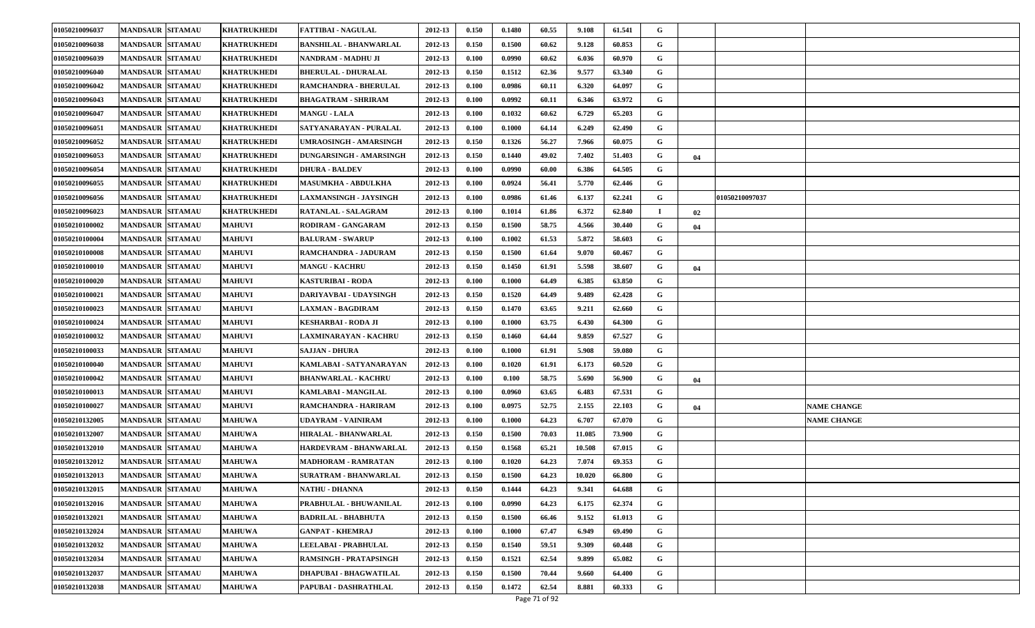| | | | | | | | | | | | | | | |
|---|---|---|---|---|---|---|---|---|---|---|---|---|---|---|
| 01050210096037 | MANDSAUR | SITAMAU | KHATRUKHEDI | FATTIBAI - NAGULAL | 2012-13 | 0.150 | 0.1480 | 60.55 | 9.108 | 61.541 | G | | | |
| 01050210096038 | MANDSAUR | SITAMAU | KHATRUKHEDI | BANSHILAL - BHANWARLAL | 2012-13 | 0.150 | 0.1500 | 60.62 | 9.128 | 60.853 | G | | | |
| 01050210096039 | MANDSAUR | SITAMAU | KHATRUKHEDI | NANDRAM - MADHU JI | 2012-13 | 0.100 | 0.0990 | 60.62 | 6.036 | 60.970 | G | | | |
| 01050210096040 | MANDSAUR | SITAMAU | KHATRUKHEDI | BHERULAL - DHURALAL | 2012-13 | 0.150 | 0.1512 | 62.36 | 9.577 | 63.340 | G | | | |
| 01050210096042 | MANDSAUR | SITAMAU | KHATRUKHEDI | RAMCHANDRA - BHERULAL | 2012-13 | 0.100 | 0.0986 | 60.11 | 6.320 | 64.097 | G | | | |
| 01050210096043 | MANDSAUR | SITAMAU | KHATRUKHEDI | BHAGATRAM - SHRIRAM | 2012-13 | 0.100 | 0.0992 | 60.11 | 6.346 | 63.972 | G | | | |
| 01050210096047 | MANDSAUR | SITAMAU | KHATRUKHEDI | MANGU - LALA | 2012-13 | 0.100 | 0.1032 | 60.62 | 6.729 | 65.203 | G | | | |
| 01050210096051 | MANDSAUR | SITAMAU | KHATRUKHEDI | SATYANARAYAN - PURALAL | 2012-13 | 0.100 | 0.1000 | 64.14 | 6.249 | 62.490 | G | | | |
| 01050210096052 | MANDSAUR | SITAMAU | KHATRUKHEDI | UMRAOSINGH - AMARSINGH | 2012-13 | 0.150 | 0.1326 | 56.27 | 7.966 | 60.075 | G | | | |
| 01050210096053 | MANDSAUR | SITAMAU | KHATRUKHEDI | DUNGARSINGH - AMARSINGH | 2012-13 | 0.150 | 0.1440 | 49.02 | 7.402 | 51.403 | G | 04 | | |
| 01050210096054 | MANDSAUR | SITAMAU | KHATRUKHEDI | DHURA - BALDEV | 2012-13 | 0.100 | 0.0990 | 60.00 | 6.386 | 64.505 | G | | | |
| 01050210096055 | MANDSAUR | SITAMAU | KHATRUKHEDI | MASUMKHA - ABDULKHA | 2012-13 | 0.100 | 0.0924 | 56.41 | 5.770 | 62.446 | G | | | |
| 01050210096056 | MANDSAUR | SITAMAU | KHATRUKHEDI | LAXMANSINGH - JAYSINGH | 2012-13 | 0.100 | 0.0986 | 61.46 | 6.137 | 62.241 | G | | 01050210097037 | |
| 01050210096023 | MANDSAUR | SITAMAU | KHATRUKHEDI | RATANLAL - SALAGRAM | 2012-13 | 0.100 | 0.1014 | 61.86 | 6.372 | 62.840 | I | 02 | | |
| 01050210100002 | MANDSAUR | SITAMAU | MAHUVI | RODIRAM - GANGARAM | 2012-13 | 0.150 | 0.1500 | 58.75 | 4.566 | 30.440 | G | 04 | | |
| 01050210100004 | MANDSAUR | SITAMAU | MAHUVI | BALURAM - SWARUP | 2012-13 | 0.100 | 0.1002 | 61.53 | 5.872 | 58.603 | G | | | |
| 01050210100008 | MANDSAUR | SITAMAU | MAHUVI | RAMCHANDRA - JADURAM | 2012-13 | 0.150 | 0.1500 | 61.64 | 9.070 | 60.467 | G | | | |
| 01050210100010 | MANDSAUR | SITAMAU | MAHUVI | MANGU - KACHRU | 2012-13 | 0.150 | 0.1450 | 61.91 | 5.598 | 38.607 | G | 04 | | |
| 01050210100020 | MANDSAUR | SITAMAU | MAHUVI | KASTURIBAI - RODA | 2012-13 | 0.100 | 0.1000 | 64.49 | 6.385 | 63.850 | G | | | |
| 01050210100021 | MANDSAUR | SITAMAU | MAHUVI | DARIYAVBAI - UDAYSINGH | 2012-13 | 0.150 | 0.1520 | 64.49 | 9.489 | 62.428 | G | | | |
| 01050210100023 | MANDSAUR | SITAMAU | MAHUVI | LAXMAN - BAGDIRAM | 2012-13 | 0.150 | 0.1470 | 63.65 | 9.211 | 62.660 | G | | | |
| 01050210100024 | MANDSAUR | SITAMAU | MAHUVI | KESHARBAI - RODA JI | 2012-13 | 0.100 | 0.1000 | 63.75 | 6.430 | 64.300 | G | | | |
| 01050210100032 | MANDSAUR | SITAMAU | MAHUVI | LAXMINARAYAN - KACHRU | 2012-13 | 0.150 | 0.1460 | 64.44 | 9.859 | 67.527 | G | | | |
| 01050210100033 | MANDSAUR | SITAMAU | MAHUVI | SAJJAN - DHURA | 2012-13 | 0.100 | 0.1000 | 61.91 | 5.908 | 59.080 | G | | | |
| 01050210100040 | MANDSAUR | SITAMAU | MAHUVI | KAMLABAI - SATYANARAYAN | 2012-13 | 0.100 | 0.1020 | 61.91 | 6.173 | 60.520 | G | | | |
| 01050210100042 | MANDSAUR | SITAMAU | MAHUVI | BHANWARLAL - KACHRU | 2012-13 | 0.100 | 0.100 | 58.75 | 5.690 | 56.900 | G | 04 | | |
| 01050210100013 | MANDSAUR | SITAMAU | MAHUVI | KAMLABAI - MANGILAL | 2012-13 | 0.100 | 0.0960 | 63.65 | 6.483 | 67.531 | G | | | |
| 01050210100027 | MANDSAUR | SITAMAU | MAHUVI | RAMCHANDRA - HARIRAM | 2012-13 | 0.100 | 0.0975 | 52.75 | 2.155 | 22.103 | G | 04 | | NAME CHANGE |
| 01050210132005 | MANDSAUR | SITAMAU | MAHUWA | UDAYRAM - VAINIRAM | 2012-13 | 0.100 | 0.1000 | 64.23 | 6.707 | 67.070 | G | | | NAME CHANGE |
| 01050210132007 | MANDSAUR | SITAMAU | MAHUWA | HIRALAL - BHANWARLAL | 2012-13 | 0.150 | 0.1500 | 70.03 | 11.085 | 73.900 | G | | | |
| 01050210132010 | MANDSAUR | SITAMAU | MAHUWA | HARDEVRAM - BHANWARLAL | 2012-13 | 0.150 | 0.1568 | 65.21 | 10.508 | 67.015 | G | | | |
| 01050210132012 | MANDSAUR | SITAMAU | MAHUWA | MADHORAM - RAMRATAN | 2012-13 | 0.100 | 0.1020 | 64.23 | 7.074 | 69.353 | G | | | |
| 01050210132013 | MANDSAUR | SITAMAU | MAHUWA | SURATRAM - BHANWARLAL | 2012-13 | 0.150 | 0.1500 | 64.23 | 10.020 | 66.800 | G | | | |
| 01050210132015 | MANDSAUR | SITAMAU | MAHUWA | NATHU - DHANNA | 2012-13 | 0.150 | 0.1444 | 64.23 | 9.341 | 64.688 | G | | | |
| 01050210132016 | MANDSAUR | SITAMAU | MAHUWA | PRABHULAL - BHUWANILAL | 2012-13 | 0.100 | 0.0990 | 64.23 | 6.175 | 62.374 | G | | | |
| 01050210132021 | MANDSAUR | SITAMAU | MAHUWA | BADRILAL - BHABHUTA | 2012-13 | 0.150 | 0.1500 | 66.46 | 9.152 | 61.013 | G | | | |
| 01050210132024 | MANDSAUR | SITAMAU | MAHUWA | GANPAT - KHEMRAJ | 2012-13 | 0.100 | 0.1000 | 67.47 | 6.949 | 69.490 | G | | | |
| 01050210132032 | MANDSAUR | SITAMAU | MAHUWA | LEELABAI - PRABHULAL | 2012-13 | 0.150 | 0.1540 | 59.51 | 9.309 | 60.448 | G | | | |
| 01050210132034 | MANDSAUR | SITAMAU | MAHUWA | RAMSINGH - PRATAPSINGH | 2012-13 | 0.150 | 0.1521 | 62.54 | 9.899 | 65.082 | G | | | |
| 01050210132037 | MANDSAUR | SITAMAU | MAHUWA | DHAPUBAI - BHAGWATILAL | 2012-13 | 0.150 | 0.1500 | 70.44 | 9.660 | 64.400 | G | | | |
| 01050210132038 | MANDSAUR | SITAMAU | MAHUWA | PAPUBAI - DASHRATHLAL | 2012-13 | 0.150 | 0.1472 | 62.54 | 8.881 | 60.333 | G | | | |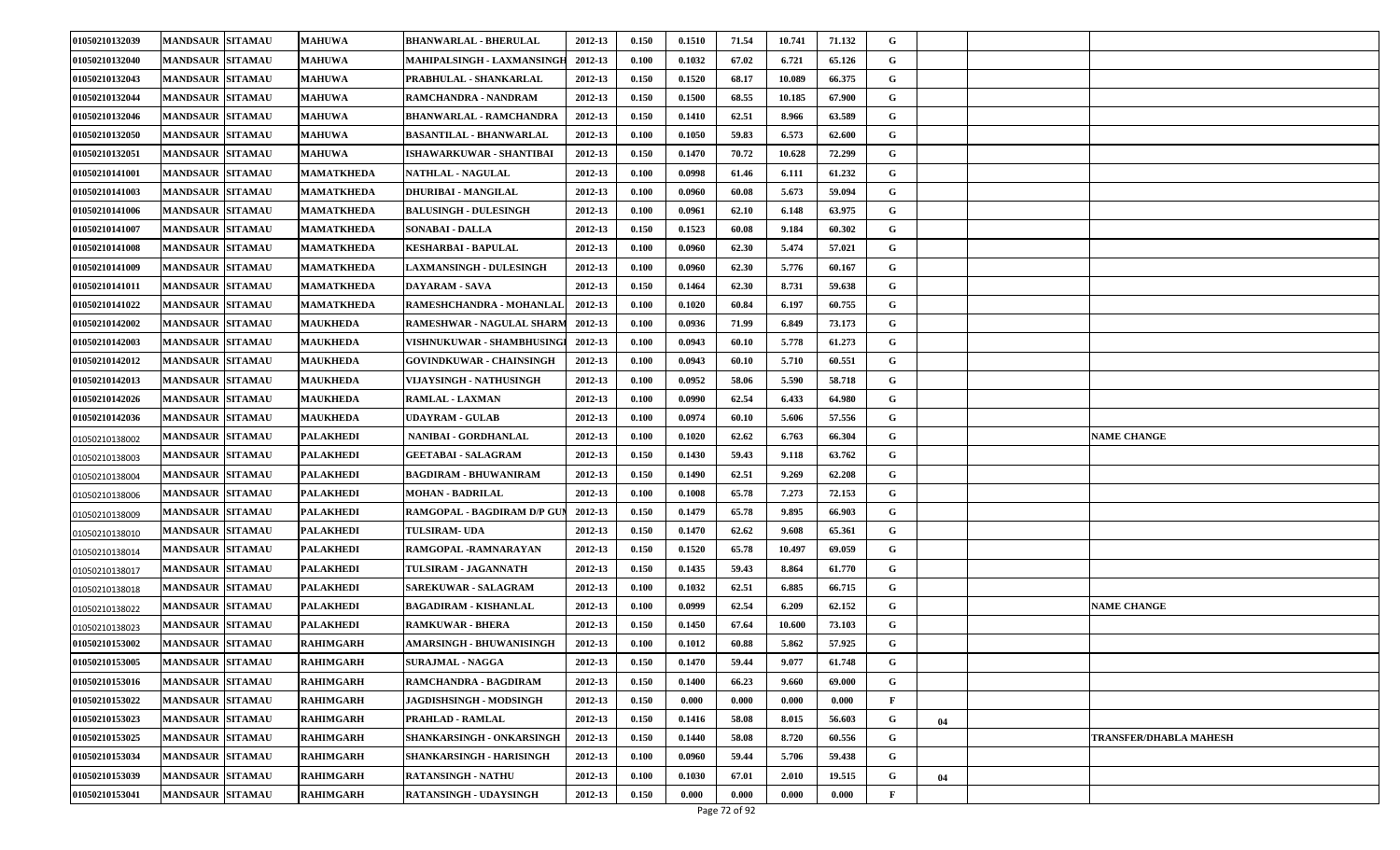| | | | | | | | | | | | | | | |
|---|---|---|---|---|---|---|---|---|---|---|---|---|---|---|
| 01050210132039 | MANDSAUR | SITAMAU | MAHUWA | BHANWARLAL - BHERULAL | 2012-13 | 0.150 | 0.1510 | 71.54 | 10.741 | 71.132 | G | | | |
| 01050210132040 | MANDSAUR | SITAMAU | MAHUWA | MAHIPALSINGH - LAXMANSINGH | 2012-13 | 0.100 | 0.1032 | 67.02 | 6.721 | 65.126 | G | | | |
| 01050210132043 | MANDSAUR | SITAMAU | MAHUWA | PRABHULAL - SHANKARLAL | 2012-13 | 0.150 | 0.1520 | 68.17 | 10.089 | 66.375 | G | | | |
| 01050210132044 | MANDSAUR | SITAMAU | MAHUWA | RAMCHANDRA - NANDRAM | 2012-13 | 0.150 | 0.1500 | 68.55 | 10.185 | 67.900 | G | | | |
| 01050210132046 | MANDSAUR | SITAMAU | MAHUWA | BHANWARLAL - RAMCHANDRA | 2012-13 | 0.150 | 0.1410 | 62.51 | 8.966 | 63.589 | G | | | |
| 01050210132050 | MANDSAUR | SITAMAU | MAHUWA | BASANTILAL - BHANWARLAL | 2012-13 | 0.100 | 0.1050 | 59.83 | 6.573 | 62.600 | G | | | |
| 01050210132051 | MANDSAUR | SITAMAU | MAHUWA | ISHAWARKUWAR - SHANTIBAI | 2012-13 | 0.150 | 0.1470 | 70.72 | 10.628 | 72.299 | G | | | |
| 01050210141001 | MANDSAUR | SITAMAU | MAMATKHEDA | NATHLAL - NAGULAL | 2012-13 | 0.100 | 0.0998 | 61.46 | 6.111 | 61.232 | G | | | |
| 01050210141003 | MANDSAUR | SITAMAU | MAMATKHEDA | DHURIBAI - MANGILAL | 2012-13 | 0.100 | 0.0960 | 60.08 | 5.673 | 59.094 | G | | | |
| 01050210141006 | MANDSAUR | SITAMAU | MAMATKHEDA | BALUSINGH - DULESINGH | 2012-13 | 0.100 | 0.0961 | 62.10 | 6.148 | 63.975 | G | | | |
| 01050210141007 | MANDSAUR | SITAMAU | MAMATKHEDA | SONABAI - DALLA | 2012-13 | 0.150 | 0.1523 | 60.08 | 9.184 | 60.302 | G | | | |
| 01050210141008 | MANDSAUR | SITAMAU | MAMATKHEDA | KESHARBAI - BAPULAL | 2012-13 | 0.100 | 0.0960 | 62.30 | 5.474 | 57.021 | G | | | |
| 01050210141009 | MANDSAUR | SITAMAU | MAMATKHEDA | LAXMANSINGH - DULESINGH | 2012-13 | 0.100 | 0.0960 | 62.30 | 5.776 | 60.167 | G | | | |
| 01050210141011 | MANDSAUR | SITAMAU | MAMATKHEDA | DAYARAM - SAVA | 2012-13 | 0.150 | 0.1464 | 62.30 | 8.731 | 59.638 | G | | | |
| 01050210141022 | MANDSAUR | SITAMAU | MAMATKHEDA | RAMESHCHANDRA - MOHANLAL | 2012-13 | 0.100 | 0.1020 | 60.84 | 6.197 | 60.755 | G | | | |
| 01050210142002 | MANDSAUR | SITAMAU | MAUKHEDA | RAMESHWAR - NAGULAL SHARMA | 2012-13 | 0.100 | 0.0936 | 71.99 | 6.849 | 73.173 | G | | | |
| 01050210142003 | MANDSAUR | SITAMAU | MAUKHEDA | VISHNUKUWAR - SHAMBHUSINGH | 2012-13 | 0.100 | 0.0943 | 60.10 | 5.778 | 61.273 | G | | | |
| 01050210142012 | MANDSAUR | SITAMAU | MAUKHEDA | GOVINDKUWAR - CHAINSINGH | 2012-13 | 0.100 | 0.0943 | 60.10 | 5.710 | 60.551 | G | | | |
| 01050210142013 | MANDSAUR | SITAMAU | MAUKHEDA | VIJAYSINGH - NATHUSINGH | 2012-13 | 0.100 | 0.0952 | 58.06 | 5.590 | 58.718 | G | | | |
| 01050210142026 | MANDSAUR | SITAMAU | MAUKHEDA | RAMLAL - LAXMAN | 2012-13 | 0.100 | 0.0990 | 62.54 | 6.433 | 64.980 | G | | | |
| 01050210142036 | MANDSAUR | SITAMAU | MAUKHEDA | UDAYRAM - GULAB | 2012-13 | 0.100 | 0.0974 | 60.10 | 5.606 | 57.556 | G | | | |
| 01050210138002 | MANDSAUR | SITAMAU | PALAKHEDI | NANIBAI - GORDHANLAL | 2012-13 | 0.100 | 0.1020 | 62.62 | 6.763 | 66.304 | G | | | NAME CHANGE |
| 01050210138003 | MANDSAUR | SITAMAU | PALAKHEDI | GEETABAI - SALAGRAM | 2012-13 | 0.150 | 0.1430 | 59.43 | 9.118 | 63.762 | G | | | |
| 01050210138004 | MANDSAUR | SITAMAU | PALAKHEDI | BAGDIRAM - BHUWANIRAM | 2012-13 | 0.150 | 0.1490 | 62.51 | 9.269 | 62.208 | G | | | |
| 01050210138006 | MANDSAUR | SITAMAU | PALAKHEDI | MOHAN - BADRILAL | 2012-13 | 0.100 | 0.1008 | 65.78 | 7.273 | 72.153 | G | | | |
| 01050210138009 | MANDSAUR | SITAMAU | PALAKHEDI | RAMGOPAL - BAGDIRAM D/P GUN | 2012-13 | 0.150 | 0.1479 | 65.78 | 9.895 | 66.903 | G | | | |
| 01050210138010 | MANDSAUR | SITAMAU | PALAKHEDI | TULSIRAM- UDA | 2012-13 | 0.150 | 0.1470 | 62.62 | 9.608 | 65.361 | G | | | |
| 01050210138014 | MANDSAUR | SITAMAU | PALAKHEDI | RAMGOPAL -RAMNARAYAN | 2012-13 | 0.150 | 0.1520 | 65.78 | 10.497 | 69.059 | G | | | |
| 01050210138017 | MANDSAUR | SITAMAU | PALAKHEDI | TULSIRAM - JAGANNATH | 2012-13 | 0.150 | 0.1435 | 59.43 | 8.864 | 61.770 | G | | | |
| 01050210138018 | MANDSAUR | SITAMAU | PALAKHEDI | SAREKUWAR - SALAGRAM | 2012-13 | 0.100 | 0.1032 | 62.51 | 6.885 | 66.715 | G | | | |
| 01050210138022 | MANDSAUR | SITAMAU | PALAKHEDI | BAGADIRAM - KISHANLAL | 2012-13 | 0.100 | 0.0999 | 62.54 | 6.209 | 62.152 | G | | | NAME CHANGE |
| 01050210138023 | MANDSAUR | SITAMAU | PALAKHEDI | RAMKUWAR - BHERA | 2012-13 | 0.150 | 0.1450 | 67.64 | 10.600 | 73.103 | G | | | |
| 01050210153002 | MANDSAUR | SITAMAU | RAHIMGARH | AMARSINGH - BHUWANISINGH | 2012-13 | 0.100 | 0.1012 | 60.88 | 5.862 | 57.925 | G | | | |
| 01050210153005 | MANDSAUR | SITAMAU | RAHIMGARH | SURAJMAL - NAGGA | 2012-13 | 0.150 | 0.1470 | 59.44 | 9.077 | 61.748 | G | | | |
| 01050210153016 | MANDSAUR | SITAMAU | RAHIMGARH | RAMCHANDRA - BAGDIRAM | 2012-13 | 0.150 | 0.1400 | 66.23 | 9.660 | 69.000 | G | | | |
| 01050210153022 | MANDSAUR | SITAMAU | RAHIMGARH | JAGDISHSINGH - MODSINGH | 2012-13 | 0.150 | 0.000 | 0.000 | 0.000 | 0.000 | F | | | |
| 01050210153023 | MANDSAUR | SITAMAU | RAHIMGARH | PRAHLAD - RAMLAL | 2012-13 | 0.150 | 0.1416 | 58.08 | 8.015 | 56.603 | G | 04 | | |
| 01050210153025 | MANDSAUR | SITAMAU | RAHIMGARH | SHANKARSINGH - ONKARSINGH | 2012-13 | 0.150 | 0.1440 | 58.08 | 8.720 | 60.556 | G | | | TRANSFER/DHABLA MAHESH |
| 01050210153034 | MANDSAUR | SITAMAU | RAHIMGARH | SHANKARSINGH - HARISINGH | 2012-13 | 0.100 | 0.0960 | 59.44 | 5.706 | 59.438 | G | | | |
| 01050210153039 | MANDSAUR | SITAMAU | RAHIMGARH | RATANSINGH - NATHU | 2012-13 | 0.100 | 0.1030 | 67.01 | 2.010 | 19.515 | G | 04 | | |
| 01050210153041 | MANDSAUR | SITAMAU | RAHIMGARH | RATANSINGH - UDAYSINGH | 2012-13 | 0.150 | 0.000 | 0.000 | 0.000 | 0.000 | F | | | |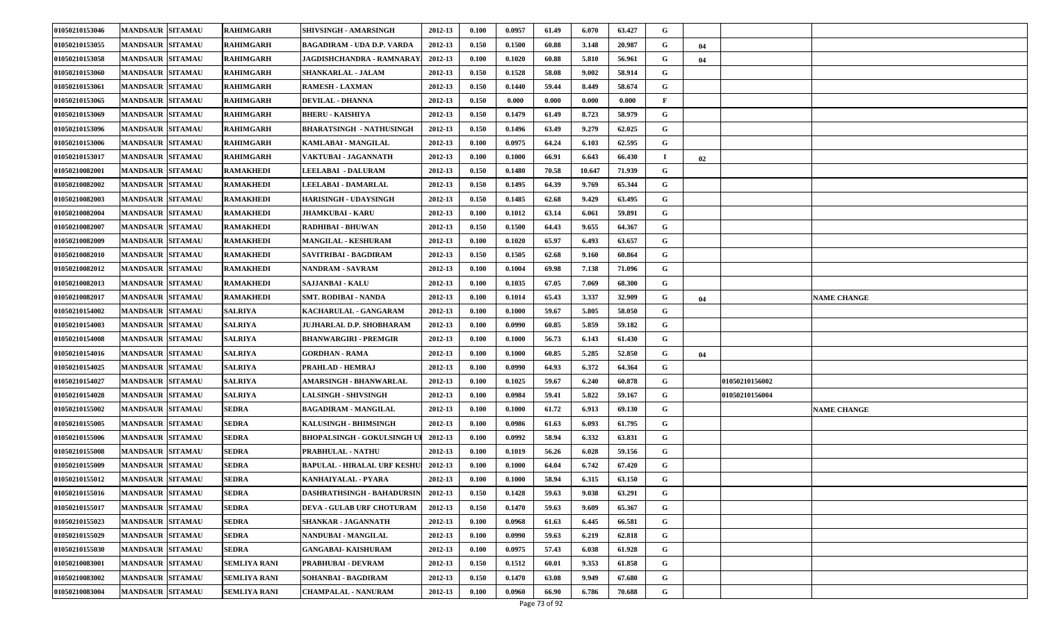| | | | | | | | | | | | | | | |
|---|---|---|---|---|---|---|---|---|---|---|---|---|---|---|
| 01050210153046 | MANDSAUR | SITAMAU | RAHIMGARH | SHIVSINGH - AMARSINGH | 2012-13 | 0.100 | 0.0957 | 61.49 | 6.070 | 63.427 | G | | | |
| 01050210153055 | MANDSAUR | SITAMAU | RAHIMGARH | BAGADIRAM - UDA D.P. VARDA | 2012-13 | 0.150 | 0.1500 | 60.88 | 3.148 | 20.987 | G | 04 | | |
| 01050210153058 | MANDSAUR | SITAMAU | RAHIMGARH | JAGDISHCHANDRA - RAMNARAY | 2012-13 | 0.100 | 0.1020 | 60.88 | 5.810 | 56.961 | G | 04 | | |
| 01050210153060 | MANDSAUR | SITAMAU | RAHIMGARH | SHANKARLAL - JALAM | 2012-13 | 0.150 | 0.1528 | 58.08 | 9.002 | 58.914 | G | | | |
| 01050210153061 | MANDSAUR | SITAMAU | RAHIMGARH | RAMESH - LAXMAN | 2012-13 | 0.150 | 0.1440 | 59.44 | 8.449 | 58.674 | G | | | |
| 01050210153065 | MANDSAUR | SITAMAU | RAHIMGARH | DEVILAL - DHANNA | 2012-13 | 0.150 | 0.000 | 0.000 | 0.000 | 0.000 | F | | | |
| 01050210153069 | MANDSAUR | SITAMAU | RAHIMGARH | BHERU - KAISHIYA | 2012-13 | 0.150 | 0.1479 | 61.49 | 8.723 | 58.979 | G | | | |
| 01050210153096 | MANDSAUR | SITAMAU | RAHIMGARH | BHARATSINGH - NATHUSINGH | 2012-13 | 0.150 | 0.1496 | 63.49 | 9.279 | 62.025 | G | | | |
| 01050210153006 | MANDSAUR | SITAMAU | RAHIMGARH | KAMLABAI - MANGILAL | 2012-13 | 0.100 | 0.0975 | 64.24 | 6.103 | 62.595 | G | | | |
| 01050210153017 | MANDSAUR | SITAMAU | RAHIMGARH | VAKTUBAI - JAGANNATH | 2012-13 | 0.100 | 0.1000 | 66.91 | 6.643 | 66.430 | I | 02 | | |
| 01050210082001 | MANDSAUR | SITAMAU | RAMAKHEDI | LEELABAI - DALURAM | 2012-13 | 0.150 | 0.1480 | 70.58 | 10.647 | 71.939 | G | | | |
| 01050210082002 | MANDSAUR | SITAMAU | RAMAKHEDI | LEELABAI - DAMARLAL | 2012-13 | 0.150 | 0.1495 | 64.39 | 9.769 | 65.344 | G | | | |
| 01050210082003 | MANDSAUR | SITAMAU | RAMAKHEDI | HARISINGH - UDAYSINGH | 2012-13 | 0.150 | 0.1485 | 62.68 | 9.429 | 63.495 | G | | | |
| 01050210082004 | MANDSAUR | SITAMAU | RAMAKHEDI | JHAMKUBAI - KARU | 2012-13 | 0.100 | 0.1012 | 63.14 | 6.061 | 59.891 | G | | | |
| 01050210082007 | MANDSAUR | SITAMAU | RAMAKHEDI | RADHIBAI - BHUWAN | 2012-13 | 0.150 | 0.1500 | 64.43 | 9.655 | 64.367 | G | | | |
| 01050210082009 | MANDSAUR | SITAMAU | RAMAKHEDI | MANGILAL - KESHURAM | 2012-13 | 0.100 | 0.1020 | 65.97 | 6.493 | 63.657 | G | | | |
| 01050210082010 | MANDSAUR | SITAMAU | RAMAKHEDI | SAVITRIBAI - BAGDIRAM | 2012-13 | 0.150 | 0.1505 | 62.68 | 9.160 | 60.864 | G | | | |
| 01050210082012 | MANDSAUR | SITAMAU | RAMAKHEDI | NANDRAM - SAVRAM | 2012-13 | 0.100 | 0.1004 | 69.98 | 7.138 | 71.096 | G | | | |
| 01050210082013 | MANDSAUR | SITAMAU | RAMAKHEDI | SAJJANBAI - KALU | 2012-13 | 0.100 | 0.1035 | 67.05 | 7.069 | 68.300 | G | | | |
| 01050210082017 | MANDSAUR | SITAMAU | RAMAKHEDI | SMT. RODIBAI - NANDA | 2012-13 | 0.100 | 0.1014 | 65.43 | 3.337 | 32.909 | G | 04 | | NAME CHANGE |
| 01050210154002 | MANDSAUR | SITAMAU | SALRIYA | KACHARULAL - GANGARAM | 2012-13 | 0.100 | 0.1000 | 59.67 | 5.805 | 58.050 | G | | | |
| 01050210154003 | MANDSAUR | SITAMAU | SALRIYA | JUJHARLAL D.P. SHOBHARAM | 2012-13 | 0.100 | 0.0990 | 60.85 | 5.859 | 59.182 | G | | | |
| 01050210154008 | MANDSAUR | SITAMAU | SALRIYA | BHANWARGIRI - PREMGIR | 2012-13 | 0.100 | 0.1000 | 56.73 | 6.143 | 61.430 | G | | | |
| 01050210154016 | MANDSAUR | SITAMAU | SALRIYA | GORDHAN - RAMA | 2012-13 | 0.100 | 0.1000 | 60.85 | 5.285 | 52.850 | G | 04 | | |
| 01050210154025 | MANDSAUR | SITAMAU | SALRIYA | PRAHLAD - HEMRAJ | 2012-13 | 0.100 | 0.0990 | 64.93 | 6.372 | 64.364 | G | | | |
| 01050210154027 | MANDSAUR | SITAMAU | SALRIYA | AMARSINGH - BHANWARLAL | 2012-13 | 0.100 | 0.1025 | 59.67 | 6.240 | 60.878 | G | | 01050210156002 | |
| 01050210154028 | MANDSAUR | SITAMAU | SALRIYA | LALSINGH - SHIVSINGH | 2012-13 | 0.100 | 0.0984 | 59.41 | 5.822 | 59.167 | G | | 01050210156004 | |
| 01050210155002 | MANDSAUR | SITAMAU | SEDRA | BAGADIRAM - MANGILAL | 2012-13 | 0.100 | 0.1000 | 61.72 | 6.913 | 69.130 | G | | | NAME CHANGE |
| 01050210155005 | MANDSAUR | SITAMAU | SEDRA | KALUSINGH - BHIMSINGH | 2012-13 | 0.100 | 0.0986 | 61.63 | 6.093 | 61.795 | G | | | |
| 01050210155006 | MANDSAUR | SITAMAU | SEDRA | BHOPALSINGH - GOKULSINGH UI | 2012-13 | 0.100 | 0.0992 | 58.94 | 6.332 | 63.831 | G | | | |
| 01050210155008 | MANDSAUR | SITAMAU | SEDRA | PRABHULAL - NATHU | 2012-13 | 0.100 | 0.1019 | 56.26 | 6.028 | 59.156 | G | | | |
| 01050210155009 | MANDSAUR | SITAMAU | SEDRA | BAPULAL - HIRALAL URF KESHU | 2012-13 | 0.100 | 0.1000 | 64.04 | 6.742 | 67.420 | G | | | |
| 01050210155012 | MANDSAUR | SITAMAU | SEDRA | KANHAIYALAL - PYARA | 2012-13 | 0.100 | 0.1000 | 58.94 | 6.315 | 63.150 | G | | | |
| 01050210155016 | MANDSAUR | SITAMAU | SEDRA | DASHRATHSINGH - BAHADURSIN | 2012-13 | 0.150 | 0.1428 | 59.63 | 9.038 | 63.291 | G | | | |
| 01050210155017 | MANDSAUR | SITAMAU | SEDRA | DEVA - GULAB URF CHOTURAM | 2012-13 | 0.150 | 0.1470 | 59.63 | 9.609 | 65.367 | G | | | |
| 01050210155023 | MANDSAUR | SITAMAU | SEDRA | SHANKAR - JAGANNATH | 2012-13 | 0.100 | 0.0968 | 61.63 | 6.445 | 66.581 | G | | | |
| 01050210155029 | MANDSAUR | SITAMAU | SEDRA | NANDUBAI - MANGILAL | 2012-13 | 0.100 | 0.0990 | 59.63 | 6.219 | 62.818 | G | | | |
| 01050210155030 | MANDSAUR | SITAMAU | SEDRA | GANGABAI- KAISHURAM | 2012-13 | 0.100 | 0.0975 | 57.43 | 6.038 | 61.928 | G | | | |
| 01050210083001 | MANDSAUR | SITAMAU | SEMLIYA RANI | PRABHUBAI - DEVRAM | 2012-13 | 0.150 | 0.1512 | 60.01 | 9.353 | 61.858 | G | | | |
| 01050210083002 | MANDSAUR | SITAMAU | SEMLIYA RANI | SOHANBAI - BAGDIRAM | 2012-13 | 0.150 | 0.1470 | 63.08 | 9.949 | 67.680 | G | | | |
| 01050210083004 | MANDSAUR | SITAMAU | SEMLIYA RANI | CHAMPALAL - NANURAM | 2012-13 | 0.100 | 0.0960 | 66.90 | 6.786 | 70.688 | G | | | |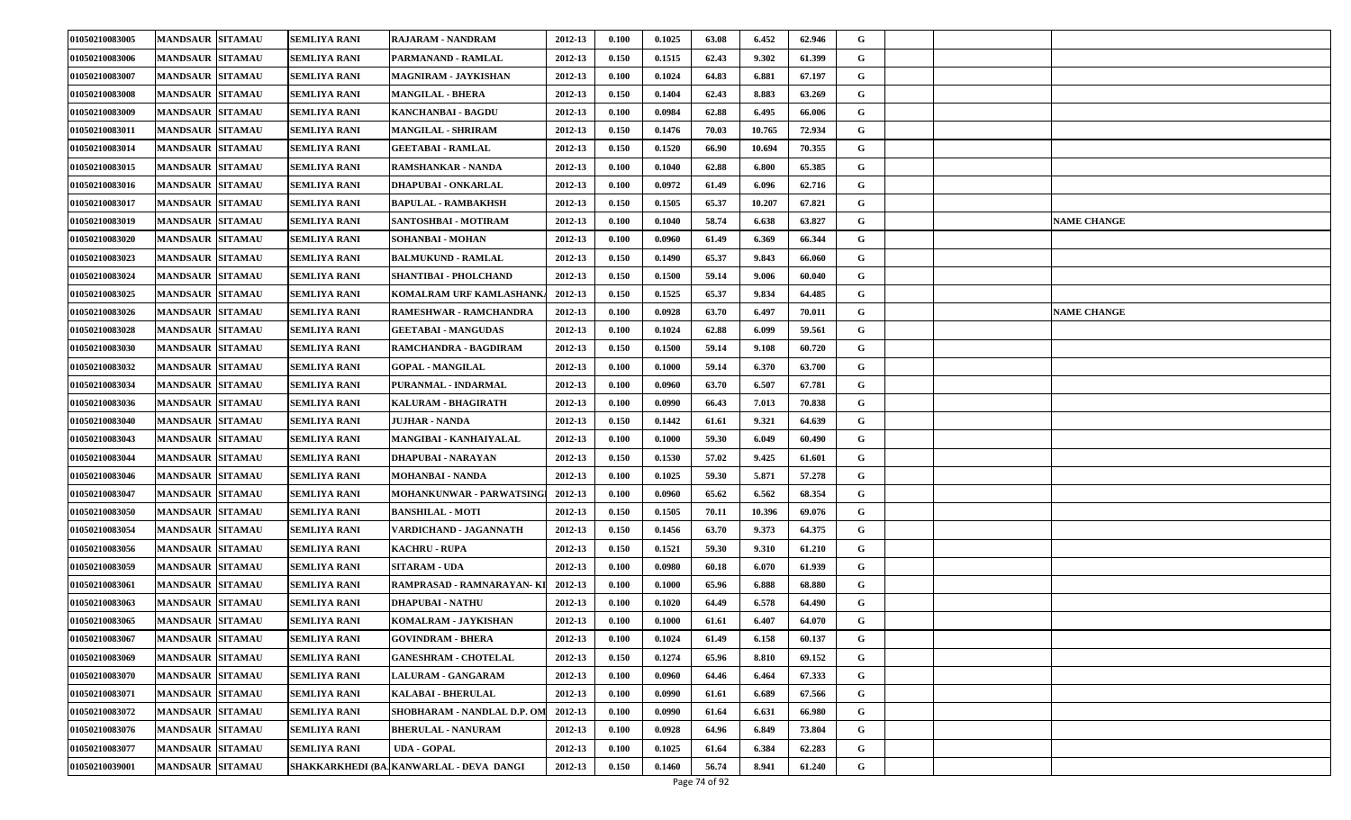| | | | | | | | | | | | | | | | |
|---|---|---|---|---|---|---|---|---|---|---|---|---|---|---|---|
| 01050210083005 | MANDSAUR | SITAMAU | SEMLIYA RANI | RAJARAM - NANDRAM | 2012-13 | 0.100 | 0.1025 | 63.08 | 6.452 | 62.946 | G | | | | |
| 01050210083006 | MANDSAUR | SITAMAU | SEMLIYA RANI | PARMANAND - RAMLAL | 2012-13 | 0.150 | 0.1515 | 62.43 | 9.302 | 61.399 | G | | | | |
| 01050210083007 | MANDSAUR | SITAMAU | SEMLIYA RANI | MAGNIRAM - JAYKISHAN | 2012-13 | 0.100 | 0.1024 | 64.83 | 6.881 | 67.197 | G | | | | |
| 01050210083008 | MANDSAUR | SITAMAU | SEMLIYA RANI | MANGILAL - BHERA | 2012-13 | 0.150 | 0.1404 | 62.43 | 8.883 | 63.269 | G | | | | |
| 01050210083009 | MANDSAUR | SITAMAU | SEMLIYA RANI | KANCHANBAI - BAGDU | 2012-13 | 0.100 | 0.0984 | 62.88 | 6.495 | 66.006 | G | | | | |
| 01050210083011 | MANDSAUR | SITAMAU | SEMLIYA RANI | MANGILAL - SHRIRAM | 2012-13 | 0.150 | 0.1476 | 70.03 | 10.765 | 72.934 | G | | | | |
| 01050210083014 | MANDSAUR | SITAMAU | SEMLIYA RANI | GEETABAI - RAMLAL | 2012-13 | 0.150 | 0.1520 | 66.90 | 10.694 | 70.355 | G | | | | |
| 01050210083015 | MANDSAUR | SITAMAU | SEMLIYA RANI | RAMSHANKAR - NANDA | 2012-13 | 0.100 | 0.1040 | 62.88 | 6.800 | 65.385 | G | | | | |
| 01050210083016 | MANDSAUR | SITAMAU | SEMLIYA RANI | DHAPUBAI - ONKARLAL | 2012-13 | 0.100 | 0.0972 | 61.49 | 6.096 | 62.716 | G | | | | |
| 01050210083017 | MANDSAUR | SITAMAU | SEMLIYA RANI | BAPULAL - RAMBAKHSH | 2012-13 | 0.150 | 0.1505 | 65.37 | 10.207 | 67.821 | G | | | | |
| 01050210083019 | MANDSAUR | SITAMAU | SEMLIYA RANI | SANTOSHBAI - MOTIRAM | 2012-13 | 0.100 | 0.1040 | 58.74 | 6.638 | 63.827 | G | | | | NAME CHANGE |
| 01050210083020 | MANDSAUR | SITAMAU | SEMLIYA RANI | SOHANBAI - MOHAN | 2012-13 | 0.100 | 0.0960 | 61.49 | 6.369 | 66.344 | G | | | | |
| 01050210083023 | MANDSAUR | SITAMAU | SEMLIYA RANI | BALMUKUND - RAMLAL | 2012-13 | 0.150 | 0.1490 | 65.37 | 9.843 | 66.060 | G | | | | |
| 01050210083024 | MANDSAUR | SITAMAU | SEMLIYA RANI | SHANTIBAI - PHOLCHAND | 2012-13 | 0.150 | 0.1500 | 59.14 | 9.006 | 60.040 | G | | | | |
| 01050210083025 | MANDSAUR | SITAMAU | SEMLIYA RANI | KOMALRAM URF KAMLASHANK | 2012-13 | 0.150 | 0.1525 | 65.37 | 9.834 | 64.485 | G | | | | |
| 01050210083026 | MANDSAUR | SITAMAU | SEMLIYA RANI | RAMESHWAR - RAMCHANDRA | 2012-13 | 0.100 | 0.0928 | 63.70 | 6.497 | 70.011 | G | | | | NAME CHANGE |
| 01050210083028 | MANDSAUR | SITAMAU | SEMLIYA RANI | GEETABAI - MANGUDAS | 2012-13 | 0.100 | 0.1024 | 62.88 | 6.099 | 59.561 | G | | | | |
| 01050210083030 | MANDSAUR | SITAMAU | SEMLIYA RANI | RAMCHANDRA - BAGDIRAM | 2012-13 | 0.150 | 0.1500 | 59.14 | 9.108 | 60.720 | G | | | | |
| 01050210083032 | MANDSAUR | SITAMAU | SEMLIYA RANI | GOPAL - MANGILAL | 2012-13 | 0.100 | 0.1000 | 59.14 | 6.370 | 63.700 | G | | | | |
| 01050210083034 | MANDSAUR | SITAMAU | SEMLIYA RANI | PURANMAL - INDARMAL | 2012-13 | 0.100 | 0.0960 | 63.70 | 6.507 | 67.781 | G | | | | |
| 01050210083036 | MANDSAUR | SITAMAU | SEMLIYA RANI | KALURAM - BHAGIRATH | 2012-13 | 0.100 | 0.0990 | 66.43 | 7.013 | 70.838 | G | | | | |
| 01050210083040 | MANDSAUR | SITAMAU | SEMLIYA RANI | JUJHAR - NANDA | 2012-13 | 0.150 | 0.1442 | 61.61 | 9.321 | 64.639 | G | | | | |
| 01050210083043 | MANDSAUR | SITAMAU | SEMLIYA RANI | MANGIBAI - KANHAIYALAL | 2012-13 | 0.100 | 0.1000 | 59.30 | 6.049 | 60.490 | G | | | | |
| 01050210083044 | MANDSAUR | SITAMAU | SEMLIYA RANI | DHAPUBAI - NARAYAN | 2012-13 | 0.150 | 0.1530 | 57.02 | 9.425 | 61.601 | G | | | | |
| 01050210083046 | MANDSAUR | SITAMAU | SEMLIYA RANI | MOHANBAI - NANDA | 2012-13 | 0.100 | 0.1025 | 59.30 | 5.871 | 57.278 | G | | | | |
| 01050210083047 | MANDSAUR | SITAMAU | SEMLIYA RANI | MOHANKUNWAR - PARWATSINGH | 2012-13 | 0.100 | 0.0960 | 65.62 | 6.562 | 68.354 | G | | | | |
| 01050210083050 | MANDSAUR | SITAMAU | SEMLIYA RANI | BANSHILAL - MOTI | 2012-13 | 0.150 | 0.1505 | 70.11 | 10.396 | 69.076 | G | | | | |
| 01050210083054 | MANDSAUR | SITAMAU | SEMLIYA RANI | VARDICHAND - JAGANNATH | 2012-13 | 0.150 | 0.1456 | 63.70 | 9.373 | 64.375 | G | | | | |
| 01050210083056 | MANDSAUR | SITAMAU | SEMLIYA RANI | KACHRU - RUPA | 2012-13 | 0.150 | 0.1521 | 59.30 | 9.310 | 61.210 | G | | | | |
| 01050210083059 | MANDSAUR | SITAMAU | SEMLIYA RANI | SITARAM - UDA | 2012-13 | 0.100 | 0.0980 | 60.18 | 6.070 | 61.939 | G | | | | |
| 01050210083061 | MANDSAUR | SITAMAU | SEMLIYA RANI | RAMPRASAD - RAMNARAYAN- KI | 2012-13 | 0.100 | 0.1000 | 65.96 | 6.888 | 68.880 | G | | | | |
| 01050210083063 | MANDSAUR | SITAMAU | SEMLIYA RANI | DHAPUBAI - NATHU | 2012-13 | 0.100 | 0.1020 | 64.49 | 6.578 | 64.490 | G | | | | |
| 01050210083065 | MANDSAUR | SITAMAU | SEMLIYA RANI | KOMALRAM - JAYKISHAN | 2012-13 | 0.100 | 0.1000 | 61.61 | 6.407 | 64.070 | G | | | | |
| 01050210083067 | MANDSAUR | SITAMAU | SEMLIYA RANI | GOVINDRAM - BHERA | 2012-13 | 0.100 | 0.1024 | 61.49 | 6.158 | 60.137 | G | | | | |
| 01050210083069 | MANDSAUR | SITAMAU | SEMLIYA RANI | GANESHRAM - CHOTELAL | 2012-13 | 0.150 | 0.1274 | 65.96 | 8.810 | 69.152 | G | | | | |
| 01050210083070 | MANDSAUR | SITAMAU | SEMLIYA RANI | LALURAM - GANGARAM | 2012-13 | 0.100 | 0.0960 | 64.46 | 6.464 | 67.333 | G | | | | |
| 01050210083071 | MANDSAUR | SITAMAU | SEMLIYA RANI | KALABAI - BHERULAL | 2012-13 | 0.100 | 0.0990 | 61.61 | 6.689 | 67.566 | G | | | | |
| 01050210083072 | MANDSAUR | SITAMAU | SEMLIYA RANI | SHOBHARAM - NANDLAL D.P. OM | 2012-13 | 0.100 | 0.0990 | 61.64 | 6.631 | 66.980 | G | | | | |
| 01050210083076 | MANDSAUR | SITAMAU | SEMLIYA RANI | BHERULAL - NANURAM | 2012-13 | 0.100 | 0.0928 | 64.96 | 6.849 | 73.804 | G | | | | |
| 01050210083077 | MANDSAUR | SITAMAU | SEMLIYA RANI | UDA - GOPAL | 2012-13 | 0.100 | 0.1025 | 61.64 | 6.384 | 62.283 | G | | | | |
| 01050210039001 | MANDSAUR | SITAMAU | SHAKKARKHEDI (BA | KANWARLAL - DEVA DANGI | 2012-13 | 0.150 | 0.1460 | 56.74 | 8.941 | 61.240 | G | | | | |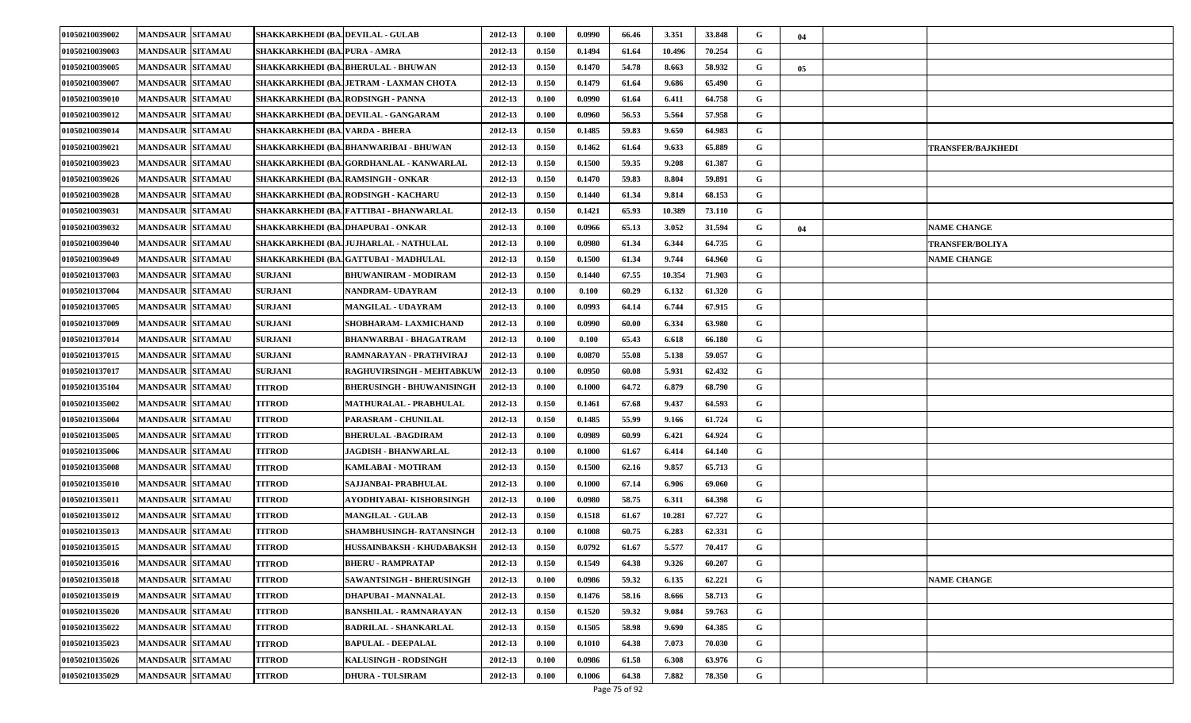| | | | | | | | | | | | | | | | |
|---|---|---|---|---|---|---|---|---|---|---|---|---|---|---|---|
| 01050210039002 | MANDSAUR | SITAMAU | SHAKKARKHEDI (BA. | DEVILAL - GULAB | 2012-13 | 0.100 | 0.0990 | 66.46 | 3.351 | 33.848 | G | 04 | | |
| 01050210039003 | MANDSAUR | SITAMAU | SHAKKARKHEDI (BA. | PURA - AMRA | 2012-13 | 0.150 | 0.1494 | 61.64 | 10.496 | 70.254 | G | | | |
| 01050210039005 | MANDSAUR | SITAMAU | SHAKKARKHEDI (BA. | BHERULAL - BHUWAN | 2012-13 | 0.150 | 0.1470 | 54.78 | 8.663 | 58.932 | G | 05 | | |
| 01050210039007 | MANDSAUR | SITAMAU | SHAKKARKHEDI (BA. | JETRAM - LAXMAN CHOTA | 2012-13 | 0.150 | 0.1479 | 61.64 | 9.686 | 65.490 | G | | | |
| 01050210039010 | MANDSAUR | SITAMAU | SHAKKARKHEDI (BA. | RODSINGH - PANNA | 2012-13 | 0.100 | 0.0990 | 61.64 | 6.411 | 64.758 | G | | | |
| 01050210039012 | MANDSAUR | SITAMAU | SHAKKARKHEDI (BA. | DEVILAL - GANGARAM | 2012-13 | 0.100 | 0.0960 | 56.53 | 5.564 | 57.958 | G | | | |
| 01050210039014 | MANDSAUR | SITAMAU | SHAKKARKHEDI (BA. | VARDA - BHERA | 2012-13 | 0.150 | 0.1485 | 59.83 | 9.650 | 64.983 | G | | | |
| 01050210039021 | MANDSAUR | SITAMAU | SHAKKARKHEDI (BA. | BHANWARIBAI - BHUWAN | 2012-13 | 0.150 | 0.1462 | 61.64 | 9.633 | 65.889 | G | | | TRANSFER/BAJKHEDI |
| 01050210039023 | MANDSAUR | SITAMAU | SHAKKARKHEDI (BA. | GORDHANLAL - KANWARLAL | 2012-13 | 0.150 | 0.1500 | 59.35 | 9.208 | 61.387 | G | | | |
| 01050210039026 | MANDSAUR | SITAMAU | SHAKKARKHEDI (BA. | RAMSINGH - ONKAR | 2012-13 | 0.150 | 0.1470 | 59.83 | 8.804 | 59.891 | G | | | |
| 01050210039028 | MANDSAUR | SITAMAU | SHAKKARKHEDI (BA. | RODSINGH - KACHARU | 2012-13 | 0.150 | 0.1440 | 61.34 | 9.814 | 68.153 | G | | | |
| 01050210039031 | MANDSAUR | SITAMAU | SHAKKARKHEDI (BA. | FATTIBAI - BHANWARLAL | 2012-13 | 0.150 | 0.1421 | 65.93 | 10.389 | 73.110 | G | | | |
| 01050210039032 | MANDSAUR | SITAMAU | SHAKKARKHEDI (BA. | DHAPUBAI - ONKAR | 2012-13 | 0.100 | 0.0966 | 65.13 | 3.052 | 31.594 | G | 04 | | NAME CHANGE |
| 01050210039040 | MANDSAUR | SITAMAU | SHAKKARKHEDI (BA. | JUJHARLAL - NATHULAL | 2012-13 | 0.100 | 0.0980 | 61.34 | 6.344 | 64.735 | G | | | TRANSFER/BOLIYA |
| 01050210039049 | MANDSAUR | SITAMAU | SHAKKARKHEDI (BA. | GATTUBAI - MADHULAL | 2012-13 | 0.150 | 0.1500 | 61.34 | 9.744 | 64.960 | G | | | NAME CHANGE |
| 01050210137003 | MANDSAUR | SITAMAU | SURJANI | BHUWANIRAM - MODIRAM | 2012-13 | 0.150 | 0.1440 | 67.55 | 10.354 | 71.903 | G | | | |
| 01050210137004 | MANDSAUR | SITAMAU | SURJANI | NANDRAM- UDAYRAM | 2012-13 | 0.100 | 0.100 | 60.29 | 6.132 | 61.320 | G | | | |
| 01050210137005 | MANDSAUR | SITAMAU | SURJANI | MANGILAL - UDAYRAM | 2012-13 | 0.100 | 0.0993 | 64.14 | 6.744 | 67.915 | G | | | |
| 01050210137009 | MANDSAUR | SITAMAU | SURJANI | SHOBHARAM- LAXMICHAND | 2012-13 | 0.100 | 0.0990 | 60.00 | 6.334 | 63.980 | G | | | |
| 01050210137014 | MANDSAUR | SITAMAU | SURJANI | BHANWARBAI - BHAGATRAM | 2012-13 | 0.100 | 0.100 | 65.43 | 6.618 | 66.180 | G | | | |
| 01050210137015 | MANDSAUR | SITAMAU | SURJANI | RAMNARAYAN - PRATHVIRAJ | 2012-13 | 0.100 | 0.0870 | 55.08 | 5.138 | 59.057 | G | | | |
| 01050210137017 | MANDSAUR | SITAMAU | SURJANI | RAGHUVIRSINGH - MEHTABKUW | 2012-13 | 0.100 | 0.0950 | 60.08 | 5.931 | 62.432 | G | | | |
| 01050210135104 | MANDSAUR | SITAMAU | TITROD | BHERUSINGH - BHUWANISINGH | 2012-13 | 0.100 | 0.1000 | 64.72 | 6.879 | 68.790 | G | | | |
| 01050210135002 | MANDSAUR | SITAMAU | TITROD | MATHURALAL - PRABHULAL | 2012-13 | 0.150 | 0.1461 | 67.68 | 9.437 | 64.593 | G | | | |
| 01050210135004 | MANDSAUR | SITAMAU | TITROD | PARASRAM - CHUNILAL | 2012-13 | 0.150 | 0.1485 | 55.99 | 9.166 | 61.724 | G | | | |
| 01050210135005 | MANDSAUR | SITAMAU | TITROD | BHERULAL -BAGDIRAM | 2012-13 | 0.100 | 0.0989 | 60.99 | 6.421 | 64.924 | G | | | |
| 01050210135006 | MANDSAUR | SITAMAU | TITROD | JAGDISH - BHANWARLAL | 2012-13 | 0.100 | 0.1000 | 61.67 | 6.414 | 64.140 | G | | | |
| 01050210135008 | MANDSAUR | SITAMAU | TITROD | KAMLABAI - MOTIRAM | 2012-13 | 0.150 | 0.1500 | 62.16 | 9.857 | 65.713 | G | | | |
| 01050210135010 | MANDSAUR | SITAMAU | TITROD | SAJJANBAI- PRABHULAL | 2012-13 | 0.100 | 0.1000 | 67.14 | 6.906 | 69.060 | G | | | |
| 01050210135011 | MANDSAUR | SITAMAU | TITROD | AYODHIYABAI- KISHORSINGH | 2012-13 | 0.100 | 0.0980 | 58.75 | 6.311 | 64.398 | G | | | |
| 01050210135012 | MANDSAUR | SITAMAU | TITROD | MANGILAL - GULAB | 2012-13 | 0.150 | 0.1518 | 61.67 | 10.281 | 67.727 | G | | | |
| 01050210135013 | MANDSAUR | SITAMAU | TITROD | SHAMBHUSINGH- RATANSINGH | 2012-13 | 0.100 | 0.1008 | 60.75 | 6.283 | 62.331 | G | | | |
| 01050210135015 | MANDSAUR | SITAMAU | TITROD | HUSSAINBAKSH - KHUDABAKSH | 2012-13 | 0.150 | 0.0792 | 61.67 | 5.577 | 70.417 | G | | | |
| 01050210135016 | MANDSAUR | SITAMAU | TITROD | BHERU - RAMPRATAP | 2012-13 | 0.150 | 0.1549 | 64.38 | 9.326 | 60.207 | G | | | |
| 01050210135018 | MANDSAUR | SITAMAU | TITROD | SAWANTSINGH - BHERUSINGH | 2012-13 | 0.100 | 0.0986 | 59.32 | 6.135 | 62.221 | G | | | NAME CHANGE |
| 01050210135019 | MANDSAUR | SITAMAU | TITROD | DHAPUBAI - MANNALAL | 2012-13 | 0.150 | 0.1476 | 58.16 | 8.666 | 58.713 | G | | | |
| 01050210135020 | MANDSAUR | SITAMAU | TITROD | BANSHILAL - RAMNARAYAN | 2012-13 | 0.150 | 0.1520 | 59.32 | 9.084 | 59.763 | G | | | |
| 01050210135022 | MANDSAUR | SITAMAU | TITROD | BADRILAL - SHANKARLAL | 2012-13 | 0.150 | 0.1505 | 58.98 | 9.690 | 64.385 | G | | | |
| 01050210135023 | MANDSAUR | SITAMAU | TITROD | BAPULAL - DEEPALAL | 2012-13 | 0.100 | 0.1010 | 64.38 | 7.073 | 70.030 | G | | | |
| 01050210135026 | MANDSAUR | SITAMAU | TITROD | KALUSINGH - RODSINGH | 2012-13 | 0.100 | 0.0986 | 61.58 | 6.308 | 63.976 | G | | | |
| 01050210135029 | MANDSAUR | SITAMAU | TITROD | DHURA - TULSIRAM | 2012-13 | 0.100 | 0.1006 | 64.38 | 7.882 | 78.350 | G | | | |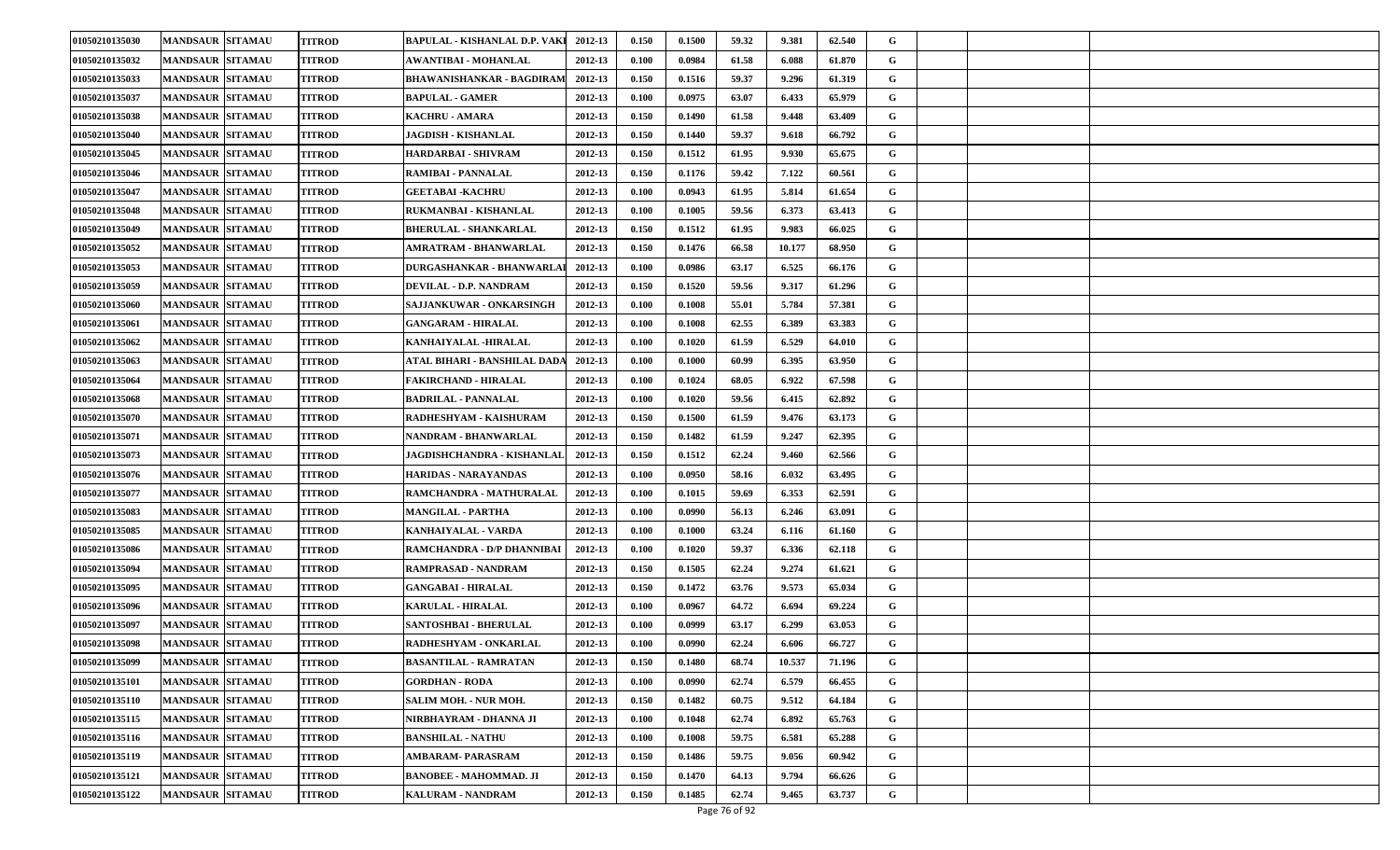| | | | | | | | | | | | | | | |
|---|---|---|---|---|---|---|---|---|---|---|---|---|---|---|
| 01050210135030 | MANDSAUR | SITAMAU | TITROD | BAPULAL - KISHANLAL D.P. VAKI | 2012-13 | 0.150 | 0.1500 | 59.32 | 9.381 | 62.540 | G | | | |
| 01050210135032 | MANDSAUR | SITAMAU | TITROD | AWANTIBAI - MOHANLAL | 2012-13 | 0.100 | 0.0984 | 61.58 | 6.088 | 61.870 | G | | | |
| 01050210135033 | MANDSAUR | SITAMAU | TITROD | BHAWANISHANKAR - BAGDIRAM | 2012-13 | 0.150 | 0.1516 | 59.37 | 9.296 | 61.319 | G | | | |
| 01050210135037 | MANDSAUR | SITAMAU | TITROD | BAPULAL - GAMER | 2012-13 | 0.100 | 0.0975 | 63.07 | 6.433 | 65.979 | G | | | |
| 01050210135038 | MANDSAUR | SITAMAU | TITROD | KACHRU - AMARA | 2012-13 | 0.150 | 0.1490 | 61.58 | 9.448 | 63.409 | G | | | |
| 01050210135040 | MANDSAUR | SITAMAU | TITROD | JAGDISH - KISHANLAL | 2012-13 | 0.150 | 0.1440 | 59.37 | 9.618 | 66.792 | G | | | |
| 01050210135045 | MANDSAUR | SITAMAU | TITROD | HARDARBAI - SHIVRAM | 2012-13 | 0.150 | 0.1512 | 61.95 | 9.930 | 65.675 | G | | | |
| 01050210135046 | MANDSAUR | SITAMAU | TITROD | RAMIBAI - PANNALAL | 2012-13 | 0.150 | 0.1176 | 59.42 | 7.122 | 60.561 | G | | | |
| 01050210135047 | MANDSAUR | SITAMAU | TITROD | GEETABAI -KACHRU | 2012-13 | 0.100 | 0.0943 | 61.95 | 5.814 | 61.654 | G | | | |
| 01050210135048 | MANDSAUR | SITAMAU | TITROD | RUKMANBAI - KISHANLAL | 2012-13 | 0.100 | 0.1005 | 59.56 | 6.373 | 63.413 | G | | | |
| 01050210135049 | MANDSAUR | SITAMAU | TITROD | BHERULAL - SHANKARLAL | 2012-13 | 0.150 | 0.1512 | 61.95 | 9.983 | 66.025 | G | | | |
| 01050210135052 | MANDSAUR | SITAMAU | TITROD | AMRATRAM - BHANWARLAL | 2012-13 | 0.150 | 0.1476 | 66.58 | 10.177 | 68.950 | G | | | |
| 01050210135053 | MANDSAUR | SITAMAU | TITROD | DURGASHANKAR - BHANWARLAL | 2012-13 | 0.100 | 0.0986 | 63.17 | 6.525 | 66.176 | G | | | |
| 01050210135059 | MANDSAUR | SITAMAU | TITROD | DEVILAL - D.P. NANDRAM | 2012-13 | 0.150 | 0.1520 | 59.56 | 9.317 | 61.296 | G | | | |
| 01050210135060 | MANDSAUR | SITAMAU | TITROD | SAJJANKUWAR - ONKARSINGH | 2012-13 | 0.100 | 0.1008 | 55.01 | 5.784 | 57.381 | G | | | |
| 01050210135061 | MANDSAUR | SITAMAU | TITROD | GANGARAM - HIRALAL | 2012-13 | 0.100 | 0.1008 | 62.55 | 6.389 | 63.383 | G | | | |
| 01050210135062 | MANDSAUR | SITAMAU | TITROD | KANHAIYALAL -HIRALAL | 2012-13 | 0.100 | 0.1020 | 61.59 | 6.529 | 64.010 | G | | | |
| 01050210135063 | MANDSAUR | SITAMAU | TITROD | ATAL BIHARI - BANSHILAL DADA | 2012-13 | 0.100 | 0.1000 | 60.99 | 6.395 | 63.950 | G | | | |
| 01050210135064 | MANDSAUR | SITAMAU | TITROD | FAKIRCHAND - HIRALAL | 2012-13 | 0.100 | 0.1024 | 68.05 | 6.922 | 67.598 | G | | | |
| 01050210135068 | MANDSAUR | SITAMAU | TITROD | BADRILAL - PANNALAL | 2012-13 | 0.100 | 0.1020 | 59.56 | 6.415 | 62.892 | G | | | |
| 01050210135070 | MANDSAUR | SITAMAU | TITROD | RADHESHYAM - KAISHURAM | 2012-13 | 0.150 | 0.1500 | 61.59 | 9.476 | 63.173 | G | | | |
| 01050210135071 | MANDSAUR | SITAMAU | TITROD | NANDRAM - BHANWARLAL | 2012-13 | 0.150 | 0.1482 | 61.59 | 9.247 | 62.395 | G | | | |
| 01050210135073 | MANDSAUR | SITAMAU | TITROD | JAGDISHCHANDRA - KISHANLAL | 2012-13 | 0.150 | 0.1512 | 62.24 | 9.460 | 62.566 | G | | | |
| 01050210135076 | MANDSAUR | SITAMAU | TITROD | HARIDAS - NARAYANDAS | 2012-13 | 0.100 | 0.0950 | 58.16 | 6.032 | 63.495 | G | | | |
| 01050210135077 | MANDSAUR | SITAMAU | TITROD | RAMCHANDRA - MATHURALAL | 2012-13 | 0.100 | 0.1015 | 59.69 | 6.353 | 62.591 | G | | | |
| 01050210135083 | MANDSAUR | SITAMAU | TITROD | MANGILAL - PARTHA | 2012-13 | 0.100 | 0.0990 | 56.13 | 6.246 | 63.091 | G | | | |
| 01050210135085 | MANDSAUR | SITAMAU | TITROD | KANHAIYALAL - VARDA | 2012-13 | 0.100 | 0.1000 | 63.24 | 6.116 | 61.160 | G | | | |
| 01050210135086 | MANDSAUR | SITAMAU | TITROD | RAMCHANDRA - D/P DHANNIBAI | 2012-13 | 0.100 | 0.1020 | 59.37 | 6.336 | 62.118 | G | | | |
| 01050210135094 | MANDSAUR | SITAMAU | TITROD | RAMPRASAD - NANDRAM | 2012-13 | 0.150 | 0.1505 | 62.24 | 9.274 | 61.621 | G | | | |
| 01050210135095 | MANDSAUR | SITAMAU | TITROD | GANGABAI - HIRALAL | 2012-13 | 0.150 | 0.1472 | 63.76 | 9.573 | 65.034 | G | | | |
| 01050210135096 | MANDSAUR | SITAMAU | TITROD | KARULAL - HIRALAL | 2012-13 | 0.100 | 0.0967 | 64.72 | 6.694 | 69.224 | G | | | |
| 01050210135097 | MANDSAUR | SITAMAU | TITROD | SANTOSHBAI - BHERULAL | 2012-13 | 0.100 | 0.0999 | 63.17 | 6.299 | 63.053 | G | | | |
| 01050210135098 | MANDSAUR | SITAMAU | TITROD | RADHESHYAM - ONKARLAL | 2012-13 | 0.100 | 0.0990 | 62.24 | 6.606 | 66.727 | G | | | |
| 01050210135099 | MANDSAUR | SITAMAU | TITROD | BASANTILAL - RAMRATAN | 2012-13 | 0.150 | 0.1480 | 68.74 | 10.537 | 71.196 | G | | | |
| 01050210135101 | MANDSAUR | SITAMAU | TITROD | GORDHAN - RODA | 2012-13 | 0.100 | 0.0990 | 62.74 | 6.579 | 66.455 | G | | | |
| 01050210135110 | MANDSAUR | SITAMAU | TITROD | SALIM MOH. - NUR MOH. | 2012-13 | 0.150 | 0.1482 | 60.75 | 9.512 | 64.184 | G | | | |
| 01050210135115 | MANDSAUR | SITAMAU | TITROD | NIRBHAYRAM - DHANNA JI | 2012-13 | 0.100 | 0.1048 | 62.74 | 6.892 | 65.763 | G | | | |
| 01050210135116 | MANDSAUR | SITAMAU | TITROD | BANSHILAL - NATHU | 2012-13 | 0.100 | 0.1008 | 59.75 | 6.581 | 65.288 | G | | | |
| 01050210135119 | MANDSAUR | SITAMAU | TITROD | AMBARAM- PARASRAM | 2012-13 | 0.150 | 0.1486 | 59.75 | 9.056 | 60.942 | G | | | |
| 01050210135121 | MANDSAUR | SITAMAU | TITROD | BANOBEE - MAHOMMAD. JI | 2012-13 | 0.150 | 0.1470 | 64.13 | 9.794 | 66.626 | G | | | |
| 01050210135122 | MANDSAUR | SITAMAU | TITROD | KALURAM - NANDRAM | 2012-13 | 0.150 | 0.1485 | 62.74 | 9.465 | 63.737 | G | | | |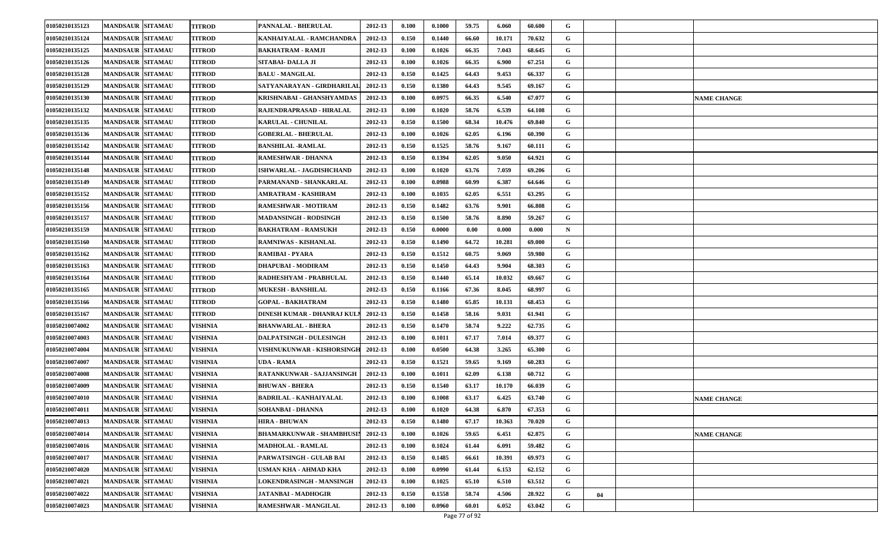| | | | | | | | | | | | | | | |
|---|---|---|---|---|---|---|---|---|---|---|---|---|---|---|
| 01050210135123 | MANDSAUR | SITAMAU | TITROD | PANNALAL - BHERULAL | 2012-13 | 0.100 | 0.1000 | 59.75 | 6.060 | 60.600 | G | | | |
| 01050210135124 | MANDSAUR | SITAMAU | TITROD | KANHAIYALAL - RAMCHANDRA | 2012-13 | 0.150 | 0.1440 | 66.60 | 10.171 | 70.632 | G | | | |
| 01050210135125 | MANDSAUR | SITAMAU | TITROD | BAKHATRAM - RAMJI | 2012-13 | 0.100 | 0.1026 | 66.35 | 7.043 | 68.645 | G | | | |
| 01050210135126 | MANDSAUR | SITAMAU | TITROD | SITABAI- DALLA JI | 2012-13 | 0.100 | 0.1026 | 66.35 | 6.900 | 67.251 | G | | | |
| 01050210135128 | MANDSAUR | SITAMAU | TITROD | BALU - MANGILAL | 2012-13 | 0.150 | 0.1425 | 64.43 | 9.453 | 66.337 | G | | | |
| 01050210135129 | MANDSAUR | SITAMAU | TITROD | SATYANARAYAN - GIRDHARILAL | 2012-13 | 0.150 | 0.1380 | 64.43 | 9.545 | 69.167 | G | | | |
| 01050210135130 | MANDSAUR | SITAMAU | TITROD | KRISHNABAI - GHANSHYAMDAS | 2012-13 | 0.100 | 0.0975 | 66.35 | 6.540 | 67.077 | G | | | NAME CHANGE |
| 01050210135132 | MANDSAUR | SITAMAU | TITROD | RAJENDRAPRASAD - HIRALAL | 2012-13 | 0.100 | 0.1020 | 58.76 | 6.539 | 64.108 | G | | | |
| 01050210135135 | MANDSAUR | SITAMAU | TITROD | KARULAL - CHUNILAL | 2012-13 | 0.150 | 0.1500 | 68.34 | 10.476 | 69.840 | G | | | |
| 01050210135136 | MANDSAUR | SITAMAU | TITROD | GOBERLAL - BHERULAL | 2012-13 | 0.100 | 0.1026 | 62.05 | 6.196 | 60.390 | G | | | |
| 01050210135142 | MANDSAUR | SITAMAU | TITROD | BANSHILAL -RAMLAL | 2012-13 | 0.150 | 0.1525 | 58.76 | 9.167 | 60.111 | G | | | |
| 01050210135144 | MANDSAUR | SITAMAU | TITROD | RAMESHWAR - DHANNA | 2012-13 | 0.150 | 0.1394 | 62.05 | 9.050 | 64.921 | G | | | |
| 01050210135148 | MANDSAUR | SITAMAU | TITROD | ISHWARLAL - JAGDISHCHAND | 2012-13 | 0.100 | 0.1020 | 63.76 | 7.059 | 69.206 | G | | | |
| 01050210135149 | MANDSAUR | SITAMAU | TITROD | PARMANAND - SHANKARLAL | 2012-13 | 0.100 | 0.0988 | 60.99 | 6.387 | 64.646 | G | | | |
| 01050210135152 | MANDSAUR | SITAMAU | TITROD | AMRATRAM - KASHIRAM | 2012-13 | 0.100 | 0.1035 | 62.05 | 6.551 | 63.295 | G | | | |
| 01050210135156 | MANDSAUR | SITAMAU | TITROD | RAMESHWAR - MOTIRAM | 2012-13 | 0.150 | 0.1482 | 63.76 | 9.901 | 66.808 | G | | | |
| 01050210135157 | MANDSAUR | SITAMAU | TITROD | MADANSINGH - RODSINGH | 2012-13 | 0.150 | 0.1500 | 58.76 | 8.890 | 59.267 | G | | | |
| 01050210135159 | MANDSAUR | SITAMAU | TITROD | BAKHATRAM - RAMSUKH | 2012-13 | 0.150 | 0.0000 | 0.00 | 0.000 | 0.000 | N | | | |
| 01050210135160 | MANDSAUR | SITAMAU | TITROD | RAMNIWAS - KISHANLAL | 2012-13 | 0.150 | 0.1490 | 64.72 | 10.281 | 69.000 | G | | | |
| 01050210135162 | MANDSAUR | SITAMAU | TITROD | RAMIBAI - PYARA | 2012-13 | 0.150 | 0.1512 | 60.75 | 9.069 | 59.980 | G | | | |
| 01050210135163 | MANDSAUR | SITAMAU | TITROD | DHAPUBAI - MODIRAM | 2012-13 | 0.150 | 0.1450 | 64.43 | 9.904 | 68.303 | G | | | |
| 01050210135164 | MANDSAUR | SITAMAU | TITROD | RADHESHYAM - PRABHULAL | 2012-13 | 0.150 | 0.1440 | 65.14 | 10.032 | 69.667 | G | | | |
| 01050210135165 | MANDSAUR | SITAMAU | TITROD | MUKESH - BANSHILAL | 2012-13 | 0.150 | 0.1166 | 67.36 | 8.045 | 68.997 | G | | | |
| 01050210135166 | MANDSAUR | SITAMAU | TITROD | GOPAL - BAKHATRAM | 2012-13 | 0.150 | 0.1480 | 65.85 | 10.131 | 68.453 | G | | | |
| 01050210135167 | MANDSAUR | SITAMAU | TITROD | DINESH KUMAR - DHANRAJ KULM | 2012-13 | 0.150 | 0.1458 | 58.16 | 9.031 | 61.941 | G | | | |
| 01050210074002 | MANDSAUR | SITAMAU | VISHNIA | BHANWARLAL - BHERA | 2012-13 | 0.150 | 0.1470 | 58.74 | 9.222 | 62.735 | G | | | |
| 01050210074003 | MANDSAUR | SITAMAU | VISHNIA | DALPATSINGH - DULESINGH | 2012-13 | 0.100 | 0.1011 | 67.17 | 7.014 | 69.377 | G | | | |
| 01050210074004 | MANDSAUR | SITAMAU | VISHNIA | VISHNUKUNWAR - KISHORSINGH | 2012-13 | 0.100 | 0.0500 | 64.38 | 3.265 | 65.300 | G | | | |
| 01050210074007 | MANDSAUR | SITAMAU | VISHNIA | UDA - RAMA | 2012-13 | 0.150 | 0.1521 | 59.65 | 9.169 | 60.283 | G | | | |
| 01050210074008 | MANDSAUR | SITAMAU | VISHNIA | RATANKUNWAR - SAJJANSINGH | 2012-13 | 0.100 | 0.1011 | 62.09 | 6.138 | 60.712 | G | | | |
| 01050210074009 | MANDSAUR | SITAMAU | VISHNIA | BHUWAN - BHERA | 2012-13 | 0.150 | 0.1540 | 63.17 | 10.170 | 66.039 | G | | | |
| 01050210074010 | MANDSAUR | SITAMAU | VISHNIA | BADRILAL - KANHAIYALAL | 2012-13 | 0.100 | 0.1008 | 63.17 | 6.425 | 63.740 | G | | | NAME CHANGE |
| 01050210074011 | MANDSAUR | SITAMAU | VISHNIA | SOHANBAI - DHANNA | 2012-13 | 0.100 | 0.1020 | 64.38 | 6.870 | 67.353 | G | | | |
| 01050210074013 | MANDSAUR | SITAMAU | VISHNIA | HIRA - BHUWAN | 2012-13 | 0.150 | 0.1480 | 67.17 | 10.363 | 70.020 | G | | | |
| 01050210074014 | MANDSAUR | SITAMAU | VISHNIA | BHAMARKUNWAR - SHAMBHUSIN | 2012-13 | 0.100 | 0.1026 | 59.65 | 6.451 | 62.875 | G | | | NAME CHANGE |
| 01050210074016 | MANDSAUR | SITAMAU | VISHNIA | MADHOLAL - RAMLAL | 2012-13 | 0.100 | 0.1024 | 61.44 | 6.091 | 59.482 | G | | | |
| 01050210074017 | MANDSAUR | SITAMAU | VISHNIA | PARWATSINGH - GULAB BAI | 2012-13 | 0.150 | 0.1485 | 66.61 | 10.391 | 69.973 | G | | | |
| 01050210074020 | MANDSAUR | SITAMAU | VISHNIA | USMAN KHA - AHMAD KHA | 2012-13 | 0.100 | 0.0990 | 61.44 | 6.153 | 62.152 | G | | | |
| 01050210074021 | MANDSAUR | SITAMAU | VISHNIA | LOKENDRASINGH - MANSINGH | 2012-13 | 0.100 | 0.1025 | 65.10 | 6.510 | 63.512 | G | | | |
| 01050210074022 | MANDSAUR | SITAMAU | VISHNIA | JATANBAI - MADHOGIR | 2012-13 | 0.150 | 0.1558 | 58.74 | 4.506 | 28.922 | G | 04 | | |
| 01050210074023 | MANDSAUR | SITAMAU | VISHNIA | RAMESHWAR - MANGILAL | 2012-13 | 0.100 | 0.0960 | 60.01 | 6.052 | 63.042 | G | | | |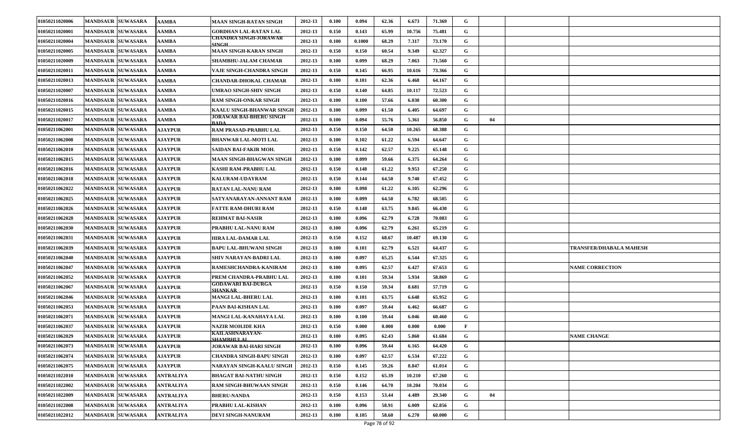| | | | | | | | | | | | | | | |
|---|---|---|---|---|---|---|---|---|---|---|---|---|---|---|
| 01050211020006 | MANDSAUR | SUWASARA | AAMBA | MAAN SINGH-RATAN SINGH | 2012-13 | 0.100 | 0.094 | 62.36 | 6.673 | 71.369 | G | | | |
| 01050211020001 | MANDSAUR | SUWASARA | AAMBA | GORDHAN LAL-RATAN LAL | 2012-13 | 0.150 | 0.143 | 65.99 | 10.756 | 75.481 | G | | | |
| 01050211020004 | MANDSAUR | SUWASARA | AAMBA | CHANDRA SINGH-JORAWAR SINGH | 2012-13 | 0.100 | 0.1000 | 68.29 | 7.317 | 73.170 | G | | | |
| 01050211020005 | MANDSAUR | SUWASARA | AAMBA | MAAN SINGH-KARAN SINGH | 2012-13 | 0.150 | 0.150 | 60.54 | 9.349 | 62.327 | G | | | |
| 01050211020009 | MANDSAUR | SUWASARA | AAMBA | SHAMBHU-JALAM CHAMAR | 2012-13 | 0.100 | 0.099 | 68.29 | 7.063 | 71.560 | G | | | |
| 01050211020011 | MANDSAUR | SUWASARA | AAMBA | VAJE SINGH-CHANDRA SINGH | 2012-13 | 0.150 | 0.145 | 66.95 | 10.616 | 73.366 | G | | | |
| 01050211020013 | MANDSAUR | SUWASARA | AAMBA | CHANDAR-DHOKAL CHAMAR | 2012-13 | 0.100 | 0.101 | 62.36 | 6.468 | 64.167 | G | | | |
| 01050211020007 | MANDSAUR | SUWASARA | AAMBA | UMRAO SINGH-SHIV SINGH | 2012-13 | 0.150 | 0.140 | 64.85 | 10.117 | 72.523 | G | | | |
| 01050211020016 | MANDSAUR | SUWASARA | AAMBA | RAM SINGH-ONKAR SINGH | 2012-13 | 0.100 | 0.100 | 57.66 | 6.030 | 60.300 | G | | | |
| 01050211020015 | MANDSAUR | SUWASARA | AAMBA | KAALU SINGH-BHANWAR SINGH | 2012-13 | 0.100 | 0.099 | 61.50 | 6.405 | 64.697 | G | | | |
| 01050211020017 | MANDSAUR | SUWASARA | AAMBA | JORAWAR BAI-BHERU SINGH BADA | 2012-13 | 0.100 | 0.094 | 55.76 | 5.361 | 56.850 | G | 04 | | |
| 01050211062001 | MANDSAUR | SUWASARA | AJAYPUR | RAM PRASAD-PRABHU LAL | 2012-13 | 0.150 | 0.150 | 64.50 | 10.265 | 68.388 | G | | | |
| 01050211062008 | MANDSAUR | SUWASARA | AJAYPUR | BHANWAR LAL-MOTI LAL | 2012-13 | 0.100 | 0.102 | 61.22 | 6.594 | 64.647 | G | | | |
| 01050211062010 | MANDSAUR | SUWASARA | AJAYPUR | SAIDAN BAI-FAKIR MOH. | 2012-13 | 0.150 | 0.142 | 62.57 | 9.225 | 65.148 | G | | | |
| 01050211062015 | MANDSAUR | SUWASARA | AJAYPUR | MAAN SINGH-BHAGWAN SINGH | 2012-13 | 0.100 | 0.099 | 59.66 | 6.375 | 64.264 | G | | | |
| 01050211062016 | MANDSAUR | SUWASARA | AJAYPUR | KASHI RAM-PRABHU LAL | 2012-13 | 0.150 | 0.148 | 61.22 | 9.953 | 67.250 | G | | | |
| 01050211062018 | MANDSAUR | SUWASARA | AJAYPUR | KALURAM-UDAYRAM | 2012-13 | 0.150 | 0.144 | 64.50 | 9.740 | 67.452 | G | | | |
| 01050211062022 | MANDSAUR | SUWASARA | AJAYPUR | RATAN LAL-NANU RAM | 2012-13 | 0.100 | 0.098 | 61.22 | 6.105 | 62.296 | G | | | |
| 01050211062025 | MANDSAUR | SUWASARA | AJAYPUR | SATYANARAYAN-ANNANT RAM | 2012-13 | 0.100 | 0.099 | 64.50 | 6.782 | 68.505 | G | | | |
| 01050211062026 | MANDSAUR | SUWASARA | AJAYPUR | FATTE RAM-DHURI RAM | 2012-13 | 0.150 | 0.148 | 63.75 | 9.845 | 66.430 | G | | | |
| 01050211062028 | MANDSAUR | SUWASARA | AJAYPUR | REHMAT BAI-NASIR | 2012-13 | 0.100 | 0.096 | 62.79 | 6.728 | 70.083 | G | | | |
| 01050211062030 | MANDSAUR | SUWASARA | AJAYPUR | PRABHU LAL-NANU RAM | 2012-13 | 0.100 | 0.096 | 62.79 | 6.261 | 65.219 | G | | | |
| 01050211062031 | MANDSAUR | SUWASARA | AJAYPUR | HIRA LAL-DAMAR LAL | 2012-13 | 0.150 | 0.152 | 68.67 | 10.487 | 69.130 | G | | | |
| 01050211062039 | MANDSAUR | SUWASARA | AJAYPUR | BAPU LAL-BHUWANI SINGH | 2012-13 | 0.100 | 0.101 | 62.79 | 6.521 | 64.437 | G | | | TRANSFER/DHABALA MAHESH |
| 01050211062040 | MANDSAUR | SUWASARA | AJAYPUR | SHIV NARAYAN-BADRI LAL | 2012-13 | 0.100 | 0.097 | 65.25 | 6.544 | 67.325 | G | | | |
| 01050211062047 | MANDSAUR | SUWASARA | AJAYPUR | RAMESHCHANDRA-KANIRAM | 2012-13 | 0.100 | 0.095 | 62.57 | 6.427 | 67.653 | G | | | NAME CORRECTION |
| 01050211062052 | MANDSAUR | SUWASARA | AJAYPUR | PREM CHANDRA-PRABHU LAL | 2012-13 | 0.100 | 0.101 | 59.34 | 5.934 | 58.869 | G | | | |
| 01050211062067 | MANDSAUR | SUWASARA | AJAYPUR | GODAWARI BAI-DURGA SHANKAR | 2012-13 | 0.150 | 0.150 | 59.34 | 8.681 | 57.719 | G | | | |
| 01050211062046 | MANDSAUR | SUWASARA | AJAYPUR | MANGI LAL-BHERU LAL | 2012-13 | 0.100 | 0.101 | 63.75 | 6.648 | 65.952 | G | | | |
| 01050211062053 | MANDSAUR | SUWASARA | AJAYPUR | PAAN BAI-KISHAN LAL | 2012-13 | 0.100 | 0.097 | 59.44 | 6.462 | 66.687 | G | | | |
| 01050211062071 | MANDSAUR | SUWASARA | AJAYPUR | MANGI LAL-KANAHAYA LAL | 2012-13 | 0.100 | 0.100 | 59.44 | 6.046 | 60.460 | G | | | |
| 01050211062037 | MANDSAUR | SUWASARA | AJAYPUR | NAZIR MOH.IDE KHA | 2012-13 | 0.150 | 0.000 | 0.000 | 0.000 | 0.000 | F | | | |
| 01050211062029 | MANDSAUR | SUWASARA | AJAYPUR | KAILASHNARAYAN-SHAMBHULAL | 2012-13 | 0.100 | 0.095 | 62.43 | 5.860 | 61.684 | G | | | NAME CHANGE |
| 01050211062073 | MANDSAUR | SUWASARA | AJAYPUR | JORAWAR BAI-HARI SINGH | 2012-13 | 0.100 | 0.096 | 59.44 | 6.165 | 64.420 | G | | | |
| 01050211062074 | MANDSAUR | SUWASARA | AJAYPUR | CHANDRA SINGH-BAPU SINGH | 2012-13 | 0.100 | 0.097 | 62.57 | 6.534 | 67.222 | G | | | |
| 01050211062075 | MANDSAUR | SUWASARA | AJAYPUR | NARAYAN SINGH-KAALU SINGH | 2012-13 | 0.150 | 0.145 | 59.26 | 8.847 | 61.014 | G | | | |
| 01050211022010 | MANDSAUR | SUWASARA | ANTRALIYA | BHAGAT BAI-NATHU SINGH | 2012-13 | 0.150 | 0.152 | 65.39 | 10.210 | 67.260 | G | | | |
| 01050211022002 | MANDSAUR | SUWASARA | ANTRALIYA | RAM SINGH-BHUWAAN SINGH | 2012-13 | 0.150 | 0.146 | 64.70 | 10.204 | 70.034 | G | | | |
| 01050211022009 | MANDSAUR | SUWASARA | ANTRALIYA | BHERU-NANDA | 2012-13 | 0.150 | 0.153 | 53.44 | 4.489 | 29.340 | G | 04 | | |
| 01050211022008 | MANDSAUR | SUWASARA | ANTRALIYA | PRABHU LAL-KISHAN | 2012-13 | 0.100 | 0.096 | 58.91 | 6.009 | 62.856 | G | | | |
| 01050211022012 | MANDSAUR | SUWASARA | ANTRALIYA | DEVI SINGH-NANURAM | 2012-13 | 0.100 | 0.105 | 58.60 | 6.270 | 60.000 | G | | | |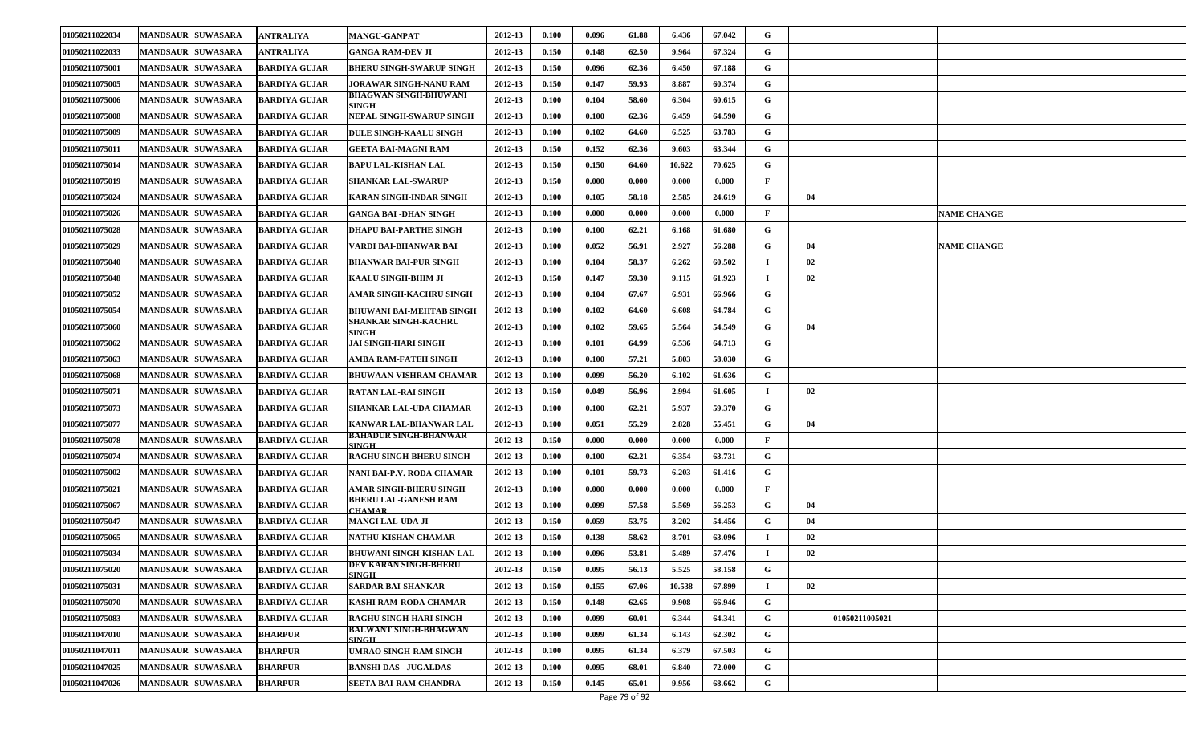| 01050211022034 | MANDSAUR | SUWASARA | ANTRALIYA | MANGU-GANPAT | 2012-13 | 0.100 | 0.096 | 61.88 | 6.436 | 67.042 | G | | | |
|---|---|---|---|---|---|---|---|---|---|---|---|---|---|---|
| 01050211022033 | MANDSAUR | SUWASARA | ANTRALIYA | GANGA RAM-DEV JI | 2012-13 | 0.150 | 0.148 | 62.50 | 9.964 | 67.324 | G | | | |
| 01050211075001 | MANDSAUR | SUWASARA | BARDIYA GUJAR | BHERU SINGH-SWARUP SINGH | 2012-13 | 0.150 | 0.096 | 62.36 | 6.450 | 67.188 | G | | | |
| 01050211075005 | MANDSAUR | SUWASARA | BARDIYA GUJAR | JORAWAR SINGH-NANU RAM | 2012-13 | 0.150 | 0.147 | 59.93 | 8.887 | 60.374 | G | | | |
| 01050211075006 | MANDSAUR | SUWASARA | BARDIYA GUJAR | BHAGWAN SINGH-BHUWANI SINGH | 2012-13 | 0.100 | 0.104 | 58.60 | 6.304 | 60.615 | G | | | |
| 01050211075008 | MANDSAUR | SUWASARA | BARDIYA GUJAR | NEPAL SINGH-SWARUP SINGH | 2012-13 | 0.100 | 0.100 | 62.36 | 6.459 | 64.590 | G | | | |
| 01050211075009 | MANDSAUR | SUWASARA | BARDIYA GUJAR | DULE SINGH-KAALU SINGH | 2012-13 | 0.100 | 0.102 | 64.60 | 6.525 | 63.783 | G | | | |
| 01050211075011 | MANDSAUR | SUWASARA | BARDIYA GUJAR | GEETA BAI-MAGNI RAM | 2012-13 | 0.150 | 0.152 | 62.36 | 9.603 | 63.344 | G | | | |
| 01050211075014 | MANDSAUR | SUWASARA | BARDIYA GUJAR | BAPU LAL-KISHAN LAL | 2012-13 | 0.150 | 0.150 | 64.60 | 10.622 | 70.625 | G | | | |
| 01050211075019 | MANDSAUR | SUWASARA | BARDIYA GUJAR | SHANKAR LAL-SWARUP | 2012-13 | 0.150 | 0.000 | 0.000 | 0.000 | 0.000 | F | | | |
| 01050211075024 | MANDSAUR | SUWASARA | BARDIYA GUJAR | KARAN SINGH-INDAR SINGH | 2012-13 | 0.100 | 0.105 | 58.18 | 2.585 | 24.619 | G | 04 | | |
| 01050211075026 | MANDSAUR | SUWASARA | BARDIYA GUJAR | GANGA BAI -DHAN SINGH | 2012-13 | 0.100 | 0.000 | 0.000 | 0.000 | 0.000 | F | | | NAME CHANGE |
| 01050211075028 | MANDSAUR | SUWASARA | BARDIYA GUJAR | DHAPU BAI-PARTHE SINGH | 2012-13 | 0.100 | 0.100 | 62.21 | 6.168 | 61.680 | G | | | |
| 01050211075029 | MANDSAUR | SUWASARA | BARDIYA GUJAR | VARDI BAI-BHANWAR BAI | 2012-13 | 0.100 | 0.052 | 56.91 | 2.927 | 56.288 | G | 04 | | NAME CHANGE |
| 01050211075040 | MANDSAUR | SUWASARA | BARDIYA GUJAR | BHANWAR BAI-PUR SINGH | 2012-13 | 0.100 | 0.104 | 58.37 | 6.262 | 60.502 | I | 02 | | |
| 01050211075048 | MANDSAUR | SUWASARA | BARDIYA GUJAR | KAALU SINGH-BHIM JI | 2012-13 | 0.150 | 0.147 | 59.30 | 9.115 | 61.923 | I | 02 | | |
| 01050211075052 | MANDSAUR | SUWASARA | BARDIYA GUJAR | AMAR SINGH-KACHRU SINGH | 2012-13 | 0.100 | 0.104 | 67.67 | 6.931 | 66.966 | G | | | |
| 01050211075054 | MANDSAUR | SUWASARA | BARDIYA GUJAR | BHUWANI BAI-MEHTAB SINGH | 2012-13 | 0.100 | 0.102 | 64.60 | 6.608 | 64.784 | G | | | |
| 01050211075060 | MANDSAUR | SUWASARA | BARDIYA GUJAR | SHANKAR SINGH-KACHRU SINGH | 2012-13 | 0.100 | 0.102 | 59.65 | 5.564 | 54.549 | G | 04 | | |
| 01050211075062 | MANDSAUR | SUWASARA | BARDIYA GUJAR | JAI SINGH-HARI SINGH | 2012-13 | 0.100 | 0.101 | 64.99 | 6.536 | 64.713 | G | | | |
| 01050211075063 | MANDSAUR | SUWASARA | BARDIYA GUJAR | AMBA RAM-FATEH SINGH | 2012-13 | 0.100 | 0.100 | 57.21 | 5.803 | 58.030 | G | | | |
| 01050211075068 | MANDSAUR | SUWASARA | BARDIYA GUJAR | BHUWAAN-VISHRAM CHAMAR | 2012-13 | 0.100 | 0.099 | 56.20 | 6.102 | 61.636 | G | | | |
| 01050211075071 | MANDSAUR | SUWASARA | BARDIYA GUJAR | RATAN LAL-RAI SINGH | 2012-13 | 0.150 | 0.049 | 56.96 | 2.994 | 61.605 | I | 02 | | |
| 01050211075073 | MANDSAUR | SUWASARA | BARDIYA GUJAR | SHANKAR LAL-UDA CHAMAR | 2012-13 | 0.100 | 0.100 | 62.21 | 5.937 | 59.370 | G | | | |
| 01050211075077 | MANDSAUR | SUWASARA | BARDIYA GUJAR | KANWAR LAL-BHANWAR LAL | 2012-13 | 0.100 | 0.051 | 55.29 | 2.828 | 55.451 | G | 04 | | |
| 01050211075078 | MANDSAUR | SUWASARA | BARDIYA GUJAR | BAHADUR SINGH-BHANWAR SINGH | 2012-13 | 0.150 | 0.000 | 0.000 | 0.000 | 0.000 | F | | | |
| 01050211075074 | MANDSAUR | SUWASARA | BARDIYA GUJAR | RAGHU SINGH-BHERU SINGH | 2012-13 | 0.100 | 0.100 | 62.21 | 6.354 | 63.731 | G | | | |
| 01050211075002 | MANDSAUR | SUWASARA | BARDIYA GUJAR | NANI BAI-P.V. RODA CHAMAR | 2012-13 | 0.100 | 0.101 | 59.73 | 6.203 | 61.416 | G | | | |
| 01050211075021 | MANDSAUR | SUWASARA | BARDIYA GUJAR | AMAR SINGH-BHERU SINGH | 2012-13 | 0.100 | 0.000 | 0.000 | 0.000 | 0.000 | F | | | |
| 01050211075067 | MANDSAUR | SUWASARA | BARDIYA GUJAR | BHERU LAL-GANESH RAM CHAMAR | 2012-13 | 0.100 | 0.099 | 57.58 | 5.569 | 56.253 | G | 04 | | |
| 01050211075047 | MANDSAUR | SUWASARA | BARDIYA GUJAR | MANGI LAL-UDA JI | 2012-13 | 0.150 | 0.059 | 53.75 | 3.202 | 54.456 | G | 04 | | |
| 01050211075065 | MANDSAUR | SUWASARA | BARDIYA GUJAR | NATHU-KISHAN CHAMAR | 2012-13 | 0.150 | 0.138 | 58.62 | 8.701 | 63.096 | I | 02 | | |
| 01050211075034 | MANDSAUR | SUWASARA | BARDIYA GUJAR | BHUWANI SINGH-KISHAN LAL | 2012-13 | 0.100 | 0.096 | 53.81 | 5.489 | 57.476 | I | 02 | | |
| 01050211075020 | MANDSAUR | SUWASARA | BARDIYA GUJAR | DEV KARAN SINGH-BHERU SINGH | 2012-13 | 0.150 | 0.095 | 56.13 | 5.525 | 58.158 | G | | | |
| 01050211075031 | MANDSAUR | SUWASARA | BARDIYA GUJAR | SARDAR BAI-SHANKAR | 2012-13 | 0.150 | 0.155 | 67.06 | 10.538 | 67.899 | I | 02 | | |
| 01050211075070 | MANDSAUR | SUWASARA | BARDIYA GUJAR | KASHI RAM-RODA CHAMAR | 2012-13 | 0.150 | 0.148 | 62.65 | 9.908 | 66.946 | G | | | |
| 01050211075083 | MANDSAUR | SUWASARA | BARDIYA GUJAR | RAGHU SINGH-HARI SINGH | 2012-13 | 0.100 | 0.099 | 60.01 | 6.344 | 64.341 | G | | 01050211005021 | |
| 01050211047010 | MANDSAUR | SUWASARA | BHARPUR | BALWANT SINGH-BHAGWAN SINGH | 2012-13 | 0.100 | 0.099 | 61.34 | 6.143 | 62.302 | G | | | |
| 01050211047011 | MANDSAUR | SUWASARA | BHARPUR | UMRAO SINGH-RAM SINGH | 2012-13 | 0.100 | 0.095 | 61.34 | 6.379 | 67.503 | G | | | |
| 01050211047025 | MANDSAUR | SUWASARA | BHARPUR | BANSHI DAS - JUGALDAS | 2012-13 | 0.100 | 0.095 | 68.01 | 6.840 | 72.000 | G | | | |
| 01050211047026 | MANDSAUR | SUWASARA | BHARPUR | SEETA BAI-RAM CHANDRA | 2012-13 | 0.150 | 0.145 | 65.01 | 9.956 | 68.662 | G | | | |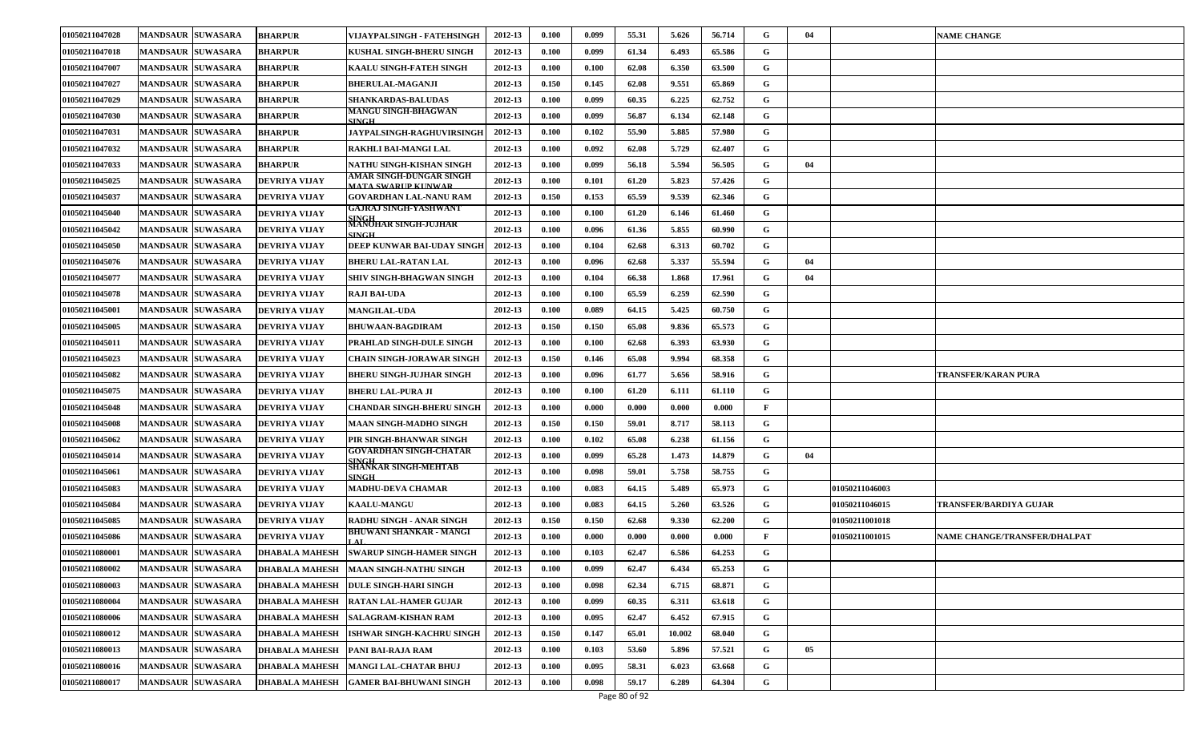| | | | | | | | | | | | | | | |
|---|---|---|---|---|---|---|---|---|---|---|---|---|---|---|
| 01050211047028 | MANDSAUR | SUWASARA | BHARPUR | VIJAYPALSINGH - FATEHSINGH | 2012-13 | 0.100 | 0.099 | 55.31 | 5.626 | 56.714 | G | 04 | | NAME CHANGE |
| 01050211047018 | MANDSAUR | SUWASARA | BHARPUR | KUSHAL SINGH-BHERU SINGH | 2012-13 | 0.100 | 0.099 | 61.34 | 6.493 | 65.586 | G | | | |
| 01050211047007 | MANDSAUR | SUWASARA | BHARPUR | KAALU SINGH-FATEH SINGH | 2012-13 | 0.100 | 0.100 | 62.08 | 6.350 | 63.500 | G | | | |
| 01050211047027 | MANDSAUR | SUWASARA | BHARPUR | BHERULAL-MAGANJI | 2012-13 | 0.150 | 0.145 | 62.08 | 9.551 | 65.869 | G | | | |
| 01050211047029 | MANDSAUR | SUWASARA | BHARPUR | SHANKARDAS-BALUDAS | 2012-13 | 0.100 | 0.099 | 60.35 | 6.225 | 62.752 | G | | | |
| 01050211047030 | MANDSAUR | SUWASARA | BHARPUR | MANGU SINGH-BHAGWAN SINGH | 2012-13 | 0.100 | 0.099 | 56.87 | 6.134 | 62.148 | G | | | |
| 01050211047031 | MANDSAUR | SUWASARA | BHARPUR | JAYPALSINGH-RAGHUVIRSINGH | 2012-13 | 0.100 | 0.102 | 55.90 | 5.885 | 57.980 | G | | | |
| 01050211047032 | MANDSAUR | SUWASARA | BHARPUR | RAKHLI BAI-MANGI LAL | 2012-13 | 0.100 | 0.092 | 62.08 | 5.729 | 62.407 | G | | | |
| 01050211047033 | MANDSAUR | SUWASARA | BHARPUR | NATHU SINGH-KISHAN SINGH | 2012-13 | 0.100 | 0.099 | 56.18 | 5.594 | 56.505 | G | 04 | | |
| 01050211045025 | MANDSAUR | SUWASARA | DEVRIYA VIJAY | AMAR SINGH-DUNGAR SINGH MATA SWARUP KUNWAR | 2012-13 | 0.100 | 0.101 | 61.20 | 5.823 | 57.426 | G | | | |
| 01050211045037 | MANDSAUR | SUWASARA | DEVRIYA VIJAY | GOVARDHAN LAL-NANU RAM | 2012-13 | 0.150 | 0.153 | 65.59 | 9.539 | 62.346 | G | | | |
| 01050211045040 | MANDSAUR | SUWASARA | DEVRIYA VIJAY | GAJRAJ SINGH-YASHWANT SINGH | 2012-13 | 0.100 | 0.100 | 61.20 | 6.146 | 61.460 | G | | | |
| 01050211045042 | MANDSAUR | SUWASARA | DEVRIYA VIJAY | MANOHAR SINGH-JUJHAR SINGH | 2012-13 | 0.100 | 0.096 | 61.36 | 5.855 | 60.990 | G | | | |
| 01050211045050 | MANDSAUR | SUWASARA | DEVRIYA VIJAY | DEEP KUNWAR BAI-UDAY SINGH | 2012-13 | 0.100 | 0.104 | 62.68 | 6.313 | 60.702 | G | | | |
| 01050211045076 | MANDSAUR | SUWASARA | DEVRIYA VIJAY | BHERU LAL-RATAN LAL | 2012-13 | 0.100 | 0.096 | 62.68 | 5.337 | 55.594 | G | 04 | | |
| 01050211045077 | MANDSAUR | SUWASARA | DEVRIYA VIJAY | SHIV SINGH-BHAGWAN SINGH | 2012-13 | 0.100 | 0.104 | 66.38 | 1.868 | 17.961 | G | 04 | | |
| 01050211045078 | MANDSAUR | SUWASARA | DEVRIYA VIJAY | RAJI BAI-UDA | 2012-13 | 0.100 | 0.100 | 65.59 | 6.259 | 62.590 | G | | | |
| 01050211045001 | MANDSAUR | SUWASARA | DEVRIYA VIJAY | MANGILAL-UDA | 2012-13 | 0.100 | 0.089 | 64.15 | 5.425 | 60.750 | G | | | |
| 01050211045005 | MANDSAUR | SUWASARA | DEVRIYA VIJAY | BHUWAAN-BAGDIRAM | 2012-13 | 0.150 | 0.150 | 65.08 | 9.836 | 65.573 | G | | | |
| 01050211045011 | MANDSAUR | SUWASARA | DEVRIYA VIJAY | PRAHLAD SINGH-DULE SINGH | 2012-13 | 0.100 | 0.100 | 62.68 | 6.393 | 63.930 | G | | | |
| 01050211045023 | MANDSAUR | SUWASARA | DEVRIYA VIJAY | CHAIN SINGH-JORAWAR SINGH | 2012-13 | 0.150 | 0.146 | 65.08 | 9.994 | 68.358 | G | | | |
| 01050211045082 | MANDSAUR | SUWASARA | DEVRIYA VIJAY | BHERU SINGH-JUJHAR SINGH | 2012-13 | 0.100 | 0.096 | 61.77 | 5.656 | 58.916 | G | | | TRANSFER/KARAN PURA |
| 01050211045075 | MANDSAUR | SUWASARA | DEVRIYA VIJAY | BHERU LAL-PURA JI | 2012-13 | 0.100 | 0.100 | 61.20 | 6.111 | 61.110 | G | | | |
| 01050211045048 | MANDSAUR | SUWASARA | DEVRIYA VIJAY | CHANDAR SINGH-BHERU SINGH | 2012-13 | 0.100 | 0.000 | 0.000 | 0.000 | 0.000 | F | | | |
| 01050211045008 | MANDSAUR | SUWASARA | DEVRIYA VIJAY | MAAN SINGH-MADHO SINGH | 2012-13 | 0.150 | 0.150 | 59.01 | 8.717 | 58.113 | G | | | |
| 01050211045062 | MANDSAUR | SUWASARA | DEVRIYA VIJAY | PIR SINGH-BHANWAR SINGH | 2012-13 | 0.100 | 0.102 | 65.08 | 6.238 | 61.156 | G | | | |
| 01050211045014 | MANDSAUR | SUWASARA | DEVRIYA VIJAY | GOVARDHAN SINGH-CHATAR SINGH | 2012-13 | 0.100 | 0.099 | 65.28 | 1.473 | 14.879 | G | 04 | | |
| 01050211045061 | MANDSAUR | SUWASARA | DEVRIYA VIJAY | SHANKAR SINGH-MEHTAB SINGH | 2012-13 | 0.100 | 0.098 | 59.01 | 5.758 | 58.755 | G | | | |
| 01050211045083 | MANDSAUR | SUWASARA | DEVRIYA VIJAY | MADHU-DEVA CHAMAR | 2012-13 | 0.100 | 0.083 | 64.15 | 5.489 | 65.973 | G | | 01050211046003 | |
| 01050211045084 | MANDSAUR | SUWASARA | DEVRIYA VIJAY | KAALU-MANGU | 2012-13 | 0.100 | 0.083 | 64.15 | 5.260 | 63.526 | G | | 01050211046015 | TRANSFER/BARDIYA GUJAR |
| 01050211045085 | MANDSAUR | SUWASARA | DEVRIYA VIJAY | RADHU SINGH - ANAR SINGH | 2012-13 | 0.150 | 0.150 | 62.68 | 9.330 | 62.200 | G | | 01050211001018 | |
| 01050211045086 | MANDSAUR | SUWASARA | DEVRIYA VIJAY | BHUWANI SHANKAR - MANGI LAL | 2012-13 | 0.100 | 0.000 | 0.000 | 0.000 | 0.000 | F | | 01050211001015 | NAME CHANGE/TRANSFER/DHALPAT |
| 01050211080001 | MANDSAUR | SUWASARA | DHABALA MAHESH | SWARUP SINGH-HAMER SINGH | 2012-13 | 0.100 | 0.103 | 62.47 | 6.586 | 64.253 | G | | | |
| 01050211080002 | MANDSAUR | SUWASARA | DHABALA MAHESH | MAAN SINGH-NATHU SINGH | 2012-13 | 0.100 | 0.099 | 62.47 | 6.434 | 65.253 | G | | | |
| 01050211080003 | MANDSAUR | SUWASARA | DHABALA MAHESH | DULE SINGH-HARI SINGH | 2012-13 | 0.100 | 0.098 | 62.34 | 6.715 | 68.871 | G | | | |
| 01050211080004 | MANDSAUR | SUWASARA | DHABALA MAHESH | RATAN LAL-HAMER GUJAR | 2012-13 | 0.100 | 0.099 | 60.35 | 6.311 | 63.618 | G | | | |
| 01050211080006 | MANDSAUR | SUWASARA | DHABALA MAHESH | SALAGRAM-KISHAN RAM | 2012-13 | 0.100 | 0.095 | 62.47 | 6.452 | 67.915 | G | | | |
| 01050211080012 | MANDSAUR | SUWASARA | DHABALA MAHESH | ISHWAR SINGH-KACHRU SINGH | 2012-13 | 0.150 | 0.147 | 65.01 | 10.002 | 68.040 | G | | | |
| 01050211080013 | MANDSAUR | SUWASARA | DHABALA MAHESH | PANI BAI-RAJA RAM | 2012-13 | 0.100 | 0.103 | 53.60 | 5.896 | 57.521 | G | 05 | | |
| 01050211080016 | MANDSAUR | SUWASARA | DHABALA MAHESH | MANGI LAL-CHATAR BHUJ | 2012-13 | 0.100 | 0.095 | 58.31 | 6.023 | 63.668 | G | | | |
| 01050211080017 | MANDSAUR | SUWASARA | DHABALA MAHESH | GAMER BAI-BHUWANI SINGH | 2012-13 | 0.100 | 0.098 | 59.17 | 6.289 | 64.304 | G | | | |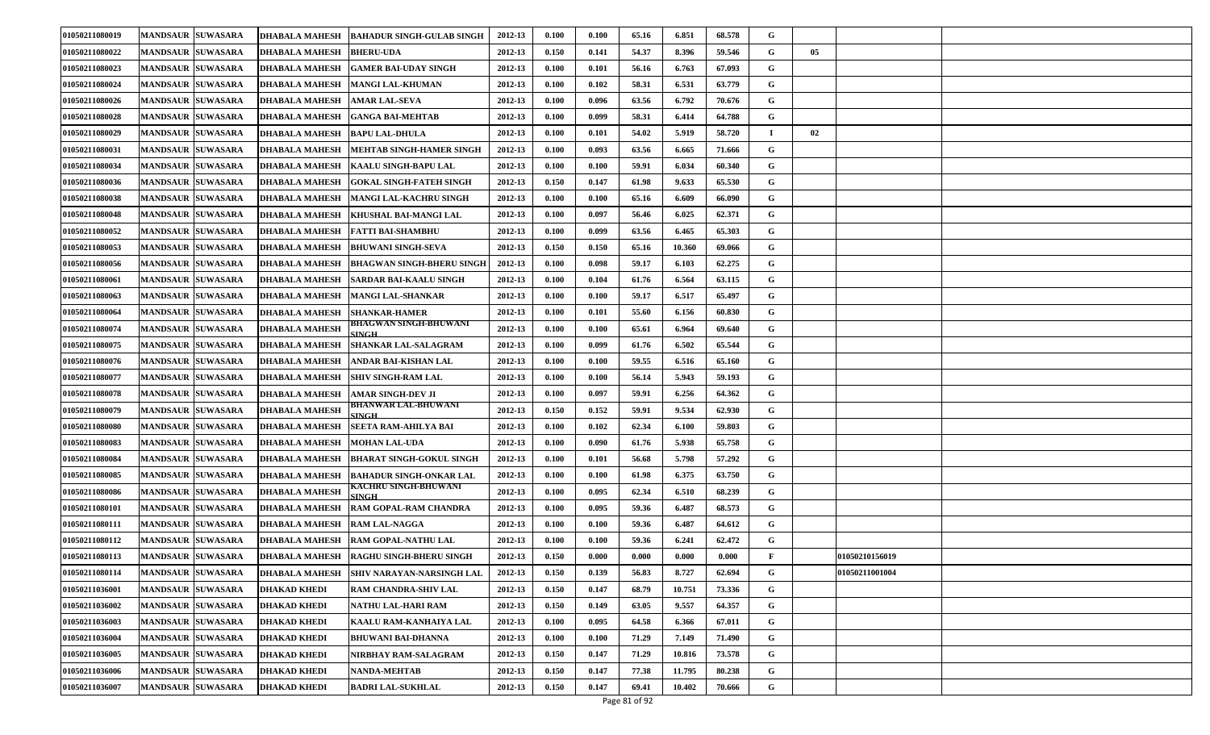| | | | | | | | | | | | | | | |
|---|---|---|---|---|---|---|---|---|---|---|---|---|---|---|
| 01050211080019 | MANDSAUR | SUWASARA | DHABALA MAHESH | BAHADUR SINGH-GULAB SINGH | 2012-13 | 0.100 | 0.100 | 65.16 | 6.851 | 68.578 | G | | | |
| 01050211080022 | MANDSAUR | SUWASARA | DHABALA MAHESH | BHERU-UDA | 2012-13 | 0.150 | 0.141 | 54.37 | 8.396 | 59.546 | G | 05 | | |
| 01050211080023 | MANDSAUR | SUWASARA | DHABALA MAHESH | GAMER BAI-UDAY SINGH | 2012-13 | 0.100 | 0.101 | 56.16 | 6.763 | 67.093 | G | | | |
| 01050211080024 | MANDSAUR | SUWASARA | DHABALA MAHESH | MANGI LAL-KHUMAN | 2012-13 | 0.100 | 0.102 | 58.31 | 6.531 | 63.779 | G | | | |
| 01050211080026 | MANDSAUR | SUWASARA | DHABALA MAHESH | AMAR LAL-SEVA | 2012-13 | 0.100 | 0.096 | 63.56 | 6.792 | 70.676 | G | | | |
| 01050211080028 | MANDSAUR | SUWASARA | DHABALA MAHESH | GANGA BAI-MEHTAB | 2012-13 | 0.100 | 0.099 | 58.31 | 6.414 | 64.788 | G | | | |
| 01050211080029 | MANDSAUR | SUWASARA | DHABALA MAHESH | BAPU LAL-DHULA | 2012-13 | 0.100 | 0.101 | 54.02 | 5.919 | 58.720 | I | 02 | | |
| 01050211080031 | MANDSAUR | SUWASARA | DHABALA MAHESH | MEHTAB SINGH-HAMER SINGH | 2012-13 | 0.100 | 0.093 | 63.56 | 6.665 | 71.666 | G | | | |
| 01050211080034 | MANDSAUR | SUWASARA | DHABALA MAHESH | KAALU SINGH-BAPU LAL | 2012-13 | 0.100 | 0.100 | 59.91 | 6.034 | 60.340 | G | | | |
| 01050211080036 | MANDSAUR | SUWASARA | DHABALA MAHESH | GOKAL SINGH-FATEH SINGH | 2012-13 | 0.150 | 0.147 | 61.98 | 9.633 | 65.530 | G | | | |
| 01050211080038 | MANDSAUR | SUWASARA | DHABALA MAHESH | MANGI LAL-KACHRU SINGH | 2012-13 | 0.100 | 0.100 | 65.16 | 6.609 | 66.090 | G | | | |
| 01050211080048 | MANDSAUR | SUWASARA | DHABALA MAHESH | KHUSHAL BAI-MANGI LAL | 2012-13 | 0.100 | 0.097 | 56.46 | 6.025 | 62.371 | G | | | |
| 01050211080052 | MANDSAUR | SUWASARA | DHABALA MAHESH | FATTI BAI-SHAMBHU | 2012-13 | 0.100 | 0.099 | 63.56 | 6.465 | 65.303 | G | | | |
| 01050211080053 | MANDSAUR | SUWASARA | DHABALA MAHESH | BHUWANI SINGH-SEVA | 2012-13 | 0.150 | 0.150 | 65.16 | 10.360 | 69.066 | G | | | |
| 01050211080056 | MANDSAUR | SUWASARA | DHABALA MAHESH | BHAGWAN SINGH-BHERU SINGH | 2012-13 | 0.100 | 0.098 | 59.17 | 6.103 | 62.275 | G | | | |
| 01050211080061 | MANDSAUR | SUWASARA | DHABALA MAHESH | SARDAR BAI-KAALU SINGH | 2012-13 | 0.100 | 0.104 | 61.76 | 6.564 | 63.115 | G | | | |
| 01050211080063 | MANDSAUR | SUWASARA | DHABALA MAHESH | MANGI LAL-SHANKAR | 2012-13 | 0.100 | 0.100 | 59.17 | 6.517 | 65.497 | G | | | |
| 01050211080064 | MANDSAUR | SUWASARA | DHABALA MAHESH | SHANKAR-HAMER | 2012-13 | 0.100 | 0.101 | 55.60 | 6.156 | 60.830 | G | | | |
| 01050211080074 | MANDSAUR | SUWASARA | DHABALA MAHESH | BHAGWAN SINGH-BHUWANI SINGH | 2012-13 | 0.100 | 0.100 | 65.61 | 6.964 | 69.640 | G | | | |
| 01050211080075 | MANDSAUR | SUWASARA | DHABALA MAHESH | SHANKAR LAL-SALAGRAM | 2012-13 | 0.100 | 0.099 | 61.76 | 6.502 | 65.544 | G | | | |
| 01050211080076 | MANDSAUR | SUWASARA | DHABALA MAHESH | ANDAR BAI-KISHAN LAL | 2012-13 | 0.100 | 0.100 | 59.55 | 6.516 | 65.160 | G | | | |
| 01050211080077 | MANDSAUR | SUWASARA | DHABALA MAHESH | SHIV SINGH-RAM LAL | 2012-13 | 0.100 | 0.100 | 56.14 | 5.943 | 59.193 | G | | | |
| 01050211080078 | MANDSAUR | SUWASARA | DHABALA MAHESH | AMAR SINGH-DEV JI | 2012-13 | 0.100 | 0.097 | 59.91 | 6.256 | 64.362 | G | | | |
| 01050211080079 | MANDSAUR | SUWASARA | DHABALA MAHESH | BHANWAR LAL-BHUWANI SINGH | 2012-13 | 0.150 | 0.152 | 59.91 | 9.534 | 62.930 | G | | | |
| 01050211080080 | MANDSAUR | SUWASARA | DHABALA MAHESH | SEETA RAM-AHILYA BAI | 2012-13 | 0.100 | 0.102 | 62.34 | 6.100 | 59.803 | G | | | |
| 01050211080083 | MANDSAUR | SUWASARA | DHABALA MAHESH | MOHAN LAL-UDA | 2012-13 | 0.100 | 0.090 | 61.76 | 5.938 | 65.758 | G | | | |
| 01050211080084 | MANDSAUR | SUWASARA | DHABALA MAHESH | BHARAT SINGH-GOKUL SINGH | 2012-13 | 0.100 | 0.101 | 56.68 | 5.798 | 57.292 | G | | | |
| 01050211080085 | MANDSAUR | SUWASARA | DHABALA MAHESH | BAHADUR SINGH-ONKAR LAL | 2012-13 | 0.100 | 0.100 | 61.98 | 6.375 | 63.750 | G | | | |
| 01050211080086 | MANDSAUR | SUWASARA | DHABALA MAHESH | KACHRU SINGH-BHUWANI SINGH | 2012-13 | 0.100 | 0.095 | 62.34 | 6.510 | 68.239 | G | | | |
| 01050211080101 | MANDSAUR | SUWASARA | DHABALA MAHESH | RAM GOPAL-RAM CHANDRA | 2012-13 | 0.100 | 0.095 | 59.36 | 6.487 | 68.573 | G | | | |
| 01050211080111 | MANDSAUR | SUWASARA | DHABALA MAHESH | RAM LAL-NAGGA | 2012-13 | 0.100 | 0.100 | 59.36 | 6.487 | 64.612 | G | | | |
| 01050211080112 | MANDSAUR | SUWASARA | DHABALA MAHESH | RAM GOPAL-NATHU LAL | 2012-13 | 0.100 | 0.100 | 59.36 | 6.241 | 62.472 | G | | | |
| 01050211080113 | MANDSAUR | SUWASARA | DHABALA MAHESH | RAGHU SINGH-BHERU SINGH | 2012-13 | 0.150 | 0.000 | 0.000 | 0.000 | 0.000 | F | | 01050210156019 | |
| 01050211080114 | MANDSAUR | SUWASARA | DHABALA MAHESH | SHIV NARAYAN-NARSINGH LAL | 2012-13 | 0.150 | 0.139 | 56.83 | 8.727 | 62.694 | G | | 01050211001004 | |
| 01050211036001 | MANDSAUR | SUWASARA | DHAKAD KHEDI | RAM CHANDRA-SHIV LAL | 2012-13 | 0.150 | 0.147 | 68.79 | 10.751 | 73.336 | G | | | |
| 01050211036002 | MANDSAUR | SUWASARA | DHAKAD KHEDI | NATHU LAL-HARI RAM | 2012-13 | 0.150 | 0.149 | 63.05 | 9.557 | 64.357 | G | | | |
| 01050211036003 | MANDSAUR | SUWASARA | DHAKAD KHEDI | KAALU RAM-KANHAIYA LAL | 2012-13 | 0.100 | 0.095 | 64.58 | 6.366 | 67.011 | G | | | |
| 01050211036004 | MANDSAUR | SUWASARA | DHAKAD KHEDI | BHUWANI BAI-DHANNA | 2012-13 | 0.100 | 0.100 | 71.29 | 7.149 | 71.490 | G | | | |
| 01050211036005 | MANDSAUR | SUWASARA | DHAKAD KHEDI | NIRBHAY RAM-SALAGRAM | 2012-13 | 0.150 | 0.147 | 71.29 | 10.816 | 73.578 | G | | | |
| 01050211036006 | MANDSAUR | SUWASARA | DHAKAD KHEDI | NANDA-MEHTAB | 2012-13 | 0.150 | 0.147 | 77.38 | 11.795 | 80.238 | G | | | |
| 01050211036007 | MANDSAUR | SUWASARA | DHAKAD KHEDI | BADRI LAL-SUKHLAL | 2012-13 | 0.150 | 0.147 | 69.41 | 10.402 | 70.666 | G | | | |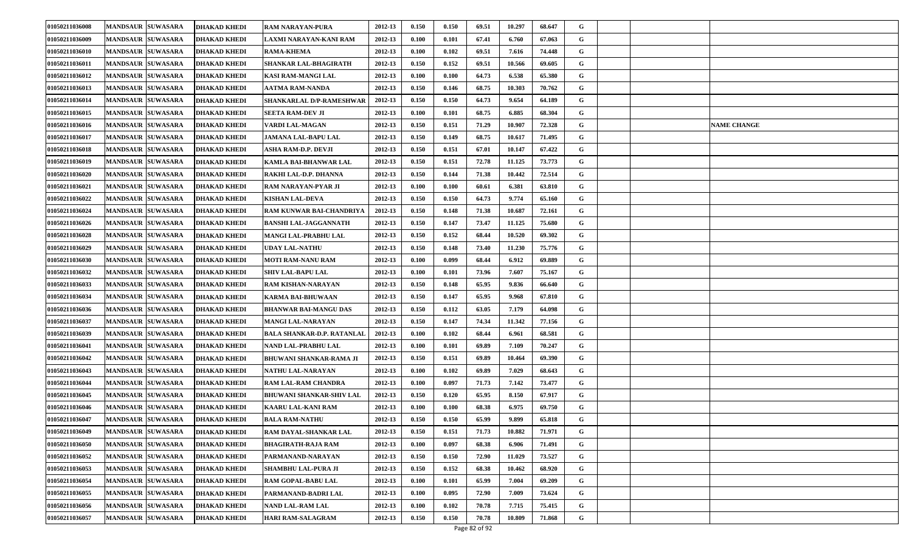| | | | | | | | | | | | | | | | |
|---|---|---|---|---|---|---|---|---|---|---|---|---|---|---|---|
| 01050211036008 | MANDSAUR | SUWASARA | DHAKAD KHEDI | RAM NARAYAN-PURA | 2012-13 | 0.150 | 0.150 | 69.51 | 10.297 | 68.647 | G | | | | |
| 01050211036009 | MANDSAUR | SUWASARA | DHAKAD KHEDI | LAXMI NARAYAN-KANI RAM | 2012-13 | 0.100 | 0.101 | 67.41 | 6.760 | 67.063 | G | | | | |
| 01050211036010 | MANDSAUR | SUWASARA | DHAKAD KHEDI | RAMA-KHEMA | 2012-13 | 0.100 | 0.102 | 69.51 | 7.616 | 74.448 | G | | | | |
| 01050211036011 | MANDSAUR | SUWASARA | DHAKAD KHEDI | SHANKAR LAL-BHAGIRATH | 2012-13 | 0.150 | 0.152 | 69.51 | 10.566 | 69.605 | G | | | | |
| 01050211036012 | MANDSAUR | SUWASARA | DHAKAD KHEDI | KASI RAM-MANGI LAL | 2012-13 | 0.100 | 0.100 | 64.73 | 6.538 | 65.380 | G | | | | |
| 01050211036013 | MANDSAUR | SUWASARA | DHAKAD KHEDI | AATMA RAM-NANDA | 2012-13 | 0.150 | 0.146 | 68.75 | 10.303 | 70.762 | G | | | | |
| 01050211036014 | MANDSAUR | SUWASARA | DHAKAD KHEDI | SHANKARLAL D/P-RAMESHWAR | 2012-13 | 0.150 | 0.150 | 64.73 | 9.654 | 64.189 | G | | | | |
| 01050211036015 | MANDSAUR | SUWASARA | DHAKAD KHEDI | SEETA RAM-DEV JI | 2012-13 | 0.100 | 0.101 | 68.75 | 6.885 | 68.304 | G | | | | |
| 01050211036016 | MANDSAUR | SUWASARA | DHAKAD KHEDI | VARDI LAL-MAGAN | 2012-13 | 0.150 | 0.151 | 71.29 | 10.907 | 72.328 | G | | | | NAME CHANGE |
| 01050211036017 | MANDSAUR | SUWASARA | DHAKAD KHEDI | JAMANA LAL-BAPU LAL | 2012-13 | 0.150 | 0.149 | 68.75 | 10.617 | 71.495 | G | | | | |
| 01050211036018 | MANDSAUR | SUWASARA | DHAKAD KHEDI | ASHA RAM-D.P. DEVJI | 2012-13 | 0.150 | 0.151 | 67.01 | 10.147 | 67.422 | G | | | | |
| 01050211036019 | MANDSAUR | SUWASARA | DHAKAD KHEDI | KAMLA BAI-BHANWAR LAL | 2012-13 | 0.150 | 0.151 | 72.78 | 11.125 | 73.773 | G | | | | |
| 01050211036020 | MANDSAUR | SUWASARA | DHAKAD KHEDI | RAKHI LAL-D.P. DHANNA | 2012-13 | 0.150 | 0.144 | 71.38 | 10.442 | 72.514 | G | | | | |
| 01050211036021 | MANDSAUR | SUWASARA | DHAKAD KHEDI | RAM NARAYAN-PYAR JI | 2012-13 | 0.100 | 0.100 | 60.61 | 6.381 | 63.810 | G | | | | |
| 01050211036022 | MANDSAUR | SUWASARA | DHAKAD KHEDI | KISHAN LAL-DEVA | 2012-13 | 0.150 | 0.150 | 64.73 | 9.774 | 65.160 | G | | | | |
| 01050211036024 | MANDSAUR | SUWASARA | DHAKAD KHEDI | RAM KUNWAR BAI-CHANDRIYA | 2012-13 | 0.150 | 0.148 | 71.38 | 10.687 | 72.161 | G | | | | |
| 01050211036026 | MANDSAUR | SUWASARA | DHAKAD KHEDI | BANSHI LAL-JAGGANNATH | 2012-13 | 0.150 | 0.147 | 73.47 | 11.125 | 75.680 | G | | | | |
| 01050211036028 | MANDSAUR | SUWASARA | DHAKAD KHEDI | MANGI LAL-PRABHU LAL | 2012-13 | 0.150 | 0.152 | 68.44 | 10.520 | 69.302 | G | | | | |
| 01050211036029 | MANDSAUR | SUWASARA | DHAKAD KHEDI | UDAY LAL-NATHU | 2012-13 | 0.150 | 0.148 | 73.40 | 11.230 | 75.776 | G | | | | |
| 01050211036030 | MANDSAUR | SUWASARA | DHAKAD KHEDI | MOTI RAM-NANU RAM | 2012-13 | 0.100 | 0.099 | 68.44 | 6.912 | 69.889 | G | | | | |
| 01050211036032 | MANDSAUR | SUWASARA | DHAKAD KHEDI | SHIV LAL-BAPU LAL | 2012-13 | 0.100 | 0.101 | 73.96 | 7.607 | 75.167 | G | | | | |
| 01050211036033 | MANDSAUR | SUWASARA | DHAKAD KHEDI | RAM KISHAN-NARAYAN | 2012-13 | 0.150 | 0.148 | 65.95 | 9.836 | 66.640 | G | | | | |
| 01050211036034 | MANDSAUR | SUWASARA | DHAKAD KHEDI | KARMA BAI-BHUWAAN | 2012-13 | 0.150 | 0.147 | 65.95 | 9.968 | 67.810 | G | | | | |
| 01050211036036 | MANDSAUR | SUWASARA | DHAKAD KHEDI | BHANWAR BAI-MANGU DAS | 2012-13 | 0.150 | 0.112 | 63.05 | 7.179 | 64.098 | G | | | | |
| 01050211036037 | MANDSAUR | SUWASARA | DHAKAD KHEDI | MANGI LAL-NARAYAN | 2012-13 | 0.150 | 0.147 | 74.34 | 11.342 | 77.156 | G | | | | |
| 01050211036039 | MANDSAUR | SUWASARA | DHAKAD KHEDI | BALA SHANKAR-D.P. RATANLAL | 2012-13 | 0.100 | 0.102 | 68.44 | 6.961 | 68.581 | G | | | | |
| 01050211036041 | MANDSAUR | SUWASARA | DHAKAD KHEDI | NAND LAL-PRABHU LAL | 2012-13 | 0.100 | 0.101 | 69.89 | 7.109 | 70.247 | G | | | | |
| 01050211036042 | MANDSAUR | SUWASARA | DHAKAD KHEDI | BHUWANI SHANKAR-RAMA JI | 2012-13 | 0.150 | 0.151 | 69.89 | 10.464 | 69.390 | G | | | | |
| 01050211036043 | MANDSAUR | SUWASARA | DHAKAD KHEDI | NATHU LAL-NARAYAN | 2012-13 | 0.100 | 0.102 | 69.89 | 7.029 | 68.643 | G | | | | |
| 01050211036044 | MANDSAUR | SUWASARA | DHAKAD KHEDI | RAM LAL-RAM CHANDRA | 2012-13 | 0.100 | 0.097 | 71.73 | 7.142 | 73.477 | G | | | | |
| 01050211036045 | MANDSAUR | SUWASARA | DHAKAD KHEDI | BHUWANI SHANKAR-SHIV LAL | 2012-13 | 0.150 | 0.120 | 65.95 | 8.150 | 67.917 | G | | | | |
| 01050211036046 | MANDSAUR | SUWASARA | DHAKAD KHEDI | KAARU LAL-KANI RAM | 2012-13 | 0.100 | 0.100 | 68.38 | 6.975 | 69.750 | G | | | | |
| 01050211036047 | MANDSAUR | SUWASARA | DHAKAD KHEDI | BALA RAM-NATHU | 2012-13 | 0.150 | 0.150 | 65.99 | 9.899 | 65.818 | G | | | | |
| 01050211036049 | MANDSAUR | SUWASARA | DHAKAD KHEDI | RAM DAYAL-SHANKAR LAL | 2012-13 | 0.150 | 0.151 | 71.73 | 10.882 | 71.971 | G | | | | |
| 01050211036050 | MANDSAUR | SUWASARA | DHAKAD KHEDI | BHAGIRATH-RAJA RAM | 2012-13 | 0.100 | 0.097 | 68.38 | 6.906 | 71.491 | G | | | | |
| 01050211036052 | MANDSAUR | SUWASARA | DHAKAD KHEDI | PARMANAND-NARAYAN | 2012-13 | 0.150 | 0.150 | 72.90 | 11.029 | 73.527 | G | | | | |
| 01050211036053 | MANDSAUR | SUWASARA | DHAKAD KHEDI | SHAMBHU LAL-PURA JI | 2012-13 | 0.150 | 0.152 | 68.38 | 10.462 | 68.920 | G | | | | |
| 01050211036054 | MANDSAUR | SUWASARA | DHAKAD KHEDI | RAM GOPAL-BABU LAL | 2012-13 | 0.100 | 0.101 | 65.99 | 7.004 | 69.209 | G | | | | |
| 01050211036055 | MANDSAUR | SUWASARA | DHAKAD KHEDI | PARMANAND-BADRI LAL | 2012-13 | 0.100 | 0.095 | 72.90 | 7.009 | 73.624 | G | | | | |
| 01050211036056 | MANDSAUR | SUWASARA | DHAKAD KHEDI | NAND LAL-RAM LAL | 2012-13 | 0.100 | 0.102 | 70.78 | 7.715 | 75.415 | G | | | | |
| 01050211036057 | MANDSAUR | SUWASARA | DHAKAD KHEDI | HARI RAM-SALAGRAM | 2012-13 | 0.150 | 0.150 | 70.78 | 10.809 | 71.868 | G | | | | |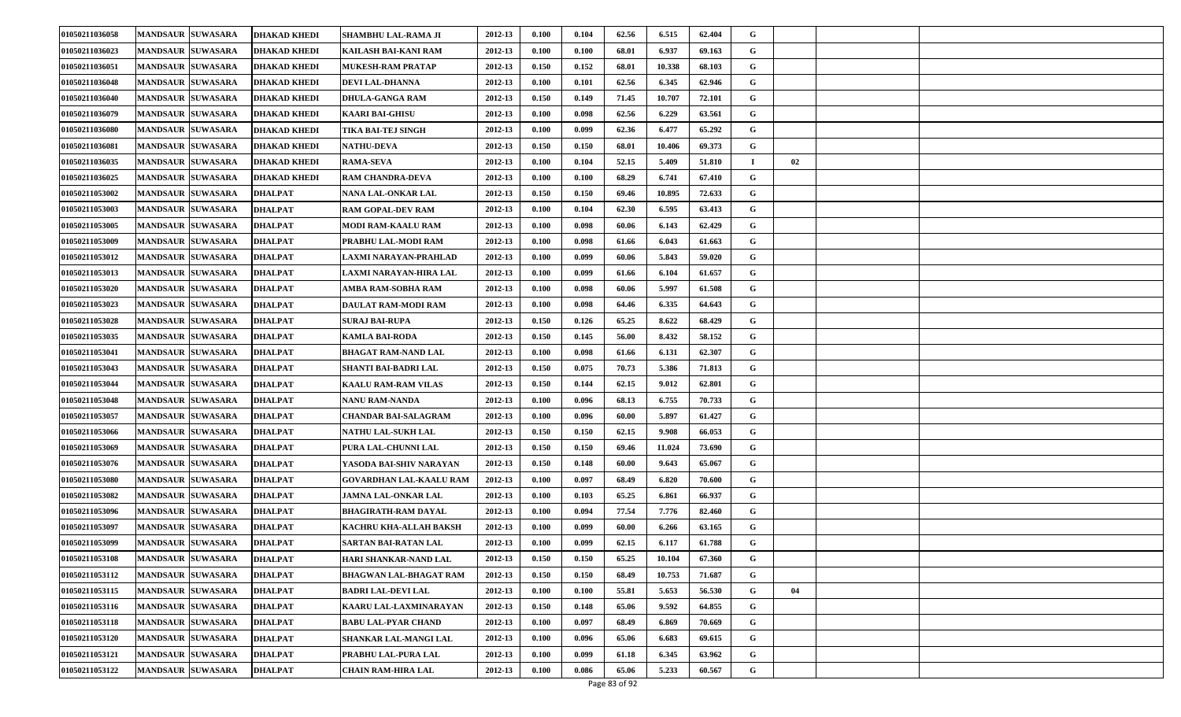| 01050211036058 | MANDSAUR | SUWASARA | DHAKAD KHEDI | SHAMBHU LAL-RAMA JI | 2012-13 | 0.100 | 0.104 | 62.56 | 6.515 | 62.404 | G | | | |
|---|---|---|---|---|---|---|---|---|---|---|---|---|---|---|
| 01050211036023 | MANDSAUR | SUWASARA | DHAKAD KHEDI | KAILASH BAI-KANI RAM | 2012-13 | 0.100 | 0.100 | 68.01 | 6.937 | 69.163 | G | | | |
| 01050211036051 | MANDSAUR | SUWASARA | DHAKAD KHEDI | MUKESH-RAM PRATAP | 2012-13 | 0.150 | 0.152 | 68.01 | 10.338 | 68.103 | G | | | |
| 01050211036048 | MANDSAUR | SUWASARA | DHAKAD KHEDI | DEVI LAL-DHANNA | 2012-13 | 0.100 | 0.101 | 62.56 | 6.345 | 62.946 | G | | | |
| 01050211036040 | MANDSAUR | SUWASARA | DHAKAD KHEDI | DHULA-GANGA RAM | 2012-13 | 0.150 | 0.149 | 71.45 | 10.707 | 72.101 | G | | | |
| 01050211036079 | MANDSAUR | SUWASARA | DHAKAD KHEDI | KAARI BAI-GHISU | 2012-13 | 0.100 | 0.098 | 62.56 | 6.229 | 63.561 | G | | | |
| 01050211036080 | MANDSAUR | SUWASARA | DHAKAD KHEDI | TIKA BAI-TEJ SINGH | 2012-13 | 0.100 | 0.099 | 62.36 | 6.477 | 65.292 | G | | | |
| 01050211036081 | MANDSAUR | SUWASARA | DHAKAD KHEDI | NATHU-DEVA | 2012-13 | 0.150 | 0.150 | 68.01 | 10.406 | 69.373 | G | | | |
| 01050211036035 | MANDSAUR | SUWASARA | DHAKAD KHEDI | RAMA-SEVA | 2012-13 | 0.100 | 0.104 | 52.15 | 5.409 | 51.810 | I | 02 | | |
| 01050211036025 | MANDSAUR | SUWASARA | DHAKAD KHEDI | RAM CHANDRA-DEVA | 2012-13 | 0.100 | 0.100 | 68.29 | 6.741 | 67.410 | G | | | |
| 01050211053002 | MANDSAUR | SUWASARA | DHALPAT | NANA LAL-ONKAR LAL | 2012-13 | 0.150 | 0.150 | 69.46 | 10.895 | 72.633 | G | | | |
| 01050211053003 | MANDSAUR | SUWASARA | DHALPAT | RAM GOPAL-DEV RAM | 2012-13 | 0.100 | 0.104 | 62.30 | 6.595 | 63.413 | G | | | |
| 01050211053005 | MANDSAUR | SUWASARA | DHALPAT | MODI RAM-KAALU RAM | 2012-13 | 0.100 | 0.098 | 60.06 | 6.143 | 62.429 | G | | | |
| 01050211053009 | MANDSAUR | SUWASARA | DHALPAT | PRABHU LAL-MODI RAM | 2012-13 | 0.100 | 0.098 | 61.66 | 6.043 | 61.663 | G | | | |
| 01050211053012 | MANDSAUR | SUWASARA | DHALPAT | LAXMI NARAYAN-PRAHLAD | 2012-13 | 0.100 | 0.099 | 60.06 | 5.843 | 59.020 | G | | | |
| 01050211053013 | MANDSAUR | SUWASARA | DHALPAT | LAXMI NARAYAN-HIRA LAL | 2012-13 | 0.100 | 0.099 | 61.66 | 6.104 | 61.657 | G | | | |
| 01050211053020 | MANDSAUR | SUWASARA | DHALPAT | AMBA RAM-SOBHA RAM | 2012-13 | 0.100 | 0.098 | 60.06 | 5.997 | 61.508 | G | | | |
| 01050211053023 | MANDSAUR | SUWASARA | DHALPAT | DAULAT RAM-MODI RAM | 2012-13 | 0.100 | 0.098 | 64.46 | 6.335 | 64.643 | G | | | |
| 01050211053028 | MANDSAUR | SUWASARA | DHALPAT | SURAJ BAI-RUPA | 2012-13 | 0.150 | 0.126 | 65.25 | 8.622 | 68.429 | G | | | |
| 01050211053035 | MANDSAUR | SUWASARA | DHALPAT | KAMLA BAI-RODA | 2012-13 | 0.150 | 0.145 | 56.00 | 8.432 | 58.152 | G | | | |
| 01050211053041 | MANDSAUR | SUWASARA | DHALPAT | BHAGAT RAM-NAND LAL | 2012-13 | 0.100 | 0.098 | 61.66 | 6.131 | 62.307 | G | | | |
| 01050211053043 | MANDSAUR | SUWASARA | DHALPAT | SHANTI BAI-BADRI LAL | 2012-13 | 0.150 | 0.075 | 70.73 | 5.386 | 71.813 | G | | | |
| 01050211053044 | MANDSAUR | SUWASARA | DHALPAT | KAALU RAM-RAM VILAS | 2012-13 | 0.150 | 0.144 | 62.15 | 9.012 | 62.801 | G | | | |
| 01050211053048 | MANDSAUR | SUWASARA | DHALPAT | NANU RAM-NANDA | 2012-13 | 0.100 | 0.096 | 68.13 | 6.755 | 70.733 | G | | | |
| 01050211053057 | MANDSAUR | SUWASARA | DHALPAT | CHANDAR BAI-SALAGRAM | 2012-13 | 0.100 | 0.096 | 60.00 | 5.897 | 61.427 | G | | | |
| 01050211053066 | MANDSAUR | SUWASARA | DHALPAT | NATHU LAL-SUKH LAL | 2012-13 | 0.150 | 0.150 | 62.15 | 9.908 | 66.053 | G | | | |
| 01050211053069 | MANDSAUR | SUWASARA | DHALPAT | PURA LAL-CHUNNI LAL | 2012-13 | 0.150 | 0.150 | 69.46 | 11.024 | 73.690 | G | | | |
| 01050211053076 | MANDSAUR | SUWASARA | DHALPAT | YASODA BAI-SHIV NARAYAN | 2012-13 | 0.150 | 0.148 | 60.00 | 9.643 | 65.067 | G | | | |
| 01050211053080 | MANDSAUR | SUWASARA | DHALPAT | GOVARDHAN LAL-KAALU RAM | 2012-13 | 0.100 | 0.097 | 68.49 | 6.820 | 70.600 | G | | | |
| 01050211053082 | MANDSAUR | SUWASARA | DHALPAT | JAMNA LAL-ONKAR LAL | 2012-13 | 0.100 | 0.103 | 65.25 | 6.861 | 66.937 | G | | | |
| 01050211053096 | MANDSAUR | SUWASARA | DHALPAT | BHAGIRATH-RAM DAYAL | 2012-13 | 0.100 | 0.094 | 77.54 | 7.776 | 82.460 | G | | | |
| 01050211053097 | MANDSAUR | SUWASARA | DHALPAT | KACHRU KHA-ALLAH BAKSH | 2012-13 | 0.100 | 0.099 | 60.00 | 6.266 | 63.165 | G | | | |
| 01050211053099 | MANDSAUR | SUWASARA | DHALPAT | SARTAN BAI-RATAN LAL | 2012-13 | 0.100 | 0.099 | 62.15 | 6.117 | 61.788 | G | | | |
| 01050211053108 | MANDSAUR | SUWASARA | DHALPAT | HARI SHANKAR-NAND LAL | 2012-13 | 0.150 | 0.150 | 65.25 | 10.104 | 67.360 | G | | | |
| 01050211053112 | MANDSAUR | SUWASARA | DHALPAT | BHAGWAN LAL-BHAGAT RAM | 2012-13 | 0.150 | 0.150 | 68.49 | 10.753 | 71.687 | G | | | |
| 01050211053115 | MANDSAUR | SUWASARA | DHALPAT | BADRI LAL-DEVI LAL | 2012-13 | 0.100 | 0.100 | 55.81 | 5.653 | 56.530 | G | 04 | | |
| 01050211053116 | MANDSAUR | SUWASARA | DHALPAT | KAARU LAL-LAXMINARAYAN | 2012-13 | 0.150 | 0.148 | 65.06 | 9.592 | 64.855 | G | | | |
| 01050211053118 | MANDSAUR | SUWASARA | DHALPAT | BABU LAL-PYAR CHAND | 2012-13 | 0.100 | 0.097 | 68.49 | 6.869 | 70.669 | G | | | |
| 01050211053120 | MANDSAUR | SUWASARA | DHALPAT | SHANKAR LAL-MANGI LAL | 2012-13 | 0.100 | 0.096 | 65.06 | 6.683 | 69.615 | G | | | |
| 01050211053121 | MANDSAUR | SUWASARA | DHALPAT | PRABHU LAL-PURA LAL | 2012-13 | 0.100 | 0.099 | 61.18 | 6.345 | 63.962 | G | | | |
| 01050211053122 | MANDSAUR | SUWASARA | DHALPAT | CHAIN RAM-HIRA LAL | 2012-13 | 0.100 | 0.086 | 65.06 | 5.233 | 60.567 | G | | | |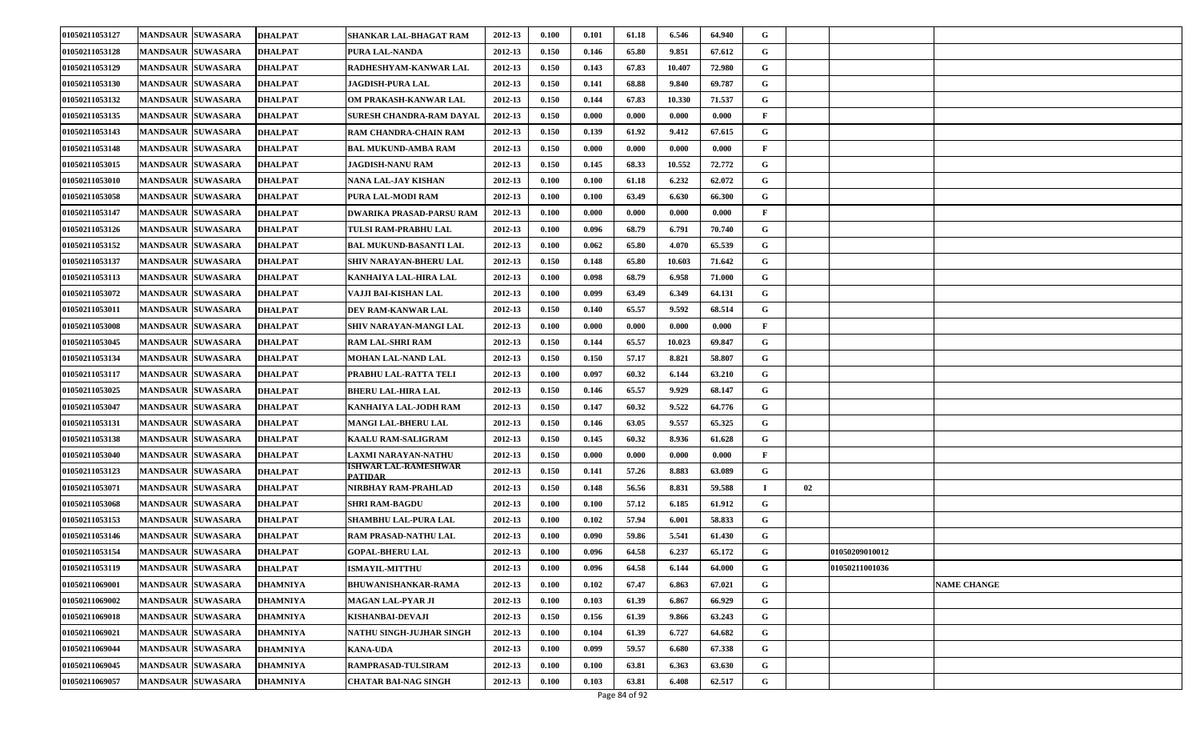| | | | | | | | | | | | | | | |
|---|---|---|---|---|---|---|---|---|---|---|---|---|---|---|
| 01050211053127 | MANDSAUR | SUWASARA | DHALPAT | SHANKAR LAL-BHAGAT RAM | 2012-13 | 0.100 | 0.101 | 61.18 | 6.546 | 64.940 | G | | | |
| 01050211053128 | MANDSAUR | SUWASARA | DHALPAT | PURA LAL-NANDA | 2012-13 | 0.150 | 0.146 | 65.80 | 9.851 | 67.612 | G | | | |
| 01050211053129 | MANDSAUR | SUWASARA | DHALPAT | RADHESHYAM-KANWAR LAL | 2012-13 | 0.150 | 0.143 | 67.83 | 10.407 | 72.980 | G | | | |
| 01050211053130 | MANDSAUR | SUWASARA | DHALPAT | JAGDISH-PURA LAL | 2012-13 | 0.150 | 0.141 | 68.88 | 9.840 | 69.787 | G | | | |
| 01050211053132 | MANDSAUR | SUWASARA | DHALPAT | OM PRAKASH-KANWAR LAL | 2012-13 | 0.150 | 0.144 | 67.83 | 10.330 | 71.537 | G | | | |
| 01050211053135 | MANDSAUR | SUWASARA | DHALPAT | SURESH CHANDRA-RAM DAYAL | 2012-13 | 0.150 | 0.000 | 0.000 | 0.000 | 0.000 | F | | | |
| 01050211053143 | MANDSAUR | SUWASARA | DHALPAT | RAM CHANDRA-CHAIN RAM | 2012-13 | 0.150 | 0.139 | 61.92 | 9.412 | 67.615 | G | | | |
| 01050211053148 | MANDSAUR | SUWASARA | DHALPAT | BAL MUKUND-AMBA RAM | 2012-13 | 0.150 | 0.000 | 0.000 | 0.000 | 0.000 | F | | | |
| 01050211053015 | MANDSAUR | SUWASARA | DHALPAT | JAGDISH-NANU RAM | 2012-13 | 0.150 | 0.145 | 68.33 | 10.552 | 72.772 | G | | | |
| 01050211053010 | MANDSAUR | SUWASARA | DHALPAT | NANA LAL-JAY KISHAN | 2012-13 | 0.100 | 0.100 | 61.18 | 6.232 | 62.072 | G | | | |
| 01050211053058 | MANDSAUR | SUWASARA | DHALPAT | PURA LAL-MODI RAM | 2012-13 | 0.100 | 0.100 | 63.49 | 6.630 | 66.300 | G | | | |
| 01050211053147 | MANDSAUR | SUWASARA | DHALPAT | DWARIKA PRASAD-PARSU RAM | 2012-13 | 0.100 | 0.000 | 0.000 | 0.000 | 0.000 | F | | | |
| 01050211053126 | MANDSAUR | SUWASARA | DHALPAT | TULSI RAM-PRABHU LAL | 2012-13 | 0.100 | 0.096 | 68.79 | 6.791 | 70.740 | G | | | |
| 01050211053152 | MANDSAUR | SUWASARA | DHALPAT | BAL MUKUND-BASANTI LAL | 2012-13 | 0.100 | 0.062 | 65.80 | 4.070 | 65.539 | G | | | |
| 01050211053137 | MANDSAUR | SUWASARA | DHALPAT | SHIV NARAYAN-BHERU LAL | 2012-13 | 0.150 | 0.148 | 65.80 | 10.603 | 71.642 | G | | | |
| 01050211053113 | MANDSAUR | SUWASARA | DHALPAT | KANHAIYA LAL-HIRA LAL | 2012-13 | 0.100 | 0.098 | 68.79 | 6.958 | 71.000 | G | | | |
| 01050211053072 | MANDSAUR | SUWASARA | DHALPAT | VAJJI BAI-KISHAN LAL | 2012-13 | 0.100 | 0.099 | 63.49 | 6.349 | 64.131 | G | | | |
| 01050211053011 | MANDSAUR | SUWASARA | DHALPAT | DEV RAM-KANWAR LAL | 2012-13 | 0.150 | 0.140 | 65.57 | 9.592 | 68.514 | G | | | |
| 01050211053008 | MANDSAUR | SUWASARA | DHALPAT | SHIV NARAYAN-MANGI LAL | 2012-13 | 0.100 | 0.000 | 0.000 | 0.000 | 0.000 | F | | | |
| 01050211053045 | MANDSAUR | SUWASARA | DHALPAT | RAM LAL-SHRI RAM | 2012-13 | 0.150 | 0.144 | 65.57 | 10.023 | 69.847 | G | | | |
| 01050211053134 | MANDSAUR | SUWASARA | DHALPAT | MOHAN LAL-NAND LAL | 2012-13 | 0.150 | 0.150 | 57.17 | 8.821 | 58.807 | G | | | |
| 01050211053117 | MANDSAUR | SUWASARA | DHALPAT | PRABHU LAL-RATTA TELI | 2012-13 | 0.100 | 0.097 | 60.32 | 6.144 | 63.210 | G | | | |
| 01050211053025 | MANDSAUR | SUWASARA | DHALPAT | BHERU LAL-HIRA LAL | 2012-13 | 0.150 | 0.146 | 65.57 | 9.929 | 68.147 | G | | | |
| 01050211053047 | MANDSAUR | SUWASARA | DHALPAT | KANHAIYA LAL-JODH RAM | 2012-13 | 0.150 | 0.147 | 60.32 | 9.522 | 64.776 | G | | | |
| 01050211053131 | MANDSAUR | SUWASARA | DHALPAT | MANGI LAL-BHERU LAL | 2012-13 | 0.150 | 0.146 | 63.05 | 9.557 | 65.325 | G | | | |
| 01050211053138 | MANDSAUR | SUWASARA | DHALPAT | KAALU RAM-SALIGRAM | 2012-13 | 0.150 | 0.145 | 60.32 | 8.936 | 61.628 | G | | | |
| 01050211053040 | MANDSAUR | SUWASARA | DHALPAT | LAXMI NARAYAN-NATHU | 2012-13 | 0.150 | 0.000 | 0.000 | 0.000 | 0.000 | F | | | |
| 01050211053123 | MANDSAUR | SUWASARA | DHALPAT | ISHWAR LAL-RAMESHWAR PATIDAR | 2012-13 | 0.150 | 0.141 | 57.26 | 8.883 | 63.089 | G | | | |
| 01050211053071 | MANDSAUR | SUWASARA | DHALPAT | NIRBHAY RAM-PRAHLAD | 2012-13 | 0.150 | 0.148 | 56.56 | 8.831 | 59.588 | I | 02 | | |
| 01050211053068 | MANDSAUR | SUWASARA | DHALPAT | SHRI RAM-BAGDU | 2012-13 | 0.100 | 0.100 | 57.12 | 6.185 | 61.912 | G | | | |
| 01050211053153 | MANDSAUR | SUWASARA | DHALPAT | SHAMBHU LAL-PURA LAL | 2012-13 | 0.100 | 0.102 | 57.94 | 6.001 | 58.833 | G | | | |
| 01050211053146 | MANDSAUR | SUWASARA | DHALPAT | RAM PRASAD-NATHU LAL | 2012-13 | 0.100 | 0.090 | 59.86 | 5.541 | 61.430 | G | | | |
| 01050211053154 | MANDSAUR | SUWASARA | DHALPAT | GOPAL-BHERU LAL | 2012-13 | 0.100 | 0.096 | 64.58 | 6.237 | 65.172 | G | | 01050209010012 | |
| 01050211053119 | MANDSAUR | SUWASARA | DHALPAT | ISMAYIL-MITTHU | 2012-13 | 0.100 | 0.096 | 64.58 | 6.144 | 64.000 | G | | 01050211001036 | |
| 01050211069001 | MANDSAUR | SUWASARA | DHAMNIYA | BHUWANISHANKAR-RAMA | 2012-13 | 0.100 | 0.102 | 67.47 | 6.863 | 67.021 | G | | | NAME CHANGE |
| 01050211069002 | MANDSAUR | SUWASARA | DHAMNIYA | MAGAN LAL-PYAR JI | 2012-13 | 0.100 | 0.103 | 61.39 | 6.867 | 66.929 | G | | | |
| 01050211069018 | MANDSAUR | SUWASARA | DHAMNIYA | KISHANBAI-DEVAJI | 2012-13 | 0.150 | 0.156 | 61.39 | 9.866 | 63.243 | G | | | |
| 01050211069021 | MANDSAUR | SUWASARA | DHAMNIYA | NATHU SINGH-JUJHAR SINGH | 2012-13 | 0.100 | 0.104 | 61.39 | 6.727 | 64.682 | G | | | |
| 01050211069044 | MANDSAUR | SUWASARA | DHAMNIYA | KANA-UDA | 2012-13 | 0.100 | 0.099 | 59.57 | 6.680 | 67.338 | G | | | |
| 01050211069045 | MANDSAUR | SUWASARA | DHAMNIYA | RAMPRASAD-TULSIRAM | 2012-13 | 0.100 | 0.100 | 63.81 | 6.363 | 63.630 | G | | | |
| 01050211069057 | MANDSAUR | SUWASARA | DHAMNIYA | CHATAR BAI-NAG SINGH | 2012-13 | 0.100 | 0.103 | 63.81 | 6.408 | 62.517 | G | | | |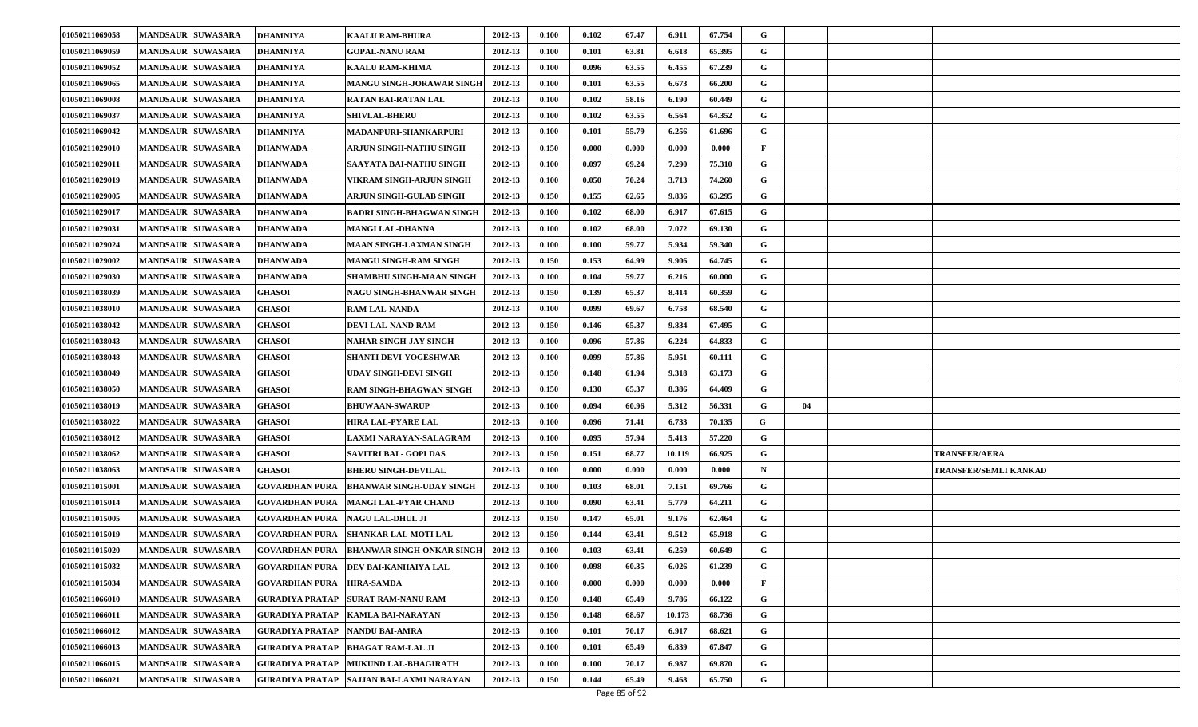| | | | | | | | | | | | | | | |
|---|---|---|---|---|---|---|---|---|---|---|---|---|---|---|
| 01050211069058 | MANDSAUR | SUWASARA | DHAMNIYA | KAALU RAM-BHURA | 2012-13 | 0.100 | 0.102 | 67.47 | 6.911 | 67.754 | G | | | |
| 01050211069059 | MANDSAUR | SUWASARA | DHAMNIYA | GOPAL-NANU RAM | 2012-13 | 0.100 | 0.101 | 63.81 | 6.618 | 65.395 | G | | | |
| 01050211069052 | MANDSAUR | SUWASARA | DHAMNIYA | KAALU RAM-KHIMA | 2012-13 | 0.100 | 0.096 | 63.55 | 6.455 | 67.239 | G | | | |
| 01050211069065 | MANDSAUR | SUWASARA | DHAMNIYA | MANGU SINGH-JORAWAR SINGH | 2012-13 | 0.100 | 0.101 | 63.55 | 6.673 | 66.200 | G | | | |
| 01050211069008 | MANDSAUR | SUWASARA | DHAMNIYA | RATAN BAI-RATAN LAL | 2012-13 | 0.100 | 0.102 | 58.16 | 6.190 | 60.449 | G | | | |
| 01050211069037 | MANDSAUR | SUWASARA | DHAMNIYA | SHIVLAL-BHERU | 2012-13 | 0.100 | 0.102 | 63.55 | 6.564 | 64.352 | G | | | |
| 01050211069042 | MANDSAUR | SUWASARA | DHAMNIYA | MADANPURI-SHANKARPURI | 2012-13 | 0.100 | 0.101 | 55.79 | 6.256 | 61.696 | G | | | |
| 01050211029010 | MANDSAUR | SUWASARA | DHANWADA | ARJUN SINGH-NATHU SINGH | 2012-13 | 0.150 | 0.000 | 0.000 | 0.000 | 0.000 | F | | | |
| 01050211029011 | MANDSAUR | SUWASARA | DHANWADA | SAAYATA BAI-NATHU SINGH | 2012-13 | 0.100 | 0.097 | 69.24 | 7.290 | 75.310 | G | | | |
| 01050211029019 | MANDSAUR | SUWASARA | DHANWADA | VIKRAM SINGH-ARJUN SINGH | 2012-13 | 0.100 | 0.050 | 70.24 | 3.713 | 74.260 | G | | | |
| 01050211029005 | MANDSAUR | SUWASARA | DHANWADA | ARJUN SINGH-GULAB SINGH | 2012-13 | 0.150 | 0.155 | 62.65 | 9.836 | 63.295 | G | | | |
| 01050211029017 | MANDSAUR | SUWASARA | DHANWADA | BADRI SINGH-BHAGWAN SINGH | 2012-13 | 0.100 | 0.102 | 68.00 | 6.917 | 67.615 | G | | | |
| 01050211029031 | MANDSAUR | SUWASARA | DHANWADA | MANGI LAL-DHANNA | 2012-13 | 0.100 | 0.102 | 68.00 | 7.072 | 69.130 | G | | | |
| 01050211029024 | MANDSAUR | SUWASARA | DHANWADA | MAAN SINGH-LAXMAN SINGH | 2012-13 | 0.100 | 0.100 | 59.77 | 5.934 | 59.340 | G | | | |
| 01050211029002 | MANDSAUR | SUWASARA | DHANWADA | MANGU SINGH-RAM SINGH | 2012-13 | 0.150 | 0.153 | 64.99 | 9.906 | 64.745 | G | | | |
| 01050211029030 | MANDSAUR | SUWASARA | DHANWADA | SHAMBHU SINGH-MAAN SINGH | 2012-13 | 0.100 | 0.104 | 59.77 | 6.216 | 60.000 | G | | | |
| 01050211038039 | MANDSAUR | SUWASARA | GHASOI | NAGU SINGH-BHANWAR SINGH | 2012-13 | 0.150 | 0.139 | 65.37 | 8.414 | 60.359 | G | | | |
| 01050211038010 | MANDSAUR | SUWASARA | GHASOI | RAM LAL-NANDA | 2012-13 | 0.100 | 0.099 | 69.67 | 6.758 | 68.540 | G | | | |
| 01050211038042 | MANDSAUR | SUWASARA | GHASOI | DEVI LAL-NAND RAM | 2012-13 | 0.150 | 0.146 | 65.37 | 9.834 | 67.495 | G | | | |
| 01050211038043 | MANDSAUR | SUWASARA | GHASOI | NAHAR SINGH-JAY SINGH | 2012-13 | 0.100 | 0.096 | 57.86 | 6.224 | 64.833 | G | | | |
| 01050211038048 | MANDSAUR | SUWASARA | GHASOI | SHANTI DEVI-YOGESHWAR | 2012-13 | 0.100 | 0.099 | 57.86 | 5.951 | 60.111 | G | | | |
| 01050211038049 | MANDSAUR | SUWASARA | GHASOI | UDAY SINGH-DEVI SINGH | 2012-13 | 0.150 | 0.148 | 61.94 | 9.318 | 63.173 | G | | | |
| 01050211038050 | MANDSAUR | SUWASARA | GHASOI | RAM SINGH-BHAGWAN SINGH | 2012-13 | 0.150 | 0.130 | 65.37 | 8.386 | 64.409 | G | | | |
| 01050211038019 | MANDSAUR | SUWASARA | GHASOI | BHUWAAN-SWARUP | 2012-13 | 0.100 | 0.094 | 60.96 | 5.312 | 56.331 | G | 04 | | |
| 01050211038022 | MANDSAUR | SUWASARA | GHASOI | HIRA LAL-PYARE LAL | 2012-13 | 0.100 | 0.096 | 71.41 | 6.733 | 70.135 | G | | | |
| 01050211038012 | MANDSAUR | SUWASARA | GHASOI | LAXMI NARAYAN-SALAGRAM | 2012-13 | 0.100 | 0.095 | 57.94 | 5.413 | 57.220 | G | | | |
| 01050211038062 | MANDSAUR | SUWASARA | GHASOI | SAVITRI BAI - GOPI DAS | 2012-13 | 0.150 | 0.151 | 68.77 | 10.119 | 66.925 | G | | | TRANSFER/AERA |
| 01050211038063 | MANDSAUR | SUWASARA | GHASOI | BHERU SINGH-DEVILAL | 2012-13 | 0.100 | 0.000 | 0.000 | 0.000 | 0.000 | N | | | TRANSFER/SEMLI KANKAD |
| 01050211015001 | MANDSAUR | SUWASARA | GOVARDHAN PURA | BHANWAR SINGH-UDAY SINGH | 2012-13 | 0.100 | 0.103 | 68.01 | 7.151 | 69.766 | G | | | |
| 01050211015014 | MANDSAUR | SUWASARA | GOVARDHAN PURA | MANGI LAL-PYAR CHAND | 2012-13 | 0.100 | 0.090 | 63.41 | 5.779 | 64.211 | G | | | |
| 01050211015005 | MANDSAUR | SUWASARA | GOVARDHAN PURA | NAGU LAL-DHUL JI | 2012-13 | 0.150 | 0.147 | 65.01 | 9.176 | 62.464 | G | | | |
| 01050211015019 | MANDSAUR | SUWASARA | GOVARDHAN PURA | SHANKAR LAL-MOTI LAL | 2012-13 | 0.150 | 0.144 | 63.41 | 9.512 | 65.918 | G | | | |
| 01050211015020 | MANDSAUR | SUWASARA | GOVARDHAN PURA | BHANWAR SINGH-ONKAR SINGH | 2012-13 | 0.100 | 0.103 | 63.41 | 6.259 | 60.649 | G | | | |
| 01050211015032 | MANDSAUR | SUWASARA | GOVARDHAN PURA | DEV BAI-KANHAIYA LAL | 2012-13 | 0.100 | 0.098 | 60.35 | 6.026 | 61.239 | G | | | |
| 01050211015034 | MANDSAUR | SUWASARA | GOVARDHAN PURA | HIRA-SAMDA | 2012-13 | 0.100 | 0.000 | 0.000 | 0.000 | 0.000 | F | | | |
| 01050211066010 | MANDSAUR | SUWASARA | GURADIYA PRATAP | SURAT RAM-NANU RAM | 2012-13 | 0.150 | 0.148 | 65.49 | 9.786 | 66.122 | G | | | |
| 01050211066011 | MANDSAUR | SUWASARA | GURADIYA PRATAP | KAMLA BAI-NARAYAN | 2012-13 | 0.150 | 0.148 | 68.67 | 10.173 | 68.736 | G | | | |
| 01050211066012 | MANDSAUR | SUWASARA | GURADIYA PRATAP | NANDU BAI-AMRA | 2012-13 | 0.100 | 0.101 | 70.17 | 6.917 | 68.621 | G | | | |
| 01050211066013 | MANDSAUR | SUWASARA | GURADIYA PRATAP | BHAGAT RAM-LAL JI | 2012-13 | 0.100 | 0.101 | 65.49 | 6.839 | 67.847 | G | | | |
| 01050211066015 | MANDSAUR | SUWASARA | GURADIYA PRATAP | MUKUND LAL-BHAGIRATH | 2012-13 | 0.100 | 0.100 | 70.17 | 6.987 | 69.870 | G | | | |
| 01050211066021 | MANDSAUR | SUWASARA | GURADIYA PRATAP | SAJJAN BAI-LAXMI NARAYAN | 2012-13 | 0.150 | 0.144 | 65.49 | 9.468 | 65.750 | G | | | |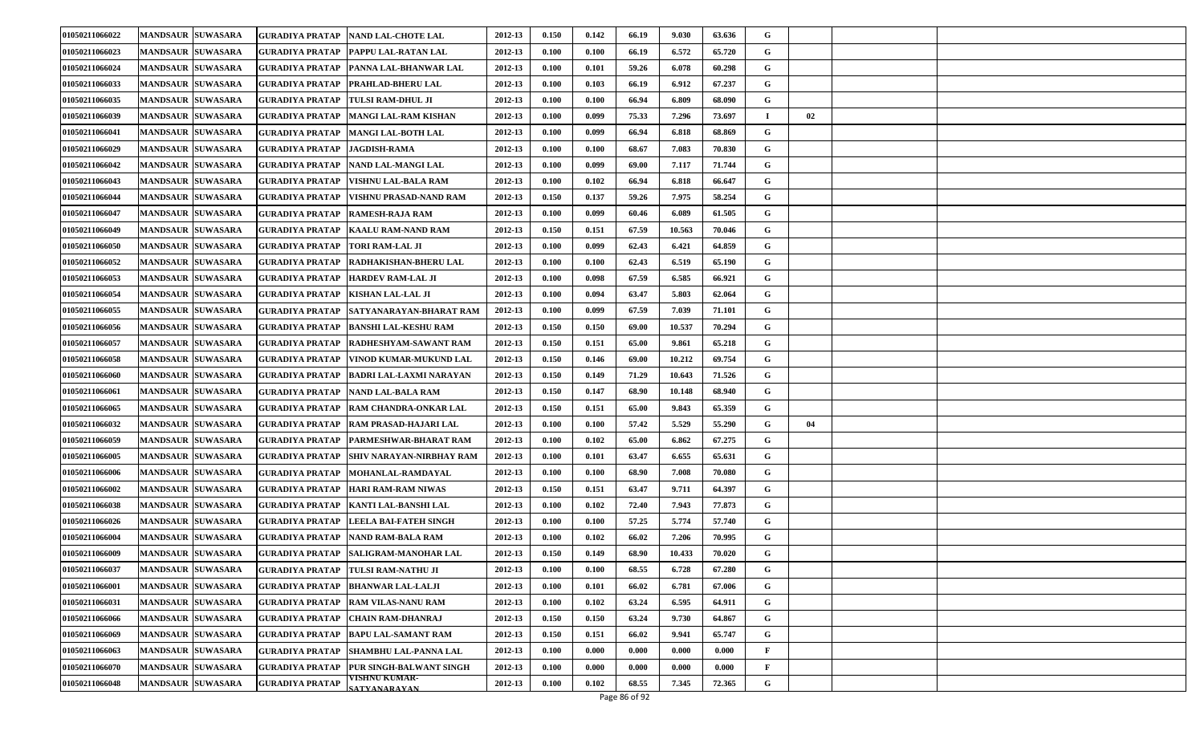| | | | | | | | | | | | | | | | |
|---|---|---|---|---|---|---|---|---|---|---|---|---|---|---|---|
| 01050211066022 | MANDSAUR | SUWASARA | GURADIYA PRATAP | NAND LAL-CHOTE LAL | 2012-13 | 0.150 | 0.142 | 66.19 | 9.030 | 63.636 | G | | | | |
| 01050211066023 | MANDSAUR | SUWASARA | GURADIYA PRATAP | PAPPU LAL-RATAN LAL | 2012-13 | 0.100 | 0.100 | 66.19 | 6.572 | 65.720 | G | | | | |
| 01050211066024 | MANDSAUR | SUWASARA | GURADIYA PRATAP | PANNA LAL-BHANWAR LAL | 2012-13 | 0.100 | 0.101 | 59.26 | 6.078 | 60.298 | G | | | | |
| 01050211066033 | MANDSAUR | SUWASARA | GURADIYA PRATAP | PRAHLAD-BHERU LAL | 2012-13 | 0.100 | 0.103 | 66.19 | 6.912 | 67.237 | G | | | | |
| 01050211066035 | MANDSAUR | SUWASARA | GURADIYA PRATAP | TULSI RAM-DHUL JI | 2012-13 | 0.100 | 0.100 | 66.94 | 6.809 | 68.090 | G | | | | |
| 01050211066039 | MANDSAUR | SUWASARA | GURADIYA PRATAP | MANGI LAL-RAM KISHAN | 2012-13 | 0.100 | 0.099 | 75.33 | 7.296 | 73.697 | I | 02 | | | |
| 01050211066041 | MANDSAUR | SUWASARA | GURADIYA PRATAP | MANGI LAL-BOTH LAL | 2012-13 | 0.100 | 0.099 | 66.94 | 6.818 | 68.869 | G | | | | |
| 01050211066029 | MANDSAUR | SUWASARA | GURADIYA PRATAP | JAGDISH-RAMA | 2012-13 | 0.100 | 0.100 | 68.67 | 7.083 | 70.830 | G | | | | |
| 01050211066042 | MANDSAUR | SUWASARA | GURADIYA PRATAP | NAND LAL-MANGI LAL | 2012-13 | 0.100 | 0.099 | 69.00 | 7.117 | 71.744 | G | | | | |
| 01050211066043 | MANDSAUR | SUWASARA | GURADIYA PRATAP | VISHNU LAL-BALA RAM | 2012-13 | 0.100 | 0.102 | 66.94 | 6.818 | 66.647 | G | | | | |
| 01050211066044 | MANDSAUR | SUWASARA | GURADIYA PRATAP | VISHNU PRASAD-NAND RAM | 2012-13 | 0.150 | 0.137 | 59.26 | 7.975 | 58.254 | G | | | | |
| 01050211066047 | MANDSAUR | SUWASARA | GURADIYA PRATAP | RAMESH-RAJA RAM | 2012-13 | 0.100 | 0.099 | 60.46 | 6.089 | 61.505 | G | | | | |
| 01050211066049 | MANDSAUR | SUWASARA | GURADIYA PRATAP | KAALU RAM-NAND RAM | 2012-13 | 0.150 | 0.151 | 67.59 | 10.563 | 70.046 | G | | | | |
| 01050211066050 | MANDSAUR | SUWASARA | GURADIYA PRATAP | TORI RAM-LAL JI | 2012-13 | 0.100 | 0.099 | 62.43 | 6.421 | 64.859 | G | | | | |
| 01050211066052 | MANDSAUR | SUWASARA | GURADIYA PRATAP | RADHAKISHAN-BHERU LAL | 2012-13 | 0.100 | 0.100 | 62.43 | 6.519 | 65.190 | G | | | | |
| 01050211066053 | MANDSAUR | SUWASARA | GURADIYA PRATAP | HARDEV RAM-LAL JI | 2012-13 | 0.100 | 0.098 | 67.59 | 6.585 | 66.921 | G | | | | |
| 01050211066054 | MANDSAUR | SUWASARA | GURADIYA PRATAP | KISHAN LAL-LAL JI | 2012-13 | 0.100 | 0.094 | 63.47 | 5.803 | 62.064 | G | | | | |
| 01050211066055 | MANDSAUR | SUWASARA | GURADIYA PRATAP | SATYANARAYAN-BHARAT RAM | 2012-13 | 0.100 | 0.099 | 67.59 | 7.039 | 71.101 | G | | | | |
| 01050211066056 | MANDSAUR | SUWASARA | GURADIYA PRATAP | BANSHI LAL-KESHU RAM | 2012-13 | 0.150 | 0.150 | 69.00 | 10.537 | 70.294 | G | | | | |
| 01050211066057 | MANDSAUR | SUWASARA | GURADIYA PRATAP | RADHESHYAM-SAWANT RAM | 2012-13 | 0.150 | 0.151 | 65.00 | 9.861 | 65.218 | G | | | | |
| 01050211066058 | MANDSAUR | SUWASARA | GURADIYA PRATAP | VINOD KUMAR-MUKUND LAL | 2012-13 | 0.150 | 0.146 | 69.00 | 10.212 | 69.754 | G | | | | |
| 01050211066060 | MANDSAUR | SUWASARA | GURADIYA PRATAP | BADRI LAL-LAXMI NARAYAN | 2012-13 | 0.150 | 0.149 | 71.29 | 10.643 | 71.526 | G | | | | |
| 01050211066061 | MANDSAUR | SUWASARA | GURADIYA PRATAP | NAND LAL-BALA RAM | 2012-13 | 0.150 | 0.147 | 68.90 | 10.148 | 68.940 | G | | | | |
| 01050211066065 | MANDSAUR | SUWASARA | GURADIYA PRATAP | RAM CHANDRA-ONKAR LAL | 2012-13 | 0.150 | 0.151 | 65.00 | 9.843 | 65.359 | G | | | | |
| 01050211066032 | MANDSAUR | SUWASARA | GURADIYA PRATAP | RAM PRASAD-HAJARI LAL | 2012-13 | 0.100 | 0.100 | 57.42 | 5.529 | 55.290 | G | 04 | | | |
| 01050211066059 | MANDSAUR | SUWASARA | GURADIYA PRATAP | PARMESHWAR-BHARAT RAM | 2012-13 | 0.100 | 0.102 | 65.00 | 6.862 | 67.275 | G | | | | |
| 01050211066005 | MANDSAUR | SUWASARA | GURADIYA PRATAP | SHIV NARAYAN-NIRBHAY RAM | 2012-13 | 0.100 | 0.101 | 63.47 | 6.655 | 65.631 | G | | | | |
| 01050211066006 | MANDSAUR | SUWASARA | GURADIYA PRATAP | MOHANLAL-RAMDAYAL | 2012-13 | 0.100 | 0.100 | 68.90 | 7.008 | 70.080 | G | | | | |
| 01050211066002 | MANDSAUR | SUWASARA | GURADIYA PRATAP | HARI RAM-RAM NIWAS | 2012-13 | 0.150 | 0.151 | 63.47 | 9.711 | 64.397 | G | | | | |
| 01050211066038 | MANDSAUR | SUWASARA | GURADIYA PRATAP | KANTI LAL-BANSHI LAL | 2012-13 | 0.100 | 0.102 | 72.40 | 7.943 | 77.873 | G | | | | |
| 01050211066026 | MANDSAUR | SUWASARA | GURADIYA PRATAP | LEELA BAI-FATEH SINGH | 2012-13 | 0.100 | 0.100 | 57.25 | 5.774 | 57.740 | G | | | | |
| 01050211066004 | MANDSAUR | SUWASARA | GURADIYA PRATAP | NAND RAM-BALA RAM | 2012-13 | 0.100 | 0.102 | 66.02 | 7.206 | 70.995 | G | | | | |
| 01050211066009 | MANDSAUR | SUWASARA | GURADIYA PRATAP | SALIGRAM-MANOHAR LAL | 2012-13 | 0.150 | 0.149 | 68.90 | 10.433 | 70.020 | G | | | | |
| 01050211066037 | MANDSAUR | SUWASARA | GURADIYA PRATAP | TULSI RAM-NATHU JI | 2012-13 | 0.100 | 0.100 | 68.55 | 6.728 | 67.280 | G | | | | |
| 01050211066001 | MANDSAUR | SUWASARA | GURADIYA PRATAP | BHANWAR LAL-LALJI | 2012-13 | 0.100 | 0.101 | 66.02 | 6.781 | 67.006 | G | | | | |
| 01050211066031 | MANDSAUR | SUWASARA | GURADIYA PRATAP | RAM VILAS-NANU RAM | 2012-13 | 0.100 | 0.102 | 63.24 | 6.595 | 64.911 | G | | | | |
| 01050211066066 | MANDSAUR | SUWASARA | GURADIYA PRATAP | CHAIN RAM-DHANRAJ | 2012-13 | 0.150 | 0.150 | 63.24 | 9.730 | 64.867 | G | | | | |
| 01050211066069 | MANDSAUR | SUWASARA | GURADIYA PRATAP | BAPU LAL-SAMANT RAM | 2012-13 | 0.150 | 0.151 | 66.02 | 9.941 | 65.747 | G | | | | |
| 01050211066063 | MANDSAUR | SUWASARA | GURADIYA PRATAP | SHAMBHU LAL-PANNA LAL | 2012-13 | 0.100 | 0.000 | 0.000 | 0.000 | 0.000 | F | | | | |
| 01050211066070 | MANDSAUR | SUWASARA | GURADIYA PRATAP | PUR SINGH-BALWANT SINGH | 2012-13 | 0.100 | 0.000 | 0.000 | 0.000 | 0.000 | F | | | | |
| 01050211066048 | MANDSAUR | SUWASARA | GURADIYA PRATAP | VISHNU KUMAR-SATYANARAYAN | 2012-13 | 0.100 | 0.102 | 68.55 | 7.345 | 72.365 | G | | | | |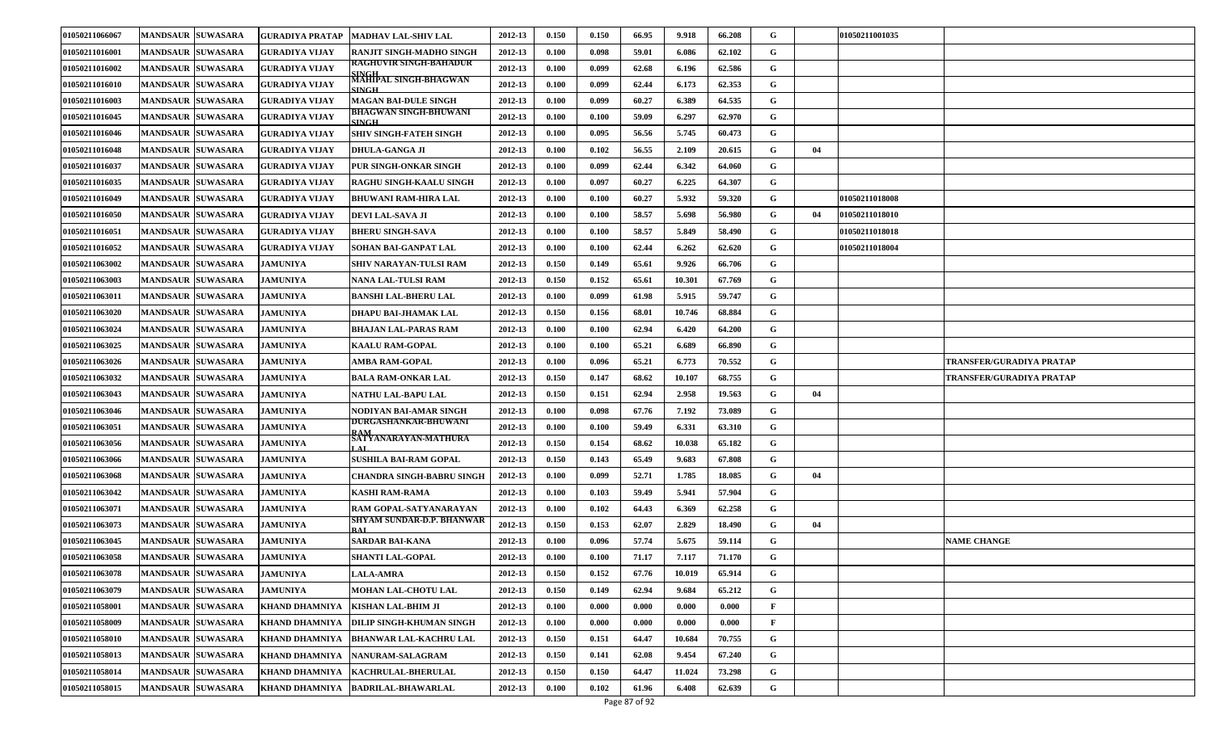| 01050211066067 | MANDSAUR | SUWASARA | GURADIYA PRATAP | MADHAV LAL-SHIV LAL | 2012-13 | 0.150 | 0.150 | 66.95 | 9.918 | 66.208 | G | | 01050211001035 | |
|---|---|---|---|---|---|---|---|---|---|---|---|---|---|---|
| 01050211016001 | MANDSAUR | SUWASARA | GURADIYA VIJAY | RANJIT SINGH-MADHO SINGH | 2012-13 | 0.100 | 0.098 | 59.01 | 6.086 | 62.102 | G | | | |
| 01050211016002 | MANDSAUR | SUWASARA | GURADIYA VIJAY | RAGHUVIR SINGH-BAHADUR SINGH | 2012-13 | 0.100 | 0.099 | 62.68 | 6.196 | 62.586 | G | | | |
| 01050211016010 | MANDSAUR | SUWASARA | GURADIYA VIJAY | MAHIPAL SINGH-BHAGWAN SINGH | 2012-13 | 0.100 | 0.099 | 62.44 | 6.173 | 62.353 | G | | | |
| 01050211016003 | MANDSAUR | SUWASARA | GURADIYA VIJAY | MAGAN BAI-DULE SINGH | 2012-13 | 0.100 | 0.099 | 60.27 | 6.389 | 64.535 | G | | | |
| 01050211016045 | MANDSAUR | SUWASARA | GURADIYA VIJAY | BHAGWAN SINGH-BHUWANI SINGH | 2012-13 | 0.100 | 0.100 | 59.09 | 6.297 | 62.970 | G | | | |
| 01050211016046 | MANDSAUR | SUWASARA | GURADIYA VIJAY | SHIV SINGH-FATEH SINGH | 2012-13 | 0.100 | 0.095 | 56.56 | 5.745 | 60.473 | G | | | |
| 01050211016048 | MANDSAUR | SUWASARA | GURADIYA VIJAY | DHULA-GANGA JI | 2012-13 | 0.100 | 0.102 | 56.55 | 2.109 | 20.615 | G | 04 | | |
| 01050211016037 | MANDSAUR | SUWASARA | GURADIYA VIJAY | PUR SINGH-ONKAR SINGH | 2012-13 | 0.100 | 0.099 | 62.44 | 6.342 | 64.060 | G | | | |
| 01050211016035 | MANDSAUR | SUWASARA | GURADIYA VIJAY | RAGHU SINGH-KAALU SINGH | 2012-13 | 0.100 | 0.097 | 60.27 | 6.225 | 64.307 | G | | | |
| 01050211016049 | MANDSAUR | SUWASARA | GURADIYA VIJAY | BHUWANI RAM-HIRA LAL | 2012-13 | 0.100 | 0.100 | 60.27 | 5.932 | 59.320 | G | | 01050211018008 | |
| 01050211016050 | MANDSAUR | SUWASARA | GURADIYA VIJAY | DEVI LAL-SAVA JI | 2012-13 | 0.100 | 0.100 | 58.57 | 5.698 | 56.980 | G | 04 | 01050211018010 | |
| 01050211016051 | MANDSAUR | SUWASARA | GURADIYA VIJAY | BHERU SINGH-SAVA | 2012-13 | 0.100 | 0.100 | 58.57 | 5.849 | 58.490 | G | | 01050211018018 | |
| 01050211016052 | MANDSAUR | SUWASARA | GURADIYA VIJAY | SOHAN BAI-GANPAT LAL | 2012-13 | 0.100 | 0.100 | 62.44 | 6.262 | 62.620 | G | | 01050211018004 | |
| 01050211063002 | MANDSAUR | SUWASARA | JAMUNIYA | SHIV NARAYAN-TULSI RAM | 2012-13 | 0.150 | 0.149 | 65.61 | 9.926 | 66.706 | G | | | |
| 01050211063003 | MANDSAUR | SUWASARA | JAMUNIYA | NANA LAL-TULSI RAM | 2012-13 | 0.150 | 0.152 | 65.61 | 10.301 | 67.769 | G | | | |
| 01050211063011 | MANDSAUR | SUWASARA | JAMUNIYA | BANSHI LAL-BHERU LAL | 2012-13 | 0.100 | 0.099 | 61.98 | 5.915 | 59.747 | G | | | |
| 01050211063020 | MANDSAUR | SUWASARA | JAMUNIYA | DHAPU BAI-JHAMAK LAL | 2012-13 | 0.150 | 0.156 | 68.01 | 10.746 | 68.884 | G | | | |
| 01050211063024 | MANDSAUR | SUWASARA | JAMUNIYA | BHAJAN LAL-PARAS RAM | 2012-13 | 0.100 | 0.100 | 62.94 | 6.420 | 64.200 | G | | | |
| 01050211063025 | MANDSAUR | SUWASARA | JAMUNIYA | KAALU RAM-GOPAL | 2012-13 | 0.100 | 0.100 | 65.21 | 6.689 | 66.890 | G | | | |
| 01050211063026 | MANDSAUR | SUWASARA | JAMUNIYA | AMBA RAM-GOPAL | 2012-13 | 0.100 | 0.096 | 65.21 | 6.773 | 70.552 | G | | | TRANSFER/GURADIYA PRATAP |
| 01050211063032 | MANDSAUR | SUWASARA | JAMUNIYA | BALA RAM-ONKAR LAL | 2012-13 | 0.150 | 0.147 | 68.62 | 10.107 | 68.755 | G | | | TRANSFER/GURADIYA PRATAP |
| 01050211063043 | MANDSAUR | SUWASARA | JAMUNIYA | NATHU LAL-BAPU LAL | 2012-13 | 0.150 | 0.151 | 62.94 | 2.958 | 19.563 | G | 04 | | |
| 01050211063046 | MANDSAUR | SUWASARA | JAMUNIYA | NODIYAN BAI-AMAR SINGH | 2012-13 | 0.100 | 0.098 | 67.76 | 7.192 | 73.089 | G | | | |
| 01050211063051 | MANDSAUR | SUWASARA | JAMUNIYA | DURGASHANKAR-BHUWANI RAM | 2012-13 | 0.100 | 0.100 | 59.49 | 6.331 | 63.310 | G | | | |
| 01050211063056 | MANDSAUR | SUWASARA | JAMUNIYA | SATYANARAYAN-MATHURA LAL | 2012-13 | 0.150 | 0.154 | 68.62 | 10.038 | 65.182 | G | | | |
| 01050211063066 | MANDSAUR | SUWASARA | JAMUNIYA | SUSHILA BAI-RAM GOPAL | 2012-13 | 0.150 | 0.143 | 65.49 | 9.683 | 67.808 | G | | | |
| 01050211063068 | MANDSAUR | SUWASARA | JAMUNIYA | CHANDRA SINGH-BABRU SINGH | 2012-13 | 0.100 | 0.099 | 52.71 | 1.785 | 18.085 | G | 04 | | |
| 01050211063042 | MANDSAUR | SUWASARA | JAMUNIYA | KASHI RAM-RAMA | 2012-13 | 0.100 | 0.103 | 59.49 | 5.941 | 57.904 | G | | | |
| 01050211063071 | MANDSAUR | SUWASARA | JAMUNIYA | RAM GOPAL-SATYANARAYAN | 2012-13 | 0.100 | 0.102 | 64.43 | 6.369 | 62.258 | G | | | |
| 01050211063073 | MANDSAUR | SUWASARA | JAMUNIYA | SHYAM SUNDAR-D.P. BHANWAR BAI | 2012-13 | 0.150 | 0.153 | 62.07 | 2.829 | 18.490 | G | 04 | | |
| 01050211063045 | MANDSAUR | SUWASARA | JAMUNIYA | SARDAR BAI-KANA | 2012-13 | 0.100 | 0.096 | 57.74 | 5.675 | 59.114 | G | | | NAME CHANGE |
| 01050211063058 | MANDSAUR | SUWASARA | JAMUNIYA | SHANTI LAL-GOPAL | 2012-13 | 0.100 | 0.100 | 71.17 | 7.117 | 71.170 | G | | | |
| 01050211063078 | MANDSAUR | SUWASARA | JAMUNIYA | LALA-AMRA | 2012-13 | 0.150 | 0.152 | 67.76 | 10.019 | 65.914 | G | | | |
| 01050211063079 | MANDSAUR | SUWASARA | JAMUNIYA | MOHAN LAL-CHOTU LAL | 2012-13 | 0.150 | 0.149 | 62.94 | 9.684 | 65.212 | G | | | |
| 01050211058001 | MANDSAUR | SUWASARA | KHAND DHAMNIYA | KISHAN LAL-BHIM JI | 2012-13 | 0.100 | 0.000 | 0.000 | 0.000 | 0.000 | F | | | |
| 01050211058009 | MANDSAUR | SUWASARA | KHAND DHAMNIYA | DILIP SINGH-KHUMAN SINGH | 2012-13 | 0.100 | 0.000 | 0.000 | 0.000 | 0.000 | F | | | |
| 01050211058010 | MANDSAUR | SUWASARA | KHAND DHAMNIYA | BHANWAR LAL-KACHRU LAL | 2012-13 | 0.150 | 0.151 | 64.47 | 10.684 | 70.755 | G | | | |
| 01050211058013 | MANDSAUR | SUWASARA | KHAND DHAMNIYA | NANURAM-SALAGRAM | 2012-13 | 0.150 | 0.141 | 62.08 | 9.454 | 67.240 | G | | | |
| 01050211058014 | MANDSAUR | SUWASARA | KHAND DHAMNIYA | KACHRULAL-BHERULAL | 2012-13 | 0.150 | 0.150 | 64.47 | 11.024 | 73.298 | G | | | |
| 01050211058015 | MANDSAUR | SUWASARA | KHAND DHAMNIYA | BADRILAL-BHAWARLAL | 2012-13 | 0.100 | 0.102 | 61.96 | 6.408 | 62.639 | G | | | |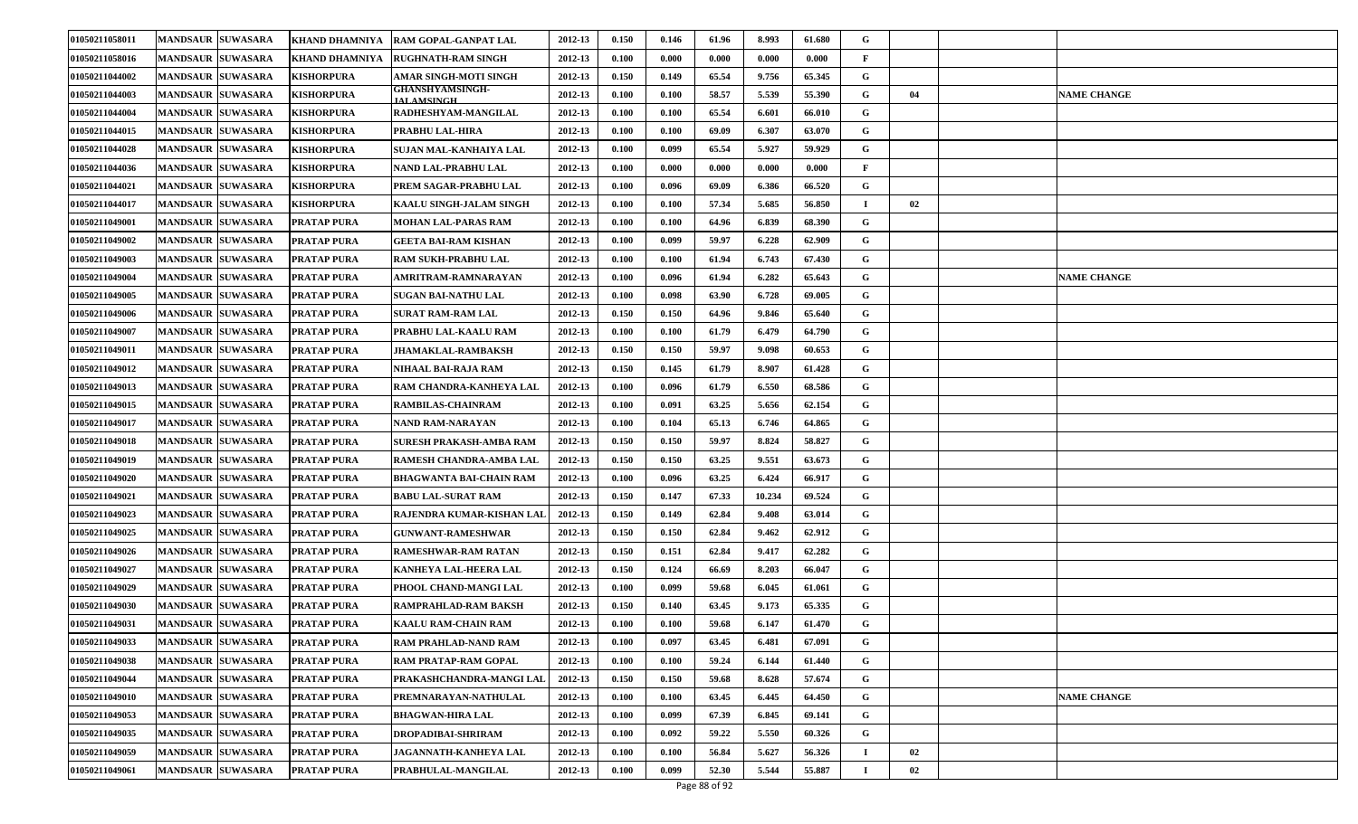| | | | | | | | | | | | | | | |
|---|---|---|---|---|---|---|---|---|---|---|---|---|---|---|
| 01050211058011 | MANDSAUR | SUWASARA | KHAND DHAMNIYA | RAM GOPAL-GANPAT LAL | 2012-13 | 0.150 | 0.146 | 61.96 | 8.993 | 61.680 | G | | | |
| 01050211058016 | MANDSAUR | SUWASARA | KHAND DHAMNIYA | RUGHNATH-RAM SINGH | 2012-13 | 0.100 | 0.000 | 0.000 | 0.000 | 0.000 | F | | | |
| 01050211044002 | MANDSAUR | SUWASARA | KISHORPURA | AMAR SINGH-MOTI SINGH | 2012-13 | 0.150 | 0.149 | 65.54 | 9.756 | 65.345 | G | | | |
| 01050211044003 | MANDSAUR | SUWASARA | KISHORPURA | GHANSHYAMSINGH-JALAMSINGH | 2012-13 | 0.100 | 0.100 | 58.57 | 5.539 | 55.390 | G | 04 | | NAME CHANGE |
| 01050211044004 | MANDSAUR | SUWASARA | KISHORPURA | RADHESHYAM-MANGILAL | 2012-13 | 0.100 | 0.100 | 65.54 | 6.601 | 66.010 | G | | | |
| 01050211044015 | MANDSAUR | SUWASARA | KISHORPURA | PRABHU LAL-HIRA | 2012-13 | 0.100 | 0.100 | 69.09 | 6.307 | 63.070 | G | | | |
| 01050211044028 | MANDSAUR | SUWASARA | KISHORPURA | SUJAN MAL-KANHAIYA LAL | 2012-13 | 0.100 | 0.099 | 65.54 | 5.927 | 59.929 | G | | | |
| 01050211044036 | MANDSAUR | SUWASARA | KISHORPURA | NAND LAL-PRABHU LAL | 2012-13 | 0.100 | 0.000 | 0.000 | 0.000 | 0.000 | F | | | |
| 01050211044021 | MANDSAUR | SUWASARA | KISHORPURA | PREM SAGAR-PRABHU LAL | 2012-13 | 0.100 | 0.096 | 69.09 | 6.386 | 66.520 | G | | | |
| 01050211044017 | MANDSAUR | SUWASARA | KISHORPURA | KAALU SINGH-JALAM SINGH | 2012-13 | 0.100 | 0.100 | 57.34 | 5.685 | 56.850 | I | 02 | | |
| 01050211049001 | MANDSAUR | SUWASARA | PRATAP PURA | MOHAN LAL-PARAS RAM | 2012-13 | 0.100 | 0.100 | 64.96 | 6.839 | 68.390 | G | | | |
| 01050211049002 | MANDSAUR | SUWASARA | PRATAP PURA | GEETA BAI-RAM KISHAN | 2012-13 | 0.100 | 0.099 | 59.97 | 6.228 | 62.909 | G | | | |
| 01050211049003 | MANDSAUR | SUWASARA | PRATAP PURA | RAM SUKH-PRABHU LAL | 2012-13 | 0.100 | 0.100 | 61.94 | 6.743 | 67.430 | G | | | |
| 01050211049004 | MANDSAUR | SUWASARA | PRATAP PURA | AMRITRAM-RAMNARAYAN | 2012-13 | 0.100 | 0.096 | 61.94 | 6.282 | 65.643 | G | | | NAME CHANGE |
| 01050211049005 | MANDSAUR | SUWASARA | PRATAP PURA | SUGAN BAI-NATHU LAL | 2012-13 | 0.100 | 0.098 | 63.90 | 6.728 | 69.005 | G | | | |
| 01050211049006 | MANDSAUR | SUWASARA | PRATAP PURA | SURAT RAM-RAM LAL | 2012-13 | 0.150 | 0.150 | 64.96 | 9.846 | 65.640 | G | | | |
| 01050211049007 | MANDSAUR | SUWASARA | PRATAP PURA | PRABHU LAL-KAALU RAM | 2012-13 | 0.100 | 0.100 | 61.79 | 6.479 | 64.790 | G | | | |
| 01050211049011 | MANDSAUR | SUWASARA | PRATAP PURA | JHAMAKLAL-RAMBAKSH | 2012-13 | 0.150 | 0.150 | 59.97 | 9.098 | 60.653 | G | | | |
| 01050211049012 | MANDSAUR | SUWASARA | PRATAP PURA | NIHAAL BAI-RAJA RAM | 2012-13 | 0.150 | 0.145 | 61.79 | 8.907 | 61.428 | G | | | |
| 01050211049013 | MANDSAUR | SUWASARA | PRATAP PURA | RAM CHANDRA-KANHEYA LAL | 2012-13 | 0.100 | 0.096 | 61.79 | 6.550 | 68.586 | G | | | |
| 01050211049015 | MANDSAUR | SUWASARA | PRATAP PURA | RAMBILAS-CHAINRAM | 2012-13 | 0.100 | 0.091 | 63.25 | 5.656 | 62.154 | G | | | |
| 01050211049017 | MANDSAUR | SUWASARA | PRATAP PURA | NAND RAM-NARAYAN | 2012-13 | 0.100 | 0.104 | 65.13 | 6.746 | 64.865 | G | | | |
| 01050211049018 | MANDSAUR | SUWASARA | PRATAP PURA | SURESH PRAKASH-AMBA RAM | 2012-13 | 0.150 | 0.150 | 59.97 | 8.824 | 58.827 | G | | | |
| 01050211049019 | MANDSAUR | SUWASARA | PRATAP PURA | RAMESH CHANDRA-AMBA LAL | 2012-13 | 0.150 | 0.150 | 63.25 | 9.551 | 63.673 | G | | | |
| 01050211049020 | MANDSAUR | SUWASARA | PRATAP PURA | BHAGWANTA BAI-CHAIN RAM | 2012-13 | 0.100 | 0.096 | 63.25 | 6.424 | 66.917 | G | | | |
| 01050211049021 | MANDSAUR | SUWASARA | PRATAP PURA | BABU LAL-SURAT RAM | 2012-13 | 0.150 | 0.147 | 67.33 | 10.234 | 69.524 | G | | | |
| 01050211049023 | MANDSAUR | SUWASARA | PRATAP PURA | RAJENDRA KUMAR-KISHAN LAL | 2012-13 | 0.150 | 0.149 | 62.84 | 9.408 | 63.014 | G | | | |
| 01050211049025 | MANDSAUR | SUWASARA | PRATAP PURA | GUNWANT-RAMESHWAR | 2012-13 | 0.150 | 0.150 | 62.84 | 9.462 | 62.912 | G | | | |
| 01050211049026 | MANDSAUR | SUWASARA | PRATAP PURA | RAMESHWAR-RAM RATAN | 2012-13 | 0.150 | 0.151 | 62.84 | 9.417 | 62.282 | G | | | |
| 01050211049027 | MANDSAUR | SUWASARA | PRATAP PURA | KANHEYA LAL-HEERA LAL | 2012-13 | 0.150 | 0.124 | 66.69 | 8.203 | 66.047 | G | | | |
| 01050211049029 | MANDSAUR | SUWASARA | PRATAP PURA | PHOOL CHAND-MANGI LAL | 2012-13 | 0.100 | 0.099 | 59.68 | 6.045 | 61.061 | G | | | |
| 01050211049030 | MANDSAUR | SUWASARA | PRATAP PURA | RAMPRAHLAD-RAM BAKSH | 2012-13 | 0.150 | 0.140 | 63.45 | 9.173 | 65.335 | G | | | |
| 01050211049031 | MANDSAUR | SUWASARA | PRATAP PURA | KAALU RAM-CHAIN RAM | 2012-13 | 0.100 | 0.100 | 59.68 | 6.147 | 61.470 | G | | | |
| 01050211049033 | MANDSAUR | SUWASARA | PRATAP PURA | RAM PRAHLAD-NAND RAM | 2012-13 | 0.100 | 0.097 | 63.45 | 6.481 | 67.091 | G | | | |
| 01050211049038 | MANDSAUR | SUWASARA | PRATAP PURA | RAM PRATAP-RAM GOPAL | 2012-13 | 0.100 | 0.100 | 59.24 | 6.144 | 61.440 | G | | | |
| 01050211049044 | MANDSAUR | SUWASARA | PRATAP PURA | PRAKASHCHANDRA-MANGI LAL | 2012-13 | 0.150 | 0.150 | 59.68 | 8.628 | 57.674 | G | | | |
| 01050211049010 | MANDSAUR | SUWASARA | PRATAP PURA | PREMNARAYAN-NATHULAL | 2012-13 | 0.100 | 0.100 | 63.45 | 6.445 | 64.450 | G | | | NAME CHANGE |
| 01050211049053 | MANDSAUR | SUWASARA | PRATAP PURA | BHAGWAN-HIRA LAL | 2012-13 | 0.100 | 0.099 | 67.39 | 6.845 | 69.141 | G | | | |
| 01050211049035 | MANDSAUR | SUWASARA | PRATAP PURA | DROPADIBAI-SHRIRAM | 2012-13 | 0.100 | 0.092 | 59.22 | 5.550 | 60.326 | G | | | |
| 01050211049059 | MANDSAUR | SUWASARA | PRATAP PURA | JAGANNATH-KANHEYA LAL | 2012-13 | 0.100 | 0.100 | 56.84 | 5.627 | 56.326 | I | 02 | | |
| 01050211049061 | MANDSAUR | SUWASARA | PRATAP PURA | PRABHULAL-MANGILAL | 2012-13 | 0.100 | 0.099 | 52.30 | 5.544 | 55.887 | I | 02 | | |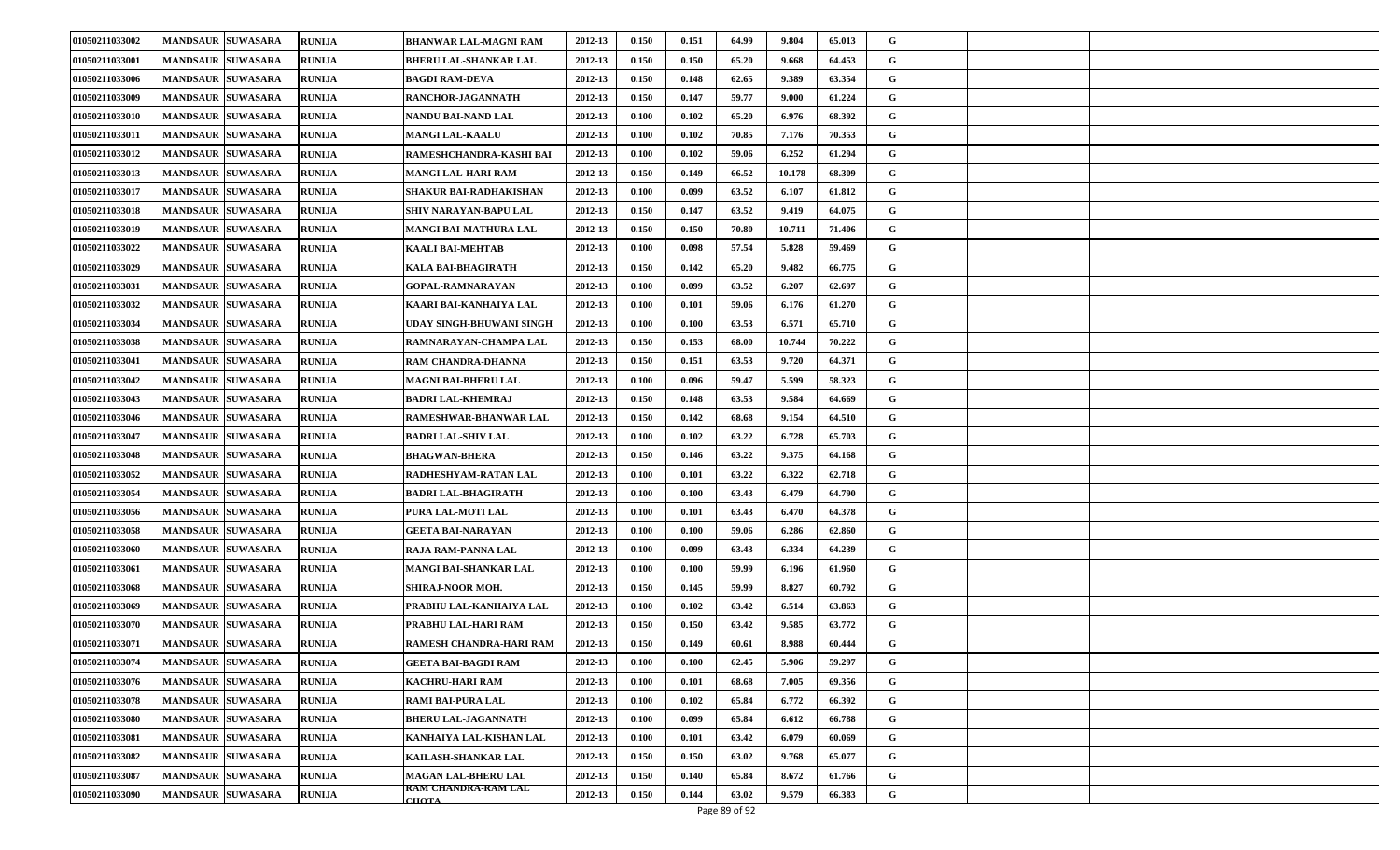| | | | | | | | | | | | | | | |
|---|---|---|---|---|---|---|---|---|---|---|---|---|---|---|
| 01050211033002 | MANDSAUR | SUWASARA | RUNIJA | BHANWAR LAL-MAGNI RAM | 2012-13 | 0.150 | 0.151 | 64.99 | 9.804 | 65.013 | G | | | |
| 01050211033001 | MANDSAUR | SUWASARA | RUNIJA | BHERU LAL-SHANKAR LAL | 2012-13 | 0.150 | 0.150 | 65.20 | 9.668 | 64.453 | G | | | |
| 01050211033006 | MANDSAUR | SUWASARA | RUNIJA | BAGDI RAM-DEVA | 2012-13 | 0.150 | 0.148 | 62.65 | 9.389 | 63.354 | G | | | |
| 01050211033009 | MANDSAUR | SUWASARA | RUNIJA | RANCHOR-JAGANNATH | 2012-13 | 0.150 | 0.147 | 59.77 | 9.000 | 61.224 | G | | | |
| 01050211033010 | MANDSAUR | SUWASARA | RUNIJA | NANDU BAI-NAND LAL | 2012-13 | 0.100 | 0.102 | 65.20 | 6.976 | 68.392 | G | | | |
| 01050211033011 | MANDSAUR | SUWASARA | RUNIJA | MANGI LAL-KAALU | 2012-13 | 0.100 | 0.102 | 70.85 | 7.176 | 70.353 | G | | | |
| 01050211033012 | MANDSAUR | SUWASARA | RUNIJA | RAMESHCHANDRA-KASHI BAI | 2012-13 | 0.100 | 0.102 | 59.06 | 6.252 | 61.294 | G | | | |
| 01050211033013 | MANDSAUR | SUWASARA | RUNIJA | MANGI LAL-HARI RAM | 2012-13 | 0.150 | 0.149 | 66.52 | 10.178 | 68.309 | G | | | |
| 01050211033017 | MANDSAUR | SUWASARA | RUNIJA | SHAKUR BAI-RADHAKISHAN | 2012-13 | 0.100 | 0.099 | 63.52 | 6.107 | 61.812 | G | | | |
| 01050211033018 | MANDSAUR | SUWASARA | RUNIJA | SHIV NARAYAN-BAPU LAL | 2012-13 | 0.150 | 0.147 | 63.52 | 9.419 | 64.075 | G | | | |
| 01050211033019 | MANDSAUR | SUWASARA | RUNIJA | MANGI BAI-MATHURA LAL | 2012-13 | 0.150 | 0.150 | 70.80 | 10.711 | 71.406 | G | | | |
| 01050211033022 | MANDSAUR | SUWASARA | RUNIJA | KAALI BAI-MEHTAB | 2012-13 | 0.100 | 0.098 | 57.54 | 5.828 | 59.469 | G | | | |
| 01050211033029 | MANDSAUR | SUWASARA | RUNIJA | KALA BAI-BHAGIRATH | 2012-13 | 0.150 | 0.142 | 65.20 | 9.482 | 66.775 | G | | | |
| 01050211033031 | MANDSAUR | SUWASARA | RUNIJA | GOPAL-RAMNARAYAN | 2012-13 | 0.100 | 0.099 | 63.52 | 6.207 | 62.697 | G | | | |
| 01050211033032 | MANDSAUR | SUWASARA | RUNIJA | KAARI BAI-KANHAIYA LAL | 2012-13 | 0.100 | 0.101 | 59.06 | 6.176 | 61.270 | G | | | |
| 01050211033034 | MANDSAUR | SUWASARA | RUNIJA | UDAY SINGH-BHUWANI SINGH | 2012-13 | 0.100 | 0.100 | 63.53 | 6.571 | 65.710 | G | | | |
| 01050211033038 | MANDSAUR | SUWASARA | RUNIJA | RAMNARAYAN-CHAMPA LAL | 2012-13 | 0.150 | 0.153 | 68.00 | 10.744 | 70.222 | G | | | |
| 01050211033041 | MANDSAUR | SUWASARA | RUNIJA | RAM CHANDRA-DHANNA | 2012-13 | 0.150 | 0.151 | 63.53 | 9.720 | 64.371 | G | | | |
| 01050211033042 | MANDSAUR | SUWASARA | RUNIJA | MAGNI BAI-BHERU LAL | 2012-13 | 0.100 | 0.096 | 59.47 | 5.599 | 58.323 | G | | | |
| 01050211033043 | MANDSAUR | SUWASARA | RUNIJA | BADRI LAL-KHEMRAJ | 2012-13 | 0.150 | 0.148 | 63.53 | 9.584 | 64.669 | G | | | |
| 01050211033046 | MANDSAUR | SUWASARA | RUNIJA | RAMESHWAR-BHANWAR LAL | 2012-13 | 0.150 | 0.142 | 68.68 | 9.154 | 64.510 | G | | | |
| 01050211033047 | MANDSAUR | SUWASARA | RUNIJA | BADRI LAL-SHIV LAL | 2012-13 | 0.100 | 0.102 | 63.22 | 6.728 | 65.703 | G | | | |
| 01050211033048 | MANDSAUR | SUWASARA | RUNIJA | BHAGWAN-BHERA | 2012-13 | 0.150 | 0.146 | 63.22 | 9.375 | 64.168 | G | | | |
| 01050211033052 | MANDSAUR | SUWASARA | RUNIJA | RADHESHYAM-RATAN LAL | 2012-13 | 0.100 | 0.101 | 63.22 | 6.322 | 62.718 | G | | | |
| 01050211033054 | MANDSAUR | SUWASARA | RUNIJA | BADRI LAL-BHAGIRATH | 2012-13 | 0.100 | 0.100 | 63.43 | 6.479 | 64.790 | G | | | |
| 01050211033056 | MANDSAUR | SUWASARA | RUNIJA | PURA LAL-MOTI LAL | 2012-13 | 0.100 | 0.101 | 63.43 | 6.470 | 64.378 | G | | | |
| 01050211033058 | MANDSAUR | SUWASARA | RUNIJA | GEETA BAI-NARAYAN | 2012-13 | 0.100 | 0.100 | 59.06 | 6.286 | 62.860 | G | | | |
| 01050211033060 | MANDSAUR | SUWASARA | RUNIJA | RAJA RAM-PANNA LAL | 2012-13 | 0.100 | 0.099 | 63.43 | 6.334 | 64.239 | G | | | |
| 01050211033061 | MANDSAUR | SUWASARA | RUNIJA | MANGI BAI-SHANKAR LAL | 2012-13 | 0.100 | 0.100 | 59.99 | 6.196 | 61.960 | G | | | |
| 01050211033068 | MANDSAUR | SUWASARA | RUNIJA | SHIRAJ-NOOR MOH. | 2012-13 | 0.150 | 0.145 | 59.99 | 8.827 | 60.792 | G | | | |
| 01050211033069 | MANDSAUR | SUWASARA | RUNIJA | PRABHU LAL-KANHAIYA LAL | 2012-13 | 0.100 | 0.102 | 63.42 | 6.514 | 63.863 | G | | | |
| 01050211033070 | MANDSAUR | SUWASARA | RUNIJA | PRABHU LAL-HARI RAM | 2012-13 | 0.150 | 0.150 | 63.42 | 9.585 | 63.772 | G | | | |
| 01050211033071 | MANDSAUR | SUWASARA | RUNIJA | RAMESH CHANDRA-HARI RAM | 2012-13 | 0.150 | 0.149 | 60.61 | 8.988 | 60.444 | G | | | |
| 01050211033074 | MANDSAUR | SUWASARA | RUNIJA | GEETA BAI-BAGDI RAM | 2012-13 | 0.100 | 0.100 | 62.45 | 5.906 | 59.297 | G | | | |
| 01050211033076 | MANDSAUR | SUWASARA | RUNIJA | KACHRU-HARI RAM | 2012-13 | 0.100 | 0.101 | 68.68 | 7.005 | 69.356 | G | | | |
| 01050211033078 | MANDSAUR | SUWASARA | RUNIJA | RAMI BAI-PURA LAL | 2012-13 | 0.100 | 0.102 | 65.84 | 6.772 | 66.392 | G | | | |
| 01050211033080 | MANDSAUR | SUWASARA | RUNIJA | BHERU LAL-JAGANNATH | 2012-13 | 0.100 | 0.099 | 65.84 | 6.612 | 66.788 | G | | | |
| 01050211033081 | MANDSAUR | SUWASARA | RUNIJA | KANHAIYA LAL-KISHAN LAL | 2012-13 | 0.100 | 0.101 | 63.42 | 6.079 | 60.069 | G | | | |
| 01050211033082 | MANDSAUR | SUWASARA | RUNIJA | KAILASH-SHANKAR LAL | 2012-13 | 0.150 | 0.150 | 63.02 | 9.768 | 65.077 | G | | | |
| 01050211033087 | MANDSAUR | SUWASARA | RUNIJA | MAGAN LAL-BHERU LAL | 2012-13 | 0.150 | 0.140 | 65.84 | 8.672 | 61.766 | G | | | |
| 01050211033090 | MANDSAUR | SUWASARA | RUNIJA | RAM CHANDRA-RAM LAL CHOTA | 2012-13 | 0.150 | 0.144 | 63.02 | 9.579 | 66.383 | G | | | |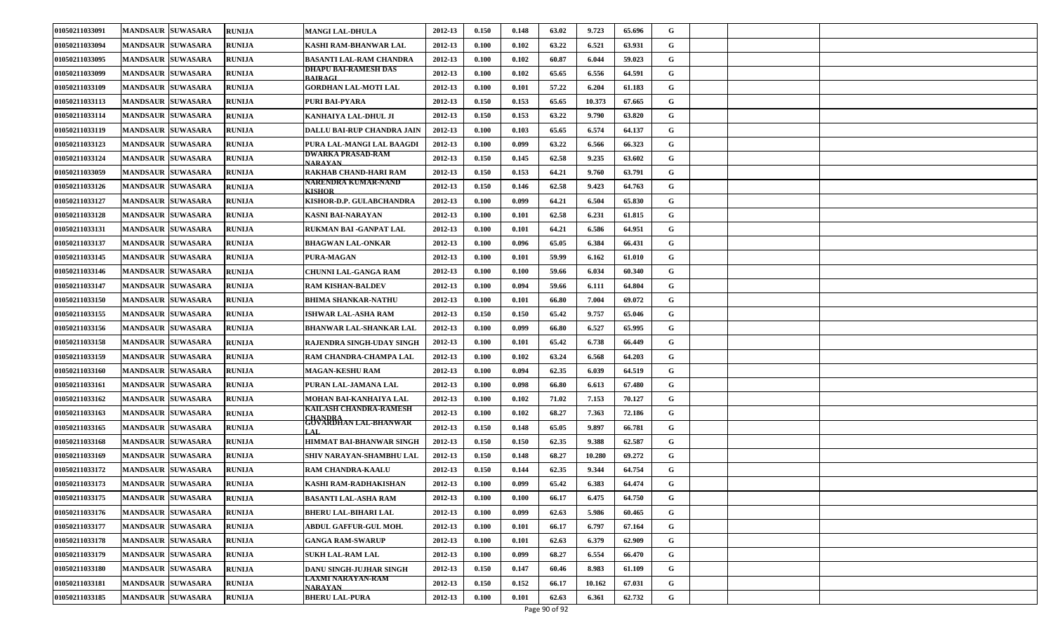| 01050211033091 | MANDSAUR | SUWASARA | RUNIJA | MANGI LAL-DHULA | 2012-13 | 0.150 | 0.148 | 63.02 | 9.723 | 65.696 | G | | | |
|---|---|---|---|---|---|---|---|---|---|---|---|---|---|---|
| 01050211033094 | MANDSAUR | SUWASARA | RUNIJA | KASHI RAM-BHANWAR LAL | 2012-13 | 0.100 | 0.102 | 63.22 | 6.521 | 63.931 | G | | | |
| 01050211033095 | MANDSAUR | SUWASARA | RUNIJA | BASANTI LAL-RAM CHANDRA | 2012-13 | 0.100 | 0.102 | 60.87 | 6.044 | 59.023 | G | | | |
| 01050211033099 | MANDSAUR | SUWASARA | RUNIJA | DHAPU BAI-RAMESH DAS BAIRAGI | 2012-13 | 0.100 | 0.102 | 65.65 | 6.556 | 64.591 | G | | | |
| 01050211033109 | MANDSAUR | SUWASARA | RUNIJA | GORDHAN LAL-MOTI LAL | 2012-13 | 0.100 | 0.101 | 57.22 | 6.204 | 61.183 | G | | | |
| 01050211033113 | MANDSAUR | SUWASARA | RUNIJA | PURI BAI-PYARA | 2012-13 | 0.150 | 0.153 | 65.65 | 10.373 | 67.665 | G | | | |
| 01050211033114 | MANDSAUR | SUWASARA | RUNIJA | KANHAIYA LAL-DHUL JI | 2012-13 | 0.150 | 0.153 | 63.22 | 9.790 | 63.820 | G | | | |
| 01050211033119 | MANDSAUR | SUWASARA | RUNIJA | DALLU BAI-RUP CHANDRA JAIN | 2012-13 | 0.100 | 0.103 | 65.65 | 6.574 | 64.137 | G | | | |
| 01050211033123 | MANDSAUR | SUWASARA | RUNIJA | PURA LAL-MANGI LAL BAAGDI | 2012-13 | 0.100 | 0.099 | 63.22 | 6.566 | 66.323 | G | | | |
| 01050211033124 | MANDSAUR | SUWASARA | RUNIJA | DWARKA PRASAD-RAM NARAYAN | 2012-13 | 0.150 | 0.145 | 62.58 | 9.235 | 63.602 | G | | | |
| 01050211033059 | MANDSAUR | SUWASARA | RUNIJA | RAKHAB CHAND-HARI RAM | 2012-13 | 0.150 | 0.153 | 64.21 | 9.760 | 63.791 | G | | | |
| 01050211033126 | MANDSAUR | SUWASARA | RUNIJA | NARENDRA KUMAR-NAND KISHOR | 2012-13 | 0.150 | 0.146 | 62.58 | 9.423 | 64.763 | G | | | |
| 01050211033127 | MANDSAUR | SUWASARA | RUNIJA | KISHOR-D.P. GULABCHANDRA | 2012-13 | 0.100 | 0.099 | 64.21 | 6.504 | 65.830 | G | | | |
| 01050211033128 | MANDSAUR | SUWASARA | RUNIJA | KASNI BAI-NARAYAN | 2012-13 | 0.100 | 0.101 | 62.58 | 6.231 | 61.815 | G | | | |
| 01050211033131 | MANDSAUR | SUWASARA | RUNIJA | RUKMAN BAI -GANPAT LAL | 2012-13 | 0.100 | 0.101 | 64.21 | 6.586 | 64.951 | G | | | |
| 01050211033137 | MANDSAUR | SUWASARA | RUNIJA | BHAGWAN LAL-ONKAR | 2012-13 | 0.100 | 0.096 | 65.05 | 6.384 | 66.431 | G | | | |
| 01050211033145 | MANDSAUR | SUWASARA | RUNIJA | PURA-MAGAN | 2012-13 | 0.100 | 0.101 | 59.99 | 6.162 | 61.010 | G | | | |
| 01050211033146 | MANDSAUR | SUWASARA | RUNIJA | CHUNNI LAL-GANGA RAM | 2012-13 | 0.100 | 0.100 | 59.66 | 6.034 | 60.340 | G | | | |
| 01050211033147 | MANDSAUR | SUWASARA | RUNIJA | RAM KISHAN-BALDEV | 2012-13 | 0.100 | 0.094 | 59.66 | 6.111 | 64.804 | G | | | |
| 01050211033150 | MANDSAUR | SUWASARA | RUNIJA | BHIMA SHANKAR-NATHU | 2012-13 | 0.100 | 0.101 | 66.80 | 7.004 | 69.072 | G | | | |
| 01050211033155 | MANDSAUR | SUWASARA | RUNIJA | ISHWAR LAL-ASHA RAM | 2012-13 | 0.150 | 0.150 | 65.42 | 9.757 | 65.046 | G | | | |
| 01050211033156 | MANDSAUR | SUWASARA | RUNIJA | BHANWAR LAL-SHANKAR LAL | 2012-13 | 0.100 | 0.099 | 66.80 | 6.527 | 65.995 | G | | | |
| 01050211033158 | MANDSAUR | SUWASARA | RUNIJA | RAJENDRA SINGH-UDAY SINGH | 2012-13 | 0.100 | 0.101 | 65.42 | 6.738 | 66.449 | G | | | |
| 01050211033159 | MANDSAUR | SUWASARA | RUNIJA | RAM CHANDRA-CHAMPA LAL | 2012-13 | 0.100 | 0.102 | 63.24 | 6.568 | 64.203 | G | | | |
| 01050211033160 | MANDSAUR | SUWASARA | RUNIJA | MAGAN-KESHU RAM | 2012-13 | 0.100 | 0.094 | 62.35 | 6.039 | 64.519 | G | | | |
| 01050211033161 | MANDSAUR | SUWASARA | RUNIJA | PURAN LAL-JAMANA LAL | 2012-13 | 0.100 | 0.098 | 66.80 | 6.613 | 67.480 | G | | | |
| 01050211033162 | MANDSAUR | SUWASARA | RUNIJA | MOHAN BAI-KANHAIYA LAL | 2012-13 | 0.100 | 0.102 | 71.02 | 7.153 | 70.127 | G | | | |
| 01050211033163 | MANDSAUR | SUWASARA | RUNIJA | KAILASH CHANDRA-RAMESH CHANDRA | 2012-13 | 0.100 | 0.102 | 68.27 | 7.363 | 72.186 | G | | | |
| 01050211033165 | MANDSAUR | SUWASARA | RUNIJA | GOVARDHAN LAL-BHANWAR LAL | 2012-13 | 0.150 | 0.148 | 65.05 | 9.897 | 66.781 | G | | | |
| 01050211033168 | MANDSAUR | SUWASARA | RUNIJA | HIMMAT BAI-BHANWAR SINGH | 2012-13 | 0.150 | 0.150 | 62.35 | 9.388 | 62.587 | G | | | |
| 01050211033169 | MANDSAUR | SUWASARA | RUNIJA | SHIV NARAYAN-SHAMBHU LAL | 2012-13 | 0.150 | 0.148 | 68.27 | 10.280 | 69.272 | G | | | |
| 01050211033172 | MANDSAUR | SUWASARA | RUNIJA | RAM CHANDRA-KAALU | 2012-13 | 0.150 | 0.144 | 62.35 | 9.344 | 64.754 | G | | | |
| 01050211033173 | MANDSAUR | SUWASARA | RUNIJA | KASHI RAM-RADHAKISHAN | 2012-13 | 0.100 | 0.099 | 65.42 | 6.383 | 64.474 | G | | | |
| 01050211033175 | MANDSAUR | SUWASARA | RUNIJA | BASANTI LAL-ASHA RAM | 2012-13 | 0.100 | 0.100 | 66.17 | 6.475 | 64.750 | G | | | |
| 01050211033176 | MANDSAUR | SUWASARA | RUNIJA | BHERU LAL-BIHARI LAL | 2012-13 | 0.100 | 0.099 | 62.63 | 5.986 | 60.465 | G | | | |
| 01050211033177 | MANDSAUR | SUWASARA | RUNIJA | ABDUL GAFFUR-GUL MOH. | 2012-13 | 0.100 | 0.101 | 66.17 | 6.797 | 67.164 | G | | | |
| 01050211033178 | MANDSAUR | SUWASARA | RUNIJA | GANGA RAM-SWARUP | 2012-13 | 0.100 | 0.101 | 62.63 | 6.379 | 62.909 | G | | | |
| 01050211033179 | MANDSAUR | SUWASARA | RUNIJA | SUKH LAL-RAM LAL | 2012-13 | 0.100 | 0.099 | 68.27 | 6.554 | 66.470 | G | | | |
| 01050211033180 | MANDSAUR | SUWASARA | RUNIJA | DANU SINGH-JUJHAR SINGH | 2012-13 | 0.150 | 0.147 | 60.46 | 8.983 | 61.109 | G | | | |
| 01050211033181 | MANDSAUR | SUWASARA | RUNIJA | LAXMI NARAYAN-RAM NARAYAN | 2012-13 | 0.150 | 0.152 | 66.17 | 10.162 | 67.031 | G | | | |
| 01050211033185 | MANDSAUR | SUWASARA | RUNIJA | BHERU LAL-PURA | 2012-13 | 0.100 | 0.101 | 62.63 | 6.361 | 62.732 | G | | | |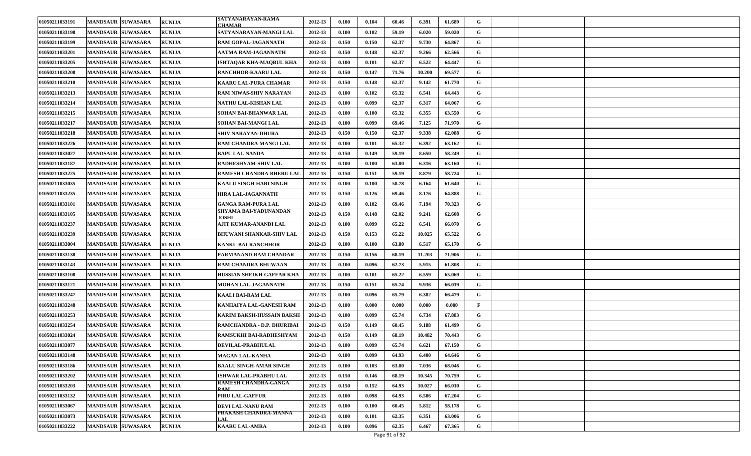| | | | | | | | | | | | | | | |
|---|---|---|---|---|---|---|---|---|---|---|---|---|---|---|
| 01050211033191 | MANDSAUR | SUWASARA | RUNIJA | SATYANARAYAN-RAMA CHAMAR | 2012-13 | 0.100 | 0.104 | 60.46 | 6.391 | 61.689 | G | | | |
| 01050211033198 | MANDSAUR | SUWASARA | RUNIJA | SATYANARAYAN-MANGI LAL | 2012-13 | 0.100 | 0.102 | 59.19 | 6.020 | 59.020 | G | | | |
| 01050211033199 | MANDSAUR | SUWASARA | RUNIJA | RAM GOPAL-JAGANNATH | 2012-13 | 0.150 | 0.150 | 62.37 | 9.730 | 64.867 | G | | | |
| 01050211033201 | MANDSAUR | SUWASARA | RUNIJA | AATMA RAM-JAGANNATH | 2012-13 | 0.150 | 0.148 | 62.37 | 9.266 | 62.566 | G | | | |
| 01050211033205 | MANDSAUR | SUWASARA | RUNIJA | ISHTAQAR KHA-MAQBUL KHA | 2012-13 | 0.100 | 0.101 | 62.37 | 6.522 | 64.447 | G | | | |
| 01050211033208 | MANDSAUR | SUWASARA | RUNIJA | RANCHHOR-KAARU LAL | 2012-13 | 0.150 | 0.147 | 71.76 | 10.200 | 69.577 | G | | | |
| 01050211033210 | MANDSAUR | SUWASARA | RUNIJA | KAARU LAL-PURA CHAMAR | 2012-13 | 0.150 | 0.148 | 62.37 | 9.142 | 61.770 | G | | | |
| 01050211033213 | MANDSAUR | SUWASARA | RUNIJA | RAM NIWAS-SHIV NARAYAN | 2012-13 | 0.100 | 0.102 | 65.32 | 6.541 | 64.443 | G | | | |
| 01050211033214 | MANDSAUR | SUWASARA | RUNIJA | NATHU LAL-KISHAN LAL | 2012-13 | 0.100 | 0.099 | 62.37 | 6.317 | 64.067 | G | | | |
| 01050211033215 | MANDSAUR | SUWASARA | RUNIJA | SOHAN BAI-BHANWAR LAL | 2012-13 | 0.100 | 0.100 | 65.32 | 6.355 | 63.550 | G | | | |
| 01050211033217 | MANDSAUR | SUWASARA | RUNIJA | SOHAN BAI-MANGI LAL | 2012-13 | 0.100 | 0.099 | 69.46 | 7.125 | 71.970 | G | | | |
| 01050211033218 | MANDSAUR | SUWASARA | RUNIJA | SHIV NARAYAN-DHURA | 2012-13 | 0.150 | 0.150 | 62.37 | 9.338 | 62.088 | G | | | |
| 01050211033226 | MANDSAUR | SUWASARA | RUNIJA | RAM CHANDRA-MANGI LAL | 2012-13 | 0.100 | 0.101 | 65.32 | 6.392 | 63.162 | G | | | |
| 01050211033027 | MANDSAUR | SUWASARA | RUNIJA | BAPU LAL-NANDA | 2012-13 | 0.150 | 0.149 | 59.19 | 8.650 | 58.249 | G | | | |
| 01050211033187 | MANDSAUR | SUWASARA | RUNIJA | RADHESHYAM-SHIV LAL | 2012-13 | 0.100 | 0.100 | 63.80 | 6.316 | 63.160 | G | | | |
| 01050211033225 | MANDSAUR | SUWASARA | RUNIJA | RAMESH CHANDRA-BHERU LAL | 2012-13 | 0.150 | 0.151 | 59.19 | 8.879 | 58.724 | G | | | |
| 01050211033035 | MANDSAUR | SUWASARA | RUNIJA | KAALU SINGH-HARI SINGH | 2012-13 | 0.100 | 0.100 | 58.78 | 6.164 | 61.640 | G | | | |
| 01050211033235 | MANDSAUR | SUWASARA | RUNIJA | HIRA LAL-JAGANNATH | 2012-13 | 0.150 | 0.126 | 69.46 | 8.176 | 64.888 | G | | | |
| 01050211033101 | MANDSAUR | SUWASARA | RUNIJA | GANGA RAM-PURA LAL | 2012-13 | 0.100 | 0.102 | 69.46 | 7.194 | 70.323 | G | | | |
| 01050211033105 | MANDSAUR | SUWASARA | RUNIJA | SHYAMA BAI-YADUNANDAN JOSHI | 2012-13 | 0.150 | 0.148 | 62.02 | 9.241 | 62.608 | G | | | |
| 01050211033237 | MANDSAUR | SUWASARA | RUNIJA | AJIT KUMAR-ANANDI LAL | 2012-13 | 0.100 | 0.099 | 65.22 | 6.541 | 66.070 | G | | | |
| 01050211033239 | MANDSAUR | SUWASARA | RUNIJA | BHUWANI SHANKAR-SHIV LAL | 2012-13 | 0.150 | 0.153 | 65.22 | 10.025 | 65.522 | G | | | |
| 01050211033004 | MANDSAUR | SUWASARA | RUNIJA | KANKU BAI-RANCHHOR | 2012-13 | 0.100 | 0.100 | 63.80 | 6.517 | 65.170 | G | | | |
| 01050211033138 | MANDSAUR | SUWASARA | RUNIJA | PARMANAND-RAM CHANDAR | 2012-13 | 0.150 | 0.156 | 68.19 | 11.203 | 71.906 | G | | | |
| 01050211033143 | MANDSAUR | SUWASARA | RUNIJA | RAM CHANDRA-BHUWAAN | 2012-13 | 0.100 | 0.096 | 62.73 | 5.915 | 61.808 | G | | | |
| 01050211033108 | MANDSAUR | SUWASARA | RUNIJA | HUSSIAN SHEIKH-GAFFAR KHA | 2012-13 | 0.100 | 0.101 | 65.22 | 6.559 | 65.069 | G | | | |
| 01050211033121 | MANDSAUR | SUWASARA | RUNIJA | MOHAN LAL-JAGANNATH | 2012-13 | 0.150 | 0.151 | 65.74 | 9.936 | 66.019 | G | | | |
| 01050211033247 | MANDSAUR | SUWASARA | RUNIJA | KAALI BAI-RAM LAL | 2012-13 | 0.100 | 0.096 | 65.79 | 6.382 | 66.479 | G | | | |
| 01050211033248 | MANDSAUR | SUWASARA | RUNIJA | KANHAIYA LAL-GANESH RAM | 2012-13 | 0.100 | 0.000 | 0.000 | 0.000 | 0.000 | F | | | |
| 01050211033253 | MANDSAUR | SUWASARA | RUNIJA | KARIM BAKSH-HUSSAIN BAKSH | 2012-13 | 0.100 | 0.099 | 65.74 | 6.734 | 67.883 | G | | | |
| 01050211033254 | MANDSAUR | SUWASARA | RUNIJA | RAMCHANDRA - D.P. DHURIBAI | 2012-13 | 0.150 | 0.149 | 60.45 | 9.188 | 61.499 | G | | | |
| 01050211033024 | MANDSAUR | SUWASARA | RUNIJA | RAMSUKHI BAI-RADHESHYAM | 2012-13 | 0.150 | 0.149 | 68.19 | 10.482 | 70.443 | G | | | |
| 01050211033077 | MANDSAUR | SUWASARA | RUNIJA | DEVILAL-PRABHULAL | 2012-13 | 0.100 | 0.099 | 65.74 | 6.621 | 67.150 | G | | | |
| 01050211033148 | MANDSAUR | SUWASARA | RUNIJA | MAGAN LAL-KANHA | 2012-13 | 0.100 | 0.099 | 64.93 | 6.400 | 64.646 | G | | | |
| 01050211033186 | MANDSAUR | SUWASARA | RUNIJA | BAALU SINGH-AMAR SINGH | 2012-13 | 0.100 | 0.103 | 63.80 | 7.036 | 68.046 | G | | | |
| 01050211033202 | MANDSAUR | SUWASARA | RUNIJA | ISHWAR LAL-PRABHU LAL | 2012-13 | 0.150 | 0.146 | 68.19 | 10.345 | 70.759 | G | | | |
| 01050211033203 | MANDSAUR | SUWASARA | RUNIJA | RAMESH CHANDRA-GANGA RAM | 2012-13 | 0.150 | 0.152 | 64.93 | 10.027 | 66.010 | G | | | |
| 01050211033132 | MANDSAUR | SUWASARA | RUNIJA | PIRU LAL-GAFFUR | 2012-13 | 0.100 | 0.098 | 64.93 | 6.586 | 67.204 | G | | | |
| 01050211033067 | MANDSAUR | SUWASARA | RUNIJA | DEVI LAL-NANU RAM | 2012-13 | 0.100 | 0.100 | 60.45 | 5.812 | 58.178 | G | | | |
| 01050211033073 | MANDSAUR | SUWASARA | RUNIJA | PRAKASH CHANDRA-MANNA LAL | 2012-13 | 0.100 | 0.101 | 62.35 | 6.351 | 63.006 | G | | | |
| 01050211033222 | MANDSAUR | SUWASARA | RUNIJA | KAARU LAL-AMRA | 2012-13 | 0.100 | 0.096 | 62.35 | 6.467 | 67.365 | G | | | |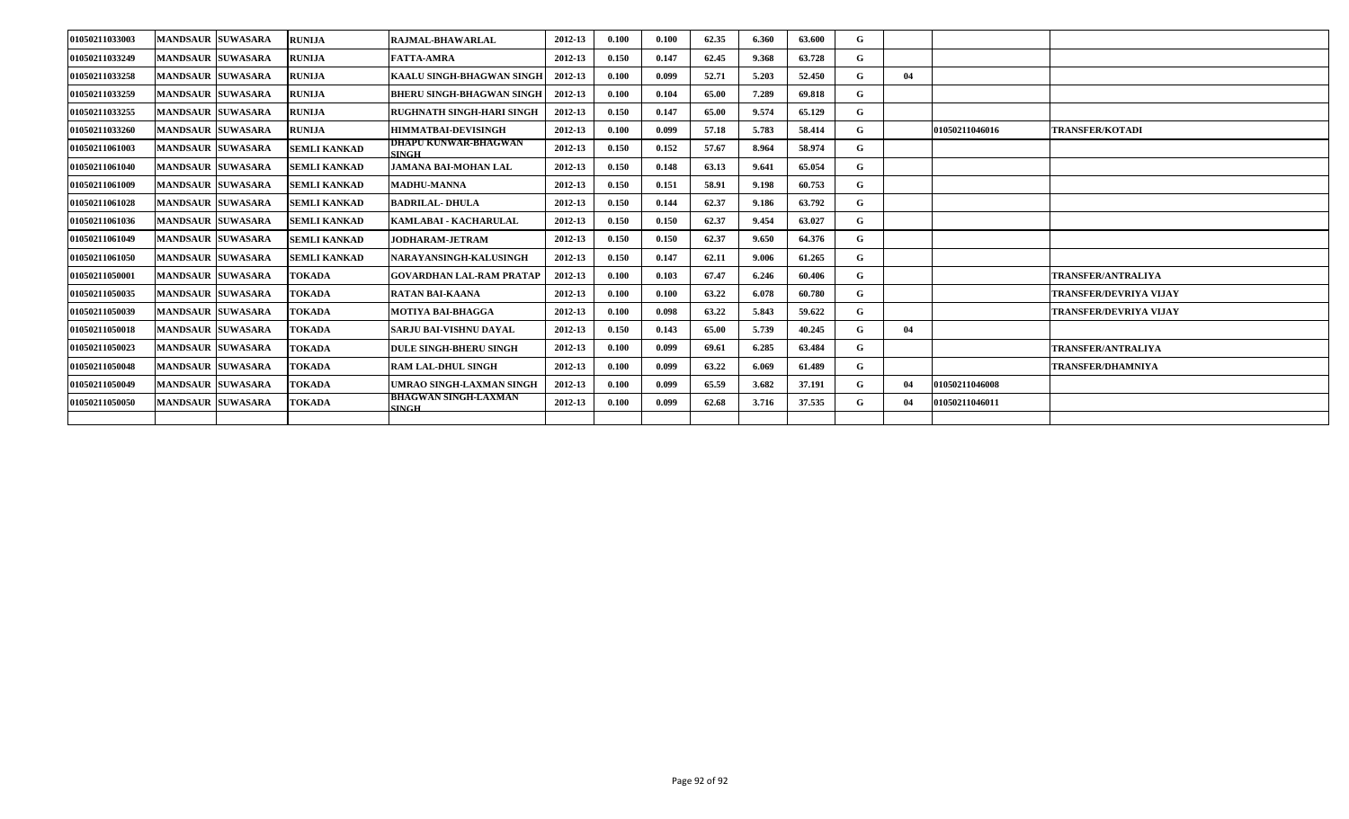| | | | | | | | | | | | | | | | |
|---|---|---|---|---|---|---|---|---|---|---|---|---|---|---|---|
| 01050211033003 | MANDSAUR | SUWASARA | RUNIJA | RAJMAL-BHAWARLAL | 2012-13 | 0.100 | 0.100 | 62.35 | 6.360 | 63.600 | G | | | |
| 01050211033249 | MANDSAUR | SUWASARA | RUNIJA | FATTA-AMRA | 2012-13 | 0.150 | 0.147 | 62.45 | 9.368 | 63.728 | G | | | |
| 01050211033258 | MANDSAUR | SUWASARA | RUNIJA | KAALU SINGH-BHAGWAN SINGH | 2012-13 | 0.100 | 0.099 | 52.71 | 5.203 | 52.450 | G | 04 | | |
| 01050211033259 | MANDSAUR | SUWASARA | RUNIJA | BHERU SINGH-BHAGWAN SINGH | 2012-13 | 0.100 | 0.104 | 65.00 | 7.289 | 69.818 | G | | | |
| 01050211033255 | MANDSAUR | SUWASARA | RUNIJA | RUGHNATH SINGH-HARI SINGH | 2012-13 | 0.150 | 0.147 | 65.00 | 9.574 | 65.129 | G | | | |
| 01050211033260 | MANDSAUR | SUWASARA | RUNIJA | HIMMATBAI-DEVISINGH | 2012-13 | 0.100 | 0.099 | 57.18 | 5.783 | 58.414 | G | | 01050211046016 | TRANSFER/KOTADI |
| 01050211061003 | MANDSAUR | SUWASARA | SEMLI KANKAD | DHAPU KUNWAR-BHAGWAN SINGH | 2012-13 | 0.150 | 0.152 | 57.67 | 8.964 | 58.974 | G | | | |
| 01050211061040 | MANDSAUR | SUWASARA | SEMLI KANKAD | JAMANA BAI-MOHAN LAL | 2012-13 | 0.150 | 0.148 | 63.13 | 9.641 | 65.054 | G | | | |
| 01050211061009 | MANDSAUR | SUWASARA | SEMLI KANKAD | MADHU-MANNA | 2012-13 | 0.150 | 0.151 | 58.91 | 9.198 | 60.753 | G | | | |
| 01050211061028 | MANDSAUR | SUWASARA | SEMLI KANKAD | BADRILAL- DHULA | 2012-13 | 0.150 | 0.144 | 62.37 | 9.186 | 63.792 | G | | | |
| 01050211061036 | MANDSAUR | SUWASARA | SEMLI KANKAD | KAMLABAI - KACHARULAL | 2012-13 | 0.150 | 0.150 | 62.37 | 9.454 | 63.027 | G | | | |
| 01050211061049 | MANDSAUR | SUWASARA | SEMLI KANKAD | JODHARAM-JETRAM | 2012-13 | 0.150 | 0.150 | 62.37 | 9.650 | 64.376 | G | | | |
| 01050211061050 | MANDSAUR | SUWASARA | SEMLI KANKAD | NARAYANSINGH-KALUSINGH | 2012-13 | 0.150 | 0.147 | 62.11 | 9.006 | 61.265 | G | | | |
| 01050211050001 | MANDSAUR | SUWASARA | TOKADA | GOVARDHAN LAL-RAM PRATAP | 2012-13 | 0.100 | 0.103 | 67.47 | 6.246 | 60.406 | G | | | TRANSFER/ANTRALIYA |
| 01050211050035 | MANDSAUR | SUWASARA | TOKADA | RATAN BAI-KAANA | 2012-13 | 0.100 | 0.100 | 63.22 | 6.078 | 60.780 | G | | | TRANSFER/DEVRIYA VIJAY |
| 01050211050039 | MANDSAUR | SUWASARA | TOKADA | MOTIYA BAI-BHAGGA | 2012-13 | 0.100 | 0.098 | 63.22 | 5.843 | 59.622 | G | | | TRANSFER/DEVRIYA VIJAY |
| 01050211050018 | MANDSAUR | SUWASARA | TOKADA | SARJU BAI-VISHNU DAYAL | 2012-13 | 0.150 | 0.143 | 65.00 | 5.739 | 40.245 | G | 04 | | |
| 01050211050023 | MANDSAUR | SUWASARA | TOKADA | DULE SINGH-BHERU SINGH | 2012-13 | 0.100 | 0.099 | 69.61 | 6.285 | 63.484 | G | | | TRANSFER/ANTRALIYA |
| 01050211050048 | MANDSAUR | SUWASARA | TOKADA | RAM LAL-DHUL SINGH | 2012-13 | 0.100 | 0.099 | 63.22 | 6.069 | 61.489 | G | | | TRANSFER/DHAMNIYA |
| 01050211050049 | MANDSAUR | SUWASARA | TOKADA | UMRAO SINGH-LAXMAN SINGH | 2012-13 | 0.100 | 0.099 | 65.59 | 3.682 | 37.191 | G | 04 | 01050211046008 | |
| 01050211050050 | MANDSAUR | SUWASARA | TOKADA | BHAGWAN SINGH-LAXMAN SINGH | 2012-13 | 0.100 | 0.099 | 62.68 | 3.716 | 37.535 | G | 04 | 01050211046011 | |